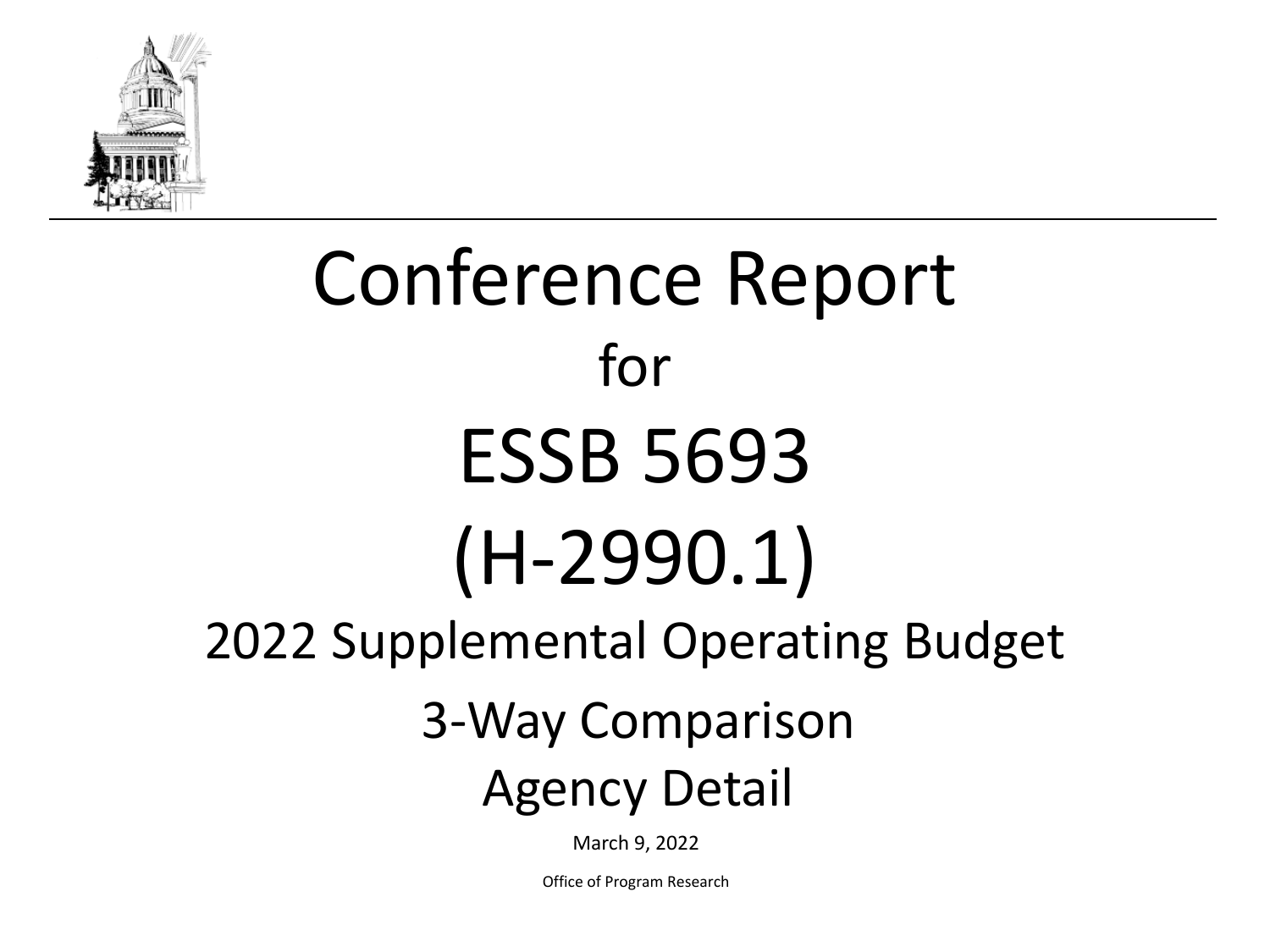# Conference Report

for

# ESSB 5693

# (H-2990.1)

## 2022 Supplemental Operating Budget

## 3-Way Comparison

## Agency Detail

March 9, 2022

Office of Program Research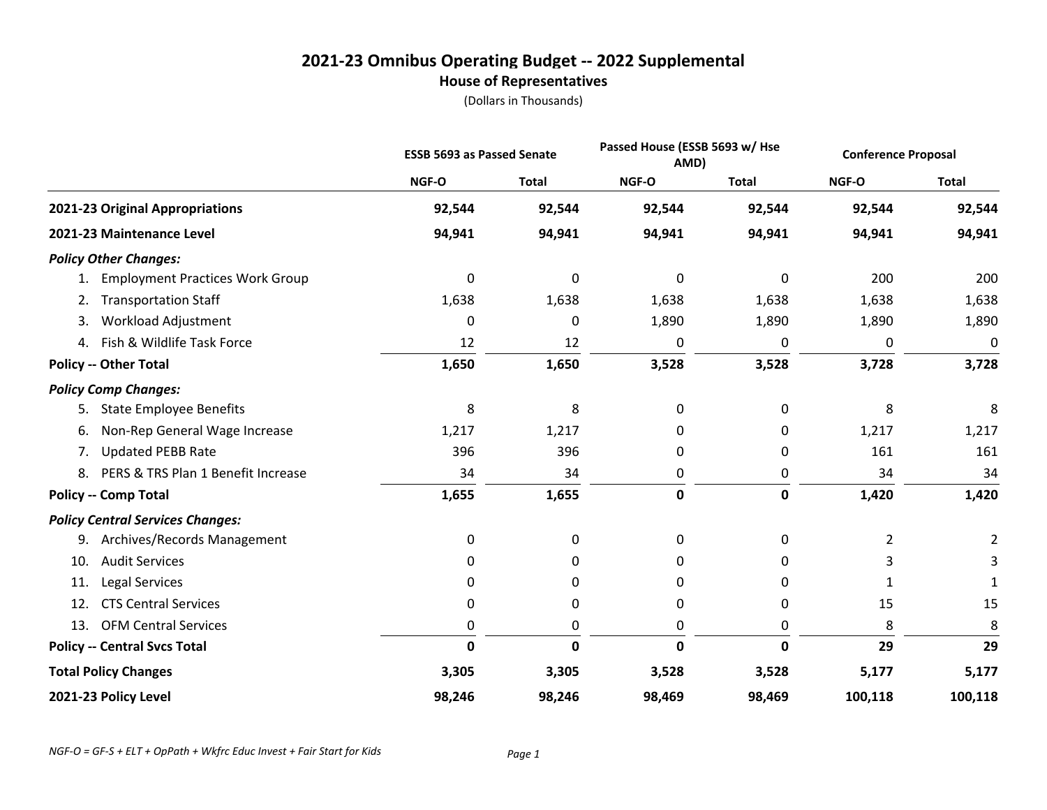# 2021-23 Omnibus Operating Budget -- 2022 Supplemental

## House of Representatives

(Dollars in Thousands)

| | ESSB 5693 as Passed Senate | | Passed House (ESSB 5693 w/ Hse AMD) | | Conference Proposal | |
|---|---|---|---|---|---|---|
| | NGF-O | Total | NGF-O | Total | NGF-O | Total |
| **2021-23 Original Appropriations** | **92,544** | **92,544** | **92,544** | **92,544** | **92,544** | **92,544** |
| **2021-23 Maintenance Level** | **94,941** | **94,941** | **94,941** | **94,941** | **94,941** | **94,941** |
| ***Policy Other Changes:*** | | | | | | |
| 1. Employment Practices Work Group | 0 | 0 | 0 | 0 | 200 | 200 |
| 2. Transportation Staff | 1,638 | 1,638 | 1,638 | 1,638 | 1,638 | 1,638 |
| 3. Workload Adjustment | 0 | 0 | 1,890 | 1,890 | 1,890 | 1,890 |
| 4. Fish & Wildlife Task Force | 12 | 12 | 0 | 0 | 0 | 0 |
| **Policy -- Other Total** | **1,650** | **1,650** | **3,528** | **3,528** | **3,728** | **3,728** |
| ***Policy Comp Changes:*** | | | | | | |
| 5. State Employee Benefits | 8 | 8 | 0 | 0 | 8 | 8 |
| 6. Non-Rep General Wage Increase | 1,217 | 1,217 | 0 | 0 | 1,217 | 1,217 |
| 7. Updated PEBB Rate | 396 | 396 | 0 | 0 | 161 | 161 |
| 8. PERS & TRS Plan 1 Benefit Increase | 34 | 34 | 0 | 0 | 34 | 34 |
| **Policy -- Comp Total** | **1,655** | **1,655** | **0** | **0** | **1,420** | **1,420** |
| ***Policy Central Services Changes:*** | | | | | | |
| 9. Archives/Records Management | 0 | 0 | 0 | 0 | 2 | 2 |
| 10. Audit Services | 0 | 0 | 0 | 0 | 3 | 3 |
| 11. Legal Services | 0 | 0 | 0 | 0 | 1 | 1 |
| 12. CTS Central Services | 0 | 0 | 0 | 0 | 15 | 15 |
| 13. OFM Central Services | 0 | 0 | 0 | 0 | 8 | 8 |
| **Policy -- Central Svcs Total** | **0** | **0** | **0** | **0** | **29** | **29** |
| **Total Policy Changes** | **3,305** | **3,305** | **3,528** | **3,528** | **5,177** | **5,177** |
| **2021-23 Policy Level** | **98,246** | **98,246** | **98,469** | **98,469** | **100,118** | **100,118** |

*NGF-O = GF-S + ELT + OpPath + Wkfrc Educ Invest + Fair Start for Kids*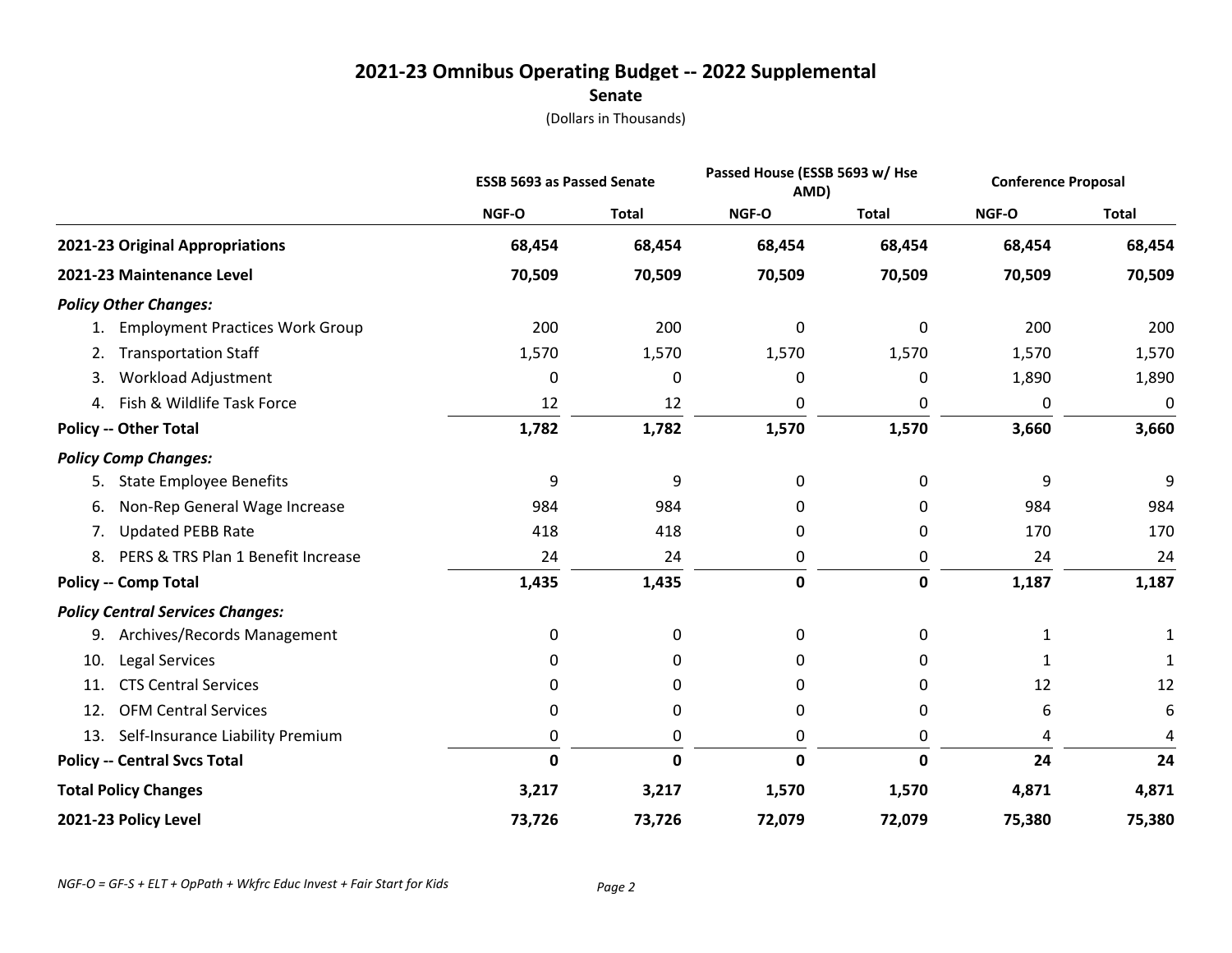# 2021-23 Omnibus Operating Budget -- 2022 Supplemental

**Senate**

(Dollars in Thousands)

| | ESSB 5693 as Passed Senate | | Passed House (ESSB 5693 w/ Hse AMD) | | Conference Proposal | |
|---|---|---|---|---|---|---|
| | NGF-O | Total | NGF-O | Total | NGF-O | Total |
| **2021-23 Original Appropriations** | **68,454** | **68,454** | **68,454** | **68,454** | **68,454** | **68,454** |
| **2021-23 Maintenance Level** | **70,509** | **70,509** | **70,509** | **70,509** | **70,509** | **70,509** |
| ***Policy Other Changes:*** | | | | | | |
| 1. Employment Practices Work Group | 200 | 200 | 0 | 0 | 200 | 200 |
| 2. Transportation Staff | 1,570 | 1,570 | 1,570 | 1,570 | 1,570 | 1,570 |
| 3. Workload Adjustment | 0 | 0 | 0 | 0 | 1,890 | 1,890 |
| 4. Fish & Wildlife Task Force | 12 | 12 | 0 | 0 | 0 | 0 |
| **Policy -- Other Total** | **1,782** | **1,782** | **1,570** | **1,570** | **3,660** | **3,660** |
| ***Policy Comp Changes:*** | | | | | | |
| 5. State Employee Benefits | 9 | 9 | 0 | 0 | 9 | 9 |
| 6. Non-Rep General Wage Increase | 984 | 984 | 0 | 0 | 984 | 984 |
| 7. Updated PEBB Rate | 418 | 418 | 0 | 0 | 170 | 170 |
| 8. PERS & TRS Plan 1 Benefit Increase | 24 | 24 | 0 | 0 | 24 | 24 |
| **Policy -- Comp Total** | **1,435** | **1,435** | **0** | **0** | **1,187** | **1,187** |
| ***Policy Central Services Changes:*** | | | | | | |
| 9. Archives/Records Management | 0 | 0 | 0 | 0 | 1 | 1 |
| 10. Legal Services | 0 | 0 | 0 | 0 | 1 | 1 |
| 11. CTS Central Services | 0 | 0 | 0 | 0 | 12 | 12 |
| 12. OFM Central Services | 0 | 0 | 0 | 0 | 6 | 6 |
| 13. Self-Insurance Liability Premium | 0 | 0 | 0 | 0 | 4 | 4 |
| **Policy -- Central Svcs Total** | **0** | **0** | **0** | **0** | **24** | **24** |
| **Total Policy Changes** | **3,217** | **3,217** | **1,570** | **1,570** | **4,871** | **4,871** |
| **2021-23 Policy Level** | **73,726** | **73,726** | **72,079** | **72,079** | **75,380** | **75,380** |

*NGF-O = GF-S + ELT + OpPath + Wkfrc Educ Invest + Fair Start for Kids*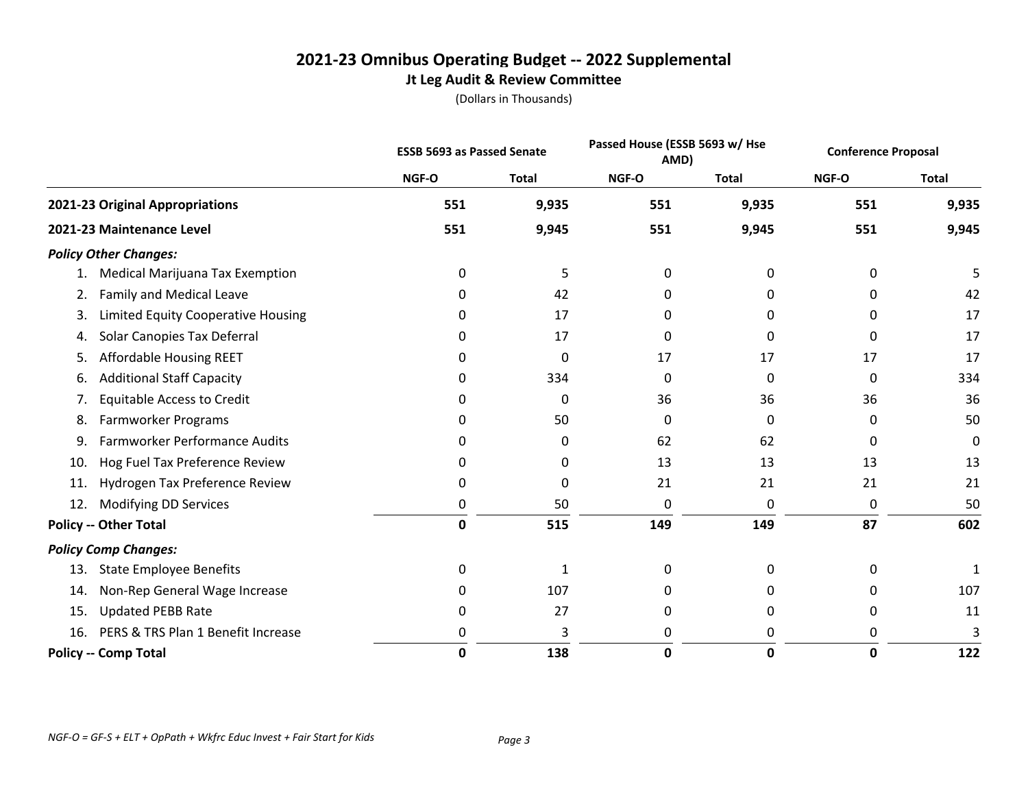# 2021-23 Omnibus Operating Budget -- 2022 Supplemental

## Jt Leg Audit & Review Committee

(Dollars in Thousands)

| | ESSB 5693 as Passed Senate | | Passed House (ESSB 5693 w/ Hse AMD) | | Conference Proposal | |
|---|---|---|---|---|---|---|
| | NGF-O | Total | NGF-O | Total | NGF-O | Total |
| **2021-23 Original Appropriations** | **551** | **9,935** | **551** | **9,935** | **551** | **9,935** |
| **2021-23 Maintenance Level** | **551** | **9,945** | **551** | **9,945** | **551** | **9,945** |
| ***Policy Other Changes:*** | | | | | | |
| 1. Medical Marijuana Tax Exemption | 0 | 5 | 0 | 0 | 0 | 5 |
| 2. Family and Medical Leave | 0 | 42 | 0 | 0 | 0 | 42 |
| 3. Limited Equity Cooperative Housing | 0 | 17 | 0 | 0 | 0 | 17 |
| 4. Solar Canopies Tax Deferral | 0 | 17 | 0 | 0 | 0 | 17 |
| 5. Affordable Housing REET | 0 | 0 | 17 | 17 | 17 | 17 |
| 6. Additional Staff Capacity | 0 | 334 | 0 | 0 | 0 | 334 |
| 7. Equitable Access to Credit | 0 | 0 | 36 | 36 | 36 | 36 |
| 8. Farmworker Programs | 0 | 50 | 0 | 0 | 0 | 50 |
| 9. Farmworker Performance Audits | 0 | 0 | 62 | 62 | 0 | 0 |
| 10. Hog Fuel Tax Preference Review | 0 | 0 | 13 | 13 | 13 | 13 |
| 11. Hydrogen Tax Preference Review | 0 | 0 | 21 | 21 | 21 | 21 |
| 12. Modifying DD Services | 0 | 50 | 0 | 0 | 0 | 50 |
| **Policy -- Other Total** | **0** | **515** | **149** | **149** | **87** | **602** |
| ***Policy Comp Changes:*** | | | | | | |
| 13. State Employee Benefits | 0 | 1 | 0 | 0 | 0 | 1 |
| 14. Non-Rep General Wage Increase | 0 | 107 | 0 | 0 | 0 | 107 |
| 15. Updated PEBB Rate | 0 | 27 | 0 | 0 | 0 | 11 |
| 16. PERS & TRS Plan 1 Benefit Increase | 0 | 3 | 0 | 0 | 0 | 3 |
| **Policy -- Comp Total** | **0** | **138** | **0** | **0** | **0** | **122** |

*NGF-O = GF-S + ELT + OpPath + Wkfrc Educ Invest + Fair Start for Kids*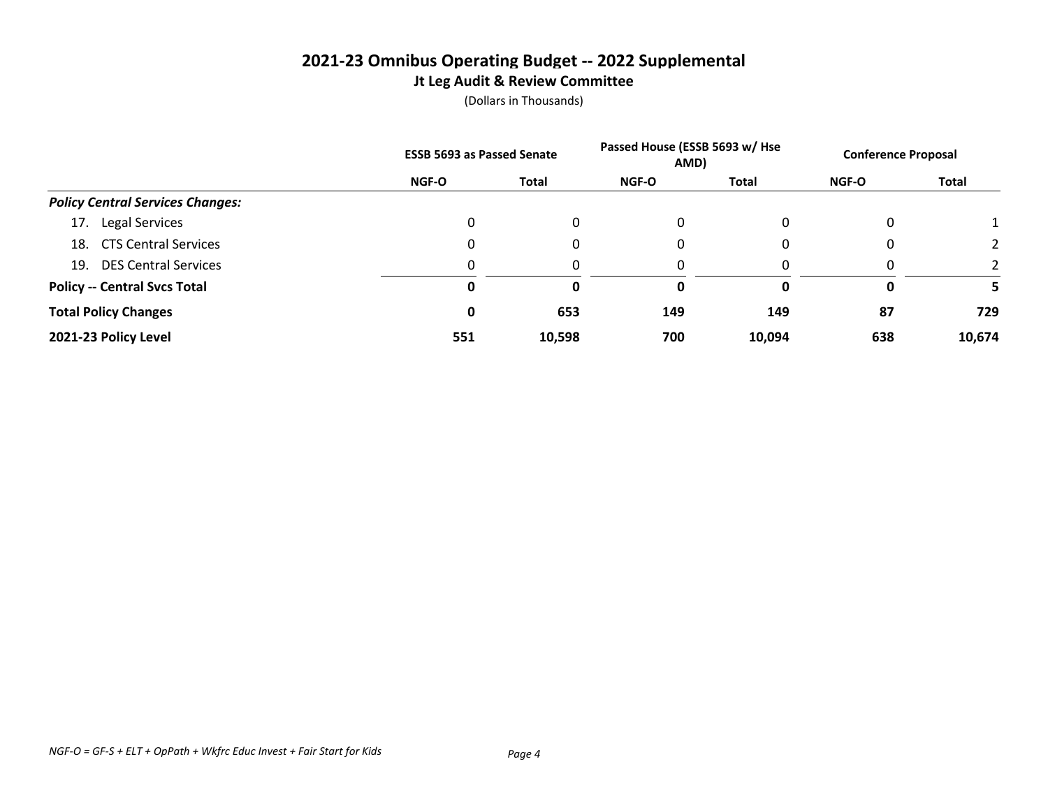# 2021-23 Omnibus Operating Budget -- 2022 Supplemental

## Jt Leg Audit & Review Committee

(Dollars in Thousands)

| | ESSB 5693 as Passed Senate | | Passed House (ESSB 5693 w/ Hse AMD) | | Conference Proposal | |
|---|---|---|---|---|---|---|
| | NGF-O | Total | NGF-O | Total | NGF-O | Total |
| ***Policy Central Services Changes:*** | | | | | | |
| 17. Legal Services | 0 | 0 | 0 | 0 | 0 | 1 |
| 18. CTS Central Services | 0 | 0 | 0 | 0 | 0 | 2 |
| 19. DES Central Services | 0 | 0 | 0 | 0 | 0 | 2 |
| **Policy -- Central Svcs Total** | **0** | **0** | **0** | **0** | **0** | **5** |
| **Total Policy Changes** | **0** | **653** | **149** | **149** | **87** | **729** |
| **2021-23 Policy Level** | **551** | **10,598** | **700** | **10,094** | **638** | **10,674** |

*NGF-O = GF-S + ELT + OpPath + Wkfrc Educ Invest + Fair Start for Kids*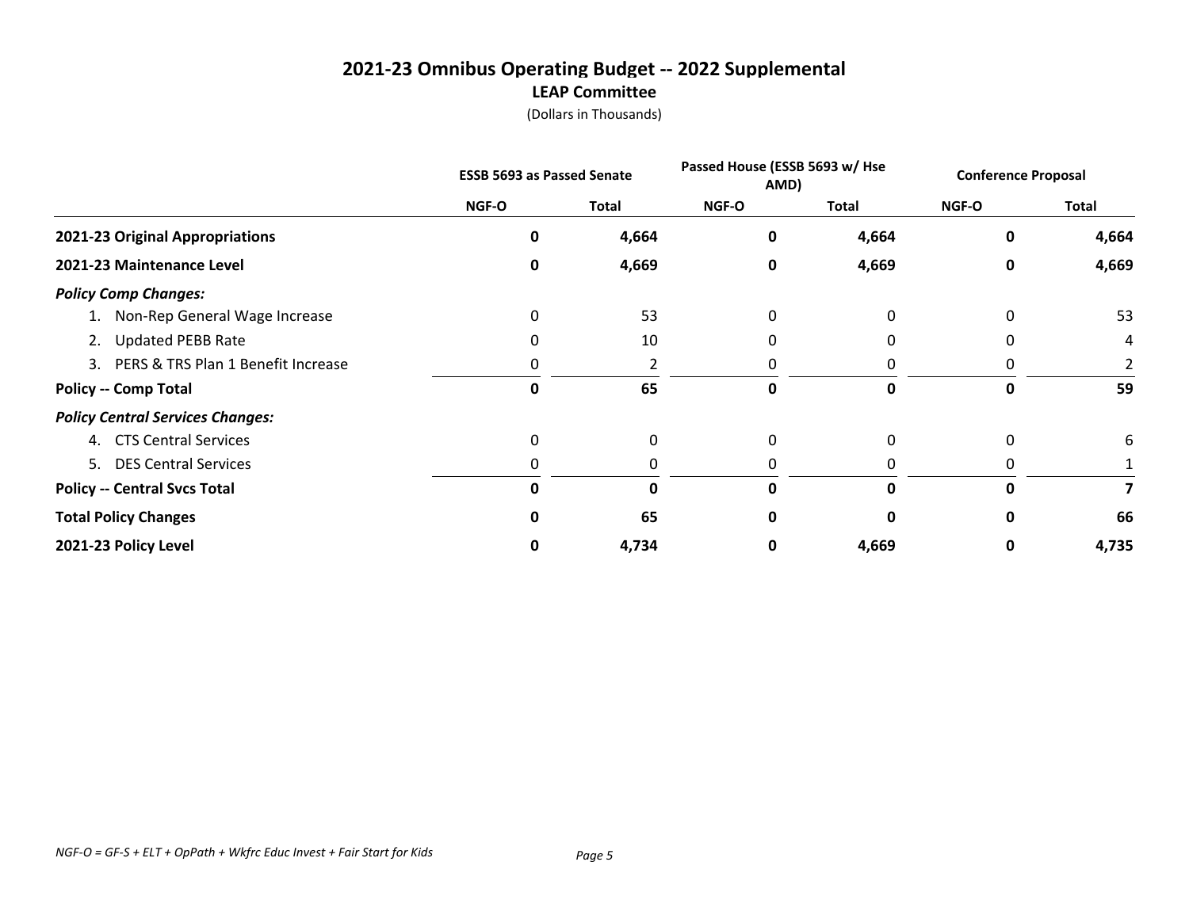# 2021-23 Omnibus Operating Budget -- 2022 Supplemental

## LEAP Committee

(Dollars in Thousands)

| | ESSB 5693 as Passed Senate | | Passed House (ESSB 5693 w/ Hse AMD) | | Conference Proposal | |
|---|---|---|---|---|---|---|
| | NGF-O | Total | NGF-O | Total | NGF-O | Total |
| **2021-23 Original Appropriations** | **0** | **4,664** | **0** | **4,664** | **0** | **4,664** |
| **2021-23 Maintenance Level** | **0** | **4,669** | **0** | **4,669** | **0** | **4,669** |
| ***Policy Comp Changes:*** | | | | | | |
| 1. Non-Rep General Wage Increase | 0 | 53 | 0 | 0 | 0 | 53 |
| 2. Updated PEBB Rate | 0 | 10 | 0 | 0 | 0 | 4 |
| 3. PERS & TRS Plan 1 Benefit Increase | 0 | 2 | 0 | 0 | 0 | 2 |
| **Policy -- Comp Total** | **0** | **65** | **0** | **0** | **0** | **59** |
| ***Policy Central Services Changes:*** | | | | | | |
| 4. CTS Central Services | 0 | 0 | 0 | 0 | 0 | 6 |
| 5. DES Central Services | 0 | 0 | 0 | 0 | 0 | 1 |
| **Policy -- Central Svcs Total** | **0** | **0** | **0** | **0** | **0** | **7** |
| **Total Policy Changes** | **0** | **65** | **0** | **0** | **0** | **66** |
| **2021-23 Policy Level** | **0** | **4,734** | **0** | **4,669** | **0** | **4,735** |

*NGF-O = GF-S + ELT + OpPath + Wkfrc Educ Invest + Fair Start for Kids*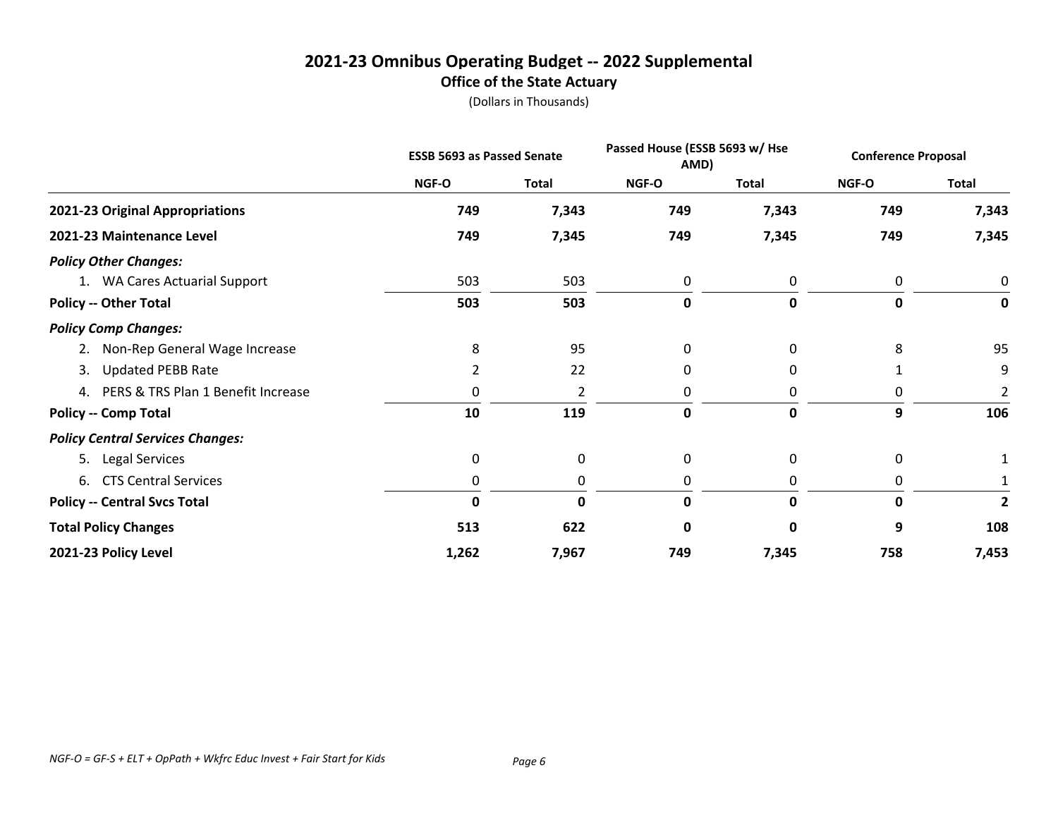# 2021-23 Omnibus Operating Budget -- 2022 Supplemental

## Office of the State Actuary

(Dollars in Thousands)

| | ESSB 5693 as Passed Senate | | Passed House (ESSB 5693 w/ Hse AMD) | | Conference Proposal | |
|---|---|---|---|---|---|---|
| | NGF-O | Total | NGF-O | Total | NGF-O | Total |
| **2021-23 Original Appropriations** | **749** | **7,343** | **749** | **7,343** | **749** | **7,343** |
| **2021-23 Maintenance Level** | **749** | **7,345** | **749** | **7,345** | **749** | **7,345** |
| ***Policy Other Changes:*** | | | | | | |
| 1. WA Cares Actuarial Support | 503 | 503 | 0 | 0 | 0 | 0 |
| **Policy -- Other Total** | **503** | **503** | **0** | **0** | **0** | **0** |
| ***Policy Comp Changes:*** | | | | | | |
| 2. Non-Rep General Wage Increase | 8 | 95 | 0 | 0 | 8 | 95 |
| 3. Updated PEBB Rate | 2 | 22 | 0 | 0 | 1 | 9 |
| 4. PERS & TRS Plan 1 Benefit Increase | 0 | 2 | 0 | 0 | 0 | 2 |
| **Policy -- Comp Total** | **10** | **119** | **0** | **0** | **9** | **106** |
| ***Policy Central Services Changes:*** | | | | | | |
| 5. Legal Services | 0 | 0 | 0 | 0 | 0 | 1 |
| 6. CTS Central Services | 0 | 0 | 0 | 0 | 0 | 1 |
| **Policy -- Central Svcs Total** | **0** | **0** | **0** | **0** | **0** | **2** |
| **Total Policy Changes** | **513** | **622** | **0** | **0** | **9** | **108** |
| **2021-23 Policy Level** | **1,262** | **7,967** | **749** | **7,345** | **758** | **7,453** |

*NGF-O = GF-S + ELT + OpPath + Wkfrc Educ Invest + Fair Start for Kids*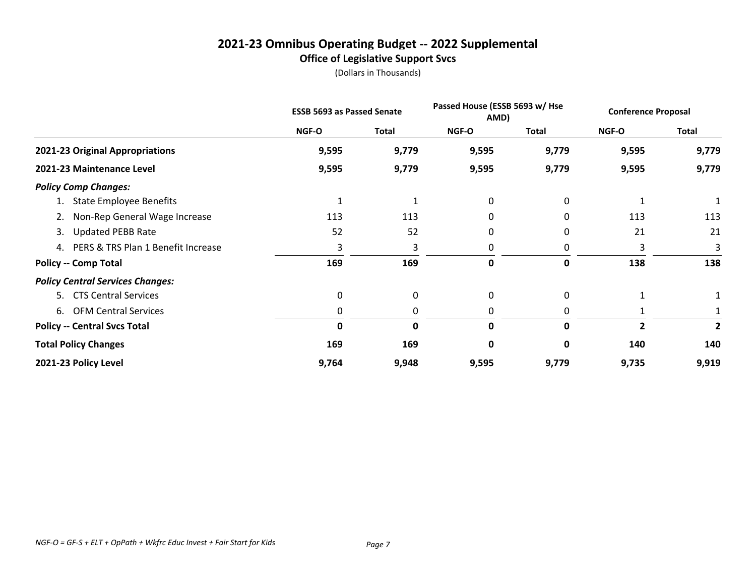# 2021-23 Omnibus Operating Budget -- 2022 Supplemental

## Office of Legislative Support Svcs

(Dollars in Thousands)

| | ESSB 5693 as Passed Senate | | Passed House (ESSB 5693 w/ Hse AMD) | | Conference Proposal | |
|---|---|---|---|---|---|---|
| | NGF-O | Total | NGF-O | Total | NGF-O | Total |
| **2021-23 Original Appropriations** | **9,595** | **9,779** | **9,595** | **9,779** | **9,595** | **9,779** |
| **2021-23 Maintenance Level** | **9,595** | **9,779** | **9,595** | **9,779** | **9,595** | **9,779** |
| ***Policy Comp Changes:*** | | | | | | |
| 1. State Employee Benefits | 1 | 1 | 0 | 0 | 1 | 1 |
| 2. Non-Rep General Wage Increase | 113 | 113 | 0 | 0 | 113 | 113 |
| 3. Updated PEBB Rate | 52 | 52 | 0 | 0 | 21 | 21 |
| 4. PERS & TRS Plan 1 Benefit Increase | 3 | 3 | 0 | 0 | 3 | 3 |
| **Policy -- Comp Total** | **169** | **169** | **0** | **0** | **138** | **138** |
| ***Policy Central Services Changes:*** | | | | | | |
| 5. CTS Central Services | 0 | 0 | 0 | 0 | 1 | 1 |
| 6. OFM Central Services | 0 | 0 | 0 | 0 | 1 | 1 |
| **Policy -- Central Svcs Total** | **0** | **0** | **0** | **0** | **2** | **2** |
| **Total Policy Changes** | **169** | **169** | **0** | **0** | **140** | **140** |
| **2021-23 Policy Level** | **9,764** | **9,948** | **9,595** | **9,779** | **9,735** | **9,919** |

*NGF-O = GF-S + ELT + OpPath + Wkfrc Educ Invest + Fair Start for Kids*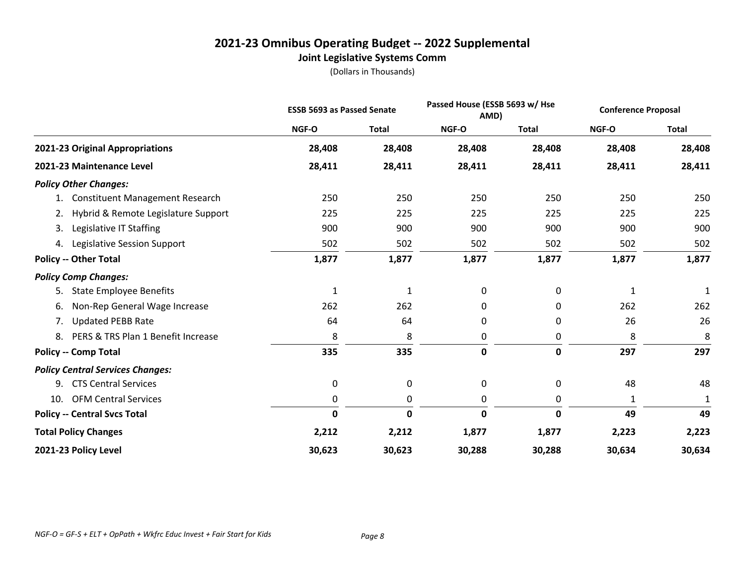# 2021-23 Omnibus Operating Budget -- 2022 Supplemental

## Joint Legislative Systems Comm

(Dollars in Thousands)

| | ESSB 5693 as Passed Senate | | Passed House (ESSB 5693 w/ Hse AMD) | | Conference Proposal | |
|---|---|---|---|---|---|---|
| | NGF-O | Total | NGF-O | Total | NGF-O | Total |
| **2021-23 Original Appropriations** | **28,408** | **28,408** | **28,408** | **28,408** | **28,408** | **28,408** |
| **2021-23 Maintenance Level** | **28,411** | **28,411** | **28,411** | **28,411** | **28,411** | **28,411** |
| ***Policy Other Changes:*** | | | | | | |
| 1. Constituent Management Research | 250 | 250 | 250 | 250 | 250 | 250 |
| 2. Hybrid & Remote Legislature Support | 225 | 225 | 225 | 225 | 225 | 225 |
| 3. Legislative IT Staffing | 900 | 900 | 900 | 900 | 900 | 900 |
| 4. Legislative Session Support | 502 | 502 | 502 | 502 | 502 | 502 |
| **Policy -- Other Total** | **1,877** | **1,877** | **1,877** | **1,877** | **1,877** | **1,877** |
| ***Policy Comp Changes:*** | | | | | | |
| 5. State Employee Benefits | 1 | 1 | 0 | 0 | 1 | 1 |
| 6. Non-Rep General Wage Increase | 262 | 262 | 0 | 0 | 262 | 262 |
| 7. Updated PEBB Rate | 64 | 64 | 0 | 0 | 26 | 26 |
| 8. PERS & TRS Plan 1 Benefit Increase | 8 | 8 | 0 | 0 | 8 | 8 |
| **Policy -- Comp Total** | **335** | **335** | **0** | **0** | **297** | **297** |
| ***Policy Central Services Changes:*** | | | | | | |
| 9. CTS Central Services | 0 | 0 | 0 | 0 | 48 | 48 |
| 10. OFM Central Services | 0 | 0 | 0 | 0 | 1 | 1 |
| **Policy -- Central Svcs Total** | **0** | **0** | **0** | **0** | **49** | **49** |
| **Total Policy Changes** | **2,212** | **2,212** | **1,877** | **1,877** | **2,223** | **2,223** |
| **2021-23 Policy Level** | **30,623** | **30,623** | **30,288** | **30,288** | **30,634** | **30,634** |

*NGF-O = GF-S + ELT + OpPath + Wkfrc Educ Invest + Fair Start for Kids*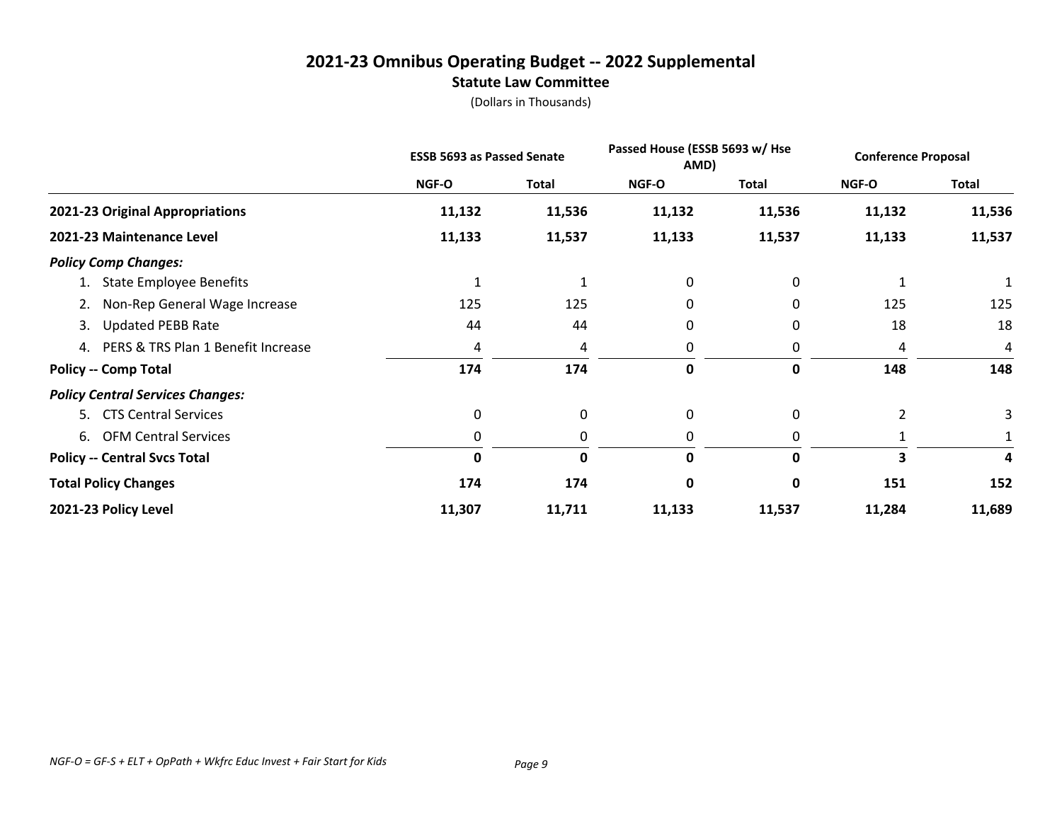# 2021-23 Omnibus Operating Budget -- 2022 Supplemental

## Statute Law Committee

(Dollars in Thousands)

| | ESSB 5693 as Passed Senate | | Passed House (ESSB 5693 w/ Hse AMD) | | Conference Proposal | |
|---|---|---|---|---|---|---|
| | NGF-O | Total | NGF-O | Total | NGF-O | Total |
| **2021-23 Original Appropriations** | **11,132** | **11,536** | **11,132** | **11,536** | **11,132** | **11,536** |
| **2021-23 Maintenance Level** | **11,133** | **11,537** | **11,133** | **11,537** | **11,133** | **11,537** |
| ***Policy Comp Changes:*** | | | | | | |
| 1. State Employee Benefits | 1 | 1 | 0 | 0 | 1 | 1 |
| 2. Non-Rep General Wage Increase | 125 | 125 | 0 | 0 | 125 | 125 |
| 3. Updated PEBB Rate | 44 | 44 | 0 | 0 | 18 | 18 |
| 4. PERS & TRS Plan 1 Benefit Increase | 4 | 4 | 0 | 0 | 4 | 4 |
| **Policy -- Comp Total** | **174** | **174** | **0** | **0** | **148** | **148** |
| ***Policy Central Services Changes:*** | | | | | | |
| 5. CTS Central Services | 0 | 0 | 0 | 0 | 2 | 3 |
| 6. OFM Central Services | 0 | 0 | 0 | 0 | 1 | 1 |
| **Policy -- Central Svcs Total** | **0** | **0** | **0** | **0** | **3** | **4** |
| **Total Policy Changes** | **174** | **174** | **0** | **0** | **151** | **152** |
| **2021-23 Policy Level** | **11,307** | **11,711** | **11,133** | **11,537** | **11,284** | **11,689** |

*NGF-O = GF-S + ELT + OpPath + Wkfrc Educ Invest + Fair Start for Kids*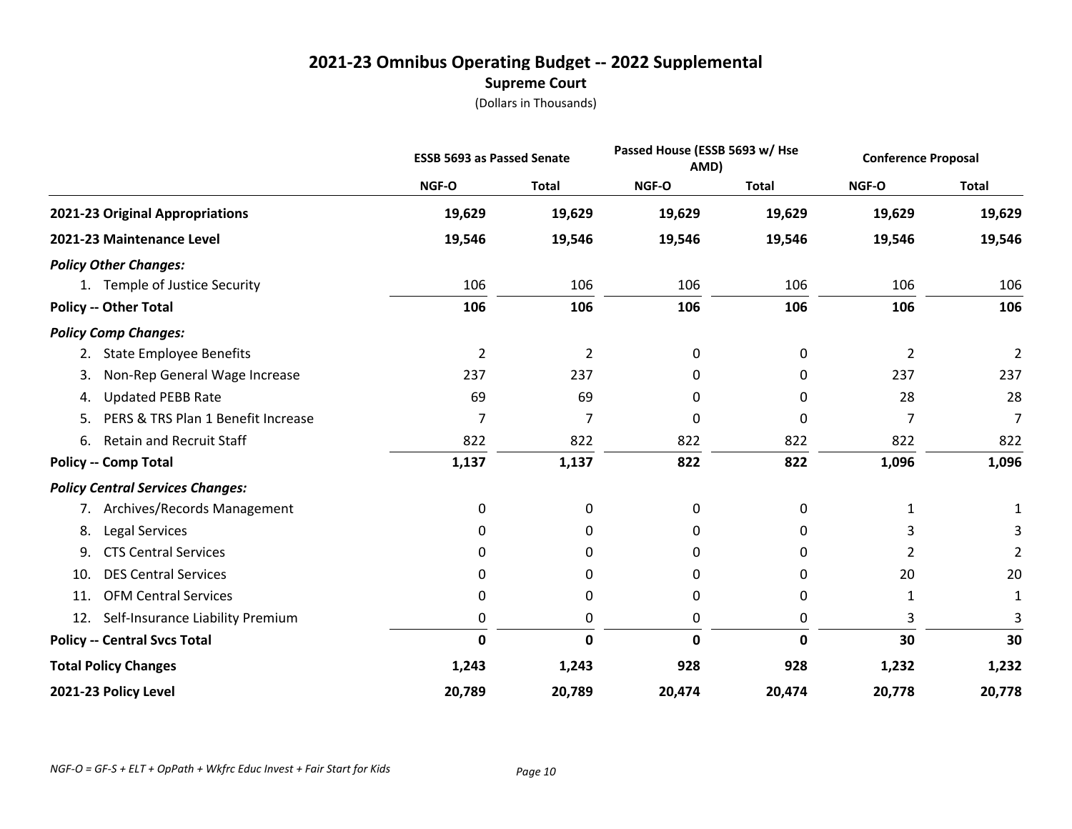# 2021-23 Omnibus Operating Budget -- 2022 Supplemental

## Supreme Court

(Dollars in Thousands)

| | ESSB 5693 as Passed Senate | | Passed House (ESSB 5693 w/ Hse AMD) | | Conference Proposal | |
|---|---|---|---|---|---|---|
| | NGF-O | Total | NGF-O | Total | NGF-O | Total |
| **2021-23 Original Appropriations** | **19,629** | **19,629** | **19,629** | **19,629** | **19,629** | **19,629** |
| **2021-23 Maintenance Level** | **19,546** | **19,546** | **19,546** | **19,546** | **19,546** | **19,546** |
| ***Policy Other Changes:*** | | | | | | |
| 1. Temple of Justice Security | 106 | 106 | 106 | 106 | 106 | 106 |
| **Policy -- Other Total** | **106** | **106** | **106** | **106** | **106** | **106** |
| ***Policy Comp Changes:*** | | | | | | |
| 2. State Employee Benefits | 2 | 2 | 0 | 0 | 2 | 2 |
| 3. Non-Rep General Wage Increase | 237 | 237 | 0 | 0 | 237 | 237 |
| 4. Updated PEBB Rate | 69 | 69 | 0 | 0 | 28 | 28 |
| 5. PERS & TRS Plan 1 Benefit Increase | 7 | 7 | 0 | 0 | 7 | 7 |
| 6. Retain and Recruit Staff | 822 | 822 | 822 | 822 | 822 | 822 |
| **Policy -- Comp Total** | **1,137** | **1,137** | **822** | **822** | **1,096** | **1,096** |
| ***Policy Central Services Changes:*** | | | | | | |
| 7. Archives/Records Management | 0 | 0 | 0 | 0 | 1 | 1 |
| 8. Legal Services | 0 | 0 | 0 | 0 | 3 | 3 |
| 9. CTS Central Services | 0 | 0 | 0 | 0 | 2 | 2 |
| 10. DES Central Services | 0 | 0 | 0 | 0 | 20 | 20 |
| 11. OFM Central Services | 0 | 0 | 0 | 0 | 1 | 1 |
| 12. Self-Insurance Liability Premium | 0 | 0 | 0 | 0 | 3 | 3 |
| **Policy -- Central Svcs Total** | **0** | **0** | **0** | **0** | **30** | **30** |
| **Total Policy Changes** | **1,243** | **1,243** | **928** | **928** | **1,232** | **1,232** |
| **2021-23 Policy Level** | **20,789** | **20,789** | **20,474** | **20,474** | **20,778** | **20,778** |

*NGF-O = GF-S + ELT + OpPath + Wkfrc Educ Invest + Fair Start for Kids*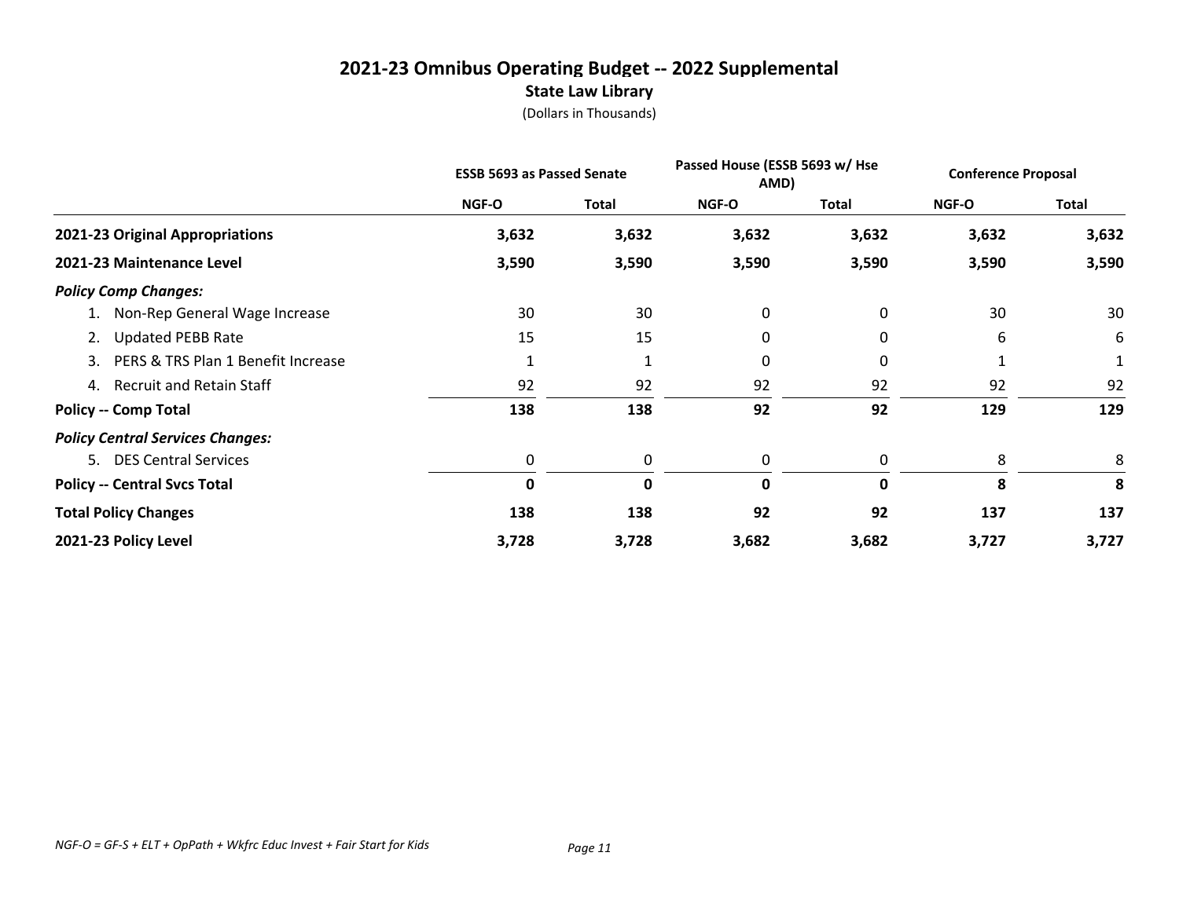# 2021-23 Omnibus Operating Budget -- 2022 Supplemental

## State Law Library

(Dollars in Thousands)

| | ESSB 5693 as Passed Senate | | Passed House (ESSB 5693 w/ Hse AMD) | | Conference Proposal | |
|---|---|---|---|---|---|---|
| | NGF-O | Total | NGF-O | Total | NGF-O | Total |
| **2021-23 Original Appropriations** | **3,632** | **3,632** | **3,632** | **3,632** | **3,632** | **3,632** |
| **2021-23 Maintenance Level** | **3,590** | **3,590** | **3,590** | **3,590** | **3,590** | **3,590** |
| ***Policy Comp Changes:*** | | | | | | |
| 1. Non-Rep General Wage Increase | 30 | 30 | 0 | 0 | 30 | 30 |
| 2. Updated PEBB Rate | 15 | 15 | 0 | 0 | 6 | 6 |
| 3. PERS & TRS Plan 1 Benefit Increase | 1 | 1 | 0 | 0 | 1 | 1 |
| 4. Recruit and Retain Staff | 92 | 92 | 92 | 92 | 92 | 92 |
| **Policy -- Comp Total** | **138** | **138** | **92** | **92** | **129** | **129** |
| ***Policy Central Services Changes:*** | | | | | | |
| 5. DES Central Services | 0 | 0 | 0 | 0 | 8 | 8 |
| **Policy -- Central Svcs Total** | **0** | **0** | **0** | **0** | **8** | **8** |
| **Total Policy Changes** | **138** | **138** | **92** | **92** | **137** | **137** |
| **2021-23 Policy Level** | **3,728** | **3,728** | **3,682** | **3,682** | **3,727** | **3,727** |

*NGF-O = GF-S + ELT + OpPath + Wkfrc Educ Invest + Fair Start for Kids*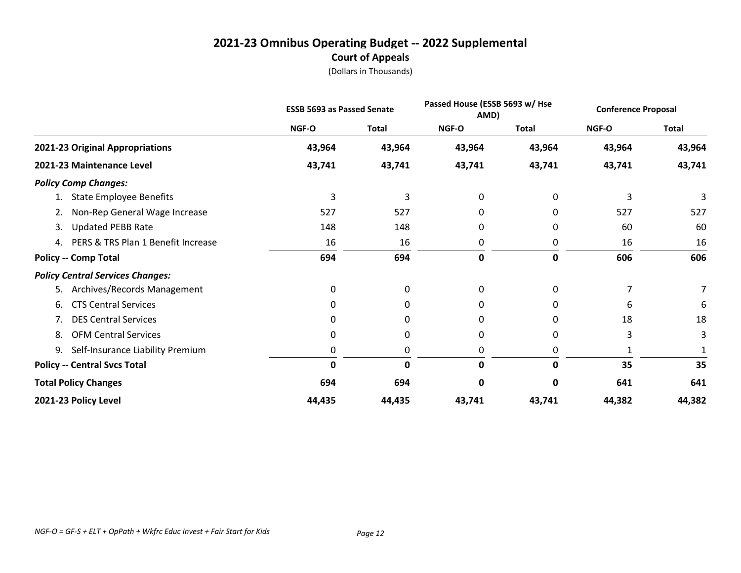# 2021-23 Omnibus Operating Budget -- 2022 Supplemental

## Court of Appeals

(Dollars in Thousands)

| | ESSB 5693 as Passed Senate | | Passed House (ESSB 5693 w/ Hse AMD) | | Conference Proposal | |
|---|---|---|---|---|---|---|
| | NGF-O | Total | NGF-O | Total | NGF-O | Total |
| **2021-23 Original Appropriations** | **43,964** | **43,964** | **43,964** | **43,964** | **43,964** | **43,964** |
| **2021-23 Maintenance Level** | **43,741** | **43,741** | **43,741** | **43,741** | **43,741** | **43,741** |
| ***Policy Comp Changes:*** | | | | | | |
| 1. State Employee Benefits | 3 | 3 | 0 | 0 | 3 | 3 |
| 2. Non-Rep General Wage Increase | 527 | 527 | 0 | 0 | 527 | 527 |
| 3. Updated PEBB Rate | 148 | 148 | 0 | 0 | 60 | 60 |
| 4. PERS & TRS Plan 1 Benefit Increase | 16 | 16 | 0 | 0 | 16 | 16 |
| **Policy -- Comp Total** | **694** | **694** | **0** | **0** | **606** | **606** |
| ***Policy Central Services Changes:*** | | | | | | |
| 5. Archives/Records Management | 0 | 0 | 0 | 0 | 7 | 7 |
| 6. CTS Central Services | 0 | 0 | 0 | 0 | 6 | 6 |
| 7. DES Central Services | 0 | 0 | 0 | 0 | 18 | 18 |
| 8. OFM Central Services | 0 | 0 | 0 | 0 | 3 | 3 |
| 9. Self-Insurance Liability Premium | 0 | 0 | 0 | 0 | 1 | 1 |
| **Policy -- Central Svcs Total** | **0** | **0** | **0** | **0** | **35** | **35** |
| **Total Policy Changes** | **694** | **694** | **0** | **0** | **641** | **641** |
| **2021-23 Policy Level** | **44,435** | **44,435** | **43,741** | **43,741** | **44,382** | **44,382** |

*NGF-O = GF-S + ELT + OpPath + Wkfrc Educ Invest + Fair Start for Kids*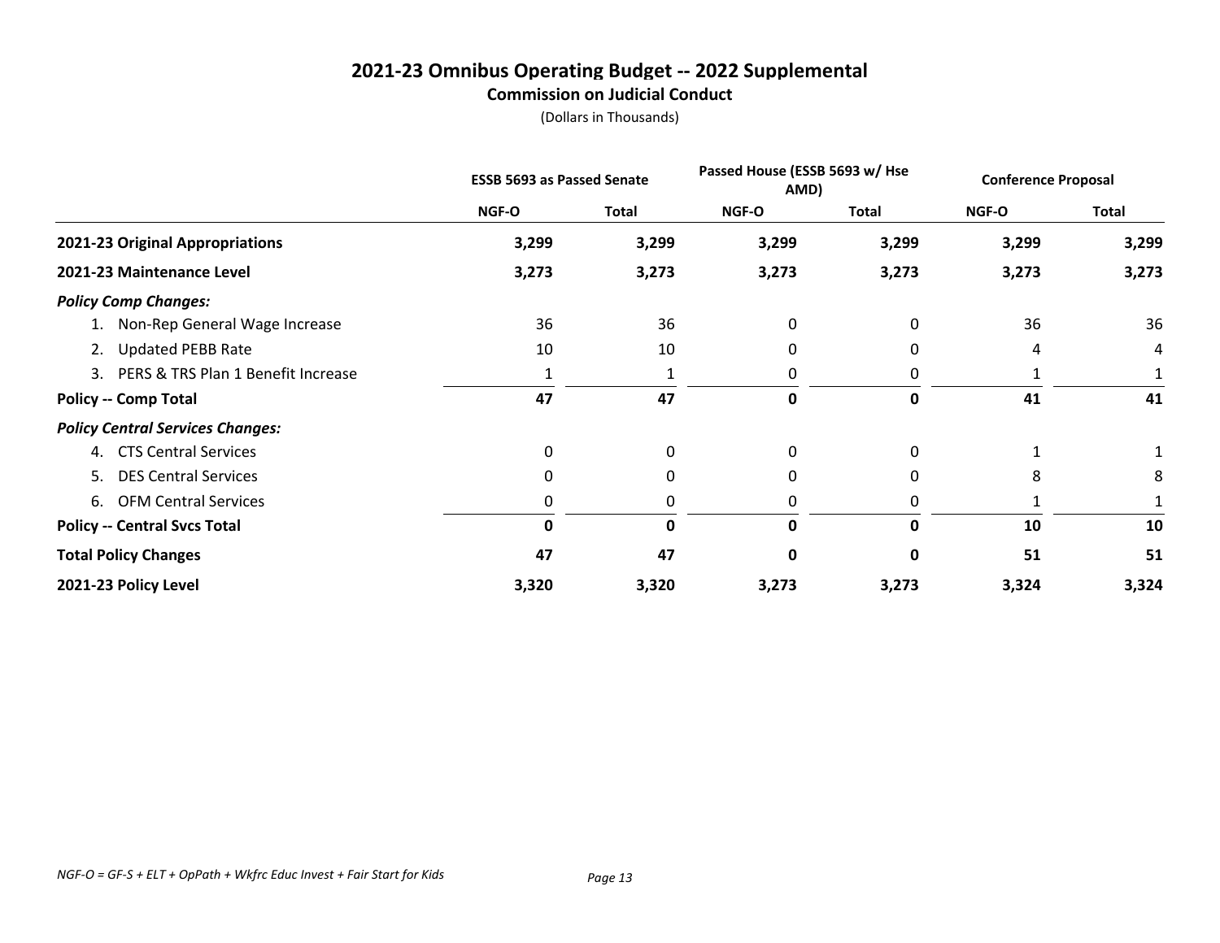# 2021-23 Omnibus Operating Budget -- 2022 Supplemental

## Commission on Judicial Conduct

(Dollars in Thousands)

| | ESSB 5693 as Passed Senate | | Passed House (ESSB 5693 w/ Hse AMD) | | Conference Proposal | |
|---|---|---|---|---|---|---|
| | NGF-O | Total | NGF-O | Total | NGF-O | Total |
| **2021-23 Original Appropriations** | **3,299** | **3,299** | **3,299** | **3,299** | **3,299** | **3,299** |
| **2021-23 Maintenance Level** | **3,273** | **3,273** | **3,273** | **3,273** | **3,273** | **3,273** |
| ***Policy Comp Changes:*** | | | | | | |
| 1. Non-Rep General Wage Increase | 36 | 36 | 0 | 0 | 36 | 36 |
| 2. Updated PEBB Rate | 10 | 10 | 0 | 0 | 4 | 4 |
| 3. PERS & TRS Plan 1 Benefit Increase | 1 | 1 | 0 | 0 | 1 | 1 |
| **Policy -- Comp Total** | **47** | **47** | **0** | **0** | **41** | **41** |
| ***Policy Central Services Changes:*** | | | | | | |
| 4. CTS Central Services | 0 | 0 | 0 | 0 | 1 | 1 |
| 5. DES Central Services | 0 | 0 | 0 | 0 | 8 | 8 |
| 6. OFM Central Services | 0 | 0 | 0 | 0 | 1 | 1 |
| **Policy -- Central Svcs Total** | **0** | **0** | **0** | **0** | **10** | **10** |
| **Total Policy Changes** | **47** | **47** | **0** | **0** | **51** | **51** |
| **2021-23 Policy Level** | **3,320** | **3,320** | **3,273** | **3,273** | **3,324** | **3,324** |

*NGF-O = GF-S + ELT + OpPath + Wkfrc Educ Invest + Fair Start for Kids*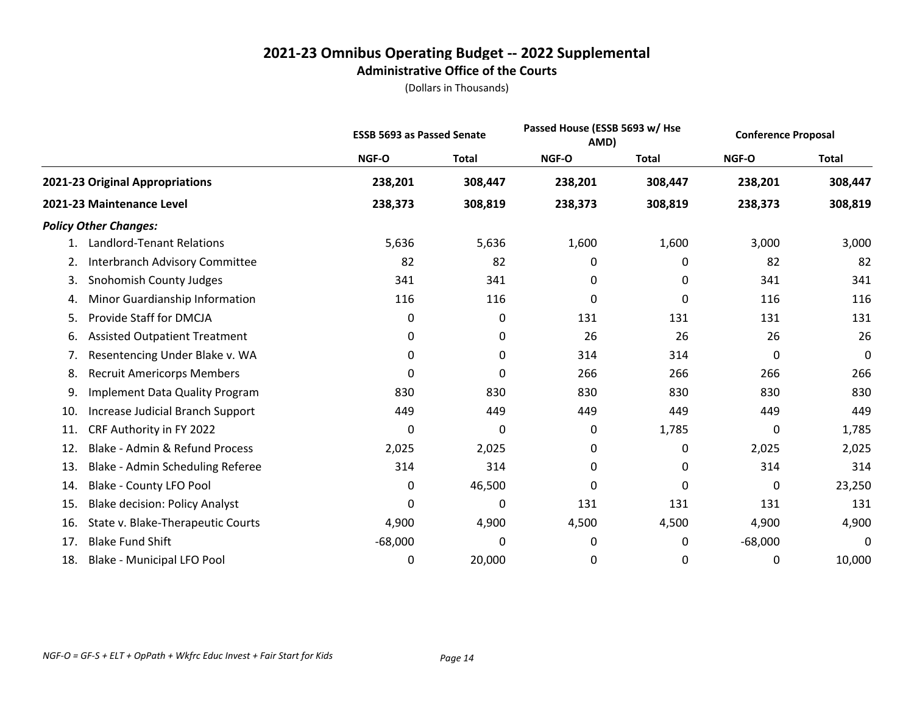# 2021-23 Omnibus Operating Budget -- 2022 Supplemental

## Administrative Office of the Courts

(Dollars in Thousands)

| | ESSB 5693 as Passed Senate | | Passed House (ESSB 5693 w/ Hse AMD) | | Conference Proposal | |
|---|---|---|---|---|---|---|
| | NGF-O | Total | NGF-O | Total | NGF-O | Total |
| **2021-23 Original Appropriations** | **238,201** | **308,447** | **238,201** | **308,447** | **238,201** | **308,447** |
| **2021-23 Maintenance Level** | **238,373** | **308,819** | **238,373** | **308,819** | **238,373** | **308,819** |
| ***Policy Other Changes:*** | | | | | | |
| 1. Landlord-Tenant Relations | 5,636 | 5,636 | 1,600 | 1,600 | 3,000 | 3,000 |
| 2. Interbranch Advisory Committee | 82 | 82 | 0 | 0 | 82 | 82 |
| 3. Snohomish County Judges | 341 | 341 | 0 | 0 | 341 | 341 |
| 4. Minor Guardianship Information | 116 | 116 | 0 | 0 | 116 | 116 |
| 5. Provide Staff for DMCJA | 0 | 0 | 131 | 131 | 131 | 131 |
| 6. Assisted Outpatient Treatment | 0 | 0 | 26 | 26 | 26 | 26 |
| 7. Resentencing Under Blake v. WA | 0 | 0 | 314 | 314 | 0 | 0 |
| 8. Recruit Americorps Members | 0 | 0 | 266 | 266 | 266 | 266 |
| 9. Implement Data Quality Program | 830 | 830 | 830 | 830 | 830 | 830 |
| 10. Increase Judicial Branch Support | 449 | 449 | 449 | 449 | 449 | 449 |
| 11. CRF Authority in FY 2022 | 0 | 0 | 0 | 1,785 | 0 | 1,785 |
| 12. Blake - Admin & Refund Process | 2,025 | 2,025 | 0 | 0 | 2,025 | 2,025 |
| 13. Blake - Admin Scheduling Referee | 314 | 314 | 0 | 0 | 314 | 314 |
| 14. Blake - County LFO Pool | 0 | 46,500 | 0 | 0 | 0 | 23,250 |
| 15. Blake decision: Policy Analyst | 0 | 0 | 131 | 131 | 131 | 131 |
| 16. State v. Blake-Therapeutic Courts | 4,900 | 4,900 | 4,500 | 4,500 | 4,900 | 4,900 |
| 17. Blake Fund Shift | -68,000 | 0 | 0 | 0 | -68,000 | 0 |
| 18. Blake - Municipal LFO Pool | 0 | 20,000 | 0 | 0 | 0 | 10,000 |

*NGF-O = GF-S + ELT + OpPath + Wkfrc Educ Invest + Fair Start for Kids*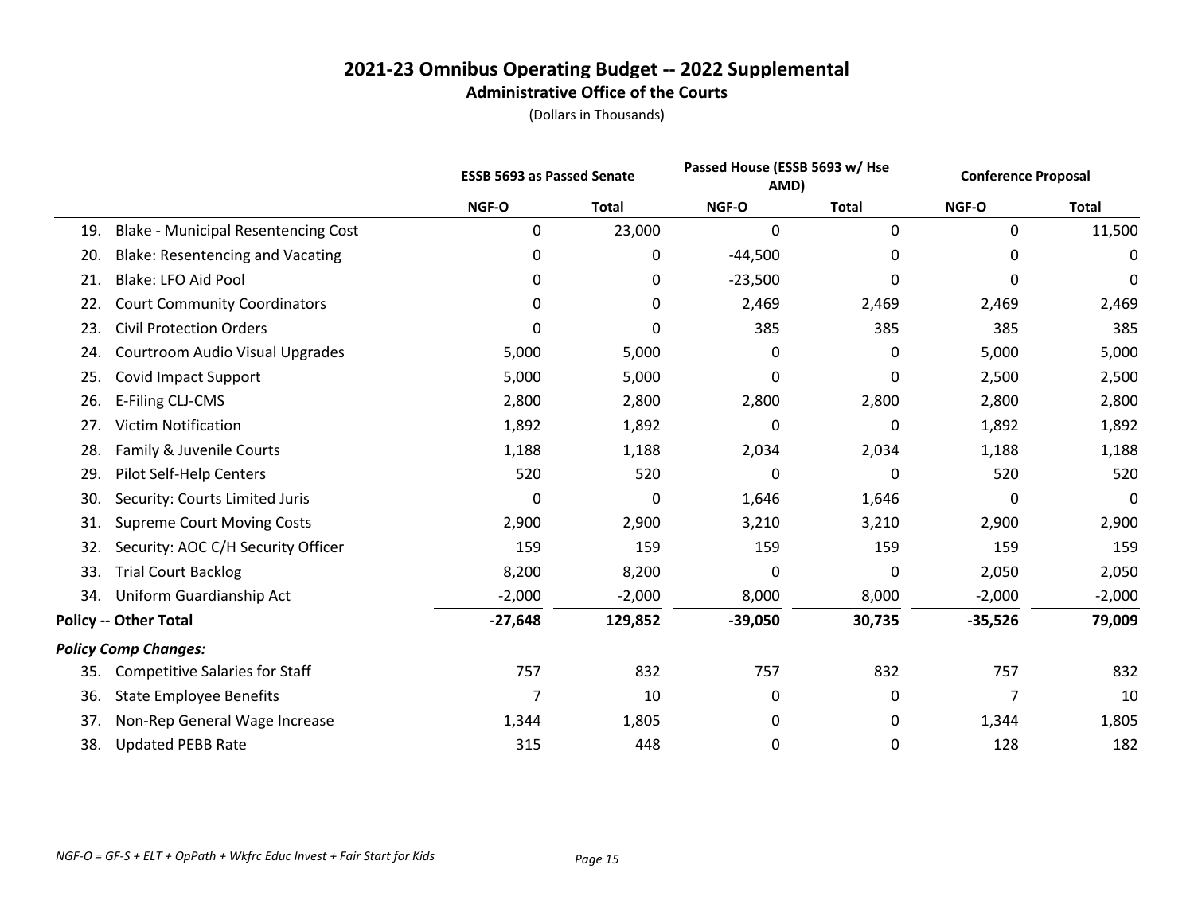# 2021-23 Omnibus Operating Budget -- 2022 Supplemental
## Administrative Office of the Courts
(Dollars in Thousands)

| | ESSB 5693 as Passed Senate | | Passed House (ESSB 5693 w/ Hse AMD) | | Conference Proposal | |
|---|---|---|---|---|---|---|
| | NGF-O | Total | NGF-O | Total | NGF-O | Total |
| 19. Blake - Municipal Resentencing Cost | 0 | 23,000 | 0 | 0 | 0 | 11,500 |
| 20. Blake: Resentencing and Vacating | 0 | 0 | -44,500 | 0 | 0 | 0 |
| 21. Blake: LFO Aid Pool | 0 | 0 | -23,500 | 0 | 0 | 0 |
| 22. Court Community Coordinators | 0 | 0 | 2,469 | 2,469 | 2,469 | 2,469 |
| 23. Civil Protection Orders | 0 | 0 | 385 | 385 | 385 | 385 |
| 24. Courtroom Audio Visual Upgrades | 5,000 | 5,000 | 0 | 0 | 5,000 | 5,000 |
| 25. Covid Impact Support | 5,000 | 5,000 | 0 | 0 | 2,500 | 2,500 |
| 26. E-Filing CLJ-CMS | 2,800 | 2,800 | 2,800 | 2,800 | 2,800 | 2,800 |
| 27. Victim Notification | 1,892 | 1,892 | 0 | 0 | 1,892 | 1,892 |
| 28. Family & Juvenile Courts | 1,188 | 1,188 | 2,034 | 2,034 | 1,188 | 1,188 |
| 29. Pilot Self-Help Centers | 520 | 520 | 0 | 0 | 520 | 520 |
| 30. Security: Courts Limited Juris | 0 | 0 | 1,646 | 1,646 | 0 | 0 |
| 31. Supreme Court Moving Costs | 2,900 | 2,900 | 3,210 | 3,210 | 2,900 | 2,900 |
| 32. Security: AOC C/H Security Officer | 159 | 159 | 159 | 159 | 159 | 159 |
| 33. Trial Court Backlog | 8,200 | 8,200 | 0 | 0 | 2,050 | 2,050 |
| 34. Uniform Guardianship Act | -2,000 | -2,000 | 8,000 | 8,000 | -2,000 | -2,000 |
| **Policy -- Other Total** | **-27,648** | **129,852** | **-39,050** | **30,735** | **-35,526** | **79,009** |
| ***Policy Comp Changes:*** | | | | | | |
| 35. Competitive Salaries for Staff | 757 | 832 | 757 | 832 | 757 | 832 |
| 36. State Employee Benefits | 7 | 10 | 0 | 0 | 7 | 10 |
| 37. Non-Rep General Wage Increase | 1,344 | 1,805 | 0 | 0 | 1,344 | 1,805 |
| 38. Updated PEBB Rate | 315 | 448 | 0 | 0 | 128 | 182 |

*NGF-O = GF-S + ELT + OpPath + Wkfrc Educ Invest + Fair Start for Kids*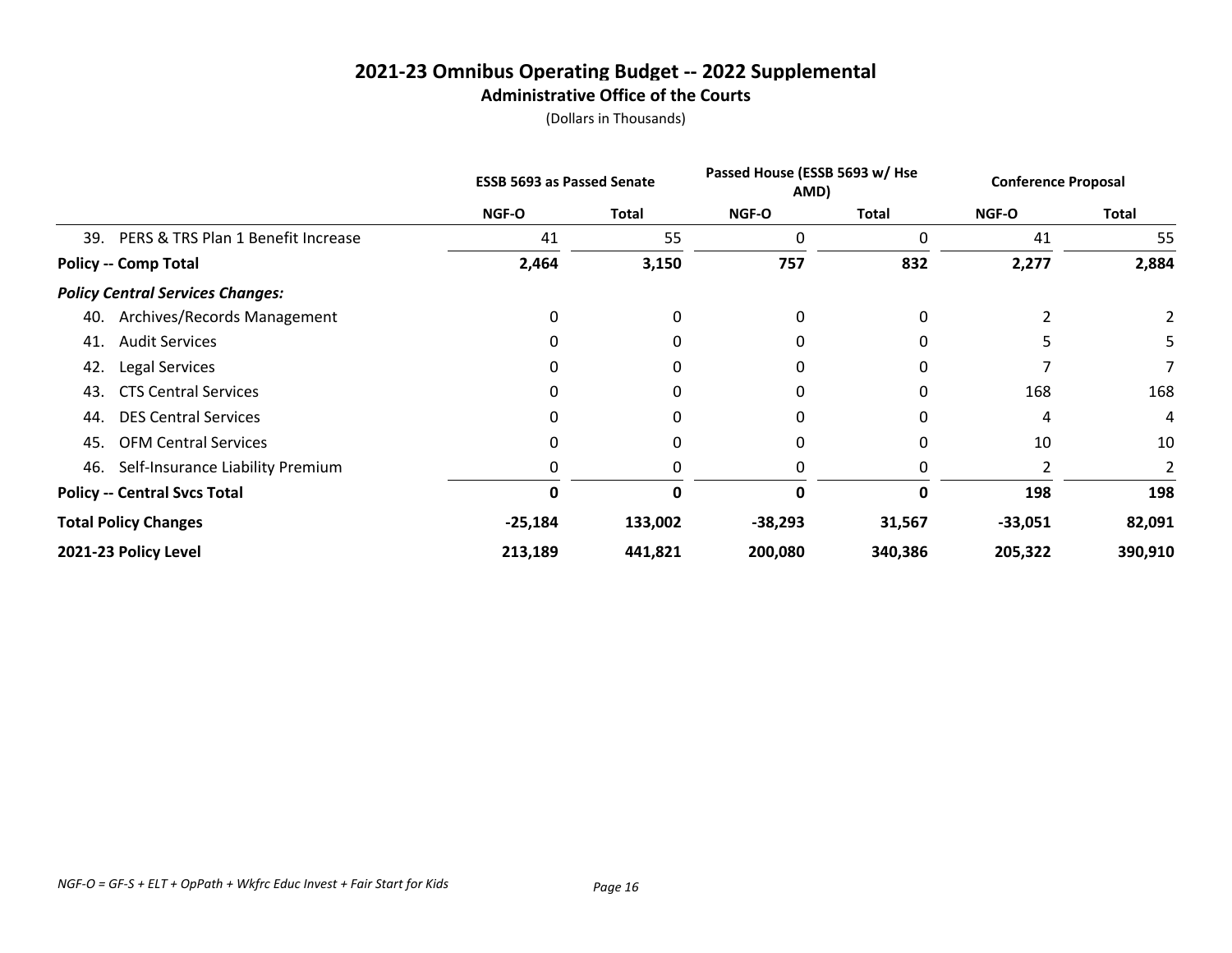# 2021-23 Omnibus Operating Budget -- 2022 Supplemental

## Administrative Office of the Courts

(Dollars in Thousands)

| | ESSB 5693 as Passed Senate | | Passed House (ESSB 5693 w/ Hse AMD) | | Conference Proposal | |
|---|---|---|---|---|---|---|
| | NGF-O | Total | NGF-O | Total | NGF-O | Total |
| 39. PERS & TRS Plan 1 Benefit Increase | 41 | 55 | 0 | 0 | 41 | 55 |
| **Policy -- Comp Total** | **2,464** | **3,150** | **757** | **832** | **2,277** | **2,884** |
| ***Policy Central Services Changes:*** | | | | | | |
| 40. Archives/Records Management | 0 | 0 | 0 | 0 | 2 | 2 |
| 41. Audit Services | 0 | 0 | 0 | 0 | 5 | 5 |
| 42. Legal Services | 0 | 0 | 0 | 0 | 7 | 7 |
| 43. CTS Central Services | 0 | 0 | 0 | 0 | 168 | 168 |
| 44. DES Central Services | 0 | 0 | 0 | 0 | 4 | 4 |
| 45. OFM Central Services | 0 | 0 | 0 | 0 | 10 | 10 |
| 46. Self-Insurance Liability Premium | 0 | 0 | 0 | 0 | 2 | 2 |
| **Policy -- Central Svcs Total** | **0** | **0** | **0** | **0** | **198** | **198** |
| **Total Policy Changes** | **-25,184** | **133,002** | **-38,293** | **31,567** | **-33,051** | **82,091** |
| **2021-23 Policy Level** | **213,189** | **441,821** | **200,080** | **340,386** | **205,322** | **390,910** |

*NGF-O = GF-S + ELT + OpPath + Wkfrc Educ Invest + Fair Start for Kids*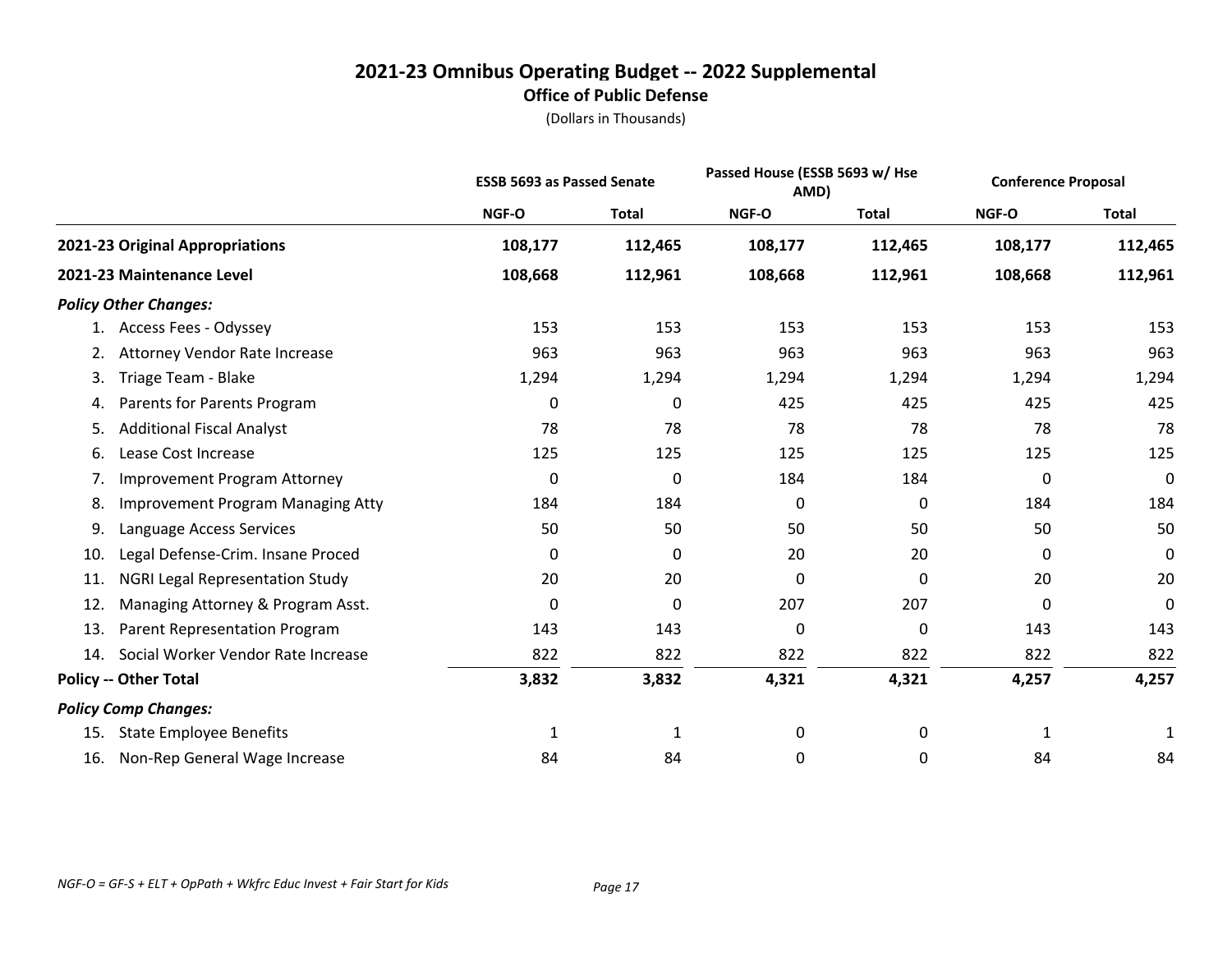# 2021-23 Omnibus Operating Budget -- 2022 Supplemental

## Office of Public Defense

(Dollars in Thousands)

| | ESSB 5693 as Passed Senate | | Passed House (ESSB 5693 w/ Hse AMD) | | Conference Proposal | |
|---|---|---|---|---|---|---|
| | NGF-O | Total | NGF-O | Total | NGF-O | Total |
| **2021-23 Original Appropriations** | **108,177** | **112,465** | **108,177** | **112,465** | **108,177** | **112,465** |
| **2021-23 Maintenance Level** | **108,668** | **112,961** | **108,668** | **112,961** | **108,668** | **112,961** |
| ***Policy Other Changes:*** | | | | | | |
| 1. Access Fees - Odyssey | 153 | 153 | 153 | 153 | 153 | 153 |
| 2. Attorney Vendor Rate Increase | 963 | 963 | 963 | 963 | 963 | 963 |
| 3. Triage Team - Blake | 1,294 | 1,294 | 1,294 | 1,294 | 1,294 | 1,294 |
| 4. Parents for Parents Program | 0 | 0 | 425 | 425 | 425 | 425 |
| 5. Additional Fiscal Analyst | 78 | 78 | 78 | 78 | 78 | 78 |
| 6. Lease Cost Increase | 125 | 125 | 125 | 125 | 125 | 125 |
| 7. Improvement Program Attorney | 0 | 0 | 184 | 184 | 0 | 0 |
| 8. Improvement Program Managing Atty | 184 | 184 | 0 | 0 | 184 | 184 |
| 9. Language Access Services | 50 | 50 | 50 | 50 | 50 | 50 |
| 10. Legal Defense-Crim. Insane Proced | 0 | 0 | 20 | 20 | 0 | 0 |
| 11. NGRI Legal Representation Study | 20 | 20 | 0 | 0 | 20 | 20 |
| 12. Managing Attorney & Program Asst. | 0 | 0 | 207 | 207 | 0 | 0 |
| 13. Parent Representation Program | 143 | 143 | 0 | 0 | 143 | 143 |
| 14. Social Worker Vendor Rate Increase | 822 | 822 | 822 | 822 | 822 | 822 |
| **Policy -- Other Total** | **3,832** | **3,832** | **4,321** | **4,321** | **4,257** | **4,257** |
| ***Policy Comp Changes:*** | | | | | | |
| 15. State Employee Benefits | 1 | 1 | 0 | 0 | 1 | 1 |
| 16. Non-Rep General Wage Increase | 84 | 84 | 0 | 0 | 84 | 84 |

*NGF-O = GF-S + ELT + OpPath + Wkfrc Educ Invest + Fair Start for Kids*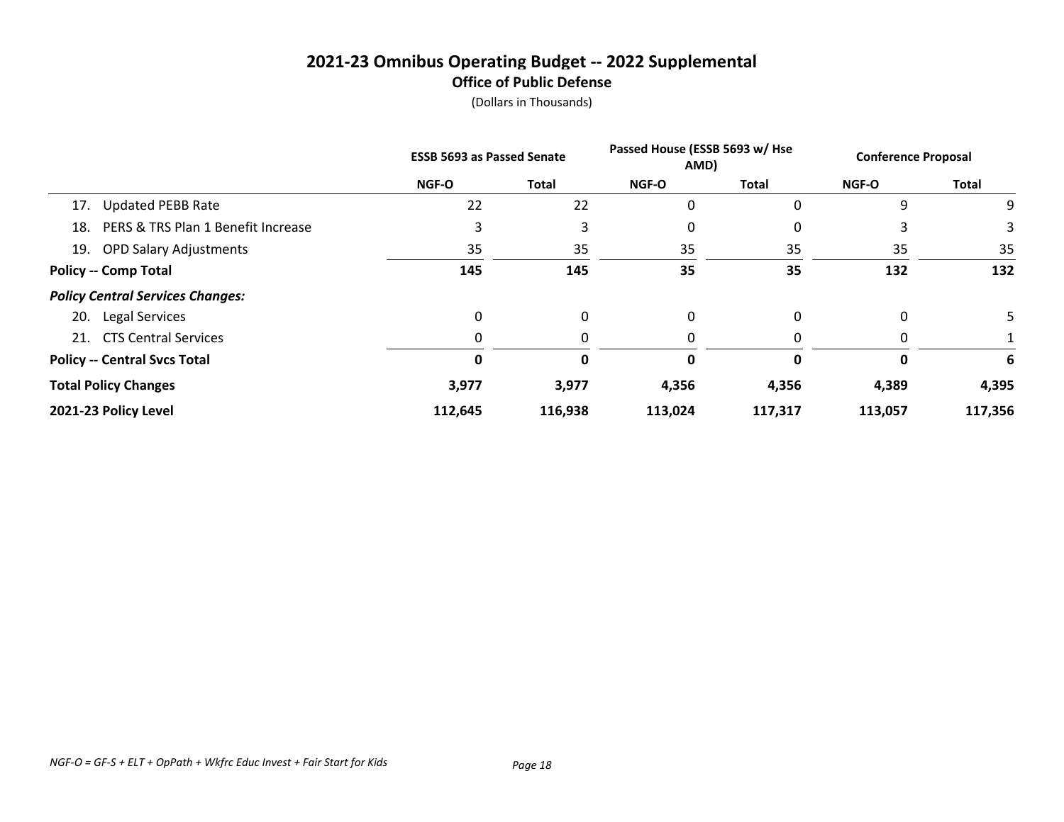# 2021-23 Omnibus Operating Budget -- 2022 Supplemental

## Office of Public Defense

(Dollars in Thousands)

| | ESSB 5693 as Passed Senate | | Passed House (ESSB 5693 w/ Hse AMD) | | Conference Proposal | |
|---|---|---|---|---|---|---|
| | NGF-O | Total | NGF-O | Total | NGF-O | Total |
| 17. Updated PEBB Rate | 22 | 22 | 0 | 0 | 9 | 9 |
| 18. PERS & TRS Plan 1 Benefit Increase | 3 | 3 | 0 | 0 | 3 | 3 |
| 19. OPD Salary Adjustments | 35 | 35 | 35 | 35 | 35 | 35 |
| **Policy -- Comp Total** | **145** | **145** | **35** | **35** | **132** | **132** |
| ***Policy Central Services Changes:*** | | | | | | |
| 20. Legal Services | 0 | 0 | 0 | 0 | 0 | 5 |
| 21. CTS Central Services | 0 | 0 | 0 | 0 | 0 | 1 |
| **Policy -- Central Svcs Total** | **0** | **0** | **0** | **0** | **0** | **6** |
| **Total Policy Changes** | **3,977** | **3,977** | **4,356** | **4,356** | **4,389** | **4,395** |
| **2021-23 Policy Level** | **112,645** | **116,938** | **113,024** | **117,317** | **113,057** | **117,356** |

*NGF-O = GF-S + ELT + OpPath + Wkfrc Educ Invest + Fair Start for Kids*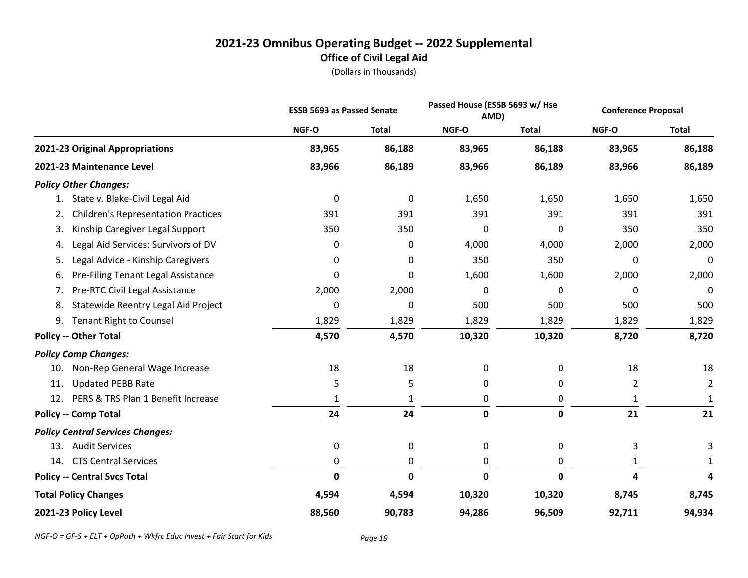# 2021-23 Omnibus Operating Budget -- 2022 Supplemental

## Office of Civil Legal Aid

(Dollars in Thousands)

| | ESSB 5693 as Passed Senate | | Passed House (ESSB 5693 w/ Hse AMD) | | Conference Proposal | |
|---|---|---|---|---|---|---|
| | NGF-O | Total | NGF-O | Total | NGF-O | Total |
| **2021-23 Original Appropriations** | **83,965** | **86,188** | **83,965** | **86,188** | **83,965** | **86,188** |
| **2021-23 Maintenance Level** | **83,966** | **86,189** | **83,966** | **86,189** | **83,966** | **86,189** |
| ***Policy Other Changes:*** | | | | | | |
| 1. State v. Blake-Civil Legal Aid | 0 | 0 | 1,650 | 1,650 | 1,650 | 1,650 |
| 2. Children's Representation Practices | 391 | 391 | 391 | 391 | 391 | 391 |
| 3. Kinship Caregiver Legal Support | 350 | 350 | 0 | 0 | 350 | 350 |
| 4. Legal Aid Services: Survivors of DV | 0 | 0 | 4,000 | 4,000 | 2,000 | 2,000 |
| 5. Legal Advice - Kinship Caregivers | 0 | 0 | 350 | 350 | 0 | 0 |
| 6. Pre-Filing Tenant Legal Assistance | 0 | 0 | 1,600 | 1,600 | 2,000 | 2,000 |
| 7. Pre-RTC Civil Legal Assistance | 2,000 | 2,000 | 0 | 0 | 0 | 0 |
| 8. Statewide Reentry Legal Aid Project | 0 | 0 | 500 | 500 | 500 | 500 |
| 9. Tenant Right to Counsel | 1,829 | 1,829 | 1,829 | 1,829 | 1,829 | 1,829 |
| **Policy -- Other Total** | **4,570** | **4,570** | **10,320** | **10,320** | **8,720** | **8,720** |
| ***Policy Comp Changes:*** | | | | | | |
| 10. Non-Rep General Wage Increase | 18 | 18 | 0 | 0 | 18 | 18 |
| 11. Updated PEBB Rate | 5 | 5 | 0 | 0 | 2 | 2 |
| 12. PERS & TRS Plan 1 Benefit Increase | 1 | 1 | 0 | 0 | 1 | 1 |
| **Policy -- Comp Total** | **24** | **24** | **0** | **0** | **21** | **21** |
| ***Policy Central Services Changes:*** | | | | | | |
| 13. Audit Services | 0 | 0 | 0 | 0 | 3 | 3 |
| 14. CTS Central Services | 0 | 0 | 0 | 0 | 1 | 1 |
| **Policy -- Central Svcs Total** | **0** | **0** | **0** | **0** | **4** | **4** |
| **Total Policy Changes** | **4,594** | **4,594** | **10,320** | **10,320** | **8,745** | **8,745** |
| **2021-23 Policy Level** | **88,560** | **90,783** | **94,286** | **96,509** | **92,711** | **94,934** |

*NGF-O = GF-S + ELT + OpPath + Wkfrc Educ Invest + Fair Start for Kids*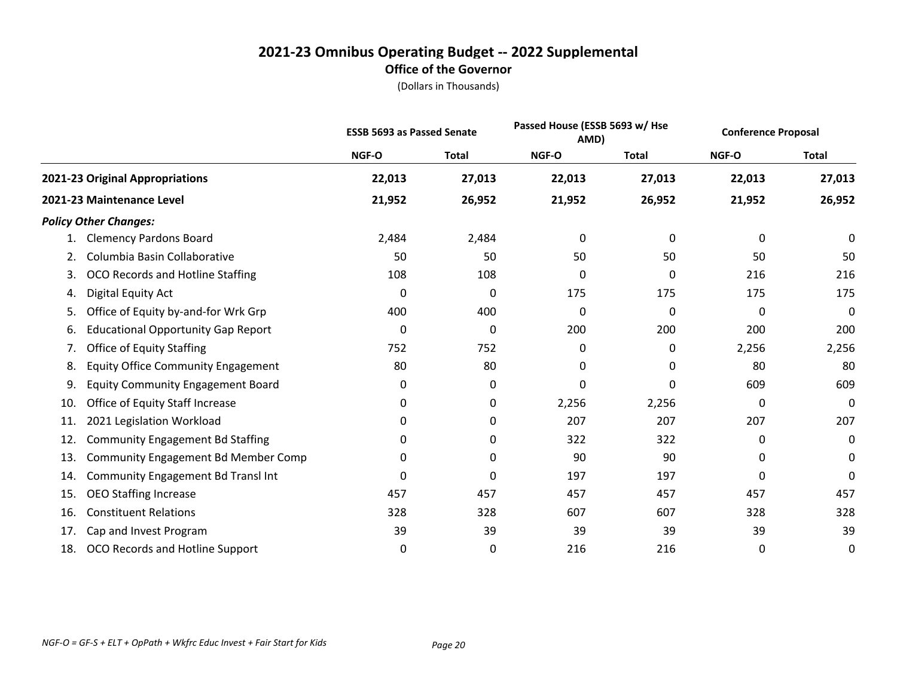# 2021-23 Omnibus Operating Budget -- 2022 Supplemental

## Office of the Governor

(Dollars in Thousands)

| | ESSB 5693 as Passed Senate | | Passed House (ESSB 5693 w/ Hse AMD) | | Conference Proposal | |
|---|---|---|---|---|---|---|
| | NGF-O | Total | NGF-O | Total | NGF-O | Total |
| **2021-23 Original Appropriations** | **22,013** | **27,013** | **22,013** | **27,013** | **22,013** | **27,013** |
| **2021-23 Maintenance Level** | **21,952** | **26,952** | **21,952** | **26,952** | **21,952** | **26,952** |
| ***Policy Other Changes:*** | | | | | | |
| 1. Clemency Pardons Board | 2,484 | 2,484 | 0 | 0 | 0 | 0 |
| 2. Columbia Basin Collaborative | 50 | 50 | 50 | 50 | 50 | 50 |
| 3. OCO Records and Hotline Staffing | 108 | 108 | 0 | 0 | 216 | 216 |
| 4. Digital Equity Act | 0 | 0 | 175 | 175 | 175 | 175 |
| 5. Office of Equity by-and-for Wrk Grp | 400 | 400 | 0 | 0 | 0 | 0 |
| 6. Educational Opportunity Gap Report | 0 | 0 | 200 | 200 | 200 | 200 |
| 7. Office of Equity Staffing | 752 | 752 | 0 | 0 | 2,256 | 2,256 |
| 8. Equity Office Community Engagement | 80 | 80 | 0 | 0 | 80 | 80 |
| 9. Equity Community Engagement Board | 0 | 0 | 0 | 0 | 609 | 609 |
| 10. Office of Equity Staff Increase | 0 | 0 | 2,256 | 2,256 | 0 | 0 |
| 11. 2021 Legislation Workload | 0 | 0 | 207 | 207 | 207 | 207 |
| 12. Community Engagement Bd Staffing | 0 | 0 | 322 | 322 | 0 | 0 |
| 13. Community Engagement Bd Member Comp | 0 | 0 | 90 | 90 | 0 | 0 |
| 14. Community Engagement Bd Transl Int | 0 | 0 | 197 | 197 | 0 | 0 |
| 15. OEO Staffing Increase | 457 | 457 | 457 | 457 | 457 | 457 |
| 16. Constituent Relations | 328 | 328 | 607 | 607 | 328 | 328 |
| 17. Cap and Invest Program | 39 | 39 | 39 | 39 | 39 | 39 |
| 18. OCO Records and Hotline Support | 0 | 0 | 216 | 216 | 0 | 0 |

*NGF-O = GF-S + ELT + OpPath + Wkfrc Educ Invest + Fair Start for Kids*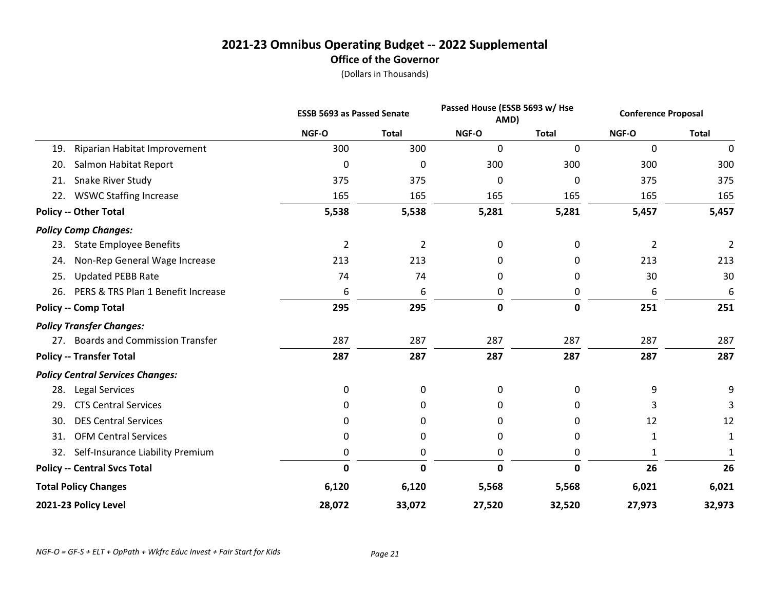# 2021-23 Omnibus Operating Budget -- 2022 Supplemental

## Office of the Governor

(Dollars in Thousands)

| | ESSB 5693 as Passed Senate | | Passed House (ESSB 5693 w/ Hse AMD) | | Conference Proposal | |
|---|---|---|---|---|---|---|
| | NGF-O | Total | NGF-O | Total | NGF-O | Total |
| 19. Riparian Habitat Improvement | 300 | 300 | 0 | 0 | 0 | 0 |
| 20. Salmon Habitat Report | 0 | 0 | 300 | 300 | 300 | 300 |
| 21. Snake River Study | 375 | 375 | 0 | 0 | 375 | 375 |
| 22. WSWC Staffing Increase | 165 | 165 | 165 | 165 | 165 | 165 |
| **Policy -- Other Total** | **5,538** | **5,538** | **5,281** | **5,281** | **5,457** | **5,457** |
| ***Policy Comp Changes:*** | | | | | | |
| 23. State Employee Benefits | 2 | 2 | 0 | 0 | 2 | 2 |
| 24. Non-Rep General Wage Increase | 213 | 213 | 0 | 0 | 213 | 213 |
| 25. Updated PEBB Rate | 74 | 74 | 0 | 0 | 30 | 30 |
| 26. PERS & TRS Plan 1 Benefit Increase | 6 | 6 | 0 | 0 | 6 | 6 |
| **Policy -- Comp Total** | **295** | **295** | **0** | **0** | **251** | **251** |
| ***Policy Transfer Changes:*** | | | | | | |
| 27. Boards and Commission Transfer | 287 | 287 | 287 | 287 | 287 | 287 |
| **Policy -- Transfer Total** | **287** | **287** | **287** | **287** | **287** | **287** |
| ***Policy Central Services Changes:*** | | | | | | |
| 28. Legal Services | 0 | 0 | 0 | 0 | 9 | 9 |
| 29. CTS Central Services | 0 | 0 | 0 | 0 | 3 | 3 |
| 30. DES Central Services | 0 | 0 | 0 | 0 | 12 | 12 |
| 31. OFM Central Services | 0 | 0 | 0 | 0 | 1 | 1 |
| 32. Self-Insurance Liability Premium | 0 | 0 | 0 | 0 | 1 | 1 |
| **Policy -- Central Svcs Total** | **0** | **0** | **0** | **0** | **26** | **26** |
| **Total Policy Changes** | **6,120** | **6,120** | **5,568** | **5,568** | **6,021** | **6,021** |
| **2021-23 Policy Level** | **28,072** | **33,072** | **27,520** | **32,520** | **27,973** | **32,973** |

*NGF-O = GF-S + ELT + OpPath + Wkfrc Educ Invest + Fair Start for Kids*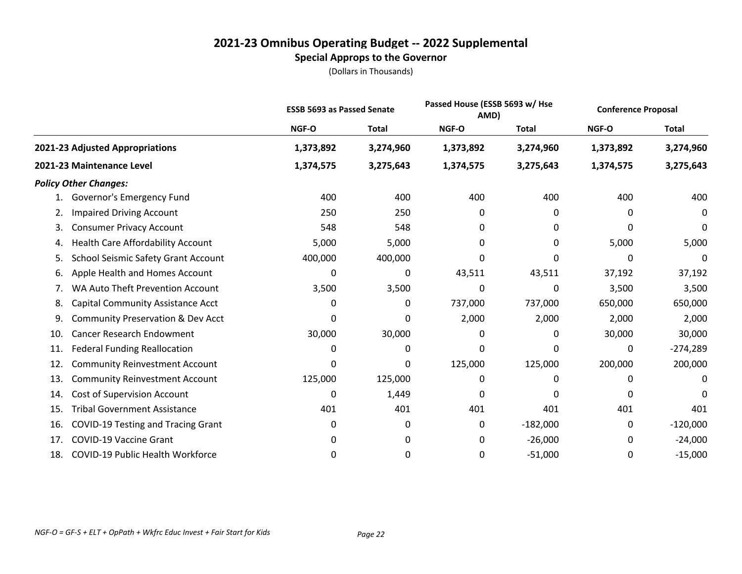# 2021-23 Omnibus Operating Budget -- 2022 Supplemental

## Special Approps to the Governor

(Dollars in Thousands)

| | ESSB 5693 as Passed Senate | | Passed House (ESSB 5693 w/ Hse AMD) | | Conference Proposal | |
|---|---|---|---|---|---|---|
| | NGF-O | Total | NGF-O | Total | NGF-O | Total |
| **2021-23 Adjusted Appropriations** | **1,373,892** | **3,274,960** | **1,373,892** | **3,274,960** | **1,373,892** | **3,274,960** |
| **2021-23 Maintenance Level** | **1,374,575** | **3,275,643** | **1,374,575** | **3,275,643** | **1,374,575** | **3,275,643** |
| ***Policy Other Changes:*** | | | | | | |
| 1. Governor's Emergency Fund | 400 | 400 | 400 | 400 | 400 | 400 |
| 2. Impaired Driving Account | 250 | 250 | 0 | 0 | 0 | 0 |
| 3. Consumer Privacy Account | 548 | 548 | 0 | 0 | 0 | 0 |
| 4. Health Care Affordability Account | 5,000 | 5,000 | 0 | 0 | 5,000 | 5,000 |
| 5. School Seismic Safety Grant Account | 400,000 | 400,000 | 0 | 0 | 0 | 0 |
| 6. Apple Health and Homes Account | 0 | 0 | 43,511 | 43,511 | 37,192 | 37,192 |
| 7. WA Auto Theft Prevention Account | 3,500 | 3,500 | 0 | 0 | 3,500 | 3,500 |
| 8. Capital Community Assistance Acct | 0 | 0 | 737,000 | 737,000 | 650,000 | 650,000 |
| 9. Community Preservation & Dev Acct | 0 | 0 | 2,000 | 2,000 | 2,000 | 2,000 |
| 10. Cancer Research Endowment | 30,000 | 30,000 | 0 | 0 | 30,000 | 30,000 |
| 11. Federal Funding Reallocation | 0 | 0 | 0 | 0 | 0 | -274,289 |
| 12. Community Reinvestment Account | 0 | 0 | 125,000 | 125,000 | 200,000 | 200,000 |
| 13. Community Reinvestment Account | 125,000 | 125,000 | 0 | 0 | 0 | 0 |
| 14. Cost of Supervision Account | 0 | 1,449 | 0 | 0 | 0 | 0 |
| 15. Tribal Government Assistance | 401 | 401 | 401 | 401 | 401 | 401 |
| 16. COVID-19 Testing and Tracing Grant | 0 | 0 | 0 | -182,000 | 0 | -120,000 |
| 17. COVID-19 Vaccine Grant | 0 | 0 | 0 | -26,000 | 0 | -24,000 |
| 18. COVID-19 Public Health Workforce | 0 | 0 | 0 | -51,000 | 0 | -15,000 |

*NGF-O = GF-S + ELT + OpPath + Wkfrc Educ Invest + Fair Start for Kids*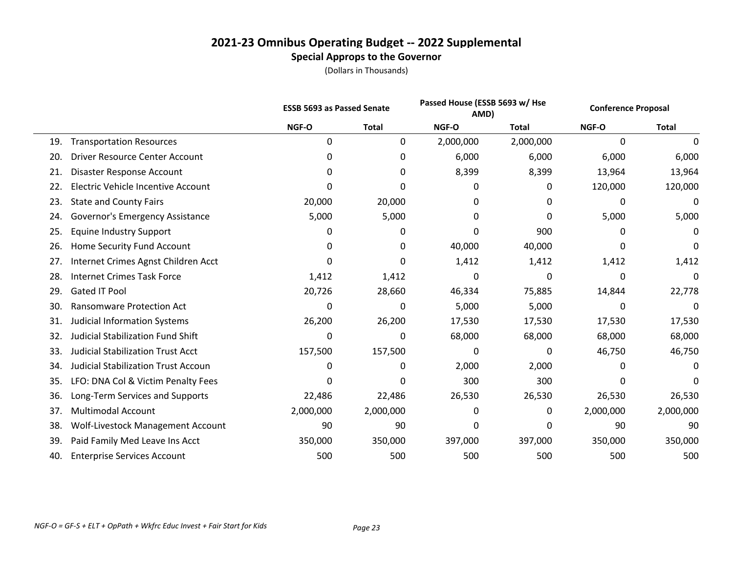# 2021-23 Omnibus Operating Budget -- 2022 Supplemental

## Special Approps to the Governor

(Dollars in Thousands)

| | | ESSB 5693 as Passed Senate | | Passed House (ESSB 5693 w/ Hse AMD) | | Conference Proposal | |
|---|---|---|---|---|---|---|---|
| | | NGF-O | Total | NGF-O | Total | NGF-O | Total |
| 19. | Transportation Resources | 0 | 0 | 2,000,000 | 2,000,000 | 0 | 0 |
| 20. | Driver Resource Center Account | 0 | 0 | 6,000 | 6,000 | 6,000 | 6,000 |
| 21. | Disaster Response Account | 0 | 0 | 8,399 | 8,399 | 13,964 | 13,964 |
| 22. | Electric Vehicle Incentive Account | 0 | 0 | 0 | 0 | 120,000 | 120,000 |
| 23. | State and County Fairs | 20,000 | 20,000 | 0 | 0 | 0 | 0 |
| 24. | Governor's Emergency Assistance | 5,000 | 5,000 | 0 | 0 | 5,000 | 5,000 |
| 25. | Equine Industry Support | 0 | 0 | 0 | 900 | 0 | 0 |
| 26. | Home Security Fund Account | 0 | 0 | 40,000 | 40,000 | 0 | 0 |
| 27. | Internet Crimes Agnst Children Acct | 0 | 0 | 1,412 | 1,412 | 1,412 | 1,412 |
| 28. | Internet Crimes Task Force | 1,412 | 1,412 | 0 | 0 | 0 | 0 |
| 29. | Gated IT Pool | 20,726 | 28,660 | 46,334 | 75,885 | 14,844 | 22,778 |
| 30. | Ransomware Protection Act | 0 | 0 | 5,000 | 5,000 | 0 | 0 |
| 31. | Judicial Information Systems | 26,200 | 26,200 | 17,530 | 17,530 | 17,530 | 17,530 |
| 32. | Judicial Stabilization Fund Shift | 0 | 0 | 68,000 | 68,000 | 68,000 | 68,000 |
| 33. | Judicial Stabilization Trust Acct | 157,500 | 157,500 | 0 | 0 | 46,750 | 46,750 |
| 34. | Judicial Stabilization Trust Accoun | 0 | 0 | 2,000 | 2,000 | 0 | 0 |
| 35. | LFO: DNA Col & Victim Penalty Fees | 0 | 0 | 300 | 300 | 0 | 0 |
| 36. | Long-Term Services and Supports | 22,486 | 22,486 | 26,530 | 26,530 | 26,530 | 26,530 |
| 37. | Multimodal Account | 2,000,000 | 2,000,000 | 0 | 0 | 2,000,000 | 2,000,000 |
| 38. | Wolf-Livestock Management Account | 90 | 90 | 0 | 0 | 90 | 90 |
| 39. | Paid Family Med Leave Ins Acct | 350,000 | 350,000 | 397,000 | 397,000 | 350,000 | 350,000 |
| 40. | Enterprise Services Account | 500 | 500 | 500 | 500 | 500 | 500 |

*NGF-O = GF-S + ELT + OpPath + Wkfrc Educ Invest + Fair Start for Kids*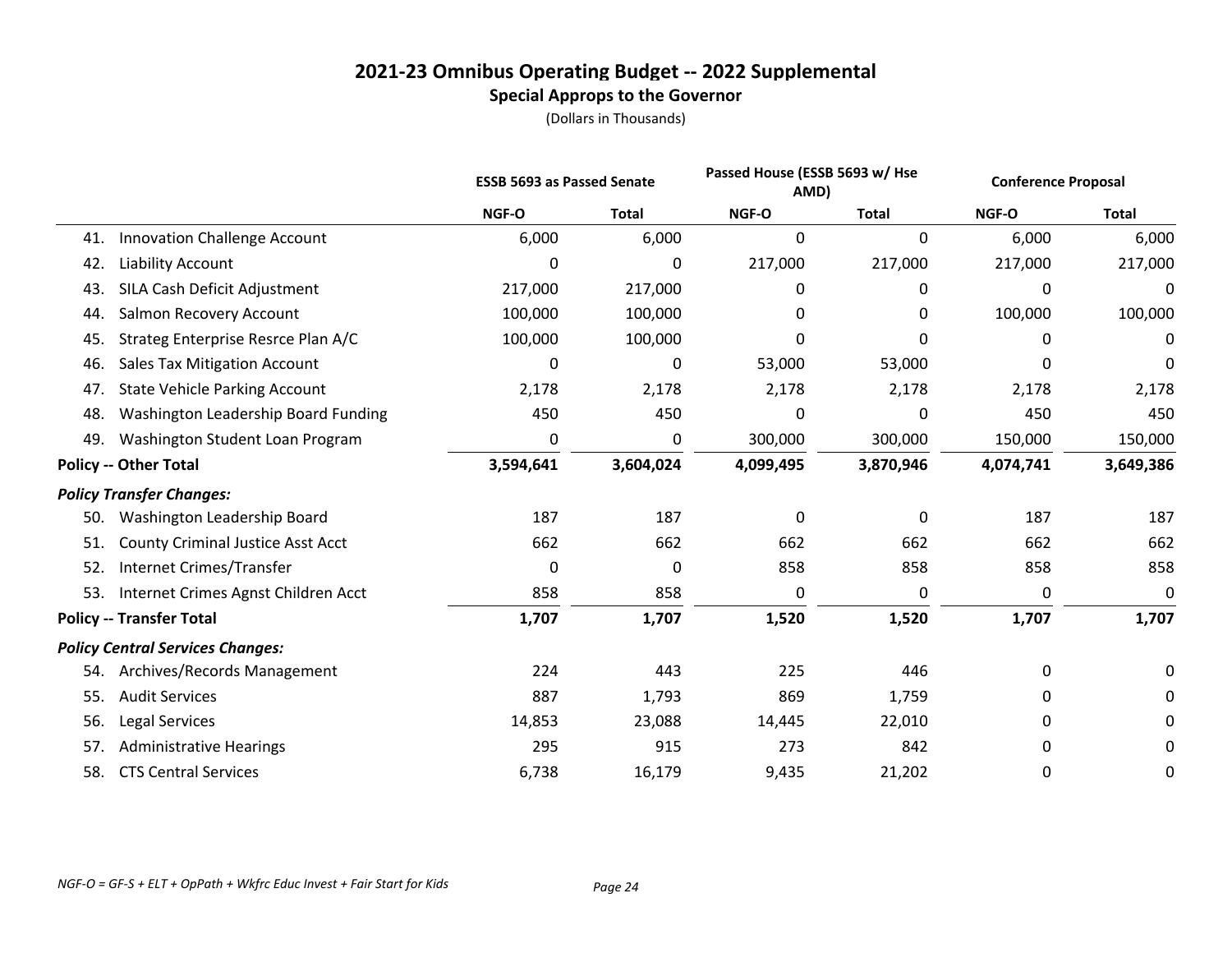# 2021-23 Omnibus Operating Budget -- 2022 Supplemental

## Special Approps to the Governor

(Dollars in Thousands)

| | ESSB 5693 as Passed Senate | | Passed House (ESSB 5693 w/ Hse AMD) | | Conference Proposal | |
|---|---|---|---|---|---|---|
| | NGF-O | Total | NGF-O | Total | NGF-O | Total |
| 41. Innovation Challenge Account | 6,000 | 6,000 | 0 | 0 | 6,000 | 6,000 |
| 42. Liability Account | 0 | 0 | 217,000 | 217,000 | 217,000 | 217,000 |
| 43. SILA Cash Deficit Adjustment | 217,000 | 217,000 | 0 | 0 | 0 | 0 |
| 44. Salmon Recovery Account | 100,000 | 100,000 | 0 | 0 | 100,000 | 100,000 |
| 45. Strateg Enterprise Resrce Plan A/C | 100,000 | 100,000 | 0 | 0 | 0 | 0 |
| 46. Sales Tax Mitigation Account | 0 | 0 | 53,000 | 53,000 | 0 | 0 |
| 47. State Vehicle Parking Account | 2,178 | 2,178 | 2,178 | 2,178 | 2,178 | 2,178 |
| 48. Washington Leadership Board Funding | 450 | 450 | 0 | 0 | 450 | 450 |
| 49. Washington Student Loan Program | 0 | 0 | 300,000 | 300,000 | 150,000 | 150,000 |
| **Policy -- Other Total** | **3,594,641** | **3,604,024** | **4,099,495** | **3,870,946** | **4,074,741** | **3,649,386** |
| ***Policy Transfer Changes:*** | | | | | | |
| 50. Washington Leadership Board | 187 | 187 | 0 | 0 | 187 | 187 |
| 51. County Criminal Justice Asst Acct | 662 | 662 | 662 | 662 | 662 | 662 |
| 52. Internet Crimes/Transfer | 0 | 0 | 858 | 858 | 858 | 858 |
| 53. Internet Crimes Agnst Children Acct | 858 | 858 | 0 | 0 | 0 | 0 |
| **Policy -- Transfer Total** | **1,707** | **1,707** | **1,520** | **1,520** | **1,707** | **1,707** |
| ***Policy Central Services Changes:*** | | | | | | |
| 54. Archives/Records Management | 224 | 443 | 225 | 446 | 0 | 0 |
| 55. Audit Services | 887 | 1,793 | 869 | 1,759 | 0 | 0 |
| 56. Legal Services | 14,853 | 23,088 | 14,445 | 22,010 | 0 | 0 |
| 57. Administrative Hearings | 295 | 915 | 273 | 842 | 0 | 0 |
| 58. CTS Central Services | 6,738 | 16,179 | 9,435 | 21,202 | 0 | 0 |

*NGF-O = GF-S + ELT + OpPath + Wkfrc Educ Invest + Fair Start for Kids*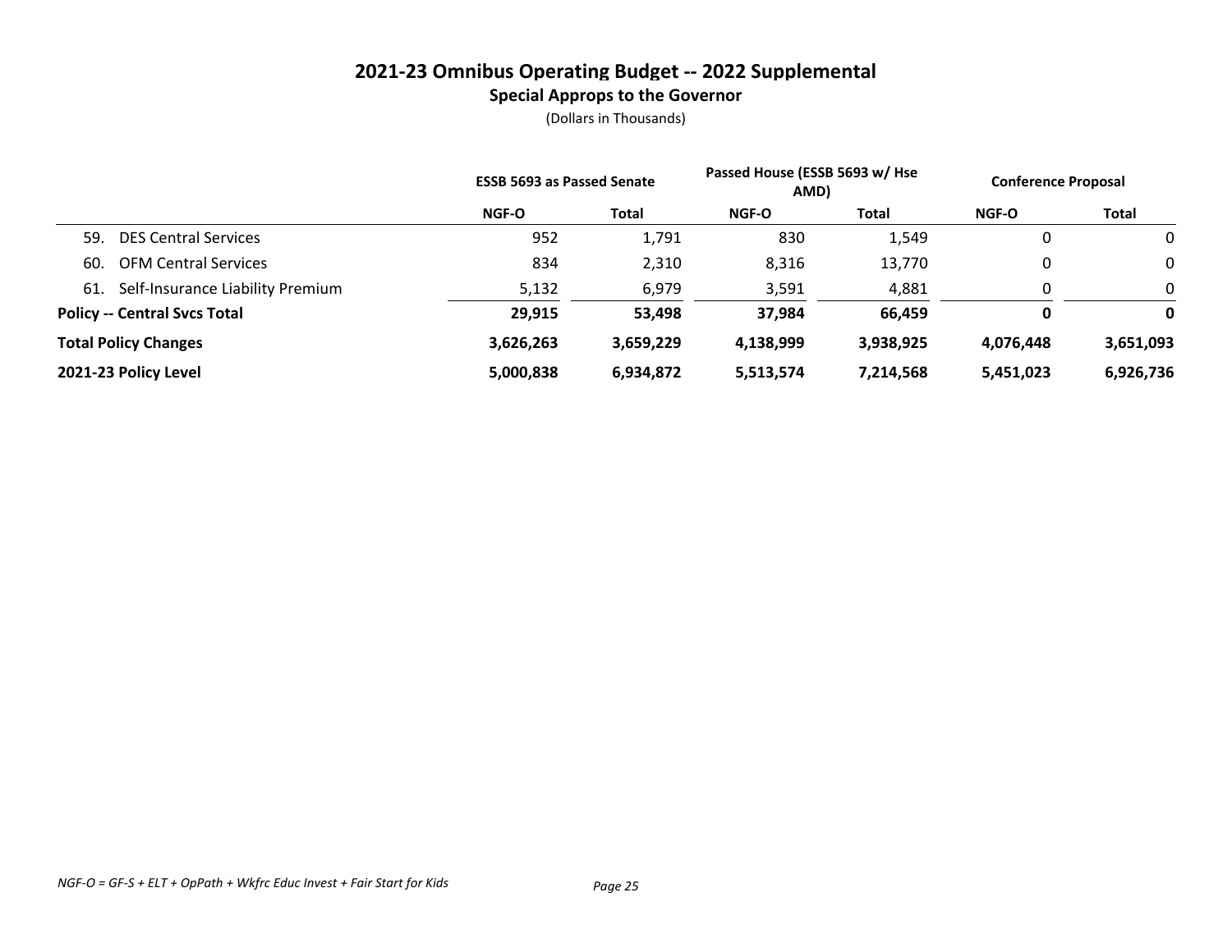# 2021-23 Omnibus Operating Budget -- 2022 Supplemental

## Special Approps to the Governor

(Dollars in Thousands)

| | ESSB 5693 as Passed Senate | | Passed House (ESSB 5693 w/ Hse AMD) | | Conference Proposal | |
|---|---|---|---|---|---|---|
| | NGF-O | Total | NGF-O | Total | NGF-O | Total |
| 59. DES Central Services | 952 | 1,791 | 830 | 1,549 | 0 | 0 |
| 60. OFM Central Services | 834 | 2,310 | 8,316 | 13,770 | 0 | 0 |
| 61. Self-Insurance Liability Premium | 5,132 | 6,979 | 3,591 | 4,881 | 0 | 0 |
| **Policy -- Central Svcs Total** | **29,915** | **53,498** | **37,984** | **66,459** | **0** | **0** |
| **Total Policy Changes** | **3,626,263** | **3,659,229** | **4,138,999** | **3,938,925** | **4,076,448** | **3,651,093** |
| **2021-23 Policy Level** | **5,000,838** | **6,934,872** | **5,513,574** | **7,214,568** | **5,451,023** | **6,926,736** |

*NGF-O = GF-S + ELT + OpPath + Wkfrc Educ Invest + Fair Start for Kids*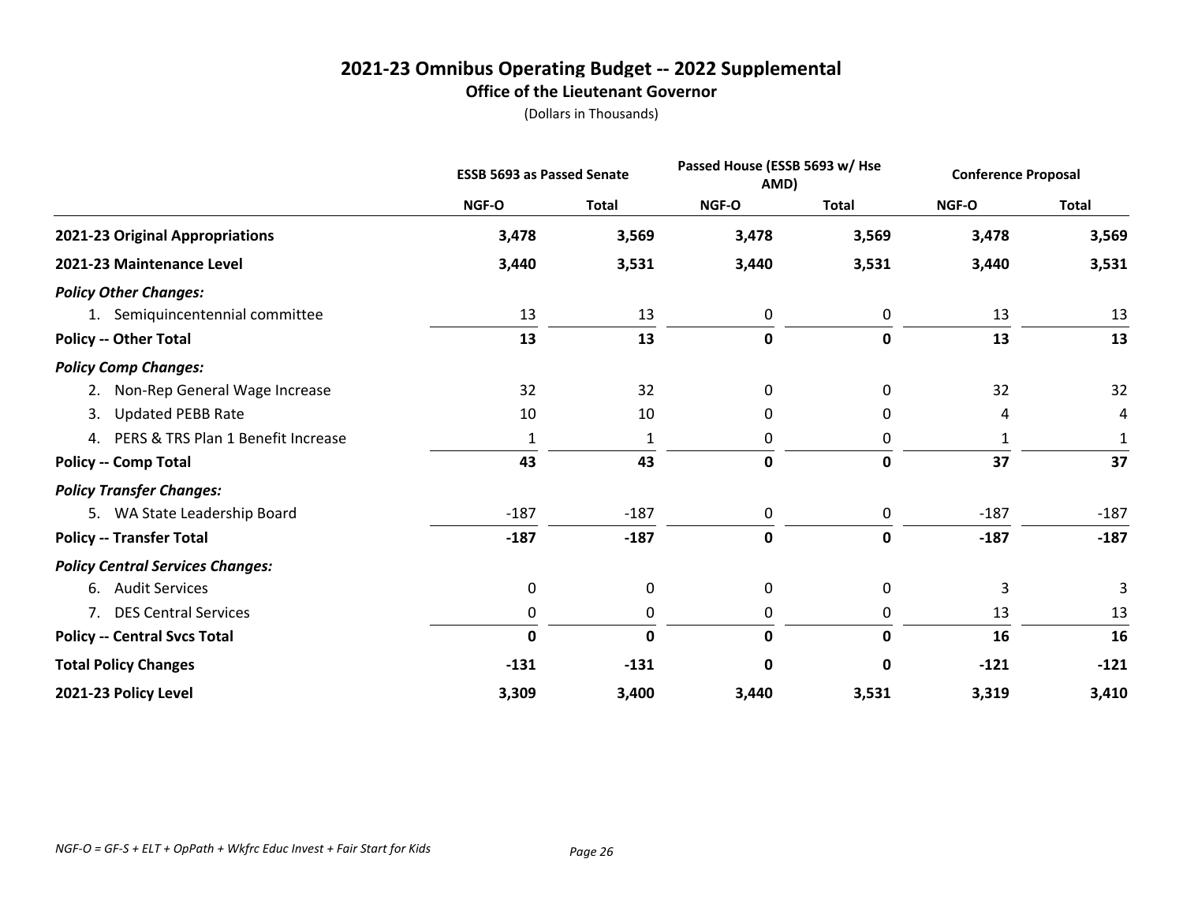# 2021-23 Omnibus Operating Budget -- 2022 Supplemental

## Office of the Lieutenant Governor

(Dollars in Thousands)

| | ESSB 5693 as Passed Senate | | Passed House (ESSB 5693 w/ Hse AMD) | | Conference Proposal | |
|---|---|---|---|---|---|---|
| | NGF-O | Total | NGF-O | Total | NGF-O | Total |
| **2021-23 Original Appropriations** | **3,478** | **3,569** | **3,478** | **3,569** | **3,478** | **3,569** |
| **2021-23 Maintenance Level** | **3,440** | **3,531** | **3,440** | **3,531** | **3,440** | **3,531** |
| ***Policy Other Changes:*** | | | | | | |
| 1. Semiquincentennial committee | 13 | 13 | 0 | 0 | 13 | 13 |
| **Policy -- Other Total** | **13** | **13** | **0** | **0** | **13** | **13** |
| ***Policy Comp Changes:*** | | | | | | |
| 2. Non-Rep General Wage Increase | 32 | 32 | 0 | 0 | 32 | 32 |
| 3. Updated PEBB Rate | 10 | 10 | 0 | 0 | 4 | 4 |
| 4. PERS & TRS Plan 1 Benefit Increase | 1 | 1 | 0 | 0 | 1 | 1 |
| **Policy -- Comp Total** | **43** | **43** | **0** | **0** | **37** | **37** |
| ***Policy Transfer Changes:*** | | | | | | |
| 5. WA State Leadership Board | -187 | -187 | 0 | 0 | -187 | -187 |
| **Policy -- Transfer Total** | **-187** | **-187** | **0** | **0** | **-187** | **-187** |
| ***Policy Central Services Changes:*** | | | | | | |
| 6. Audit Services | 0 | 0 | 0 | 0 | 3 | 3 |
| 7. DES Central Services | 0 | 0 | 0 | 0 | 13 | 13 |
| **Policy -- Central Svcs Total** | **0** | **0** | **0** | **0** | **16** | **16** |
| **Total Policy Changes** | **-131** | **-131** | **0** | **0** | **-121** | **-121** |
| **2021-23 Policy Level** | **3,309** | **3,400** | **3,440** | **3,531** | **3,319** | **3,410** |

*NGF-O = GF-S + ELT + OpPath + Wkfrc Educ Invest + Fair Start for Kids*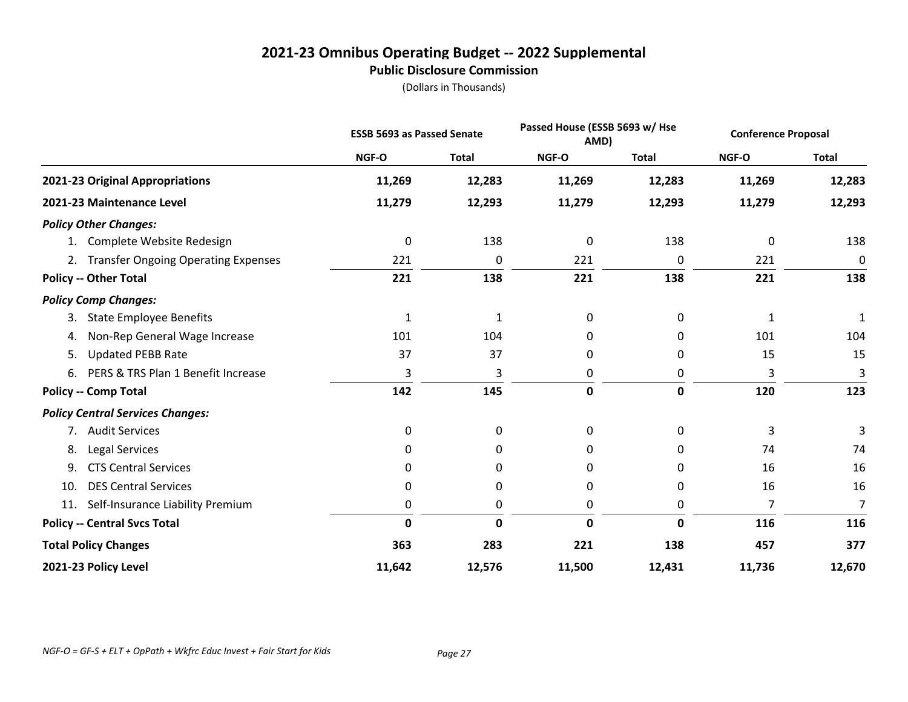# 2021-23 Omnibus Operating Budget -- 2022 Supplemental

## Public Disclosure Commission

(Dollars in Thousands)

| | ESSB 5693 as Passed Senate | | Passed House (ESSB 5693 w/ Hse AMD) | | Conference Proposal | |
|---|---|---|---|---|---|---|
| | NGF-O | Total | NGF-O | Total | NGF-O | Total |
| **2021-23 Original Appropriations** | **11,269** | **12,283** | **11,269** | **12,283** | **11,269** | **12,283** |
| **2021-23 Maintenance Level** | **11,279** | **12,293** | **11,279** | **12,293** | **11,279** | **12,293** |
| ***Policy Other Changes:*** | | | | | | |
| 1. Complete Website Redesign | 0 | 138 | 0 | 138 | 0 | 138 |
| 2. Transfer Ongoing Operating Expenses | 221 | 0 | 221 | 0 | 221 | 0 |
| **Policy -- Other Total** | **221** | **138** | **221** | **138** | **221** | **138** |
| ***Policy Comp Changes:*** | | | | | | |
| 3. State Employee Benefits | 1 | 1 | 0 | 0 | 1 | 1 |
| 4. Non-Rep General Wage Increase | 101 | 104 | 0 | 0 | 101 | 104 |
| 5. Updated PEBB Rate | 37 | 37 | 0 | 0 | 15 | 15 |
| 6. PERS & TRS Plan 1 Benefit Increase | 3 | 3 | 0 | 0 | 3 | 3 |
| **Policy -- Comp Total** | **142** | **145** | **0** | **0** | **120** | **123** |
| ***Policy Central Services Changes:*** | | | | | | |
| 7. Audit Services | 0 | 0 | 0 | 0 | 3 | 3 |
| 8. Legal Services | 0 | 0 | 0 | 0 | 74 | 74 |
| 9. CTS Central Services | 0 | 0 | 0 | 0 | 16 | 16 |
| 10. DES Central Services | 0 | 0 | 0 | 0 | 16 | 16 |
| 11. Self-Insurance Liability Premium | 0 | 0 | 0 | 0 | 7 | 7 |
| **Policy -- Central Svcs Total** | **0** | **0** | **0** | **0** | **116** | **116** |
| **Total Policy Changes** | **363** | **283** | **221** | **138** | **457** | **377** |
| **2021-23 Policy Level** | **11,642** | **12,576** | **11,500** | **12,431** | **11,736** | **12,670** |

*NGF-O = GF-S + ELT + OpPath + Wkfrc Educ Invest + Fair Start for Kids*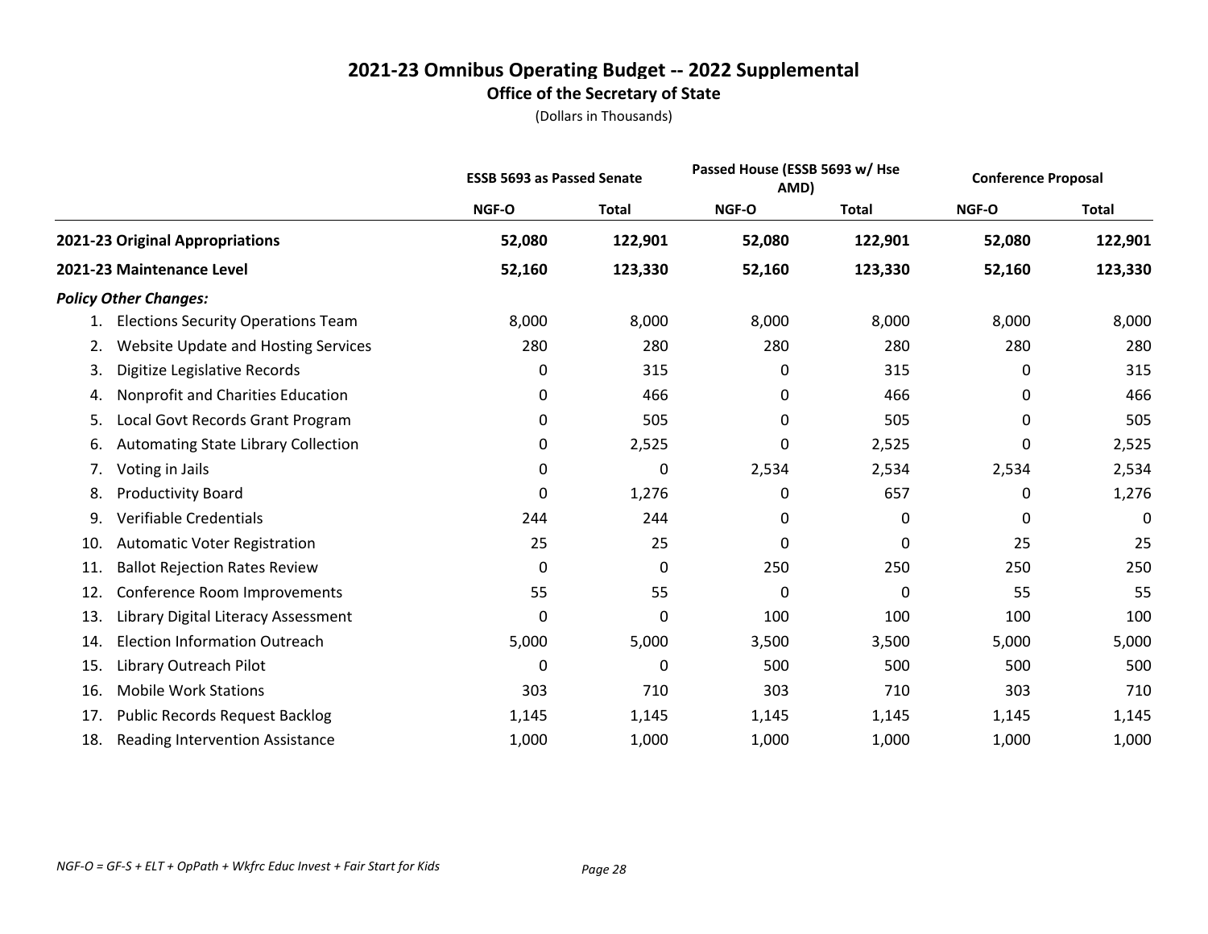# 2021-23 Omnibus Operating Budget -- 2022 Supplemental

## Office of the Secretary of State

(Dollars in Thousands)

| | ESSB 5693 as Passed Senate | | Passed House (ESSB 5693 w/ Hse AMD) | | Conference Proposal | |
|---|---|---|---|---|---|---|
| | NGF-O | Total | NGF-O | Total | NGF-O | Total |
| **2021-23 Original Appropriations** | **52,080** | **122,901** | **52,080** | **122,901** | **52,080** | **122,901** |
| **2021-23 Maintenance Level** | **52,160** | **123,330** | **52,160** | **123,330** | **52,160** | **123,330** |
| ***Policy Other Changes:*** | | | | | | |
| 1. Elections Security Operations Team | 8,000 | 8,000 | 8,000 | 8,000 | 8,000 | 8,000 |
| 2. Website Update and Hosting Services | 280 | 280 | 280 | 280 | 280 | 280 |
| 3. Digitize Legislative Records | 0 | 315 | 0 | 315 | 0 | 315 |
| 4. Nonprofit and Charities Education | 0 | 466 | 0 | 466 | 0 | 466 |
| 5. Local Govt Records Grant Program | 0 | 505 | 0 | 505 | 0 | 505 |
| 6. Automating State Library Collection | 0 | 2,525 | 0 | 2,525 | 0 | 2,525 |
| 7. Voting in Jails | 0 | 0 | 2,534 | 2,534 | 2,534 | 2,534 |
| 8. Productivity Board | 0 | 1,276 | 0 | 657 | 0 | 1,276 |
| 9. Verifiable Credentials | 244 | 244 | 0 | 0 | 0 | 0 |
| 10. Automatic Voter Registration | 25 | 25 | 0 | 0 | 25 | 25 |
| 11. Ballot Rejection Rates Review | 0 | 0 | 250 | 250 | 250 | 250 |
| 12. Conference Room Improvements | 55 | 55 | 0 | 0 | 55 | 55 |
| 13. Library Digital Literacy Assessment | 0 | 0 | 100 | 100 | 100 | 100 |
| 14. Election Information Outreach | 5,000 | 5,000 | 3,500 | 3,500 | 5,000 | 5,000 |
| 15. Library Outreach Pilot | 0 | 0 | 500 | 500 | 500 | 500 |
| 16. Mobile Work Stations | 303 | 710 | 303 | 710 | 303 | 710 |
| 17. Public Records Request Backlog | 1,145 | 1,145 | 1,145 | 1,145 | 1,145 | 1,145 |
| 18. Reading Intervention Assistance | 1,000 | 1,000 | 1,000 | 1,000 | 1,000 | 1,000 |

*NGF-O = GF-S + ELT + OpPath + Wkfrc Educ Invest + Fair Start for Kids*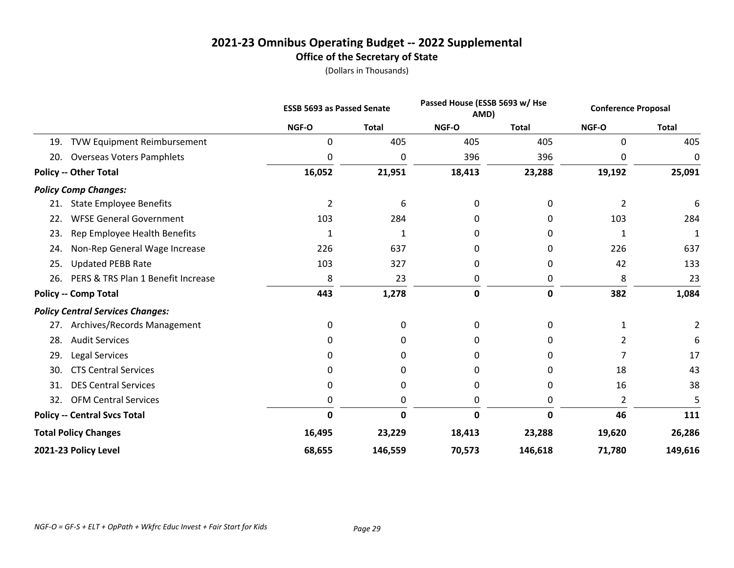## 2021-23 Omnibus Operating Budget -- 2022 Supplemental
### Office of the Secretary of State
(Dollars in Thousands)

| | ESSB 5693 as Passed Senate | | Passed House (ESSB 5693 w/ Hse AMD) | | Conference Proposal | |
|---|---|---|---|---|---|---|
| | NGF-O | Total | NGF-O | Total | NGF-O | Total |
| 19. TVW Equipment Reimbursement | 0 | 405 | 405 | 405 | 0 | 405 |
| 20. Overseas Voters Pamphlets | 0 | 0 | 396 | 396 | 0 | 0 |
| **Policy -- Other Total** | **16,052** | **21,951** | **18,413** | **23,288** | **19,192** | **25,091** |
| ***Policy Comp Changes:*** | | | | | | |
| 21. State Employee Benefits | 2 | 6 | 0 | 0 | 2 | 6 |
| 22. WFSE General Government | 103 | 284 | 0 | 0 | 103 | 284 |
| 23. Rep Employee Health Benefits | 1 | 1 | 0 | 0 | 1 | 1 |
| 24. Non-Rep General Wage Increase | 226 | 637 | 0 | 0 | 226 | 637 |
| 25. Updated PEBB Rate | 103 | 327 | 0 | 0 | 42 | 133 |
| 26. PERS & TRS Plan 1 Benefit Increase | 8 | 23 | 0 | 0 | 8 | 23 |
| **Policy -- Comp Total** | **443** | **1,278** | **0** | **0** | **382** | **1,084** |
| ***Policy Central Services Changes:*** | | | | | | |
| 27. Archives/Records Management | 0 | 0 | 0 | 0 | 1 | 2 |
| 28. Audit Services | 0 | 0 | 0 | 0 | 2 | 6 |
| 29. Legal Services | 0 | 0 | 0 | 0 | 7 | 17 |
| 30. CTS Central Services | 0 | 0 | 0 | 0 | 18 | 43 |
| 31. DES Central Services | 0 | 0 | 0 | 0 | 16 | 38 |
| 32. OFM Central Services | 0 | 0 | 0 | 0 | 2 | 5 |
| **Policy -- Central Svcs Total** | **0** | **0** | **0** | **0** | **46** | **111** |
| **Total Policy Changes** | **16,495** | **23,229** | **18,413** | **23,288** | **19,620** | **26,286** |
| **2021-23 Policy Level** | **68,655** | **146,559** | **70,573** | **146,618** | **71,780** | **149,616** |

*NGF-O = GF-S + ELT + OpPath + Wkfrc Educ Invest + Fair Start for Kids*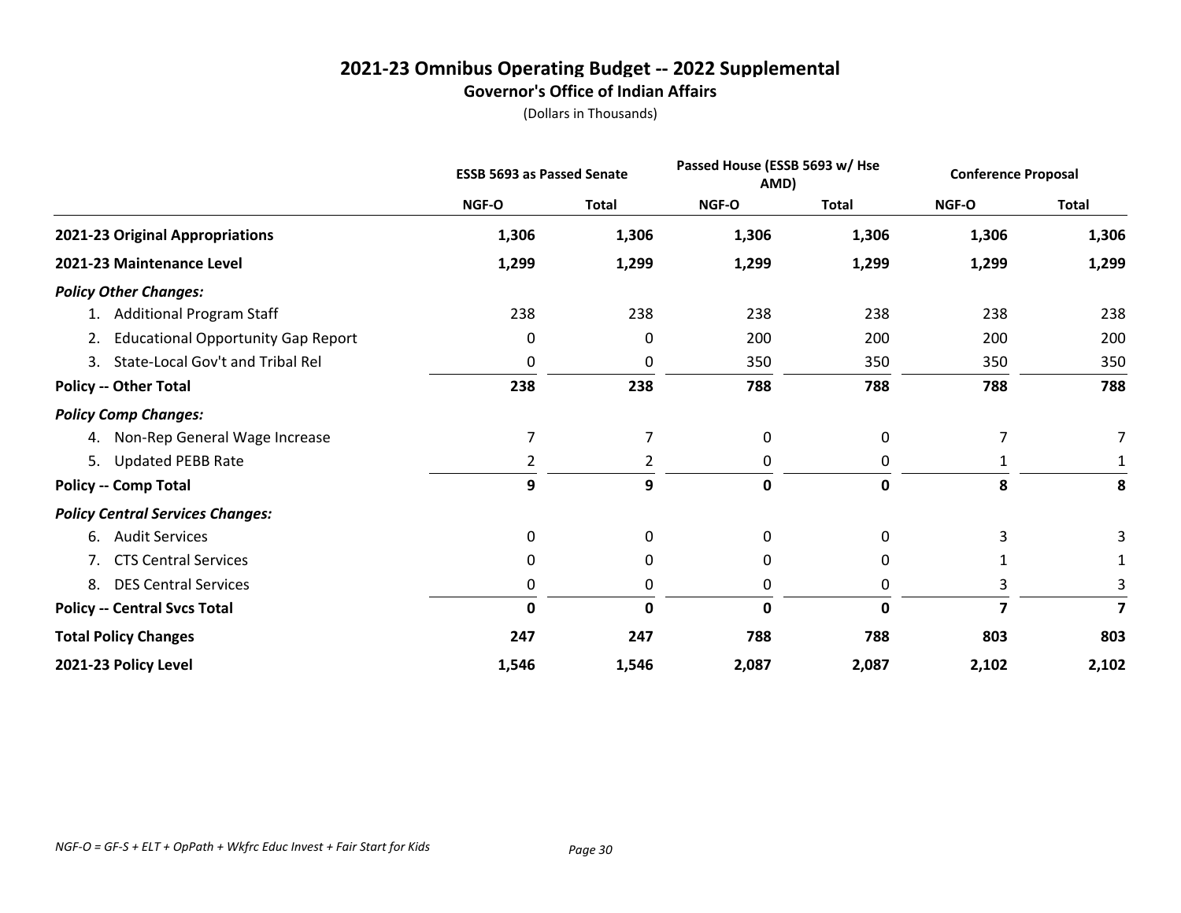# 2021-23 Omnibus Operating Budget -- 2022 Supplemental

## Governor's Office of Indian Affairs

(Dollars in Thousands)

| | ESSB 5693 as Passed Senate | | Passed House (ESSB 5693 w/ Hse AMD) | | Conference Proposal | |
|---|---|---|---|---|---|---|
| | NGF-O | Total | NGF-O | Total | NGF-O | Total |
| **2021-23 Original Appropriations** | **1,306** | **1,306** | **1,306** | **1,306** | **1,306** | **1,306** |
| **2021-23 Maintenance Level** | **1,299** | **1,299** | **1,299** | **1,299** | **1,299** | **1,299** |
| ***Policy Other Changes:*** | | | | | | |
| 1. Additional Program Staff | 238 | 238 | 238 | 238 | 238 | 238 |
| 2. Educational Opportunity Gap Report | 0 | 0 | 200 | 200 | 200 | 200 |
| 3. State-Local Gov't and Tribal Rel | 0 | 0 | 350 | 350 | 350 | 350 |
| **Policy -- Other Total** | **238** | **238** | **788** | **788** | **788** | **788** |
| ***Policy Comp Changes:*** | | | | | | |
| 4. Non-Rep General Wage Increase | 7 | 7 | 0 | 0 | 7 | 7 |
| 5. Updated PEBB Rate | 2 | 2 | 0 | 0 | 1 | 1 |
| **Policy -- Comp Total** | **9** | **9** | **0** | **0** | **8** | **8** |
| ***Policy Central Services Changes:*** | | | | | | |
| 6. Audit Services | 0 | 0 | 0 | 0 | 3 | 3 |
| 7. CTS Central Services | 0 | 0 | 0 | 0 | 1 | 1 |
| 8. DES Central Services | 0 | 0 | 0 | 0 | 3 | 3 |
| **Policy -- Central Svcs Total** | **0** | **0** | **0** | **0** | **7** | **7** |
| **Total Policy Changes** | **247** | **247** | **788** | **788** | **803** | **803** |
| **2021-23 Policy Level** | **1,546** | **1,546** | **2,087** | **2,087** | **2,102** | **2,102** |

*NGF-O = GF-S + ELT + OpPath + Wkfrc Educ Invest + Fair Start for Kids*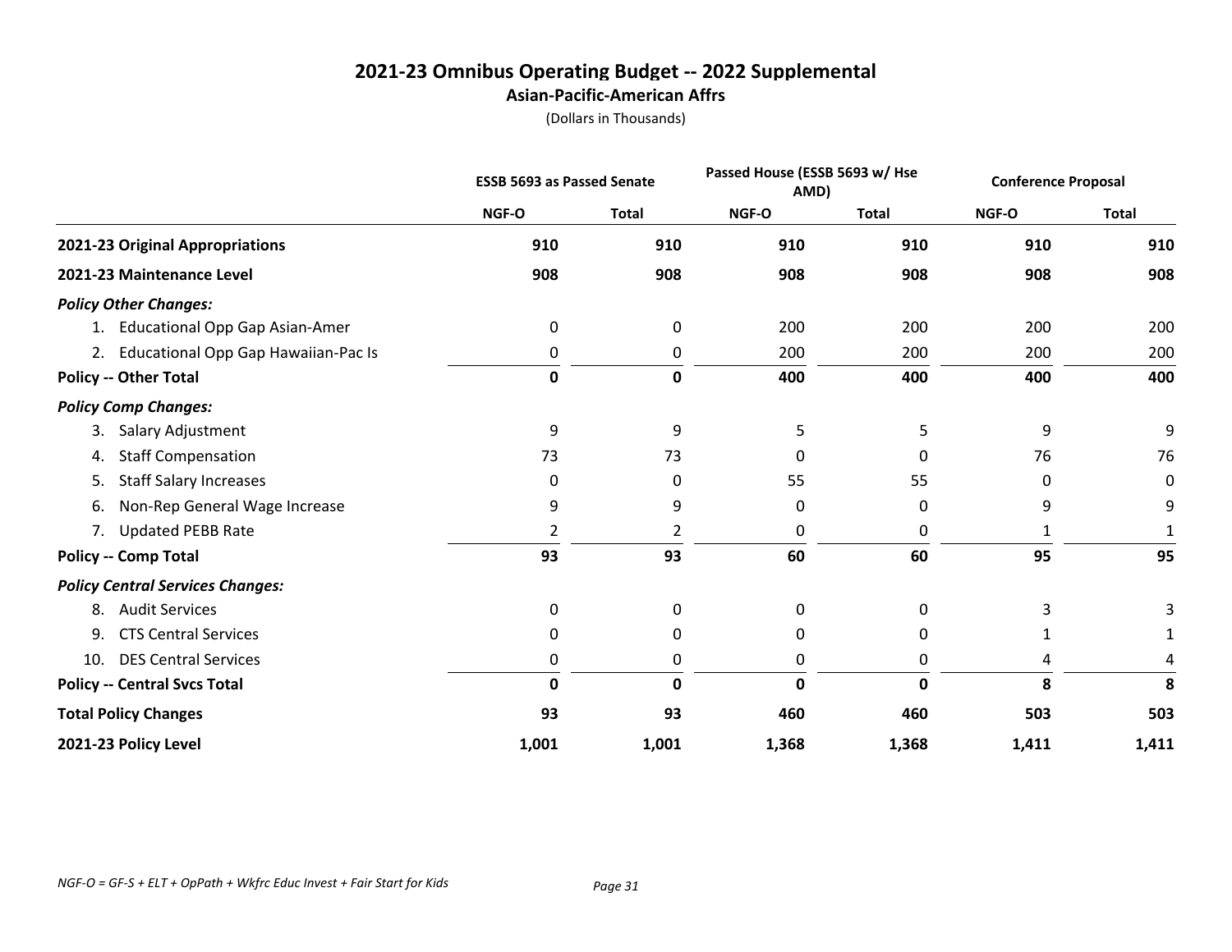# 2021-23 Omnibus Operating Budget -- 2022 Supplemental

## Asian-Pacific-American Affrs

(Dollars in Thousands)

| | ESSB 5693 as Passed Senate | | Passed House (ESSB 5693 w/ Hse AMD) | | Conference Proposal | |
|---|---|---|---|---|---|---|
| | NGF-O | Total | NGF-O | Total | NGF-O | Total |
| **2021-23 Original Appropriations** | **910** | **910** | **910** | **910** | **910** | **910** |
| **2021-23 Maintenance Level** | **908** | **908** | **908** | **908** | **908** | **908** |
| ***Policy Other Changes:*** | | | | | | |
| 1. Educational Opp Gap Asian-Amer | 0 | 0 | 200 | 200 | 200 | 200 |
| 2. Educational Opp Gap Hawaiian-Pac Is | 0 | 0 | 200 | 200 | 200 | 200 |
| **Policy -- Other Total** | **0** | **0** | **400** | **400** | **400** | **400** |
| ***Policy Comp Changes:*** | | | | | | |
| 3. Salary Adjustment | 9 | 9 | 5 | 5 | 9 | 9 |
| 4. Staff Compensation | 73 | 73 | 0 | 0 | 76 | 76 |
| 5. Staff Salary Increases | 0 | 0 | 55 | 55 | 0 | 0 |
| 6. Non-Rep General Wage Increase | 9 | 9 | 0 | 0 | 9 | 9 |
| 7. Updated PEBB Rate | 2 | 2 | 0 | 0 | 1 | 1 |
| **Policy -- Comp Total** | **93** | **93** | **60** | **60** | **95** | **95** |
| ***Policy Central Services Changes:*** | | | | | | |
| 8. Audit Services | 0 | 0 | 0 | 0 | 3 | 3 |
| 9. CTS Central Services | 0 | 0 | 0 | 0 | 1 | 1 |
| 10. DES Central Services | 0 | 0 | 0 | 0 | 4 | 4 |
| **Policy -- Central Svcs Total** | **0** | **0** | **0** | **0** | **8** | **8** |
| **Total Policy Changes** | **93** | **93** | **460** | **460** | **503** | **503** |
| **2021-23 Policy Level** | **1,001** | **1,001** | **1,368** | **1,368** | **1,411** | **1,411** |

*NGF-O = GF-S + ELT + OpPath + Wkfrc Educ Invest + Fair Start for Kids*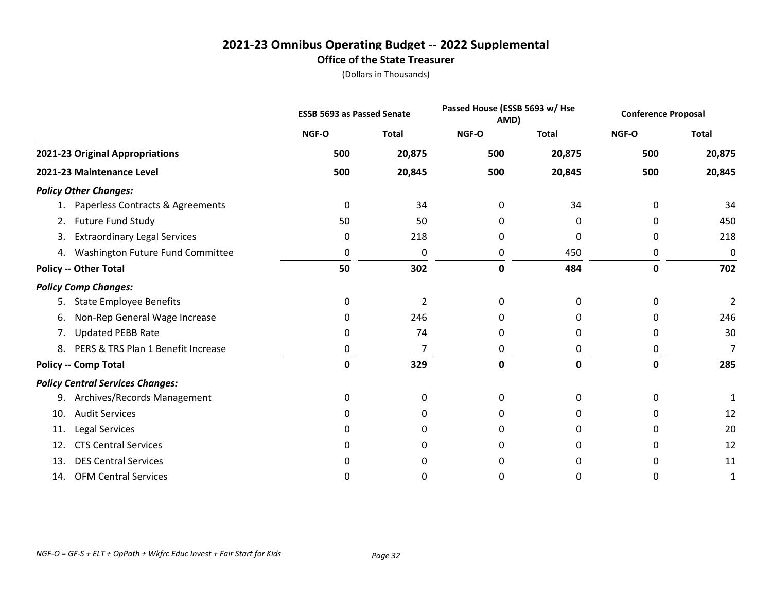# 2021-23 Omnibus Operating Budget -- 2022 Supplemental

## Office of the State Treasurer

(Dollars in Thousands)

| | ESSB 5693 as Passed Senate | | Passed House (ESSB 5693 w/ Hse AMD) | | Conference Proposal | |
|---|---|---|---|---|---|---|
| | NGF-O | Total | NGF-O | Total | NGF-O | Total |
| **2021-23 Original Appropriations** | **500** | **20,875** | **500** | **20,875** | **500** | **20,875** |
| **2021-23 Maintenance Level** | **500** | **20,845** | **500** | **20,845** | **500** | **20,845** |
| ***Policy Other Changes:*** | | | | | | |
| 1. Paperless Contracts & Agreements | 0 | 34 | 0 | 34 | 0 | 34 |
| 2. Future Fund Study | 50 | 50 | 0 | 0 | 0 | 450 |
| 3. Extraordinary Legal Services | 0 | 218 | 0 | 0 | 0 | 218 |
| 4. Washington Future Fund Committee | 0 | 0 | 0 | 450 | 0 | 0 |
| **Policy -- Other Total** | **50** | **302** | **0** | **484** | **0** | **702** |
| ***Policy Comp Changes:*** | | | | | | |
| 5. State Employee Benefits | 0 | 2 | 0 | 0 | 0 | 2 |
| 6. Non-Rep General Wage Increase | 0 | 246 | 0 | 0 | 0 | 246 |
| 7. Updated PEBB Rate | 0 | 74 | 0 | 0 | 0 | 30 |
| 8. PERS & TRS Plan 1 Benefit Increase | 0 | 7 | 0 | 0 | 0 | 7 |
| **Policy -- Comp Total** | **0** | **329** | **0** | **0** | **0** | **285** |
| ***Policy Central Services Changes:*** | | | | | | |
| 9. Archives/Records Management | 0 | 0 | 0 | 0 | 0 | 1 |
| 10. Audit Services | 0 | 0 | 0 | 0 | 0 | 12 |
| 11. Legal Services | 0 | 0 | 0 | 0 | 0 | 20 |
| 12. CTS Central Services | 0 | 0 | 0 | 0 | 0 | 12 |
| 13. DES Central Services | 0 | 0 | 0 | 0 | 0 | 11 |
| 14. OFM Central Services | 0 | 0 | 0 | 0 | 0 | 1 |

*NGF-O = GF-S + ELT + OpPath + Wkfrc Educ Invest + Fair Start for Kids*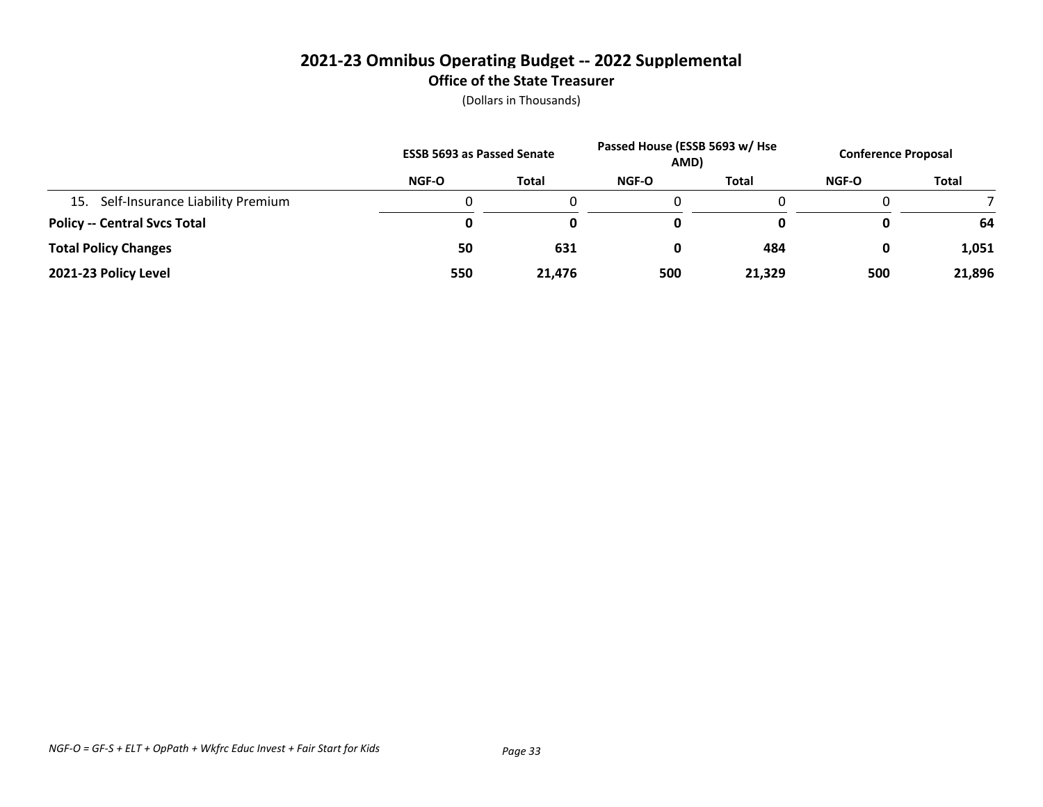# 2021-23 Omnibus Operating Budget -- 2022 Supplemental

## Office of the State Treasurer

(Dollars in Thousands)

| | ESSB 5693 as Passed Senate | | Passed House (ESSB 5693 w/ Hse AMD) | | Conference Proposal | |
|---|---|---|---|---|---|---|
| | NGF-O | Total | NGF-O | Total | NGF-O | Total |
| 15. Self-Insurance Liability Premium | 0 | 0 | 0 | 0 | 0 | 7 |
| **Policy -- Central Svcs Total** | **0** | **0** | **0** | **0** | **0** | **64** |
| **Total Policy Changes** | **50** | **631** | **0** | **484** | **0** | **1,051** |
| **2021-23 Policy Level** | **550** | **21,476** | **500** | **21,329** | **500** | **21,896** |

*NGF-O = GF-S + ELT + OpPath + Wkfrc Educ Invest + Fair Start for Kids*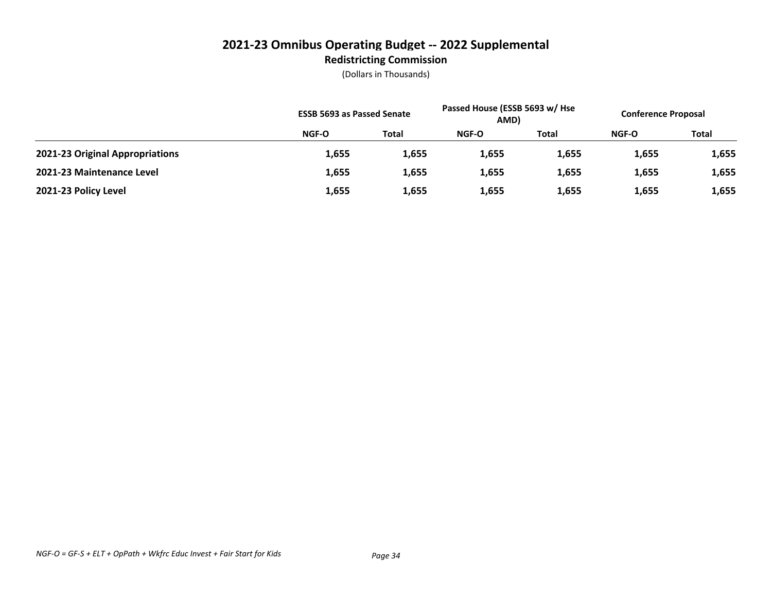# 2021-23 Omnibus Operating Budget -- 2022 Supplemental

## Redistricting Commission

(Dollars in Thousands)

| | ESSB 5693 as Passed Senate | | Passed House (ESSB 5693 w/ Hse AMD) | | Conference Proposal | |
|---|---|---|---|---|---|---|
| | NGF-O | Total | NGF-O | Total | NGF-O | Total |
| **2021-23 Original Appropriations** | **1,655** | **1,655** | **1,655** | **1,655** | **1,655** | **1,655** |
| **2021-23 Maintenance Level** | **1,655** | **1,655** | **1,655** | **1,655** | **1,655** | **1,655** |
| **2021-23 Policy Level** | **1,655** | **1,655** | **1,655** | **1,655** | **1,655** | **1,655** |

*NGF-O = GF-S + ELT + OpPath + Wkfrc Educ Invest + Fair Start for Kids*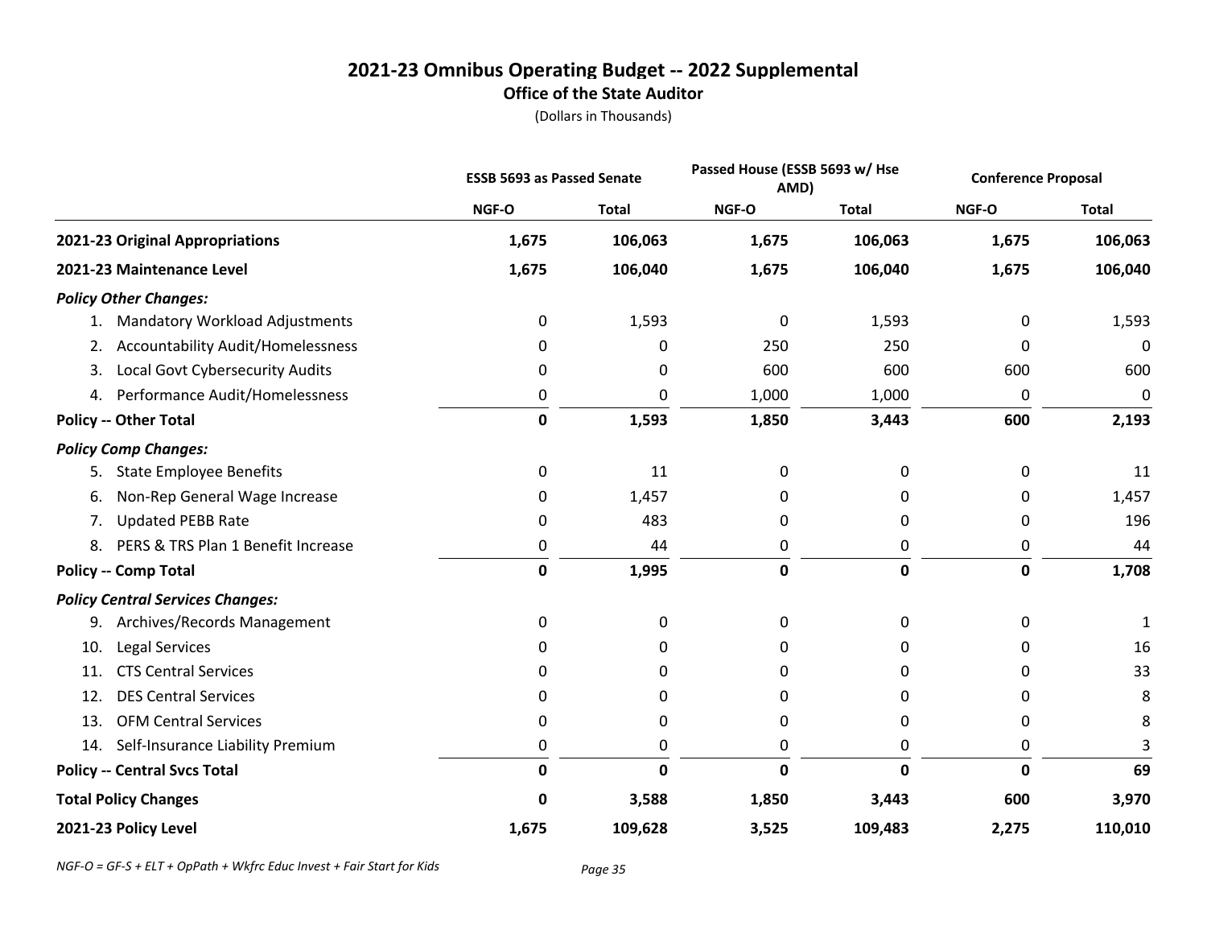# 2021-23 Omnibus Operating Budget -- 2022 Supplemental

## Office of the State Auditor

(Dollars in Thousands)

| | ESSB 5693 as Passed Senate | | Passed House (ESSB 5693 w/ Hse AMD) | | Conference Proposal | |
|---|---|---|---|---|---|---|
| | NGF-O | Total | NGF-O | Total | NGF-O | Total |
| **2021-23 Original Appropriations** | **1,675** | **106,063** | **1,675** | **106,063** | **1,675** | **106,063** |
| **2021-23 Maintenance Level** | **1,675** | **106,040** | **1,675** | **106,040** | **1,675** | **106,040** |
| ***Policy Other Changes:*** | | | | | | |
| 1. Mandatory Workload Adjustments | 0 | 1,593 | 0 | 1,593 | 0 | 1,593 |
| 2. Accountability Audit/Homelessness | 0 | 0 | 250 | 250 | 0 | 0 |
| 3. Local Govt Cybersecurity Audits | 0 | 0 | 600 | 600 | 600 | 600 |
| 4. Performance Audit/Homelessness | 0 | 0 | 1,000 | 1,000 | 0 | 0 |
| **Policy -- Other Total** | **0** | **1,593** | **1,850** | **3,443** | **600** | **2,193** |
| ***Policy Comp Changes:*** | | | | | | |
| 5. State Employee Benefits | 0 | 11 | 0 | 0 | 0 | 11 |
| 6. Non-Rep General Wage Increase | 0 | 1,457 | 0 | 0 | 0 | 1,457 |
| 7. Updated PEBB Rate | 0 | 483 | 0 | 0 | 0 | 196 |
| 8. PERS & TRS Plan 1 Benefit Increase | 0 | 44 | 0 | 0 | 0 | 44 |
| **Policy -- Comp Total** | **0** | **1,995** | **0** | **0** | **0** | **1,708** |
| ***Policy Central Services Changes:*** | | | | | | |
| 9. Archives/Records Management | 0 | 0 | 0 | 0 | 0 | 1 |
| 10. Legal Services | 0 | 0 | 0 | 0 | 0 | 16 |
| 11. CTS Central Services | 0 | 0 | 0 | 0 | 0 | 33 |
| 12. DES Central Services | 0 | 0 | 0 | 0 | 0 | 8 |
| 13. OFM Central Services | 0 | 0 | 0 | 0 | 0 | 8 |
| 14. Self-Insurance Liability Premium | 0 | 0 | 0 | 0 | 0 | 3 |
| **Policy -- Central Svcs Total** | **0** | **0** | **0** | **0** | **0** | **69** |
| **Total Policy Changes** | **0** | **3,588** | **1,850** | **3,443** | **600** | **3,970** |
| **2021-23 Policy Level** | **1,675** | **109,628** | **3,525** | **109,483** | **2,275** | **110,010** |

*NGF-O = GF-S + ELT + OpPath + Wkfrc Educ Invest + Fair Start for Kids*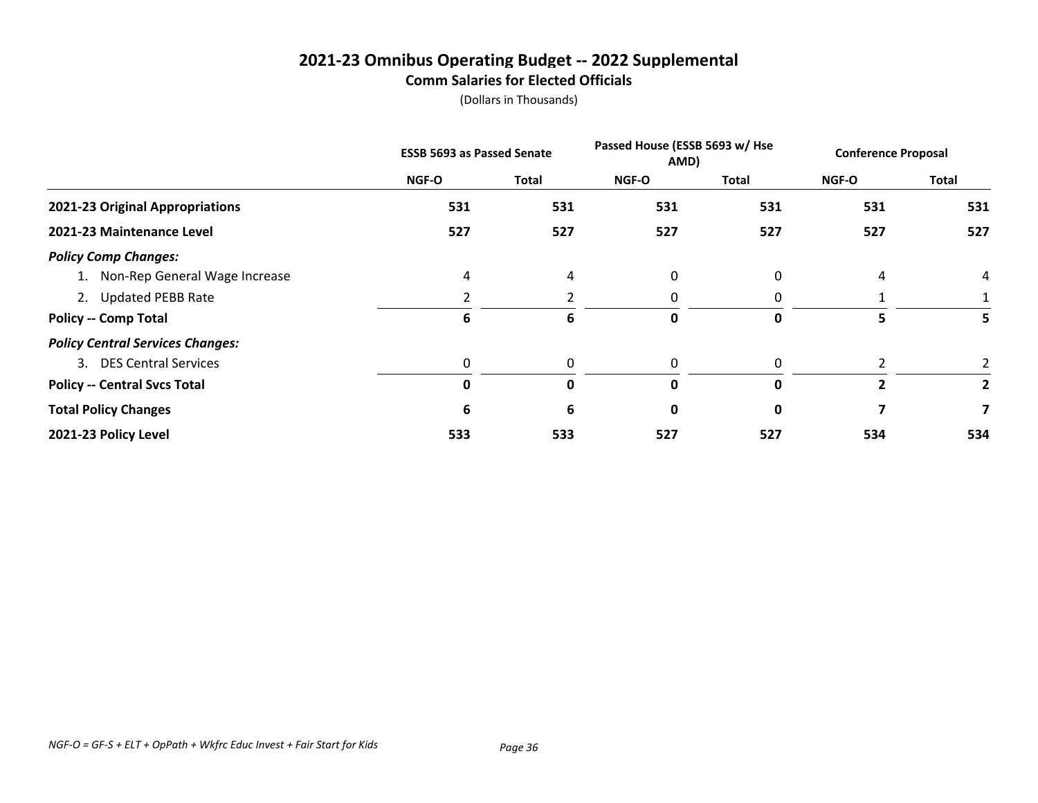# 2021-23 Omnibus Operating Budget -- 2022 Supplemental

## Comm Salaries for Elected Officials

(Dollars in Thousands)

| | ESSB 5693 as Passed Senate | | Passed House (ESSB 5693 w/ Hse AMD) | | Conference Proposal | |
|---|---|---|---|---|---|---|
| | NGF-O | Total | NGF-O | Total | NGF-O | Total |
| **2021-23 Original Appropriations** | **531** | **531** | **531** | **531** | **531** | **531** |
| **2021-23 Maintenance Level** | **527** | **527** | **527** | **527** | **527** | **527** |
| ***Policy Comp Changes:*** | | | | | | |
| 1. Non-Rep General Wage Increase | 4 | 4 | 0 | 0 | 4 | 4 |
| 2. Updated PEBB Rate | 2 | 2 | 0 | 0 | 1 | 1 |
| **Policy -- Comp Total** | **6** | **6** | **0** | **0** | **5** | **5** |
| ***Policy Central Services Changes:*** | | | | | | |
| 3. DES Central Services | 0 | 0 | 0 | 0 | 2 | 2 |
| **Policy -- Central Svcs Total** | **0** | **0** | **0** | **0** | **2** | **2** |
| **Total Policy Changes** | **6** | **6** | **0** | **0** | **7** | **7** |
| **2021-23 Policy Level** | **533** | **533** | **527** | **527** | **534** | **534** |

*NGF-O = GF-S + ELT + OpPath + Wkfrc Educ Invest + Fair Start for Kids*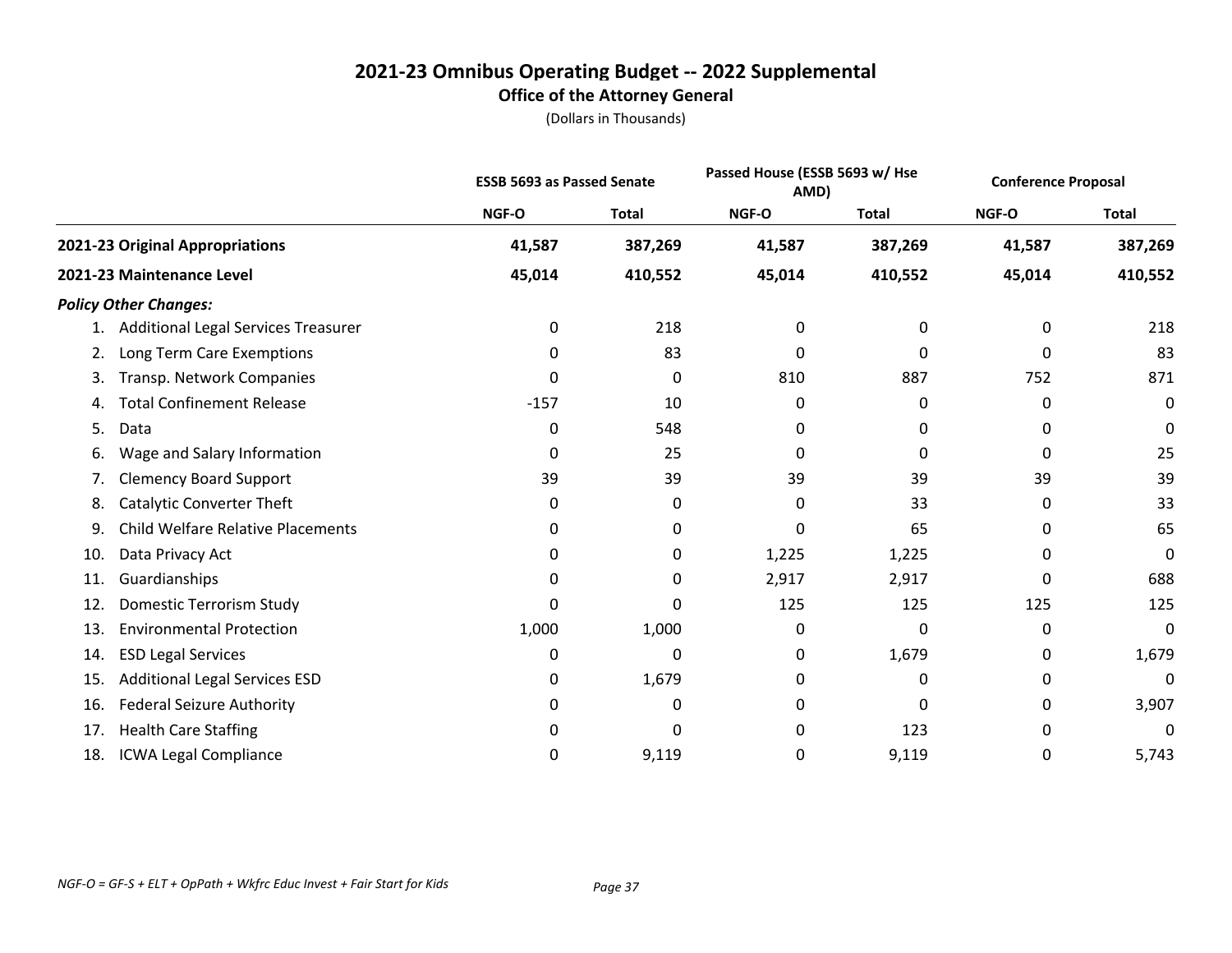# 2021-23 Omnibus Operating Budget -- 2022 Supplemental

## Office of the Attorney General

(Dollars in Thousands)

| | ESSB 5693 as Passed Senate | | Passed House (ESSB 5693 w/ Hse AMD) | | Conference Proposal | |
|---|---|---|---|---|---|---|
| | NGF-O | Total | NGF-O | Total | NGF-O | Total |
| **2021-23 Original Appropriations** | **41,587** | **387,269** | **41,587** | **387,269** | **41,587** | **387,269** |
| **2021-23 Maintenance Level** | **45,014** | **410,552** | **45,014** | **410,552** | **45,014** | **410,552** |
| ***Policy Other Changes:*** | | | | | | |
| 1. Additional Legal Services Treasurer | 0 | 218 | 0 | 0 | 0 | 218 |
| 2. Long Term Care Exemptions | 0 | 83 | 0 | 0 | 0 | 83 |
| 3. Transp. Network Companies | 0 | 0 | 810 | 887 | 752 | 871 |
| 4. Total Confinement Release | -157 | 10 | 0 | 0 | 0 | 0 |
| 5. Data | 0 | 548 | 0 | 0 | 0 | 0 |
| 6. Wage and Salary Information | 0 | 25 | 0 | 0 | 0 | 25 |
| 7. Clemency Board Support | 39 | 39 | 39 | 39 | 39 | 39 |
| 8. Catalytic Converter Theft | 0 | 0 | 0 | 33 | 0 | 33 |
| 9. Child Welfare Relative Placements | 0 | 0 | 0 | 65 | 0 | 65 |
| 10. Data Privacy Act | 0 | 0 | 1,225 | 1,225 | 0 | 0 |
| 11. Guardianships | 0 | 0 | 2,917 | 2,917 | 0 | 688 |
| 12. Domestic Terrorism Study | 0 | 0 | 125 | 125 | 125 | 125 |
| 13. Environmental Protection | 1,000 | 1,000 | 0 | 0 | 0 | 0 |
| 14. ESD Legal Services | 0 | 0 | 0 | 1,679 | 0 | 1,679 |
| 15. Additional Legal Services ESD | 0 | 1,679 | 0 | 0 | 0 | 0 |
| 16. Federal Seizure Authority | 0 | 0 | 0 | 0 | 0 | 3,907 |
| 17. Health Care Staffing | 0 | 0 | 0 | 123 | 0 | 0 |
| 18. ICWA Legal Compliance | 0 | 9,119 | 0 | 9,119 | 0 | 5,743 |

*NGF-O = GF-S + ELT + OpPath + Wkfrc Educ Invest + Fair Start for Kids*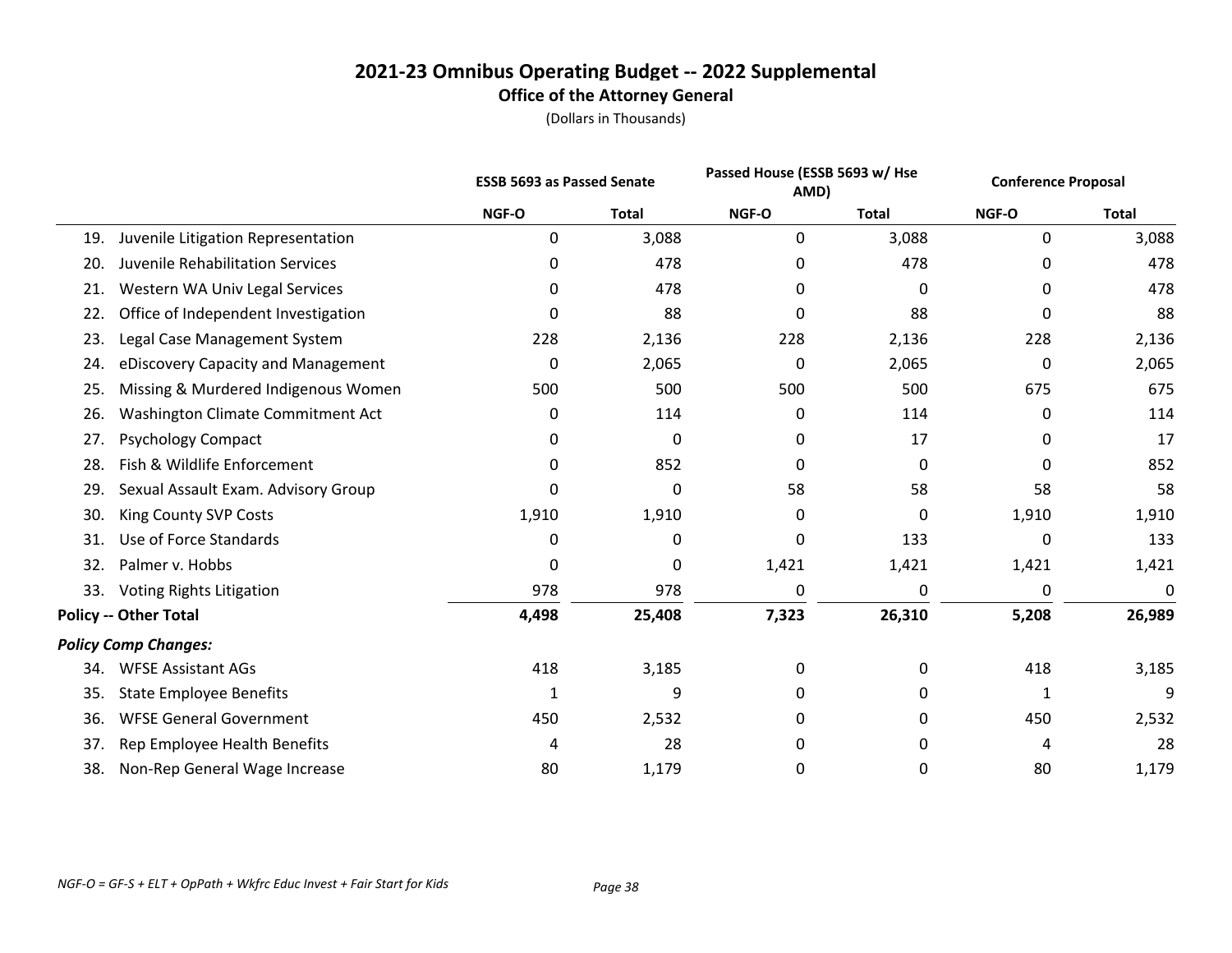# 2021-23 Omnibus Operating Budget -- 2022 Supplemental

## Office of the Attorney General

(Dollars in Thousands)

| | ESSB 5693 as Passed Senate | | Passed House (ESSB 5693 w/ Hse AMD) | | Conference Proposal | |
|---|---|---|---|---|---|---|
| | NGF-O | Total | NGF-O | Total | NGF-O | Total |
| 19. Juvenile Litigation Representation | 0 | 3,088 | 0 | 3,088 | 0 | 3,088 |
| 20. Juvenile Rehabilitation Services | 0 | 478 | 0 | 478 | 0 | 478 |
| 21. Western WA Univ Legal Services | 0 | 478 | 0 | 0 | 0 | 478 |
| 22. Office of Independent Investigation | 0 | 88 | 0 | 88 | 0 | 88 |
| 23. Legal Case Management System | 228 | 2,136 | 228 | 2,136 | 228 | 2,136 |
| 24. eDiscovery Capacity and Management | 0 | 2,065 | 0 | 2,065 | 0 | 2,065 |
| 25. Missing & Murdered Indigenous Women | 500 | 500 | 500 | 500 | 675 | 675 |
| 26. Washington Climate Commitment Act | 0 | 114 | 0 | 114 | 0 | 114 |
| 27. Psychology Compact | 0 | 0 | 0 | 17 | 0 | 17 |
| 28. Fish & Wildlife Enforcement | 0 | 852 | 0 | 0 | 0 | 852 |
| 29. Sexual Assault Exam. Advisory Group | 0 | 0 | 58 | 58 | 58 | 58 |
| 30. King County SVP Costs | 1,910 | 1,910 | 0 | 0 | 1,910 | 1,910 |
| 31. Use of Force Standards | 0 | 0 | 0 | 133 | 0 | 133 |
| 32. Palmer v. Hobbs | 0 | 0 | 1,421 | 1,421 | 1,421 | 1,421 |
| 33. Voting Rights Litigation | 978 | 978 | 0 | 0 | 0 | 0 |
| **Policy -- Other Total** | **4,498** | **25,408** | **7,323** | **26,310** | **5,208** | **26,989** |
| ***Policy Comp Changes:*** | | | | | | |
| 34. WFSE Assistant AGs | 418 | 3,185 | 0 | 0 | 418 | 3,185 |
| 35. State Employee Benefits | 1 | 9 | 0 | 0 | 1 | 9 |
| 36. WFSE General Government | 450 | 2,532 | 0 | 0 | 450 | 2,532 |
| 37. Rep Employee Health Benefits | 4 | 28 | 0 | 0 | 4 | 28 |
| 38. Non-Rep General Wage Increase | 80 | 1,179 | 0 | 0 | 80 | 1,179 |

*NGF-O = GF-S + ELT + OpPath + Wkfrc Educ Invest + Fair Start for Kids*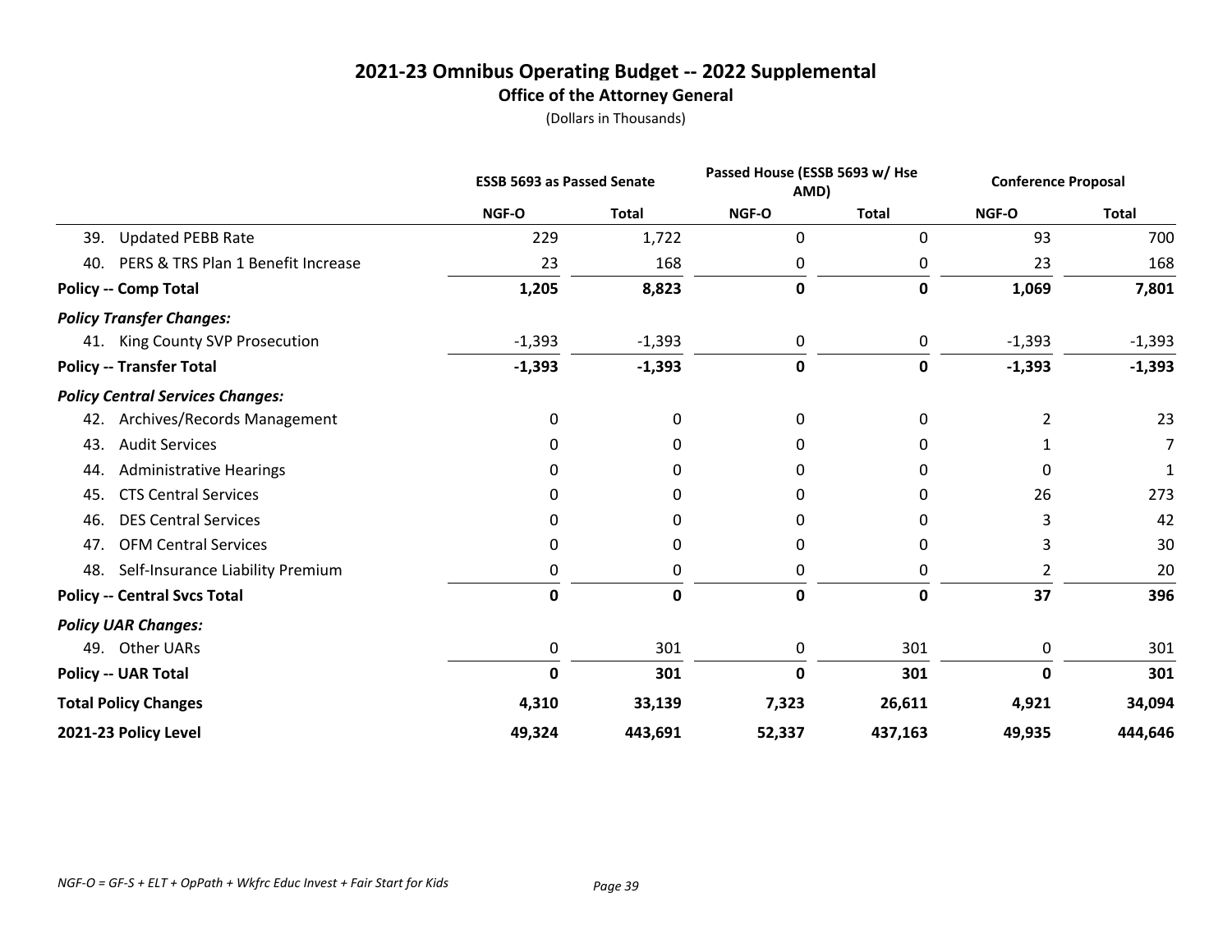# 2021-23 Omnibus Operating Budget -- 2022 Supplemental

## Office of the Attorney General

(Dollars in Thousands)

| | ESSB 5693 as Passed Senate | | Passed House (ESSB 5693 w/ Hse AMD) | | Conference Proposal | |
|---|---|---|---|---|---|---|
| | NGF-O | Total | NGF-O | Total | NGF-O | Total |
| 39. Updated PEBB Rate | 229 | 1,722 | 0 | 0 | 93 | 700 |
| 40. PERS & TRS Plan 1 Benefit Increase | 23 | 168 | 0 | 0 | 23 | 168 |
| **Policy -- Comp Total** | **1,205** | **8,823** | **0** | **0** | **1,069** | **7,801** |
| ***Policy Transfer Changes:*** | | | | | | |
| 41. King County SVP Prosecution | -1,393 | -1,393 | 0 | 0 | -1,393 | -1,393 |
| **Policy -- Transfer Total** | **-1,393** | **-1,393** | **0** | **0** | **-1,393** | **-1,393** |
| ***Policy Central Services Changes:*** | | | | | | |
| 42. Archives/Records Management | 0 | 0 | 0 | 0 | 2 | 23 |
| 43. Audit Services | 0 | 0 | 0 | 0 | 1 | 7 |
| 44. Administrative Hearings | 0 | 0 | 0 | 0 | 0 | 1 |
| 45. CTS Central Services | 0 | 0 | 0 | 0 | 26 | 273 |
| 46. DES Central Services | 0 | 0 | 0 | 0 | 3 | 42 |
| 47. OFM Central Services | 0 | 0 | 0 | 0 | 3 | 30 |
| 48. Self-Insurance Liability Premium | 0 | 0 | 0 | 0 | 2 | 20 |
| **Policy -- Central Svcs Total** | **0** | **0** | **0** | **0** | **37** | **396** |
| ***Policy UAR Changes:*** | | | | | | |
| 49. Other UARs | 0 | 301 | 0 | 301 | 0 | 301 |
| **Policy -- UAR Total** | **0** | **301** | **0** | **301** | **0** | **301** |
| **Total Policy Changes** | **4,310** | **33,139** | **7,323** | **26,611** | **4,921** | **34,094** |
| **2021-23 Policy Level** | **49,324** | **443,691** | **52,337** | **437,163** | **49,935** | **444,646** |

*NGF-O = GF-S + ELT + OpPath + Wkfrc Educ Invest + Fair Start for Kids*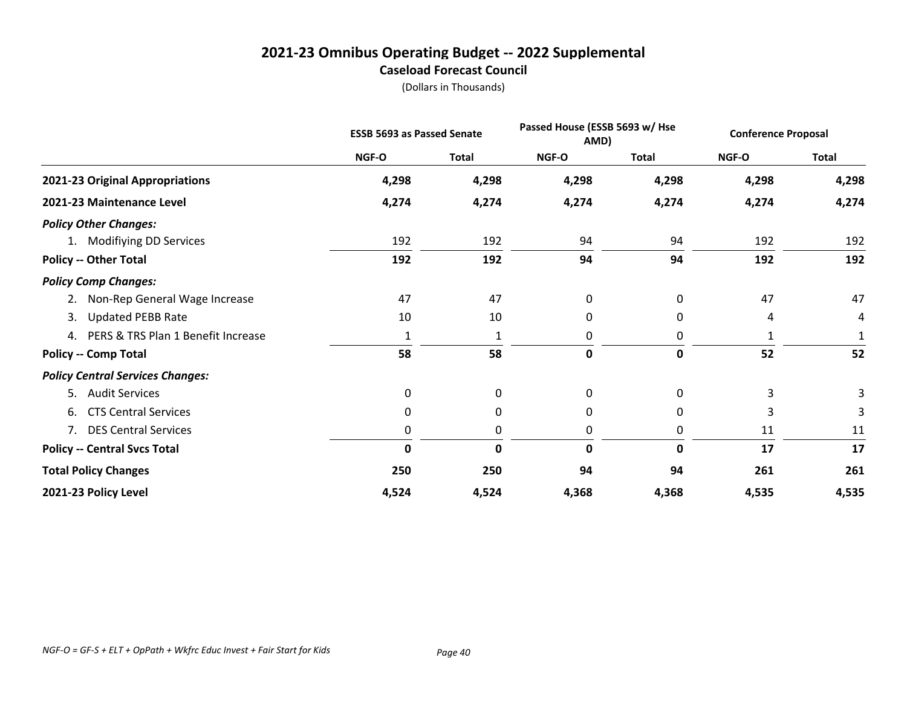# 2021-23 Omnibus Operating Budget -- 2022 Supplemental

## Caseload Forecast Council

(Dollars in Thousands)

| | ESSB 5693 as Passed Senate | | Passed House (ESSB 5693 w/ Hse AMD) | | Conference Proposal | |
|---|---|---|---|---|---|---|
| | NGF-O | Total | NGF-O | Total | NGF-O | Total |
| **2021-23 Original Appropriations** | **4,298** | **4,298** | **4,298** | **4,298** | **4,298** | **4,298** |
| **2021-23 Maintenance Level** | **4,274** | **4,274** | **4,274** | **4,274** | **4,274** | **4,274** |
| ***Policy Other Changes:*** | | | | | | |
| 1. Modifiying DD Services | 192 | 192 | 94 | 94 | 192 | 192 |
| **Policy -- Other Total** | **192** | **192** | **94** | **94** | **192** | **192** |
| ***Policy Comp Changes:*** | | | | | | |
| 2. Non-Rep General Wage Increase | 47 | 47 | 0 | 0 | 47 | 47 |
| 3. Updated PEBB Rate | 10 | 10 | 0 | 0 | 4 | 4 |
| 4. PERS & TRS Plan 1 Benefit Increase | 1 | 1 | 0 | 0 | 1 | 1 |
| **Policy -- Comp Total** | **58** | **58** | **0** | **0** | **52** | **52** |
| ***Policy Central Services Changes:*** | | | | | | |
| 5. Audit Services | 0 | 0 | 0 | 0 | 3 | 3 |
| 6. CTS Central Services | 0 | 0 | 0 | 0 | 3 | 3 |
| 7. DES Central Services | 0 | 0 | 0 | 0 | 11 | 11 |
| **Policy -- Central Svcs Total** | **0** | **0** | **0** | **0** | **17** | **17** |
| **Total Policy Changes** | **250** | **250** | **94** | **94** | **261** | **261** |
| **2021-23 Policy Level** | **4,524** | **4,524** | **4,368** | **4,368** | **4,535** | **4,535** |

*NGF-O = GF-S + ELT + OpPath + Wkfrc Educ Invest + Fair Start for Kids*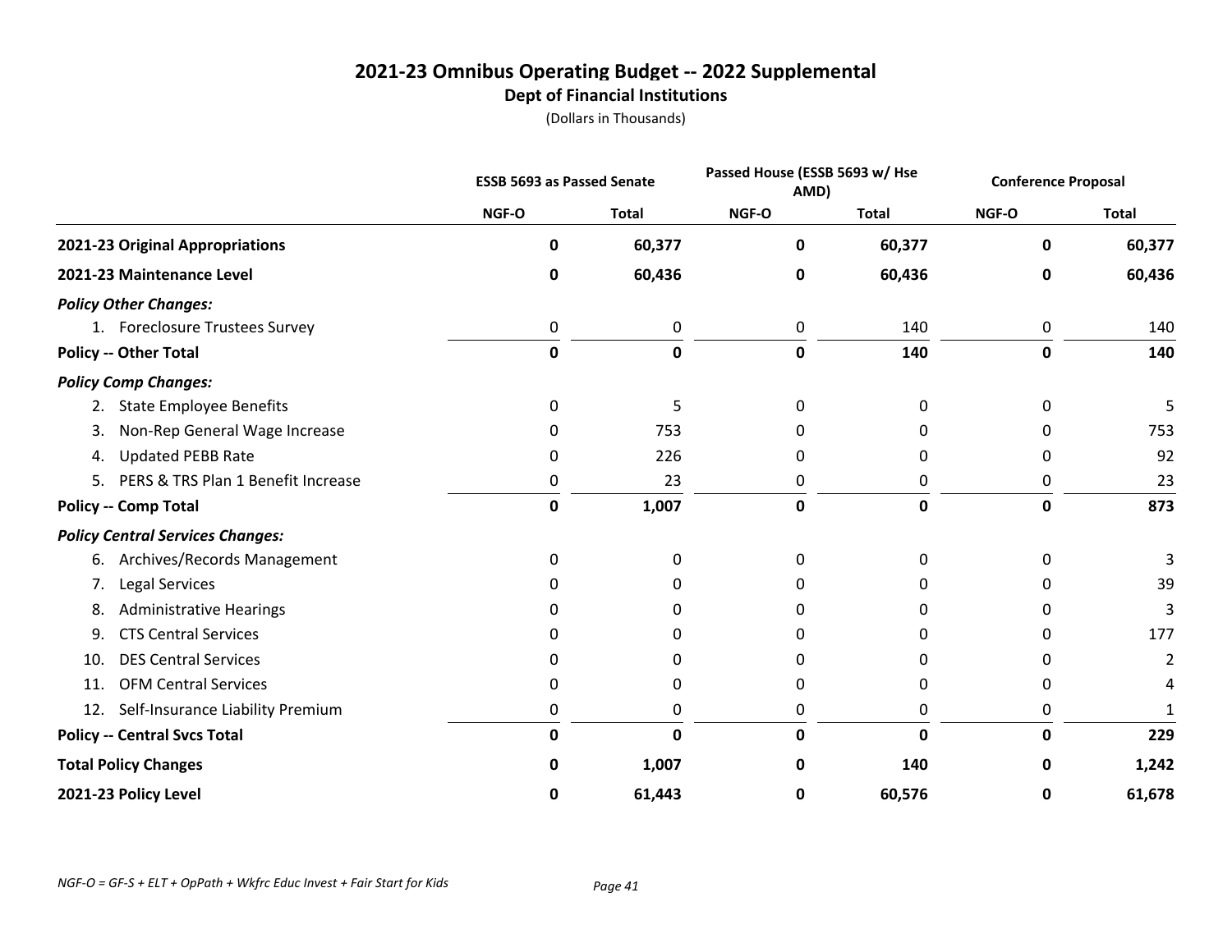# 2021-23 Omnibus Operating Budget -- 2022 Supplemental

## Dept of Financial Institutions

(Dollars in Thousands)

| | ESSB 5693 as Passed Senate | | Passed House (ESSB 5693 w/ Hse AMD) | | Conference Proposal | |
|---|---|---|---|---|---|---|
| | NGF-O | Total | NGF-O | Total | NGF-O | Total |
| **2021-23 Original Appropriations** | **0** | **60,377** | **0** | **60,377** | **0** | **60,377** |
| **2021-23 Maintenance Level** | **0** | **60,436** | **0** | **60,436** | **0** | **60,436** |
| ***Policy Other Changes:*** | | | | | | |
| 1. Foreclosure Trustees Survey | 0 | 0 | 0 | 140 | 0 | 140 |
| **Policy -- Other Total** | **0** | **0** | **0** | **140** | **0** | **140** |
| ***Policy Comp Changes:*** | | | | | | |
| 2. State Employee Benefits | 0 | 5 | 0 | 0 | 0 | 5 |
| 3. Non-Rep General Wage Increase | 0 | 753 | 0 | 0 | 0 | 753 |
| 4. Updated PEBB Rate | 0 | 226 | 0 | 0 | 0 | 92 |
| 5. PERS & TRS Plan 1 Benefit Increase | 0 | 23 | 0 | 0 | 0 | 23 |
| **Policy -- Comp Total** | **0** | **1,007** | **0** | **0** | **0** | **873** |
| ***Policy Central Services Changes:*** | | | | | | |
| 6. Archives/Records Management | 0 | 0 | 0 | 0 | 0 | 3 |
| 7. Legal Services | 0 | 0 | 0 | 0 | 0 | 39 |
| 8. Administrative Hearings | 0 | 0 | 0 | 0 | 0 | 3 |
| 9. CTS Central Services | 0 | 0 | 0 | 0 | 0 | 177 |
| 10. DES Central Services | 0 | 0 | 0 | 0 | 0 | 2 |
| 11. OFM Central Services | 0 | 0 | 0 | 0 | 0 | 4 |
| 12. Self-Insurance Liability Premium | 0 | 0 | 0 | 0 | 0 | 1 |
| **Policy -- Central Svcs Total** | **0** | **0** | **0** | **0** | **0** | **229** |
| **Total Policy Changes** | **0** | **1,007** | **0** | **140** | **0** | **1,242** |
| **2021-23 Policy Level** | **0** | **61,443** | **0** | **60,576** | **0** | **61,678** |

*NGF-O = GF-S + ELT + OpPath + Wkfrc Educ Invest + Fair Start for Kids*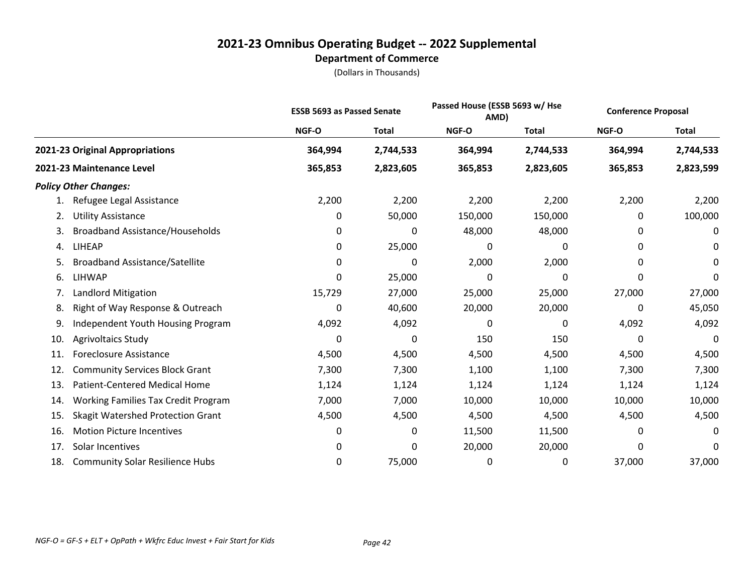# 2021-23 Omnibus Operating Budget -- 2022 Supplemental

## Department of Commerce

(Dollars in Thousands)

| | ESSB 5693 as Passed Senate | | Passed House (ESSB 5693 w/ Hse AMD) | | Conference Proposal | |
|---|---|---|---|---|---|---|
| | NGF-O | Total | NGF-O | Total | NGF-O | Total |
| **2021-23 Original Appropriations** | **364,994** | **2,744,533** | **364,994** | **2,744,533** | **364,994** | **2,744,533** |
| **2021-23 Maintenance Level** | **365,853** | **2,823,605** | **365,853** | **2,823,605** | **365,853** | **2,823,599** |
| ***Policy Other Changes:*** | | | | | | |
| 1. Refugee Legal Assistance | 2,200 | 2,200 | 2,200 | 2,200 | 2,200 | 2,200 |
| 2. Utility Assistance | 0 | 50,000 | 150,000 | 150,000 | 0 | 100,000 |
| 3. Broadband Assistance/Households | 0 | 0 | 48,000 | 48,000 | 0 | 0 |
| 4. LIHEAP | 0 | 25,000 | 0 | 0 | 0 | 0 |
| 5. Broadband Assistance/Satellite | 0 | 0 | 2,000 | 2,000 | 0 | 0 |
| 6. LIHWAP | 0 | 25,000 | 0 | 0 | 0 | 0 |
| 7. Landlord Mitigation | 15,729 | 27,000 | 25,000 | 25,000 | 27,000 | 27,000 |
| 8. Right of Way Response & Outreach | 0 | 40,600 | 20,000 | 20,000 | 0 | 45,050 |
| 9. Independent Youth Housing Program | 4,092 | 4,092 | 0 | 0 | 4,092 | 4,092 |
| 10. Agrivoltaics Study | 0 | 0 | 150 | 150 | 0 | 0 |
| 11. Foreclosure Assistance | 4,500 | 4,500 | 4,500 | 4,500 | 4,500 | 4,500 |
| 12. Community Services Block Grant | 7,300 | 7,300 | 1,100 | 1,100 | 7,300 | 7,300 |
| 13. Patient-Centered Medical Home | 1,124 | 1,124 | 1,124 | 1,124 | 1,124 | 1,124 |
| 14. Working Families Tax Credit Program | 7,000 | 7,000 | 10,000 | 10,000 | 10,000 | 10,000 |
| 15. Skagit Watershed Protection Grant | 4,500 | 4,500 | 4,500 | 4,500 | 4,500 | 4,500 |
| 16. Motion Picture Incentives | 0 | 0 | 11,500 | 11,500 | 0 | 0 |
| 17. Solar Incentives | 0 | 0 | 20,000 | 20,000 | 0 | 0 |
| 18. Community Solar Resilience Hubs | 0 | 75,000 | 0 | 0 | 37,000 | 37,000 |

*NGF-O = GF-S + ELT + OpPath + Wkfrc Educ Invest + Fair Start for Kids*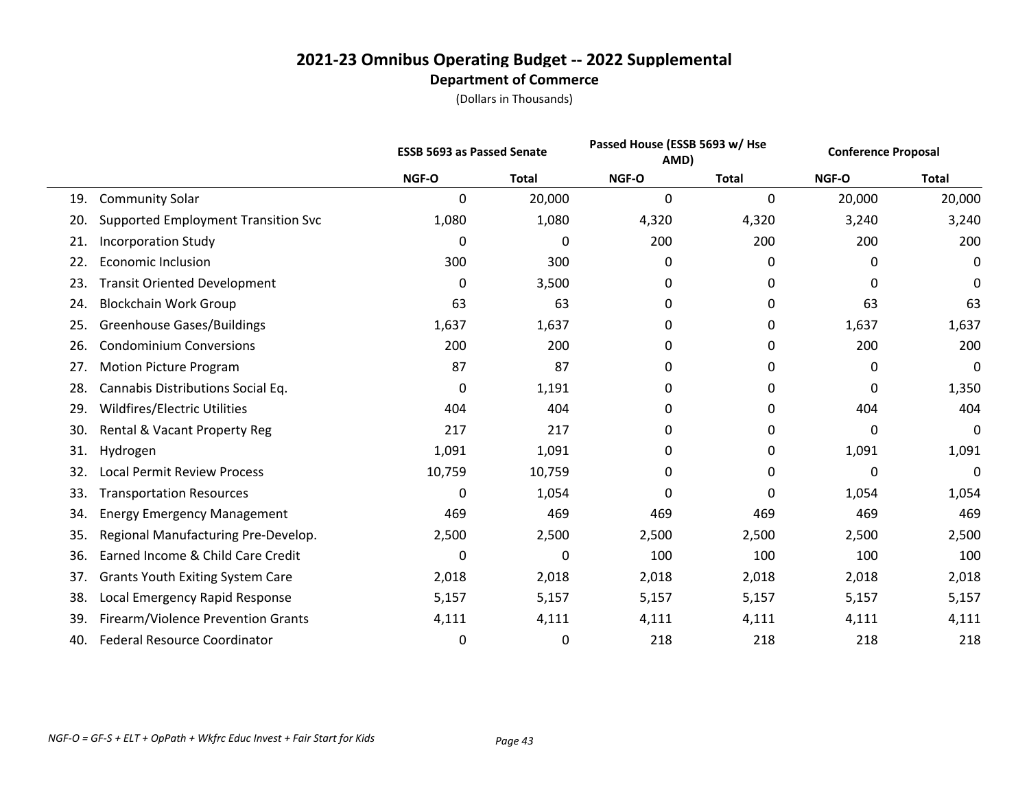# 2021-23 Omnibus Operating Budget -- 2022 Supplemental

## Department of Commerce

(Dollars in Thousands)

| | ESSB 5693 as Passed Senate | | Passed House (ESSB 5693 w/ Hse AMD) | | Conference Proposal | |
|---|---|---|---|---|---|---|
| | NGF-O | Total | NGF-O | Total | NGF-O | Total |
| 19. Community Solar | 0 | 20,000 | 0 | 0 | 20,000 | 20,000 |
| 20. Supported Employment Transition Svc | 1,080 | 1,080 | 4,320 | 4,320 | 3,240 | 3,240 |
| 21. Incorporation Study | 0 | 0 | 200 | 200 | 200 | 200 |
| 22. Economic Inclusion | 300 | 300 | 0 | 0 | 0 | 0 |
| 23. Transit Oriented Development | 0 | 3,500 | 0 | 0 | 0 | 0 |
| 24. Blockchain Work Group | 63 | 63 | 0 | 0 | 63 | 63 |
| 25. Greenhouse Gases/Buildings | 1,637 | 1,637 | 0 | 0 | 1,637 | 1,637 |
| 26. Condominium Conversions | 200 | 200 | 0 | 0 | 200 | 200 |
| 27. Motion Picture Program | 87 | 87 | 0 | 0 | 0 | 0 |
| 28. Cannabis Distributions Social Eq. | 0 | 1,191 | 0 | 0 | 0 | 1,350 |
| 29. Wildfires/Electric Utilities | 404 | 404 | 0 | 0 | 404 | 404 |
| 30. Rental & Vacant Property Reg | 217 | 217 | 0 | 0 | 0 | 0 |
| 31. Hydrogen | 1,091 | 1,091 | 0 | 0 | 1,091 | 1,091 |
| 32. Local Permit Review Process | 10,759 | 10,759 | 0 | 0 | 0 | 0 |
| 33. Transportation Resources | 0 | 1,054 | 0 | 0 | 1,054 | 1,054 |
| 34. Energy Emergency Management | 469 | 469 | 469 | 469 | 469 | 469 |
| 35. Regional Manufacturing Pre-Develop. | 2,500 | 2,500 | 2,500 | 2,500 | 2,500 | 2,500 |
| 36. Earned Income & Child Care Credit | 0 | 0 | 100 | 100 | 100 | 100 |
| 37. Grants Youth Exiting System Care | 2,018 | 2,018 | 2,018 | 2,018 | 2,018 | 2,018 |
| 38. Local Emergency Rapid Response | 5,157 | 5,157 | 5,157 | 5,157 | 5,157 | 5,157 |
| 39. Firearm/Violence Prevention Grants | 4,111 | 4,111 | 4,111 | 4,111 | 4,111 | 4,111 |
| 40. Federal Resource Coordinator | 0 | 0 | 218 | 218 | 218 | 218 |

*NGF-O = GF-S + ELT + OpPath + Wkfrc Educ Invest + Fair Start for Kids*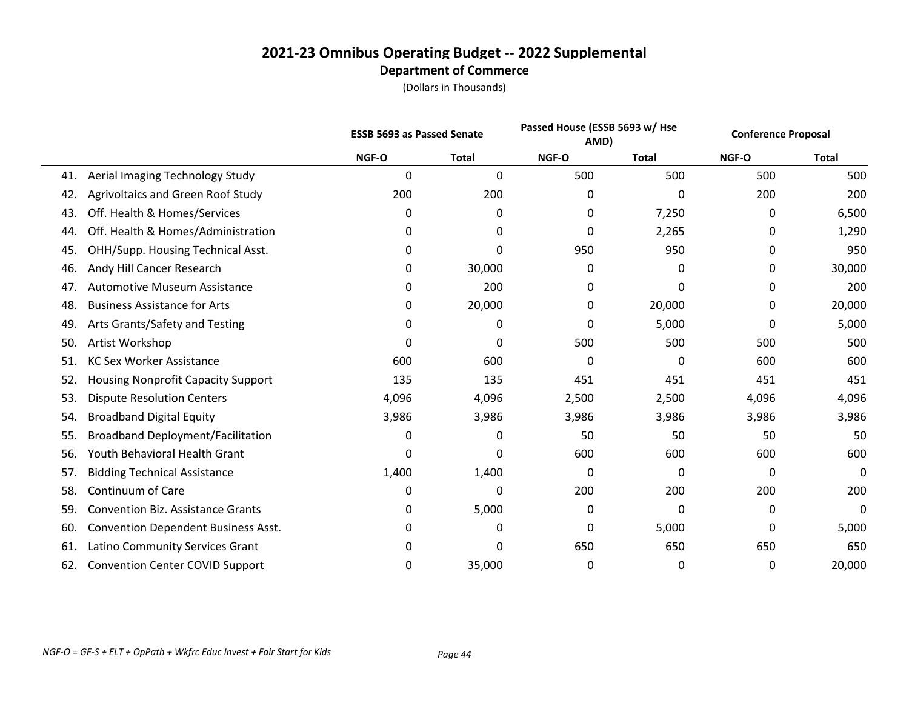# 2021-23 Omnibus Operating Budget -- 2022 Supplemental

## Department of Commerce

(Dollars in Thousands)

| | | ESSB 5693 as Passed Senate | | Passed House (ESSB 5693 w/ Hse AMD) | | Conference Proposal | |
|---|---|---|---|---|---|---|---|
| | | NGF-O | Total | NGF-O | Total | NGF-O | Total |
| 41. | Aerial Imaging Technology Study | 0 | 0 | 500 | 500 | 500 | 500 |
| 42. | Agrivoltaics and Green Roof Study | 200 | 200 | 0 | 0 | 200 | 200 |
| 43. | Off. Health & Homes/Services | 0 | 0 | 0 | 7,250 | 0 | 6,500 |
| 44. | Off. Health & Homes/Administration | 0 | 0 | 0 | 2,265 | 0 | 1,290 |
| 45. | OHH/Supp. Housing Technical Asst. | 0 | 0 | 950 | 950 | 0 | 950 |
| 46. | Andy Hill Cancer Research | 0 | 30,000 | 0 | 0 | 0 | 30,000 |
| 47. | Automotive Museum Assistance | 0 | 200 | 0 | 0 | 0 | 200 |
| 48. | Business Assistance for Arts | 0 | 20,000 | 0 | 20,000 | 0 | 20,000 |
| 49. | Arts Grants/Safety and Testing | 0 | 0 | 0 | 5,000 | 0 | 5,000 |
| 50. | Artist Workshop | 0 | 0 | 500 | 500 | 500 | 500 |
| 51. | KC Sex Worker Assistance | 600 | 600 | 0 | 0 | 600 | 600 |
| 52. | Housing Nonprofit Capacity Support | 135 | 135 | 451 | 451 | 451 | 451 |
| 53. | Dispute Resolution Centers | 4,096 | 4,096 | 2,500 | 2,500 | 4,096 | 4,096 |
| 54. | Broadband Digital Equity | 3,986 | 3,986 | 3,986 | 3,986 | 3,986 | 3,986 |
| 55. | Broadband Deployment/Facilitation | 0 | 0 | 50 | 50 | 50 | 50 |
| 56. | Youth Behavioral Health Grant | 0 | 0 | 600 | 600 | 600 | 600 |
| 57. | Bidding Technical Assistance | 1,400 | 1,400 | 0 | 0 | 0 | 0 |
| 58. | Continuum of Care | 0 | 0 | 200 | 200 | 200 | 200 |
| 59. | Convention Biz. Assistance Grants | 0 | 5,000 | 0 | 0 | 0 | 0 |
| 60. | Convention Dependent Business Asst. | 0 | 0 | 0 | 5,000 | 0 | 5,000 |
| 61. | Latino Community Services Grant | 0 | 0 | 650 | 650 | 650 | 650 |
| 62. | Convention Center COVID Support | 0 | 35,000 | 0 | 0 | 0 | 20,000 |

*NGF-O = GF-S + ELT + OpPath + Wkfrc Educ Invest + Fair Start for Kids*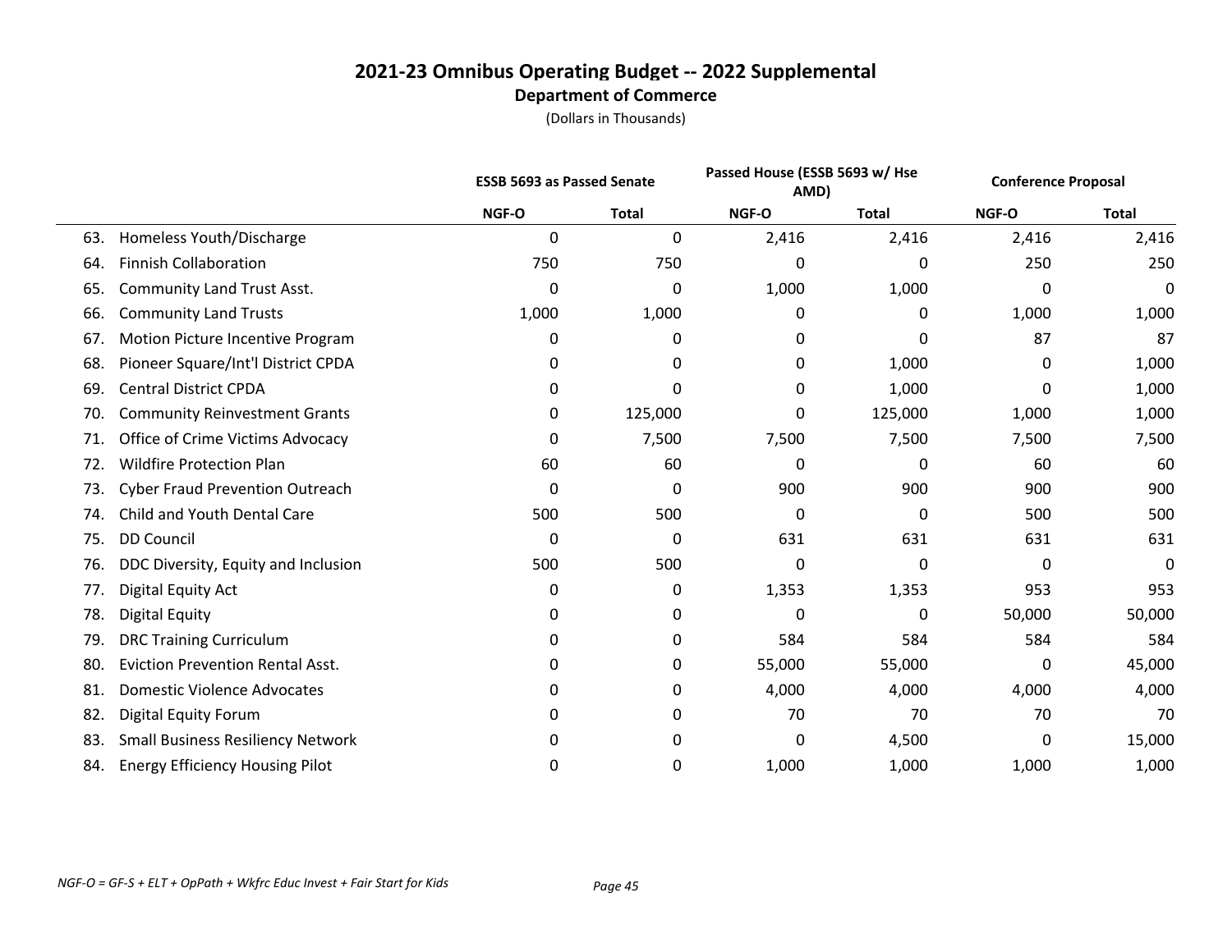# 2021-23 Omnibus Operating Budget -- 2022 Supplemental

## Department of Commerce

(Dollars in Thousands)

| | ESSB 5693 as Passed Senate | | Passed House (ESSB 5693 w/ Hse AMD) | | Conference Proposal | |
|---|---|---|---|---|---|---|
| | NGF-O | Total | NGF-O | Total | NGF-O | Total |
| 63. Homeless Youth/Discharge | 0 | 0 | 2,416 | 2,416 | 2,416 | 2,416 |
| 64. Finnish Collaboration | 750 | 750 | 0 | 0 | 250 | 250 |
| 65. Community Land Trust Asst. | 0 | 0 | 1,000 | 1,000 | 0 | 0 |
| 66. Community Land Trusts | 1,000 | 1,000 | 0 | 0 | 1,000 | 1,000 |
| 67. Motion Picture Incentive Program | 0 | 0 | 0 | 0 | 87 | 87 |
| 68. Pioneer Square/Int'l District CPDA | 0 | 0 | 0 | 1,000 | 0 | 1,000 |
| 69. Central District CPDA | 0 | 0 | 0 | 1,000 | 0 | 1,000 |
| 70. Community Reinvestment Grants | 0 | 125,000 | 0 | 125,000 | 1,000 | 1,000 |
| 71. Office of Crime Victims Advocacy | 0 | 7,500 | 7,500 | 7,500 | 7,500 | 7,500 |
| 72. Wildfire Protection Plan | 60 | 60 | 0 | 0 | 60 | 60 |
| 73. Cyber Fraud Prevention Outreach | 0 | 0 | 900 | 900 | 900 | 900 |
| 74. Child and Youth Dental Care | 500 | 500 | 0 | 0 | 500 | 500 |
| 75. DD Council | 0 | 0 | 631 | 631 | 631 | 631 |
| 76. DDC Diversity, Equity and Inclusion | 500 | 500 | 0 | 0 | 0 | 0 |
| 77. Digital Equity Act | 0 | 0 | 1,353 | 1,353 | 953 | 953 |
| 78. Digital Equity | 0 | 0 | 0 | 0 | 50,000 | 50,000 |
| 79. DRC Training Curriculum | 0 | 0 | 584 | 584 | 584 | 584 |
| 80. Eviction Prevention Rental Asst. | 0 | 0 | 55,000 | 55,000 | 0 | 45,000 |
| 81. Domestic Violence Advocates | 0 | 0 | 4,000 | 4,000 | 4,000 | 4,000 |
| 82. Digital Equity Forum | 0 | 0 | 70 | 70 | 70 | 70 |
| 83. Small Business Resiliency Network | 0 | 0 | 0 | 4,500 | 0 | 15,000 |
| 84. Energy Efficiency Housing Pilot | 0 | 0 | 1,000 | 1,000 | 1,000 | 1,000 |

*NGF-O = GF-S + ELT + OpPath + Wkfrc Educ Invest + Fair Start for Kids*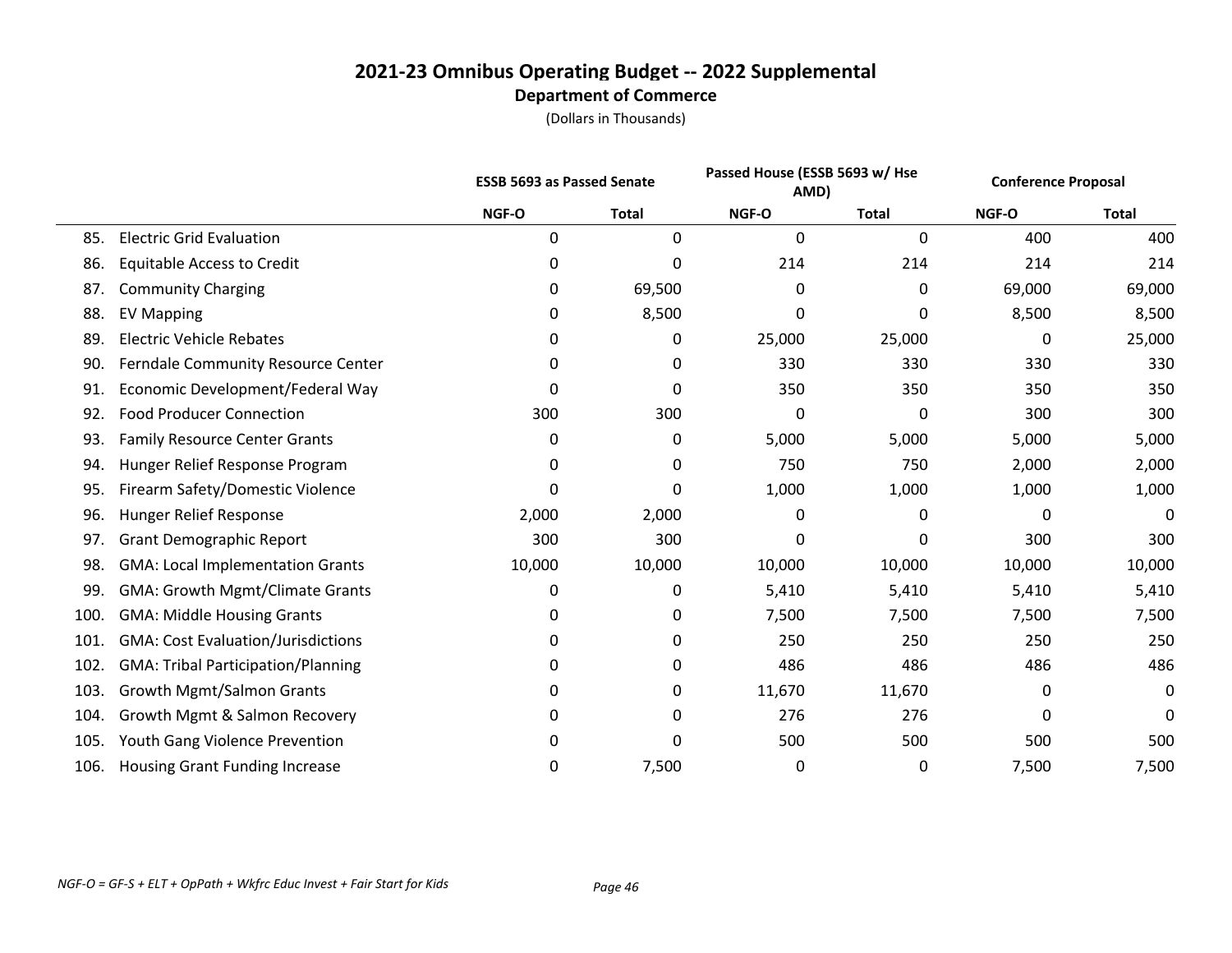# 2021-23 Omnibus Operating Budget -- 2022 Supplemental

**Department of Commerce**

(Dollars in Thousands)

| | ESSB 5693 as Passed Senate | | Passed House (ESSB 5693 w/ Hse AMD) | | Conference Proposal | |
|---|---|---|---|---|---|---|
| | NGF-O | Total | NGF-O | Total | NGF-O | Total |
| 85. Electric Grid Evaluation | 0 | 0 | 0 | 0 | 400 | 400 |
| 86. Equitable Access to Credit | 0 | 0 | 214 | 214 | 214 | 214 |
| 87. Community Charging | 0 | 69,500 | 0 | 0 | 69,000 | 69,000 |
| 88. EV Mapping | 0 | 8,500 | 0 | 0 | 8,500 | 8,500 |
| 89. Electric Vehicle Rebates | 0 | 0 | 25,000 | 25,000 | 0 | 25,000 |
| 90. Ferndale Community Resource Center | 0 | 0 | 330 | 330 | 330 | 330 |
| 91. Economic Development/Federal Way | 0 | 0 | 350 | 350 | 350 | 350 |
| 92. Food Producer Connection | 300 | 300 | 0 | 0 | 300 | 300 |
| 93. Family Resource Center Grants | 0 | 0 | 5,000 | 5,000 | 5,000 | 5,000 |
| 94. Hunger Relief Response Program | 0 | 0 | 750 | 750 | 2,000 | 2,000 |
| 95. Firearm Safety/Domestic Violence | 0 | 0 | 1,000 | 1,000 | 1,000 | 1,000 |
| 96. Hunger Relief Response | 2,000 | 2,000 | 0 | 0 | 0 | 0 |
| 97. Grant Demographic Report | 300 | 300 | 0 | 0 | 300 | 300 |
| 98. GMA: Local Implementation Grants | 10,000 | 10,000 | 10,000 | 10,000 | 10,000 | 10,000 |
| 99. GMA: Growth Mgmt/Climate Grants | 0 | 0 | 5,410 | 5,410 | 5,410 | 5,410 |
| 100. GMA: Middle Housing Grants | 0 | 0 | 7,500 | 7,500 | 7,500 | 7,500 |
| 101. GMA: Cost Evaluation/Jurisdictions | 0 | 0 | 250 | 250 | 250 | 250 |
| 102. GMA: Tribal Participation/Planning | 0 | 0 | 486 | 486 | 486 | 486 |
| 103. Growth Mgmt/Salmon Grants | 0 | 0 | 11,670 | 11,670 | 0 | 0 |
| 104. Growth Mgmt & Salmon Recovery | 0 | 0 | 276 | 276 | 0 | 0 |
| 105. Youth Gang Violence Prevention | 0 | 0 | 500 | 500 | 500 | 500 |
| 106. Housing Grant Funding Increase | 0 | 7,500 | 0 | 0 | 7,500 | 7,500 |

*NGF-O = GF-S + ELT + OpPath + Wkfrc Educ Invest + Fair Start for Kids*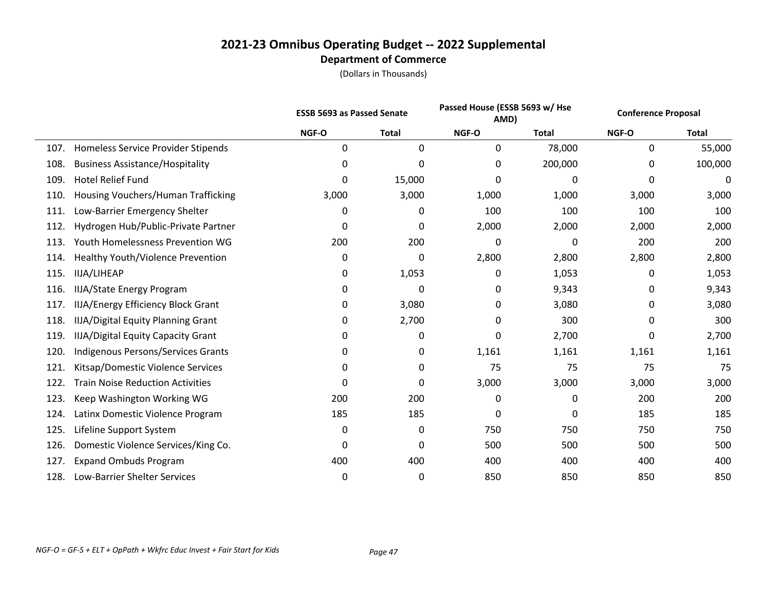# 2021-23 Omnibus Operating Budget -- 2022 Supplemental

## Department of Commerce

(Dollars in Thousands)

| | | ESSB 5693 as Passed Senate | | Passed House (ESSB 5693 w/ Hse AMD) | | Conference Proposal | |
|---|---|---|---|---|---|---|---|
| | | NGF-O | Total | NGF-O | Total | NGF-O | Total |
| 107. | Homeless Service Provider Stipends | 0 | 0 | 0 | 78,000 | 0 | 55,000 |
| 108. | Business Assistance/Hospitality | 0 | 0 | 0 | 200,000 | 0 | 100,000 |
| 109. | Hotel Relief Fund | 0 | 15,000 | 0 | 0 | 0 | 0 |
| 110. | Housing Vouchers/Human Trafficking | 3,000 | 3,000 | 1,000 | 1,000 | 3,000 | 3,000 |
| 111. | Low-Barrier Emergency Shelter | 0 | 0 | 100 | 100 | 100 | 100 |
| 112. | Hydrogen Hub/Public-Private Partner | 0 | 0 | 2,000 | 2,000 | 2,000 | 2,000 |
| 113. | Youth Homelessness Prevention WG | 200 | 200 | 0 | 0 | 200 | 200 |
| 114. | Healthy Youth/Violence Prevention | 0 | 0 | 2,800 | 2,800 | 2,800 | 2,800 |
| 115. | IIJA/LIHEAP | 0 | 1,053 | 0 | 1,053 | 0 | 1,053 |
| 116. | IIJA/State Energy Program | 0 | 0 | 0 | 9,343 | 0 | 9,343 |
| 117. | IIJA/Energy Efficiency Block Grant | 0 | 3,080 | 0 | 3,080 | 0 | 3,080 |
| 118. | IIJA/Digital Equity Planning Grant | 0 | 2,700 | 0 | 300 | 0 | 300 |
| 119. | IIJA/Digital Equity Capacity Grant | 0 | 0 | 0 | 2,700 | 0 | 2,700 |
| 120. | Indigenous Persons/Services Grants | 0 | 0 | 1,161 | 1,161 | 1,161 | 1,161 |
| 121. | Kitsap/Domestic Violence Services | 0 | 0 | 75 | 75 | 75 | 75 |
| 122. | Train Noise Reduction Activities | 0 | 0 | 3,000 | 3,000 | 3,000 | 3,000 |
| 123. | Keep Washington Working WG | 200 | 200 | 0 | 0 | 200 | 200 |
| 124. | Latinx Domestic Violence Program | 185 | 185 | 0 | 0 | 185 | 185 |
| 125. | Lifeline Support System | 0 | 0 | 750 | 750 | 750 | 750 |
| 126. | Domestic Violence Services/King Co. | 0 | 0 | 500 | 500 | 500 | 500 |
| 127. | Expand Ombuds Program | 400 | 400 | 400 | 400 | 400 | 400 |
| 128. | Low-Barrier Shelter Services | 0 | 0 | 850 | 850 | 850 | 850 |

*NGF-O = GF-S + ELT + OpPath + Wkfrc Educ Invest + Fair Start for Kids*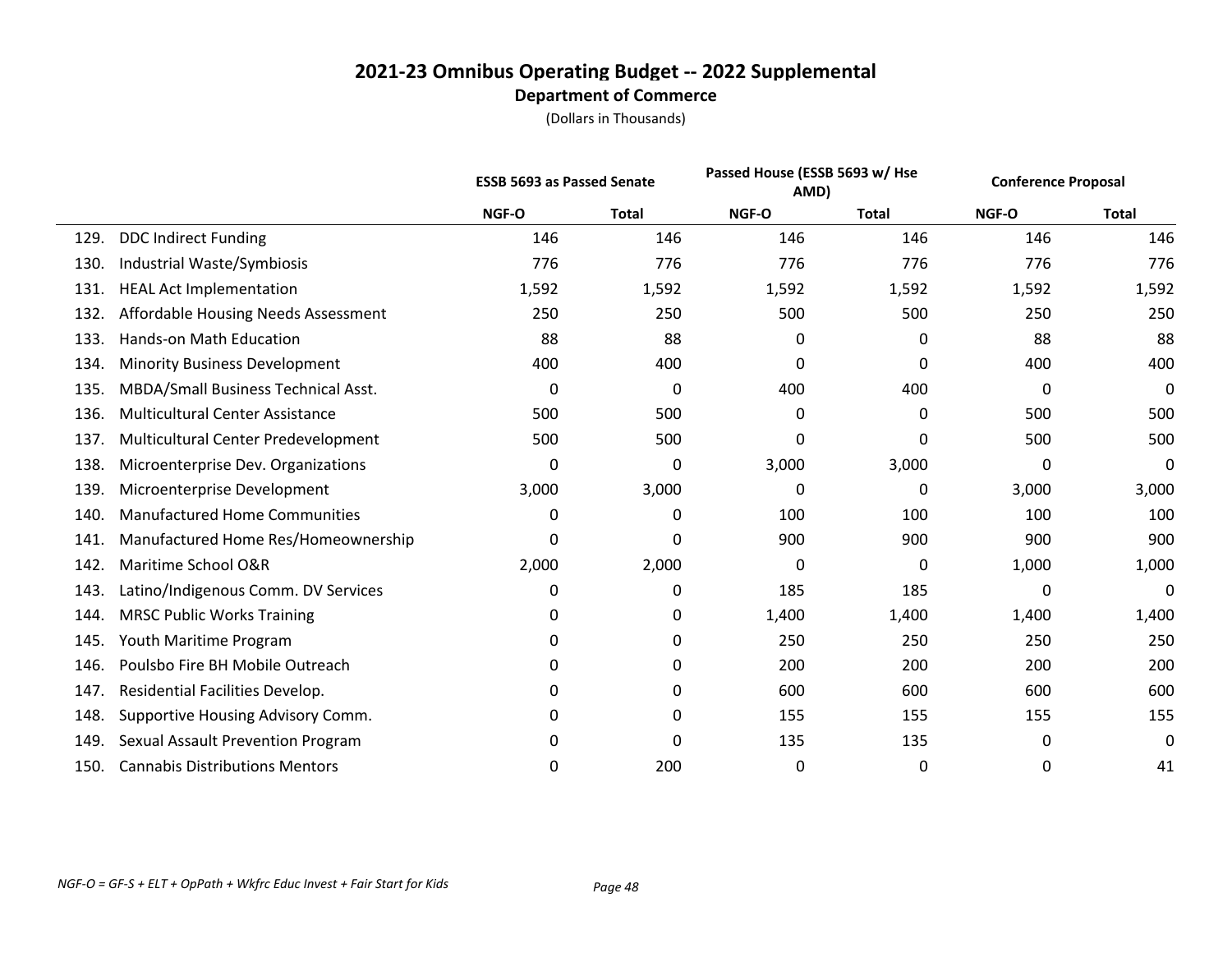## 2021-23 Omnibus Operating Budget -- 2022 Supplemental

**Department of Commerce**

(Dollars in Thousands)

| | | ESSB 5693 as Passed Senate | | Passed House (ESSB 5693 w/ Hse AMD) | | Conference Proposal | |
|---|---|---|---|---|---|---|---|
| | | NGF-O | Total | NGF-O | Total | NGF-O | Total |
| 129. | DDC Indirect Funding | 146 | 146 | 146 | 146 | 146 | 146 |
| 130. | Industrial Waste/Symbiosis | 776 | 776 | 776 | 776 | 776 | 776 |
| 131. | HEAL Act Implementation | 1,592 | 1,592 | 1,592 | 1,592 | 1,592 | 1,592 |
| 132. | Affordable Housing Needs Assessment | 250 | 250 | 500 | 500 | 250 | 250 |
| 133. | Hands-on Math Education | 88 | 88 | 0 | 0 | 88 | 88 |
| 134. | Minority Business Development | 400 | 400 | 0 | 0 | 400 | 400 |
| 135. | MBDA/Small Business Technical Asst. | 0 | 0 | 400 | 400 | 0 | 0 |
| 136. | Multicultural Center Assistance | 500 | 500 | 0 | 0 | 500 | 500 |
| 137. | Multicultural Center Predevelopment | 500 | 500 | 0 | 0 | 500 | 500 |
| 138. | Microenterprise Dev. Organizations | 0 | 0 | 3,000 | 3,000 | 0 | 0 |
| 139. | Microenterprise Development | 3,000 | 3,000 | 0 | 0 | 3,000 | 3,000 |
| 140. | Manufactured Home Communities | 0 | 0 | 100 | 100 | 100 | 100 |
| 141. | Manufactured Home Res/Homeownership | 0 | 0 | 900 | 900 | 900 | 900 |
| 142. | Maritime School O&R | 2,000 | 2,000 | 0 | 0 | 1,000 | 1,000 |
| 143. | Latino/Indigenous Comm. DV Services | 0 | 0 | 185 | 185 | 0 | 0 |
| 144. | MRSC Public Works Training | 0 | 0 | 1,400 | 1,400 | 1,400 | 1,400 |
| 145. | Youth Maritime Program | 0 | 0 | 250 | 250 | 250 | 250 |
| 146. | Poulsbo Fire BH Mobile Outreach | 0 | 0 | 200 | 200 | 200 | 200 |
| 147. | Residential Facilities Develop. | 0 | 0 | 600 | 600 | 600 | 600 |
| 148. | Supportive Housing Advisory Comm. | 0 | 0 | 155 | 155 | 155 | 155 |
| 149. | Sexual Assault Prevention Program | 0 | 0 | 135 | 135 | 0 | 0 |
| 150. | Cannabis Distributions Mentors | 0 | 200 | 0 | 0 | 0 | 41 |

*NGF-O = GF-S + ELT + OpPath + Wkfrc Educ Invest + Fair Start for Kids*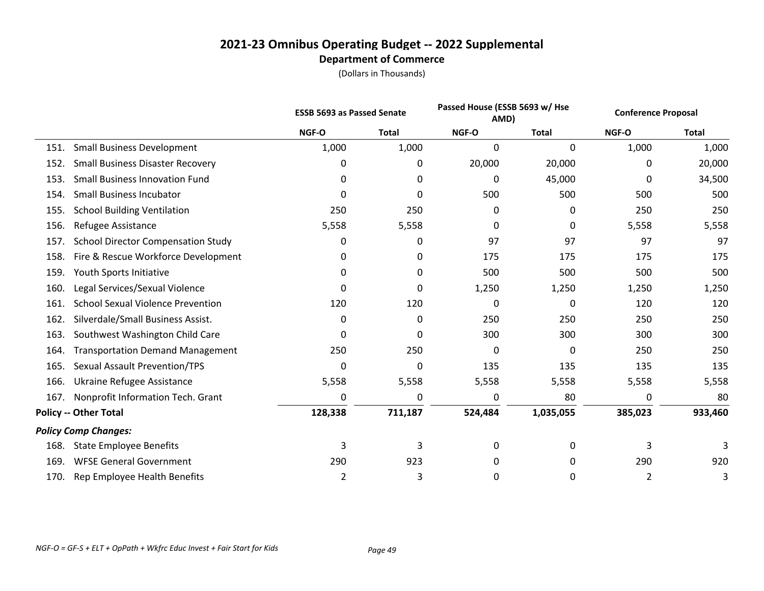# 2021-23 Omnibus Operating Budget -- 2022 Supplemental

## Department of Commerce

(Dollars in Thousands)

| | ESSB 5693 as Passed Senate | | Passed House (ESSB 5693 w/ Hse AMD) | | Conference Proposal | |
|---|---|---|---|---|---|---|
| | NGF-O | Total | NGF-O | Total | NGF-O | Total |
| 151. Small Business Development | 1,000 | 1,000 | 0 | 0 | 1,000 | 1,000 |
| 152. Small Business Disaster Recovery | 0 | 0 | 20,000 | 20,000 | 0 | 20,000 |
| 153. Small Business Innovation Fund | 0 | 0 | 0 | 45,000 | 0 | 34,500 |
| 154. Small Business Incubator | 0 | 0 | 500 | 500 | 500 | 500 |
| 155. School Building Ventilation | 250 | 250 | 0 | 0 | 250 | 250 |
| 156. Refugee Assistance | 5,558 | 5,558 | 0 | 0 | 5,558 | 5,558 |
| 157. School Director Compensation Study | 0 | 0 | 97 | 97 | 97 | 97 |
| 158. Fire & Rescue Workforce Development | 0 | 0 | 175 | 175 | 175 | 175 |
| 159. Youth Sports Initiative | 0 | 0 | 500 | 500 | 500 | 500 |
| 160. Legal Services/Sexual Violence | 0 | 0 | 1,250 | 1,250 | 1,250 | 1,250 |
| 161. School Sexual Violence Prevention | 120 | 120 | 0 | 0 | 120 | 120 |
| 162. Silverdale/Small Business Assist. | 0 | 0 | 250 | 250 | 250 | 250 |
| 163. Southwest Washington Child Care | 0 | 0 | 300 | 300 | 300 | 300 |
| 164. Transportation Demand Management | 250 | 250 | 0 | 0 | 250 | 250 |
| 165. Sexual Assault Prevention/TPS | 0 | 0 | 135 | 135 | 135 | 135 |
| 166. Ukraine Refugee Assistance | 5,558 | 5,558 | 5,558 | 5,558 | 5,558 | 5,558 |
| 167. Nonprofit Information Tech. Grant | 0 | 0 | 0 | 80 | 0 | 80 |
| **Policy -- Other Total** | **128,338** | **711,187** | **524,484** | **1,035,055** | **385,023** | **933,460** |
| ***Policy Comp Changes:*** | | | | | | |
| 168. State Employee Benefits | 3 | 3 | 0 | 0 | 3 | 3 |
| 169. WFSE General Government | 290 | 923 | 0 | 0 | 290 | 920 |
| 170. Rep Employee Health Benefits | 2 | 3 | 0 | 0 | 2 | 3 |

*NGF-O = GF-S + ELT + OpPath + Wkfrc Educ Invest + Fair Start for Kids*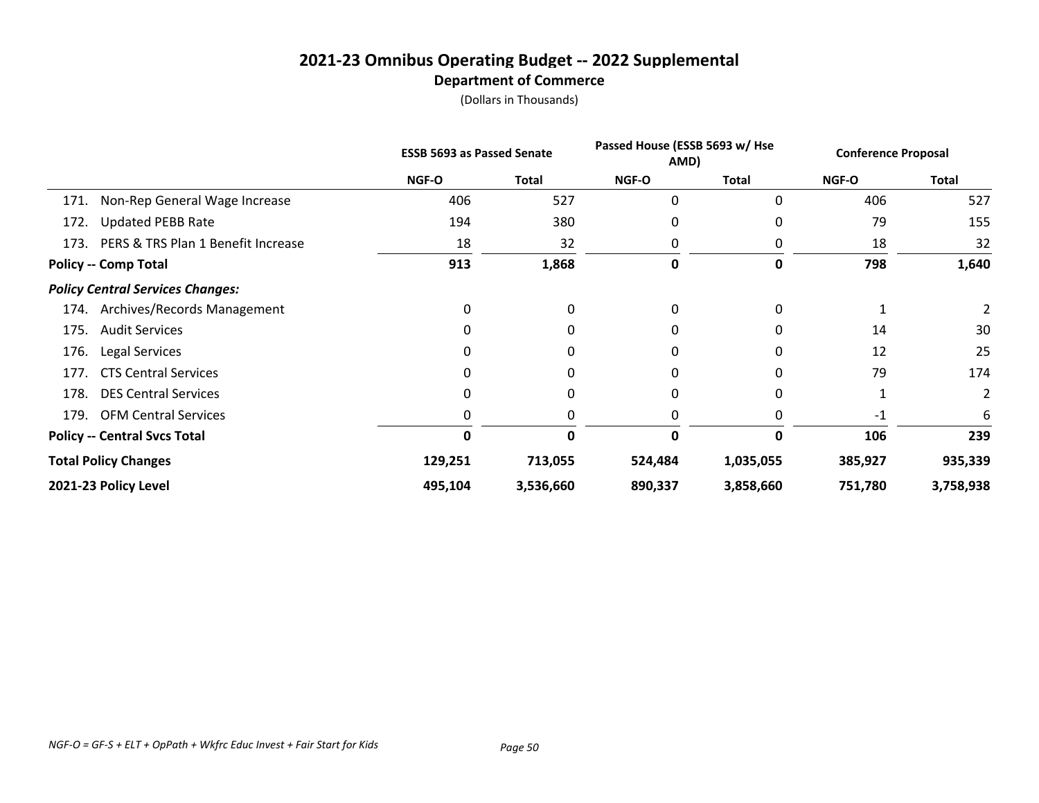# 2021-23 Omnibus Operating Budget -- 2022 Supplemental

## Department of Commerce

(Dollars in Thousands)

| | ESSB 5693 as Passed Senate | | Passed House (ESSB 5693 w/ Hse AMD) | | Conference Proposal | |
|---|---|---|---|---|---|---|
| | NGF-O | Total | NGF-O | Total | NGF-O | Total |
| 171. Non-Rep General Wage Increase | 406 | 527 | 0 | 0 | 406 | 527 |
| 172. Updated PEBB Rate | 194 | 380 | 0 | 0 | 79 | 155 |
| 173. PERS & TRS Plan 1 Benefit Increase | 18 | 32 | 0 | 0 | 18 | 32 |
| **Policy -- Comp Total** | **913** | **1,868** | **0** | **0** | **798** | **1,640** |
| ***Policy Central Services Changes:*** | | | | | | |
| 174. Archives/Records Management | 0 | 0 | 0 | 0 | 1 | 2 |
| 175. Audit Services | 0 | 0 | 0 | 0 | 14 | 30 |
| 176. Legal Services | 0 | 0 | 0 | 0 | 12 | 25 |
| 177. CTS Central Services | 0 | 0 | 0 | 0 | 79 | 174 |
| 178. DES Central Services | 0 | 0 | 0 | 0 | 1 | 2 |
| 179. OFM Central Services | 0 | 0 | 0 | 0 | -1 | 6 |
| **Policy -- Central Svcs Total** | **0** | **0** | **0** | **0** | **106** | **239** |
| **Total Policy Changes** | **129,251** | **713,055** | **524,484** | **1,035,055** | **385,927** | **935,339** |
| **2021-23 Policy Level** | **495,104** | **3,536,660** | **890,337** | **3,858,660** | **751,780** | **3,758,938** |

*NGF-O = GF-S + ELT + OpPath + Wkfrc Educ Invest + Fair Start for Kids*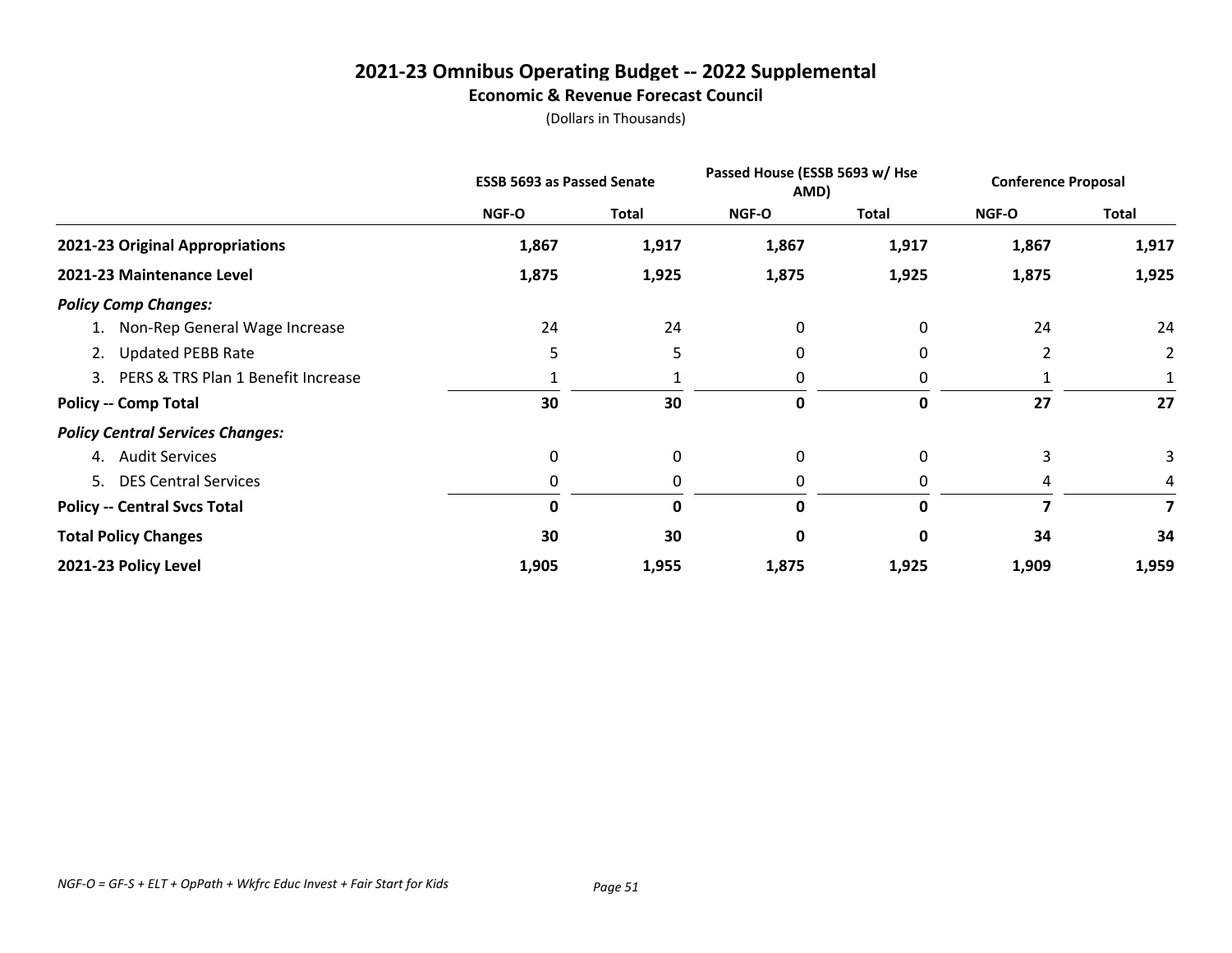# 2021-23 Omnibus Operating Budget -- 2022 Supplemental

## Economic & Revenue Forecast Council

(Dollars in Thousands)

| | ESSB 5693 as Passed Senate | | Passed House (ESSB 5693 w/ Hse AMD) | | Conference Proposal | |
|---|---|---|---|---|---|---|
| | NGF-O | Total | NGF-O | Total | NGF-O | Total |
| **2021-23 Original Appropriations** | **1,867** | **1,917** | **1,867** | **1,917** | **1,867** | **1,917** |
| **2021-23 Maintenance Level** | **1,875** | **1,925** | **1,875** | **1,925** | **1,875** | **1,925** |
| ***Policy Comp Changes:*** | | | | | | |
| 1. Non-Rep General Wage Increase | 24 | 24 | 0 | 0 | 24 | 24 |
| 2. Updated PEBB Rate | 5 | 5 | 0 | 0 | 2 | 2 |
| 3. PERS & TRS Plan 1 Benefit Increase | 1 | 1 | 0 | 0 | 1 | 1 |
| **Policy -- Comp Total** | **30** | **30** | **0** | **0** | **27** | **27** |
| ***Policy Central Services Changes:*** | | | | | | |
| 4. Audit Services | 0 | 0 | 0 | 0 | 3 | 3 |
| 5. DES Central Services | 0 | 0 | 0 | 0 | 4 | 4 |
| **Policy -- Central Svcs Total** | **0** | **0** | **0** | **0** | **7** | **7** |
| **Total Policy Changes** | **30** | **30** | **0** | **0** | **34** | **34** |
| **2021-23 Policy Level** | **1,905** | **1,955** | **1,875** | **1,925** | **1,909** | **1,959** |

*NGF-O = GF-S + ELT + OpPath + Wkfrc Educ Invest + Fair Start for Kids*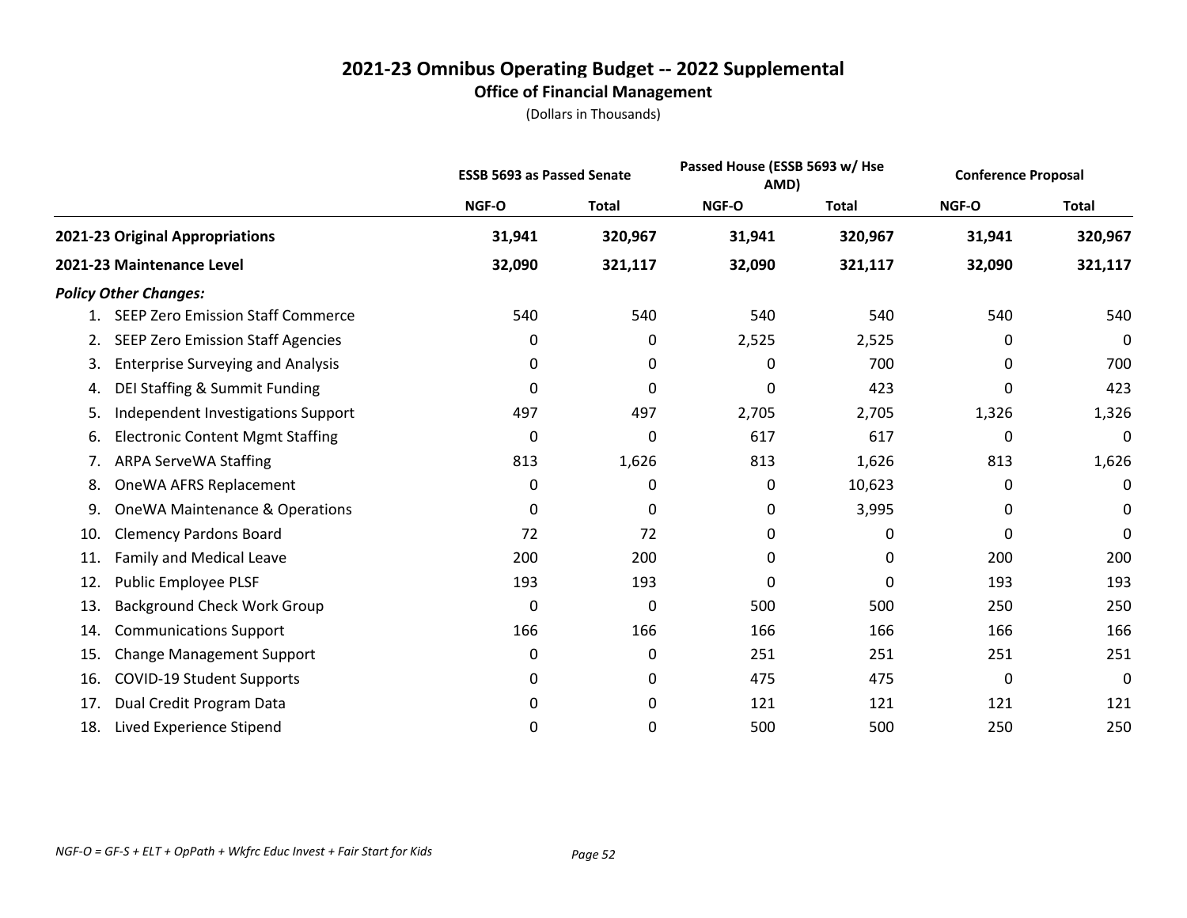# 2021-23 Omnibus Operating Budget -- 2022 Supplemental

## Office of Financial Management

(Dollars in Thousands)

| | ESSB 5693 as Passed Senate | | Passed House (ESSB 5693 w/ Hse AMD) | | Conference Proposal | |
|---|---|---|---|---|---|---|
| | NGF-O | Total | NGF-O | Total | NGF-O | Total |
| **2021-23 Original Appropriations** | **31,941** | **320,967** | **31,941** | **320,967** | **31,941** | **320,967** |
| **2021-23 Maintenance Level** | **32,090** | **321,117** | **32,090** | **321,117** | **32,090** | **321,117** |
| ***Policy Other Changes:*** | | | | | | |
| 1. SEEP Zero Emission Staff Commerce | 540 | 540 | 540 | 540 | 540 | 540 |
| 2. SEEP Zero Emission Staff Agencies | 0 | 0 | 2,525 | 2,525 | 0 | 0 |
| 3. Enterprise Surveying and Analysis | 0 | 0 | 0 | 700 | 0 | 700 |
| 4. DEI Staffing & Summit Funding | 0 | 0 | 0 | 423 | 0 | 423 |
| 5. Independent Investigations Support | 497 | 497 | 2,705 | 2,705 | 1,326 | 1,326 |
| 6. Electronic Content Mgmt Staffing | 0 | 0 | 617 | 617 | 0 | 0 |
| 7. ARPA ServeWA Staffing | 813 | 1,626 | 813 | 1,626 | 813 | 1,626 |
| 8. OneWA AFRS Replacement | 0 | 0 | 0 | 10,623 | 0 | 0 |
| 9. OneWA Maintenance & Operations | 0 | 0 | 0 | 3,995 | 0 | 0 |
| 10. Clemency Pardons Board | 72 | 72 | 0 | 0 | 0 | 0 |
| 11. Family and Medical Leave | 200 | 200 | 0 | 0 | 200 | 200 |
| 12. Public Employee PLSF | 193 | 193 | 0 | 0 | 193 | 193 |
| 13. Background Check Work Group | 0 | 0 | 500 | 500 | 250 | 250 |
| 14. Communications Support | 166 | 166 | 166 | 166 | 166 | 166 |
| 15. Change Management Support | 0 | 0 | 251 | 251 | 251 | 251 |
| 16. COVID-19 Student Supports | 0 | 0 | 475 | 475 | 0 | 0 |
| 17. Dual Credit Program Data | 0 | 0 | 121 | 121 | 121 | 121 |
| 18. Lived Experience Stipend | 0 | 0 | 500 | 500 | 250 | 250 |

*NGF-O = GF-S + ELT + OpPath + Wkfrc Educ Invest + Fair Start for Kids*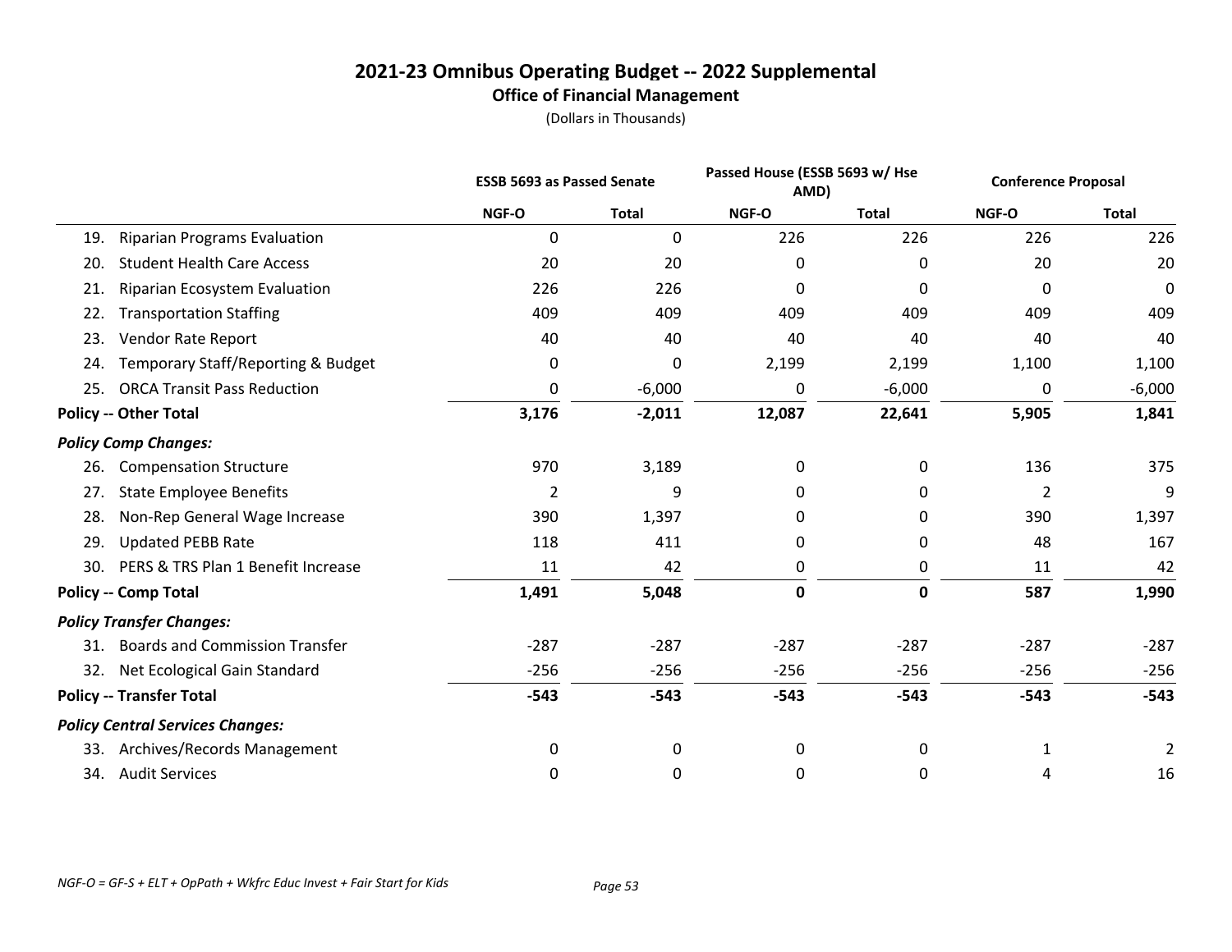# 2021-23 Omnibus Operating Budget -- 2022 Supplemental

## Office of Financial Management

(Dollars in Thousands)

| | ESSB 5693 as Passed Senate | | Passed House (ESSB 5693 w/ Hse AMD) | | Conference Proposal | |
|---|---|---|---|---|---|---|
| | NGF-O | Total | NGF-O | Total | NGF-O | Total |
| 19. Riparian Programs Evaluation | 0 | 0 | 226 | 226 | 226 | 226 |
| 20. Student Health Care Access | 20 | 20 | 0 | 0 | 20 | 20 |
| 21. Riparian Ecosystem Evaluation | 226 | 226 | 0 | 0 | 0 | 0 |
| 22. Transportation Staffing | 409 | 409 | 409 | 409 | 409 | 409 |
| 23. Vendor Rate Report | 40 | 40 | 40 | 40 | 40 | 40 |
| 24. Temporary Staff/Reporting & Budget | 0 | 0 | 2,199 | 2,199 | 1,100 | 1,100 |
| 25. ORCA Transit Pass Reduction | 0 | -6,000 | 0 | -6,000 | 0 | -6,000 |
| **Policy -- Other Total** | **3,176** | **-2,011** | **12,087** | **22,641** | **5,905** | **1,841** |
| ***Policy Comp Changes:*** | | | | | | |
| 26. Compensation Structure | 970 | 3,189 | 0 | 0 | 136 | 375 |
| 27. State Employee Benefits | 2 | 9 | 0 | 0 | 2 | 9 |
| 28. Non-Rep General Wage Increase | 390 | 1,397 | 0 | 0 | 390 | 1,397 |
| 29. Updated PEBB Rate | 118 | 411 | 0 | 0 | 48 | 167 |
| 30. PERS & TRS Plan 1 Benefit Increase | 11 | 42 | 0 | 0 | 11 | 42 |
| **Policy -- Comp Total** | **1,491** | **5,048** | **0** | **0** | **587** | **1,990** |
| ***Policy Transfer Changes:*** | | | | | | |
| 31. Boards and Commission Transfer | -287 | -287 | -287 | -287 | -287 | -287 |
| 32. Net Ecological Gain Standard | -256 | -256 | -256 | -256 | -256 | -256 |
| **Policy -- Transfer Total** | **-543** | **-543** | **-543** | **-543** | **-543** | **-543** |
| ***Policy Central Services Changes:*** | | | | | | |
| 33. Archives/Records Management | 0 | 0 | 0 | 0 | 1 | 2 |
| 34. Audit Services | 0 | 0 | 0 | 0 | 4 | 16 |

*NGF-O = GF-S + ELT + OpPath + Wkfrc Educ Invest + Fair Start for Kids*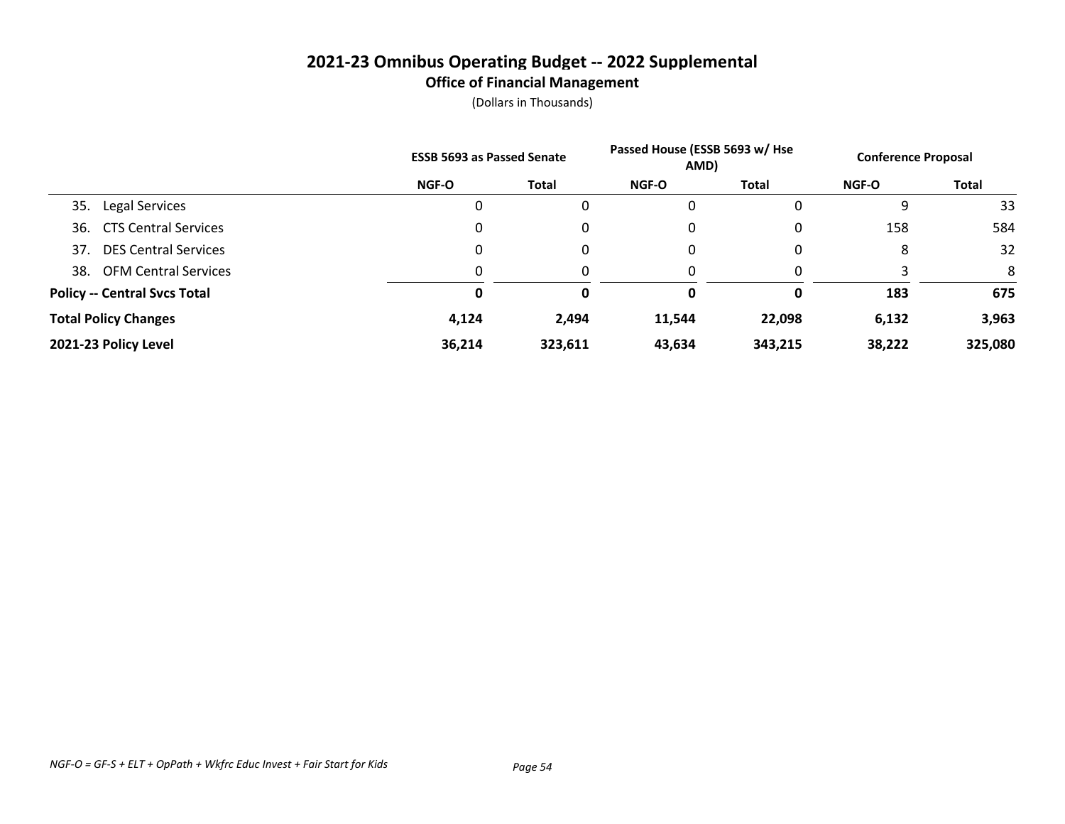# 2021-23 Omnibus Operating Budget -- 2022 Supplemental

## Office of Financial Management

(Dollars in Thousands)

| | ESSB 5693 as Passed Senate | | Passed House (ESSB 5693 w/ Hse AMD) | | Conference Proposal | |
|---|---|---|---|---|---|---|
| | NGF-O | Total | NGF-O | Total | NGF-O | Total |
| 35. Legal Services | 0 | 0 | 0 | 0 | 9 | 33 |
| 36. CTS Central Services | 0 | 0 | 0 | 0 | 158 | 584 |
| 37. DES Central Services | 0 | 0 | 0 | 0 | 8 | 32 |
| 38. OFM Central Services | 0 | 0 | 0 | 0 | 3 | 8 |
| **Policy -- Central Svcs Total** | **0** | **0** | **0** | **0** | **183** | **675** |
| **Total Policy Changes** | **4,124** | **2,494** | **11,544** | **22,098** | **6,132** | **3,963** |
| **2021-23 Policy Level** | **36,214** | **323,611** | **43,634** | **343,215** | **38,222** | **325,080** |

*NGF-O = GF-S + ELT + OpPath + Wkfrc Educ Invest + Fair Start for Kids*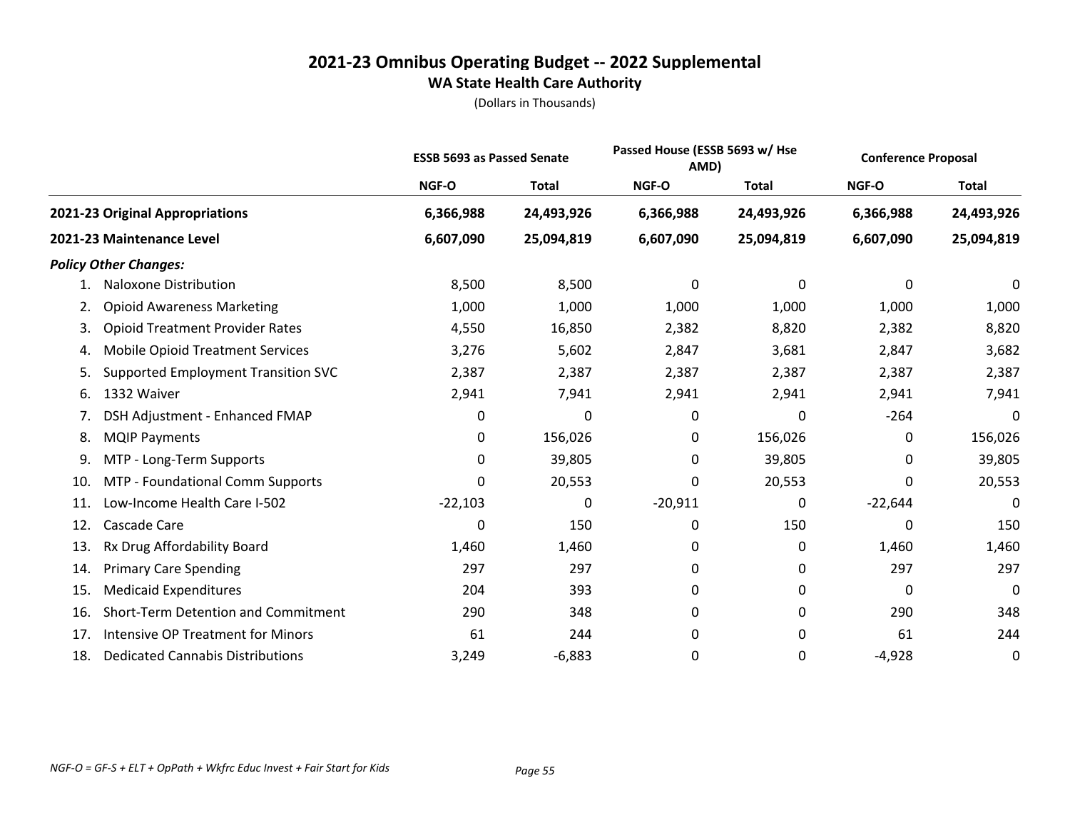# 2021-23 Omnibus Operating Budget -- 2022 Supplemental

## WA State Health Care Authority

(Dollars in Thousands)

| | ESSB 5693 as Passed Senate | | Passed House (ESSB 5693 w/ Hse AMD) | | Conference Proposal | |
|---|---|---|---|---|---|---|
| | NGF-O | Total | NGF-O | Total | NGF-O | Total |
| **2021-23 Original Appropriations** | **6,366,988** | **24,493,926** | **6,366,988** | **24,493,926** | **6,366,988** | **24,493,926** |
| **2021-23 Maintenance Level** | **6,607,090** | **25,094,819** | **6,607,090** | **25,094,819** | **6,607,090** | **25,094,819** |
| ***Policy Other Changes:*** | | | | | | |
| 1. Naloxone Distribution | 8,500 | 8,500 | 0 | 0 | 0 | 0 |
| 2. Opioid Awareness Marketing | 1,000 | 1,000 | 1,000 | 1,000 | 1,000 | 1,000 |
| 3. Opioid Treatment Provider Rates | 4,550 | 16,850 | 2,382 | 8,820 | 2,382 | 8,820 |
| 4. Mobile Opioid Treatment Services | 3,276 | 5,602 | 2,847 | 3,681 | 2,847 | 3,682 |
| 5. Supported Employment Transition SVC | 2,387 | 2,387 | 2,387 | 2,387 | 2,387 | 2,387 |
| 6. 1332 Waiver | 2,941 | 7,941 | 2,941 | 2,941 | 2,941 | 7,941 |
| 7. DSH Adjustment - Enhanced FMAP | 0 | 0 | 0 | 0 | -264 | 0 |
| 8. MQIP Payments | 0 | 156,026 | 0 | 156,026 | 0 | 156,026 |
| 9. MTP - Long-Term Supports | 0 | 39,805 | 0 | 39,805 | 0 | 39,805 |
| 10. MTP - Foundational Comm Supports | 0 | 20,553 | 0 | 20,553 | 0 | 20,553 |
| 11. Low-Income Health Care I-502 | -22,103 | 0 | -20,911 | 0 | -22,644 | 0 |
| 12. Cascade Care | 0 | 150 | 0 | 150 | 0 | 150 |
| 13. Rx Drug Affordability Board | 1,460 | 1,460 | 0 | 0 | 1,460 | 1,460 |
| 14. Primary Care Spending | 297 | 297 | 0 | 0 | 297 | 297 |
| 15. Medicaid Expenditures | 204 | 393 | 0 | 0 | 0 | 0 |
| 16. Short-Term Detention and Commitment | 290 | 348 | 0 | 0 | 290 | 348 |
| 17. Intensive OP Treatment for Minors | 61 | 244 | 0 | 0 | 61 | 244 |
| 18. Dedicated Cannabis Distributions | 3,249 | -6,883 | 0 | 0 | -4,928 | 0 |

*NGF-O = GF-S + ELT + OpPath + Wkfrc Educ Invest + Fair Start for Kids*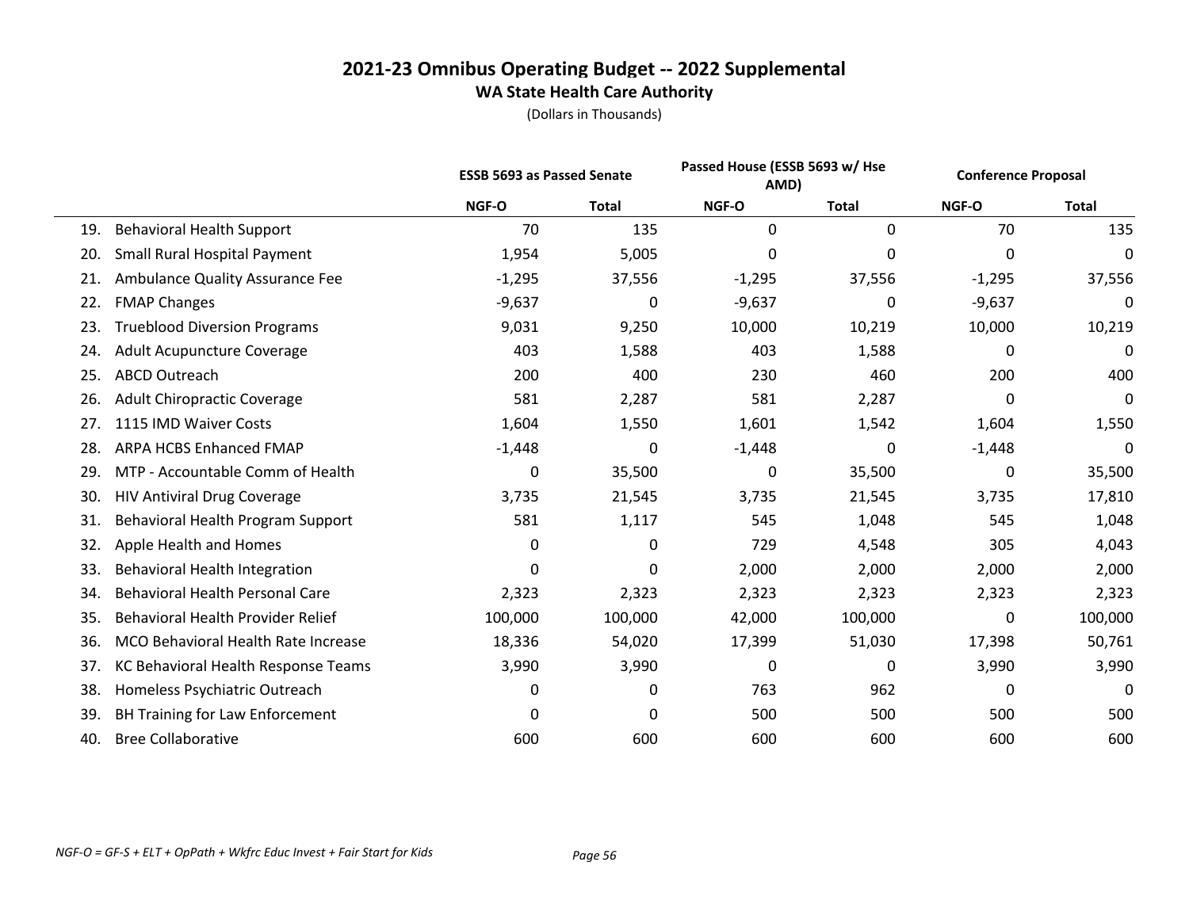# 2021-23 Omnibus Operating Budget -- 2022 Supplemental

## WA State Health Care Authority

(Dollars in Thousands)

| | ESSB 5693 as Passed Senate | | Passed House (ESSB 5693 w/ Hse AMD) | | Conference Proposal | |
|---|---|---|---|---|---|---|
| | NGF-O | Total | NGF-O | Total | NGF-O | Total |
| 19. Behavioral Health Support | 70 | 135 | 0 | 0 | 70 | 135 |
| 20. Small Rural Hospital Payment | 1,954 | 5,005 | 0 | 0 | 0 | 0 |
| 21. Ambulance Quality Assurance Fee | -1,295 | 37,556 | -1,295 | 37,556 | -1,295 | 37,556 |
| 22. FMAP Changes | -9,637 | 0 | -9,637 | 0 | -9,637 | 0 |
| 23. Trueblood Diversion Programs | 9,031 | 9,250 | 10,000 | 10,219 | 10,000 | 10,219 |
| 24. Adult Acupuncture Coverage | 403 | 1,588 | 403 | 1,588 | 0 | 0 |
| 25. ABCD Outreach | 200 | 400 | 230 | 460 | 200 | 400 |
| 26. Adult Chiropractic Coverage | 581 | 2,287 | 581 | 2,287 | 0 | 0 |
| 27. 1115 IMD Waiver Costs | 1,604 | 1,550 | 1,601 | 1,542 | 1,604 | 1,550 |
| 28. ARPA HCBS Enhanced FMAP | -1,448 | 0 | -1,448 | 0 | -1,448 | 0 |
| 29. MTP - Accountable Comm of Health | 0 | 35,500 | 0 | 35,500 | 0 | 35,500 |
| 30. HIV Antiviral Drug Coverage | 3,735 | 21,545 | 3,735 | 21,545 | 3,735 | 17,810 |
| 31. Behavioral Health Program Support | 581 | 1,117 | 545 | 1,048 | 545 | 1,048 |
| 32. Apple Health and Homes | 0 | 0 | 729 | 4,548 | 305 | 4,043 |
| 33. Behavioral Health Integration | 0 | 0 | 2,000 | 2,000 | 2,000 | 2,000 |
| 34. Behavioral Health Personal Care | 2,323 | 2,323 | 2,323 | 2,323 | 2,323 | 2,323 |
| 35. Behavioral Health Provider Relief | 100,000 | 100,000 | 42,000 | 100,000 | 0 | 100,000 |
| 36. MCO Behavioral Health Rate Increase | 18,336 | 54,020 | 17,399 | 51,030 | 17,398 | 50,761 |
| 37. KC Behavioral Health Response Teams | 3,990 | 3,990 | 0 | 0 | 3,990 | 3,990 |
| 38. Homeless Psychiatric Outreach | 0 | 0 | 763 | 962 | 0 | 0 |
| 39. BH Training for Law Enforcement | 0 | 0 | 500 | 500 | 500 | 500 |
| 40. Bree Collaborative | 600 | 600 | 600 | 600 | 600 | 600 |

*NGF-O = GF-S + ELT + OpPath + Wkfrc Educ Invest + Fair Start for Kids*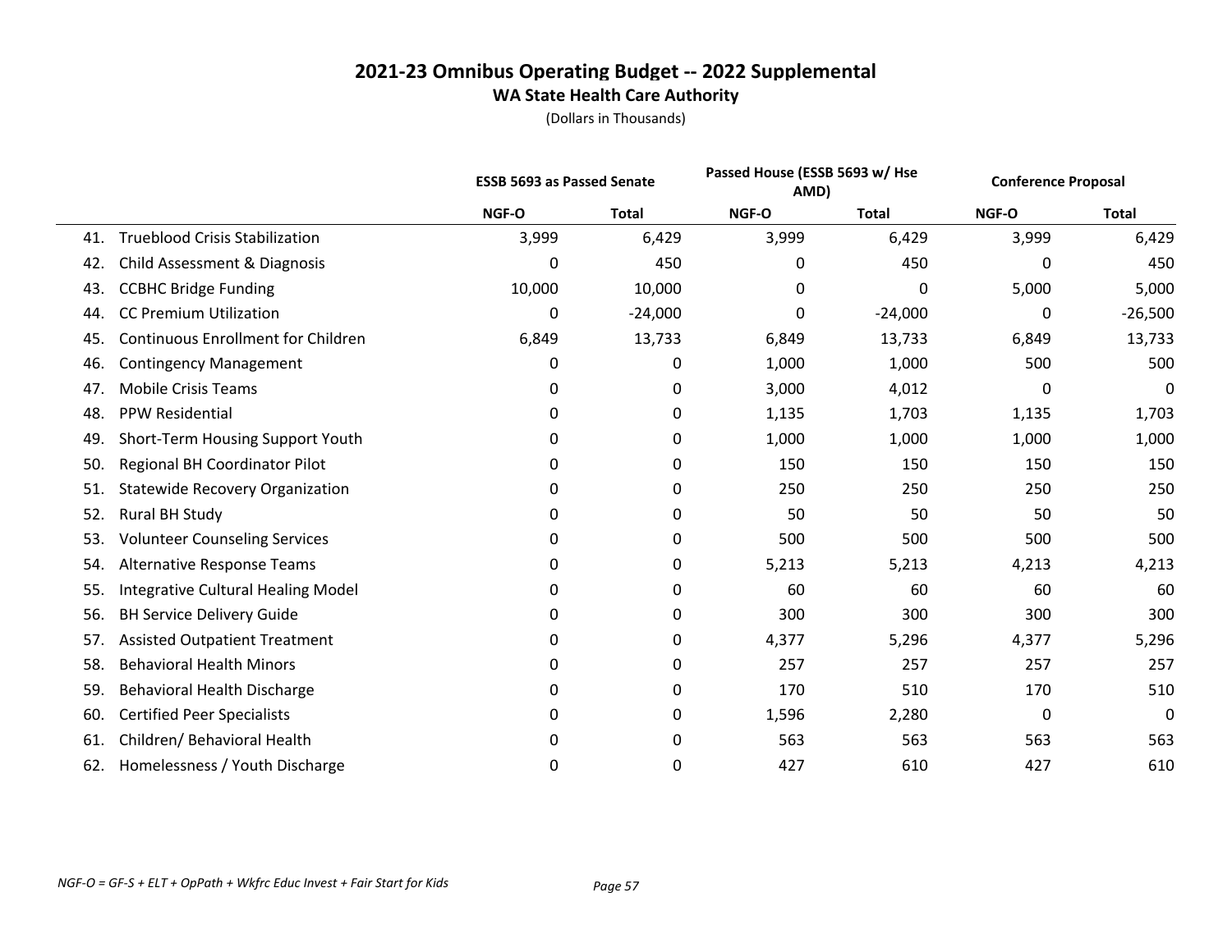# 2021-23 Omnibus Operating Budget -- 2022 Supplemental

## WA State Health Care Authority

(Dollars in Thousands)

| | ESSB 5693 as Passed Senate | | Passed House (ESSB 5693 w/ Hse AMD) | | Conference Proposal | |
|---|---|---|---|---|---|---|
| | NGF-O | Total | NGF-O | Total | NGF-O | Total |
| 41. Trueblood Crisis Stabilization | 3,999 | 6,429 | 3,999 | 6,429 | 3,999 | 6,429 |
| 42. Child Assessment & Diagnosis | 0 | 450 | 0 | 450 | 0 | 450 |
| 43. CCBHC Bridge Funding | 10,000 | 10,000 | 0 | 0 | 5,000 | 5,000 |
| 44. CC Premium Utilization | 0 | -24,000 | 0 | -24,000 | 0 | -26,500 |
| 45. Continuous Enrollment for Children | 6,849 | 13,733 | 6,849 | 13,733 | 6,849 | 13,733 |
| 46. Contingency Management | 0 | 0 | 1,000 | 1,000 | 500 | 500 |
| 47. Mobile Crisis Teams | 0 | 0 | 3,000 | 4,012 | 0 | 0 |
| 48. PPW Residential | 0 | 0 | 1,135 | 1,703 | 1,135 | 1,703 |
| 49. Short-Term Housing Support Youth | 0 | 0 | 1,000 | 1,000 | 1,000 | 1,000 |
| 50. Regional BH Coordinator Pilot | 0 | 0 | 150 | 150 | 150 | 150 |
| 51. Statewide Recovery Organization | 0 | 0 | 250 | 250 | 250 | 250 |
| 52. Rural BH Study | 0 | 0 | 50 | 50 | 50 | 50 |
| 53. Volunteer Counseling Services | 0 | 0 | 500 | 500 | 500 | 500 |
| 54. Alternative Response Teams | 0 | 0 | 5,213 | 5,213 | 4,213 | 4,213 |
| 55. Integrative Cultural Healing Model | 0 | 0 | 60 | 60 | 60 | 60 |
| 56. BH Service Delivery Guide | 0 | 0 | 300 | 300 | 300 | 300 |
| 57. Assisted Outpatient Treatment | 0 | 0 | 4,377 | 5,296 | 4,377 | 5,296 |
| 58. Behavioral Health Minors | 0 | 0 | 257 | 257 | 257 | 257 |
| 59. Behavioral Health Discharge | 0 | 0 | 170 | 510 | 170 | 510 |
| 60. Certified Peer Specialists | 0 | 0 | 1,596 | 2,280 | 0 | 0 |
| 61. Children/ Behavioral Health | 0 | 0 | 563 | 563 | 563 | 563 |
| 62. Homelessness / Youth Discharge | 0 | 0 | 427 | 610 | 427 | 610 |

*NGF-O = GF-S + ELT + OpPath + Wkfrc Educ Invest + Fair Start for Kids*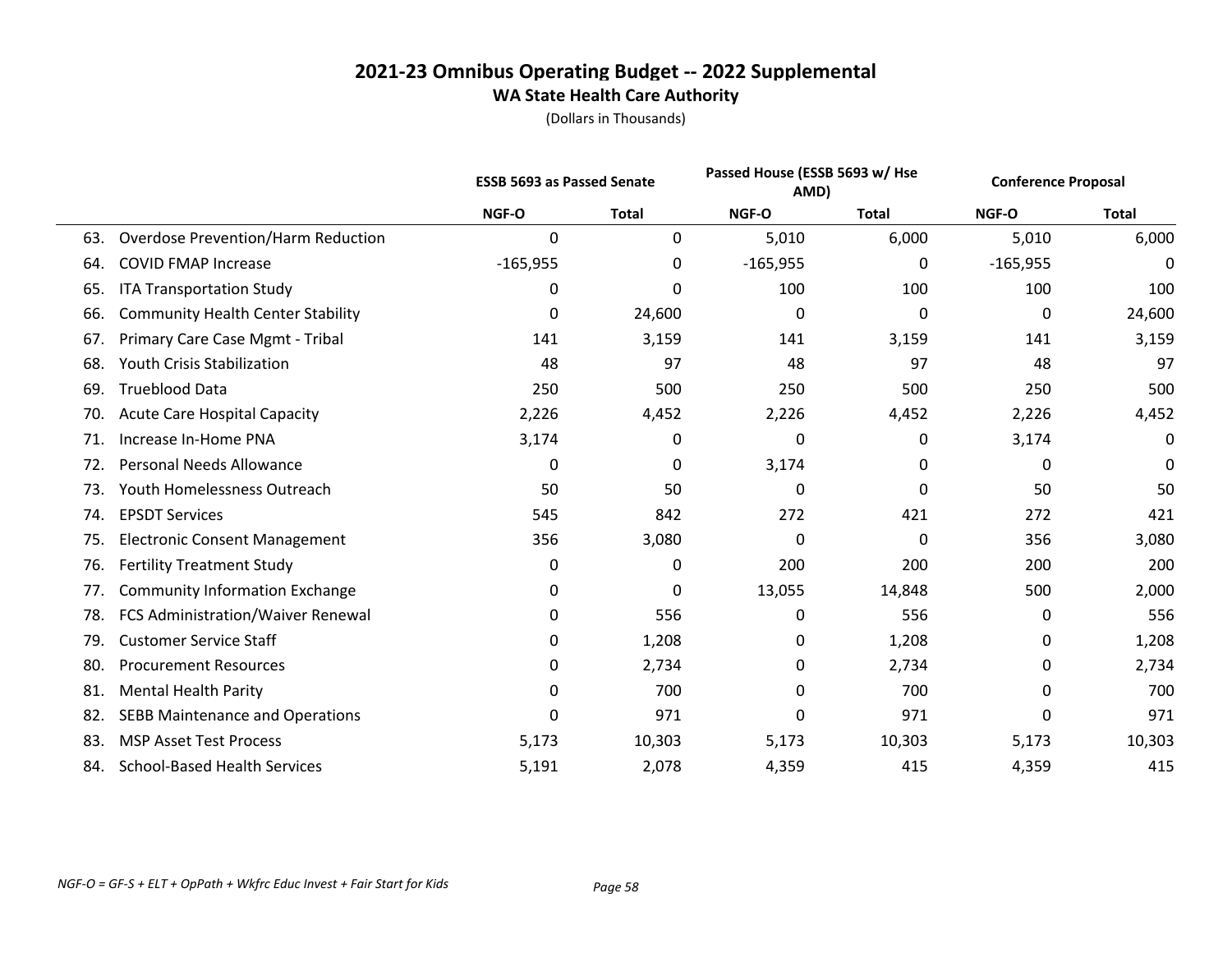# 2021-23 Omnibus Operating Budget -- 2022 Supplemental

## WA State Health Care Authority

(Dollars in Thousands)

| | ESSB 5693 as Passed Senate | | Passed House (ESSB 5693 w/ Hse AMD) | | Conference Proposal | |
|---|---|---|---|---|---|---|
| | NGF-O | Total | NGF-O | Total | NGF-O | Total |
| 63. Overdose Prevention/Harm Reduction | 0 | 0 | 5,010 | 6,000 | 5,010 | 6,000 |
| 64. COVID FMAP Increase | -165,955 | 0 | -165,955 | 0 | -165,955 | 0 |
| 65. ITA Transportation Study | 0 | 0 | 100 | 100 | 100 | 100 |
| 66. Community Health Center Stability | 0 | 24,600 | 0 | 0 | 0 | 24,600 |
| 67. Primary Care Case Mgmt - Tribal | 141 | 3,159 | 141 | 3,159 | 141 | 3,159 |
| 68. Youth Crisis Stabilization | 48 | 97 | 48 | 97 | 48 | 97 |
| 69. Trueblood Data | 250 | 500 | 250 | 500 | 250 | 500 |
| 70. Acute Care Hospital Capacity | 2,226 | 4,452 | 2,226 | 4,452 | 2,226 | 4,452 |
| 71. Increase In-Home PNA | 3,174 | 0 | 0 | 0 | 3,174 | 0 |
| 72. Personal Needs Allowance | 0 | 0 | 3,174 | 0 | 0 | 0 |
| 73. Youth Homelessness Outreach | 50 | 50 | 0 | 0 | 50 | 50 |
| 74. EPSDT Services | 545 | 842 | 272 | 421 | 272 | 421 |
| 75. Electronic Consent Management | 356 | 3,080 | 0 | 0 | 356 | 3,080 |
| 76. Fertility Treatment Study | 0 | 0 | 200 | 200 | 200 | 200 |
| 77. Community Information Exchange | 0 | 0 | 13,055 | 14,848 | 500 | 2,000 |
| 78. FCS Administration/Waiver Renewal | 0 | 556 | 0 | 556 | 0 | 556 |
| 79. Customer Service Staff | 0 | 1,208 | 0 | 1,208 | 0 | 1,208 |
| 80. Procurement Resources | 0 | 2,734 | 0 | 2,734 | 0 | 2,734 |
| 81. Mental Health Parity | 0 | 700 | 0 | 700 | 0 | 700 |
| 82. SEBB Maintenance and Operations | 0 | 971 | 0 | 971 | 0 | 971 |
| 83. MSP Asset Test Process | 5,173 | 10,303 | 5,173 | 10,303 | 5,173 | 10,303 |
| 84. School-Based Health Services | 5,191 | 2,078 | 4,359 | 415 | 4,359 | 415 |

*NGF-O = GF-S + ELT + OpPath + Wkfrc Educ Invest + Fair Start for Kids*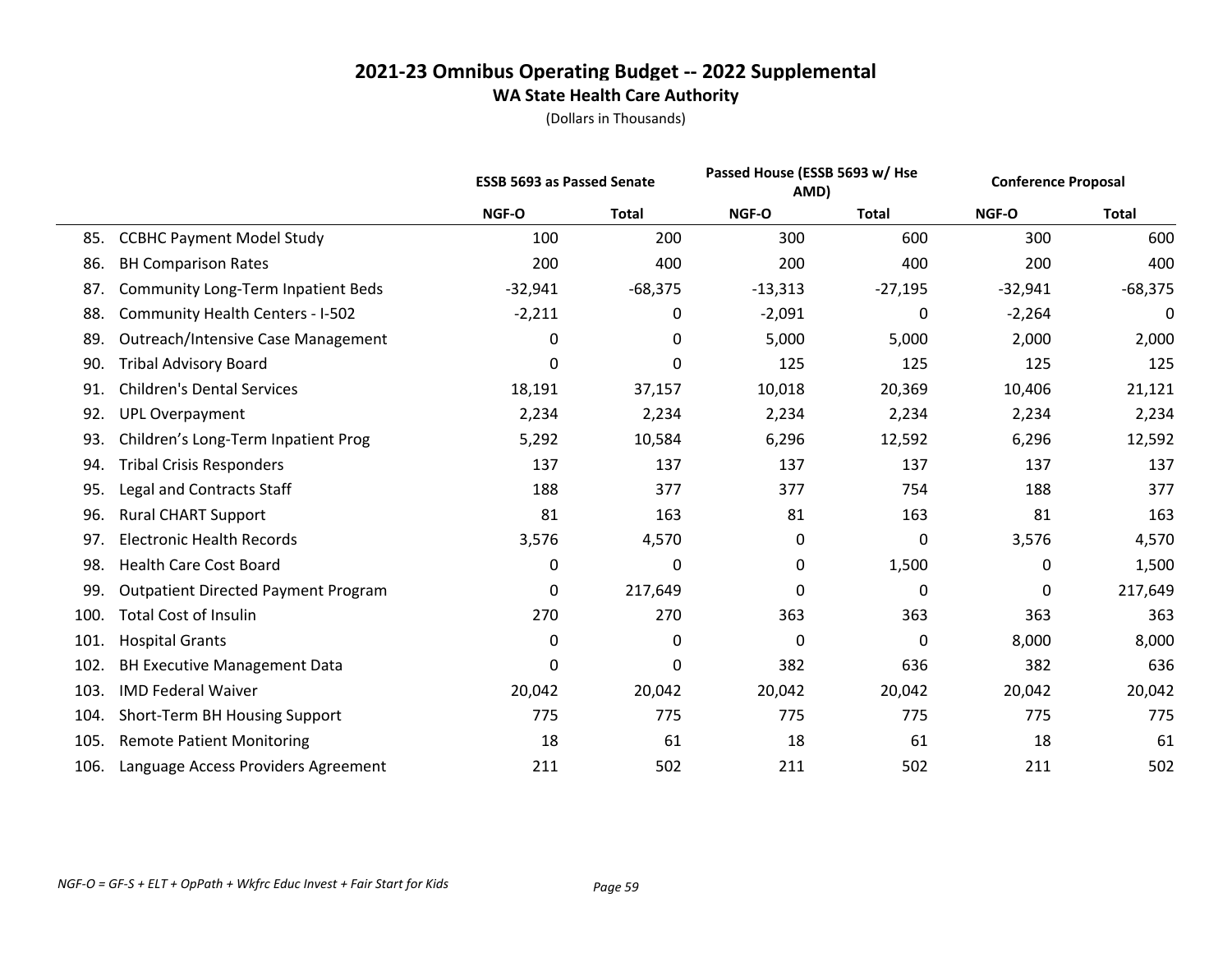# 2021-23 Omnibus Operating Budget -- 2022 Supplemental

## WA State Health Care Authority

(Dollars in Thousands)

| | | ESSB 5693 as Passed Senate | | Passed House (ESSB 5693 w/ Hse AMD) | | Conference Proposal | |
|---|---|---|---|---|---|---|---|
| | | NGF-O | Total | NGF-O | Total | NGF-O | Total |
| 85. | CCBHC Payment Model Study | 100 | 200 | 300 | 600 | 300 | 600 |
| 86. | BH Comparison Rates | 200 | 400 | 200 | 400 | 200 | 400 |
| 87. | Community Long-Term Inpatient Beds | -32,941 | -68,375 | -13,313 | -27,195 | -32,941 | -68,375 |
| 88. | Community Health Centers - I-502 | -2,211 | 0 | -2,091 | 0 | -2,264 | 0 |
| 89. | Outreach/Intensive Case Management | 0 | 0 | 5,000 | 5,000 | 2,000 | 2,000 |
| 90. | Tribal Advisory Board | 0 | 0 | 125 | 125 | 125 | 125 |
| 91. | Children's Dental Services | 18,191 | 37,157 | 10,018 | 20,369 | 10,406 | 21,121 |
| 92. | UPL Overpayment | 2,234 | 2,234 | 2,234 | 2,234 | 2,234 | 2,234 |
| 93. | Children's Long-Term Inpatient Prog | 5,292 | 10,584 | 6,296 | 12,592 | 6,296 | 12,592 |
| 94. | Tribal Crisis Responders | 137 | 137 | 137 | 137 | 137 | 137 |
| 95. | Legal and Contracts Staff | 188 | 377 | 377 | 754 | 188 | 377 |
| 96. | Rural CHART Support | 81 | 163 | 81 | 163 | 81 | 163 |
| 97. | Electronic Health Records | 3,576 | 4,570 | 0 | 0 | 3,576 | 4,570 |
| 98. | Health Care Cost Board | 0 | 0 | 0 | 1,500 | 0 | 1,500 |
| 99. | Outpatient Directed Payment Program | 0 | 217,649 | 0 | 0 | 0 | 217,649 |
| 100. | Total Cost of Insulin | 270 | 270 | 363 | 363 | 363 | 363 |
| 101. | Hospital Grants | 0 | 0 | 0 | 0 | 8,000 | 8,000 |
| 102. | BH Executive Management Data | 0 | 0 | 382 | 636 | 382 | 636 |
| 103. | IMD Federal Waiver | 20,042 | 20,042 | 20,042 | 20,042 | 20,042 | 20,042 |
| 104. | Short-Term BH Housing Support | 775 | 775 | 775 | 775 | 775 | 775 |
| 105. | Remote Patient Monitoring | 18 | 61 | 18 | 61 | 18 | 61 |
| 106. | Language Access Providers Agreement | 211 | 502 | 211 | 502 | 211 | 502 |

*NGF-O = GF-S + ELT + OpPath + Wkfrc Educ Invest + Fair Start for Kids*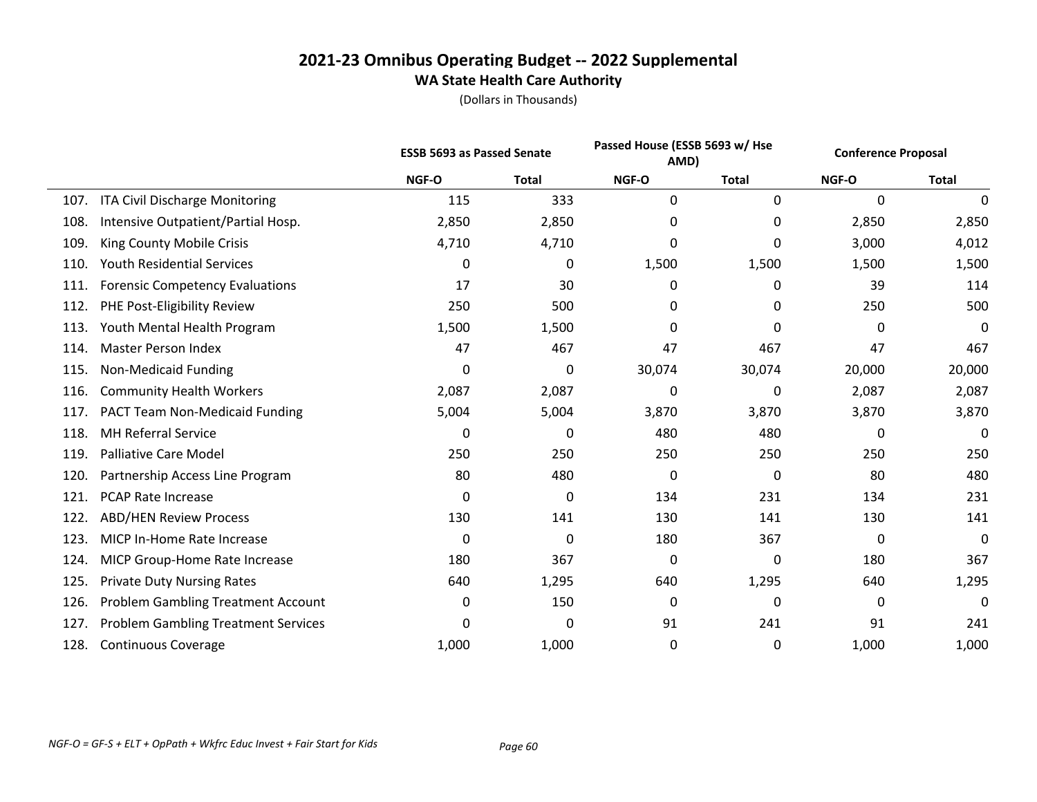# 2021-23 Omnibus Operating Budget -- 2022 Supplemental

## WA State Health Care Authority

(Dollars in Thousands)

| | ESSB 5693 as Passed Senate | | Passed House (ESSB 5693 w/ Hse AMD) | | Conference Proposal | |
|---|---|---|---|---|---|---|
| | NGF-O | Total | NGF-O | Total | NGF-O | Total |
| 107. ITA Civil Discharge Monitoring | 115 | 333 | 0 | 0 | 0 | 0 |
| 108. Intensive Outpatient/Partial Hosp. | 2,850 | 2,850 | 0 | 0 | 2,850 | 2,850 |
| 109. King County Mobile Crisis | 4,710 | 4,710 | 0 | 0 | 3,000 | 4,012 |
| 110. Youth Residential Services | 0 | 0 | 1,500 | 1,500 | 1,500 | 1,500 |
| 111. Forensic Competency Evaluations | 17 | 30 | 0 | 0 | 39 | 114 |
| 112. PHE Post-Eligibility Review | 250 | 500 | 0 | 0 | 250 | 500 |
| 113. Youth Mental Health Program | 1,500 | 1,500 | 0 | 0 | 0 | 0 |
| 114. Master Person Index | 47 | 467 | 47 | 467 | 47 | 467 |
| 115. Non-Medicaid Funding | 0 | 0 | 30,074 | 30,074 | 20,000 | 20,000 |
| 116. Community Health Workers | 2,087 | 2,087 | 0 | 0 | 2,087 | 2,087 |
| 117. PACT Team Non-Medicaid Funding | 5,004 | 5,004 | 3,870 | 3,870 | 3,870 | 3,870 |
| 118. MH Referral Service | 0 | 0 | 480 | 480 | 0 | 0 |
| 119. Palliative Care Model | 250 | 250 | 250 | 250 | 250 | 250 |
| 120. Partnership Access Line Program | 80 | 480 | 0 | 0 | 80 | 480 |
| 121. PCAP Rate Increase | 0 | 0 | 134 | 231 | 134 | 231 |
| 122. ABD/HEN Review Process | 130 | 141 | 130 | 141 | 130 | 141 |
| 123. MICP In-Home Rate Increase | 0 | 0 | 180 | 367 | 0 | 0 |
| 124. MICP Group-Home Rate Increase | 180 | 367 | 0 | 0 | 180 | 367 |
| 125. Private Duty Nursing Rates | 640 | 1,295 | 640 | 1,295 | 640 | 1,295 |
| 126. Problem Gambling Treatment Account | 0 | 150 | 0 | 0 | 0 | 0 |
| 127. Problem Gambling Treatment Services | 0 | 0 | 91 | 241 | 91 | 241 |
| 128. Continuous Coverage | 1,000 | 1,000 | 0 | 0 | 1,000 | 1,000 |

*NGF-O = GF-S + ELT + OpPath + Wkfrc Educ Invest + Fair Start for Kids*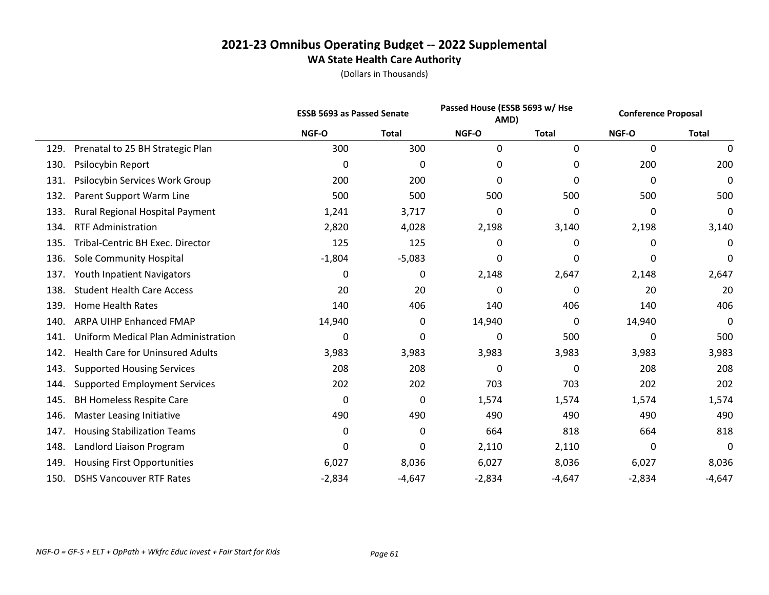# 2021-23 Omnibus Operating Budget -- 2022 Supplemental

## WA State Health Care Authority

(Dollars in Thousands)

| | | ESSB 5693 as Passed Senate | | Passed House (ESSB 5693 w/ Hse AMD) | | Conference Proposal | |
|---|---|---|---|---|---|---|---|
| | | NGF-O | Total | NGF-O | Total | NGF-O | Total |
| 129. | Prenatal to 25 BH Strategic Plan | 300 | 300 | 0 | 0 | 0 | 0 |
| 130. | Psilocybin Report | 0 | 0 | 0 | 0 | 200 | 200 |
| 131. | Psilocybin Services Work Group | 200 | 200 | 0 | 0 | 0 | 0 |
| 132. | Parent Support Warm Line | 500 | 500 | 500 | 500 | 500 | 500 |
| 133. | Rural Regional Hospital Payment | 1,241 | 3,717 | 0 | 0 | 0 | 0 |
| 134. | RTF Administration | 2,820 | 4,028 | 2,198 | 3,140 | 2,198 | 3,140 |
| 135. | Tribal-Centric BH Exec. Director | 125 | 125 | 0 | 0 | 0 | 0 |
| 136. | Sole Community Hospital | -1,804 | -5,083 | 0 | 0 | 0 | 0 |
| 137. | Youth Inpatient Navigators | 0 | 0 | 2,148 | 2,647 | 2,148 | 2,647 |
| 138. | Student Health Care Access | 20 | 20 | 0 | 0 | 20 | 20 |
| 139. | Home Health Rates | 140 | 406 | 140 | 406 | 140 | 406 |
| 140. | ARPA UIHP Enhanced FMAP | 14,940 | 0 | 14,940 | 0 | 14,940 | 0 |
| 141. | Uniform Medical Plan Administration | 0 | 0 | 0 | 500 | 0 | 500 |
| 142. | Health Care for Uninsured Adults | 3,983 | 3,983 | 3,983 | 3,983 | 3,983 | 3,983 |
| 143. | Supported Housing Services | 208 | 208 | 0 | 0 | 208 | 208 |
| 144. | Supported Employment Services | 202 | 202 | 703 | 703 | 202 | 202 |
| 145. | BH Homeless Respite Care | 0 | 0 | 1,574 | 1,574 | 1,574 | 1,574 |
| 146. | Master Leasing Initiative | 490 | 490 | 490 | 490 | 490 | 490 |
| 147. | Housing Stabilization Teams | 0 | 0 | 664 | 818 | 664 | 818 |
| 148. | Landlord Liaison Program | 0 | 0 | 2,110 | 2,110 | 0 | 0 |
| 149. | Housing First Opportunities | 6,027 | 8,036 | 6,027 | 8,036 | 6,027 | 8,036 |
| 150. | DSHS Vancouver RTF Rates | -2,834 | -4,647 | -2,834 | -4,647 | -2,834 | -4,647 |

*NGF-O = GF-S + ELT + OpPath + Wkfrc Educ Invest + Fair Start for Kids*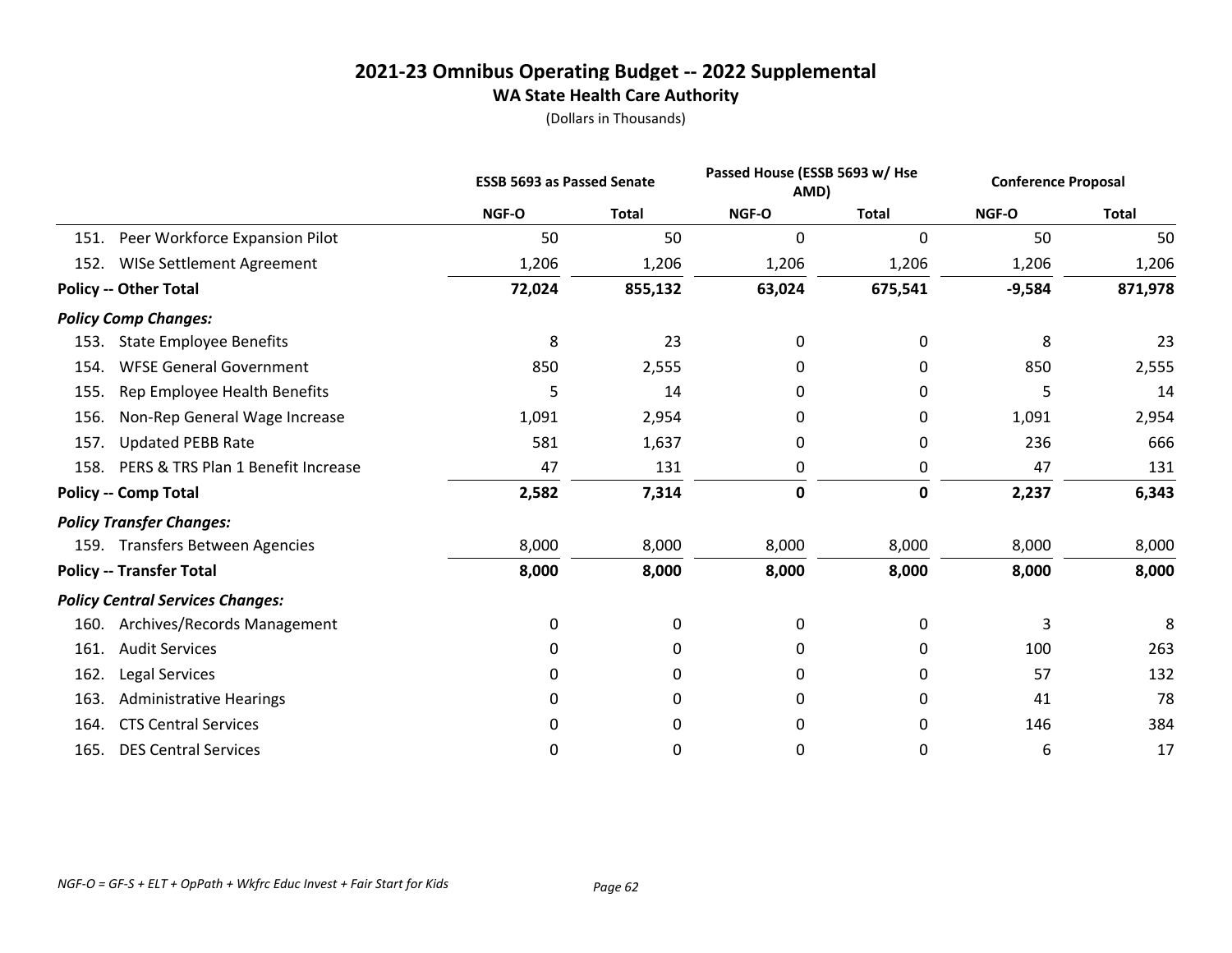# 2021-23 Omnibus Operating Budget -- 2022 Supplemental

## WA State Health Care Authority

(Dollars in Thousands)

| | ESSB 5693 as Passed Senate | | Passed House (ESSB 5693 w/ Hse AMD) | | Conference Proposal | |
|---|---|---|---|---|---|---|
| | NGF-O | Total | NGF-O | Total | NGF-O | Total |
| 151. Peer Workforce Expansion Pilot | 50 | 50 | 0 | 0 | 50 | 50 |
| 152. WISe Settlement Agreement | 1,206 | 1,206 | 1,206 | 1,206 | 1,206 | 1,206 |
| **Policy -- Other Total** | **72,024** | **855,132** | **63,024** | **675,541** | **-9,584** | **871,978** |
| ***Policy Comp Changes:*** | | | | | | |
| 153. State Employee Benefits | 8 | 23 | 0 | 0 | 8 | 23 |
| 154. WFSE General Government | 850 | 2,555 | 0 | 0 | 850 | 2,555 |
| 155. Rep Employee Health Benefits | 5 | 14 | 0 | 0 | 5 | 14 |
| 156. Non-Rep General Wage Increase | 1,091 | 2,954 | 0 | 0 | 1,091 | 2,954 |
| 157. Updated PEBB Rate | 581 | 1,637 | 0 | 0 | 236 | 666 |
| 158. PERS & TRS Plan 1 Benefit Increase | 47 | 131 | 0 | 0 | 47 | 131 |
| **Policy -- Comp Total** | **2,582** | **7,314** | **0** | **0** | **2,237** | **6,343** |
| ***Policy Transfer Changes:*** | | | | | | |
| 159. Transfers Between Agencies | 8,000 | 8,000 | 8,000 | 8,000 | 8,000 | 8,000 |
| **Policy -- Transfer Total** | **8,000** | **8,000** | **8,000** | **8,000** | **8,000** | **8,000** |
| ***Policy Central Services Changes:*** | | | | | | |
| 160. Archives/Records Management | 0 | 0 | 0 | 0 | 3 | 8 |
| 161. Audit Services | 0 | 0 | 0 | 0 | 100 | 263 |
| 162. Legal Services | 0 | 0 | 0 | 0 | 57 | 132 |
| 163. Administrative Hearings | 0 | 0 | 0 | 0 | 41 | 78 |
| 164. CTS Central Services | 0 | 0 | 0 | 0 | 146 | 384 |
| 165. DES Central Services | 0 | 0 | 0 | 0 | 6 | 17 |

*NGF-O = GF-S + ELT + OpPath + Wkfrc Educ Invest + Fair Start for Kids*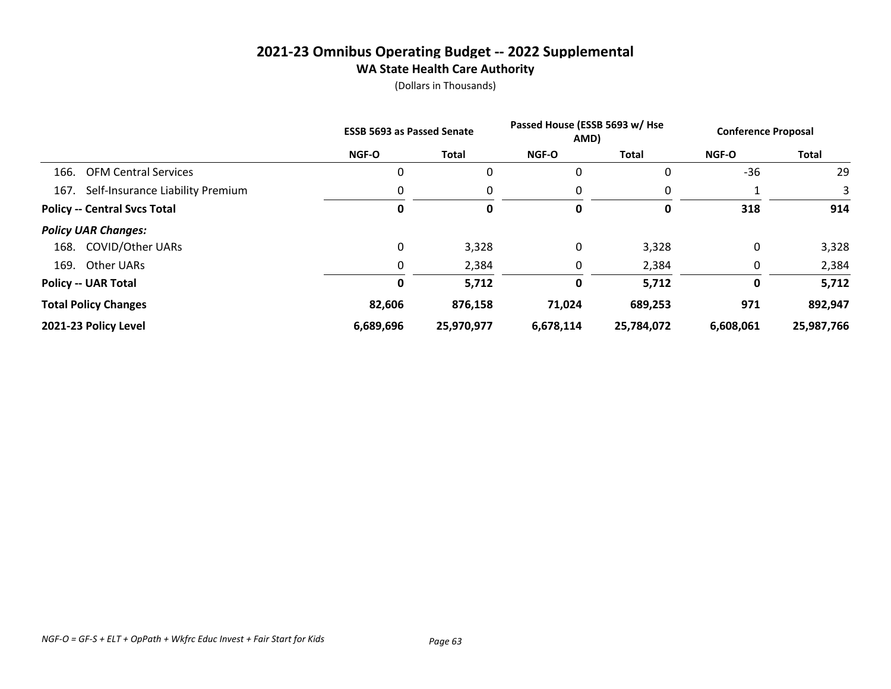# 2021-23 Omnibus Operating Budget -- 2022 Supplemental

## WA State Health Care Authority

(Dollars in Thousands)

| | ESSB 5693 as Passed Senate | | Passed House (ESSB 5693 w/ Hse AMD) | | Conference Proposal | |
|---|---|---|---|---|---|---|
| | NGF-O | Total | NGF-O | Total | NGF-O | Total |
| 166. OFM Central Services | 0 | 0 | 0 | 0 | -36 | 29 |
| 167. Self-Insurance Liability Premium | 0 | 0 | 0 | 0 | 1 | 3 |
| **Policy -- Central Svcs Total** | **0** | **0** | **0** | **0** | **318** | **914** |
| ***Policy UAR Changes:*** | | | | | | |
| 168. COVID/Other UARs | 0 | 3,328 | 0 | 3,328 | 0 | 3,328 |
| 169. Other UARs | 0 | 2,384 | 0 | 2,384 | 0 | 2,384 |
| **Policy -- UAR Total** | **0** | **5,712** | **0** | **5,712** | **0** | **5,712** |
| **Total Policy Changes** | **82,606** | **876,158** | **71,024** | **689,253** | **971** | **892,947** |
| **2021-23 Policy Level** | **6,689,696** | **25,970,977** | **6,678,114** | **25,784,072** | **6,608,061** | **25,987,766** |

*NGF-O = GF-S + ELT + OpPath + Wkfrc Educ Invest + Fair Start for Kids*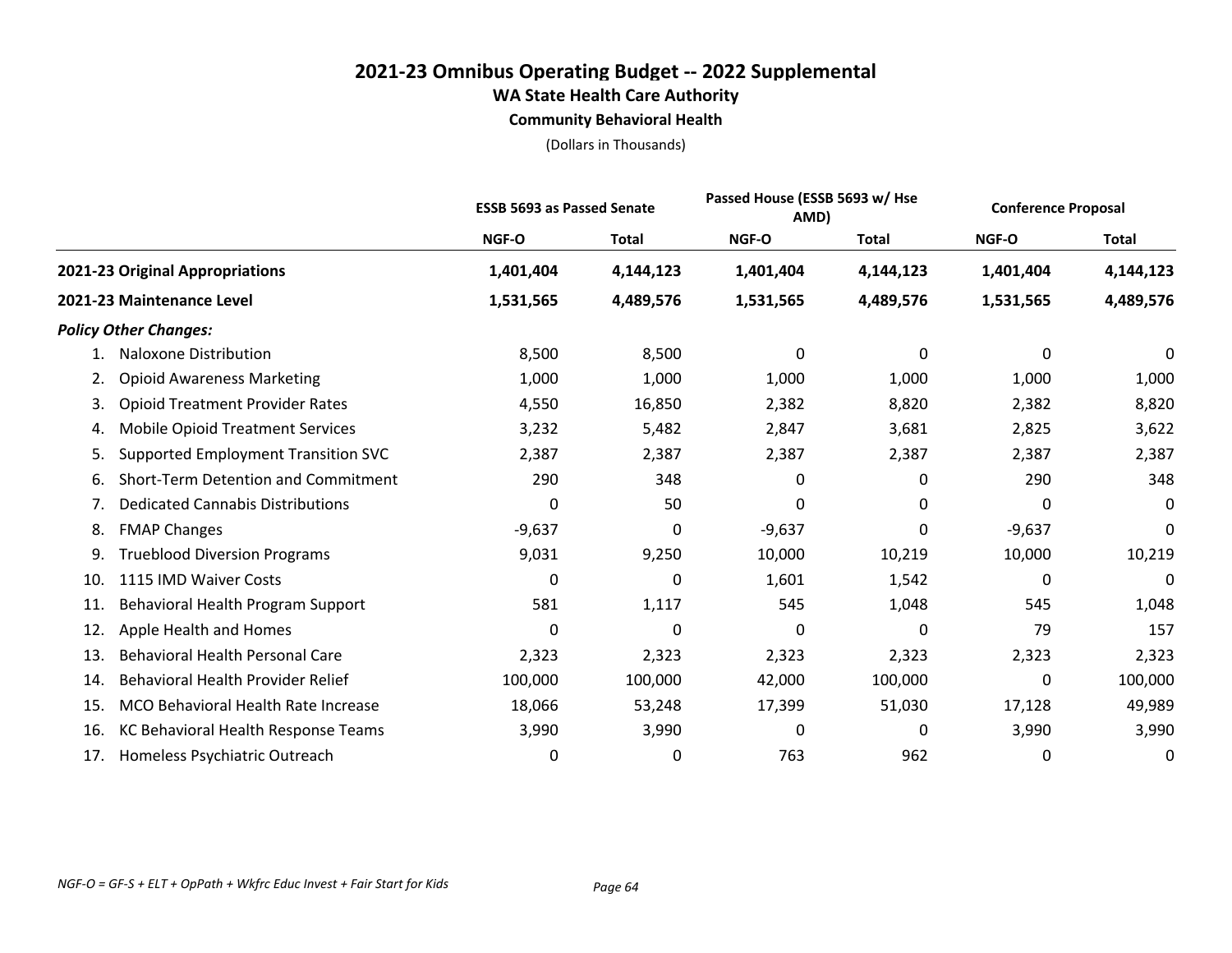# 2021-23 Omnibus Operating Budget -- 2022 Supplemental

## WA State Health Care Authority

### Community Behavioral Health

(Dollars in Thousands)

| | ESSB 5693 as Passed Senate | | Passed House (ESSB 5693 w/ Hse AMD) | | Conference Proposal | |
|---|---|---|---|---|---|---|
| | NGF-O | Total | NGF-O | Total | NGF-O | Total |
| **2021-23 Original Appropriations** | **1,401,404** | **4,144,123** | **1,401,404** | **4,144,123** | **1,401,404** | **4,144,123** |
| **2021-23 Maintenance Level** | **1,531,565** | **4,489,576** | **1,531,565** | **4,489,576** | **1,531,565** | **4,489,576** |
| ***Policy Other Changes:*** | | | | | | |
| 1. Naloxone Distribution | 8,500 | 8,500 | 0 | 0 | 0 | 0 |
| 2. Opioid Awareness Marketing | 1,000 | 1,000 | 1,000 | 1,000 | 1,000 | 1,000 |
| 3. Opioid Treatment Provider Rates | 4,550 | 16,850 | 2,382 | 8,820 | 2,382 | 8,820 |
| 4. Mobile Opioid Treatment Services | 3,232 | 5,482 | 2,847 | 3,681 | 2,825 | 3,622 |
| 5. Supported Employment Transition SVC | 2,387 | 2,387 | 2,387 | 2,387 | 2,387 | 2,387 |
| 6. Short-Term Detention and Commitment | 290 | 348 | 0 | 0 | 290 | 348 |
| 7. Dedicated Cannabis Distributions | 0 | 50 | 0 | 0 | 0 | 0 |
| 8. FMAP Changes | -9,637 | 0 | -9,637 | 0 | -9,637 | 0 |
| 9. Trueblood Diversion Programs | 9,031 | 9,250 | 10,000 | 10,219 | 10,000 | 10,219 |
| 10. 1115 IMD Waiver Costs | 0 | 0 | 1,601 | 1,542 | 0 | 0 |
| 11. Behavioral Health Program Support | 581 | 1,117 | 545 | 1,048 | 545 | 1,048 |
| 12. Apple Health and Homes | 0 | 0 | 0 | 0 | 79 | 157 |
| 13. Behavioral Health Personal Care | 2,323 | 2,323 | 2,323 | 2,323 | 2,323 | 2,323 |
| 14. Behavioral Health Provider Relief | 100,000 | 100,000 | 42,000 | 100,000 | 0 | 100,000 |
| 15. MCO Behavioral Health Rate Increase | 18,066 | 53,248 | 17,399 | 51,030 | 17,128 | 49,989 |
| 16. KC Behavioral Health Response Teams | 3,990 | 3,990 | 0 | 0 | 3,990 | 3,990 |
| 17. Homeless Psychiatric Outreach | 0 | 0 | 763 | 962 | 0 | 0 |

*NGF-O = GF-S + ELT + OpPath + Wkfrc Educ Invest + Fair Start for Kids*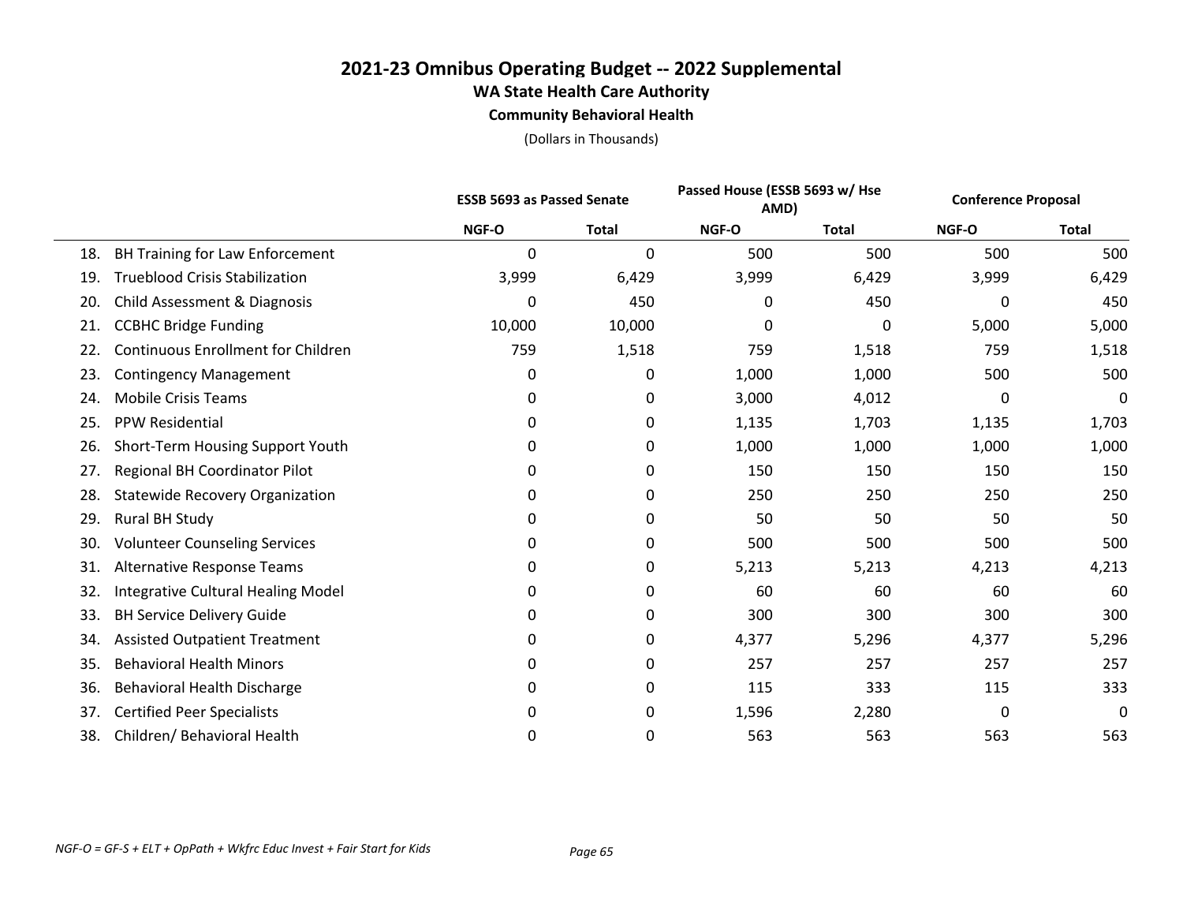# 2021-23 Omnibus Operating Budget -- 2022 Supplemental

## WA State Health Care Authority

### Community Behavioral Health

(Dollars in Thousands)

| | ESSB 5693 as Passed Senate | | Passed House (ESSB 5693 w/ Hse AMD) | | Conference Proposal | |
|---|---|---|---|---|---|---|
| | NGF-O | Total | NGF-O | Total | NGF-O | Total |
| 18. BH Training for Law Enforcement | 0 | 0 | 500 | 500 | 500 | 500 |
| 19. Trueblood Crisis Stabilization | 3,999 | 6,429 | 3,999 | 6,429 | 3,999 | 6,429 |
| 20. Child Assessment & Diagnosis | 0 | 450 | 0 | 450 | 0 | 450 |
| 21. CCBHC Bridge Funding | 10,000 | 10,000 | 0 | 0 | 5,000 | 5,000 |
| 22. Continuous Enrollment for Children | 759 | 1,518 | 759 | 1,518 | 759 | 1,518 |
| 23. Contingency Management | 0 | 0 | 1,000 | 1,000 | 500 | 500 |
| 24. Mobile Crisis Teams | 0 | 0 | 3,000 | 4,012 | 0 | 0 |
| 25. PPW Residential | 0 | 0 | 1,135 | 1,703 | 1,135 | 1,703 |
| 26. Short-Term Housing Support Youth | 0 | 0 | 1,000 | 1,000 | 1,000 | 1,000 |
| 27. Regional BH Coordinator Pilot | 0 | 0 | 150 | 150 | 150 | 150 |
| 28. Statewide Recovery Organization | 0 | 0 | 250 | 250 | 250 | 250 |
| 29. Rural BH Study | 0 | 0 | 50 | 50 | 50 | 50 |
| 30. Volunteer Counseling Services | 0 | 0 | 500 | 500 | 500 | 500 |
| 31. Alternative Response Teams | 0 | 0 | 5,213 | 5,213 | 4,213 | 4,213 |
| 32. Integrative Cultural Healing Model | 0 | 0 | 60 | 60 | 60 | 60 |
| 33. BH Service Delivery Guide | 0 | 0 | 300 | 300 | 300 | 300 |
| 34. Assisted Outpatient Treatment | 0 | 0 | 4,377 | 5,296 | 4,377 | 5,296 |
| 35. Behavioral Health Minors | 0 | 0 | 257 | 257 | 257 | 257 |
| 36. Behavioral Health Discharge | 0 | 0 | 115 | 333 | 115 | 333 |
| 37. Certified Peer Specialists | 0 | 0 | 1,596 | 2,280 | 0 | 0 |
| 38. Children/ Behavioral Health | 0 | 0 | 563 | 563 | 563 | 563 |

*NGF-O = GF-S + ELT + OpPath + Wkfrc Educ Invest + Fair Start for Kids*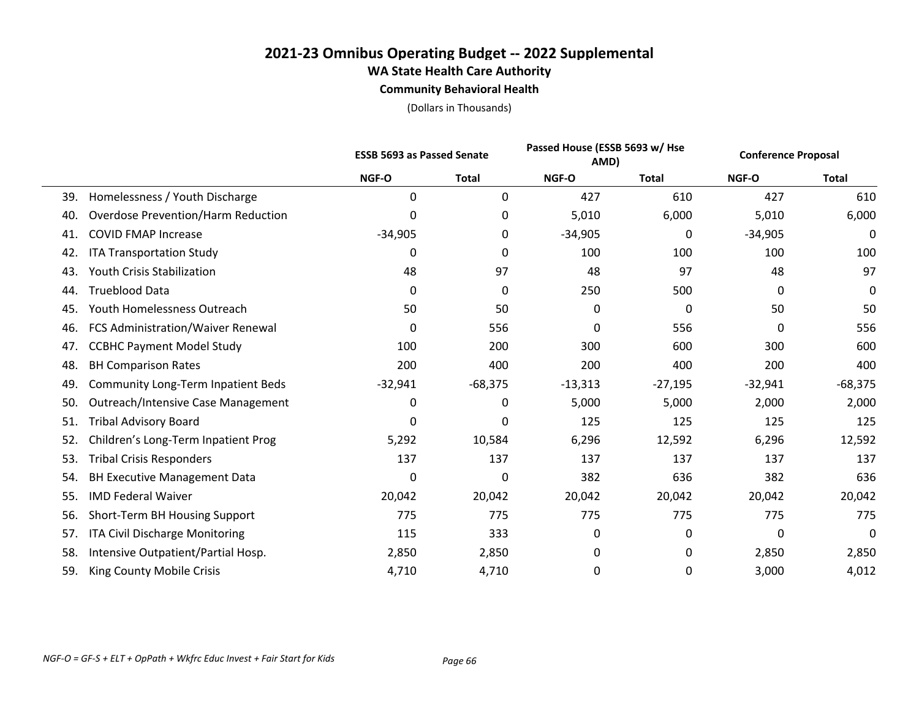# 2021-23 Omnibus Operating Budget -- 2022 Supplemental

## WA State Health Care Authority

### Community Behavioral Health

(Dollars in Thousands)

| | ESSB 5693 as Passed Senate | | Passed House (ESSB 5693 w/ Hse AMD) | | Conference Proposal | |
|---|---|---|---|---|---|---|
| | NGF-O | Total | NGF-O | Total | NGF-O | Total |
| 39. Homelessness / Youth Discharge | 0 | 0 | 427 | 610 | 427 | 610 |
| 40. Overdose Prevention/Harm Reduction | 0 | 0 | 5,010 | 6,000 | 5,010 | 6,000 |
| 41. COVID FMAP Increase | -34,905 | 0 | -34,905 | 0 | -34,905 | 0 |
| 42. ITA Transportation Study | 0 | 0 | 100 | 100 | 100 | 100 |
| 43. Youth Crisis Stabilization | 48 | 97 | 48 | 97 | 48 | 97 |
| 44. Trueblood Data | 0 | 0 | 250 | 500 | 0 | 0 |
| 45. Youth Homelessness Outreach | 50 | 50 | 0 | 0 | 50 | 50 |
| 46. FCS Administration/Waiver Renewal | 0 | 556 | 0 | 556 | 0 | 556 |
| 47. CCBHC Payment Model Study | 100 | 200 | 300 | 600 | 300 | 600 |
| 48. BH Comparison Rates | 200 | 400 | 200 | 400 | 200 | 400 |
| 49. Community Long-Term Inpatient Beds | -32,941 | -68,375 | -13,313 | -27,195 | -32,941 | -68,375 |
| 50. Outreach/Intensive Case Management | 0 | 0 | 5,000 | 5,000 | 2,000 | 2,000 |
| 51. Tribal Advisory Board | 0 | 0 | 125 | 125 | 125 | 125 |
| 52. Children's Long-Term Inpatient Prog | 5,292 | 10,584 | 6,296 | 12,592 | 6,296 | 12,592 |
| 53. Tribal Crisis Responders | 137 | 137 | 137 | 137 | 137 | 137 |
| 54. BH Executive Management Data | 0 | 0 | 382 | 636 | 382 | 636 |
| 55. IMD Federal Waiver | 20,042 | 20,042 | 20,042 | 20,042 | 20,042 | 20,042 |
| 56. Short-Term BH Housing Support | 775 | 775 | 775 | 775 | 775 | 775 |
| 57. ITA Civil Discharge Monitoring | 115 | 333 | 0 | 0 | 0 | 0 |
| 58. Intensive Outpatient/Partial Hosp. | 2,850 | 2,850 | 0 | 0 | 2,850 | 2,850 |
| 59. King County Mobile Crisis | 4,710 | 4,710 | 0 | 0 | 3,000 | 4,012 |

*NGF-O = GF-S + ELT + OpPath + Wkfrc Educ Invest + Fair Start for Kids*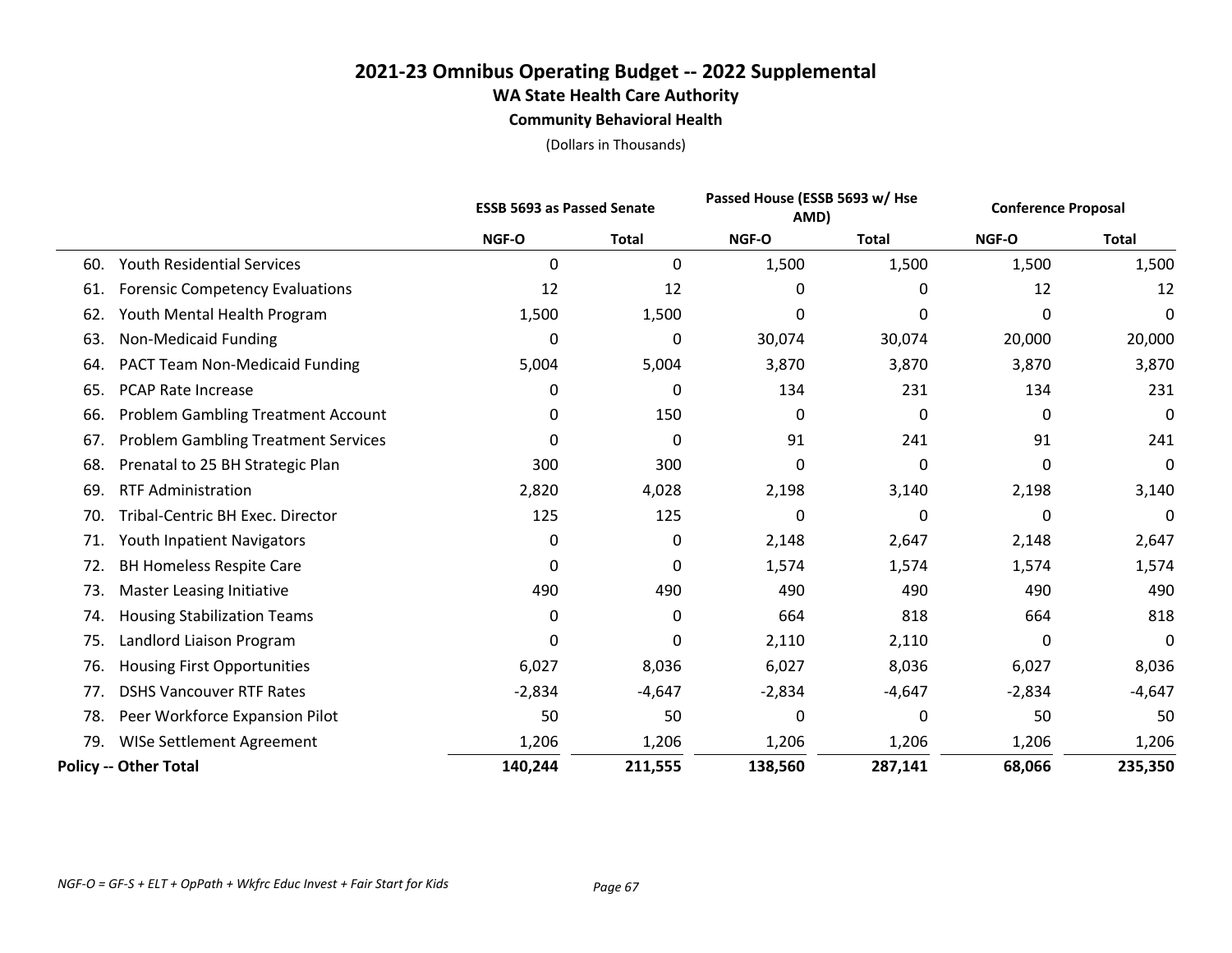# 2021-23 Omnibus Operating Budget -- 2022 Supplemental

## WA State Health Care Authority

### Community Behavioral Health

(Dollars in Thousands)

| | ESSB 5693 as Passed Senate | | Passed House (ESSB 5693 w/ Hse AMD) | | Conference Proposal | |
|---|---|---|---|---|---|---|
| | NGF-O | Total | NGF-O | Total | NGF-O | Total |
| 60. Youth Residential Services | 0 | 0 | 1,500 | 1,500 | 1,500 | 1,500 |
| 61. Forensic Competency Evaluations | 12 | 12 | 0 | 0 | 12 | 12 |
| 62. Youth Mental Health Program | 1,500 | 1,500 | 0 | 0 | 0 | 0 |
| 63. Non-Medicaid Funding | 0 | 0 | 30,074 | 30,074 | 20,000 | 20,000 |
| 64. PACT Team Non-Medicaid Funding | 5,004 | 5,004 | 3,870 | 3,870 | 3,870 | 3,870 |
| 65. PCAP Rate Increase | 0 | 0 | 134 | 231 | 134 | 231 |
| 66. Problem Gambling Treatment Account | 0 | 150 | 0 | 0 | 0 | 0 |
| 67. Problem Gambling Treatment Services | 0 | 0 | 91 | 241 | 91 | 241 |
| 68. Prenatal to 25 BH Strategic Plan | 300 | 300 | 0 | 0 | 0 | 0 |
| 69. RTF Administration | 2,820 | 4,028 | 2,198 | 3,140 | 2,198 | 3,140 |
| 70. Tribal-Centric BH Exec. Director | 125 | 125 | 0 | 0 | 0 | 0 |
| 71. Youth Inpatient Navigators | 0 | 0 | 2,148 | 2,647 | 2,148 | 2,647 |
| 72. BH Homeless Respite Care | 0 | 0 | 1,574 | 1,574 | 1,574 | 1,574 |
| 73. Master Leasing Initiative | 490 | 490 | 490 | 490 | 490 | 490 |
| 74. Housing Stabilization Teams | 0 | 0 | 664 | 818 | 664 | 818 |
| 75. Landlord Liaison Program | 0 | 0 | 2,110 | 2,110 | 0 | 0 |
| 76. Housing First Opportunities | 6,027 | 8,036 | 6,027 | 8,036 | 6,027 | 8,036 |
| 77. DSHS Vancouver RTF Rates | -2,834 | -4,647 | -2,834 | -4,647 | -2,834 | -4,647 |
| 78. Peer Workforce Expansion Pilot | 50 | 50 | 0 | 0 | 50 | 50 |
| 79. WISe Settlement Agreement | 1,206 | 1,206 | 1,206 | 1,206 | 1,206 | 1,206 |
| **Policy -- Other Total** | **140,244** | **211,555** | **138,560** | **287,141** | **68,066** | **235,350** |

*NGF-O = GF-S + ELT + OpPath + Wkfrc Educ Invest + Fair Start for Kids*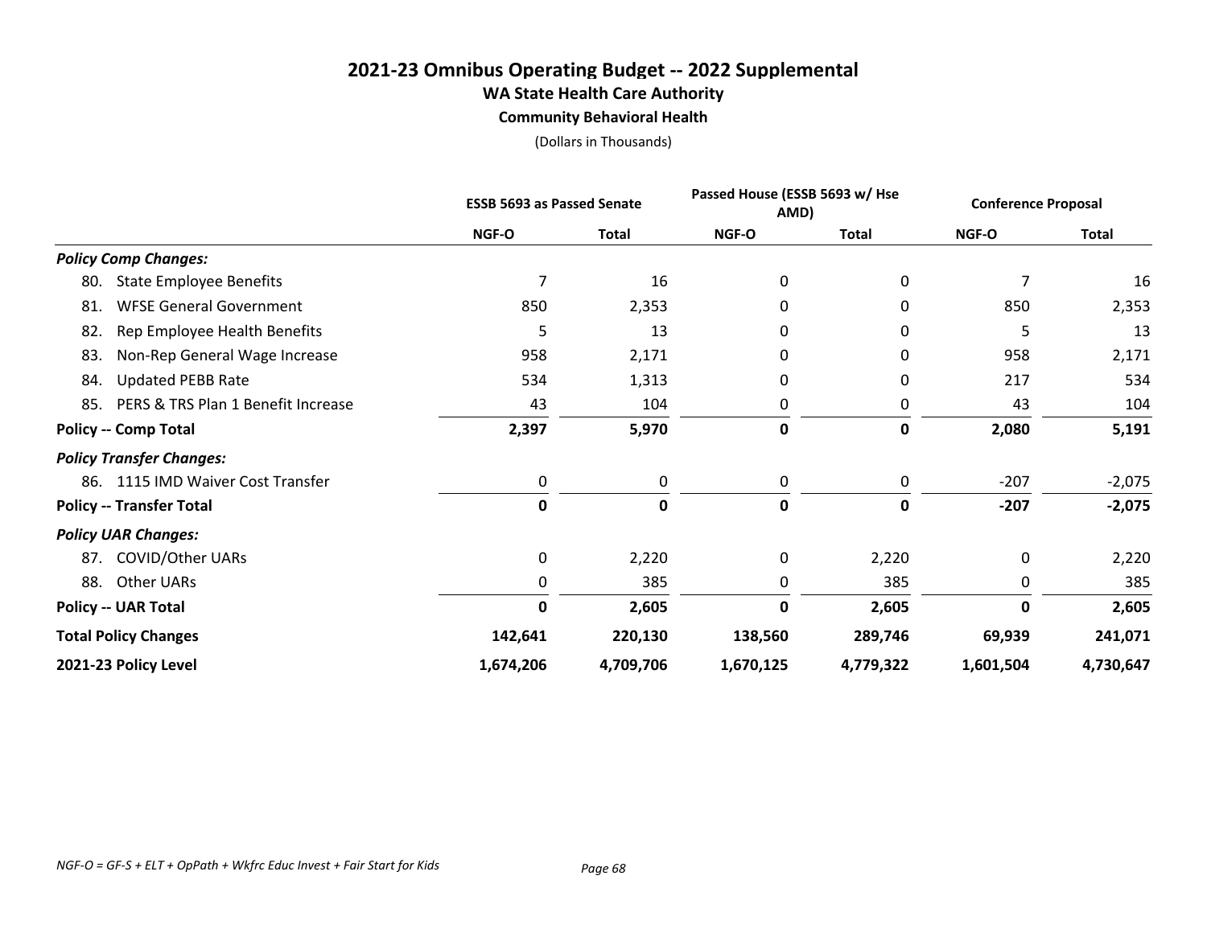# 2021-23 Omnibus Operating Budget -- 2022 Supplemental

## WA State Health Care Authority

### Community Behavioral Health

(Dollars in Thousands)

| | ESSB 5693 as Passed Senate | | Passed House (ESSB 5693 w/ Hse AMD) | | Conference Proposal | |
|---|---|---|---|---|---|---|
| | NGF-O | Total | NGF-O | Total | NGF-O | Total |
| ***Policy Comp Changes:*** | | | | | | |
| 80. State Employee Benefits | 7 | 16 | 0 | 0 | 7 | 16 |
| 81. WFSE General Government | 850 | 2,353 | 0 | 0 | 850 | 2,353 |
| 82. Rep Employee Health Benefits | 5 | 13 | 0 | 0 | 5 | 13 |
| 83. Non-Rep General Wage Increase | 958 | 2,171 | 0 | 0 | 958 | 2,171 |
| 84. Updated PEBB Rate | 534 | 1,313 | 0 | 0 | 217 | 534 |
| 85. PERS & TRS Plan 1 Benefit Increase | 43 | 104 | 0 | 0 | 43 | 104 |
| **Policy -- Comp Total** | **2,397** | **5,970** | **0** | **0** | **2,080** | **5,191** |
| ***Policy Transfer Changes:*** | | | | | | |
| 86. 1115 IMD Waiver Cost Transfer | 0 | 0 | 0 | 0 | -207 | -2,075 |
| **Policy -- Transfer Total** | **0** | **0** | **0** | **0** | **-207** | **-2,075** |
| ***Policy UAR Changes:*** | | | | | | |
| 87. COVID/Other UARs | 0 | 2,220 | 0 | 2,220 | 0 | 2,220 |
| 88. Other UARs | 0 | 385 | 0 | 385 | 0 | 385 |
| **Policy -- UAR Total** | **0** | **2,605** | **0** | **2,605** | **0** | **2,605** |
| **Total Policy Changes** | **142,641** | **220,130** | **138,560** | **289,746** | **69,939** | **241,071** |
| **2021-23 Policy Level** | **1,674,206** | **4,709,706** | **1,670,125** | **4,779,322** | **1,601,504** | **4,730,647** |

*NGF-O = GF-S + ELT + OpPath + Wkfrc Educ Invest + Fair Start for Kids*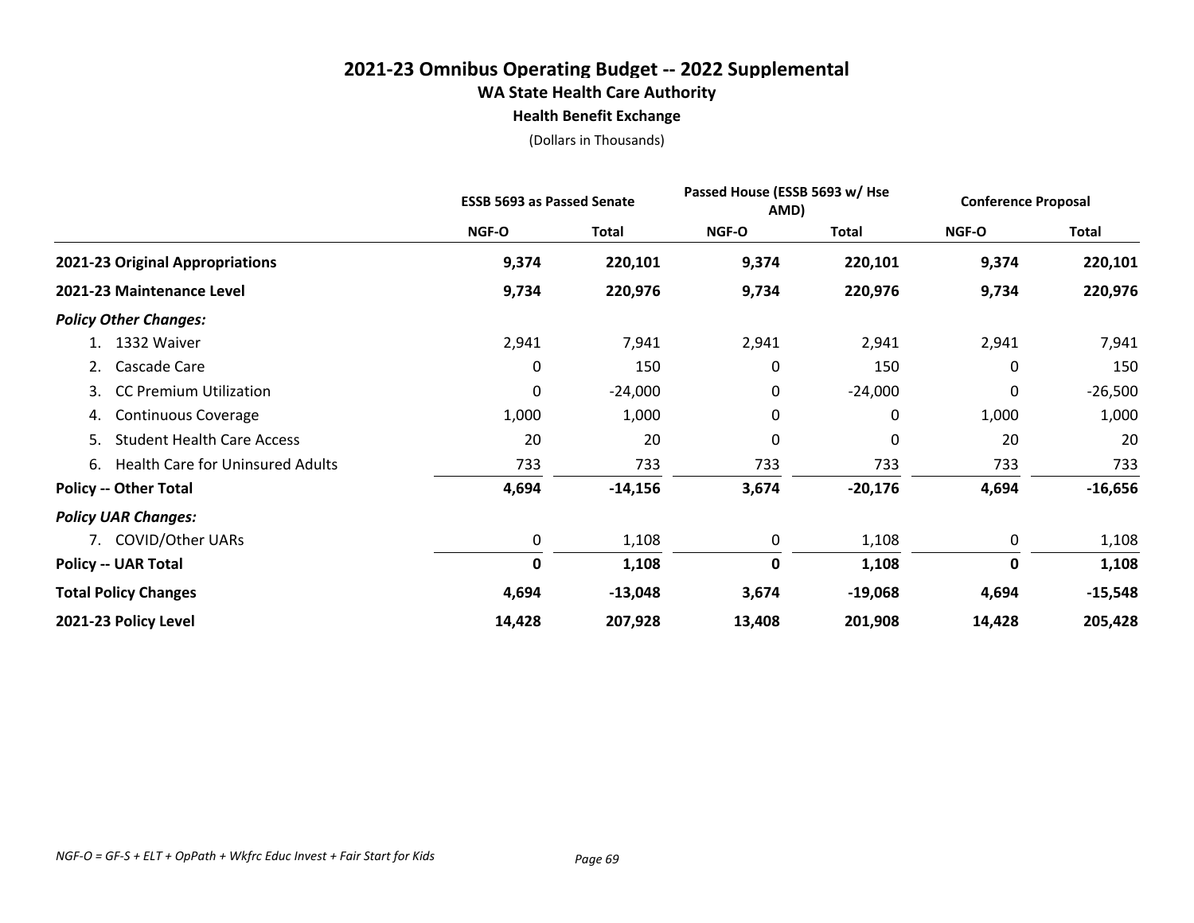# 2021-23 Omnibus Operating Budget -- 2022 Supplemental
## WA State Health Care Authority
### Health Benefit Exchange
(Dollars in Thousands)

| | ESSB 5693 as Passed Senate | | Passed House (ESSB 5693 w/ Hse AMD) | | Conference Proposal | |
|---|---|---|---|---|---|---|
| | NGF-O | Total | NGF-O | Total | NGF-O | Total |
| **2021-23 Original Appropriations** | **9,374** | **220,101** | **9,374** | **220,101** | **9,374** | **220,101** |
| **2021-23 Maintenance Level** | **9,734** | **220,976** | **9,734** | **220,976** | **9,734** | **220,976** |
| ***Policy Other Changes:*** | | | | | | |
| 1. 1332 Waiver | 2,941 | 7,941 | 2,941 | 2,941 | 2,941 | 7,941 |
| 2. Cascade Care | 0 | 150 | 0 | 150 | 0 | 150 |
| 3. CC Premium Utilization | 0 | -24,000 | 0 | -24,000 | 0 | -26,500 |
| 4. Continuous Coverage | 1,000 | 1,000 | 0 | 0 | 1,000 | 1,000 |
| 5. Student Health Care Access | 20 | 20 | 0 | 0 | 20 | 20 |
| 6. Health Care for Uninsured Adults | 733 | 733 | 733 | 733 | 733 | 733 |
| **Policy -- Other Total** | **4,694** | **-14,156** | **3,674** | **-20,176** | **4,694** | **-16,656** |
| ***Policy UAR Changes:*** | | | | | | |
| 7. COVID/Other UARs | 0 | 1,108 | 0 | 1,108 | 0 | 1,108 |
| **Policy -- UAR Total** | **0** | **1,108** | **0** | **1,108** | **0** | **1,108** |
| **Total Policy Changes** | **4,694** | **-13,048** | **3,674** | **-19,068** | **4,694** | **-15,548** |
| **2021-23 Policy Level** | **14,428** | **207,928** | **13,408** | **201,908** | **14,428** | **205,428** |

*NGF-O = GF-S + ELT + OpPath + Wkfrc Educ Invest + Fair Start for Kids*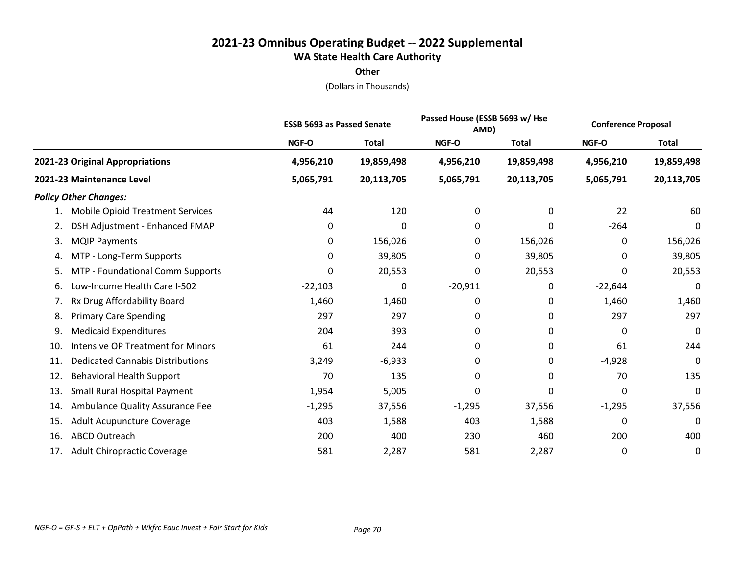# 2021-23 Omnibus Operating Budget -- 2022 Supplemental

## WA State Health Care Authority

### Other

(Dollars in Thousands)

| | ESSB 5693 as Passed Senate | | Passed House (ESSB 5693 w/ Hse AMD) | | Conference Proposal | |
|---|---|---|---|---|---|---|
| | NGF-O | Total | NGF-O | Total | NGF-O | Total |
| **2021-23 Original Appropriations** | **4,956,210** | **19,859,498** | **4,956,210** | **19,859,498** | **4,956,210** | **19,859,498** |
| **2021-23 Maintenance Level** | **5,065,791** | **20,113,705** | **5,065,791** | **20,113,705** | **5,065,791** | **20,113,705** |
| ***Policy Other Changes:*** | | | | | | |
| 1. Mobile Opioid Treatment Services | 44 | 120 | 0 | 0 | 22 | 60 |
| 2. DSH Adjustment - Enhanced FMAP | 0 | 0 | 0 | 0 | -264 | 0 |
| 3. MQIP Payments | 0 | 156,026 | 0 | 156,026 | 0 | 156,026 |
| 4. MTP - Long-Term Supports | 0 | 39,805 | 0 | 39,805 | 0 | 39,805 |
| 5. MTP - Foundational Comm Supports | 0 | 20,553 | 0 | 20,553 | 0 | 20,553 |
| 6. Low-Income Health Care I-502 | -22,103 | 0 | -20,911 | 0 | -22,644 | 0 |
| 7. Rx Drug Affordability Board | 1,460 | 1,460 | 0 | 0 | 1,460 | 1,460 |
| 8. Primary Care Spending | 297 | 297 | 0 | 0 | 297 | 297 |
| 9. Medicaid Expenditures | 204 | 393 | 0 | 0 | 0 | 0 |
| 10. Intensive OP Treatment for Minors | 61 | 244 | 0 | 0 | 61 | 244 |
| 11. Dedicated Cannabis Distributions | 3,249 | -6,933 | 0 | 0 | -4,928 | 0 |
| 12. Behavioral Health Support | 70 | 135 | 0 | 0 | 70 | 135 |
| 13. Small Rural Hospital Payment | 1,954 | 5,005 | 0 | 0 | 0 | 0 |
| 14. Ambulance Quality Assurance Fee | -1,295 | 37,556 | -1,295 | 37,556 | -1,295 | 37,556 |
| 15. Adult Acupuncture Coverage | 403 | 1,588 | 403 | 1,588 | 0 | 0 |
| 16. ABCD Outreach | 200 | 400 | 230 | 460 | 200 | 400 |
| 17. Adult Chiropractic Coverage | 581 | 2,287 | 581 | 2,287 | 0 | 0 |

*NGF-O = GF-S + ELT + OpPath + Wkfrc Educ Invest + Fair Start for Kids*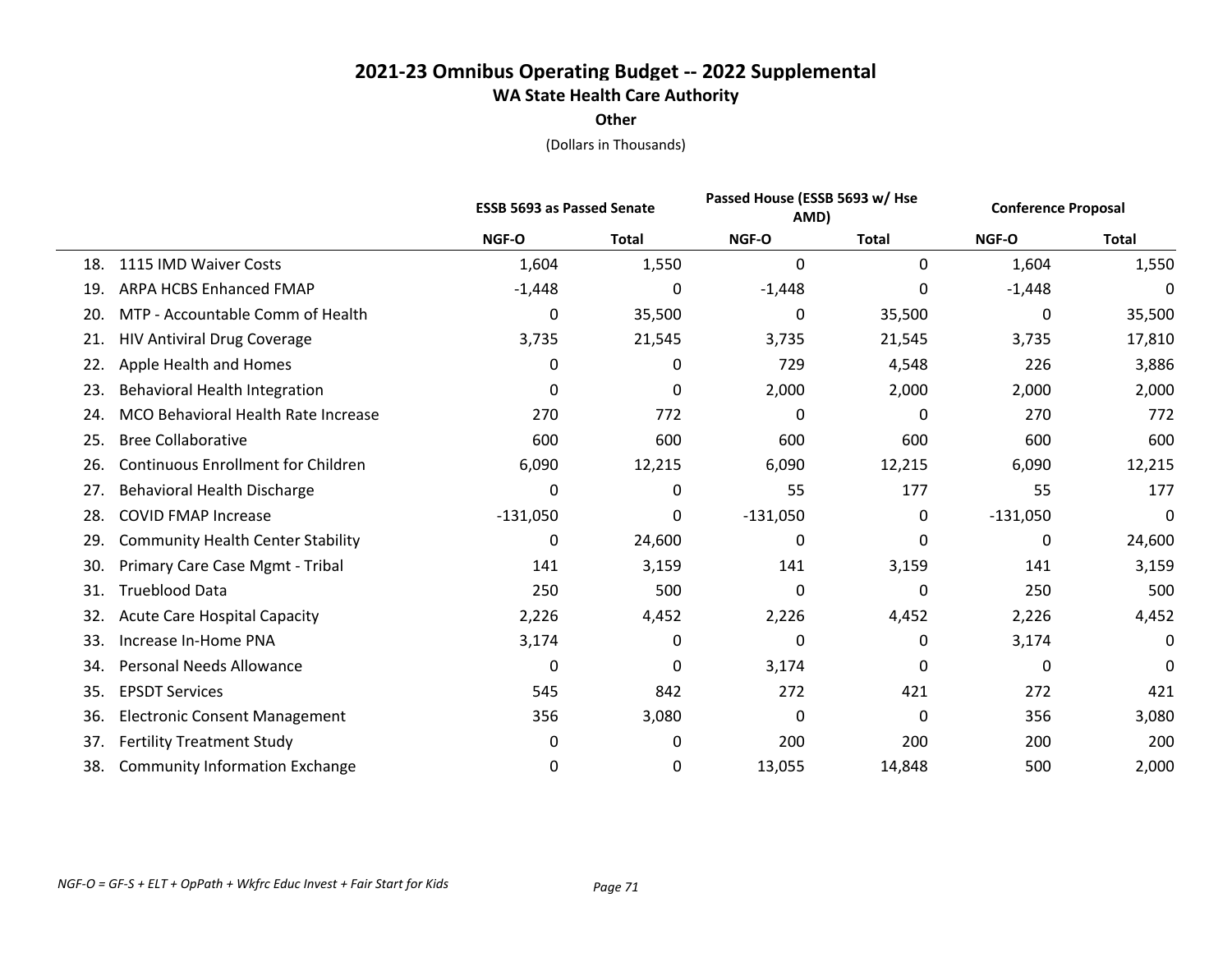# 2021-23 Omnibus Operating Budget -- 2022 Supplemental

## WA State Health Care Authority

### Other

(Dollars in Thousands)

| | ESSB 5693 as Passed Senate | | Passed House (ESSB 5693 w/ Hse AMD) | | Conference Proposal | |
|---|---|---|---|---|---|---|
| | NGF-O | Total | NGF-O | Total | NGF-O | Total |
| 18. 1115 IMD Waiver Costs | 1,604 | 1,550 | 0 | 0 | 1,604 | 1,550 |
| 19. ARPA HCBS Enhanced FMAP | -1,448 | 0 | -1,448 | 0 | -1,448 | 0 |
| 20. MTP - Accountable Comm of Health | 0 | 35,500 | 0 | 35,500 | 0 | 35,500 |
| 21. HIV Antiviral Drug Coverage | 3,735 | 21,545 | 3,735 | 21,545 | 3,735 | 17,810 |
| 22. Apple Health and Homes | 0 | 0 | 729 | 4,548 | 226 | 3,886 |
| 23. Behavioral Health Integration | 0 | 0 | 2,000 | 2,000 | 2,000 | 2,000 |
| 24. MCO Behavioral Health Rate Increase | 270 | 772 | 0 | 0 | 270 | 772 |
| 25. Bree Collaborative | 600 | 600 | 600 | 600 | 600 | 600 |
| 26. Continuous Enrollment for Children | 6,090 | 12,215 | 6,090 | 12,215 | 6,090 | 12,215 |
| 27. Behavioral Health Discharge | 0 | 0 | 55 | 177 | 55 | 177 |
| 28. COVID FMAP Increase | -131,050 | 0 | -131,050 | 0 | -131,050 | 0 |
| 29. Community Health Center Stability | 0 | 24,600 | 0 | 0 | 0 | 24,600 |
| 30. Primary Care Case Mgmt - Tribal | 141 | 3,159 | 141 | 3,159 | 141 | 3,159 |
| 31. Trueblood Data | 250 | 500 | 0 | 0 | 250 | 500 |
| 32. Acute Care Hospital Capacity | 2,226 | 4,452 | 2,226 | 4,452 | 2,226 | 4,452 |
| 33. Increase In-Home PNA | 3,174 | 0 | 0 | 0 | 3,174 | 0 |
| 34. Personal Needs Allowance | 0 | 0 | 3,174 | 0 | 0 | 0 |
| 35. EPSDT Services | 545 | 842 | 272 | 421 | 272 | 421 |
| 36. Electronic Consent Management | 356 | 3,080 | 0 | 0 | 356 | 3,080 |
| 37. Fertility Treatment Study | 0 | 0 | 200 | 200 | 200 | 200 |
| 38. Community Information Exchange | 0 | 0 | 13,055 | 14,848 | 500 | 2,000 |

*NGF-O = GF-S + ELT + OpPath + Wkfrc Educ Invest + Fair Start for Kids*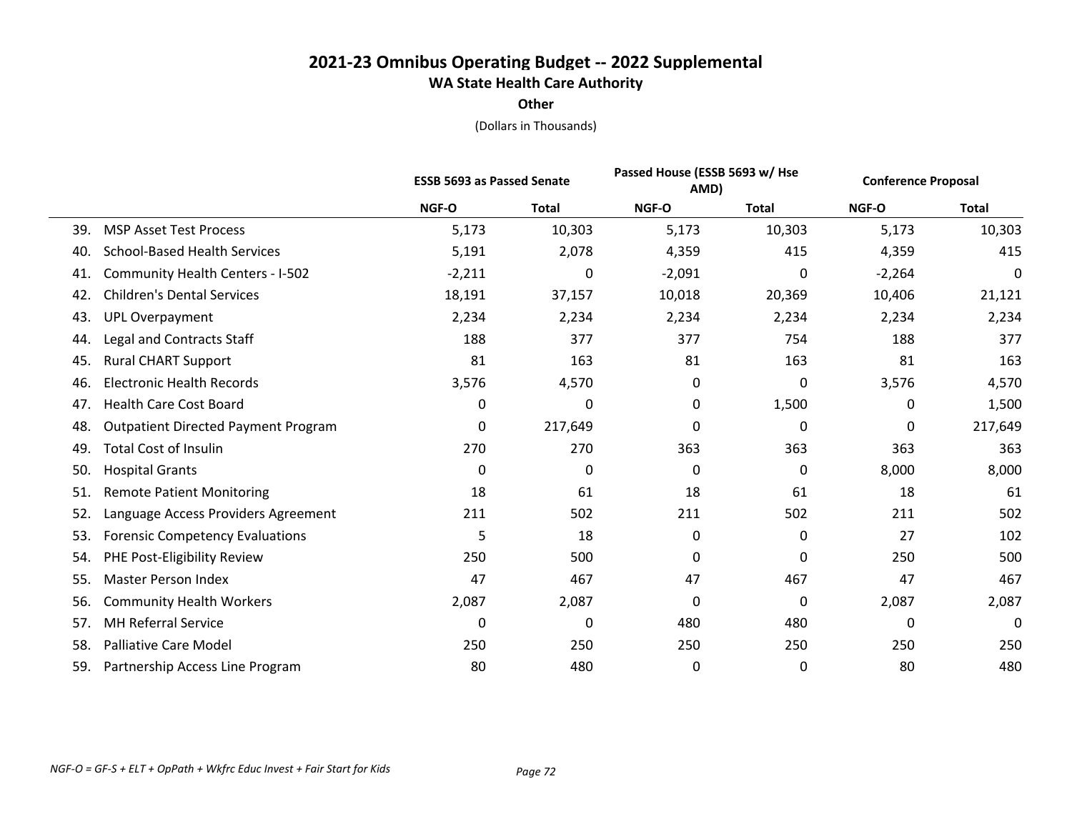# 2021-23 Omnibus Operating Budget -- 2022 Supplemental

## WA State Health Care Authority

### Other

(Dollars in Thousands)

| | ESSB 5693 as Passed Senate | | Passed House (ESSB 5693 w/ Hse AMD) | | Conference Proposal | |
|---|---|---|---|---|---|---|
| | NGF-O | Total | NGF-O | Total | NGF-O | Total |
| 39. MSP Asset Test Process | 5,173 | 10,303 | 5,173 | 10,303 | 5,173 | 10,303 |
| 40. School-Based Health Services | 5,191 | 2,078 | 4,359 | 415 | 4,359 | 415 |
| 41. Community Health Centers - I-502 | -2,211 | 0 | -2,091 | 0 | -2,264 | 0 |
| 42. Children's Dental Services | 18,191 | 37,157 | 10,018 | 20,369 | 10,406 | 21,121 |
| 43. UPL Overpayment | 2,234 | 2,234 | 2,234 | 2,234 | 2,234 | 2,234 |
| 44. Legal and Contracts Staff | 188 | 377 | 377 | 754 | 188 | 377 |
| 45. Rural CHART Support | 81 | 163 | 81 | 163 | 81 | 163 |
| 46. Electronic Health Records | 3,576 | 4,570 | 0 | 0 | 3,576 | 4,570 |
| 47. Health Care Cost Board | 0 | 0 | 0 | 1,500 | 0 | 1,500 |
| 48. Outpatient Directed Payment Program | 0 | 217,649 | 0 | 0 | 0 | 217,649 |
| 49. Total Cost of Insulin | 270 | 270 | 363 | 363 | 363 | 363 |
| 50. Hospital Grants | 0 | 0 | 0 | 0 | 8,000 | 8,000 |
| 51. Remote Patient Monitoring | 18 | 61 | 18 | 61 | 18 | 61 |
| 52. Language Access Providers Agreement | 211 | 502 | 211 | 502 | 211 | 502 |
| 53. Forensic Competency Evaluations | 5 | 18 | 0 | 0 | 27 | 102 |
| 54. PHE Post-Eligibility Review | 250 | 500 | 0 | 0 | 250 | 500 |
| 55. Master Person Index | 47 | 467 | 47 | 467 | 47 | 467 |
| 56. Community Health Workers | 2,087 | 2,087 | 0 | 0 | 2,087 | 2,087 |
| 57. MH Referral Service | 0 | 0 | 480 | 480 | 0 | 0 |
| 58. Palliative Care Model | 250 | 250 | 250 | 250 | 250 | 250 |
| 59. Partnership Access Line Program | 80 | 480 | 0 | 0 | 80 | 480 |

*NGF-O = GF-S + ELT + OpPath + Wkfrc Educ Invest + Fair Start for Kids*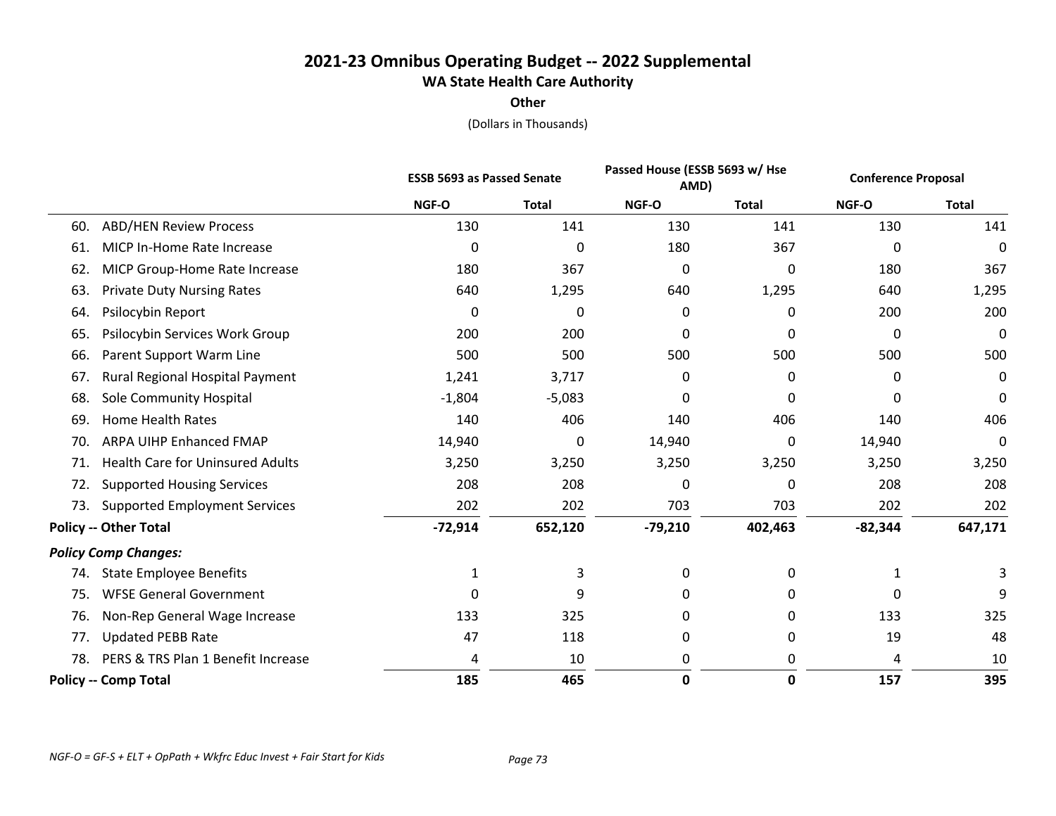# 2021-23 Omnibus Operating Budget -- 2022 Supplemental

## WA State Health Care Authority

### Other

(Dollars in Thousands)

| | ESSB 5693 as Passed Senate | | Passed House (ESSB 5693 w/ Hse AMD) | | Conference Proposal | |
|---|---|---|---|---|---|---|
| | NGF-O | Total | NGF-O | Total | NGF-O | Total |
| 60. ABD/HEN Review Process | 130 | 141 | 130 | 141 | 130 | 141 |
| 61. MICP In-Home Rate Increase | 0 | 0 | 180 | 367 | 0 | 0 |
| 62. MICP Group-Home Rate Increase | 180 | 367 | 0 | 0 | 180 | 367 |
| 63. Private Duty Nursing Rates | 640 | 1,295 | 640 | 1,295 | 640 | 1,295 |
| 64. Psilocybin Report | 0 | 0 | 0 | 0 | 200 | 200 |
| 65. Psilocybin Services Work Group | 200 | 200 | 0 | 0 | 0 | 0 |
| 66. Parent Support Warm Line | 500 | 500 | 500 | 500 | 500 | 500 |
| 67. Rural Regional Hospital Payment | 1,241 | 3,717 | 0 | 0 | 0 | 0 |
| 68. Sole Community Hospital | -1,804 | -5,083 | 0 | 0 | 0 | 0 |
| 69. Home Health Rates | 140 | 406 | 140 | 406 | 140 | 406 |
| 70. ARPA UIHP Enhanced FMAP | 14,940 | 0 | 14,940 | 0 | 14,940 | 0 |
| 71. Health Care for Uninsured Adults | 3,250 | 3,250 | 3,250 | 3,250 | 3,250 | 3,250 |
| 72. Supported Housing Services | 208 | 208 | 0 | 0 | 208 | 208 |
| 73. Supported Employment Services | 202 | 202 | 703 | 703 | 202 | 202 |
| **Policy -- Other Total** | **-72,914** | **652,120** | **-79,210** | **402,463** | **-82,344** | **647,171** |
| ***Policy Comp Changes:*** | | | | | | |
| 74. State Employee Benefits | 1 | 3 | 0 | 0 | 1 | 3 |
| 75. WFSE General Government | 0 | 9 | 0 | 0 | 0 | 9 |
| 76. Non-Rep General Wage Increase | 133 | 325 | 0 | 0 | 133 | 325 |
| 77. Updated PEBB Rate | 47 | 118 | 0 | 0 | 19 | 48 |
| 78. PERS & TRS Plan 1 Benefit Increase | 4 | 10 | 0 | 0 | 4 | 10 |
| **Policy -- Comp Total** | **185** | **465** | **0** | **0** | **157** | **395** |

*NGF-O = GF-S + ELT + OpPath + Wkfrc Educ Invest + Fair Start for Kids*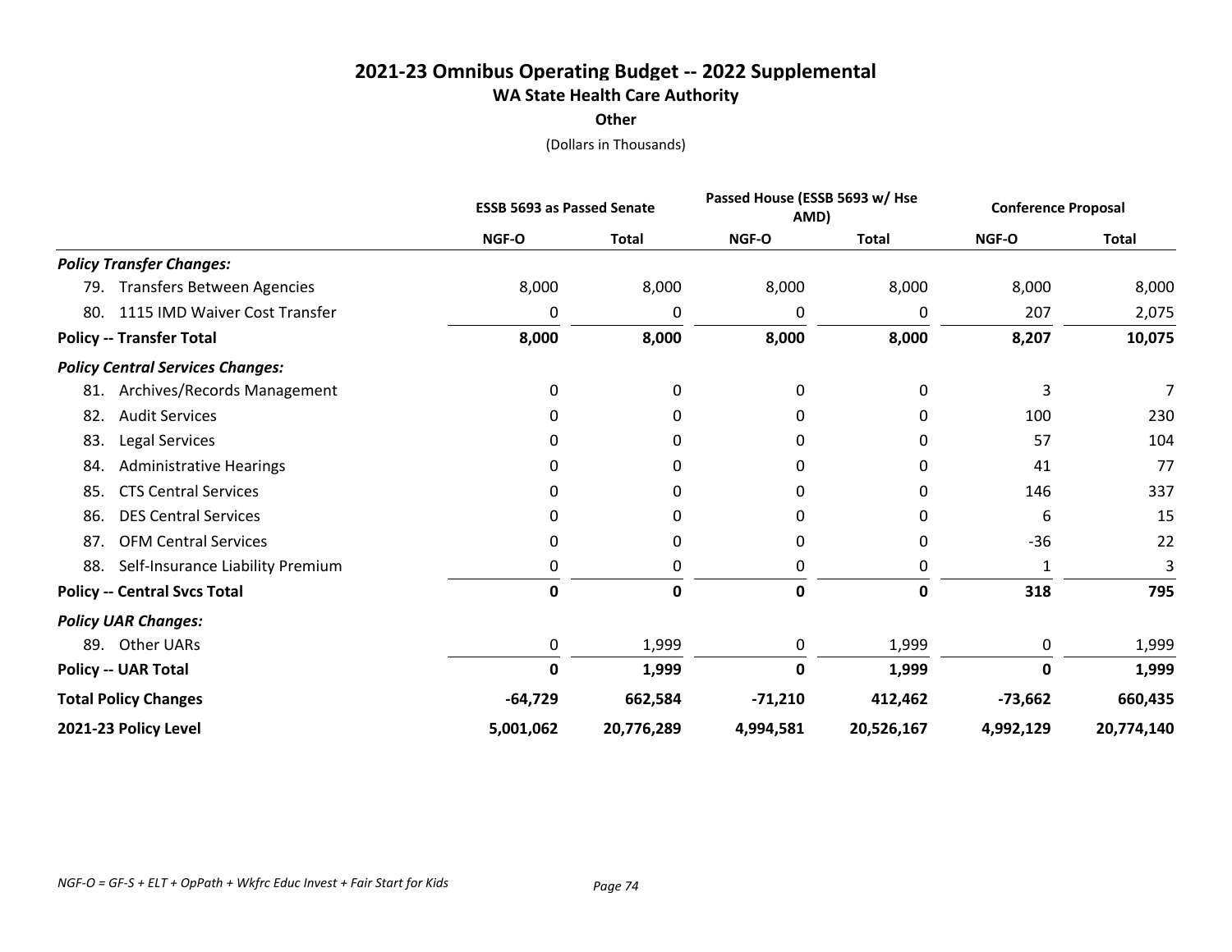# 2021-23 Omnibus Operating Budget -- 2022 Supplemental

## WA State Health Care Authority

### Other

(Dollars in Thousands)

| | ESSB 5693 as Passed Senate | | Passed House (ESSB 5693 w/ Hse AMD) | | Conference Proposal | |
|---|---|---|---|---|---|---|
| | NGF-O | Total | NGF-O | Total | NGF-O | Total |
| ***Policy Transfer Changes:*** | | | | | | |
| 79. Transfers Between Agencies | 8,000 | 8,000 | 8,000 | 8,000 | 8,000 | 8,000 |
| 80. 1115 IMD Waiver Cost Transfer | 0 | 0 | 0 | 0 | 207 | 2,075 |
| **Policy -- Transfer Total** | **8,000** | **8,000** | **8,000** | **8,000** | **8,207** | **10,075** |
| ***Policy Central Services Changes:*** | | | | | | |
| 81. Archives/Records Management | 0 | 0 | 0 | 0 | 3 | 7 |
| 82. Audit Services | 0 | 0 | 0 | 0 | 100 | 230 |
| 83. Legal Services | 0 | 0 | 0 | 0 | 57 | 104 |
| 84. Administrative Hearings | 0 | 0 | 0 | 0 | 41 | 77 |
| 85. CTS Central Services | 0 | 0 | 0 | 0 | 146 | 337 |
| 86. DES Central Services | 0 | 0 | 0 | 0 | 6 | 15 |
| 87. OFM Central Services | 0 | 0 | 0 | 0 | -36 | 22 |
| 88. Self-Insurance Liability Premium | 0 | 0 | 0 | 0 | 1 | 3 |
| **Policy -- Central Svcs Total** | **0** | **0** | **0** | **0** | **318** | **795** |
| ***Policy UAR Changes:*** | | | | | | |
| 89. Other UARs | 0 | 1,999 | 0 | 1,999 | 0 | 1,999 |
| **Policy -- UAR Total** | **0** | **1,999** | **0** | **1,999** | **0** | **1,999** |
| **Total Policy Changes** | **-64,729** | **662,584** | **-71,210** | **412,462** | **-73,662** | **660,435** |
| **2021-23 Policy Level** | **5,001,062** | **20,776,289** | **4,994,581** | **20,526,167** | **4,992,129** | **20,774,140** |

*NGF-O = GF-S + ELT + OpPath + Wkfrc Educ Invest + Fair Start for Kids*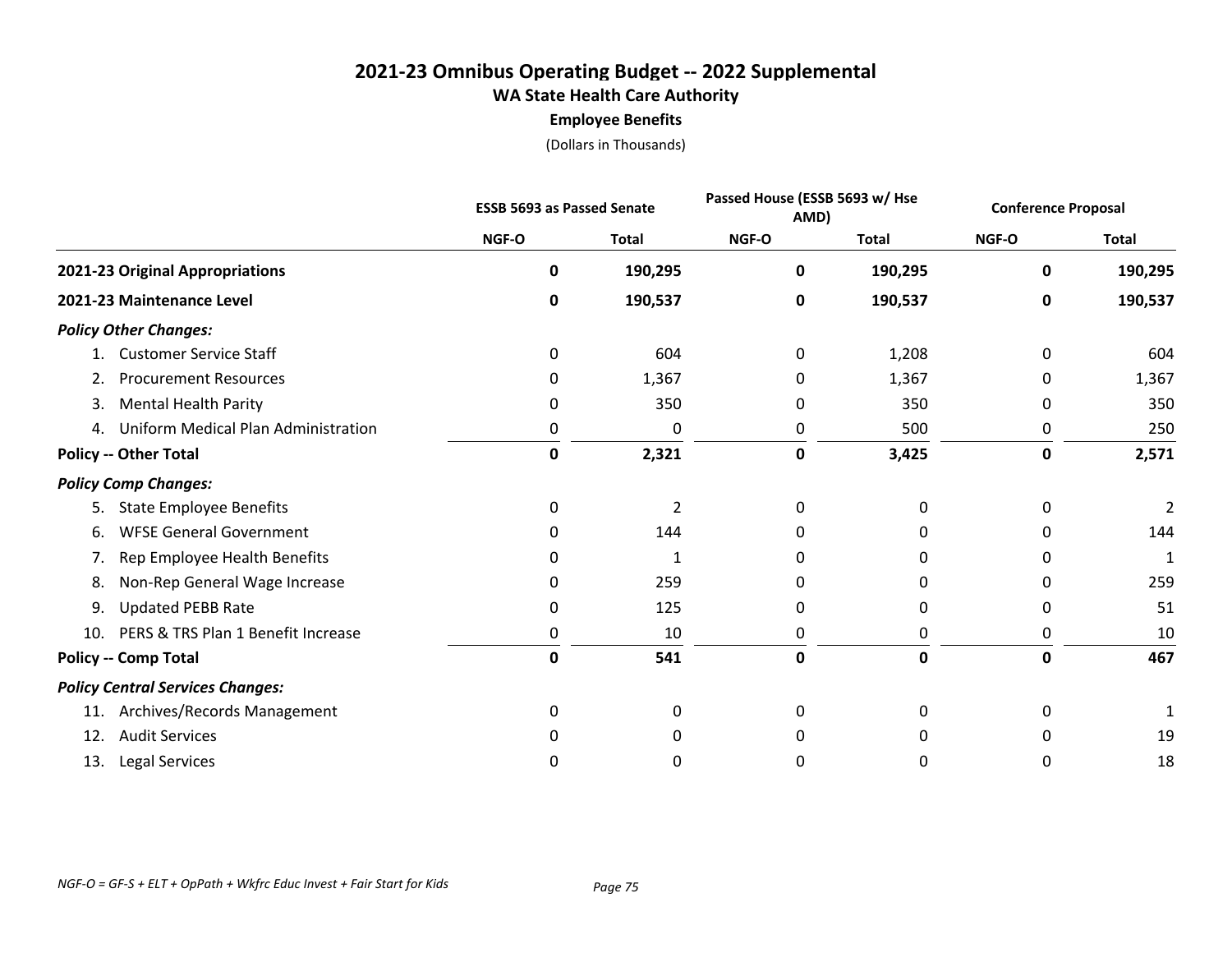# 2021-23 Omnibus Operating Budget -- 2022 Supplemental

## WA State Health Care Authority

### Employee Benefits

(Dollars in Thousands)

| | ESSB 5693 as Passed Senate | | Passed House (ESSB 5693 w/ Hse AMD) | | Conference Proposal | |
|---|---|---|---|---|---|---|
| | NGF-O | Total | NGF-O | Total | NGF-O | Total |
| **2021-23 Original Appropriations** | **0** | **190,295** | **0** | **190,295** | **0** | **190,295** |
| **2021-23 Maintenance Level** | **0** | **190,537** | **0** | **190,537** | **0** | **190,537** |
| ***Policy Other Changes:*** | | | | | | |
| 1. Customer Service Staff | 0 | 604 | 0 | 1,208 | 0 | 604 |
| 2. Procurement Resources | 0 | 1,367 | 0 | 1,367 | 0 | 1,367 |
| 3. Mental Health Parity | 0 | 350 | 0 | 350 | 0 | 350 |
| 4. Uniform Medical Plan Administration | 0 | 0 | 0 | 500 | 0 | 250 |
| **Policy -- Other Total** | **0** | **2,321** | **0** | **3,425** | **0** | **2,571** |
| ***Policy Comp Changes:*** | | | | | | |
| 5. State Employee Benefits | 0 | 2 | 0 | 0 | 0 | 2 |
| 6. WFSE General Government | 0 | 144 | 0 | 0 | 0 | 144 |
| 7. Rep Employee Health Benefits | 0 | 1 | 0 | 0 | 0 | 1 |
| 8. Non-Rep General Wage Increase | 0 | 259 | 0 | 0 | 0 | 259 |
| 9. Updated PEBB Rate | 0 | 125 | 0 | 0 | 0 | 51 |
| 10. PERS & TRS Plan 1 Benefit Increase | 0 | 10 | 0 | 0 | 0 | 10 |
| **Policy -- Comp Total** | **0** | **541** | **0** | **0** | **0** | **467** |
| ***Policy Central Services Changes:*** | | | | | | |
| 11. Archives/Records Management | 0 | 0 | 0 | 0 | 0 | 1 |
| 12. Audit Services | 0 | 0 | 0 | 0 | 0 | 19 |
| 13. Legal Services | 0 | 0 | 0 | 0 | 0 | 18 |

*NGF-O = GF-S + ELT + OpPath + Wkfrc Educ Invest + Fair Start for Kids*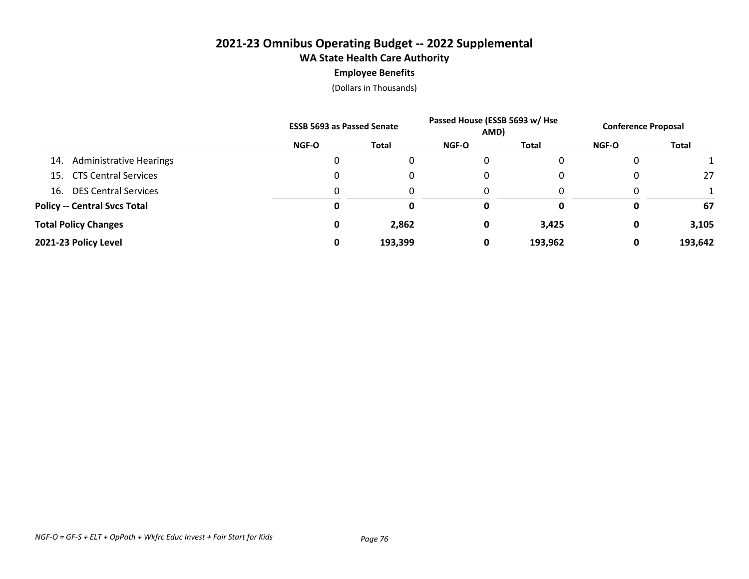# 2021-23 Omnibus Operating Budget -- 2022 Supplemental

## WA State Health Care Authority

### Employee Benefits

(Dollars in Thousands)

| | ESSB 5693 as Passed Senate | | Passed House (ESSB 5693 w/ Hse AMD) | | Conference Proposal | |
|---|---|---|---|---|---|---|
| | NGF-O | Total | NGF-O | Total | NGF-O | Total |
| 14. Administrative Hearings | 0 | 0 | 0 | 0 | 0 | 1 |
| 15. CTS Central Services | 0 | 0 | 0 | 0 | 0 | 27 |
| 16. DES Central Services | 0 | 0 | 0 | 0 | 0 | 1 |
| **Policy -- Central Svcs Total** | **0** | **0** | **0** | **0** | **0** | **67** |
| **Total Policy Changes** | **0** | **2,862** | **0** | **3,425** | **0** | **3,105** |
| **2021-23 Policy Level** | **0** | **193,399** | **0** | **193,962** | **0** | **193,642** |

*NGF-O = GF-S + ELT + OpPath + Wkfrc Educ Invest + Fair Start for Kids*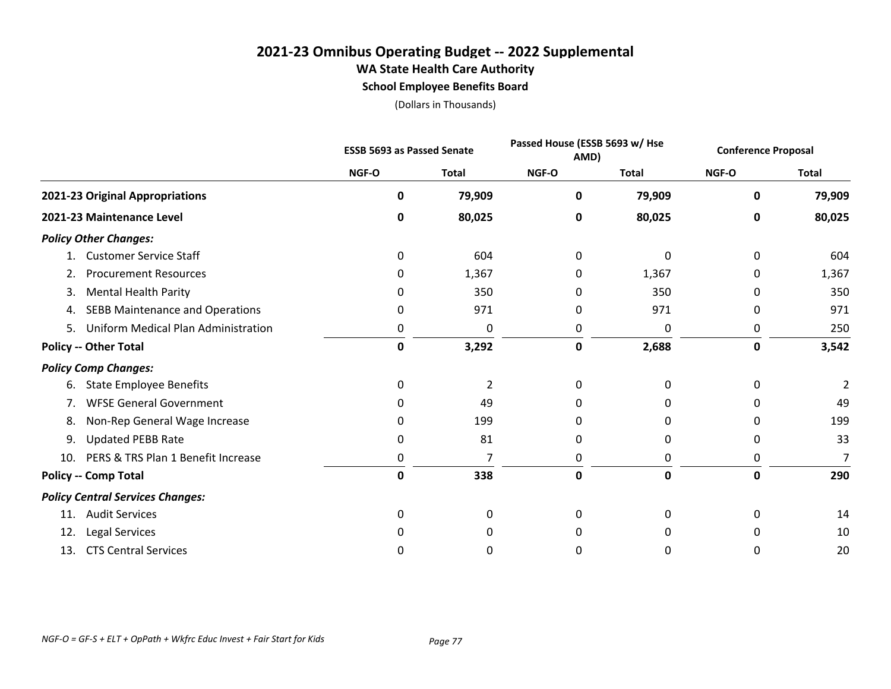# 2021-23 Omnibus Operating Budget -- 2022 Supplemental

## WA State Health Care Authority

### School Employee Benefits Board

(Dollars in Thousands)

| | ESSB 5693 as Passed Senate | | Passed House (ESSB 5693 w/ Hse AMD) | | Conference Proposal | |
|---|---|---|---|---|---|---|
| | NGF-O | Total | NGF-O | Total | NGF-O | Total |
| **2021-23 Original Appropriations** | **0** | **79,909** | **0** | **79,909** | **0** | **79,909** |
| **2021-23 Maintenance Level** | **0** | **80,025** | **0** | **80,025** | **0** | **80,025** |
| ***Policy Other Changes:*** | | | | | | |
| 1. Customer Service Staff | 0 | 604 | 0 | 0 | 0 | 604 |
| 2. Procurement Resources | 0 | 1,367 | 0 | 1,367 | 0 | 1,367 |
| 3. Mental Health Parity | 0 | 350 | 0 | 350 | 0 | 350 |
| 4. SEBB Maintenance and Operations | 0 | 971 | 0 | 971 | 0 | 971 |
| 5. Uniform Medical Plan Administration | 0 | 0 | 0 | 0 | 0 | 250 |
| **Policy -- Other Total** | **0** | **3,292** | **0** | **2,688** | **0** | **3,542** |
| ***Policy Comp Changes:*** | | | | | | |
| 6. State Employee Benefits | 0 | 2 | 0 | 0 | 0 | 2 |
| 7. WFSE General Government | 0 | 49 | 0 | 0 | 0 | 49 |
| 8. Non-Rep General Wage Increase | 0 | 199 | 0 | 0 | 0 | 199 |
| 9. Updated PEBB Rate | 0 | 81 | 0 | 0 | 0 | 33 |
| 10. PERS & TRS Plan 1 Benefit Increase | 0 | 7 | 0 | 0 | 0 | 7 |
| **Policy -- Comp Total** | **0** | **338** | **0** | **0** | **0** | **290** |
| ***Policy Central Services Changes:*** | | | | | | |
| 11. Audit Services | 0 | 0 | 0 | 0 | 0 | 14 |
| 12. Legal Services | 0 | 0 | 0 | 0 | 0 | 10 |
| 13. CTS Central Services | 0 | 0 | 0 | 0 | 0 | 20 |

*NGF-O = GF-S + ELT + OpPath + Wkfrc Educ Invest + Fair Start for Kids*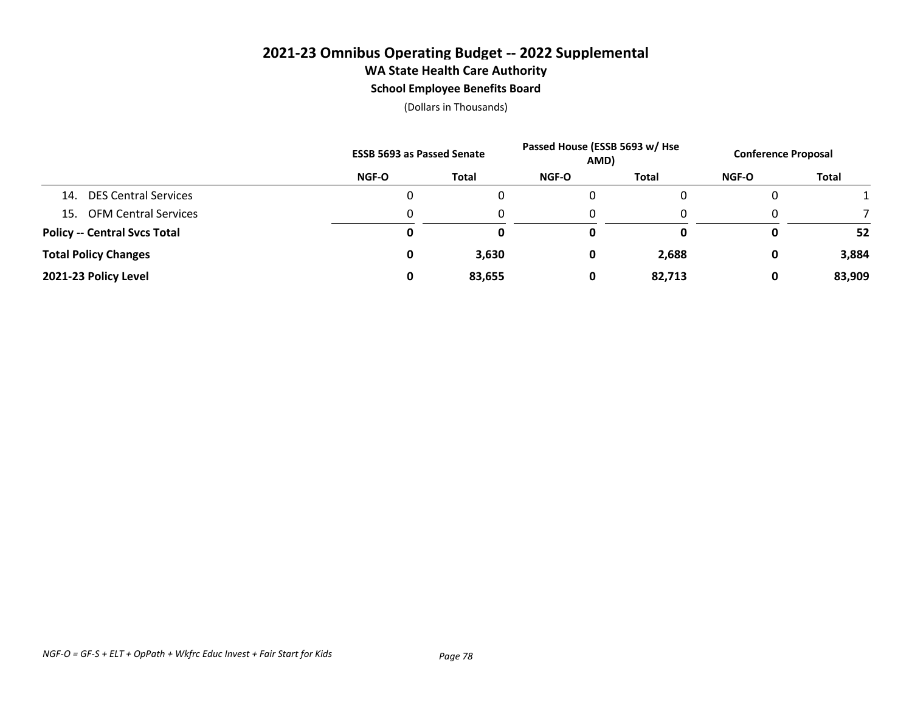# 2021-23 Omnibus Operating Budget -- 2022 Supplemental

## WA State Health Care Authority

### School Employee Benefits Board

(Dollars in Thousands)

| | ESSB 5693 as Passed Senate | | Passed House (ESSB 5693 w/ Hse AMD) | | Conference Proposal | |
|---|---|---|---|---|---|---|
| | NGF-O | Total | NGF-O | Total | NGF-O | Total |
| 14. DES Central Services | 0 | 0 | 0 | 0 | 0 | 1 |
| 15. OFM Central Services | 0 | 0 | 0 | 0 | 0 | 7 |
| **Policy -- Central Svcs Total** | **0** | **0** | **0** | **0** | **0** | **52** |
| **Total Policy Changes** | **0** | **3,630** | **0** | **2,688** | **0** | **3,884** |
| **2021-23 Policy Level** | **0** | **83,655** | **0** | **82,713** | **0** | **83,909** |

*NGF-O = GF-S + ELT + OpPath + Wkfrc Educ Invest + Fair Start for Kids*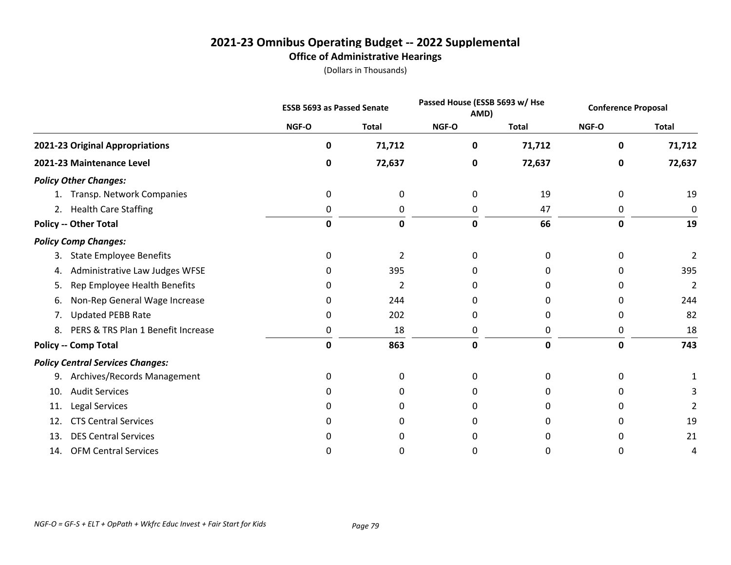# 2021-23 Omnibus Operating Budget -- 2022 Supplemental

## Office of Administrative Hearings

(Dollars in Thousands)

| | ESSB 5693 as Passed Senate | | Passed House (ESSB 5693 w/ Hse AMD) | | Conference Proposal | |
|---|---|---|---|---|---|---|
| | NGF-O | Total | NGF-O | Total | NGF-O | Total |
| **2021-23 Original Appropriations** | **0** | **71,712** | **0** | **71,712** | **0** | **71,712** |
| **2021-23 Maintenance Level** | **0** | **72,637** | **0** | **72,637** | **0** | **72,637** |
| ***Policy Other Changes:*** | | | | | | |
| 1. Transp. Network Companies | 0 | 0 | 0 | 19 | 0 | 19 |
| 2. Health Care Staffing | 0 | 0 | 0 | 47 | 0 | 0 |
| **Policy -- Other Total** | **0** | **0** | **0** | **66** | **0** | **19** |
| ***Policy Comp Changes:*** | | | | | | |
| 3. State Employee Benefits | 0 | 2 | 0 | 0 | 0 | 2 |
| 4. Administrative Law Judges WFSE | 0 | 395 | 0 | 0 | 0 | 395 |
| 5. Rep Employee Health Benefits | 0 | 2 | 0 | 0 | 0 | 2 |
| 6. Non-Rep General Wage Increase | 0 | 244 | 0 | 0 | 0 | 244 |
| 7. Updated PEBB Rate | 0 | 202 | 0 | 0 | 0 | 82 |
| 8. PERS & TRS Plan 1 Benefit Increase | 0 | 18 | 0 | 0 | 0 | 18 |
| **Policy -- Comp Total** | **0** | **863** | **0** | **0** | **0** | **743** |
| ***Policy Central Services Changes:*** | | | | | | |
| 9. Archives/Records Management | 0 | 0 | 0 | 0 | 0 | 1 |
| 10. Audit Services | 0 | 0 | 0 | 0 | 0 | 3 |
| 11. Legal Services | 0 | 0 | 0 | 0 | 0 | 2 |
| 12. CTS Central Services | 0 | 0 | 0 | 0 | 0 | 19 |
| 13. DES Central Services | 0 | 0 | 0 | 0 | 0 | 21 |
| 14. OFM Central Services | 0 | 0 | 0 | 0 | 0 | 4 |

*NGF-O = GF-S + ELT + OpPath + Wkfrc Educ Invest + Fair Start for Kids*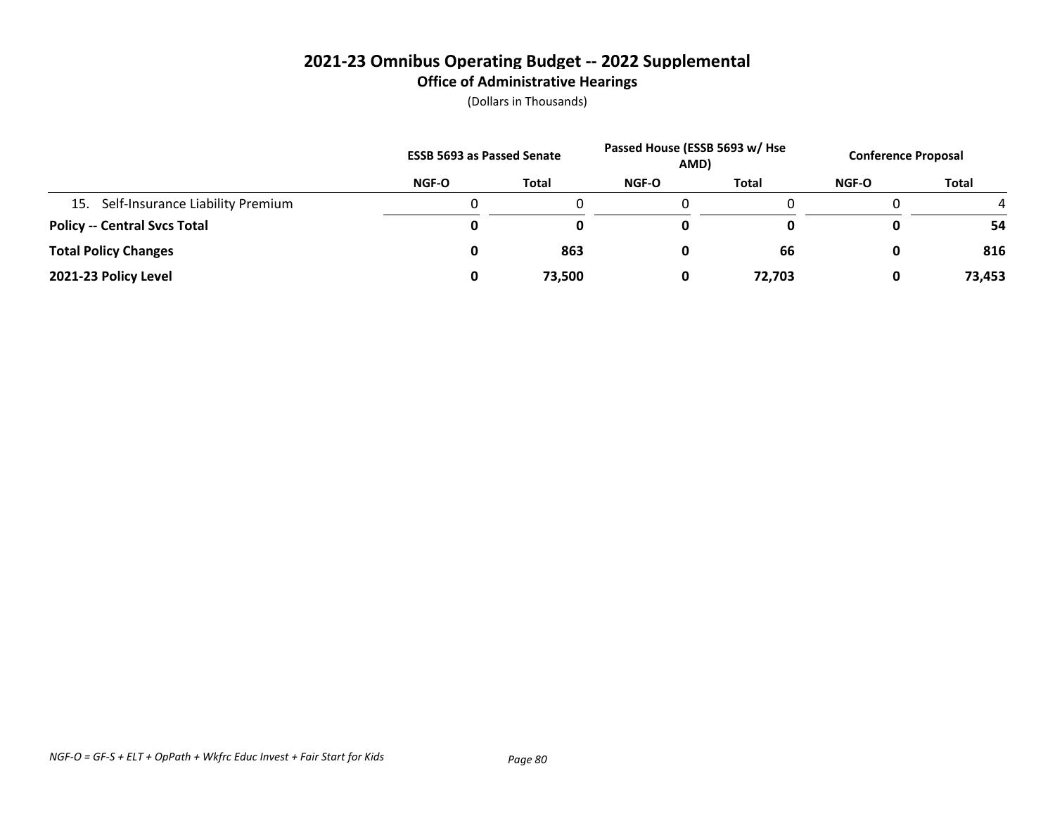# 2021-23 Omnibus Operating Budget -- 2022 Supplemental

## Office of Administrative Hearings

(Dollars in Thousands)

| | ESSB 5693 as Passed Senate | | Passed House (ESSB 5693 w/ Hse AMD) | | Conference Proposal | |
|---|---|---|---|---|---|---|
| | NGF-O | Total | NGF-O | Total | NGF-O | Total |
| 15. Self-Insurance Liability Premium | 0 | 0 | 0 | 0 | 0 | 4 |
| **Policy -- Central Svcs Total** | **0** | **0** | **0** | **0** | **0** | **54** |
| **Total Policy Changes** | **0** | **863** | **0** | **66** | **0** | **816** |
| **2021-23 Policy Level** | **0** | **73,500** | **0** | **72,703** | **0** | **73,453** |

*NGF-O = GF-S + ELT + OpPath + Wkfrc Educ Invest + Fair Start for Kids*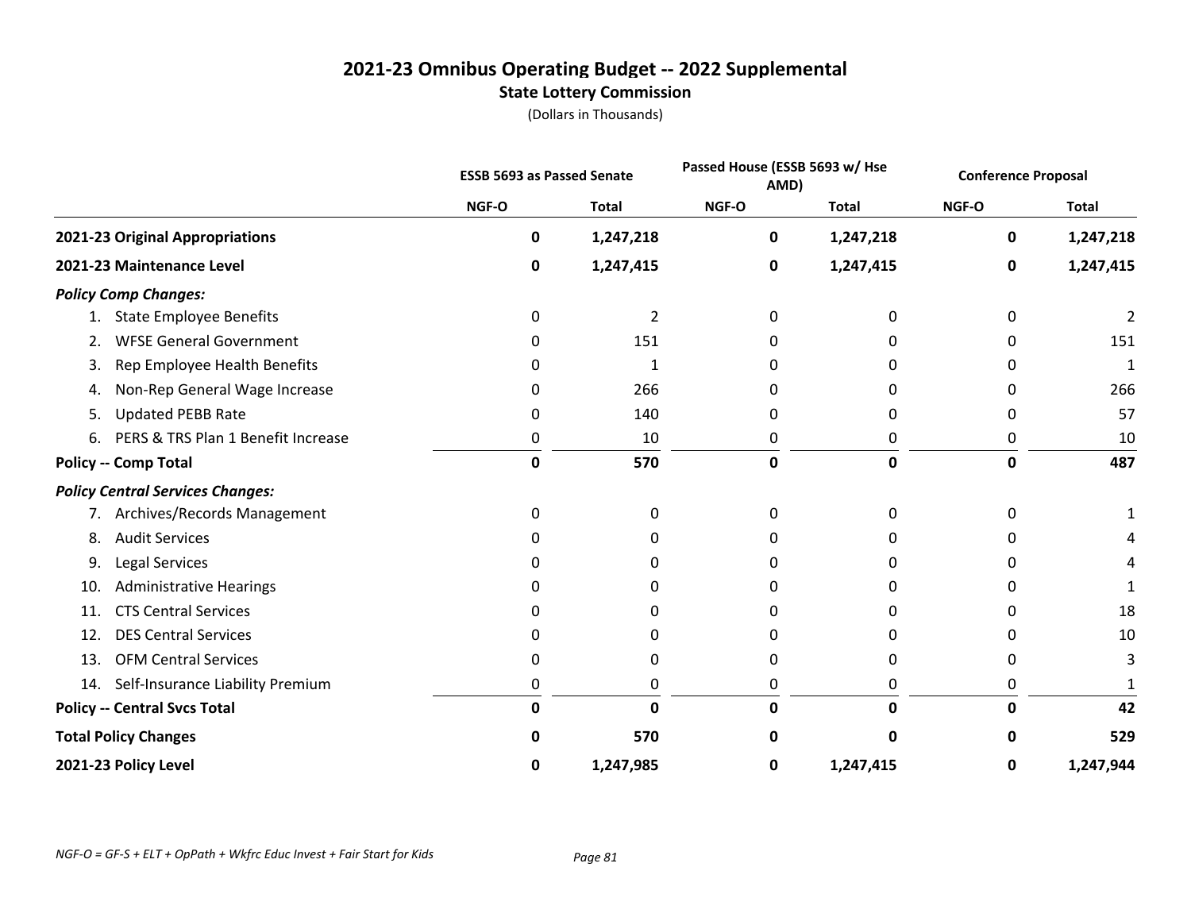# 2021-23 Omnibus Operating Budget -- 2022 Supplemental

## State Lottery Commission

(Dollars in Thousands)

| | ESSB 5693 as Passed Senate | | Passed House (ESSB 5693 w/ Hse AMD) | | Conference Proposal | |
|---|---|---|---|---|---|---|
| | NGF-O | Total | NGF-O | Total | NGF-O | Total |
| **2021-23 Original Appropriations** | **0** | **1,247,218** | **0** | **1,247,218** | **0** | **1,247,218** |
| **2021-23 Maintenance Level** | **0** | **1,247,415** | **0** | **1,247,415** | **0** | **1,247,415** |
| ***Policy Comp Changes:*** | | | | | | |
| 1. State Employee Benefits | 0 | 2 | 0 | 0 | 0 | 2 |
| 2. WFSE General Government | 0 | 151 | 0 | 0 | 0 | 151 |
| 3. Rep Employee Health Benefits | 0 | 1 | 0 | 0 | 0 | 1 |
| 4. Non-Rep General Wage Increase | 0 | 266 | 0 | 0 | 0 | 266 |
| 5. Updated PEBB Rate | 0 | 140 | 0 | 0 | 0 | 57 |
| 6. PERS & TRS Plan 1 Benefit Increase | 0 | 10 | 0 | 0 | 0 | 10 |
| **Policy -- Comp Total** | **0** | **570** | **0** | **0** | **0** | **487** |
| ***Policy Central Services Changes:*** | | | | | | |
| 7. Archives/Records Management | 0 | 0 | 0 | 0 | 0 | 1 |
| 8. Audit Services | 0 | 0 | 0 | 0 | 0 | 4 |
| 9. Legal Services | 0 | 0 | 0 | 0 | 0 | 4 |
| 10. Administrative Hearings | 0 | 0 | 0 | 0 | 0 | 1 |
| 11. CTS Central Services | 0 | 0 | 0 | 0 | 0 | 18 |
| 12. DES Central Services | 0 | 0 | 0 | 0 | 0 | 10 |
| 13. OFM Central Services | 0 | 0 | 0 | 0 | 0 | 3 |
| 14. Self-Insurance Liability Premium | 0 | 0 | 0 | 0 | 0 | 1 |
| **Policy -- Central Svcs Total** | **0** | **0** | **0** | **0** | **0** | **42** |
| **Total Policy Changes** | **0** | **570** | **0** | **0** | **0** | **529** |
| **2021-23 Policy Level** | **0** | **1,247,985** | **0** | **1,247,415** | **0** | **1,247,944** |

*NGF-O = GF-S + ELT + OpPath + Wkfrc Educ Invest + Fair Start for Kids*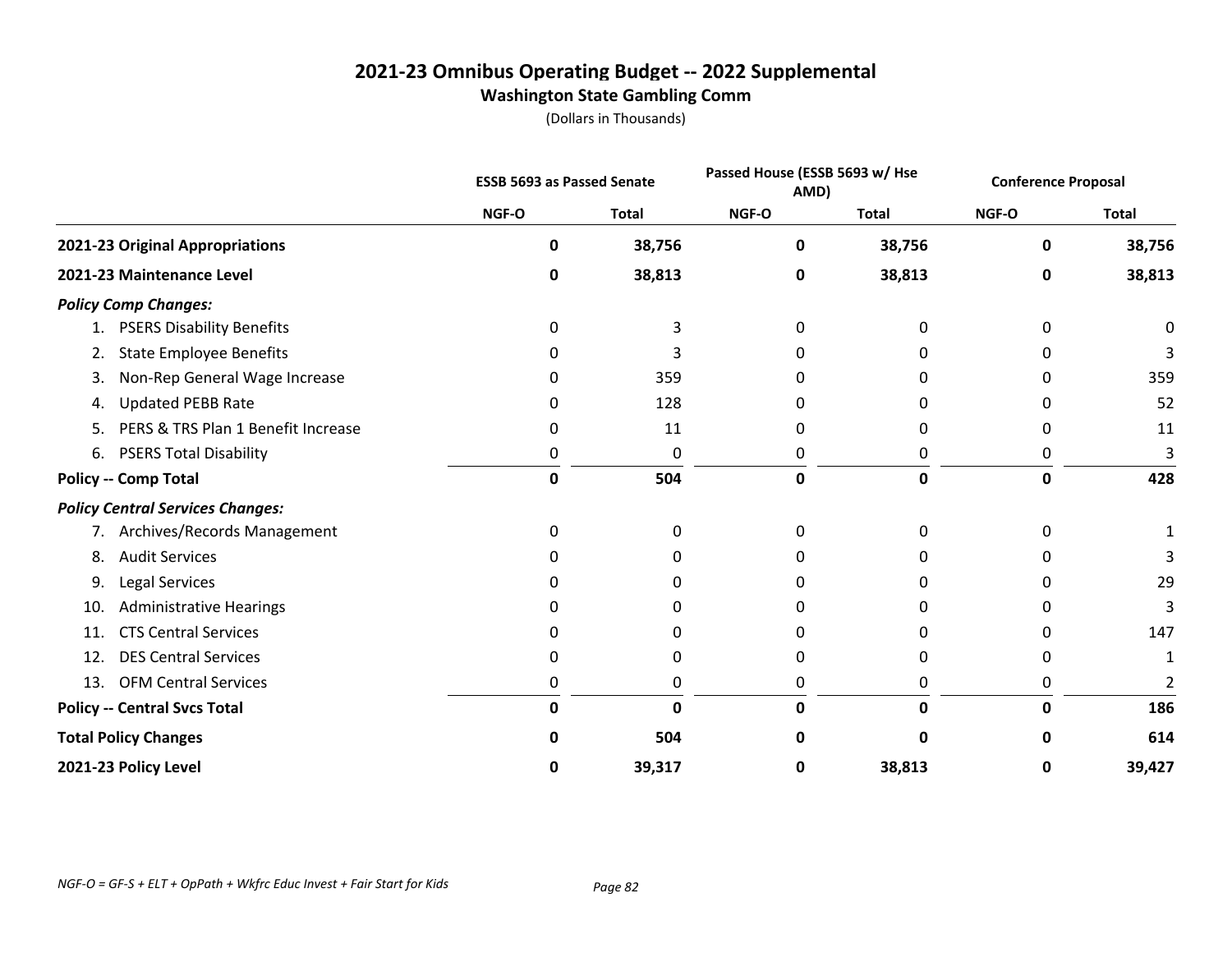# 2021-23 Omnibus Operating Budget -- 2022 Supplemental

## Washington State Gambling Comm

(Dollars in Thousands)

| | ESSB 5693 as Passed Senate | | Passed House (ESSB 5693 w/ Hse AMD) | | Conference Proposal | |
|---|---|---|---|---|---|---|
| | NGF-O | Total | NGF-O | Total | NGF-O | Total |
| **2021-23 Original Appropriations** | **0** | **38,756** | **0** | **38,756** | **0** | **38,756** |
| **2021-23 Maintenance Level** | **0** | **38,813** | **0** | **38,813** | **0** | **38,813** |
| ***Policy Comp Changes:*** | | | | | | |
| 1. PSERS Disability Benefits | 0 | 3 | 0 | 0 | 0 | 0 |
| 2. State Employee Benefits | 0 | 3 | 0 | 0 | 0 | 3 |
| 3. Non-Rep General Wage Increase | 0 | 359 | 0 | 0 | 0 | 359 |
| 4. Updated PEBB Rate | 0 | 128 | 0 | 0 | 0 | 52 |
| 5. PERS & TRS Plan 1 Benefit Increase | 0 | 11 | 0 | 0 | 0 | 11 |
| 6. PSERS Total Disability | 0 | 0 | 0 | 0 | 0 | 3 |
| **Policy -- Comp Total** | **0** | **504** | **0** | **0** | **0** | **428** |
| ***Policy Central Services Changes:*** | | | | | | |
| 7. Archives/Records Management | 0 | 0 | 0 | 0 | 0 | 1 |
| 8. Audit Services | 0 | 0 | 0 | 0 | 0 | 3 |
| 9. Legal Services | 0 | 0 | 0 | 0 | 0 | 29 |
| 10. Administrative Hearings | 0 | 0 | 0 | 0 | 0 | 3 |
| 11. CTS Central Services | 0 | 0 | 0 | 0 | 0 | 147 |
| 12. DES Central Services | 0 | 0 | 0 | 0 | 0 | 1 |
| 13. OFM Central Services | 0 | 0 | 0 | 0 | 0 | 2 |
| **Policy -- Central Svcs Total** | **0** | **0** | **0** | **0** | **0** | **186** |
| **Total Policy Changes** | **0** | **504** | **0** | **0** | **0** | **614** |
| **2021-23 Policy Level** | **0** | **39,317** | **0** | **38,813** | **0** | **39,427** |

*NGF-O = GF-S + ELT + OpPath + Wkfrc Educ Invest + Fair Start for Kids*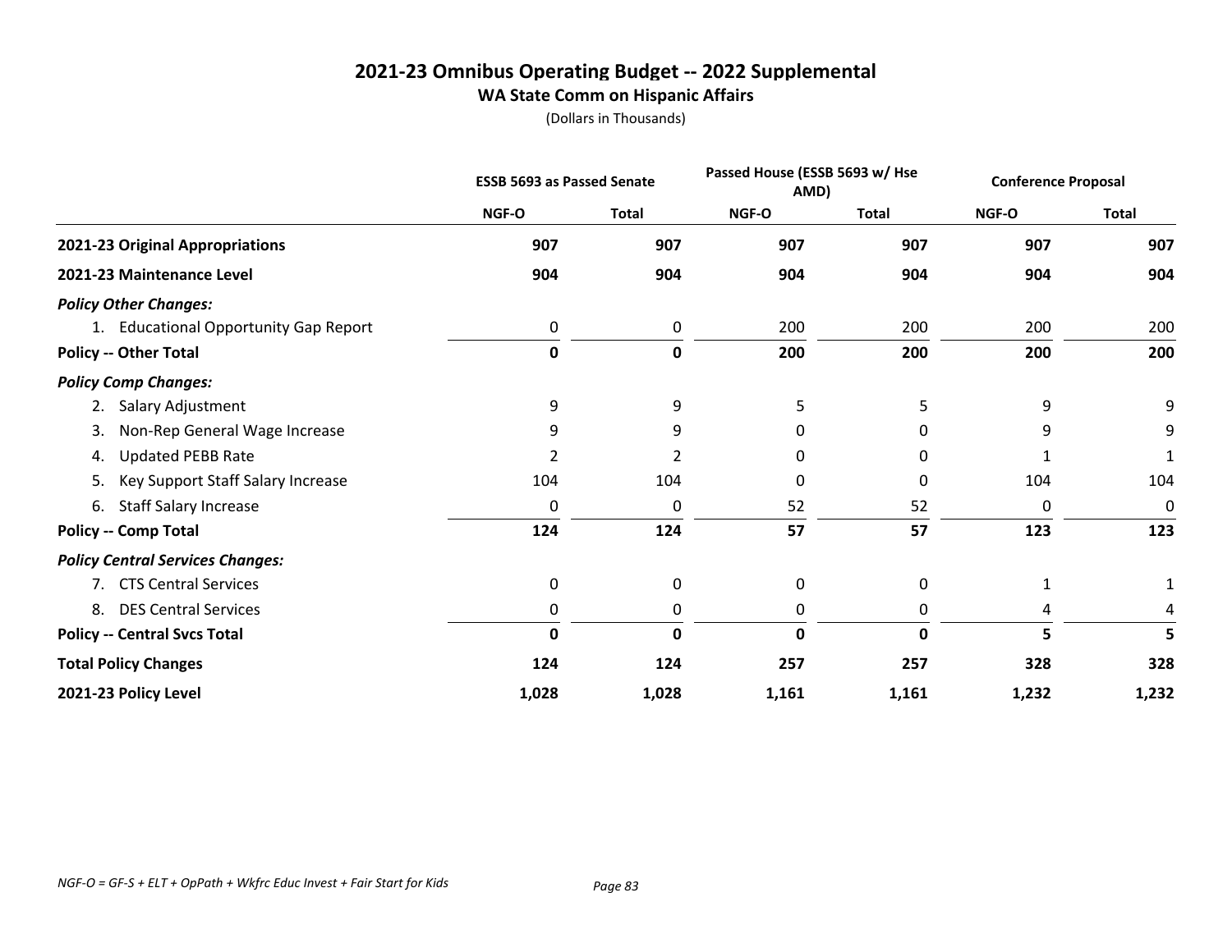# 2021-23 Omnibus Operating Budget -- 2022 Supplemental

## WA State Comm on Hispanic Affairs

(Dollars in Thousands)

| | ESSB 5693 as Passed Senate | | Passed House (ESSB 5693 w/ Hse AMD) | | Conference Proposal | |
|---|---|---|---|---|---|---|
| | NGF-O | Total | NGF-O | Total | NGF-O | Total |
| **2021-23 Original Appropriations** | **907** | **907** | **907** | **907** | **907** | **907** |
| **2021-23 Maintenance Level** | **904** | **904** | **904** | **904** | **904** | **904** |
| ***Policy Other Changes:*** | | | | | | |
| 1. Educational Opportunity Gap Report | 0 | 0 | 200 | 200 | 200 | 200 |
| **Policy -- Other Total** | **0** | **0** | **200** | **200** | **200** | **200** |
| ***Policy Comp Changes:*** | | | | | | |
| 2. Salary Adjustment | 9 | 9 | 5 | 5 | 9 | 9 |
| 3. Non-Rep General Wage Increase | 9 | 9 | 0 | 0 | 9 | 9 |
| 4. Updated PEBB Rate | 2 | 2 | 0 | 0 | 1 | 1 |
| 5. Key Support Staff Salary Increase | 104 | 104 | 0 | 0 | 104 | 104 |
| 6. Staff Salary Increase | 0 | 0 | 52 | 52 | 0 | 0 |
| **Policy -- Comp Total** | **124** | **124** | **57** | **57** | **123** | **123** |
| ***Policy Central Services Changes:*** | | | | | | |
| 7. CTS Central Services | 0 | 0 | 0 | 0 | 1 | 1 |
| 8. DES Central Services | 0 | 0 | 0 | 0 | 4 | 4 |
| **Policy -- Central Svcs Total** | **0** | **0** | **0** | **0** | **5** | **5** |
| **Total Policy Changes** | **124** | **124** | **257** | **257** | **328** | **328** |
| **2021-23 Policy Level** | **1,028** | **1,028** | **1,161** | **1,161** | **1,232** | **1,232** |

*NGF-O = GF-S + ELT + OpPath + Wkfrc Educ Invest + Fair Start for Kids*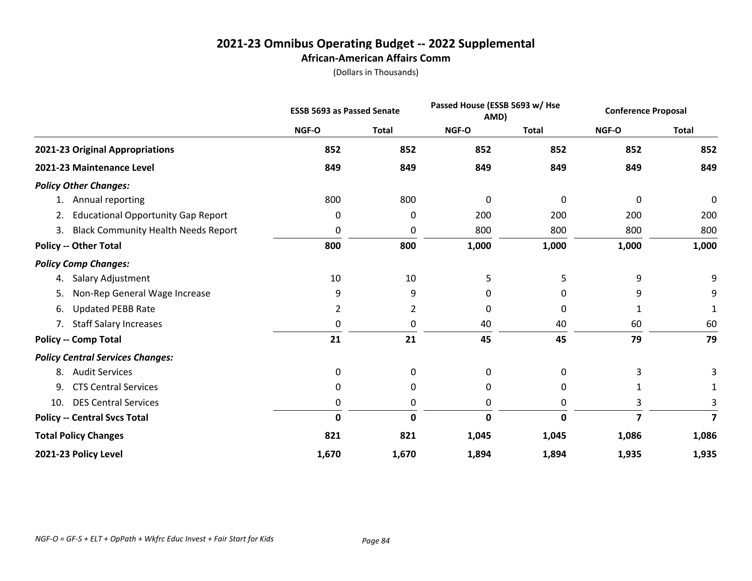# 2021-23 Omnibus Operating Budget -- 2022 Supplemental

## African-American Affairs Comm

(Dollars in Thousands)

| | ESSB 5693 as Passed Senate | | Passed House (ESSB 5693 w/ Hse AMD) | | Conference Proposal | |
|---|---|---|---|---|---|---|
| | NGF-O | Total | NGF-O | Total | NGF-O | Total |
| **2021-23 Original Appropriations** | **852** | **852** | **852** | **852** | **852** | **852** |
| **2021-23 Maintenance Level** | **849** | **849** | **849** | **849** | **849** | **849** |
| ***Policy Other Changes:*** | | | | | | |
| 1. Annual reporting | 800 | 800 | 0 | 0 | 0 | 0 |
| 2. Educational Opportunity Gap Report | 0 | 0 | 200 | 200 | 200 | 200 |
| 3. Black Community Health Needs Report | 0 | 0 | 800 | 800 | 800 | 800 |
| **Policy -- Other Total** | **800** | **800** | **1,000** | **1,000** | **1,000** | **1,000** |
| ***Policy Comp Changes:*** | | | | | | |
| 4. Salary Adjustment | 10 | 10 | 5 | 5 | 9 | 9 |
| 5. Non-Rep General Wage Increase | 9 | 9 | 0 | 0 | 9 | 9 |
| 6. Updated PEBB Rate | 2 | 2 | 0 | 0 | 1 | 1 |
| 7. Staff Salary Increases | 0 | 0 | 40 | 40 | 60 | 60 |
| **Policy -- Comp Total** | **21** | **21** | **45** | **45** | **79** | **79** |
| ***Policy Central Services Changes:*** | | | | | | |
| 8. Audit Services | 0 | 0 | 0 | 0 | 3 | 3 |
| 9. CTS Central Services | 0 | 0 | 0 | 0 | 1 | 1 |
| 10. DES Central Services | 0 | 0 | 0 | 0 | 3 | 3 |
| **Policy -- Central Svcs Total** | **0** | **0** | **0** | **0** | **7** | **7** |
| **Total Policy Changes** | **821** | **821** | **1,045** | **1,045** | **1,086** | **1,086** |
| **2021-23 Policy Level** | **1,670** | **1,670** | **1,894** | **1,894** | **1,935** | **1,935** |

*NGF-O = GF-S + ELT + OpPath + Wkfrc Educ Invest + Fair Start for Kids*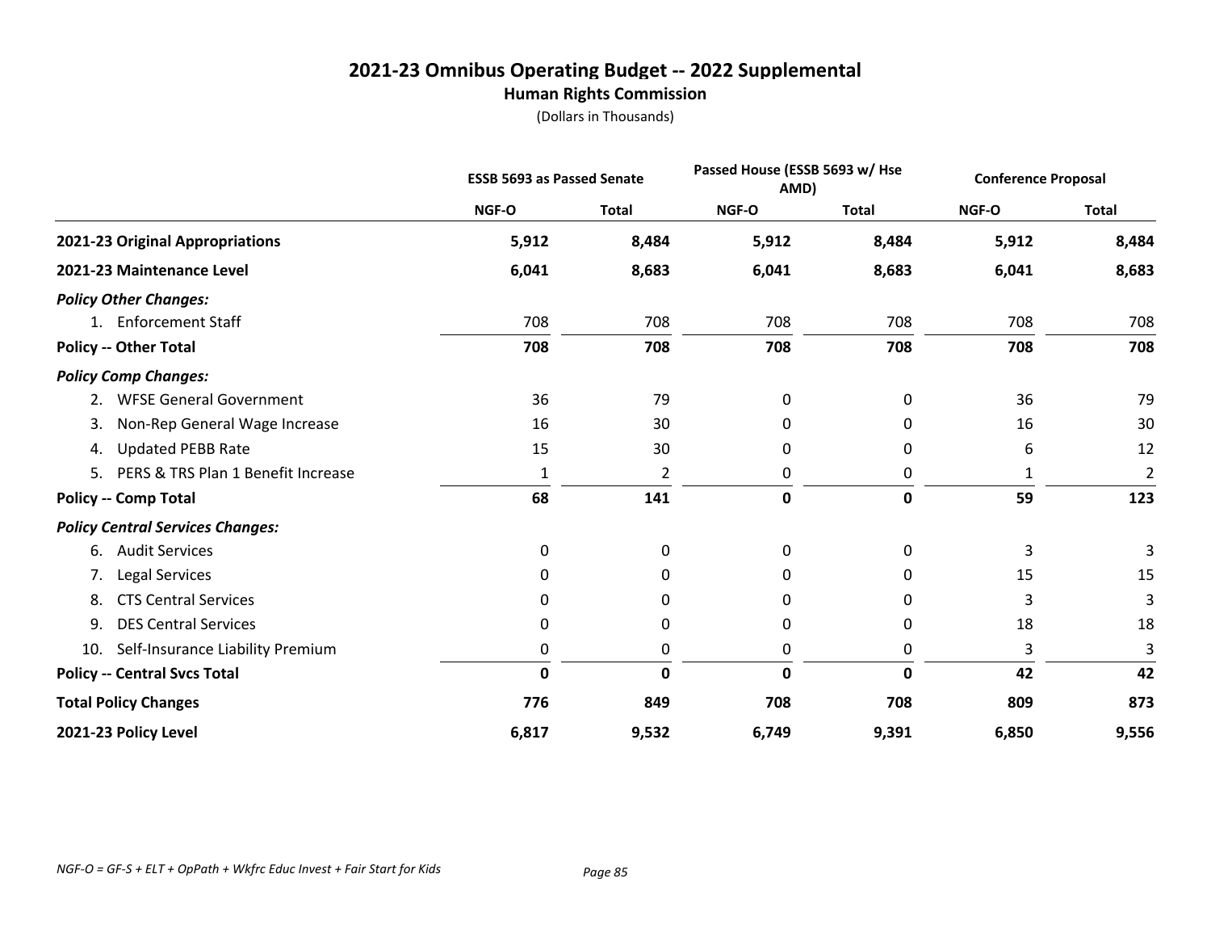# 2021-23 Omnibus Operating Budget -- 2022 Supplemental

## Human Rights Commission

(Dollars in Thousands)

| | ESSB 5693 as Passed Senate | | Passed House (ESSB 5693 w/ Hse AMD) | | Conference Proposal | |
|---|---|---|---|---|---|---|
| | NGF-O | Total | NGF-O | Total | NGF-O | Total |
| **2021-23 Original Appropriations** | **5,912** | **8,484** | **5,912** | **8,484** | **5,912** | **8,484** |
| **2021-23 Maintenance Level** | **6,041** | **8,683** | **6,041** | **8,683** | **6,041** | **8,683** |
| ***Policy Other Changes:*** | | | | | | |
| 1. Enforcement Staff | 708 | 708 | 708 | 708 | 708 | 708 |
| **Policy -- Other Total** | **708** | **708** | **708** | **708** | **708** | **708** |
| ***Policy Comp Changes:*** | | | | | | |
| 2. WFSE General Government | 36 | 79 | 0 | 0 | 36 | 79 |
| 3. Non-Rep General Wage Increase | 16 | 30 | 0 | 0 | 16 | 30 |
| 4. Updated PEBB Rate | 15 | 30 | 0 | 0 | 6 | 12 |
| 5. PERS & TRS Plan 1 Benefit Increase | 1 | 2 | 0 | 0 | 1 | 2 |
| **Policy -- Comp Total** | **68** | **141** | **0** | **0** | **59** | **123** |
| ***Policy Central Services Changes:*** | | | | | | |
| 6. Audit Services | 0 | 0 | 0 | 0 | 3 | 3 |
| 7. Legal Services | 0 | 0 | 0 | 0 | 15 | 15 |
| 8. CTS Central Services | 0 | 0 | 0 | 0 | 3 | 3 |
| 9. DES Central Services | 0 | 0 | 0 | 0 | 18 | 18 |
| 10. Self-Insurance Liability Premium | 0 | 0 | 0 | 0 | 3 | 3 |
| **Policy -- Central Svcs Total** | **0** | **0** | **0** | **0** | **42** | **42** |
| **Total Policy Changes** | **776** | **849** | **708** | **708** | **809** | **873** |
| **2021-23 Policy Level** | **6,817** | **9,532** | **6,749** | **9,391** | **6,850** | **9,556** |

*NGF-O = GF-S + ELT + OpPath + Wkfrc Educ Invest + Fair Start for Kids*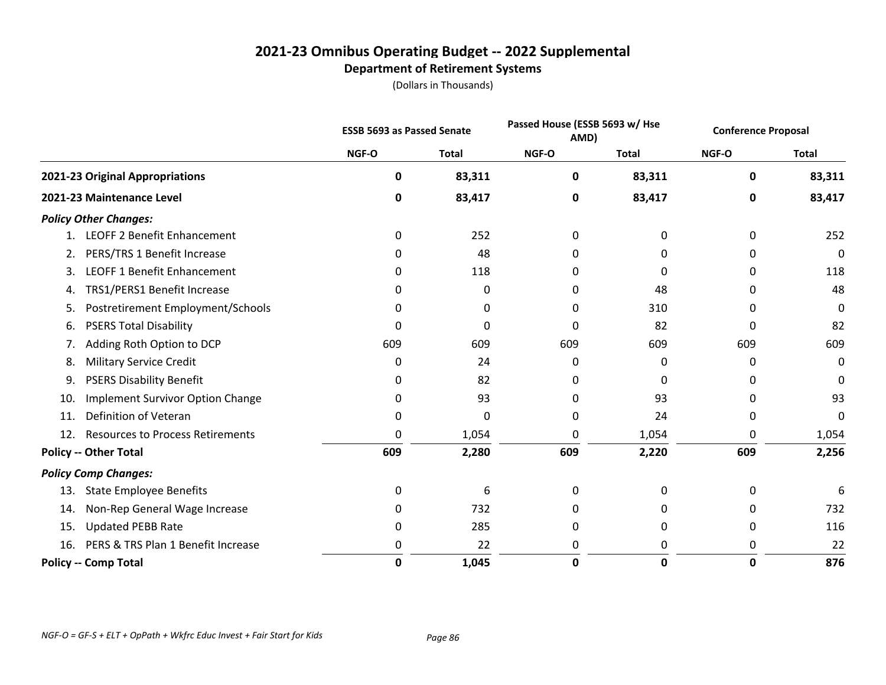# 2021-23 Omnibus Operating Budget -- 2022 Supplemental

## Department of Retirement Systems

(Dollars in Thousands)

| | ESSB 5693 as Passed Senate | | Passed House (ESSB 5693 w/ Hse AMD) | | Conference Proposal | |
|---|---|---|---|---|---|---|
| | NGF-O | Total | NGF-O | Total | NGF-O | Total |
| **2021-23 Original Appropriations** | **0** | **83,311** | **0** | **83,311** | **0** | **83,311** |
| **2021-23 Maintenance Level** | **0** | **83,417** | **0** | **83,417** | **0** | **83,417** |
| ***Policy Other Changes:*** | | | | | | |
| 1. LEOFF 2 Benefit Enhancement | 0 | 252 | 0 | 0 | 0 | 252 |
| 2. PERS/TRS 1 Benefit Increase | 0 | 48 | 0 | 0 | 0 | 0 |
| 3. LEOFF 1 Benefit Enhancement | 0 | 118 | 0 | 0 | 0 | 118 |
| 4. TRS1/PERS1 Benefit Increase | 0 | 0 | 0 | 48 | 0 | 48 |
| 5. Postretirement Employment/Schools | 0 | 0 | 0 | 310 | 0 | 0 |
| 6. PSERS Total Disability | 0 | 0 | 0 | 82 | 0 | 82 |
| 7. Adding Roth Option to DCP | 609 | 609 | 609 | 609 | 609 | 609 |
| 8. Military Service Credit | 0 | 24 | 0 | 0 | 0 | 0 |
| 9. PSERS Disability Benefit | 0 | 82 | 0 | 0 | 0 | 0 |
| 10. Implement Survivor Option Change | 0 | 93 | 0 | 93 | 0 | 93 |
| 11. Definition of Veteran | 0 | 0 | 0 | 24 | 0 | 0 |
| 12. Resources to Process Retirements | 0 | 1,054 | 0 | 1,054 | 0 | 1,054 |
| **Policy -- Other Total** | **609** | **2,280** | **609** | **2,220** | **609** | **2,256** |
| ***Policy Comp Changes:*** | | | | | | |
| 13. State Employee Benefits | 0 | 6 | 0 | 0 | 0 | 6 |
| 14. Non-Rep General Wage Increase | 0 | 732 | 0 | 0 | 0 | 732 |
| 15. Updated PEBB Rate | 0 | 285 | 0 | 0 | 0 | 116 |
| 16. PERS & TRS Plan 1 Benefit Increase | 0 | 22 | 0 | 0 | 0 | 22 |
| **Policy -- Comp Total** | **0** | **1,045** | **0** | **0** | **0** | **876** |

*NGF-O = GF-S + ELT + OpPath + Wkfrc Educ Invest + Fair Start for Kids*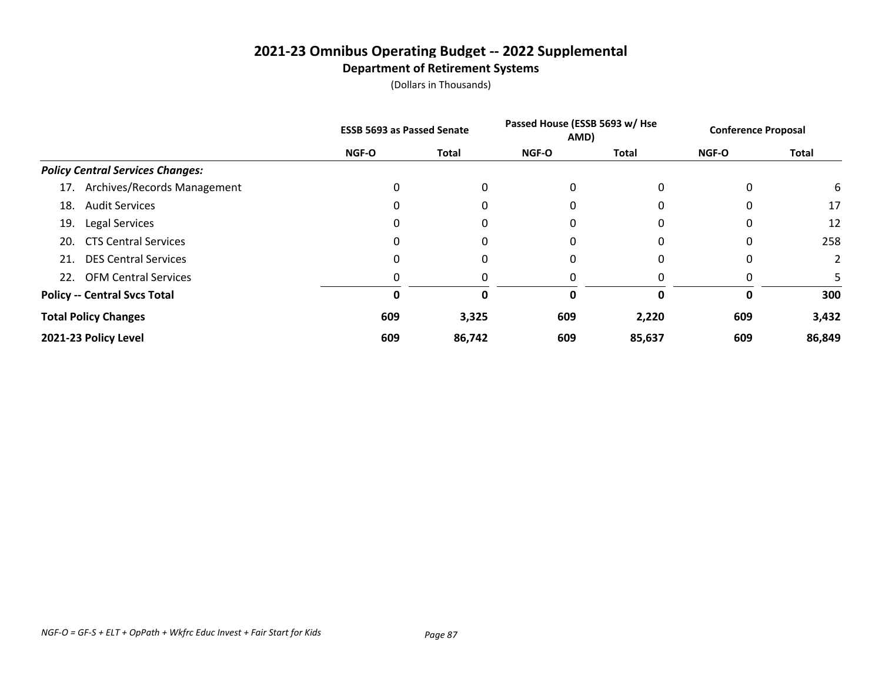# 2021-23 Omnibus Operating Budget -- 2022 Supplemental

## Department of Retirement Systems

(Dollars in Thousands)

| | ESSB 5693 as Passed Senate | | Passed House (ESSB 5693 w/ Hse AMD) | | Conference Proposal | |
|---|---|---|---|---|---|---|
| | NGF-O | Total | NGF-O | Total | NGF-O | Total |
| ***Policy Central Services Changes:*** | | | | | | |
| 17. Archives/Records Management | 0 | 0 | 0 | 0 | 0 | 6 |
| 18. Audit Services | 0 | 0 | 0 | 0 | 0 | 17 |
| 19. Legal Services | 0 | 0 | 0 | 0 | 0 | 12 |
| 20. CTS Central Services | 0 | 0 | 0 | 0 | 0 | 258 |
| 21. DES Central Services | 0 | 0 | 0 | 0 | 0 | 2 |
| 22. OFM Central Services | 0 | 0 | 0 | 0 | 0 | 5 |
| **Policy -- Central Svcs Total** | **0** | **0** | **0** | **0** | **0** | **300** |
| **Total Policy Changes** | **609** | **3,325** | **609** | **2,220** | **609** | **3,432** |
| **2021-23 Policy Level** | **609** | **86,742** | **609** | **85,637** | **609** | **86,849** |

*NGF-O = GF-S + ELT + OpPath + Wkfrc Educ Invest + Fair Start for Kids*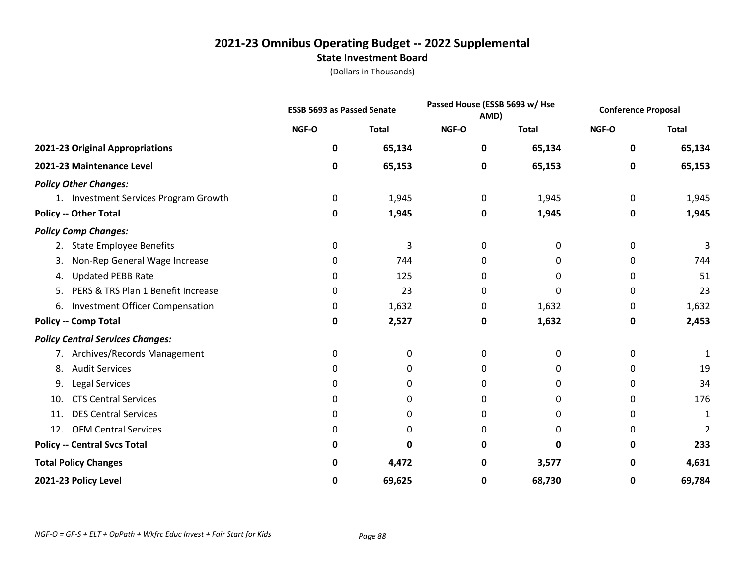# 2021-23 Omnibus Operating Budget -- 2022 Supplemental

## State Investment Board

(Dollars in Thousands)

| | ESSB 5693 as Passed Senate | | Passed House (ESSB 5693 w/ Hse AMD) | | Conference Proposal | |
|---|---|---|---|---|---|---|
| | NGF-O | Total | NGF-O | Total | NGF-O | Total |
| **2021-23 Original Appropriations** | **0** | **65,134** | **0** | **65,134** | **0** | **65,134** |
| **2021-23 Maintenance Level** | **0** | **65,153** | **0** | **65,153** | **0** | **65,153** |
| ***Policy Other Changes:*** | | | | | | |
| 1. Investment Services Program Growth | 0 | 1,945 | 0 | 1,945 | 0 | 1,945 |
| **Policy -- Other Total** | **0** | **1,945** | **0** | **1,945** | **0** | **1,945** |
| ***Policy Comp Changes:*** | | | | | | |
| 2. State Employee Benefits | 0 | 3 | 0 | 0 | 0 | 3 |
| 3. Non-Rep General Wage Increase | 0 | 744 | 0 | 0 | 0 | 744 |
| 4. Updated PEBB Rate | 0 | 125 | 0 | 0 | 0 | 51 |
| 5. PERS & TRS Plan 1 Benefit Increase | 0 | 23 | 0 | 0 | 0 | 23 |
| 6. Investment Officer Compensation | 0 | 1,632 | 0 | 1,632 | 0 | 1,632 |
| **Policy -- Comp Total** | **0** | **2,527** | **0** | **1,632** | **0** | **2,453** |
| ***Policy Central Services Changes:*** | | | | | | |
| 7. Archives/Records Management | 0 | 0 | 0 | 0 | 0 | 1 |
| 8. Audit Services | 0 | 0 | 0 | 0 | 0 | 19 |
| 9. Legal Services | 0 | 0 | 0 | 0 | 0 | 34 |
| 10. CTS Central Services | 0 | 0 | 0 | 0 | 0 | 176 |
| 11. DES Central Services | 0 | 0 | 0 | 0 | 0 | 1 |
| 12. OFM Central Services | 0 | 0 | 0 | 0 | 0 | 2 |
| **Policy -- Central Svcs Total** | **0** | **0** | **0** | **0** | **0** | **233** |
| **Total Policy Changes** | **0** | **4,472** | **0** | **3,577** | **0** | **4,631** |
| **2021-23 Policy Level** | **0** | **69,625** | **0** | **68,730** | **0** | **69,784** |

*NGF-O = GF-S + ELT + OpPath + Wkfrc Educ Invest + Fair Start for Kids*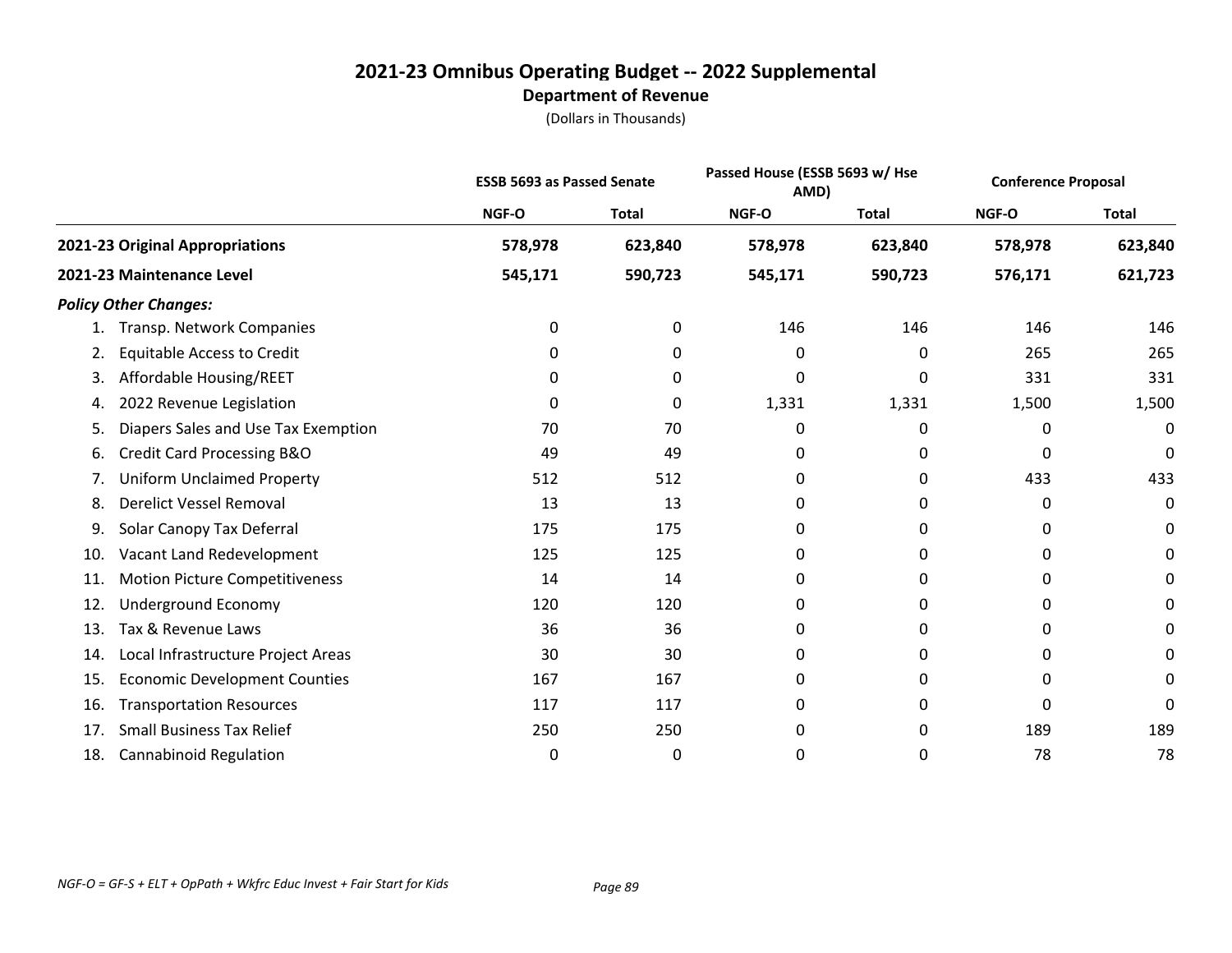# 2021-23 Omnibus Operating Budget -- 2022 Supplemental

## Department of Revenue

(Dollars in Thousands)

| | ESSB 5693 as Passed Senate | | Passed House (ESSB 5693 w/ Hse AMD) | | Conference Proposal | |
|---|---|---|---|---|---|---|
| | NGF-O | Total | NGF-O | Total | NGF-O | Total |
| **2021-23 Original Appropriations** | **578,978** | **623,840** | **578,978** | **623,840** | **578,978** | **623,840** |
| **2021-23 Maintenance Level** | **545,171** | **590,723** | **545,171** | **590,723** | **576,171** | **621,723** |
| ***Policy Other Changes:*** | | | | | | |
| 1. Transp. Network Companies | 0 | 0 | 146 | 146 | 146 | 146 |
| 2. Equitable Access to Credit | 0 | 0 | 0 | 0 | 265 | 265 |
| 3. Affordable Housing/REET | 0 | 0 | 0 | 0 | 331 | 331 |
| 4. 2022 Revenue Legislation | 0 | 0 | 1,331 | 1,331 | 1,500 | 1,500 |
| 5. Diapers Sales and Use Tax Exemption | 70 | 70 | 0 | 0 | 0 | 0 |
| 6. Credit Card Processing B&O | 49 | 49 | 0 | 0 | 0 | 0 |
| 7. Uniform Unclaimed Property | 512 | 512 | 0 | 0 | 433 | 433 |
| 8. Derelict Vessel Removal | 13 | 13 | 0 | 0 | 0 | 0 |
| 9. Solar Canopy Tax Deferral | 175 | 175 | 0 | 0 | 0 | 0 |
| 10. Vacant Land Redevelopment | 125 | 125 | 0 | 0 | 0 | 0 |
| 11. Motion Picture Competitiveness | 14 | 14 | 0 | 0 | 0 | 0 |
| 12. Underground Economy | 120 | 120 | 0 | 0 | 0 | 0 |
| 13. Tax & Revenue Laws | 36 | 36 | 0 | 0 | 0 | 0 |
| 14. Local Infrastructure Project Areas | 30 | 30 | 0 | 0 | 0 | 0 |
| 15. Economic Development Counties | 167 | 167 | 0 | 0 | 0 | 0 |
| 16. Transportation Resources | 117 | 117 | 0 | 0 | 0 | 0 |
| 17. Small Business Tax Relief | 250 | 250 | 0 | 0 | 189 | 189 |
| 18. Cannabinoid Regulation | 0 | 0 | 0 | 0 | 78 | 78 |

*NGF-O = GF-S + ELT + OpPath + Wkfrc Educ Invest + Fair Start for Kids*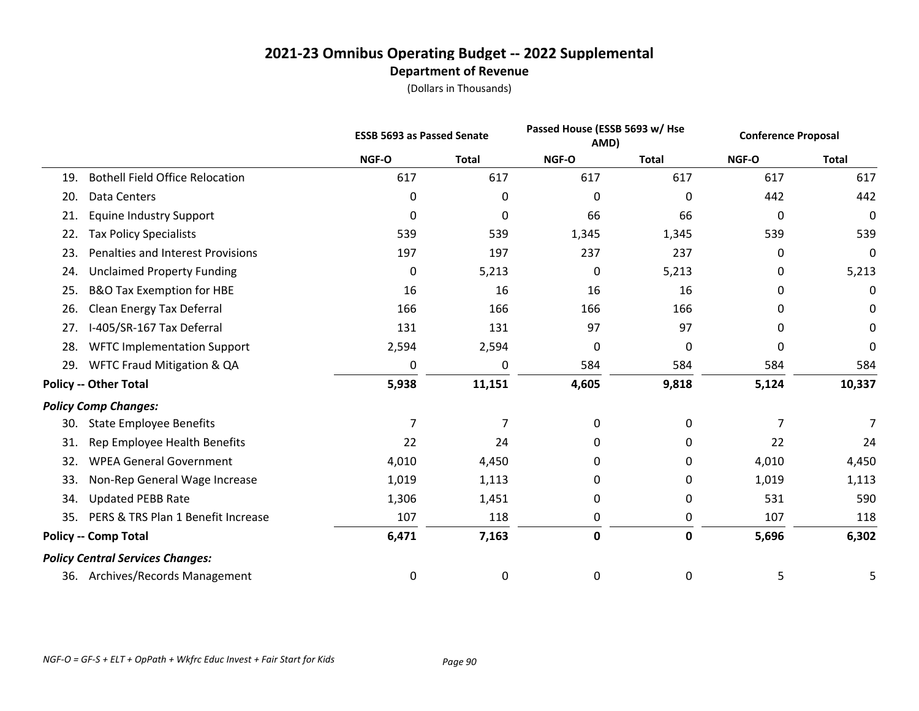# 2021-23 Omnibus Operating Budget -- 2022 Supplemental

## Department of Revenue

(Dollars in Thousands)

| | ESSB 5693 as Passed Senate | | Passed House (ESSB 5693 w/ Hse AMD) | | Conference Proposal | |
|---|---|---|---|---|---|---|
| | NGF-O | Total | NGF-O | Total | NGF-O | Total |
| 19. Bothell Field Office Relocation | 617 | 617 | 617 | 617 | 617 | 617 |
| 20. Data Centers | 0 | 0 | 0 | 0 | 442 | 442 |
| 21. Equine Industry Support | 0 | 0 | 66 | 66 | 0 | 0 |
| 22. Tax Policy Specialists | 539 | 539 | 1,345 | 1,345 | 539 | 539 |
| 23. Penalties and Interest Provisions | 197 | 197 | 237 | 237 | 0 | 0 |
| 24. Unclaimed Property Funding | 0 | 5,213 | 0 | 5,213 | 0 | 5,213 |
| 25. B&O Tax Exemption for HBE | 16 | 16 | 16 | 16 | 0 | 0 |
| 26. Clean Energy Tax Deferral | 166 | 166 | 166 | 166 | 0 | 0 |
| 27. I-405/SR-167 Tax Deferral | 131 | 131 | 97 | 97 | 0 | 0 |
| 28. WFTC Implementation Support | 2,594 | 2,594 | 0 | 0 | 0 | 0 |
| 29. WFTC Fraud Mitigation & QA | 0 | 0 | 584 | 584 | 584 | 584 |
| **Policy -- Other Total** | **5,938** | **11,151** | **4,605** | **9,818** | **5,124** | **10,337** |
| ***Policy Comp Changes:*** | | | | | | |
| 30. State Employee Benefits | 7 | 7 | 0 | 0 | 7 | 7 |
| 31. Rep Employee Health Benefits | 22 | 24 | 0 | 0 | 22 | 24 |
| 32. WPEA General Government | 4,010 | 4,450 | 0 | 0 | 4,010 | 4,450 |
| 33. Non-Rep General Wage Increase | 1,019 | 1,113 | 0 | 0 | 1,019 | 1,113 |
| 34. Updated PEBB Rate | 1,306 | 1,451 | 0 | 0 | 531 | 590 |
| 35. PERS & TRS Plan 1 Benefit Increase | 107 | 118 | 0 | 0 | 107 | 118 |
| **Policy -- Comp Total** | **6,471** | **7,163** | **0** | **0** | **5,696** | **6,302** |
| ***Policy Central Services Changes:*** | | | | | | |
| 36. Archives/Records Management | 0 | 0 | 0 | 0 | 5 | 5 |

*NGF-O = GF-S + ELT + OpPath + Wkfrc Educ Invest + Fair Start for Kids*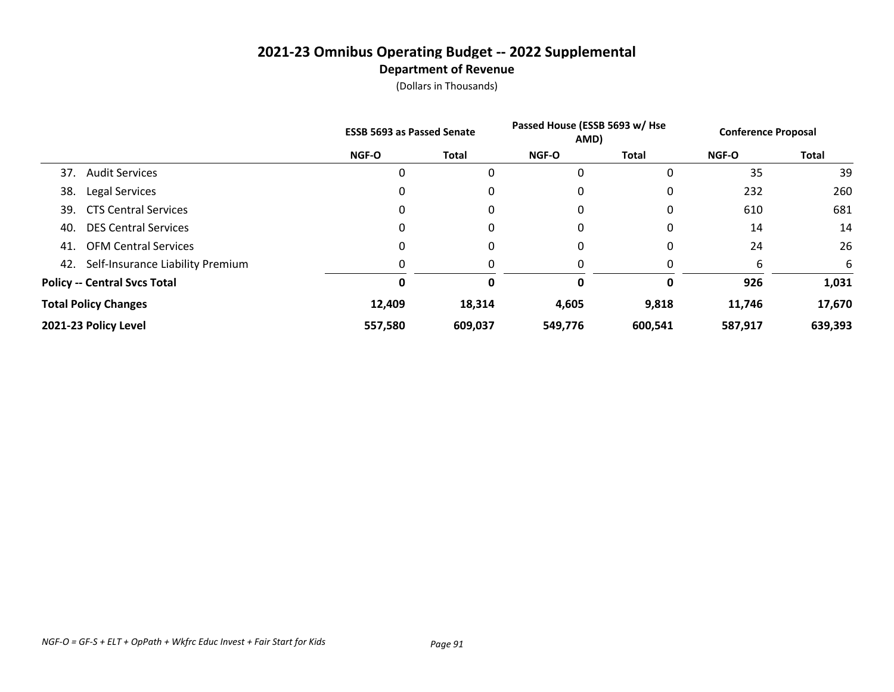# 2021-23 Omnibus Operating Budget -- 2022 Supplemental

## Department of Revenue

(Dollars in Thousands)

| | ESSB 5693 as Passed Senate | | Passed House (ESSB 5693 w/ Hse AMD) | | Conference Proposal | |
|---|---|---|---|---|---|---|
| | NGF-O | Total | NGF-O | Total | NGF-O | Total |
| 37. Audit Services | 0 | 0 | 0 | 0 | 35 | 39 |
| 38. Legal Services | 0 | 0 | 0 | 0 | 232 | 260 |
| 39. CTS Central Services | 0 | 0 | 0 | 0 | 610 | 681 |
| 40. DES Central Services | 0 | 0 | 0 | 0 | 14 | 14 |
| 41. OFM Central Services | 0 | 0 | 0 | 0 | 24 | 26 |
| 42. Self-Insurance Liability Premium | 0 | 0 | 0 | 0 | 6 | 6 |
| **Policy -- Central Svcs Total** | **0** | **0** | **0** | **0** | **926** | **1,031** |
| **Total Policy Changes** | **12,409** | **18,314** | **4,605** | **9,818** | **11,746** | **17,670** |
| **2021-23 Policy Level** | **557,580** | **609,037** | **549,776** | **600,541** | **587,917** | **639,393** |

*NGF-O = GF-S + ELT + OpPath + Wkfrc Educ Invest + Fair Start for Kids*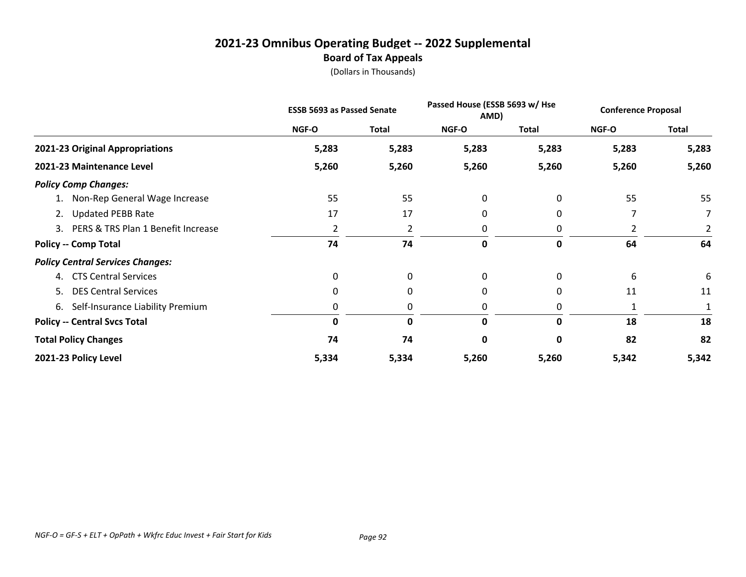# 2021-23 Omnibus Operating Budget -- 2022 Supplemental

## Board of Tax Appeals

(Dollars in Thousands)

| | ESSB 5693 as Passed Senate | | Passed House (ESSB 5693 w/ Hse AMD) | | Conference Proposal | |
|---|---|---|---|---|---|---|
| | NGF-O | Total | NGF-O | Total | NGF-O | Total |
| **2021-23 Original Appropriations** | **5,283** | **5,283** | **5,283** | **5,283** | **5,283** | **5,283** |
| **2021-23 Maintenance Level** | **5,260** | **5,260** | **5,260** | **5,260** | **5,260** | **5,260** |
| ***Policy Comp Changes:*** | | | | | | |
| 1. Non-Rep General Wage Increase | 55 | 55 | 0 | 0 | 55 | 55 |
| 2. Updated PEBB Rate | 17 | 17 | 0 | 0 | 7 | 7 |
| 3. PERS & TRS Plan 1 Benefit Increase | 2 | 2 | 0 | 0 | 2 | 2 |
| **Policy -- Comp Total** | **74** | **74** | **0** | **0** | **64** | **64** |
| ***Policy Central Services Changes:*** | | | | | | |
| 4. CTS Central Services | 0 | 0 | 0 | 0 | 6 | 6 |
| 5. DES Central Services | 0 | 0 | 0 | 0 | 11 | 11 |
| 6. Self-Insurance Liability Premium | 0 | 0 | 0 | 0 | 1 | 1 |
| **Policy -- Central Svcs Total** | **0** | **0** | **0** | **0** | **18** | **18** |
| **Total Policy Changes** | **74** | **74** | **0** | **0** | **82** | **82** |
| **2021-23 Policy Level** | **5,334** | **5,334** | **5,260** | **5,260** | **5,342** | **5,342** |

*NGF-O = GF-S + ELT + OpPath + Wkfrc Educ Invest + Fair Start for Kids*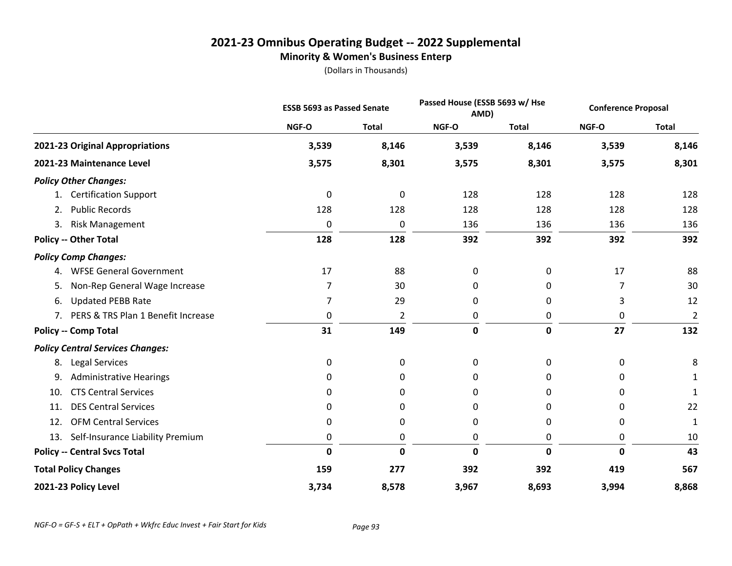# 2021-23 Omnibus Operating Budget -- 2022 Supplemental

## Minority & Women's Business Enterp

(Dollars in Thousands)

| | ESSB 5693 as Passed Senate | | Passed House (ESSB 5693 w/ Hse AMD) | | Conference Proposal | |
|---|---|---|---|---|---|---|
| | NGF-O | Total | NGF-O | Total | NGF-O | Total |
| **2021-23 Original Appropriations** | **3,539** | **8,146** | **3,539** | **8,146** | **3,539** | **8,146** |
| **2021-23 Maintenance Level** | **3,575** | **8,301** | **3,575** | **8,301** | **3,575** | **8,301** |
| ***Policy Other Changes:*** | | | | | | |
| 1. Certification Support | 0 | 0 | 128 | 128 | 128 | 128 |
| 2. Public Records | 128 | 128 | 128 | 128 | 128 | 128 |
| 3. Risk Management | 0 | 0 | 136 | 136 | 136 | 136 |
| **Policy -- Other Total** | **128** | **128** | **392** | **392** | **392** | **392** |
| ***Policy Comp Changes:*** | | | | | | |
| 4. WFSE General Government | 17 | 88 | 0 | 0 | 17 | 88 |
| 5. Non-Rep General Wage Increase | 7 | 30 | 0 | 0 | 7 | 30 |
| 6. Updated PEBB Rate | 7 | 29 | 0 | 0 | 3 | 12 |
| 7. PERS & TRS Plan 1 Benefit Increase | 0 | 2 | 0 | 0 | 0 | 2 |
| **Policy -- Comp Total** | **31** | **149** | **0** | **0** | **27** | **132** |
| ***Policy Central Services Changes:*** | | | | | | |
| 8. Legal Services | 0 | 0 | 0 | 0 | 0 | 8 |
| 9. Administrative Hearings | 0 | 0 | 0 | 0 | 0 | 1 |
| 10. CTS Central Services | 0 | 0 | 0 | 0 | 0 | 1 |
| 11. DES Central Services | 0 | 0 | 0 | 0 | 0 | 22 |
| 12. OFM Central Services | 0 | 0 | 0 | 0 | 0 | 1 |
| 13. Self-Insurance Liability Premium | 0 | 0 | 0 | 0 | 0 | 10 |
| **Policy -- Central Svcs Total** | **0** | **0** | **0** | **0** | **0** | **43** |
| **Total Policy Changes** | **159** | **277** | **392** | **392** | **419** | **567** |
| **2021-23 Policy Level** | **3,734** | **8,578** | **3,967** | **8,693** | **3,994** | **8,868** |

*NGF-O = GF-S + ELT + OpPath + Wkfrc Educ Invest + Fair Start for Kids*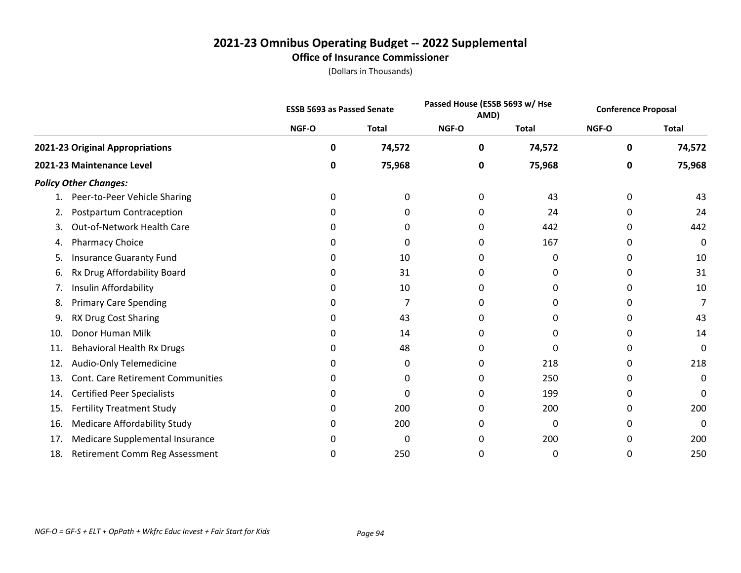# 2021-23 Omnibus Operating Budget -- 2022 Supplemental

## Office of Insurance Commissioner

(Dollars in Thousands)

| | ESSB 5693 as Passed Senate | | Passed House (ESSB 5693 w/ Hse AMD) | | Conference Proposal | |
|---|---|---|---|---|---|---|
| | NGF-O | Total | NGF-O | Total | NGF-O | Total |
| **2021-23 Original Appropriations** | **0** | **74,572** | **0** | **74,572** | **0** | **74,572** |
| **2021-23 Maintenance Level** | **0** | **75,968** | **0** | **75,968** | **0** | **75,968** |
| ***Policy Other Changes:*** | | | | | | |
| 1. Peer-to-Peer Vehicle Sharing | 0 | 0 | 0 | 43 | 0 | 43 |
| 2. Postpartum Contraception | 0 | 0 | 0 | 24 | 0 | 24 |
| 3. Out-of-Network Health Care | 0 | 0 | 0 | 442 | 0 | 442 |
| 4. Pharmacy Choice | 0 | 0 | 0 | 167 | 0 | 0 |
| 5. Insurance Guaranty Fund | 0 | 10 | 0 | 0 | 0 | 10 |
| 6. Rx Drug Affordability Board | 0 | 31 | 0 | 0 | 0 | 31 |
| 7. Insulin Affordability | 0 | 10 | 0 | 0 | 0 | 10 |
| 8. Primary Care Spending | 0 | 7 | 0 | 0 | 0 | 7 |
| 9. RX Drug Cost Sharing | 0 | 43 | 0 | 0 | 0 | 43 |
| 10. Donor Human Milk | 0 | 14 | 0 | 0 | 0 | 14 |
| 11. Behavioral Health Rx Drugs | 0 | 48 | 0 | 0 | 0 | 0 |
| 12. Audio-Only Telemedicine | 0 | 0 | 0 | 218 | 0 | 218 |
| 13. Cont. Care Retirement Communities | 0 | 0 | 0 | 250 | 0 | 0 |
| 14. Certified Peer Specialists | 0 | 0 | 0 | 199 | 0 | 0 |
| 15. Fertility Treatment Study | 0 | 200 | 0 | 200 | 0 | 200 |
| 16. Medicare Affordability Study | 0 | 200 | 0 | 0 | 0 | 0 |
| 17. Medicare Supplemental Insurance | 0 | 0 | 0 | 200 | 0 | 200 |
| 18. Retirement Comm Reg Assessment | 0 | 250 | 0 | 0 | 0 | 250 |

*NGF-O = GF-S + ELT + OpPath + Wkfrc Educ Invest + Fair Start for Kids*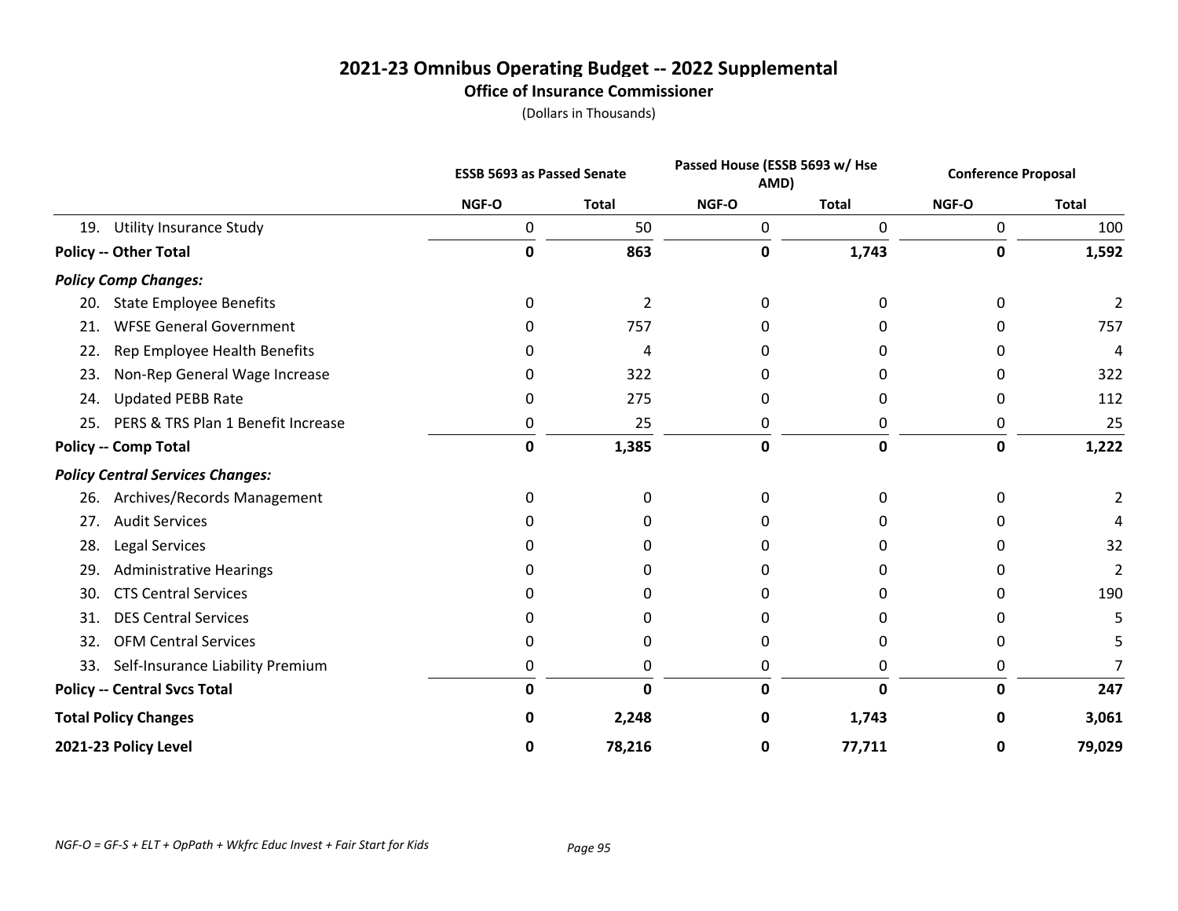# 2021-23 Omnibus Operating Budget -- 2022 Supplemental

## Office of Insurance Commissioner

(Dollars in Thousands)

| | ESSB 5693 as Passed Senate | | Passed House (ESSB 5693 w/ Hse AMD) | | Conference Proposal | |
|---|---|---|---|---|---|---|
| | NGF-O | Total | NGF-O | Total | NGF-O | Total |
| 19. Utility Insurance Study | 0 | 50 | 0 | 0 | 0 | 100 |
| **Policy -- Other Total** | **0** | **863** | **0** | **1,743** | **0** | **1,592** |
| ***Policy Comp Changes:*** | | | | | | |
| 20. State Employee Benefits | 0 | 2 | 0 | 0 | 0 | 2 |
| 21. WFSE General Government | 0 | 757 | 0 | 0 | 0 | 757 |
| 22. Rep Employee Health Benefits | 0 | 4 | 0 | 0 | 0 | 4 |
| 23. Non-Rep General Wage Increase | 0 | 322 | 0 | 0 | 0 | 322 |
| 24. Updated PEBB Rate | 0 | 275 | 0 | 0 | 0 | 112 |
| 25. PERS & TRS Plan 1 Benefit Increase | 0 | 25 | 0 | 0 | 0 | 25 |
| **Policy -- Comp Total** | **0** | **1,385** | **0** | **0** | **0** | **1,222** |
| ***Policy Central Services Changes:*** | | | | | | |
| 26. Archives/Records Management | 0 | 0 | 0 | 0 | 0 | 2 |
| 27. Audit Services | 0 | 0 | 0 | 0 | 0 | 4 |
| 28. Legal Services | 0 | 0 | 0 | 0 | 0 | 32 |
| 29. Administrative Hearings | 0 | 0 | 0 | 0 | 0 | 2 |
| 30. CTS Central Services | 0 | 0 | 0 | 0 | 0 | 190 |
| 31. DES Central Services | 0 | 0 | 0 | 0 | 0 | 5 |
| 32. OFM Central Services | 0 | 0 | 0 | 0 | 0 | 5 |
| 33. Self-Insurance Liability Premium | 0 | 0 | 0 | 0 | 0 | 7 |
| **Policy -- Central Svcs Total** | **0** | **0** | **0** | **0** | **0** | **247** |
| **Total Policy Changes** | **0** | **2,248** | **0** | **1,743** | **0** | **3,061** |
| **2021-23 Policy Level** | **0** | **78,216** | **0** | **77,711** | **0** | **79,029** |

*NGF-O = GF-S + ELT + OpPath + Wkfrc Educ Invest + Fair Start for Kids*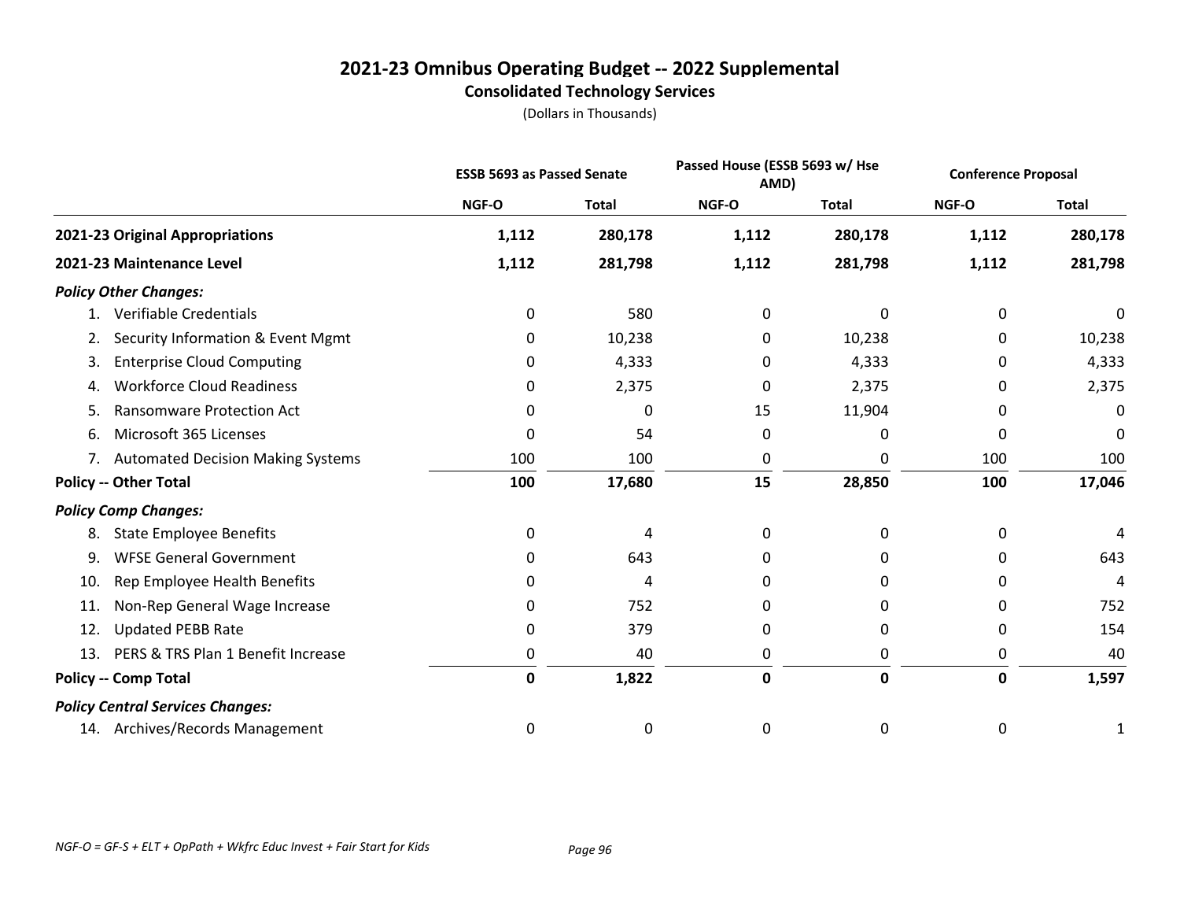# 2021-23 Omnibus Operating Budget -- 2022 Supplemental

## Consolidated Technology Services

(Dollars in Thousands)

| | ESSB 5693 as Passed Senate | | Passed House (ESSB 5693 w/ Hse AMD) | | Conference Proposal | |
|---|---|---|---|---|---|---|
| | NGF-O | Total | NGF-O | Total | NGF-O | Total |
| **2021-23 Original Appropriations** | **1,112** | **280,178** | **1,112** | **280,178** | **1,112** | **280,178** |
| **2021-23 Maintenance Level** | **1,112** | **281,798** | **1,112** | **281,798** | **1,112** | **281,798** |
| ***Policy Other Changes:*** | | | | | | |
| 1. Verifiable Credentials | 0 | 580 | 0 | 0 | 0 | 0 |
| 2. Security Information & Event Mgmt | 0 | 10,238 | 0 | 10,238 | 0 | 10,238 |
| 3. Enterprise Cloud Computing | 0 | 4,333 | 0 | 4,333 | 0 | 4,333 |
| 4. Workforce Cloud Readiness | 0 | 2,375 | 0 | 2,375 | 0 | 2,375 |
| 5. Ransomware Protection Act | 0 | 0 | 15 | 11,904 | 0 | 0 |
| 6. Microsoft 365 Licenses | 0 | 54 | 0 | 0 | 0 | 0 |
| 7. Automated Decision Making Systems | 100 | 100 | 0 | 0 | 100 | 100 |
| **Policy -- Other Total** | **100** | **17,680** | **15** | **28,850** | **100** | **17,046** |
| ***Policy Comp Changes:*** | | | | | | |
| 8. State Employee Benefits | 0 | 4 | 0 | 0 | 0 | 4 |
| 9. WFSE General Government | 0 | 643 | 0 | 0 | 0 | 643 |
| 10. Rep Employee Health Benefits | 0 | 4 | 0 | 0 | 0 | 4 |
| 11. Non-Rep General Wage Increase | 0 | 752 | 0 | 0 | 0 | 752 |
| 12. Updated PEBB Rate | 0 | 379 | 0 | 0 | 0 | 154 |
| 13. PERS & TRS Plan 1 Benefit Increase | 0 | 40 | 0 | 0 | 0 | 40 |
| **Policy -- Comp Total** | **0** | **1,822** | **0** | **0** | **0** | **1,597** |
| ***Policy Central Services Changes:*** | | | | | | |
| 14. Archives/Records Management | 0 | 0 | 0 | 0 | 0 | 1 |

*NGF-O = GF-S + ELT + OpPath + Wkfrc Educ Invest + Fair Start for Kids*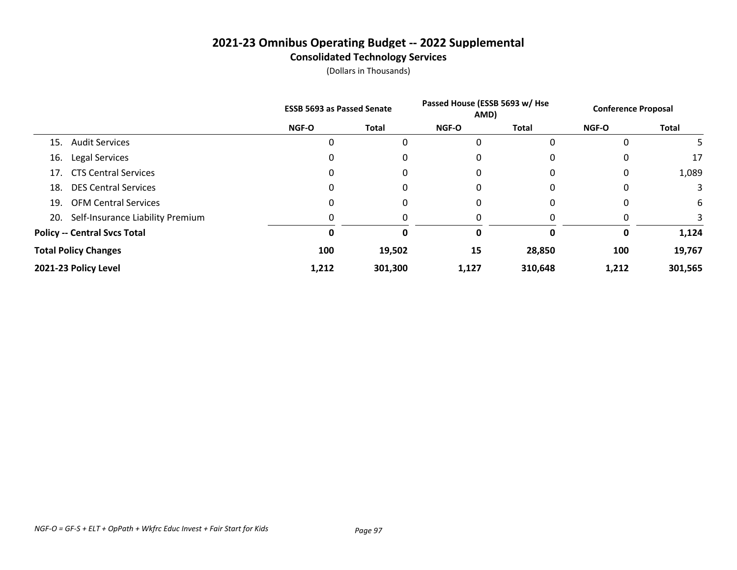# 2021-23 Omnibus Operating Budget -- 2022 Supplemental

## Consolidated Technology Services

(Dollars in Thousands)

| | ESSB 5693 as Passed Senate | | Passed House (ESSB 5693 w/ Hse AMD) | | Conference Proposal | |
|---|---|---|---|---|---|---|
| | NGF-O | Total | NGF-O | Total | NGF-O | Total |
| 15. Audit Services | 0 | 0 | 0 | 0 | 0 | 5 |
| 16. Legal Services | 0 | 0 | 0 | 0 | 0 | 17 |
| 17. CTS Central Services | 0 | 0 | 0 | 0 | 0 | 1,089 |
| 18. DES Central Services | 0 | 0 | 0 | 0 | 0 | 3 |
| 19. OFM Central Services | 0 | 0 | 0 | 0 | 0 | 6 |
| 20. Self-Insurance Liability Premium | 0 | 0 | 0 | 0 | 0 | 3 |
| **Policy -- Central Svcs Total** | **0** | **0** | **0** | **0** | **0** | **1,124** |
| **Total Policy Changes** | **100** | **19,502** | **15** | **28,850** | **100** | **19,767** |
| **2021-23 Policy Level** | **1,212** | **301,300** | **1,127** | **310,648** | **1,212** | **301,565** |

*NGF-O = GF-S + ELT + OpPath + Wkfrc Educ Invest + Fair Start for Kids*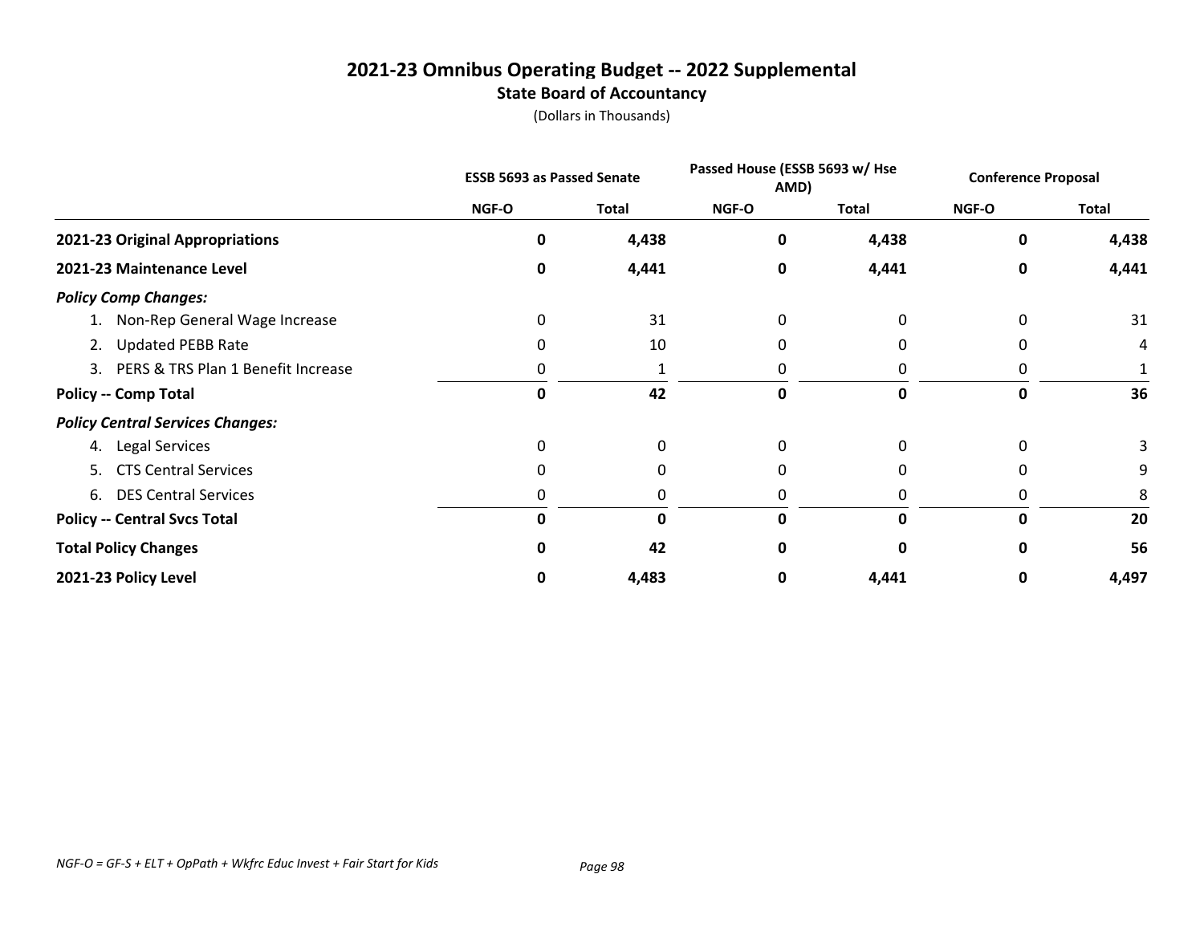# 2021-23 Omnibus Operating Budget -- 2022 Supplemental
## State Board of Accountancy
(Dollars in Thousands)

| | ESSB 5693 as Passed Senate | | Passed House (ESSB 5693 w/ Hse AMD) | | Conference Proposal | |
|---|---|---|---|---|---|---|
| | NGF-O | Total | NGF-O | Total | NGF-O | Total |
| **2021-23 Original Appropriations** | **0** | **4,438** | **0** | **4,438** | **0** | **4,438** |
| **2021-23 Maintenance Level** | **0** | **4,441** | **0** | **4,441** | **0** | **4,441** |
| ***Policy Comp Changes:*** | | | | | | |
| 1. Non-Rep General Wage Increase | 0 | 31 | 0 | 0 | 0 | 31 |
| 2. Updated PEBB Rate | 0 | 10 | 0 | 0 | 0 | 4 |
| 3. PERS & TRS Plan 1 Benefit Increase | 0 | 1 | 0 | 0 | 0 | 1 |
| **Policy -- Comp Total** | **0** | **42** | **0** | **0** | **0** | **36** |
| ***Policy Central Services Changes:*** | | | | | | |
| 4. Legal Services | 0 | 0 | 0 | 0 | 0 | 3 |
| 5. CTS Central Services | 0 | 0 | 0 | 0 | 0 | 9 |
| 6. DES Central Services | 0 | 0 | 0 | 0 | 0 | 8 |
| **Policy -- Central Svcs Total** | **0** | **0** | **0** | **0** | **0** | **20** |
| **Total Policy Changes** | **0** | **42** | **0** | **0** | **0** | **56** |
| **2021-23 Policy Level** | **0** | **4,483** | **0** | **4,441** | **0** | **4,497** |

*NGF-O = GF-S + ELT + OpPath + Wkfrc Educ Invest + Fair Start for Kids*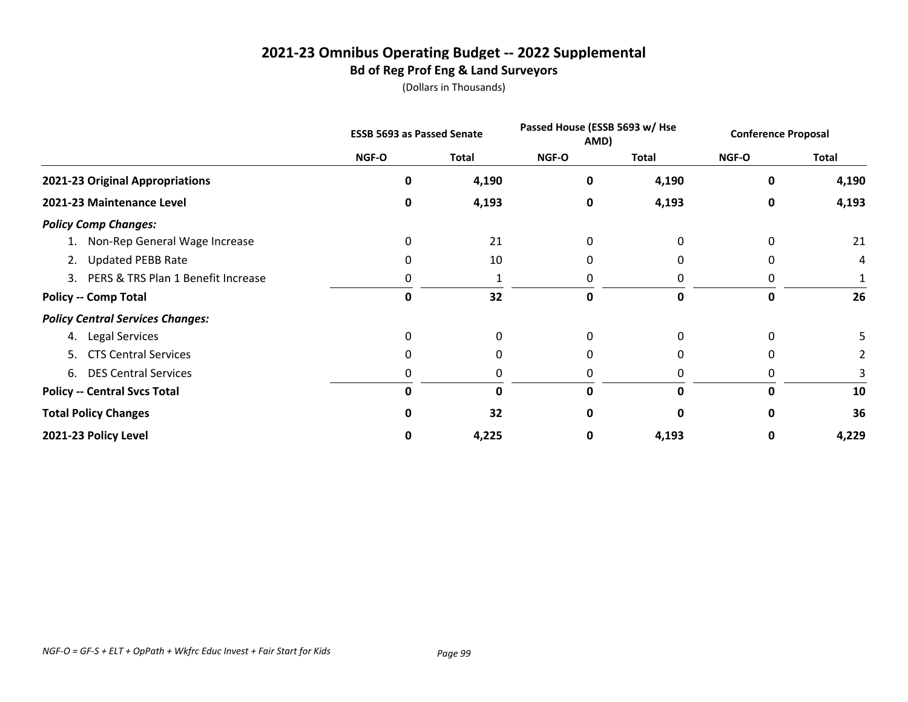# 2021-23 Omnibus Operating Budget -- 2022 Supplemental

## Bd of Reg Prof Eng & Land Surveyors

(Dollars in Thousands)

| | ESSB 5693 as Passed Senate | | Passed House (ESSB 5693 w/ Hse AMD) | | Conference Proposal | |
|---|---|---|---|---|---|---|
| | NGF-O | Total | NGF-O | Total | NGF-O | Total |
| **2021-23 Original Appropriations** | **0** | **4,190** | **0** | **4,190** | **0** | **4,190** |
| **2021-23 Maintenance Level** | **0** | **4,193** | **0** | **4,193** | **0** | **4,193** |
| ***Policy Comp Changes:*** | | | | | | |
| 1. Non-Rep General Wage Increase | 0 | 21 | 0 | 0 | 0 | 21 |
| 2. Updated PEBB Rate | 0 | 10 | 0 | 0 | 0 | 4 |
| 3. PERS & TRS Plan 1 Benefit Increase | 0 | 1 | 0 | 0 | 0 | 1 |
| **Policy -- Comp Total** | **0** | **32** | **0** | **0** | **0** | **26** |
| ***Policy Central Services Changes:*** | | | | | | |
| 4. Legal Services | 0 | 0 | 0 | 0 | 0 | 5 |
| 5. CTS Central Services | 0 | 0 | 0 | 0 | 0 | 2 |
| 6. DES Central Services | 0 | 0 | 0 | 0 | 0 | 3 |
| **Policy -- Central Svcs Total** | **0** | **0** | **0** | **0** | **0** | **10** |
| **Total Policy Changes** | **0** | **32** | **0** | **0** | **0** | **36** |
| **2021-23 Policy Level** | **0** | **4,225** | **0** | **4,193** | **0** | **4,229** |

*NGF-O = GF-S + ELT + OpPath + Wkfrc Educ Invest + Fair Start for Kids*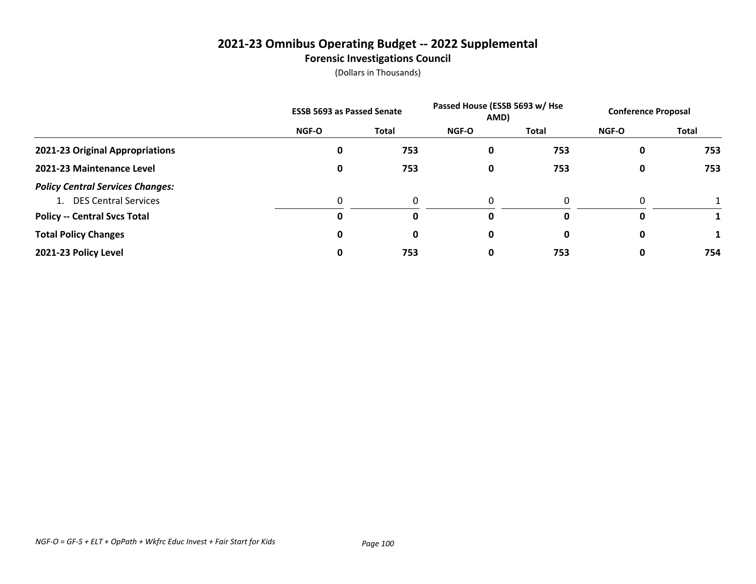# 2021-23 Omnibus Operating Budget -- 2022 Supplemental

## Forensic Investigations Council

(Dollars in Thousands)

| | ESSB 5693 as Passed Senate | | Passed House (ESSB 5693 w/ Hse AMD) | | Conference Proposal | |
|---|---|---|---|---|---|---|
| | NGF-O | Total | NGF-O | Total | NGF-O | Total |
| **2021-23 Original Appropriations** | **0** | **753** | **0** | **753** | **0** | **753** |
| **2021-23 Maintenance Level** | **0** | **753** | **0** | **753** | **0** | **753** |
| ***Policy Central Services Changes:*** | | | | | | |
| 1. DES Central Services | 0 | 0 | 0 | 0 | 0 | 1 |
| **Policy -- Central Svcs Total** | **0** | **0** | **0** | **0** | **0** | **1** |
| **Total Policy Changes** | **0** | **0** | **0** | **0** | **0** | **1** |
| **2021-23 Policy Level** | **0** | **753** | **0** | **753** | **0** | **754** |

*NGF-O = GF-S + ELT + OpPath + Wkfrc Educ Invest + Fair Start for Kids*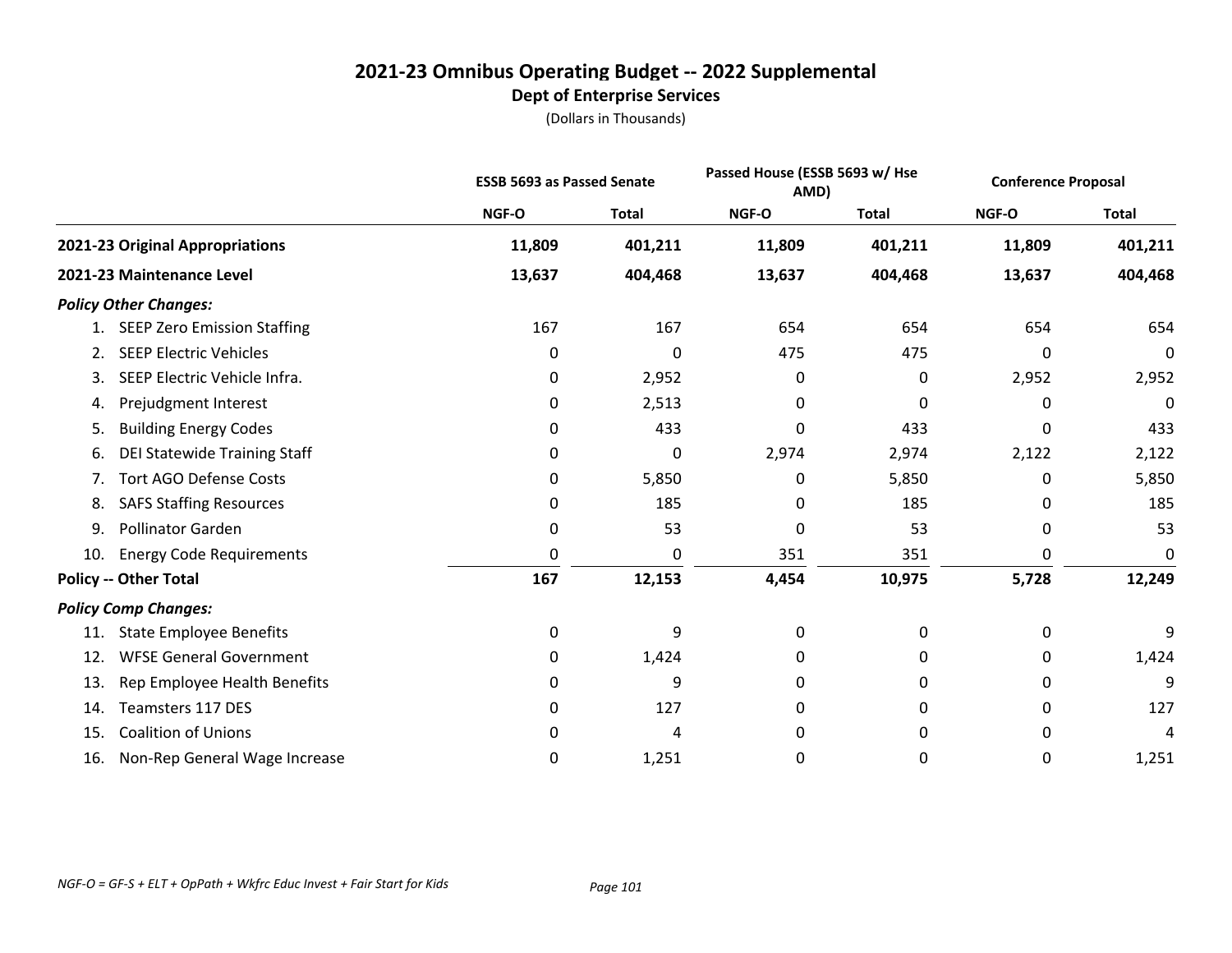# 2021-23 Omnibus Operating Budget -- 2022 Supplemental

## Dept of Enterprise Services

(Dollars in Thousands)

| | ESSB 5693 as Passed Senate | | Passed House (ESSB 5693 w/ Hse AMD) | | Conference Proposal | |
|---|---|---|---|---|---|---|
| | NGF-O | Total | NGF-O | Total | NGF-O | Total |
| **2021-23 Original Appropriations** | **11,809** | **401,211** | **11,809** | **401,211** | **11,809** | **401,211** |
| **2021-23 Maintenance Level** | **13,637** | **404,468** | **13,637** | **404,468** | **13,637** | **404,468** |
| ***Policy Other Changes:*** | | | | | | |
| 1. SEEP Zero Emission Staffing | 167 | 167 | 654 | 654 | 654 | 654 |
| 2. SEEP Electric Vehicles | 0 | 0 | 475 | 475 | 0 | 0 |
| 3. SEEP Electric Vehicle Infra. | 0 | 2,952 | 0 | 0 | 2,952 | 2,952 |
| 4. Prejudgment Interest | 0 | 2,513 | 0 | 0 | 0 | 0 |
| 5. Building Energy Codes | 0 | 433 | 0 | 433 | 0 | 433 |
| 6. DEI Statewide Training Staff | 0 | 0 | 2,974 | 2,974 | 2,122 | 2,122 |
| 7. Tort AGO Defense Costs | 0 | 5,850 | 0 | 5,850 | 0 | 5,850 |
| 8. SAFS Staffing Resources | 0 | 185 | 0 | 185 | 0 | 185 |
| 9. Pollinator Garden | 0 | 53 | 0 | 53 | 0 | 53 |
| 10. Energy Code Requirements | 0 | 0 | 351 | 351 | 0 | 0 |
| **Policy -- Other Total** | **167** | **12,153** | **4,454** | **10,975** | **5,728** | **12,249** |
| ***Policy Comp Changes:*** | | | | | | |
| 11. State Employee Benefits | 0 | 9 | 0 | 0 | 0 | 9 |
| 12. WFSE General Government | 0 | 1,424 | 0 | 0 | 0 | 1,424 |
| 13. Rep Employee Health Benefits | 0 | 9 | 0 | 0 | 0 | 9 |
| 14. Teamsters 117 DES | 0 | 127 | 0 | 0 | 0 | 127 |
| 15. Coalition of Unions | 0 | 4 | 0 | 0 | 0 | 4 |
| 16. Non-Rep General Wage Increase | 0 | 1,251 | 0 | 0 | 0 | 1,251 |

*NGF-O = GF-S + ELT + OpPath + Wkfrc Educ Invest + Fair Start for Kids*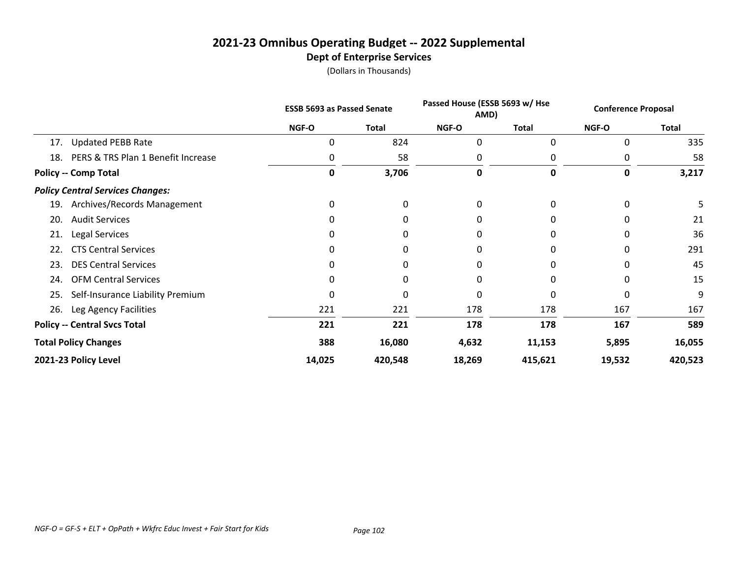# 2021-23 Omnibus Operating Budget -- 2022 Supplemental

## Dept of Enterprise Services

(Dollars in Thousands)

| | ESSB 5693 as Passed Senate | | Passed House (ESSB 5693 w/ Hse AMD) | | Conference Proposal | |
|---|---|---|---|---|---|---|
| | NGF-O | Total | NGF-O | Total | NGF-O | Total |
| 17. Updated PEBB Rate | 0 | 824 | 0 | 0 | 0 | 335 |
| 18. PERS & TRS Plan 1 Benefit Increase | 0 | 58 | 0 | 0 | 0 | 58 |
| **Policy -- Comp Total** | **0** | **3,706** | **0** | **0** | **0** | **3,217** |
| ***Policy Central Services Changes:*** | | | | | | |
| 19. Archives/Records Management | 0 | 0 | 0 | 0 | 0 | 5 |
| 20. Audit Services | 0 | 0 | 0 | 0 | 0 | 21 |
| 21. Legal Services | 0 | 0 | 0 | 0 | 0 | 36 |
| 22. CTS Central Services | 0 | 0 | 0 | 0 | 0 | 291 |
| 23. DES Central Services | 0 | 0 | 0 | 0 | 0 | 45 |
| 24. OFM Central Services | 0 | 0 | 0 | 0 | 0 | 15 |
| 25. Self-Insurance Liability Premium | 0 | 0 | 0 | 0 | 0 | 9 |
| 26. Leg Agency Facilities | 221 | 221 | 178 | 178 | 167 | 167 |
| **Policy -- Central Svcs Total** | **221** | **221** | **178** | **178** | **167** | **589** |
| **Total Policy Changes** | **388** | **16,080** | **4,632** | **11,153** | **5,895** | **16,055** |
| **2021-23 Policy Level** | **14,025** | **420,548** | **18,269** | **415,621** | **19,532** | **420,523** |

*NGF-O = GF-S + ELT + OpPath + Wkfrc Educ Invest + Fair Start for Kids*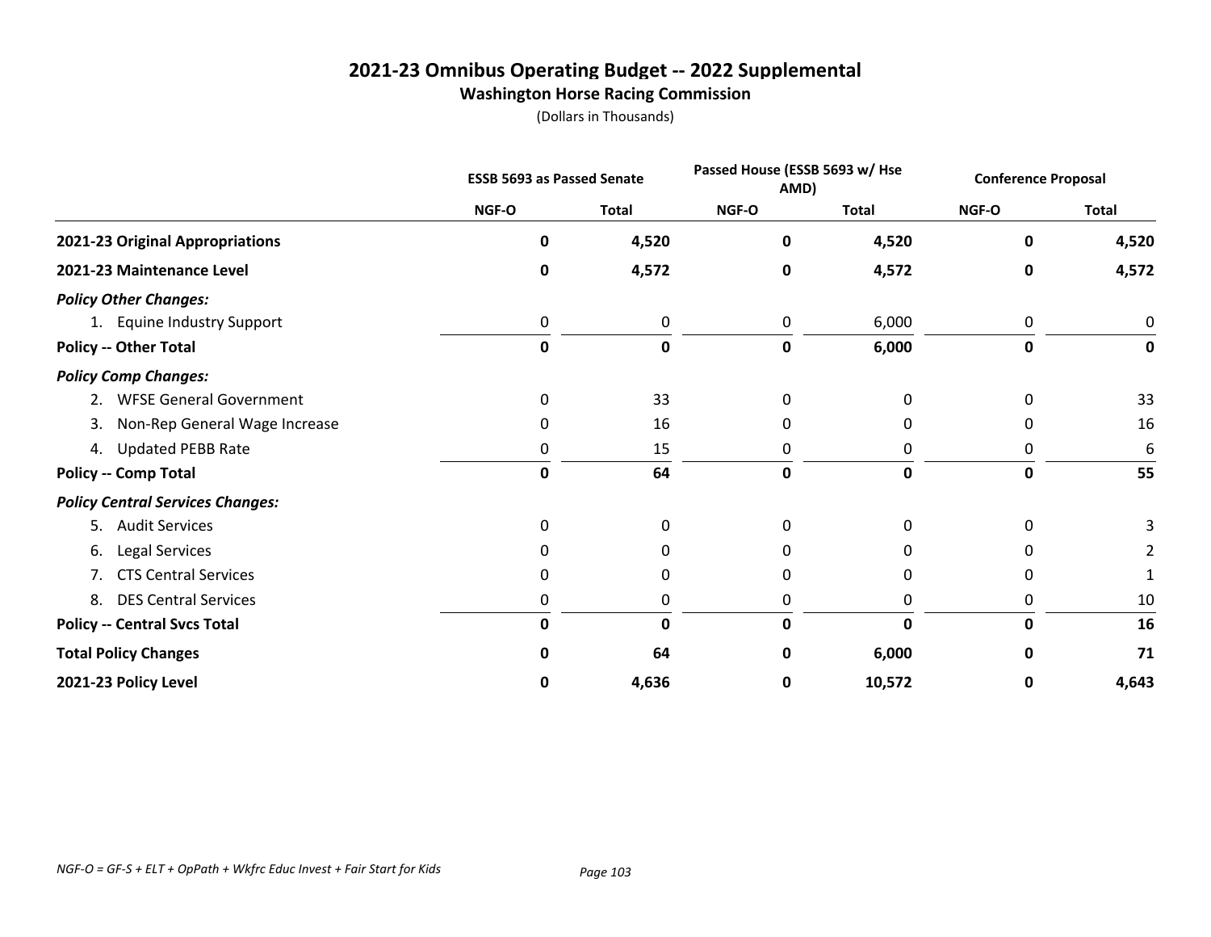# 2021-23 Omnibus Operating Budget -- 2022 Supplemental
## Washington Horse Racing Commission
(Dollars in Thousands)

| | ESSB 5693 as Passed Senate | | Passed House (ESSB 5693 w/ Hse AMD) | | Conference Proposal | |
|---|---|---|---|---|---|---|
| | NGF-O | Total | NGF-O | Total | NGF-O | Total |
| **2021-23 Original Appropriations** | **0** | **4,520** | **0** | **4,520** | **0** | **4,520** |
| **2021-23 Maintenance Level** | **0** | **4,572** | **0** | **4,572** | **0** | **4,572** |
| ***Policy Other Changes:*** | | | | | | |
| 1. Equine Industry Support | 0 | 0 | 0 | 6,000 | 0 | 0 |
| **Policy -- Other Total** | **0** | **0** | **0** | **6,000** | **0** | **0** |
| ***Policy Comp Changes:*** | | | | | | |
| 2. WFSE General Government | 0 | 33 | 0 | 0 | 0 | 33 |
| 3. Non-Rep General Wage Increase | 0 | 16 | 0 | 0 | 0 | 16 |
| 4. Updated PEBB Rate | 0 | 15 | 0 | 0 | 0 | 6 |
| **Policy -- Comp Total** | **0** | **64** | **0** | **0** | **0** | **55** |
| ***Policy Central Services Changes:*** | | | | | | |
| 5. Audit Services | 0 | 0 | 0 | 0 | 0 | 3 |
| 6. Legal Services | 0 | 0 | 0 | 0 | 0 | 2 |
| 7. CTS Central Services | 0 | 0 | 0 | 0 | 0 | 1 |
| 8. DES Central Services | 0 | 0 | 0 | 0 | 0 | 10 |
| **Policy -- Central Svcs Total** | **0** | **0** | **0** | **0** | **0** | **16** |
| **Total Policy Changes** | **0** | **64** | **0** | **6,000** | **0** | **71** |
| **2021-23 Policy Level** | **0** | **4,636** | **0** | **10,572** | **0** | **4,643** |

*NGF-O = GF-S + ELT + OpPath + Wkfrc Educ Invest + Fair Start for Kids*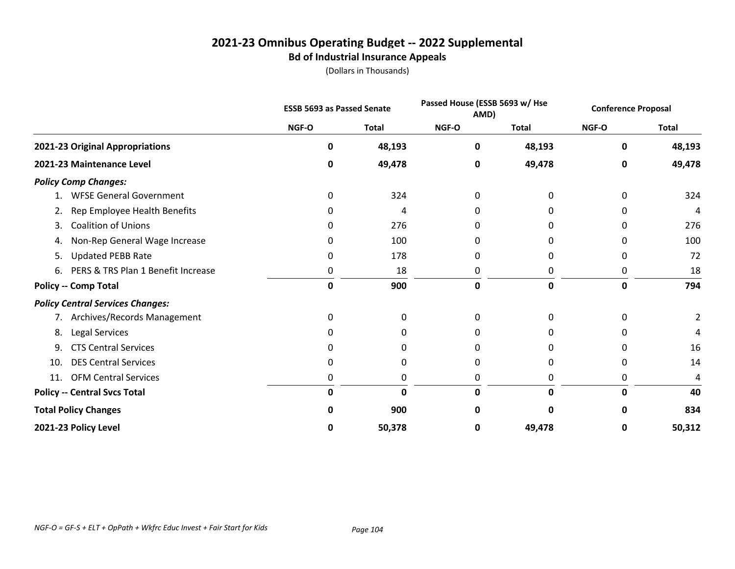# 2021-23 Omnibus Operating Budget -- 2022 Supplemental

## Bd of Industrial Insurance Appeals

(Dollars in Thousands)

| | ESSB 5693 as Passed Senate | | Passed House (ESSB 5693 w/ Hse AMD) | | Conference Proposal | |
|---|---|---|---|---|---|---|
| | NGF-O | Total | NGF-O | Total | NGF-O | Total |
| **2021-23 Original Appropriations** | **0** | **48,193** | **0** | **48,193** | **0** | **48,193** |
| **2021-23 Maintenance Level** | **0** | **49,478** | **0** | **49,478** | **0** | **49,478** |
| ***Policy Comp Changes:*** | | | | | | |
| 1. WFSE General Government | 0 | 324 | 0 | 0 | 0 | 324 |
| 2. Rep Employee Health Benefits | 0 | 4 | 0 | 0 | 0 | 4 |
| 3. Coalition of Unions | 0 | 276 | 0 | 0 | 0 | 276 |
| 4. Non-Rep General Wage Increase | 0 | 100 | 0 | 0 | 0 | 100 |
| 5. Updated PEBB Rate | 0 | 178 | 0 | 0 | 0 | 72 |
| 6. PERS & TRS Plan 1 Benefit Increase | 0 | 18 | 0 | 0 | 0 | 18 |
| **Policy -- Comp Total** | **0** | **900** | **0** | **0** | **0** | **794** |
| ***Policy Central Services Changes:*** | | | | | | |
| 7. Archives/Records Management | 0 | 0 | 0 | 0 | 0 | 2 |
| 8. Legal Services | 0 | 0 | 0 | 0 | 0 | 4 |
| 9. CTS Central Services | 0 | 0 | 0 | 0 | 0 | 16 |
| 10. DES Central Services | 0 | 0 | 0 | 0 | 0 | 14 |
| 11. OFM Central Services | 0 | 0 | 0 | 0 | 0 | 4 |
| **Policy -- Central Svcs Total** | **0** | **0** | **0** | **0** | **0** | **40** |
| **Total Policy Changes** | **0** | **900** | **0** | **0** | **0** | **834** |
| **2021-23 Policy Level** | **0** | **50,378** | **0** | **49,478** | **0** | **50,312** |

*NGF-O = GF-S + ELT + OpPath + Wkfrc Educ Invest + Fair Start for Kids*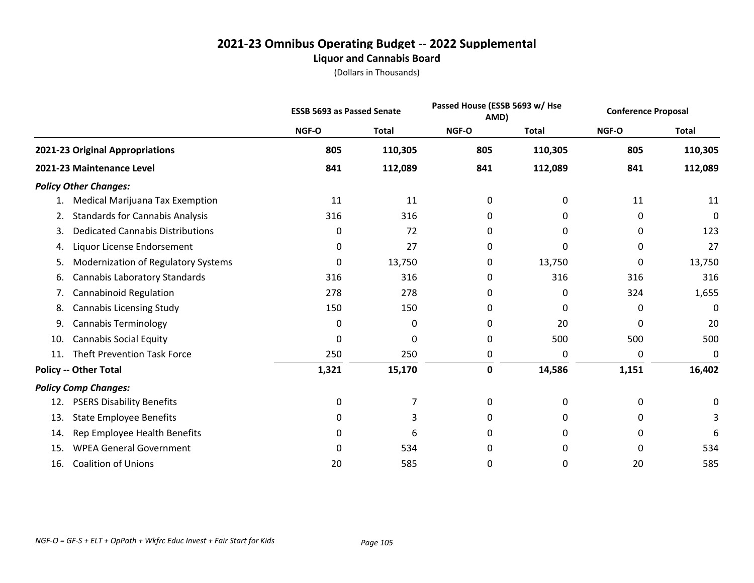# 2021-23 Omnibus Operating Budget -- 2022 Supplemental

## Liquor and Cannabis Board

(Dollars in Thousands)

| | ESSB 5693 as Passed Senate | | Passed House (ESSB 5693 w/ Hse AMD) | | Conference Proposal | |
|---|---|---|---|---|---|---|
| | NGF-O | Total | NGF-O | Total | NGF-O | Total |
| **2021-23 Original Appropriations** | **805** | **110,305** | **805** | **110,305** | **805** | **110,305** |
| **2021-23 Maintenance Level** | **841** | **112,089** | **841** | **112,089** | **841** | **112,089** |
| ***Policy Other Changes:*** | | | | | | |
| 1. Medical Marijuana Tax Exemption | 11 | 11 | 0 | 0 | 11 | 11 |
| 2. Standards for Cannabis Analysis | 316 | 316 | 0 | 0 | 0 | 0 |
| 3. Dedicated Cannabis Distributions | 0 | 72 | 0 | 0 | 0 | 123 |
| 4. Liquor License Endorsement | 0 | 27 | 0 | 0 | 0 | 27 |
| 5. Modernization of Regulatory Systems | 0 | 13,750 | 0 | 13,750 | 0 | 13,750 |
| 6. Cannabis Laboratory Standards | 316 | 316 | 0 | 316 | 316 | 316 |
| 7. Cannabinoid Regulation | 278 | 278 | 0 | 0 | 324 | 1,655 |
| 8. Cannabis Licensing Study | 150 | 150 | 0 | 0 | 0 | 0 |
| 9. Cannabis Terminology | 0 | 0 | 0 | 20 | 0 | 20 |
| 10. Cannabis Social Equity | 0 | 0 | 0 | 500 | 500 | 500 |
| 11. Theft Prevention Task Force | 250 | 250 | 0 | 0 | 0 | 0 |
| **Policy -- Other Total** | **1,321** | **15,170** | **0** | **14,586** | **1,151** | **16,402** |
| ***Policy Comp Changes:*** | | | | | | |
| 12. PSERS Disability Benefits | 0 | 7 | 0 | 0 | 0 | 0 |
| 13. State Employee Benefits | 0 | 3 | 0 | 0 | 0 | 3 |
| 14. Rep Employee Health Benefits | 0 | 6 | 0 | 0 | 0 | 6 |
| 15. WPEA General Government | 0 | 534 | 0 | 0 | 0 | 534 |
| 16. Coalition of Unions | 20 | 585 | 0 | 0 | 20 | 585 |

*NGF-O = GF-S + ELT + OpPath + Wkfrc Educ Invest + Fair Start for Kids*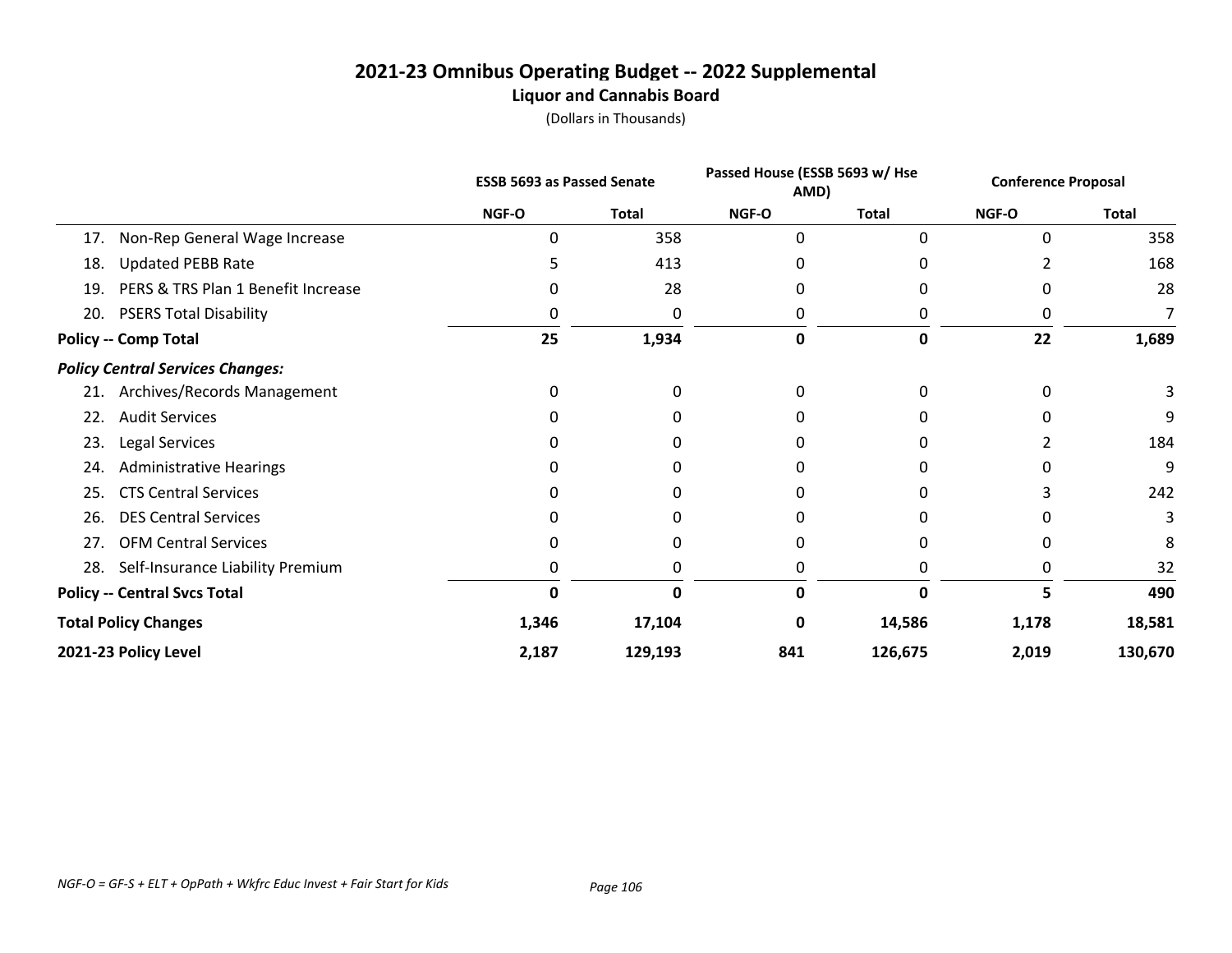# 2021-23 Omnibus Operating Budget -- 2022 Supplemental

## Liquor and Cannabis Board

(Dollars in Thousands)

| | ESSB 5693 as Passed Senate | | Passed House (ESSB 5693 w/ Hse AMD) | | Conference Proposal | |
|---|---|---|---|---|---|---|
| | NGF-O | Total | NGF-O | Total | NGF-O | Total |
| 17. Non-Rep General Wage Increase | 0 | 358 | 0 | 0 | 0 | 358 |
| 18. Updated PEBB Rate | 5 | 413 | 0 | 0 | 2 | 168 |
| 19. PERS & TRS Plan 1 Benefit Increase | 0 | 28 | 0 | 0 | 0 | 28 |
| 20. PSERS Total Disability | 0 | 0 | 0 | 0 | 0 | 7 |
| **Policy -- Comp Total** | **25** | **1,934** | **0** | **0** | **22** | **1,689** |
| ***Policy Central Services Changes:*** | | | | | | |
| 21. Archives/Records Management | 0 | 0 | 0 | 0 | 0 | 3 |
| 22. Audit Services | 0 | 0 | 0 | 0 | 0 | 9 |
| 23. Legal Services | 0 | 0 | 0 | 0 | 2 | 184 |
| 24. Administrative Hearings | 0 | 0 | 0 | 0 | 0 | 9 |
| 25. CTS Central Services | 0 | 0 | 0 | 0 | 3 | 242 |
| 26. DES Central Services | 0 | 0 | 0 | 0 | 0 | 3 |
| 27. OFM Central Services | 0 | 0 | 0 | 0 | 0 | 8 |
| 28. Self-Insurance Liability Premium | 0 | 0 | 0 | 0 | 0 | 32 |
| **Policy -- Central Svcs Total** | **0** | **0** | **0** | **0** | **5** | **490** |
| **Total Policy Changes** | **1,346** | **17,104** | **0** | **14,586** | **1,178** | **18,581** |
| **2021-23 Policy Level** | **2,187** | **129,193** | **841** | **126,675** | **2,019** | **130,670** |

*NGF-O = GF-S + ELT + OpPath + Wkfrc Educ Invest + Fair Start for Kids*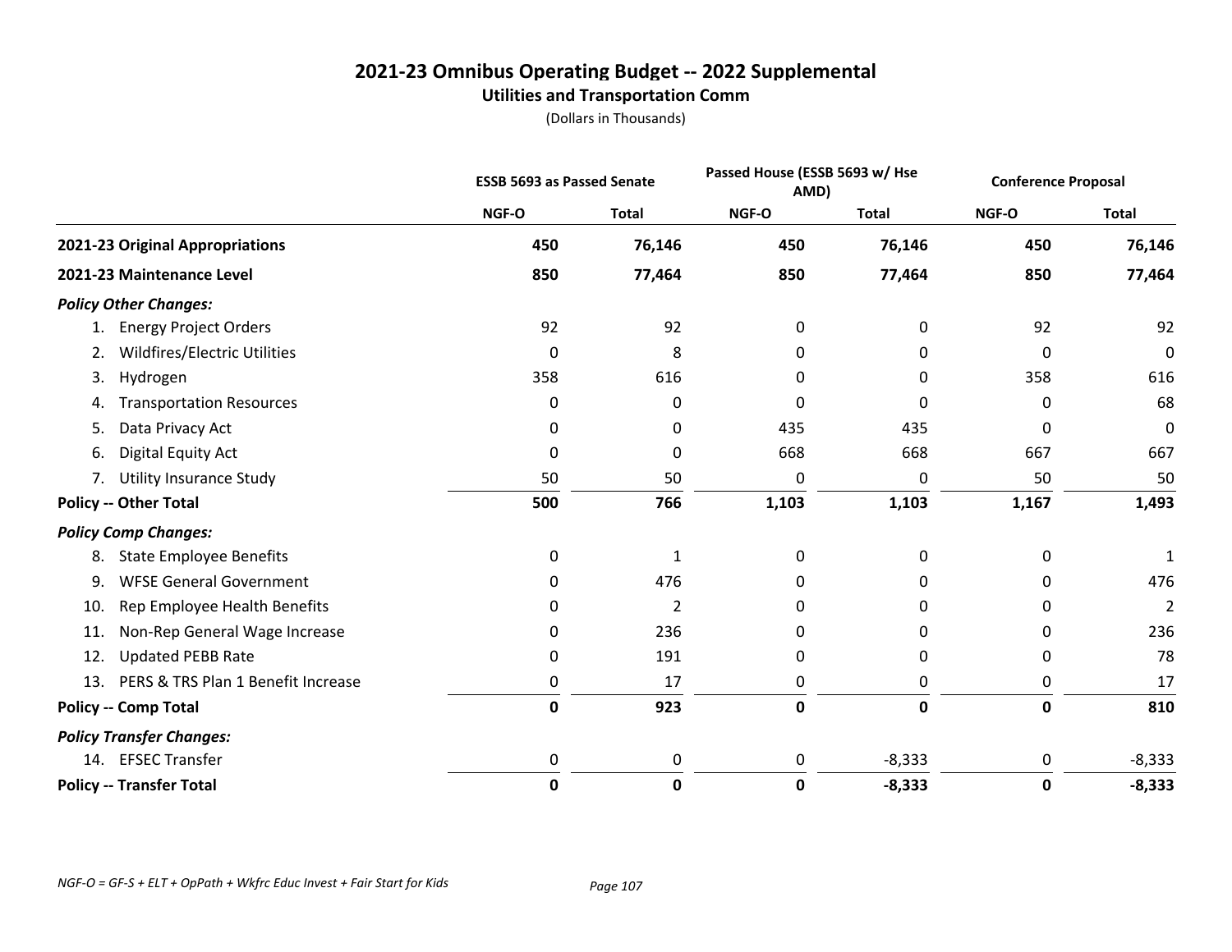# 2021-23 Omnibus Operating Budget -- 2022 Supplemental

## Utilities and Transportation Comm

(Dollars in Thousands)

| | ESSB 5693 as Passed Senate | | Passed House (ESSB 5693 w/ Hse AMD) | | Conference Proposal | |
|---|---|---|---|---|---|---|
| | NGF-O | Total | NGF-O | Total | NGF-O | Total |
| **2021-23 Original Appropriations** | **450** | **76,146** | **450** | **76,146** | **450** | **76,146** |
| **2021-23 Maintenance Level** | **850** | **77,464** | **850** | **77,464** | **850** | **77,464** |
| ***Policy Other Changes:*** | | | | | | |
| 1. Energy Project Orders | 92 | 92 | 0 | 0 | 92 | 92 |
| 2. Wildfires/Electric Utilities | 0 | 8 | 0 | 0 | 0 | 0 |
| 3. Hydrogen | 358 | 616 | 0 | 0 | 358 | 616 |
| 4. Transportation Resources | 0 | 0 | 0 | 0 | 0 | 68 |
| 5. Data Privacy Act | 0 | 0 | 435 | 435 | 0 | 0 |
| 6. Digital Equity Act | 0 | 0 | 668 | 668 | 667 | 667 |
| 7. Utility Insurance Study | 50 | 50 | 0 | 0 | 50 | 50 |
| **Policy -- Other Total** | **500** | **766** | **1,103** | **1,103** | **1,167** | **1,493** |
| ***Policy Comp Changes:*** | | | | | | |
| 8. State Employee Benefits | 0 | 1 | 0 | 0 | 0 | 1 |
| 9. WFSE General Government | 0 | 476 | 0 | 0 | 0 | 476 |
| 10. Rep Employee Health Benefits | 0 | 2 | 0 | 0 | 0 | 2 |
| 11. Non-Rep General Wage Increase | 0 | 236 | 0 | 0 | 0 | 236 |
| 12. Updated PEBB Rate | 0 | 191 | 0 | 0 | 0 | 78 |
| 13. PERS & TRS Plan 1 Benefit Increase | 0 | 17 | 0 | 0 | 0 | 17 |
| **Policy -- Comp Total** | **0** | **923** | **0** | **0** | **0** | **810** |
| ***Policy Transfer Changes:*** | | | | | | |
| 14. EFSEC Transfer | 0 | 0 | 0 | -8,333 | 0 | -8,333 |
| **Policy -- Transfer Total** | **0** | **0** | **0** | **-8,333** | **0** | **-8,333** |

*NGF-O = GF-S + ELT + OpPath + Wkfrc Educ Invest + Fair Start for Kids*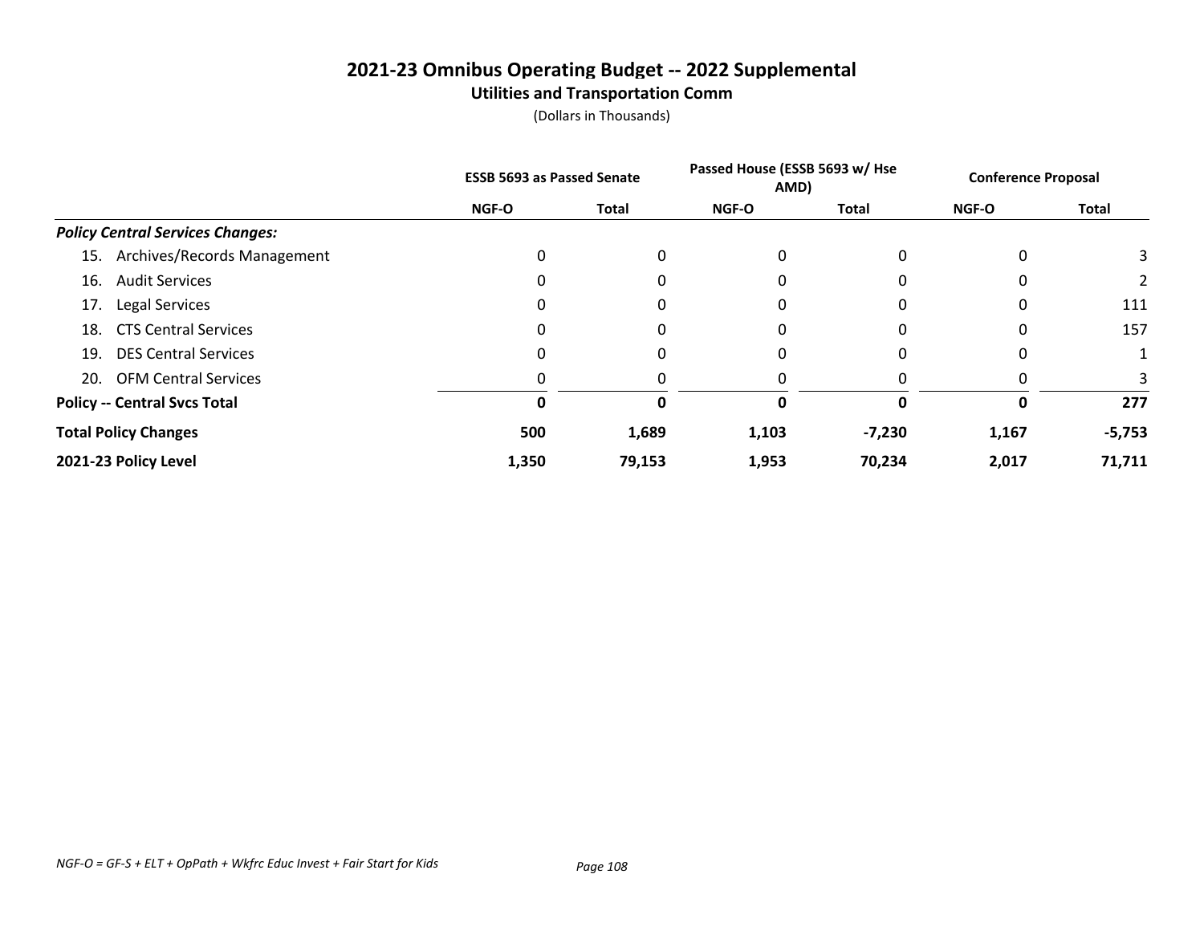# 2021-23 Omnibus Operating Budget -- 2022 Supplemental

## Utilities and Transportation Comm

(Dollars in Thousands)

| | ESSB 5693 as Passed Senate | | Passed House (ESSB 5693 w/ Hse AMD) | | Conference Proposal | |
|---|---|---|---|---|---|---|
| | NGF-O | Total | NGF-O | Total | NGF-O | Total |
| ***Policy Central Services Changes:*** | | | | | | |
| 15. Archives/Records Management | 0 | 0 | 0 | 0 | 0 | 3 |
| 16. Audit Services | 0 | 0 | 0 | 0 | 0 | 2 |
| 17. Legal Services | 0 | 0 | 0 | 0 | 0 | 111 |
| 18. CTS Central Services | 0 | 0 | 0 | 0 | 0 | 157 |
| 19. DES Central Services | 0 | 0 | 0 | 0 | 0 | 1 |
| 20. OFM Central Services | 0 | 0 | 0 | 0 | 0 | 3 |
| **Policy -- Central Svcs Total** | **0** | **0** | **0** | **0** | **0** | **277** |
| **Total Policy Changes** | **500** | **1,689** | **1,103** | **-7,230** | **1,167** | **-5,753** |
| **2021-23 Policy Level** | **1,350** | **79,153** | **1,953** | **70,234** | **2,017** | **71,711** |

*NGF-O = GF-S + ELT + OpPath + Wkfrc Educ Invest + Fair Start for Kids*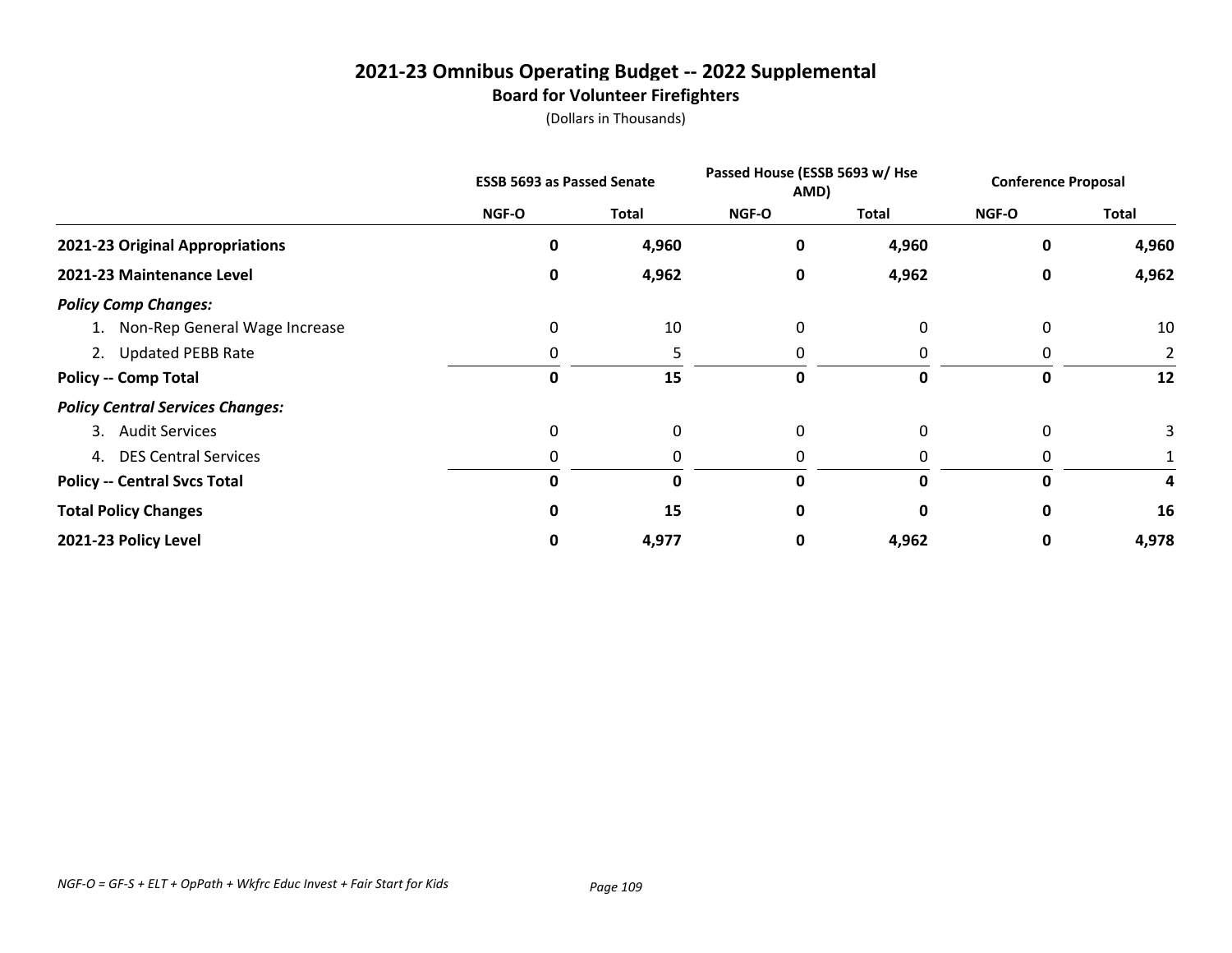# 2021-23 Omnibus Operating Budget -- 2022 Supplemental

## Board for Volunteer Firefighters

(Dollars in Thousands)

| | ESSB 5693 as Passed Senate | | Passed House (ESSB 5693 w/ Hse AMD) | | Conference Proposal | |
|---|---|---|---|---|---|---|
| | NGF-O | Total | NGF-O | Total | NGF-O | Total |
| **2021-23 Original Appropriations** | **0** | **4,960** | **0** | **4,960** | **0** | **4,960** |
| **2021-23 Maintenance Level** | **0** | **4,962** | **0** | **4,962** | **0** | **4,962** |
| ***Policy Comp Changes:*** | | | | | | |
| 1. Non-Rep General Wage Increase | 0 | 10 | 0 | 0 | 0 | 10 |
| 2. Updated PEBB Rate | 0 | 5 | 0 | 0 | 0 | 2 |
| **Policy -- Comp Total** | **0** | **15** | **0** | **0** | **0** | **12** |
| ***Policy Central Services Changes:*** | | | | | | |
| 3. Audit Services | 0 | 0 | 0 | 0 | 0 | 3 |
| 4. DES Central Services | 0 | 0 | 0 | 0 | 0 | 1 |
| **Policy -- Central Svcs Total** | **0** | **0** | **0** | **0** | **0** | **4** |
| **Total Policy Changes** | **0** | **15** | **0** | **0** | **0** | **16** |
| **2021-23 Policy Level** | **0** | **4,977** | **0** | **4,962** | **0** | **4,978** |

*NGF-O = GF-S + ELT + OpPath + Wkfrc Educ Invest + Fair Start for Kids*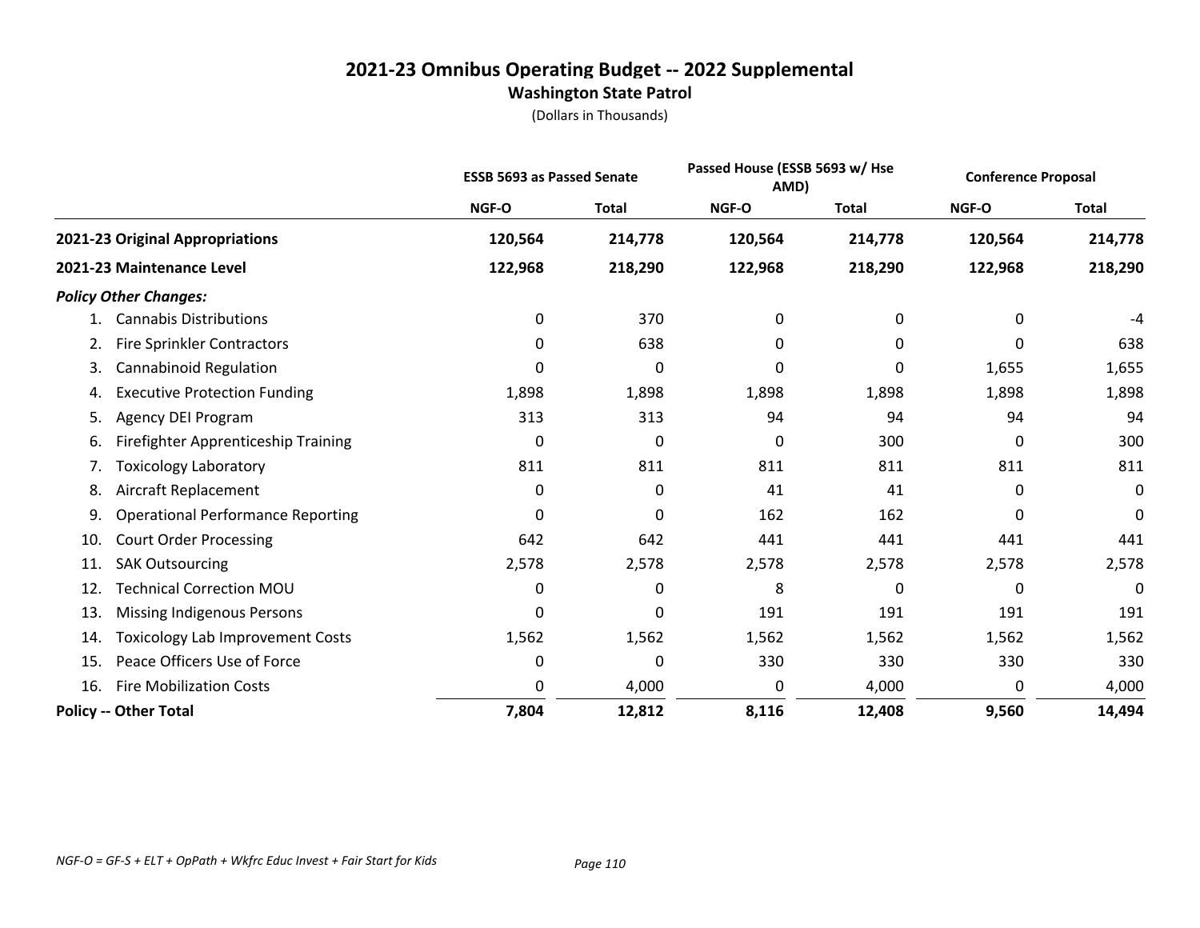# 2021-23 Omnibus Operating Budget -- 2022 Supplemental

## Washington State Patrol

(Dollars in Thousands)

| | ESSB 5693 as Passed Senate | | Passed House (ESSB 5693 w/ Hse AMD) | | Conference Proposal | |
|---|---|---|---|---|---|---|
| | NGF-O | Total | NGF-O | Total | NGF-O | Total |
| **2021-23 Original Appropriations** | **120,564** | **214,778** | **120,564** | **214,778** | **120,564** | **214,778** |
| **2021-23 Maintenance Level** | **122,968** | **218,290** | **122,968** | **218,290** | **122,968** | **218,290** |
| ***Policy Other Changes:*** | | | | | | |
| 1. Cannabis Distributions | 0 | 370 | 0 | 0 | 0 | -4 |
| 2. Fire Sprinkler Contractors | 0 | 638 | 0 | 0 | 0 | 638 |
| 3. Cannabinoid Regulation | 0 | 0 | 0 | 0 | 1,655 | 1,655 |
| 4. Executive Protection Funding | 1,898 | 1,898 | 1,898 | 1,898 | 1,898 | 1,898 |
| 5. Agency DEI Program | 313 | 313 | 94 | 94 | 94 | 94 |
| 6. Firefighter Apprenticeship Training | 0 | 0 | 0 | 300 | 0 | 300 |
| 7. Toxicology Laboratory | 811 | 811 | 811 | 811 | 811 | 811 |
| 8. Aircraft Replacement | 0 | 0 | 41 | 41 | 0 | 0 |
| 9. Operational Performance Reporting | 0 | 0 | 162 | 162 | 0 | 0 |
| 10. Court Order Processing | 642 | 642 | 441 | 441 | 441 | 441 |
| 11. SAK Outsourcing | 2,578 | 2,578 | 2,578 | 2,578 | 2,578 | 2,578 |
| 12. Technical Correction MOU | 0 | 0 | 8 | 0 | 0 | 0 |
| 13. Missing Indigenous Persons | 0 | 0 | 191 | 191 | 191 | 191 |
| 14. Toxicology Lab Improvement Costs | 1,562 | 1,562 | 1,562 | 1,562 | 1,562 | 1,562 |
| 15. Peace Officers Use of Force | 0 | 0 | 330 | 330 | 330 | 330 |
| 16. Fire Mobilization Costs | 0 | 4,000 | 0 | 4,000 | 0 | 4,000 |
| **Policy -- Other Total** | **7,804** | **12,812** | **8,116** | **12,408** | **9,560** | **14,494** |

*NGF-O = GF-S + ELT + OpPath + Wkfrc Educ Invest + Fair Start for Kids*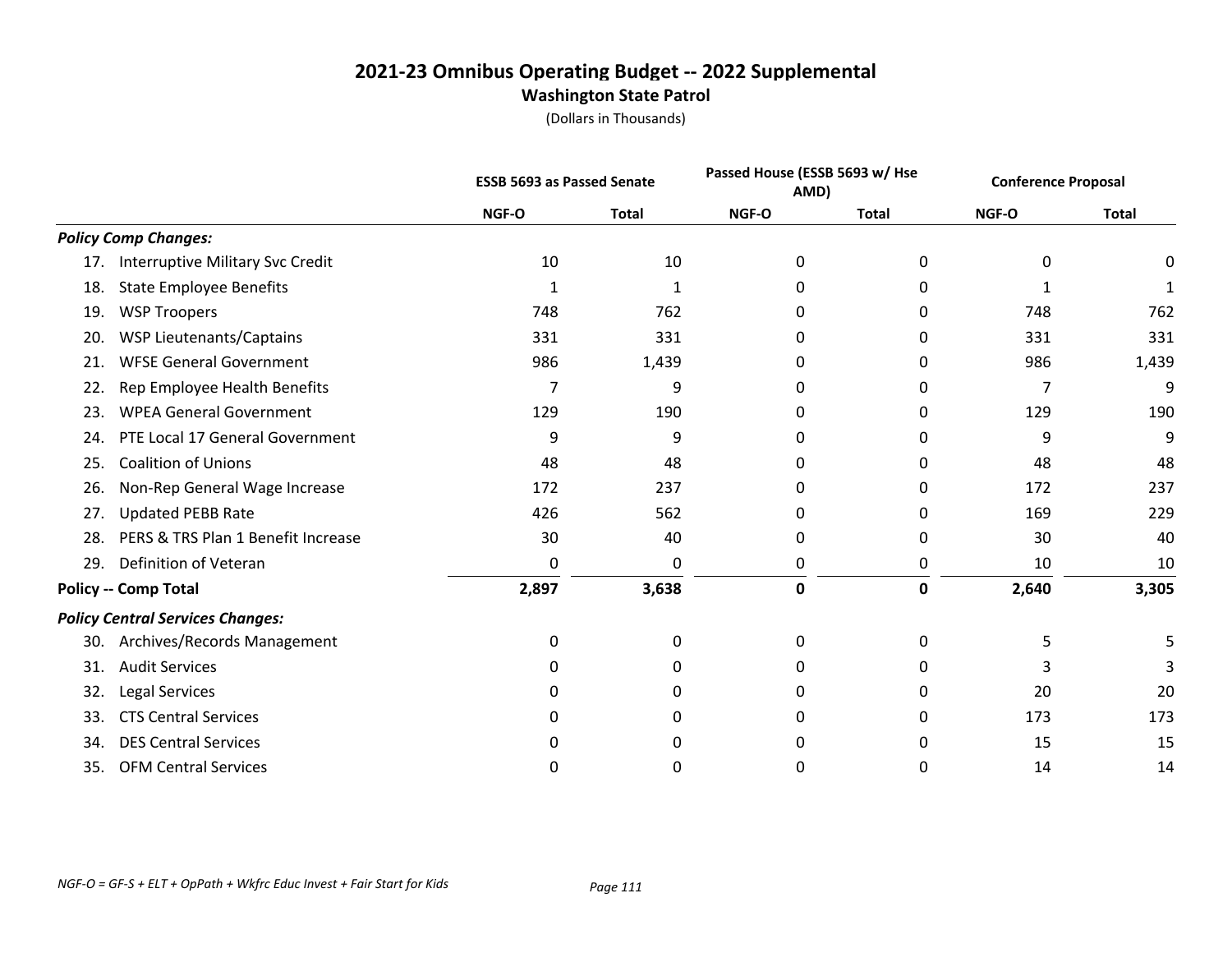# 2021-23 Omnibus Operating Budget -- 2022 Supplemental

## Washington State Patrol

(Dollars in Thousands)

| | ESSB 5693 as Passed Senate | | Passed House (ESSB 5693 w/ Hse AMD) | | Conference Proposal | |
|---|---|---|---|---|---|---|
| | NGF-O | Total | NGF-O | Total | NGF-O | Total |
| ***Policy Comp Changes:*** | | | | | | |
| 17. Interruptive Military Svc Credit | 10 | 10 | 0 | 0 | 0 | 0 |
| 18. State Employee Benefits | 1 | 1 | 0 | 0 | 1 | 1 |
| 19. WSP Troopers | 748 | 762 | 0 | 0 | 748 | 762 |
| 20. WSP Lieutenants/Captains | 331 | 331 | 0 | 0 | 331 | 331 |
| 21. WFSE General Government | 986 | 1,439 | 0 | 0 | 986 | 1,439 |
| 22. Rep Employee Health Benefits | 7 | 9 | 0 | 0 | 7 | 9 |
| 23. WPEA General Government | 129 | 190 | 0 | 0 | 129 | 190 |
| 24. PTE Local 17 General Government | 9 | 9 | 0 | 0 | 9 | 9 |
| 25. Coalition of Unions | 48 | 48 | 0 | 0 | 48 | 48 |
| 26. Non-Rep General Wage Increase | 172 | 237 | 0 | 0 | 172 | 237 |
| 27. Updated PEBB Rate | 426 | 562 | 0 | 0 | 169 | 229 |
| 28. PERS & TRS Plan 1 Benefit Increase | 30 | 40 | 0 | 0 | 30 | 40 |
| 29. Definition of Veteran | 0 | 0 | 0 | 0 | 10 | 10 |
| **Policy -- Comp Total** | **2,897** | **3,638** | **0** | **0** | **2,640** | **3,305** |
| ***Policy Central Services Changes:*** | | | | | | |
| 30. Archives/Records Management | 0 | 0 | 0 | 0 | 5 | 5 |
| 31. Audit Services | 0 | 0 | 0 | 0 | 3 | 3 |
| 32. Legal Services | 0 | 0 | 0 | 0 | 20 | 20 |
| 33. CTS Central Services | 0 | 0 | 0 | 0 | 173 | 173 |
| 34. DES Central Services | 0 | 0 | 0 | 0 | 15 | 15 |
| 35. OFM Central Services | 0 | 0 | 0 | 0 | 14 | 14 |

*NGF-O = GF-S + ELT + OpPath + Wkfrc Educ Invest + Fair Start for Kids*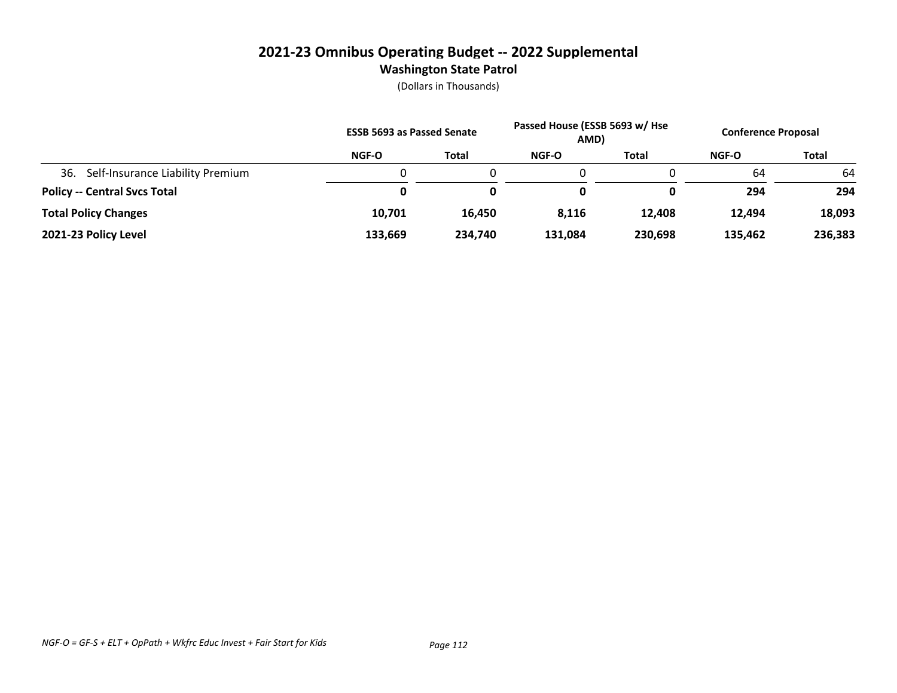# 2021-23 Omnibus Operating Budget -- 2022 Supplemental

## Washington State Patrol

(Dollars in Thousands)

| | ESSB 5693 as Passed Senate | | Passed House (ESSB 5693 w/ Hse AMD) | | Conference Proposal | |
|---|---|---|---|---|---|---|
| | NGF-O | Total | NGF-O | Total | NGF-O | Total |
| 36. Self-Insurance Liability Premium | 0 | 0 | 0 | 0 | 64 | 64 |
| **Policy -- Central Svcs Total** | **0** | **0** | **0** | **0** | **294** | **294** |
| **Total Policy Changes** | **10,701** | **16,450** | **8,116** | **12,408** | **12,494** | **18,093** |
| **2021-23 Policy Level** | **133,669** | **234,740** | **131,084** | **230,698** | **135,462** | **236,383** |

*NGF-O = GF-S + ELT + OpPath + Wkfrc Educ Invest + Fair Start for Kids*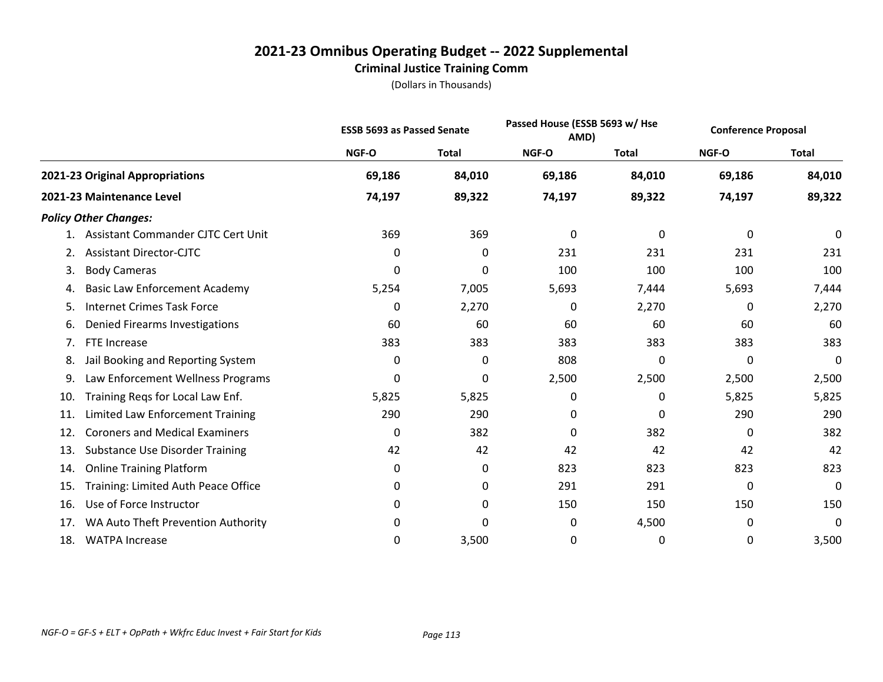# 2021-23 Omnibus Operating Budget -- 2022 Supplemental

## Criminal Justice Training Comm

(Dollars in Thousands)

| | ESSB 5693 as Passed Senate | | Passed House (ESSB 5693 w/ Hse AMD) | | Conference Proposal | |
|---|---|---|---|---|---|---|
| | NGF-O | Total | NGF-O | Total | NGF-O | Total |
| **2021-23 Original Appropriations** | **69,186** | **84,010** | **69,186** | **84,010** | **69,186** | **84,010** |
| **2021-23 Maintenance Level** | **74,197** | **89,322** | **74,197** | **89,322** | **74,197** | **89,322** |
| ***Policy Other Changes:*** | | | | | | |
| 1. Assistant Commander CJTC Cert Unit | 369 | 369 | 0 | 0 | 0 | 0 |
| 2. Assistant Director-CJTC | 0 | 0 | 231 | 231 | 231 | 231 |
| 3. Body Cameras | 0 | 0 | 100 | 100 | 100 | 100 |
| 4. Basic Law Enforcement Academy | 5,254 | 7,005 | 5,693 | 7,444 | 5,693 | 7,444 |
| 5. Internet Crimes Task Force | 0 | 2,270 | 0 | 2,270 | 0 | 2,270 |
| 6. Denied Firearms Investigations | 60 | 60 | 60 | 60 | 60 | 60 |
| 7. FTE Increase | 383 | 383 | 383 | 383 | 383 | 383 |
| 8. Jail Booking and Reporting System | 0 | 0 | 808 | 0 | 0 | 0 |
| 9. Law Enforcement Wellness Programs | 0 | 0 | 2,500 | 2,500 | 2,500 | 2,500 |
| 10. Training Reqs for Local Law Enf. | 5,825 | 5,825 | 0 | 0 | 5,825 | 5,825 |
| 11. Limited Law Enforcement Training | 290 | 290 | 0 | 0 | 290 | 290 |
| 12. Coroners and Medical Examiners | 0 | 382 | 0 | 382 | 0 | 382 |
| 13. Substance Use Disorder Training | 42 | 42 | 42 | 42 | 42 | 42 |
| 14. Online Training Platform | 0 | 0 | 823 | 823 | 823 | 823 |
| 15. Training: Limited Auth Peace Office | 0 | 0 | 291 | 291 | 0 | 0 |
| 16. Use of Force Instructor | 0 | 0 | 150 | 150 | 150 | 150 |
| 17. WA Auto Theft Prevention Authority | 0 | 0 | 0 | 4,500 | 0 | 0 |
| 18. WATPA Increase | 0 | 3,500 | 0 | 0 | 0 | 3,500 |

*NGF-O = GF-S + ELT + OpPath + Wkfrc Educ Invest + Fair Start for Kids*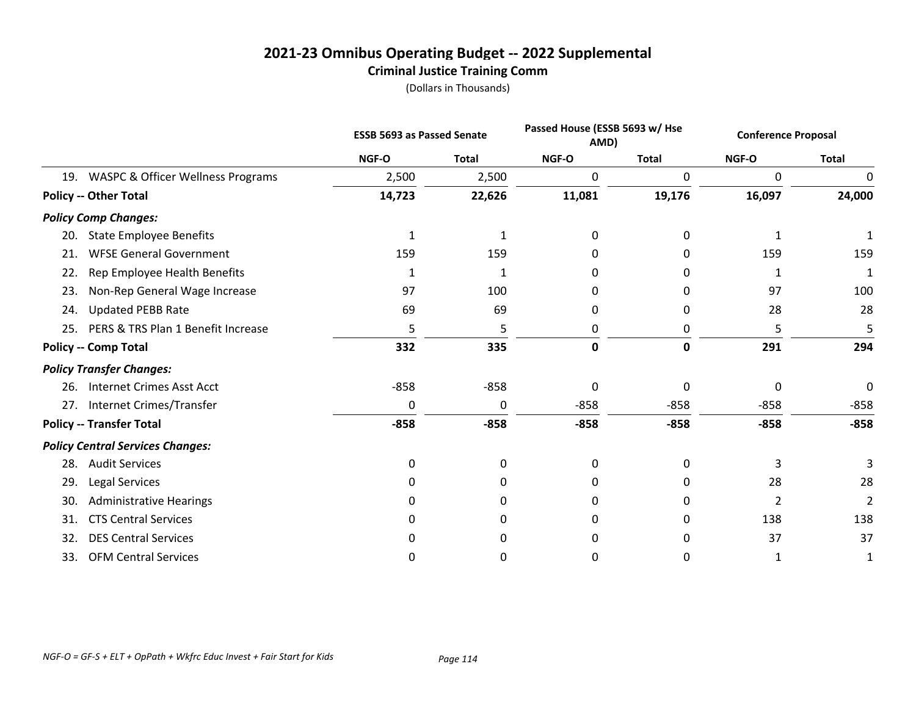# 2021-23 Omnibus Operating Budget -- 2022 Supplemental

## Criminal Justice Training Comm

(Dollars in Thousands)

| | ESSB 5693 as Passed Senate | | Passed House (ESSB 5693 w/ Hse AMD) | | Conference Proposal | |
|---|---|---|---|---|---|---|
| | NGF-O | Total | NGF-O | Total | NGF-O | Total |
| 19. WASPC & Officer Wellness Programs | 2,500 | 2,500 | 0 | 0 | 0 | 0 |
| **Policy -- Other Total** | **14,723** | **22,626** | **11,081** | **19,176** | **16,097** | **24,000** |
| ***Policy Comp Changes:*** | | | | | | |
| 20. State Employee Benefits | 1 | 1 | 0 | 0 | 1 | 1 |
| 21. WFSE General Government | 159 | 159 | 0 | 0 | 159 | 159 |
| 22. Rep Employee Health Benefits | 1 | 1 | 0 | 0 | 1 | 1 |
| 23. Non-Rep General Wage Increase | 97 | 100 | 0 | 0 | 97 | 100 |
| 24. Updated PEBB Rate | 69 | 69 | 0 | 0 | 28 | 28 |
| 25. PERS & TRS Plan 1 Benefit Increase | 5 | 5 | 0 | 0 | 5 | 5 |
| **Policy -- Comp Total** | **332** | **335** | **0** | **0** | **291** | **294** |
| ***Policy Transfer Changes:*** | | | | | | |
| 26. Internet Crimes Asst Acct | -858 | -858 | 0 | 0 | 0 | 0 |
| 27. Internet Crimes/Transfer | 0 | 0 | -858 | -858 | -858 | -858 |
| **Policy -- Transfer Total** | **-858** | **-858** | **-858** | **-858** | **-858** | **-858** |
| ***Policy Central Services Changes:*** | | | | | | |
| 28. Audit Services | 0 | 0 | 0 | 0 | 3 | 3 |
| 29. Legal Services | 0 | 0 | 0 | 0 | 28 | 28 |
| 30. Administrative Hearings | 0 | 0 | 0 | 0 | 2 | 2 |
| 31. CTS Central Services | 0 | 0 | 0 | 0 | 138 | 138 |
| 32. DES Central Services | 0 | 0 | 0 | 0 | 37 | 37 |
| 33. OFM Central Services | 0 | 0 | 0 | 0 | 1 | 1 |

*NGF-O = GF-S + ELT + OpPath + Wkfrc Educ Invest + Fair Start for Kids*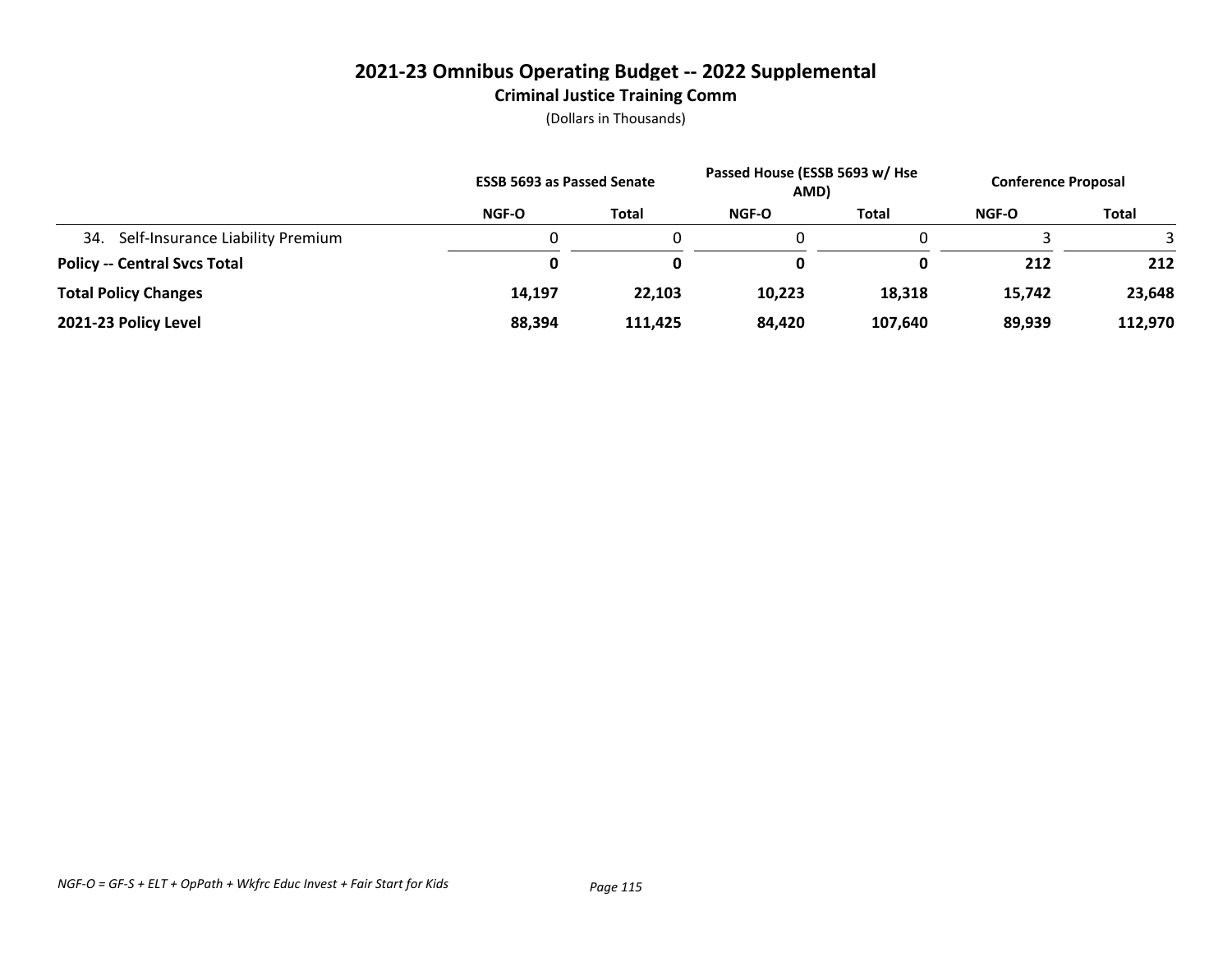# 2021-23 Omnibus Operating Budget -- 2022 Supplemental

## Criminal Justice Training Comm

(Dollars in Thousands)

| | ESSB 5693 as Passed Senate | | Passed House (ESSB 5693 w/ Hse AMD) | | Conference Proposal | |
|---|---|---|---|---|---|---|
| | NGF-O | Total | NGF-O | Total | NGF-O | Total |
| 34. Self-Insurance Liability Premium | 0 | 0 | 0 | 0 | 3 | 3 |
| **Policy -- Central Svcs Total** | **0** | **0** | **0** | **0** | **212** | **212** |
| **Total Policy Changes** | **14,197** | **22,103** | **10,223** | **18,318** | **15,742** | **23,648** |
| **2021-23 Policy Level** | **88,394** | **111,425** | **84,420** | **107,640** | **89,939** | **112,970** |

*NGF-O = GF-S + ELT + OpPath + Wkfrc Educ Invest + Fair Start for Kids*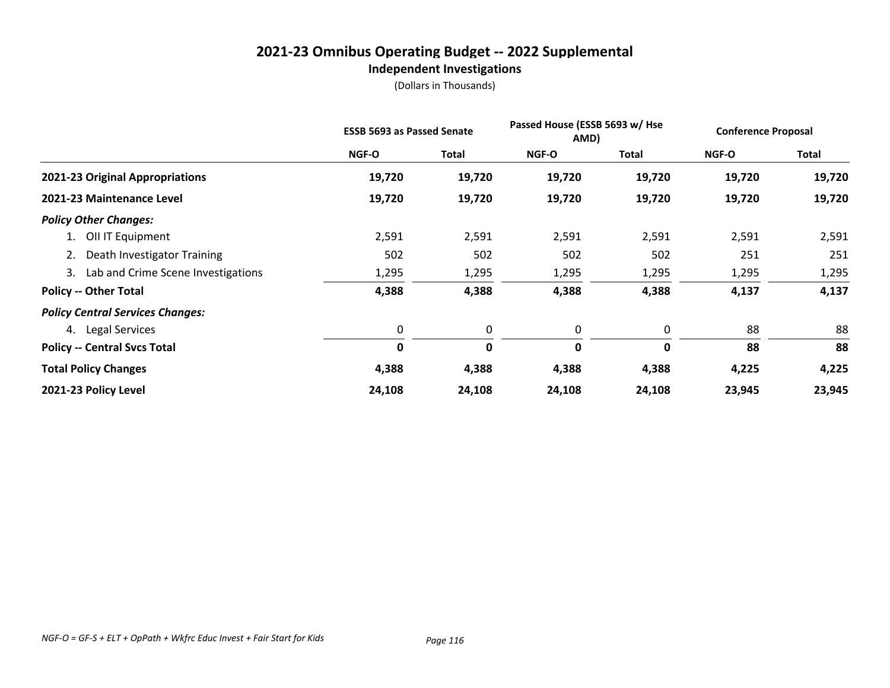# 2021-23 Omnibus Operating Budget -- 2022 Supplemental

## Independent Investations

(Dollars in Thousands)

| | ESSB 5693 as Passed Senate | | Passed House (ESSB 5693 w/ Hse AMD) | | Conference Proposal | |
|---|---|---|---|---|---|---|
| | NGF-O | Total | NGF-O | Total | NGF-O | Total |
| **2021-23 Original Appropriations** | **19,720** | **19,720** | **19,720** | **19,720** | **19,720** | **19,720** |
| **2021-23 Maintenance Level** | **19,720** | **19,720** | **19,720** | **19,720** | **19,720** | **19,720** |
| ***Policy Other Changes:*** | | | | | | |
| 1. OII IT Equipment | 2,591 | 2,591 | 2,591 | 2,591 | 2,591 | 2,591 |
| 2. Death Investigator Training | 502 | 502 | 502 | 502 | 251 | 251 |
| 3. Lab and Crime Scene Investigations | 1,295 | 1,295 | 1,295 | 1,295 | 1,295 | 1,295 |
| **Policy -- Other Total** | **4,388** | **4,388** | **4,388** | **4,388** | **4,137** | **4,137** |
| ***Policy Central Services Changes:*** | | | | | | |
| 4. Legal Services | 0 | 0 | 0 | 0 | 88 | 88 |
| **Policy -- Central Svcs Total** | **0** | **0** | **0** | **0** | **88** | **88** |
| **Total Policy Changes** | **4,388** | **4,388** | **4,388** | **4,388** | **4,225** | **4,225** |
| **2021-23 Policy Level** | **24,108** | **24,108** | **24,108** | **24,108** | **23,945** | **23,945** |

*NGF-O = GF-S + ELT + OpPath + Wkfrc Educ Invest + Fair Start for Kids*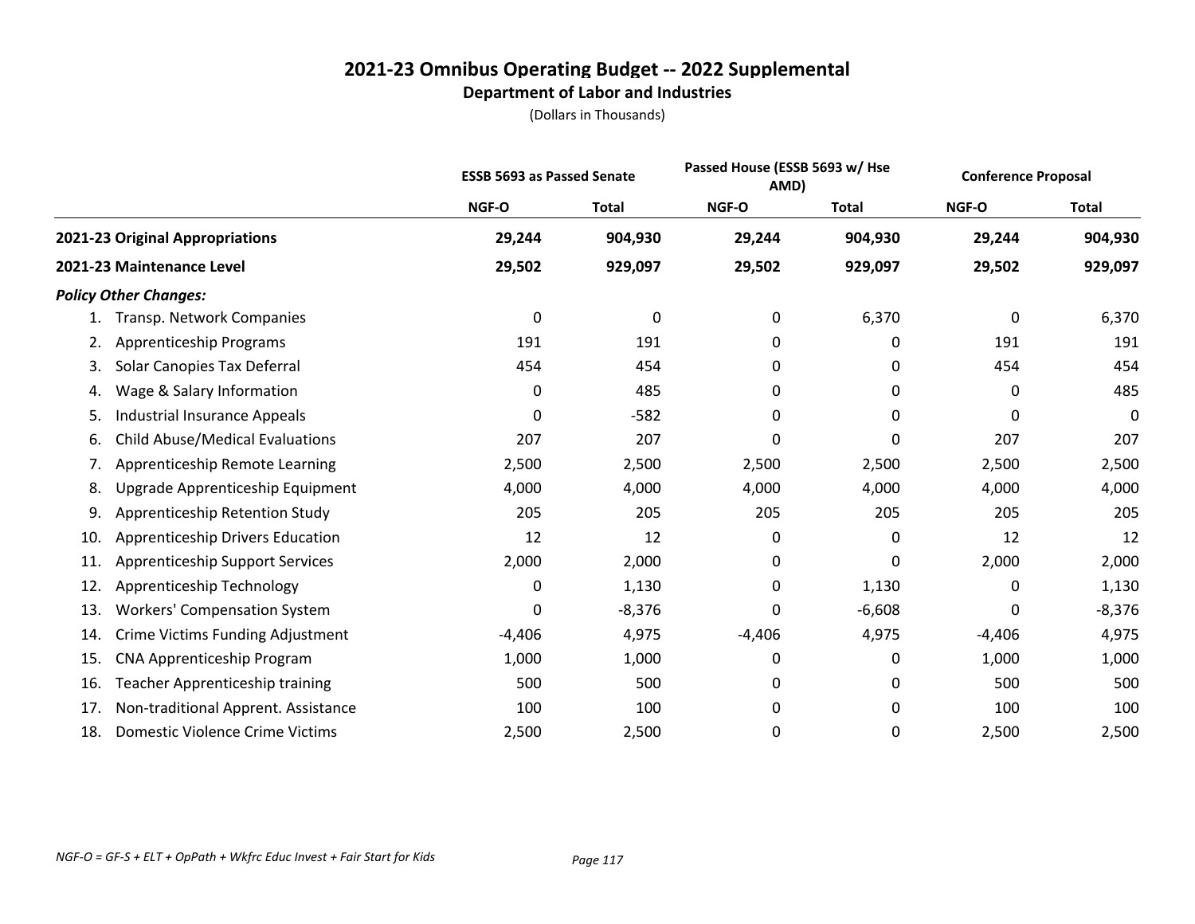# 2021-23 Omnibus Operating Budget -- 2022 Supplemental

## Department of Labor and Industries

(Dollars in Thousands)

| | ESSB 5693 as Passed Senate | | Passed House (ESSB 5693 w/ Hse AMD) | | Conference Proposal | |
|---|---|---|---|---|---|---|
| | NGF-O | Total | NGF-O | Total | NGF-O | Total |
| **2021-23 Original Appropriations** | **29,244** | **904,930** | **29,244** | **904,930** | **29,244** | **904,930** |
| **2021-23 Maintenance Level** | **29,502** | **929,097** | **29,502** | **929,097** | **29,502** | **929,097** |
| ***Policy Other Changes:*** | | | | | | |
| 1. Transp. Network Companies | 0 | 0 | 0 | 6,370 | 0 | 6,370 |
| 2. Apprenticeship Programs | 191 | 191 | 0 | 0 | 191 | 191 |
| 3. Solar Canopies Tax Deferral | 454 | 454 | 0 | 0 | 454 | 454 |
| 4. Wage & Salary Information | 0 | 485 | 0 | 0 | 0 | 485 |
| 5. Industrial Insurance Appeals | 0 | -582 | 0 | 0 | 0 | 0 |
| 6. Child Abuse/Medical Evaluations | 207 | 207 | 0 | 0 | 207 | 207 |
| 7. Apprenticeship Remote Learning | 2,500 | 2,500 | 2,500 | 2,500 | 2,500 | 2,500 |
| 8. Upgrade Apprenticeship Equipment | 4,000 | 4,000 | 4,000 | 4,000 | 4,000 | 4,000 |
| 9. Apprenticeship Retention Study | 205 | 205 | 205 | 205 | 205 | 205 |
| 10. Apprenticeship Drivers Education | 12 | 12 | 0 | 0 | 12 | 12 |
| 11. Apprenticeship Support Services | 2,000 | 2,000 | 0 | 0 | 2,000 | 2,000 |
| 12. Apprenticeship Technology | 0 | 1,130 | 0 | 1,130 | 0 | 1,130 |
| 13. Workers' Compensation System | 0 | -8,376 | 0 | -6,608 | 0 | -8,376 |
| 14. Crime Victims Funding Adjustment | -4,406 | 4,975 | -4,406 | 4,975 | -4,406 | 4,975 |
| 15. CNA Apprenticeship Program | 1,000 | 1,000 | 0 | 0 | 1,000 | 1,000 |
| 16. Teacher Apprenticeship training | 500 | 500 | 0 | 0 | 500 | 500 |
| 17. Non-traditional Apprent. Assistance | 100 | 100 | 0 | 0 | 100 | 100 |
| 18. Domestic Violence Crime Victims | 2,500 | 2,500 | 0 | 0 | 2,500 | 2,500 |

*NGF-O = GF-S + ELT + OpPath + Wkfrc Educ Invest + Fair Start for Kids*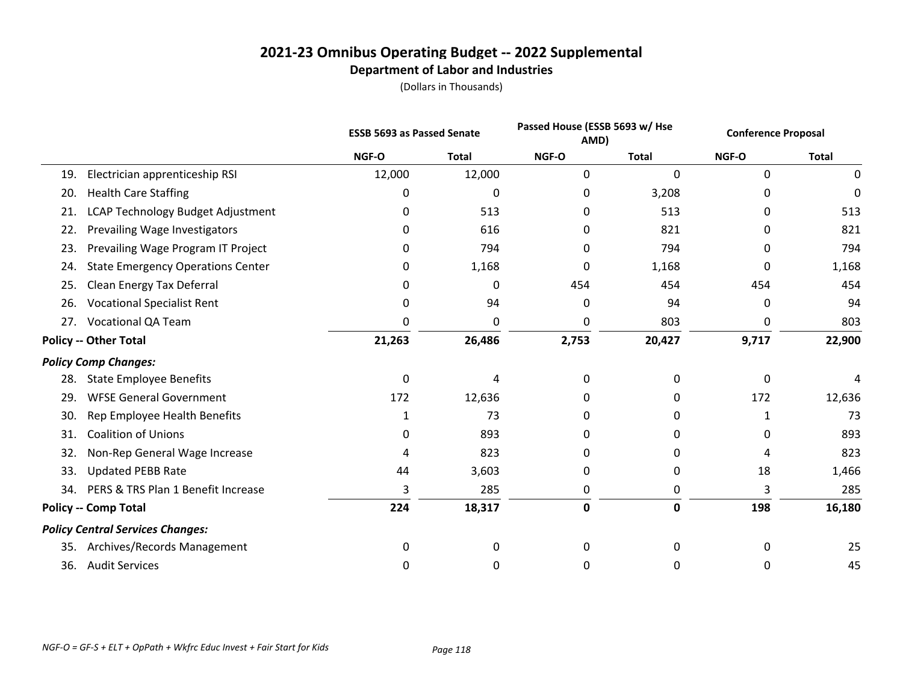# 2021-23 Omnibus Operating Budget -- 2022 Supplemental

## Department of Labor and Industries

(Dollars in Thousands)

| | ESSB 5693 as Passed Senate | | Passed House (ESSB 5693 w/ Hse AMD) | | Conference Proposal | |
|---|---|---|---|---|---|---|
| | NGF-O | Total | NGF-O | Total | NGF-O | Total |
| 19. Electrician apprenticeship RSI | 12,000 | 12,000 | 0 | 0 | 0 | 0 |
| 20. Health Care Staffing | 0 | 0 | 0 | 3,208 | 0 | 0 |
| 21. LCAP Technology Budget Adjustment | 0 | 513 | 0 | 513 | 0 | 513 |
| 22. Prevailing Wage Investigators | 0 | 616 | 0 | 821 | 0 | 821 |
| 23. Prevailing Wage Program IT Project | 0 | 794 | 0 | 794 | 0 | 794 |
| 24. State Emergency Operations Center | 0 | 1,168 | 0 | 1,168 | 0 | 1,168 |
| 25. Clean Energy Tax Deferral | 0 | 0 | 454 | 454 | 454 | 454 |
| 26. Vocational Specialist Rent | 0 | 94 | 0 | 94 | 0 | 94 |
| 27. Vocational QA Team | 0 | 0 | 0 | 803 | 0 | 803 |
| **Policy -- Other Total** | **21,263** | **26,486** | **2,753** | **20,427** | **9,717** | **22,900** |
| ***Policy Comp Changes:*** | | | | | | |
| 28. State Employee Benefits | 0 | 4 | 0 | 0 | 0 | 4 |
| 29. WFSE General Government | 172 | 12,636 | 0 | 0 | 172 | 12,636 |
| 30. Rep Employee Health Benefits | 1 | 73 | 0 | 0 | 1 | 73 |
| 31. Coalition of Unions | 0 | 893 | 0 | 0 | 0 | 893 |
| 32. Non-Rep General Wage Increase | 4 | 823 | 0 | 0 | 4 | 823 |
| 33. Updated PEBB Rate | 44 | 3,603 | 0 | 0 | 18 | 1,466 |
| 34. PERS & TRS Plan 1 Benefit Increase | 3 | 285 | 0 | 0 | 3 | 285 |
| **Policy -- Comp Total** | **224** | **18,317** | **0** | **0** | **198** | **16,180** |
| ***Policy Central Services Changes:*** | | | | | | |
| 35. Archives/Records Management | 0 | 0 | 0 | 0 | 0 | 25 |
| 36. Audit Services | 0 | 0 | 0 | 0 | 0 | 45 |

*NGF-O = GF-S + ELT + OpPath + Wkfrc Educ Invest + Fair Start for Kids*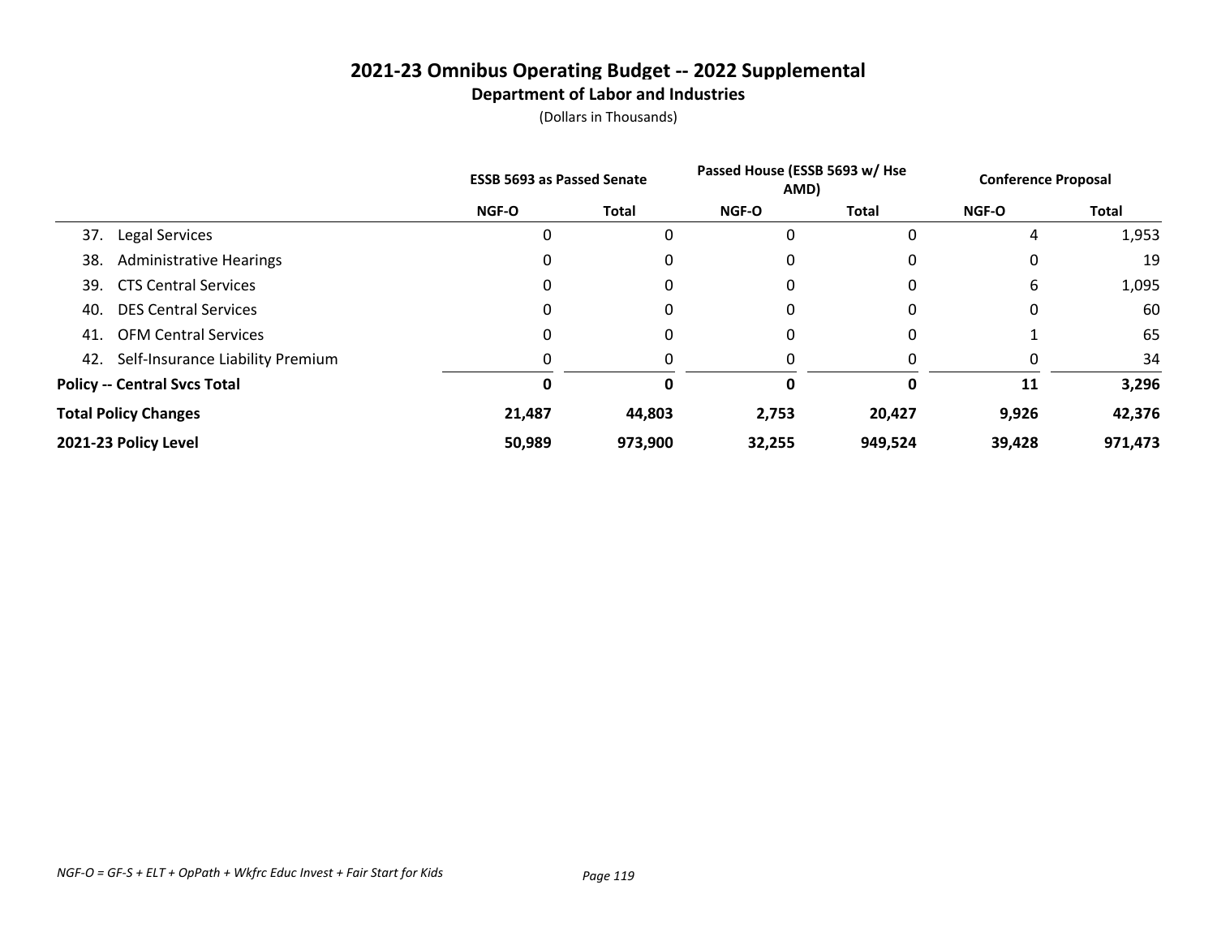# 2021-23 Omnibus Operating Budget -- 2022 Supplemental

## Department of Labor and Industries

(Dollars in Thousands)

| | ESSB 5693 as Passed Senate | | Passed House (ESSB 5693 w/ Hse AMD) | | Conference Proposal | |
|---|---|---|---|---|---|---|
| | NGF-O | Total | NGF-O | Total | NGF-O | Total |
| 37. Legal Services | 0 | 0 | 0 | 0 | 4 | 1,953 |
| 38. Administrative Hearings | 0 | 0 | 0 | 0 | 0 | 19 |
| 39. CTS Central Services | 0 | 0 | 0 | 0 | 6 | 1,095 |
| 40. DES Central Services | 0 | 0 | 0 | 0 | 0 | 60 |
| 41. OFM Central Services | 0 | 0 | 0 | 0 | 1 | 65 |
| 42. Self-Insurance Liability Premium | 0 | 0 | 0 | 0 | 0 | 34 |
| **Policy -- Central Svcs Total** | **0** | **0** | **0** | **0** | **11** | **3,296** |
| **Total Policy Changes** | **21,487** | **44,803** | **2,753** | **20,427** | **9,926** | **42,376** |
| **2021-23 Policy Level** | **50,989** | **973,900** | **32,255** | **949,524** | **39,428** | **971,473** |

*NGF-O = GF-S + ELT + OpPath + Wkfrc Educ Invest + Fair Start for Kids*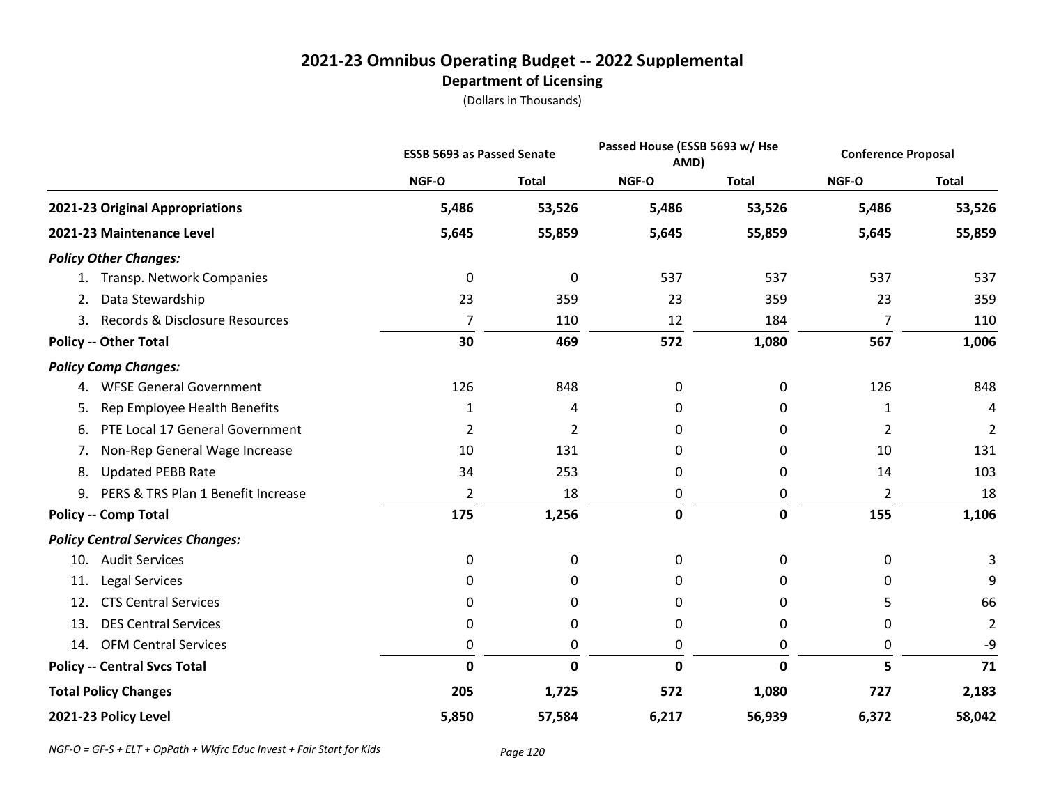# 2021-23 Omnibus Operating Budget -- 2022 Supplemental

## Department of Licensing

(Dollars in Thousands)

| | ESSB 5693 as Passed Senate | | Passed House (ESSB 5693 w/ Hse AMD) | | Conference Proposal | |
|---|---|---|---|---|---|---|
| | NGF-O | Total | NGF-O | Total | NGF-O | Total |
| **2021-23 Original Appropriations** | **5,486** | **53,526** | **5,486** | **53,526** | **5,486** | **53,526** |
| **2021-23 Maintenance Level** | **5,645** | **55,859** | **5,645** | **55,859** | **5,645** | **55,859** |
| ***Policy Other Changes:*** | | | | | | |
| 1. Transp. Network Companies | 0 | 0 | 537 | 537 | 537 | 537 |
| 2. Data Stewardship | 23 | 359 | 23 | 359 | 23 | 359 |
| 3. Records & Disclosure Resources | 7 | 110 | 12 | 184 | 7 | 110 |
| **Policy -- Other Total** | **30** | **469** | **572** | **1,080** | **567** | **1,006** |
| ***Policy Comp Changes:*** | | | | | | |
| 4. WFSE General Government | 126 | 848 | 0 | 0 | 126 | 848 |
| 5. Rep Employee Health Benefits | 1 | 4 | 0 | 0 | 1 | 4 |
| 6. PTE Local 17 General Government | 2 | 2 | 0 | 0 | 2 | 2 |
| 7. Non-Rep General Wage Increase | 10 | 131 | 0 | 0 | 10 | 131 |
| 8. Updated PEBB Rate | 34 | 253 | 0 | 0 | 14 | 103 |
| 9. PERS & TRS Plan 1 Benefit Increase | 2 | 18 | 0 | 0 | 2 | 18 |
| **Policy -- Comp Total** | **175** | **1,256** | **0** | **0** | **155** | **1,106** |
| ***Policy Central Services Changes:*** | | | | | | |
| 10. Audit Services | 0 | 0 | 0 | 0 | 0 | 3 |
| 11. Legal Services | 0 | 0 | 0 | 0 | 0 | 9 |
| 12. CTS Central Services | 0 | 0 | 0 | 0 | 5 | 66 |
| 13. DES Central Services | 0 | 0 | 0 | 0 | 0 | 2 |
| 14. OFM Central Services | 0 | 0 | 0 | 0 | 0 | -9 |
| **Policy -- Central Svcs Total** | **0** | **0** | **0** | **0** | **5** | **71** |
| **Total Policy Changes** | **205** | **1,725** | **572** | **1,080** | **727** | **2,183** |
| **2021-23 Policy Level** | **5,850** | **57,584** | **6,217** | **56,939** | **6,372** | **58,042** |

*NGF-O = GF-S + ELT + OpPath + Wkfrc Educ Invest + Fair Start for Kids*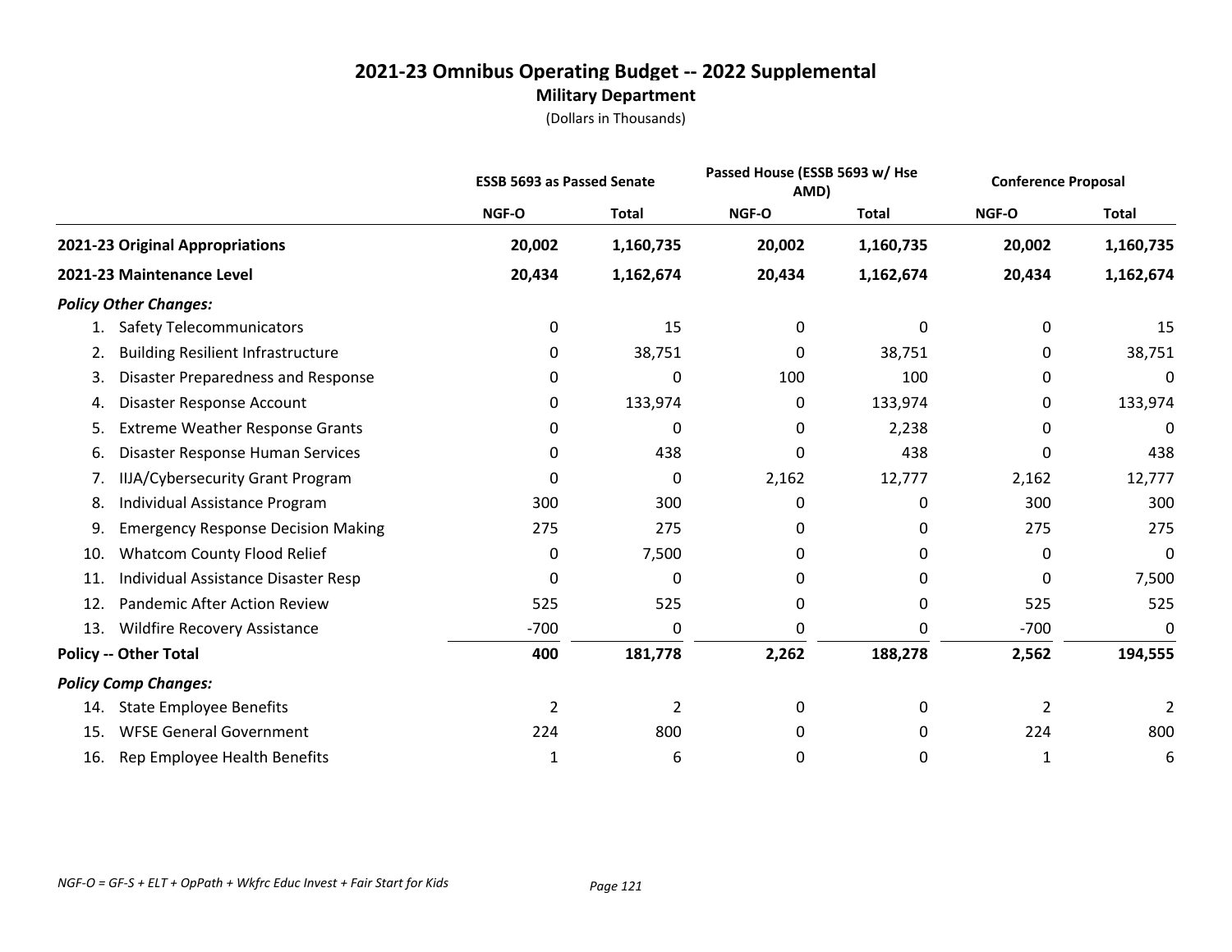# 2021-23 Omnibus Operating Budget -- 2022 Supplemental

## Military Department

(Dollars in Thousands)

| | ESSB 5693 as Passed Senate | | Passed House (ESSB 5693 w/ Hse AMD) | | Conference Proposal | |
|---|---|---|---|---|---|---|
| | NGF-O | Total | NGF-O | Total | NGF-O | Total |
| **2021-23 Original Appropriations** | **20,002** | **1,160,735** | **20,002** | **1,160,735** | **20,002** | **1,160,735** |
| **2021-23 Maintenance Level** | **20,434** | **1,162,674** | **20,434** | **1,162,674** | **20,434** | **1,162,674** |
| ***Policy Other Changes:*** | | | | | | |
| 1. Safety Telecommunicators | 0 | 15 | 0 | 0 | 0 | 15 |
| 2. Building Resilient Infrastructure | 0 | 38,751 | 0 | 38,751 | 0 | 38,751 |
| 3. Disaster Preparedness and Response | 0 | 0 | 100 | 100 | 0 | 0 |
| 4. Disaster Response Account | 0 | 133,974 | 0 | 133,974 | 0 | 133,974 |
| 5. Extreme Weather Response Grants | 0 | 0 | 0 | 2,238 | 0 | 0 |
| 6. Disaster Response Human Services | 0 | 438 | 0 | 438 | 0 | 438 |
| 7. IIJA/Cybersecurity Grant Program | 0 | 0 | 2,162 | 12,777 | 2,162 | 12,777 |
| 8. Individual Assistance Program | 300 | 300 | 0 | 0 | 300 | 300 |
| 9. Emergency Response Decision Making | 275 | 275 | 0 | 0 | 275 | 275 |
| 10. Whatcom County Flood Relief | 0 | 7,500 | 0 | 0 | 0 | 0 |
| 11. Individual Assistance Disaster Resp | 0 | 0 | 0 | 0 | 0 | 7,500 |
| 12. Pandemic After Action Review | 525 | 525 | 0 | 0 | 525 | 525 |
| 13. Wildfire Recovery Assistance | -700 | 0 | 0 | 0 | -700 | 0 |
| **Policy -- Other Total** | **400** | **181,778** | **2,262** | **188,278** | **2,562** | **194,555** |
| ***Policy Comp Changes:*** | | | | | | |
| 14. State Employee Benefits | 2 | 2 | 0 | 0 | 2 | 2 |
| 15. WFSE General Government | 224 | 800 | 0 | 0 | 224 | 800 |
| 16. Rep Employee Health Benefits | 1 | 6 | 0 | 0 | 1 | 6 |

*NGF-O = GF-S + ELT + OpPath + Wkfrc Educ Invest + Fair Start for Kids*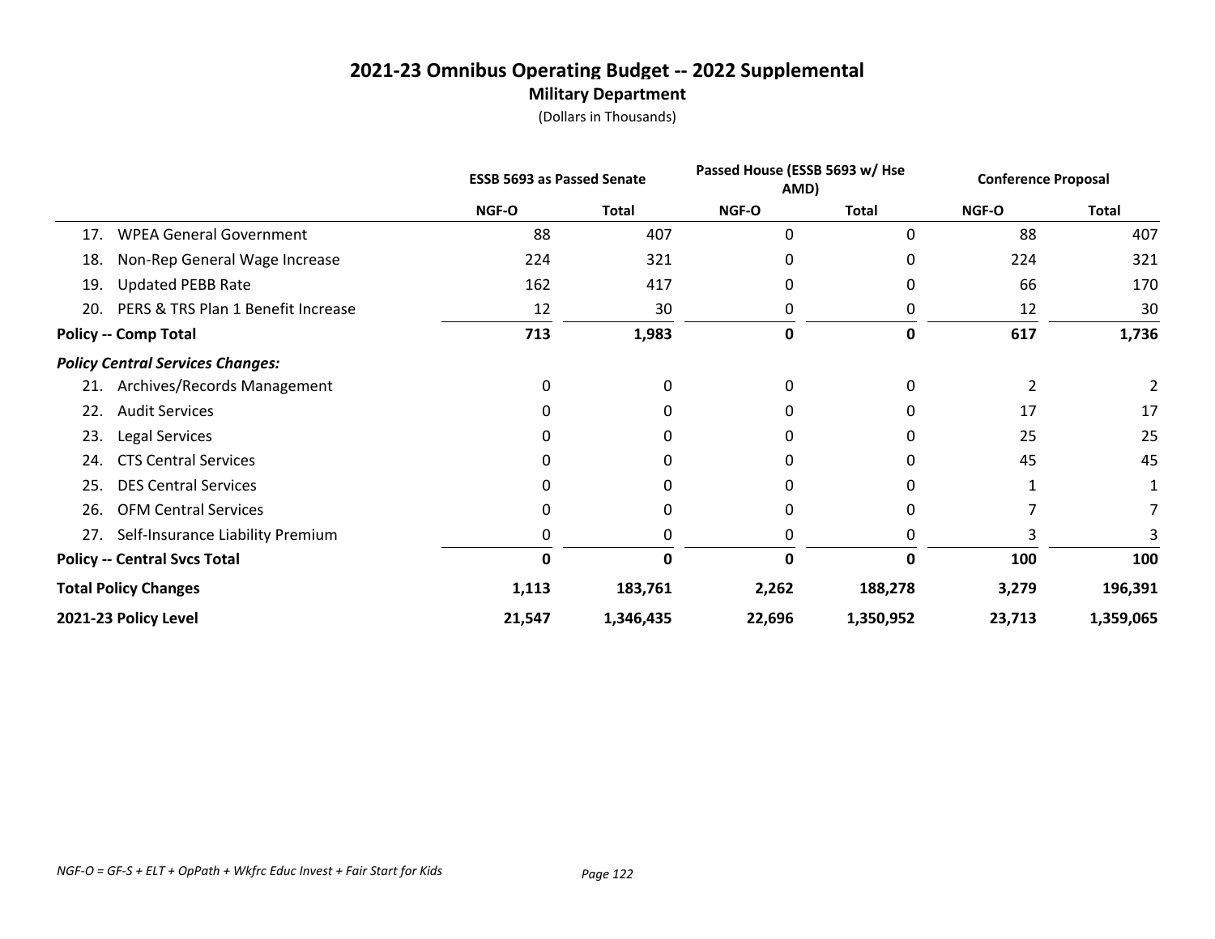# 2021-23 Omnibus Operating Budget -- 2022 Supplemental

## Military Department

(Dollars in Thousands)

| | ESSB 5693 as Passed Senate | | Passed House (ESSB 5693 w/ Hse AMD) | | Conference Proposal | |
|---|---|---|---|---|---|---|
| | NGF-O | Total | NGF-O | Total | NGF-O | Total |
| 17. WPEA General Government | 88 | 407 | 0 | 0 | 88 | 407 |
| 18. Non-Rep General Wage Increase | 224 | 321 | 0 | 0 | 224 | 321 |
| 19. Updated PEBB Rate | 162 | 417 | 0 | 0 | 66 | 170 |
| 20. PERS & TRS Plan 1 Benefit Increase | 12 | 30 | 0 | 0 | 12 | 30 |
| **Policy -- Comp Total** | **713** | **1,983** | **0** | **0** | **617** | **1,736** |
| ***Policy Central Services Changes:*** | | | | | | |
| 21. Archives/Records Management | 0 | 0 | 0 | 0 | 2 | 2 |
| 22. Audit Services | 0 | 0 | 0 | 0 | 17 | 17 |
| 23. Legal Services | 0 | 0 | 0 | 0 | 25 | 25 |
| 24. CTS Central Services | 0 | 0 | 0 | 0 | 45 | 45 |
| 25. DES Central Services | 0 | 0 | 0 | 0 | 1 | 1 |
| 26. OFM Central Services | 0 | 0 | 0 | 0 | 7 | 7 |
| 27. Self-Insurance Liability Premium | 0 | 0 | 0 | 0 | 3 | 3 |
| **Policy -- Central Svcs Total** | **0** | **0** | **0** | **0** | **100** | **100** |
| **Total Policy Changes** | **1,113** | **183,761** | **2,262** | **188,278** | **3,279** | **196,391** |
| **2021-23 Policy Level** | **21,547** | **1,346,435** | **22,696** | **1,350,952** | **23,713** | **1,359,065** |

*NGF-O = GF-S + ELT + OpPath + Wkfrc Educ Invest + Fair Start for Kids*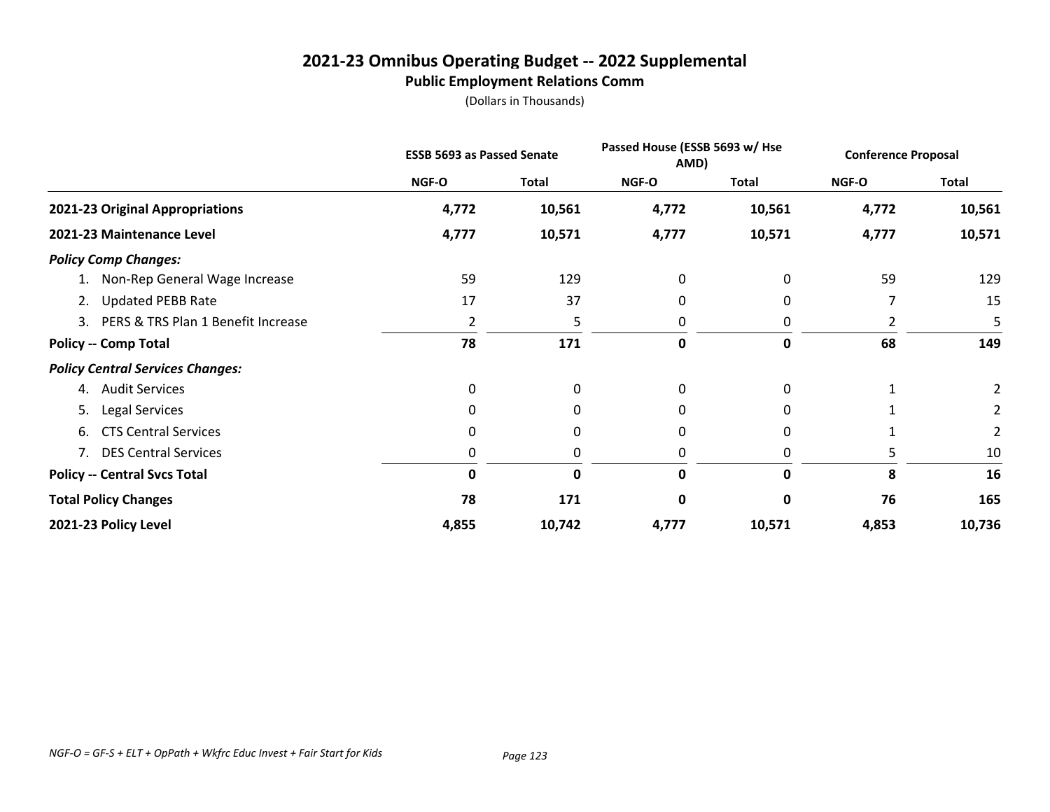# 2021-23 Omnibus Operating Budget -- 2022 Supplemental

## Public Employment Relations Comm

(Dollars in Thousands)

| | ESSB 5693 as Passed Senate | | Passed House (ESSB 5693 w/ Hse AMD) | | Conference Proposal | |
|---|---|---|---|---|---|---|
| | NGF-O | Total | NGF-O | Total | NGF-O | Total |
| **2021-23 Original Appropriations** | **4,772** | **10,561** | **4,772** | **10,561** | **4,772** | **10,561** |
| **2021-23 Maintenance Level** | **4,777** | **10,571** | **4,777** | **10,571** | **4,777** | **10,571** |
| ***Policy Comp Changes:*** | | | | | | |
| 1. Non-Rep General Wage Increase | 59 | 129 | 0 | 0 | 59 | 129 |
| 2. Updated PEBB Rate | 17 | 37 | 0 | 0 | 7 | 15 |
| 3. PERS & TRS Plan 1 Benefit Increase | 2 | 5 | 0 | 0 | 2 | 5 |
| **Policy -- Comp Total** | **78** | **171** | **0** | **0** | **68** | **149** |
| ***Policy Central Services Changes:*** | | | | | | |
| 4. Audit Services | 0 | 0 | 0 | 0 | 1 | 2 |
| 5. Legal Services | 0 | 0 | 0 | 0 | 1 | 2 |
| 6. CTS Central Services | 0 | 0 | 0 | 0 | 1 | 2 |
| 7. DES Central Services | 0 | 0 | 0 | 0 | 5 | 10 |
| **Policy -- Central Svcs Total** | **0** | **0** | **0** | **0** | **8** | **16** |
| **Total Policy Changes** | **78** | **171** | **0** | **0** | **76** | **165** |
| **2021-23 Policy Level** | **4,855** | **10,742** | **4,777** | **10,571** | **4,853** | **10,736** |

*NGF-O = GF-S + ELT + OpPath + Wkfrc Educ Invest + Fair Start for Kids*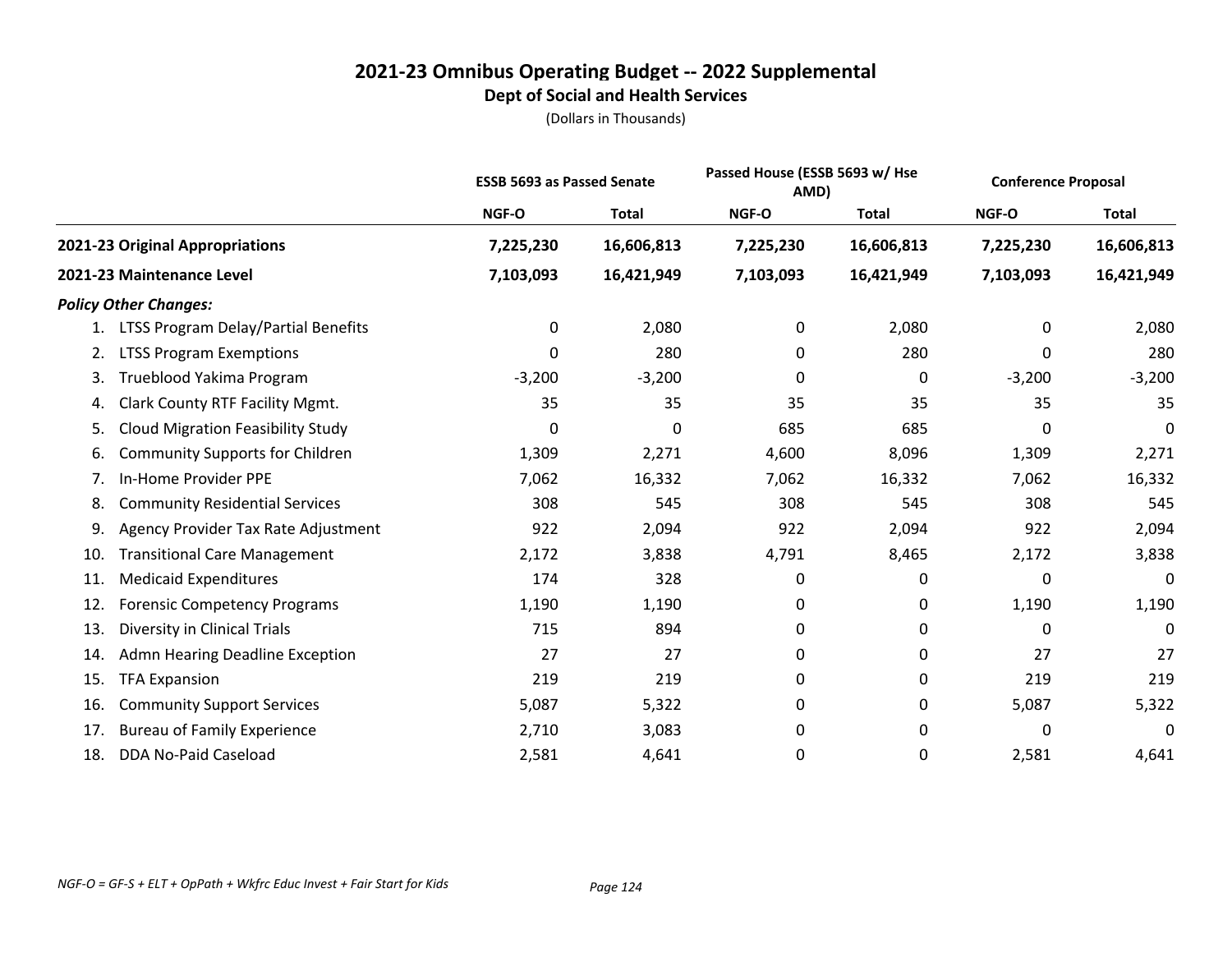# 2021-23 Omnibus Operating Budget -- 2022 Supplemental

## Dept of Social and Health Services

(Dollars in Thousands)

| | ESSB 5693 as Passed Senate | | Passed House (ESSB 5693 w/ Hse AMD) | | Conference Proposal | |
|---|---|---|---|---|---|---|
| | NGF-O | Total | NGF-O | Total | NGF-O | Total |
| **2021-23 Original Appropriations** | **7,225,230** | **16,606,813** | **7,225,230** | **16,606,813** | **7,225,230** | **16,606,813** |
| **2021-23 Maintenance Level** | **7,103,093** | **16,421,949** | **7,103,093** | **16,421,949** | **7,103,093** | **16,421,949** |
| ***Policy Other Changes:*** | | | | | | |
| 1. LTSS Program Delay/Partial Benefits | 0 | 2,080 | 0 | 2,080 | 0 | 2,080 |
| 2. LTSS Program Exemptions | 0 | 280 | 0 | 280 | 0 | 280 |
| 3. Trueblood Yakima Program | -3,200 | -3,200 | 0 | 0 | -3,200 | -3,200 |
| 4. Clark County RTF Facility Mgmt. | 35 | 35 | 35 | 35 | 35 | 35 |
| 5. Cloud Migration Feasibility Study | 0 | 0 | 685 | 685 | 0 | 0 |
| 6. Community Supports for Children | 1,309 | 2,271 | 4,600 | 8,096 | 1,309 | 2,271 |
| 7. In-Home Provider PPE | 7,062 | 16,332 | 7,062 | 16,332 | 7,062 | 16,332 |
| 8. Community Residential Services | 308 | 545 | 308 | 545 | 308 | 545 |
| 9. Agency Provider Tax Rate Adjustment | 922 | 2,094 | 922 | 2,094 | 922 | 2,094 |
| 10. Transitional Care Management | 2,172 | 3,838 | 4,791 | 8,465 | 2,172 | 3,838 |
| 11. Medicaid Expenditures | 174 | 328 | 0 | 0 | 0 | 0 |
| 12. Forensic Competency Programs | 1,190 | 1,190 | 0 | 0 | 1,190 | 1,190 |
| 13. Diversity in Clinical Trials | 715 | 894 | 0 | 0 | 0 | 0 |
| 14. Admn Hearing Deadline Exception | 27 | 27 | 0 | 0 | 27 | 27 |
| 15. TFA Expansion | 219 | 219 | 0 | 0 | 219 | 219 |
| 16. Community Support Services | 5,087 | 5,322 | 0 | 0 | 5,087 | 5,322 |
| 17. Bureau of Family Experience | 2,710 | 3,083 | 0 | 0 | 0 | 0 |
| 18. DDA No-Paid Caseload | 2,581 | 4,641 | 0 | 0 | 2,581 | 4,641 |

*NGF-O = GF-S + ELT + OpPath + Wkfrc Educ Invest + Fair Start for Kids*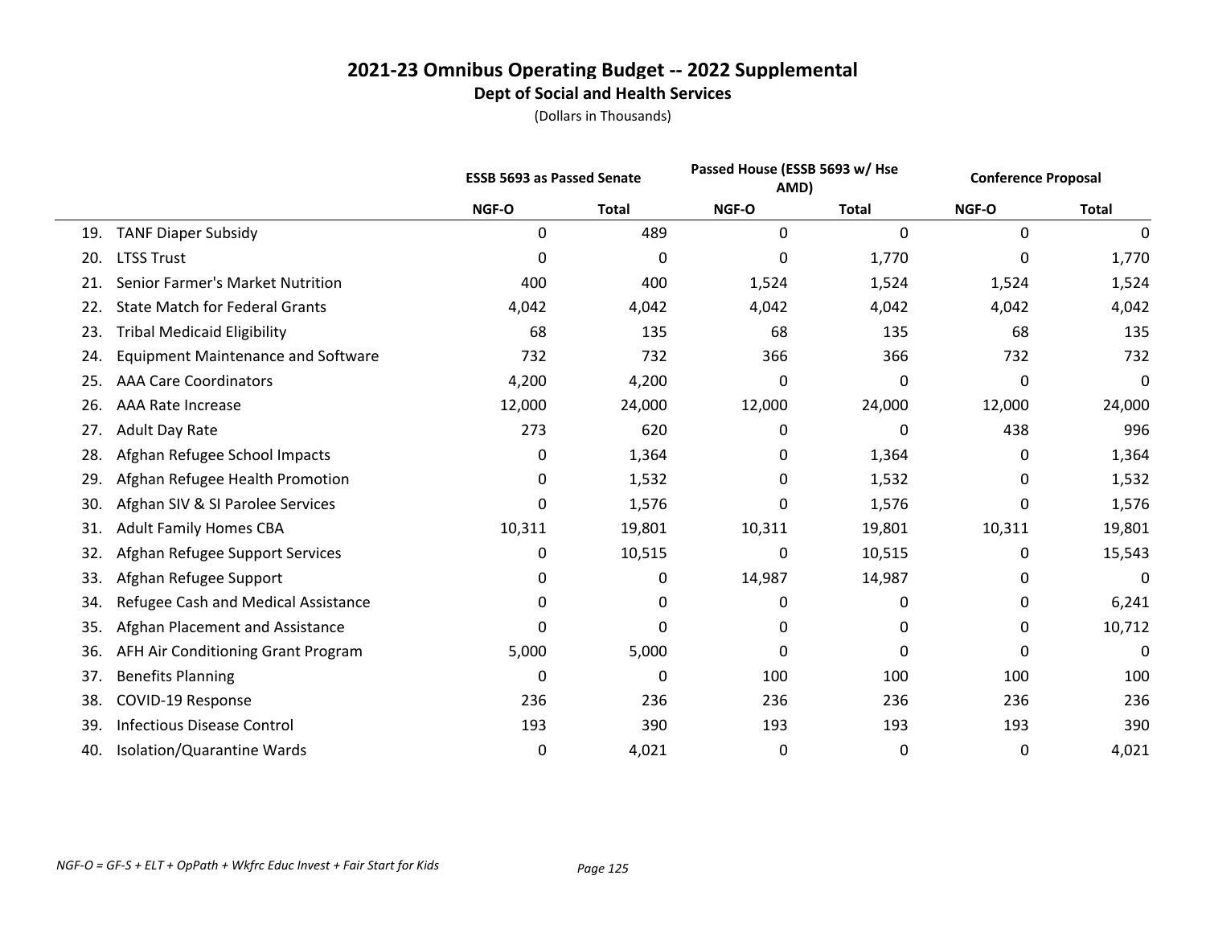# 2021-23 Omnibus Operating Budget -- 2022 Supplemental

## Dept of Social and Health Services

(Dollars in Thousands)

| | ESSB 5693 as Passed Senate | | Passed House (ESSB 5693 w/ Hse AMD) | | Conference Proposal | |
|---|---|---|---|---|---|---|
| | NGF-O | Total | NGF-O | Total | NGF-O | Total |
| 19. TANF Diaper Subsidy | 0 | 489 | 0 | 0 | 0 | 0 |
| 20. LTSS Trust | 0 | 0 | 0 | 1,770 | 0 | 1,770 |
| 21. Senior Farmer's Market Nutrition | 400 | 400 | 1,524 | 1,524 | 1,524 | 1,524 |
| 22. State Match for Federal Grants | 4,042 | 4,042 | 4,042 | 4,042 | 4,042 | 4,042 |
| 23. Tribal Medicaid Eligibility | 68 | 135 | 68 | 135 | 68 | 135 |
| 24. Equipment Maintenance and Software | 732 | 732 | 366 | 366 | 732 | 732 |
| 25. AAA Care Coordinators | 4,200 | 4,200 | 0 | 0 | 0 | 0 |
| 26. AAA Rate Increase | 12,000 | 24,000 | 12,000 | 24,000 | 12,000 | 24,000 |
| 27. Adult Day Rate | 273 | 620 | 0 | 0 | 438 | 996 |
| 28. Afghan Refugee School Impacts | 0 | 1,364 | 0 | 1,364 | 0 | 1,364 |
| 29. Afghan Refugee Health Promotion | 0 | 1,532 | 0 | 1,532 | 0 | 1,532 |
| 30. Afghan SIV & SI Parolee Services | 0 | 1,576 | 0 | 1,576 | 0 | 1,576 |
| 31. Adult Family Homes CBA | 10,311 | 19,801 | 10,311 | 19,801 | 10,311 | 19,801 |
| 32. Afghan Refugee Support Services | 0 | 10,515 | 0 | 10,515 | 0 | 15,543 |
| 33. Afghan Refugee Support | 0 | 0 | 14,987 | 14,987 | 0 | 0 |
| 34. Refugee Cash and Medical Assistance | 0 | 0 | 0 | 0 | 0 | 6,241 |
| 35. Afghan Placement and Assistance | 0 | 0 | 0 | 0 | 0 | 10,712 |
| 36. AFH Air Conditioning Grant Program | 5,000 | 5,000 | 0 | 0 | 0 | 0 |
| 37. Benefits Planning | 0 | 0 | 100 | 100 | 100 | 100 |
| 38. COVID-19 Response | 236 | 236 | 236 | 236 | 236 | 236 |
| 39. Infectious Disease Control | 193 | 390 | 193 | 193 | 193 | 390 |
| 40. Isolation/Quarantine Wards | 0 | 4,021 | 0 | 0 | 0 | 4,021 |

*NGF-O = GF-S + ELT + OpPath + Wkfrc Educ Invest + Fair Start for Kids*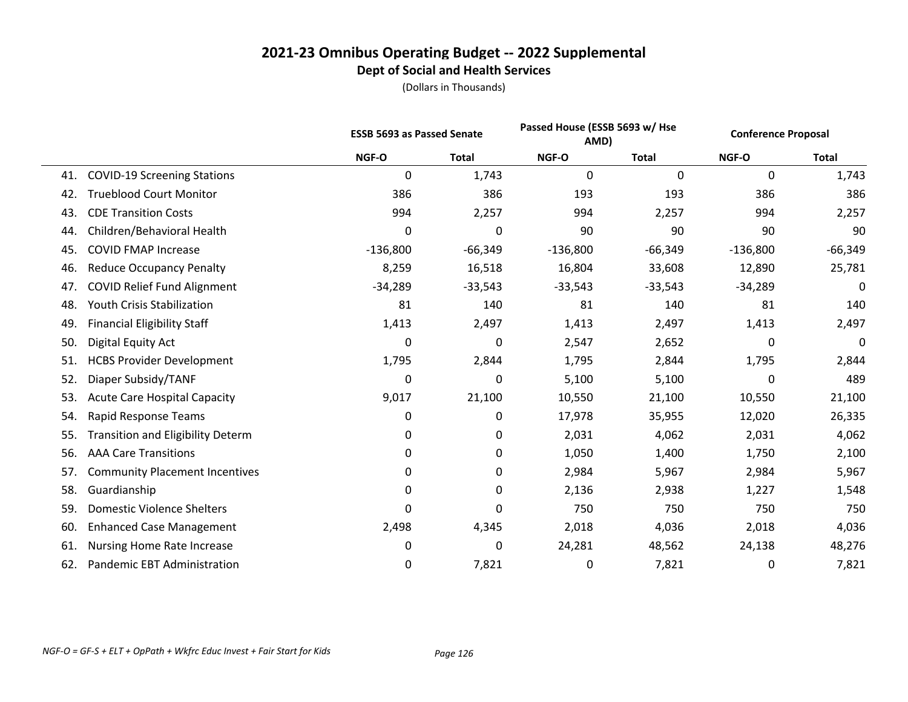# 2021-23 Omnibus Operating Budget -- 2022 Supplemental

## Dept of Social and Health Services

(Dollars in Thousands)

| | ESSB 5693 as Passed Senate | | Passed House (ESSB 5693 w/ Hse AMD) | | Conference Proposal | |
|---|---|---|---|---|---|---|
| | NGF-O | Total | NGF-O | Total | NGF-O | Total |
| 41. COVID-19 Screening Stations | 0 | 1,743 | 0 | 0 | 0 | 1,743 |
| 42. Trueblood Court Monitor | 386 | 386 | 193 | 193 | 386 | 386 |
| 43. CDE Transition Costs | 994 | 2,257 | 994 | 2,257 | 994 | 2,257 |
| 44. Children/Behavioral Health | 0 | 0 | 90 | 90 | 90 | 90 |
| 45. COVID FMAP Increase | -136,800 | -66,349 | -136,800 | -66,349 | -136,800 | -66,349 |
| 46. Reduce Occupancy Penalty | 8,259 | 16,518 | 16,804 | 33,608 | 12,890 | 25,781 |
| 47. COVID Relief Fund Alignment | -34,289 | -33,543 | -33,543 | -33,543 | -34,289 | 0 |
| 48. Youth Crisis Stabilization | 81 | 140 | 81 | 140 | 81 | 140 |
| 49. Financial Eligibility Staff | 1,413 | 2,497 | 1,413 | 2,497 | 1,413 | 2,497 |
| 50. Digital Equity Act | 0 | 0 | 2,547 | 2,652 | 0 | 0 |
| 51. HCBS Provider Development | 1,795 | 2,844 | 1,795 | 2,844 | 1,795 | 2,844 |
| 52. Diaper Subsidy/TANF | 0 | 0 | 5,100 | 5,100 | 0 | 489 |
| 53. Acute Care Hospital Capacity | 9,017 | 21,100 | 10,550 | 21,100 | 10,550 | 21,100 |
| 54. Rapid Response Teams | 0 | 0 | 17,978 | 35,955 | 12,020 | 26,335 |
| 55. Transition and Eligibility Determ | 0 | 0 | 2,031 | 4,062 | 2,031 | 4,062 |
| 56. AAA Care Transitions | 0 | 0 | 1,050 | 1,400 | 1,750 | 2,100 |
| 57. Community Placement Incentives | 0 | 0 | 2,984 | 5,967 | 2,984 | 5,967 |
| 58. Guardianship | 0 | 0 | 2,136 | 2,938 | 1,227 | 1,548 |
| 59. Domestic Violence Shelters | 0 | 0 | 750 | 750 | 750 | 750 |
| 60. Enhanced Case Management | 2,498 | 4,345 | 2,018 | 4,036 | 2,018 | 4,036 |
| 61. Nursing Home Rate Increase | 0 | 0 | 24,281 | 48,562 | 24,138 | 48,276 |
| 62. Pandemic EBT Administration | 0 | 7,821 | 0 | 7,821 | 0 | 7,821 |

*NGF-O = GF-S + ELT + OpPath + Wkfrc Educ Invest + Fair Start for Kids*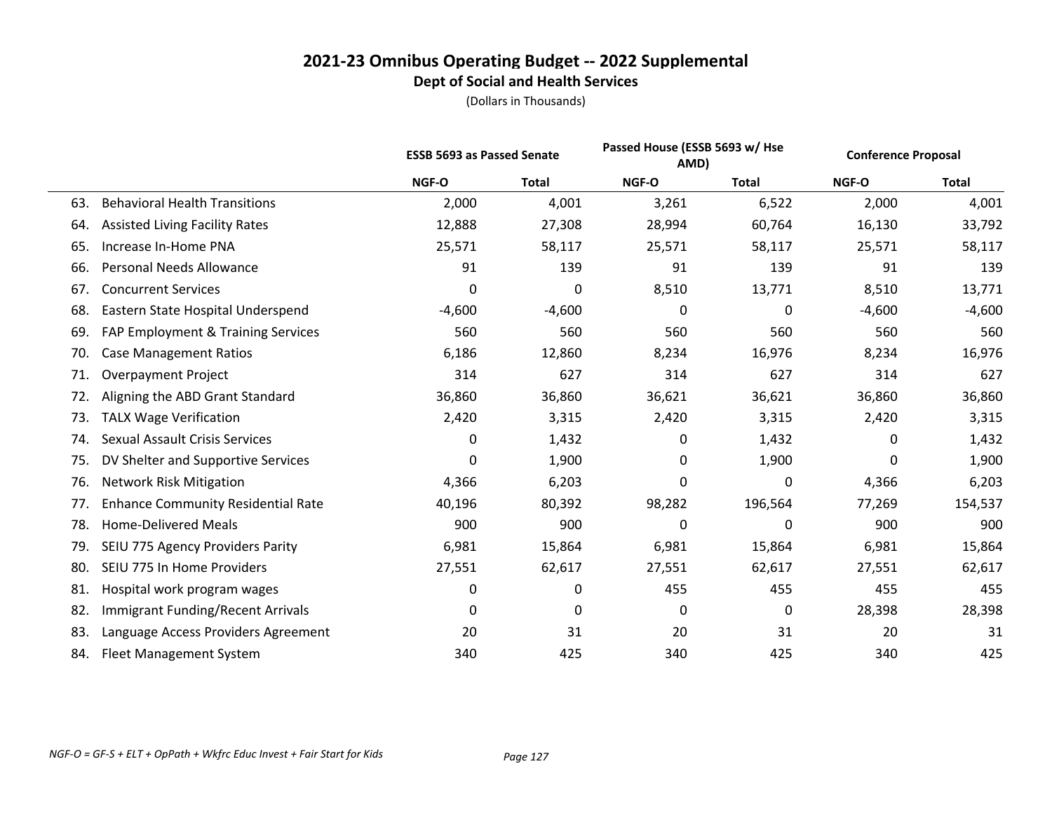# 2021-23 Omnibus Operating Budget -- 2022 Supplemental

## Dept of Social and Health Services

(Dollars in Thousands)

| | ESSB 5693 as Passed Senate | | Passed House (ESSB 5693 w/ Hse AMD) | | Conference Proposal | |
|---|---|---|---|---|---|---|
| | NGF-O | Total | NGF-O | Total | NGF-O | Total |
| 63. Behavioral Health Transitions | 2,000 | 4,001 | 3,261 | 6,522 | 2,000 | 4,001 |
| 64. Assisted Living Facility Rates | 12,888 | 27,308 | 28,994 | 60,764 | 16,130 | 33,792 |
| 65. Increase In-Home PNA | 25,571 | 58,117 | 25,571 | 58,117 | 25,571 | 58,117 |
| 66. Personal Needs Allowance | 91 | 139 | 91 | 139 | 91 | 139 |
| 67. Concurrent Services | 0 | 0 | 8,510 | 13,771 | 8,510 | 13,771 |
| 68. Eastern State Hospital Underspend | -4,600 | -4,600 | 0 | 0 | -4,600 | -4,600 |
| 69. FAP Employment & Training Services | 560 | 560 | 560 | 560 | 560 | 560 |
| 70. Case Management Ratios | 6,186 | 12,860 | 8,234 | 16,976 | 8,234 | 16,976 |
| 71. Overpayment Project | 314 | 627 | 314 | 627 | 314 | 627 |
| 72. Aligning the ABD Grant Standard | 36,860 | 36,860 | 36,621 | 36,621 | 36,860 | 36,860 |
| 73. TALX Wage Verification | 2,420 | 3,315 | 2,420 | 3,315 | 2,420 | 3,315 |
| 74. Sexual Assault Crisis Services | 0 | 1,432 | 0 | 1,432 | 0 | 1,432 |
| 75. DV Shelter and Supportive Services | 0 | 1,900 | 0 | 1,900 | 0 | 1,900 |
| 76. Network Risk Mitigation | 4,366 | 6,203 | 0 | 0 | 4,366 | 6,203 |
| 77. Enhance Community Residential Rate | 40,196 | 80,392 | 98,282 | 196,564 | 77,269 | 154,537 |
| 78. Home-Delivered Meals | 900 | 900 | 0 | 0 | 900 | 900 |
| 79. SEIU 775 Agency Providers Parity | 6,981 | 15,864 | 6,981 | 15,864 | 6,981 | 15,864 |
| 80. SEIU 775 In Home Providers | 27,551 | 62,617 | 27,551 | 62,617 | 27,551 | 62,617 |
| 81. Hospital work program wages | 0 | 0 | 455 | 455 | 455 | 455 |
| 82. Immigrant Funding/Recent Arrivals | 0 | 0 | 0 | 0 | 28,398 | 28,398 |
| 83. Language Access Providers Agreement | 20 | 31 | 20 | 31 | 20 | 31 |
| 84. Fleet Management System | 340 | 425 | 340 | 425 | 340 | 425 |

*NGF-O = GF-S + ELT + OpPath + Wkfrc Educ Invest + Fair Start for Kids*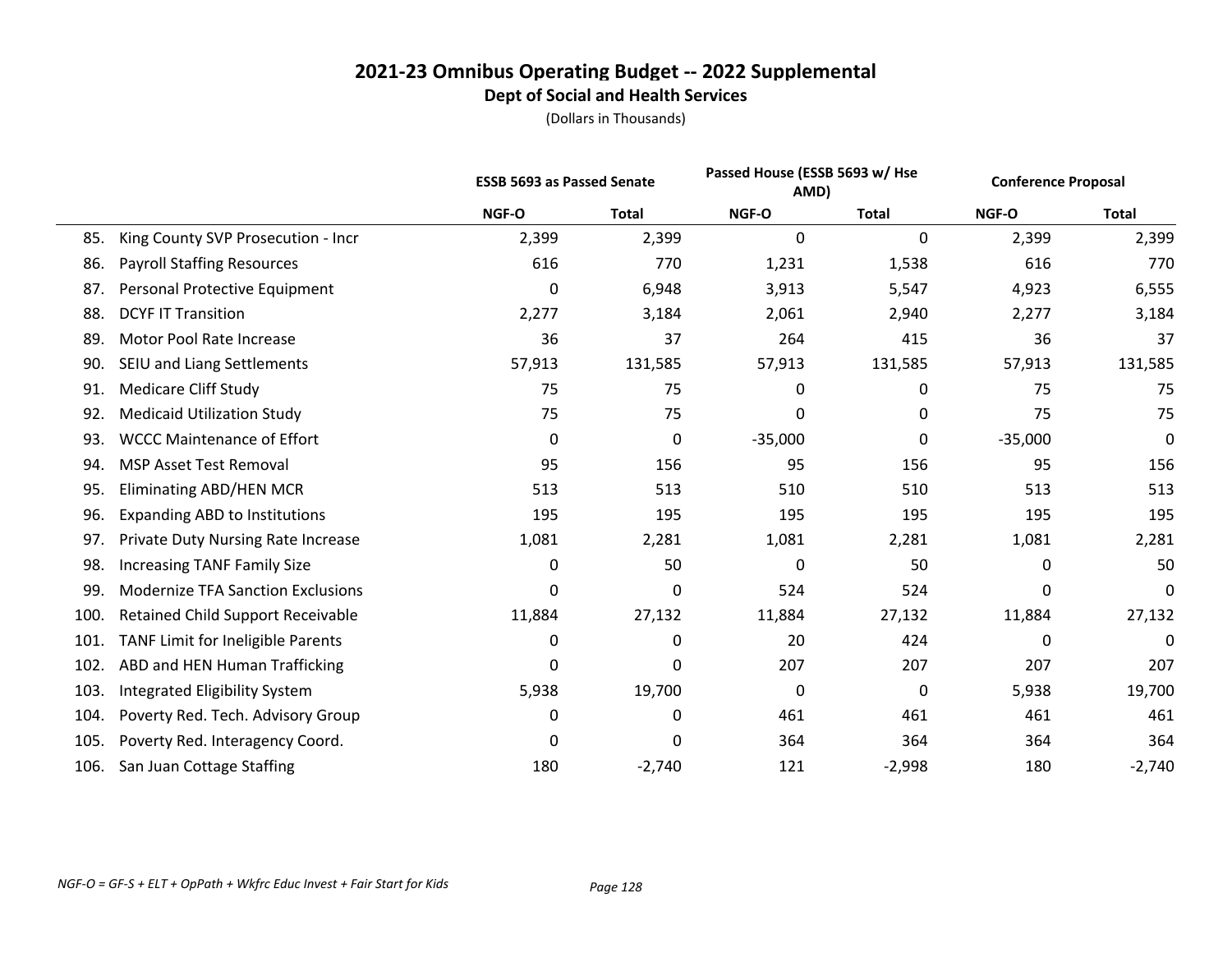# 2021-23 Omnibus Operating Budget -- 2022 Supplemental

## Dept of Social and Health Services

(Dollars in Thousands)

| | ESSB 5693 as Passed Senate | | Passed House (ESSB 5693 w/ Hse AMD) | | Conference Proposal | |
|---|---|---|---|---|---|---|
| | NGF-O | Total | NGF-O | Total | NGF-O | Total |
| 85. King County SVP Prosecution - Incr | 2,399 | 2,399 | 0 | 0 | 2,399 | 2,399 |
| 86. Payroll Staffing Resources | 616 | 770 | 1,231 | 1,538 | 616 | 770 |
| 87. Personal Protective Equipment | 0 | 6,948 | 3,913 | 5,547 | 4,923 | 6,555 |
| 88. DCYF IT Transition | 2,277 | 3,184 | 2,061 | 2,940 | 2,277 | 3,184 |
| 89. Motor Pool Rate Increase | 36 | 37 | 264 | 415 | 36 | 37 |
| 90. SEIU and Liang Settlements | 57,913 | 131,585 | 57,913 | 131,585 | 57,913 | 131,585 |
| 91. Medicare Cliff Study | 75 | 75 | 0 | 0 | 75 | 75 |
| 92. Medicaid Utilization Study | 75 | 75 | 0 | 0 | 75 | 75 |
| 93. WCCC Maintenance of Effort | 0 | 0 | -35,000 | 0 | -35,000 | 0 |
| 94. MSP Asset Test Removal | 95 | 156 | 95 | 156 | 95 | 156 |
| 95. Eliminating ABD/HEN MCR | 513 | 513 | 510 | 510 | 513 | 513 |
| 96. Expanding ABD to Institutions | 195 | 195 | 195 | 195 | 195 | 195 |
| 97. Private Duty Nursing Rate Increase | 1,081 | 2,281 | 1,081 | 2,281 | 1,081 | 2,281 |
| 98. Increasing TANF Family Size | 0 | 50 | 0 | 50 | 0 | 50 |
| 99. Modernize TFA Sanction Exclusions | 0 | 0 | 524 | 524 | 0 | 0 |
| 100. Retained Child Support Receivable | 11,884 | 27,132 | 11,884 | 27,132 | 11,884 | 27,132 |
| 101. TANF Limit for Ineligible Parents | 0 | 0 | 20 | 424 | 0 | 0 |
| 102. ABD and HEN Human Trafficking | 0 | 0 | 207 | 207 | 207 | 207 |
| 103. Integrated Eligibility System | 5,938 | 19,700 | 0 | 0 | 5,938 | 19,700 |
| 104. Poverty Red. Tech. Advisory Group | 0 | 0 | 461 | 461 | 461 | 461 |
| 105. Poverty Red. Interagency Coord. | 0 | 0 | 364 | 364 | 364 | 364 |
| 106. San Juan Cottage Staffing | 180 | -2,740 | 121 | -2,998 | 180 | -2,740 |

*NGF-O = GF-S + ELT + OpPath + Wkfrc Educ Invest + Fair Start for Kids*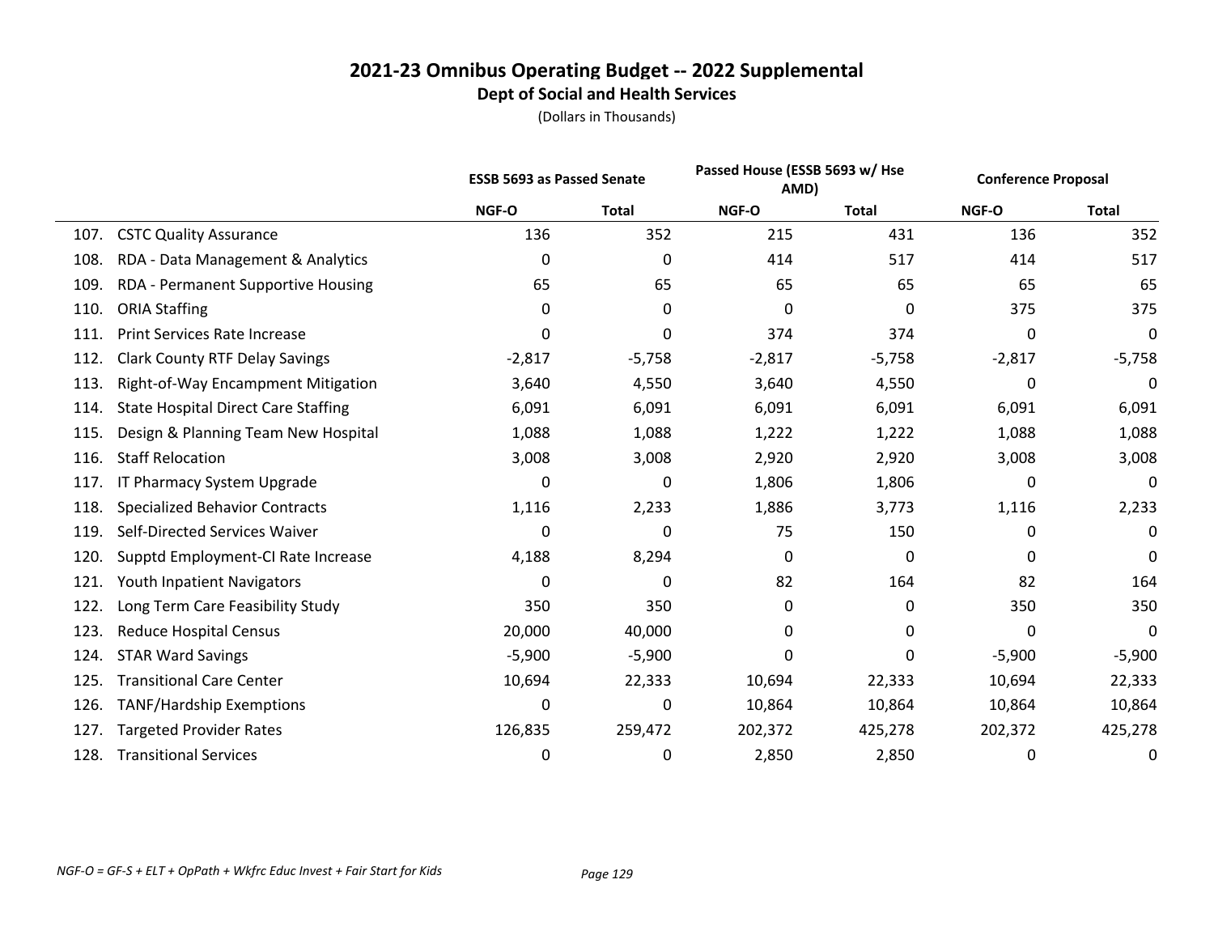# 2021-23 Omnibus Operating Budget -- 2022 Supplemental

## Dept of Social and Health Services

(Dollars in Thousands)

| | ESSB 5693 as Passed Senate | | Passed House (ESSB 5693 w/ Hse AMD) | | Conference Proposal | |
|---|---|---|---|---|---|---|
| | NGF-O | Total | NGF-O | Total | NGF-O | Total |
| 107. CSTC Quality Assurance | 136 | 352 | 215 | 431 | 136 | 352 |
| 108. RDA - Data Management & Analytics | 0 | 0 | 414 | 517 | 414 | 517 |
| 109. RDA - Permanent Supportive Housing | 65 | 65 | 65 | 65 | 65 | 65 |
| 110. ORIA Staffing | 0 | 0 | 0 | 0 | 375 | 375 |
| 111. Print Services Rate Increase | 0 | 0 | 374 | 374 | 0 | 0 |
| 112. Clark County RTF Delay Savings | -2,817 | -5,758 | -2,817 | -5,758 | -2,817 | -5,758 |
| 113. Right-of-Way Encampment Mitigation | 3,640 | 4,550 | 3,640 | 4,550 | 0 | 0 |
| 114. State Hospital Direct Care Staffing | 6,091 | 6,091 | 6,091 | 6,091 | 6,091 | 6,091 |
| 115. Design & Planning Team New Hospital | 1,088 | 1,088 | 1,222 | 1,222 | 1,088 | 1,088 |
| 116. Staff Relocation | 3,008 | 3,008 | 2,920 | 2,920 | 3,008 | 3,008 |
| 117. IT Pharmacy System Upgrade | 0 | 0 | 1,806 | 1,806 | 0 | 0 |
| 118. Specialized Behavior Contracts | 1,116 | 2,233 | 1,886 | 3,773 | 1,116 | 2,233 |
| 119. Self-Directed Services Waiver | 0 | 0 | 75 | 150 | 0 | 0 |
| 120. Supptd Employment-CI Rate Increase | 4,188 | 8,294 | 0 | 0 | 0 | 0 |
| 121. Youth Inpatient Navigators | 0 | 0 | 82 | 164 | 82 | 164 |
| 122. Long Term Care Feasibility Study | 350 | 350 | 0 | 0 | 350 | 350 |
| 123. Reduce Hospital Census | 20,000 | 40,000 | 0 | 0 | 0 | 0 |
| 124. STAR Ward Savings | -5,900 | -5,900 | 0 | 0 | -5,900 | -5,900 |
| 125. Transitional Care Center | 10,694 | 22,333 | 10,694 | 22,333 | 10,694 | 22,333 |
| 126. TANF/Hardship Exemptions | 0 | 0 | 10,864 | 10,864 | 10,864 | 10,864 |
| 127. Targeted Provider Rates | 126,835 | 259,472 | 202,372 | 425,278 | 202,372 | 425,278 |
| 128. Transitional Services | 0 | 0 | 2,850 | 2,850 | 0 | 0 |

*NGF-O = GF-S + ELT + OpPath + Wkfrc Educ Invest + Fair Start for Kids*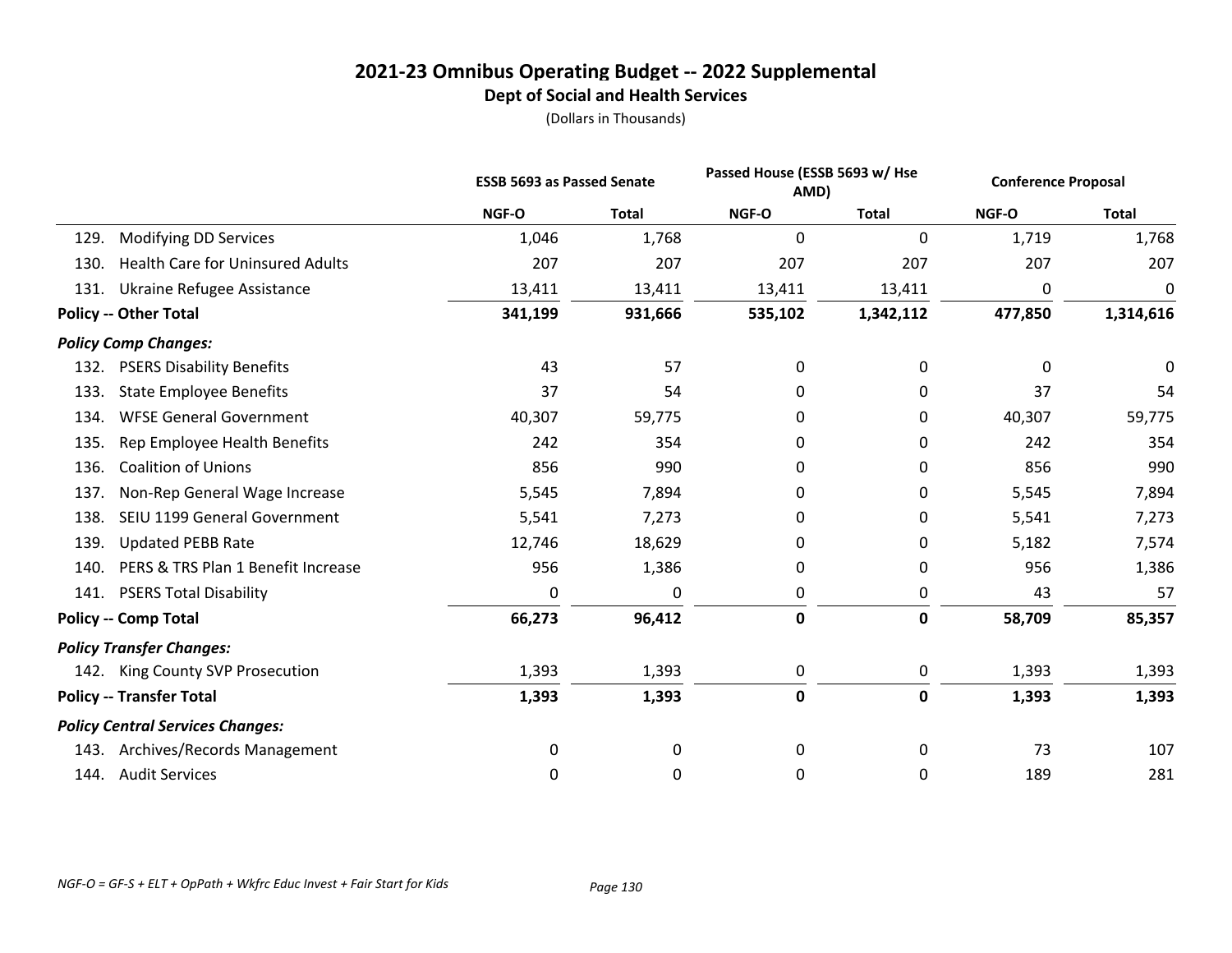# 2021-23 Omnibus Operating Budget -- 2022 Supplemental

## Dept of Social and Health Services

(Dollars in Thousands)

| | ESSB 5693 as Passed Senate | | Passed House (ESSB 5693 w/ Hse AMD) | | Conference Proposal | |
|---|---|---|---|---|---|---|
| | NGF-O | Total | NGF-O | Total | NGF-O | Total |
| 129. Modifying DD Services | 1,046 | 1,768 | 0 | 0 | 1,719 | 1,768 |
| 130. Health Care for Uninsured Adults | 207 | 207 | 207 | 207 | 207 | 207 |
| 131. Ukraine Refugee Assistance | 13,411 | 13,411 | 13,411 | 13,411 | 0 | 0 |
| **Policy -- Other Total** | **341,199** | **931,666** | **535,102** | **1,342,112** | **477,850** | **1,314,616** |
| ***Policy Comp Changes:*** | | | | | | |
| 132. PSERS Disability Benefits | 43 | 57 | 0 | 0 | 0 | 0 |
| 133. State Employee Benefits | 37 | 54 | 0 | 0 | 37 | 54 |
| 134. WFSE General Government | 40,307 | 59,775 | 0 | 0 | 40,307 | 59,775 |
| 135. Rep Employee Health Benefits | 242 | 354 | 0 | 0 | 242 | 354 |
| 136. Coalition of Unions | 856 | 990 | 0 | 0 | 856 | 990 |
| 137. Non-Rep General Wage Increase | 5,545 | 7,894 | 0 | 0 | 5,545 | 7,894 |
| 138. SEIU 1199 General Government | 5,541 | 7,273 | 0 | 0 | 5,541 | 7,273 |
| 139. Updated PEBB Rate | 12,746 | 18,629 | 0 | 0 | 5,182 | 7,574 |
| 140. PERS & TRS Plan 1 Benefit Increase | 956 | 1,386 | 0 | 0 | 956 | 1,386 |
| 141. PSERS Total Disability | 0 | 0 | 0 | 0 | 43 | 57 |
| **Policy -- Comp Total** | **66,273** | **96,412** | **0** | **0** | **58,709** | **85,357** |
| ***Policy Transfer Changes:*** | | | | | | |
| 142. King County SVP Prosecution | 1,393 | 1,393 | 0 | 0 | 1,393 | 1,393 |
| **Policy -- Transfer Total** | **1,393** | **1,393** | **0** | **0** | **1,393** | **1,393** |
| ***Policy Central Services Changes:*** | | | | | | |
| 143. Archives/Records Management | 0 | 0 | 0 | 0 | 73 | 107 |
| 144. Audit Services | 0 | 0 | 0 | 0 | 189 | 281 |

*NGF-O = GF-S + ELT + OpPath + Wkfrc Educ Invest + Fair Start for Kids*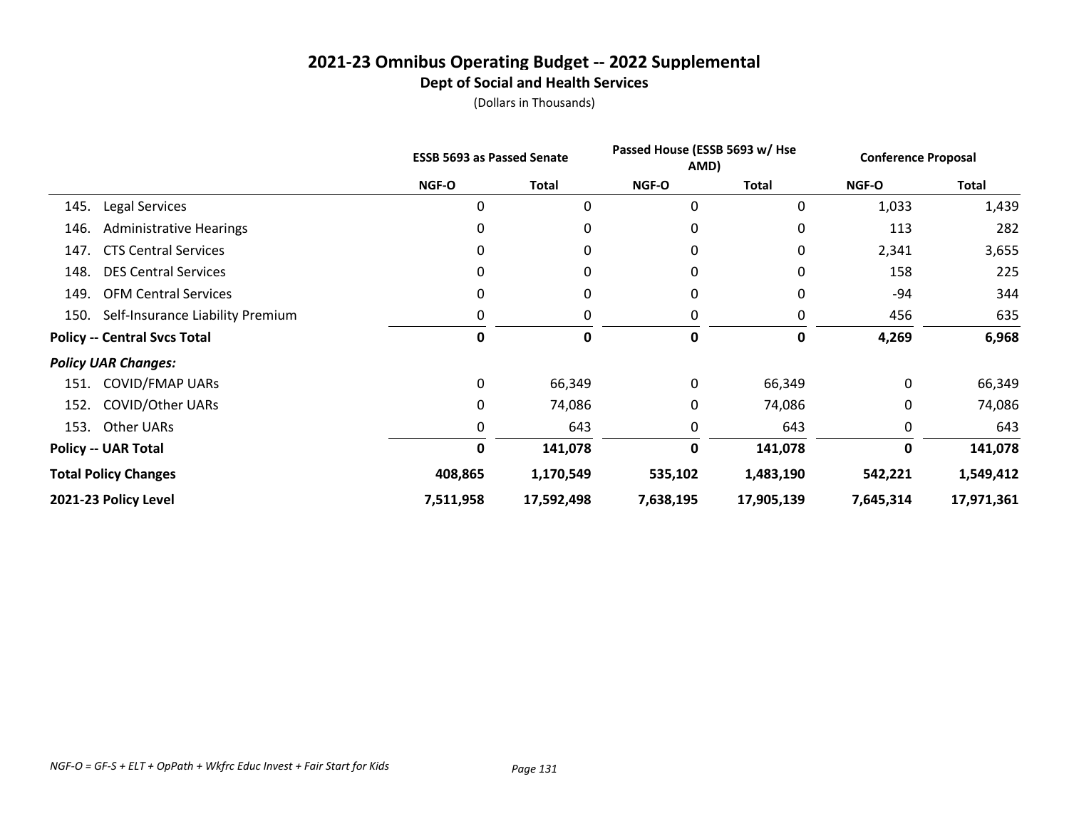# 2021-23 Omnibus Operating Budget -- 2022 Supplemental

## Dept of Social and Health Services

(Dollars in Thousands)

| | ESSB 5693 as Passed Senate | | Passed House (ESSB 5693 w/ Hse AMD) | | Conference Proposal | |
|---|---|---|---|---|---|---|
| | NGF-O | Total | NGF-O | Total | NGF-O | Total |
| 145. Legal Services | 0 | 0 | 0 | 0 | 1,033 | 1,439 |
| 146. Administrative Hearings | 0 | 0 | 0 | 0 | 113 | 282 |
| 147. CTS Central Services | 0 | 0 | 0 | 0 | 2,341 | 3,655 |
| 148. DES Central Services | 0 | 0 | 0 | 0 | 158 | 225 |
| 149. OFM Central Services | 0 | 0 | 0 | 0 | -94 | 344 |
| 150. Self-Insurance Liability Premium | 0 | 0 | 0 | 0 | 456 | 635 |
| **Policy -- Central Svcs Total** | **0** | **0** | **0** | **0** | **4,269** | **6,968** |
| ***Policy UAR Changes:*** | | | | | | |
| 151. COVID/FMAP UARs | 0 | 66,349 | 0 | 66,349 | 0 | 66,349 |
| 152. COVID/Other UARs | 0 | 74,086 | 0 | 74,086 | 0 | 74,086 |
| 153. Other UARs | 0 | 643 | 0 | 643 | 0 | 643 |
| **Policy -- UAR Total** | **0** | **141,078** | **0** | **141,078** | **0** | **141,078** |
| **Total Policy Changes** | **408,865** | **1,170,549** | **535,102** | **1,483,190** | **542,221** | **1,549,412** |
| **2021-23 Policy Level** | **7,511,958** | **17,592,498** | **7,638,195** | **17,905,139** | **7,645,314** | **17,971,361** |

*NGF-O = GF-S + ELT + OpPath + Wkfrc Educ Invest + Fair Start for Kids*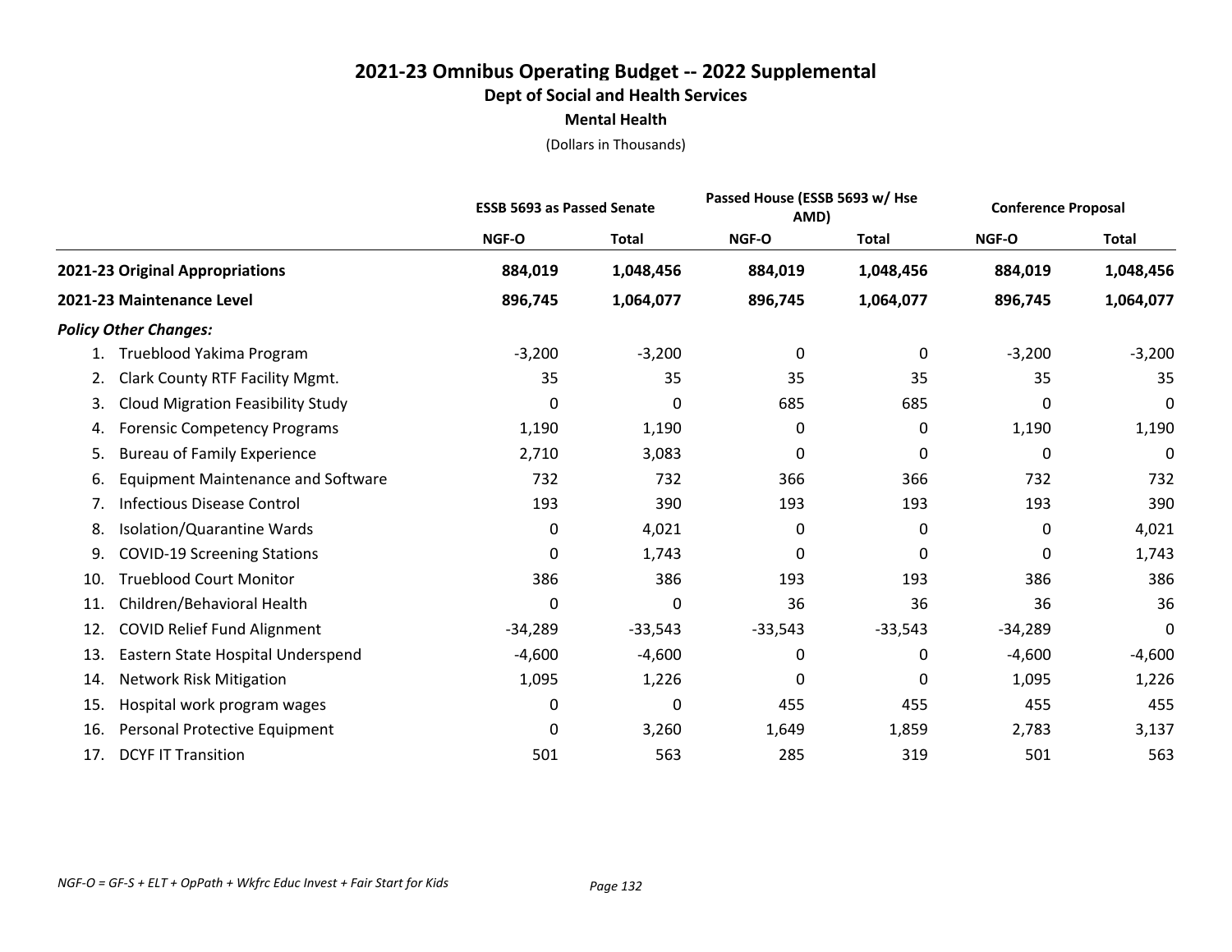# 2021-23 Omnibus Operating Budget -- 2022 Supplemental
## Dept of Social and Health Services
### Mental Health
(Dollars in Thousands)

| | ESSB 5693 as Passed Senate | | Passed House (ESSB 5693 w/ Hse AMD) | | Conference Proposal | |
|---|---|---|---|---|---|---|
| | NGF-O | Total | NGF-O | Total | NGF-O | Total |
| **2021-23 Original Appropriations** | **884,019** | **1,048,456** | **884,019** | **1,048,456** | **884,019** | **1,048,456** |
| **2021-23 Maintenance Level** | **896,745** | **1,064,077** | **896,745** | **1,064,077** | **896,745** | **1,064,077** |
| ***Policy Other Changes:*** | | | | | | |
| 1. Trueblood Yakima Program | -3,200 | -3,200 | 0 | 0 | -3,200 | -3,200 |
| 2. Clark County RTF Facility Mgmt. | 35 | 35 | 35 | 35 | 35 | 35 |
| 3. Cloud Migration Feasibility Study | 0 | 0 | 685 | 685 | 0 | 0 |
| 4. Forensic Competency Programs | 1,190 | 1,190 | 0 | 0 | 1,190 | 1,190 |
| 5. Bureau of Family Experience | 2,710 | 3,083 | 0 | 0 | 0 | 0 |
| 6. Equipment Maintenance and Software | 732 | 732 | 366 | 366 | 732 | 732 |
| 7. Infectious Disease Control | 193 | 390 | 193 | 193 | 193 | 390 |
| 8. Isolation/Quarantine Wards | 0 | 4,021 | 0 | 0 | 0 | 4,021 |
| 9. COVID-19 Screening Stations | 0 | 1,743 | 0 | 0 | 0 | 1,743 |
| 10. Trueblood Court Monitor | 386 | 386 | 193 | 193 | 386 | 386 |
| 11. Children/Behavioral Health | 0 | 0 | 36 | 36 | 36 | 36 |
| 12. COVID Relief Fund Alignment | -34,289 | -33,543 | -33,543 | -33,543 | -34,289 | 0 |
| 13. Eastern State Hospital Underspend | -4,600 | -4,600 | 0 | 0 | -4,600 | -4,600 |
| 14. Network Risk Mitigation | 1,095 | 1,226 | 0 | 0 | 1,095 | 1,226 |
| 15. Hospital work program wages | 0 | 0 | 455 | 455 | 455 | 455 |
| 16. Personal Protective Equipment | 0 | 3,260 | 1,649 | 1,859 | 2,783 | 3,137 |
| 17. DCYF IT Transition | 501 | 563 | 285 | 319 | 501 | 563 |

*NGF-O = GF-S + ELT + OpPath + Wkfrc Educ Invest + Fair Start for Kids*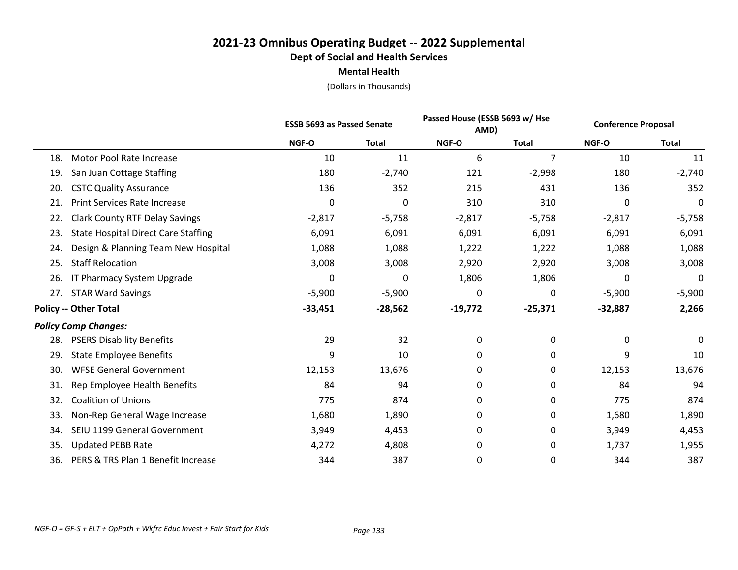# 2021-23 Omnibus Operating Budget -- 2022 Supplemental

## Dept of Social and Health Services

### Mental Health

(Dollars in Thousands)

| | ESSB 5693 as Passed Senate | | Passed House (ESSB 5693 w/ Hse AMD) | | Conference Proposal | |
|---|---|---|---|---|---|---|
| | NGF-O | Total | NGF-O | Total | NGF-O | Total |
| 18. Motor Pool Rate Increase | 10 | 11 | 6 | 7 | 10 | 11 |
| 19. San Juan Cottage Staffing | 180 | -2,740 | 121 | -2,998 | 180 | -2,740 |
| 20. CSTC Quality Assurance | 136 | 352 | 215 | 431 | 136 | 352 |
| 21. Print Services Rate Increase | 0 | 0 | 310 | 310 | 0 | 0 |
| 22. Clark County RTF Delay Savings | -2,817 | -5,758 | -2,817 | -5,758 | -2,817 | -5,758 |
| 23. State Hospital Direct Care Staffing | 6,091 | 6,091 | 6,091 | 6,091 | 6,091 | 6,091 |
| 24. Design & Planning Team New Hospital | 1,088 | 1,088 | 1,222 | 1,222 | 1,088 | 1,088 |
| 25. Staff Relocation | 3,008 | 3,008 | 2,920 | 2,920 | 3,008 | 3,008 |
| 26. IT Pharmacy System Upgrade | 0 | 0 | 1,806 | 1,806 | 0 | 0 |
| 27. STAR Ward Savings | -5,900 | -5,900 | 0 | 0 | -5,900 | -5,900 |
| **Policy -- Other Total** | **-33,451** | **-28,562** | **-19,772** | **-25,371** | **-32,887** | **2,266** |
| ***Policy Comp Changes:*** | | | | | | |
| 28. PSERS Disability Benefits | 29 | 32 | 0 | 0 | 0 | 0 |
| 29. State Employee Benefits | 9 | 10 | 0 | 0 | 9 | 10 |
| 30. WFSE General Government | 12,153 | 13,676 | 0 | 0 | 12,153 | 13,676 |
| 31. Rep Employee Health Benefits | 84 | 94 | 0 | 0 | 84 | 94 |
| 32. Coalition of Unions | 775 | 874 | 0 | 0 | 775 | 874 |
| 33. Non-Rep General Wage Increase | 1,680 | 1,890 | 0 | 0 | 1,680 | 1,890 |
| 34. SEIU 1199 General Government | 3,949 | 4,453 | 0 | 0 | 3,949 | 4,453 |
| 35. Updated PEBB Rate | 4,272 | 4,808 | 0 | 0 | 1,737 | 1,955 |
| 36. PERS & TRS Plan 1 Benefit Increase | 344 | 387 | 0 | 0 | 344 | 387 |

*NGF-O = GF-S + ELT + OpPath + Wkfrc Educ Invest + Fair Start for Kids*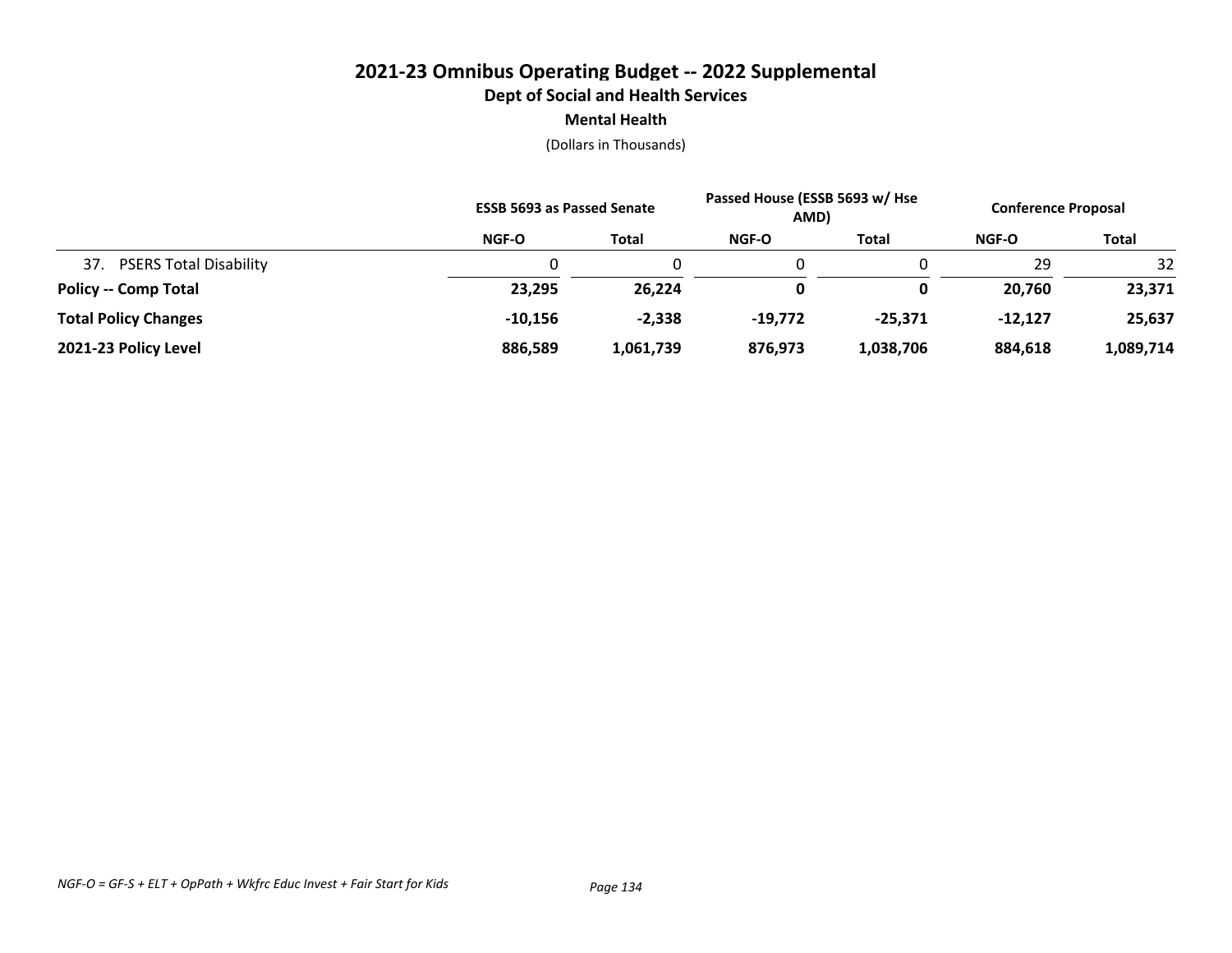# 2021-23 Omnibus Operating Budget -- 2022 Supplemental

## Dept of Social and Health Services

### Mental Health

(Dollars in Thousands)

| | ESSB 5693 as Passed Senate | | Passed House (ESSB 5693 w/ Hse AMD) | | Conference Proposal | |
|---|---|---|---|---|---|---|
| | NGF-O | Total | NGF-O | Total | NGF-O | Total |
| 37. PSERS Total Disability | 0 | 0 | 0 | 0 | 29 | 32 |
| **Policy -- Comp Total** | **23,295** | **26,224** | **0** | **0** | **20,760** | **23,371** |
| **Total Policy Changes** | **-10,156** | **-2,338** | **-19,772** | **-25,371** | **-12,127** | **25,637** |
| **2021-23 Policy Level** | **886,589** | **1,061,739** | **876,973** | **1,038,706** | **884,618** | **1,089,714** |

*NGF-O = GF-S + ELT + OpPath + Wkfrc Educ Invest + Fair Start for Kids*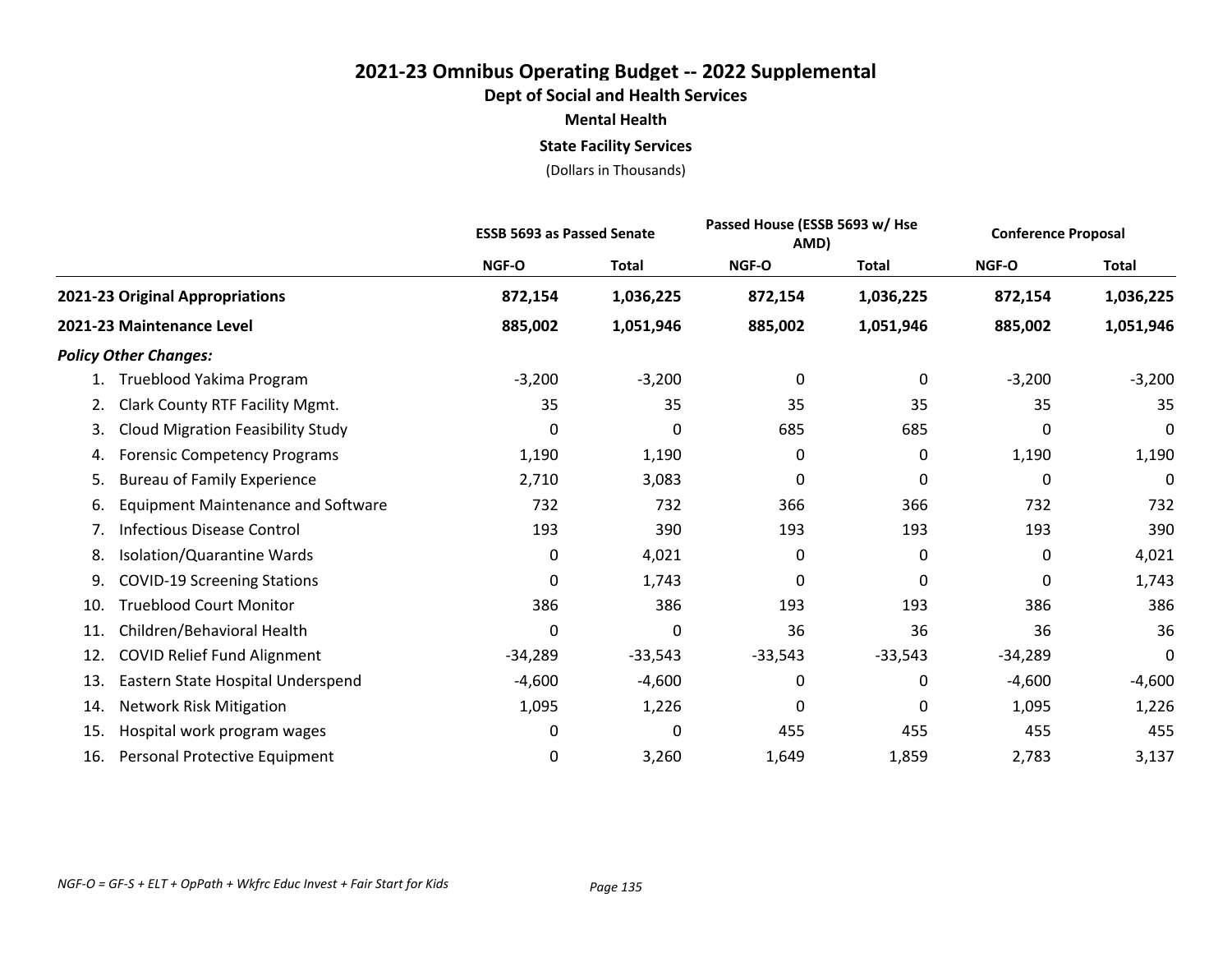# 2021-23 Omnibus Operating Budget -- 2022 Supplemental

## Dept of Social and Health Services

### Mental Health

### State Facility Services

(Dollars in Thousands)

| | ESSB 5693 as Passed Senate | | Passed House (ESSB 5693 w/ Hse AMD) | | Conference Proposal | |
|---|---|---|---|---|---|---|
| | NGF-O | Total | NGF-O | Total | NGF-O | Total |
| **2021-23 Original Appropriations** | **872,154** | **1,036,225** | **872,154** | **1,036,225** | **872,154** | **1,036,225** |
| **2021-23 Maintenance Level** | **885,002** | **1,051,946** | **885,002** | **1,051,946** | **885,002** | **1,051,946** |
| ***Policy Other Changes:*** | | | | | | |
| 1. Trueblood Yakima Program | -3,200 | -3,200 | 0 | 0 | -3,200 | -3,200 |
| 2. Clark County RTF Facility Mgmt. | 35 | 35 | 35 | 35 | 35 | 35 |
| 3. Cloud Migration Feasibility Study | 0 | 0 | 685 | 685 | 0 | 0 |
| 4. Forensic Competency Programs | 1,190 | 1,190 | 0 | 0 | 1,190 | 1,190 |
| 5. Bureau of Family Experience | 2,710 | 3,083 | 0 | 0 | 0 | 0 |
| 6. Equipment Maintenance and Software | 732 | 732 | 366 | 366 | 732 | 732 |
| 7. Infectious Disease Control | 193 | 390 | 193 | 193 | 193 | 390 |
| 8. Isolation/Quarantine Wards | 0 | 4,021 | 0 | 0 | 0 | 4,021 |
| 9. COVID-19 Screening Stations | 0 | 1,743 | 0 | 0 | 0 | 1,743 |
| 10. Trueblood Court Monitor | 386 | 386 | 193 | 193 | 386 | 386 |
| 11. Children/Behavioral Health | 0 | 0 | 36 | 36 | 36 | 36 |
| 12. COVID Relief Fund Alignment | -34,289 | -33,543 | -33,543 | -33,543 | -34,289 | 0 |
| 13. Eastern State Hospital Underspend | -4,600 | -4,600 | 0 | 0 | -4,600 | -4,600 |
| 14. Network Risk Mitigation | 1,095 | 1,226 | 0 | 0 | 1,095 | 1,226 |
| 15. Hospital work program wages | 0 | 0 | 455 | 455 | 455 | 455 |
| 16. Personal Protective Equipment | 0 | 3,260 | 1,649 | 1,859 | 2,783 | 3,137 |

*NGF-O = GF-S + ELT + OpPath + Wkfrc Educ Invest + Fair Start for Kids*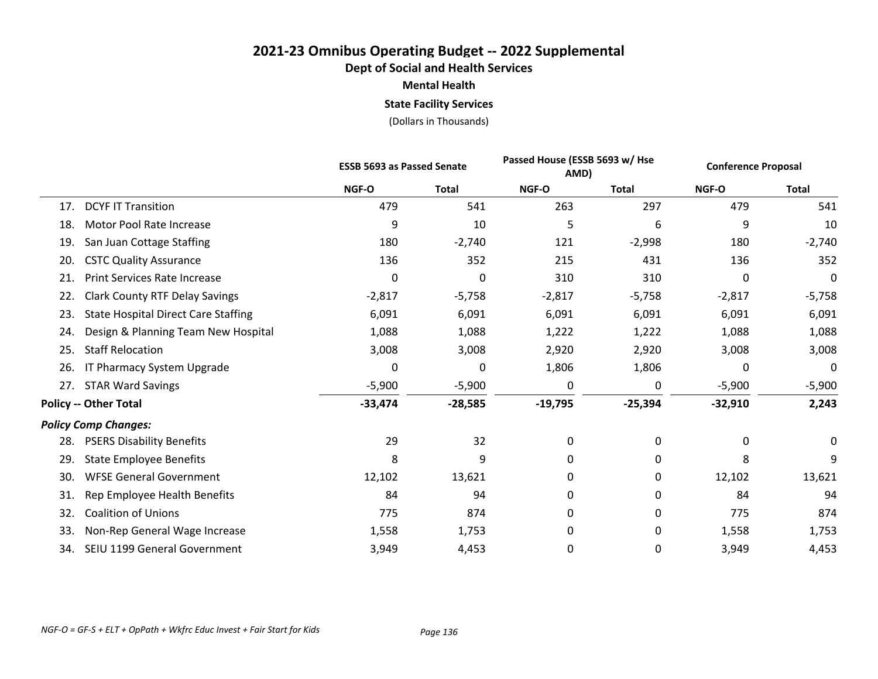# 2021-23 Omnibus Operating Budget -- 2022 Supplemental

## Dept of Social and Health Services

### Mental Health

### State Facility Services

(Dollars in Thousands)

| | ESSB 5693 as Passed Senate | | Passed House (ESSB 5693 w/ Hse AMD) | | Conference Proposal | |
|---|---|---|---|---|---|---|
| | NGF-O | Total | NGF-O | Total | NGF-O | Total |
| 17. DCYF IT Transition | 479 | 541 | 263 | 297 | 479 | 541 |
| 18. Motor Pool Rate Increase | 9 | 10 | 5 | 6 | 9 | 10 |
| 19. San Juan Cottage Staffing | 180 | -2,740 | 121 | -2,998 | 180 | -2,740 |
| 20. CSTC Quality Assurance | 136 | 352 | 215 | 431 | 136 | 352 |
| 21. Print Services Rate Increase | 0 | 0 | 310 | 310 | 0 | 0 |
| 22. Clark County RTF Delay Savings | -2,817 | -5,758 | -2,817 | -5,758 | -2,817 | -5,758 |
| 23. State Hospital Direct Care Staffing | 6,091 | 6,091 | 6,091 | 6,091 | 6,091 | 6,091 |
| 24. Design & Planning Team New Hospital | 1,088 | 1,088 | 1,222 | 1,222 | 1,088 | 1,088 |
| 25. Staff Relocation | 3,008 | 3,008 | 2,920 | 2,920 | 3,008 | 3,008 |
| 26. IT Pharmacy System Upgrade | 0 | 0 | 1,806 | 1,806 | 0 | 0 |
| 27. STAR Ward Savings | -5,900 | -5,900 | 0 | 0 | -5,900 | -5,900 |
| **Policy -- Other Total** | **-33,474** | **-28,585** | **-19,795** | **-25,394** | **-32,910** | **2,243** |
| ***Policy Comp Changes:*** | | | | | | |
| 28. PSERS Disability Benefits | 29 | 32 | 0 | 0 | 0 | 0 |
| 29. State Employee Benefits | 8 | 9 | 0 | 0 | 8 | 9 |
| 30. WFSE General Government | 12,102 | 13,621 | 0 | 0 | 12,102 | 13,621 |
| 31. Rep Employee Health Benefits | 84 | 94 | 0 | 0 | 84 | 94 |
| 32. Coalition of Unions | 775 | 874 | 0 | 0 | 775 | 874 |
| 33. Non-Rep General Wage Increase | 1,558 | 1,753 | 0 | 0 | 1,558 | 1,753 |
| 34. SEIU 1199 General Government | 3,949 | 4,453 | 0 | 0 | 3,949 | 4,453 |

*NGF-O = GF-S + ELT + OpPath + Wkfrc Educ Invest + Fair Start for Kids*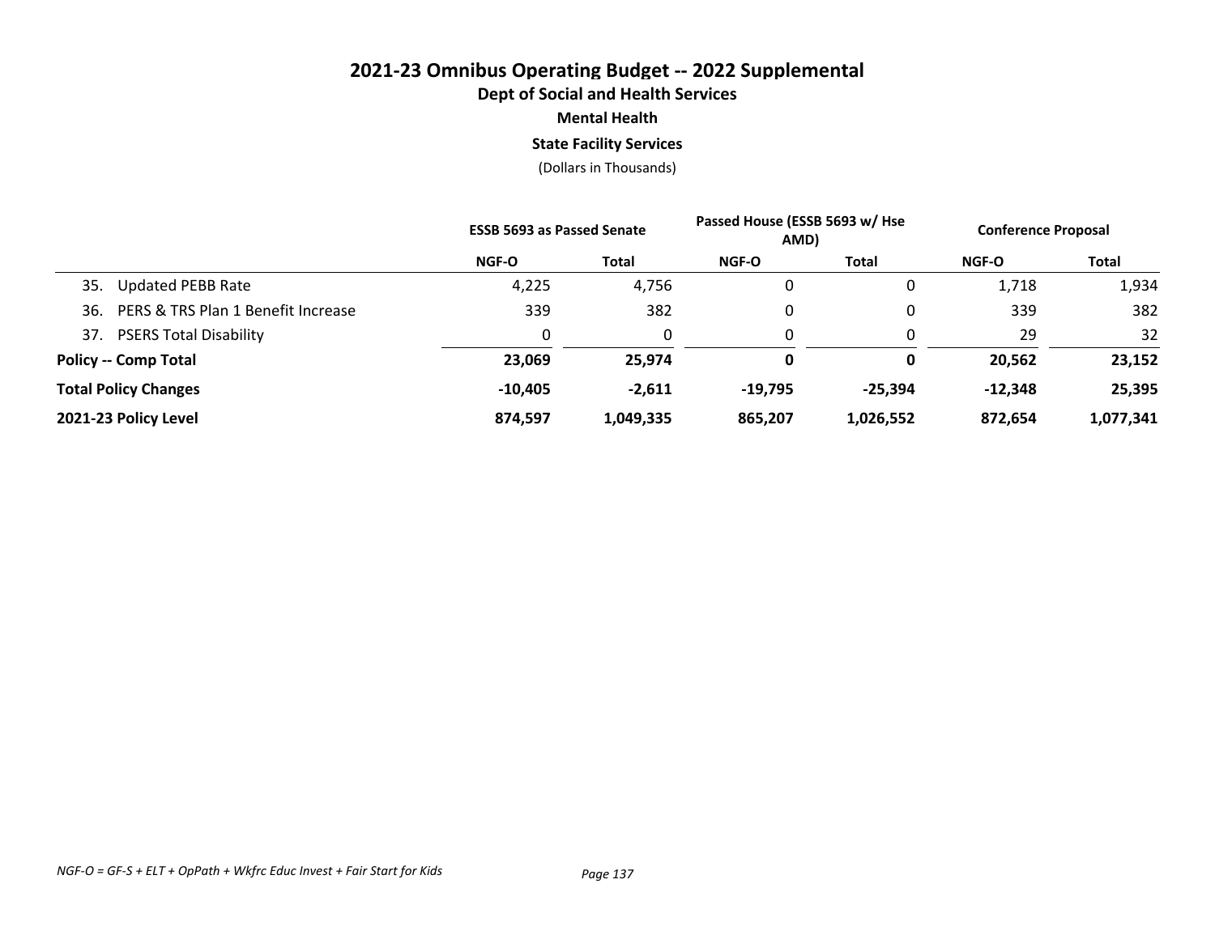# 2021-23 Omnibus Operating Budget -- 2022 Supplemental

## Dept of Social and Health Services

### Mental Health

### State Facility Services

(Dollars in Thousands)

| | ESSB 5693 as Passed Senate | | Passed House (ESSB 5693 w/ Hse AMD) | | Conference Proposal | |
|---|---|---|---|---|---|---|
| | NGF-O | Total | NGF-O | Total | NGF-O | Total |
| 35. Updated PEBB Rate | 4,225 | 4,756 | 0 | 0 | 1,718 | 1,934 |
| 36. PERS & TRS Plan 1 Benefit Increase | 339 | 382 | 0 | 0 | 339 | 382 |
| 37. PSERS Total Disability | 0 | 0 | 0 | 0 | 29 | 32 |
| **Policy -- Comp Total** | **23,069** | **25,974** | **0** | **0** | **20,562** | **23,152** |
| **Total Policy Changes** | **-10,405** | **-2,611** | **-19,795** | **-25,394** | **-12,348** | **25,395** |
| **2021-23 Policy Level** | **874,597** | **1,049,335** | **865,207** | **1,026,552** | **872,654** | **1,077,341** |

*NGF-O = GF-S + ELT + OpPath + Wkfrc Educ Invest + Fair Start for Kids*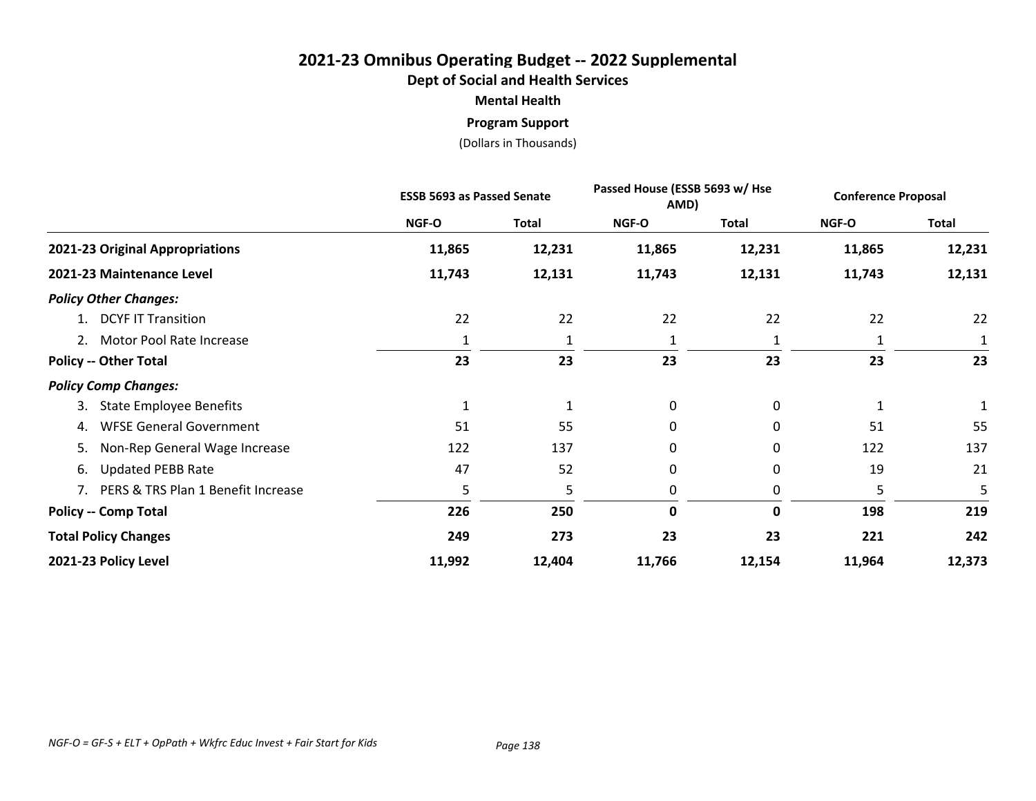# 2021-23 Omnibus Operating Budget -- 2022 Supplemental

## Dept of Social and Health Services

### Mental Health

### Program Support

(Dollars in Thousands)

| | ESSB 5693 as Passed Senate | | Passed House (ESSB 5693 w/ Hse AMD) | | Conference Proposal | |
|---|---|---|---|---|---|---|
| | NGF-O | Total | NGF-O | Total | NGF-O | Total |
| **2021-23 Original Appropriations** | **11,865** | **12,231** | **11,865** | **12,231** | **11,865** | **12,231** |
| **2021-23 Maintenance Level** | **11,743** | **12,131** | **11,743** | **12,131** | **11,743** | **12,131** |
| ***Policy Other Changes:*** | | | | | | |
| 1. DCYF IT Transition | 22 | 22 | 22 | 22 | 22 | 22 |
| 2. Motor Pool Rate Increase | 1 | 1 | 1 | 1 | 1 | 1 |
| **Policy -- Other Total** | **23** | **23** | **23** | **23** | **23** | **23** |
| ***Policy Comp Changes:*** | | | | | | |
| 3. State Employee Benefits | 1 | 1 | 0 | 0 | 1 | 1 |
| 4. WFSE General Government | 51 | 55 | 0 | 0 | 51 | 55 |
| 5. Non-Rep General Wage Increase | 122 | 137 | 0 | 0 | 122 | 137 |
| 6. Updated PEBB Rate | 47 | 52 | 0 | 0 | 19 | 21 |
| 7. PERS & TRS Plan 1 Benefit Increase | 5 | 5 | 0 | 0 | 5 | 5 |
| **Policy -- Comp Total** | **226** | **250** | **0** | **0** | **198** | **219** |
| **Total Policy Changes** | **249** | **273** | **23** | **23** | **221** | **242** |
| **2021-23 Policy Level** | **11,992** | **12,404** | **11,766** | **12,154** | **11,964** | **12,373** |

*NGF-O = GF-S + ELT + OpPath + Wkfrc Educ Invest + Fair Start for Kids*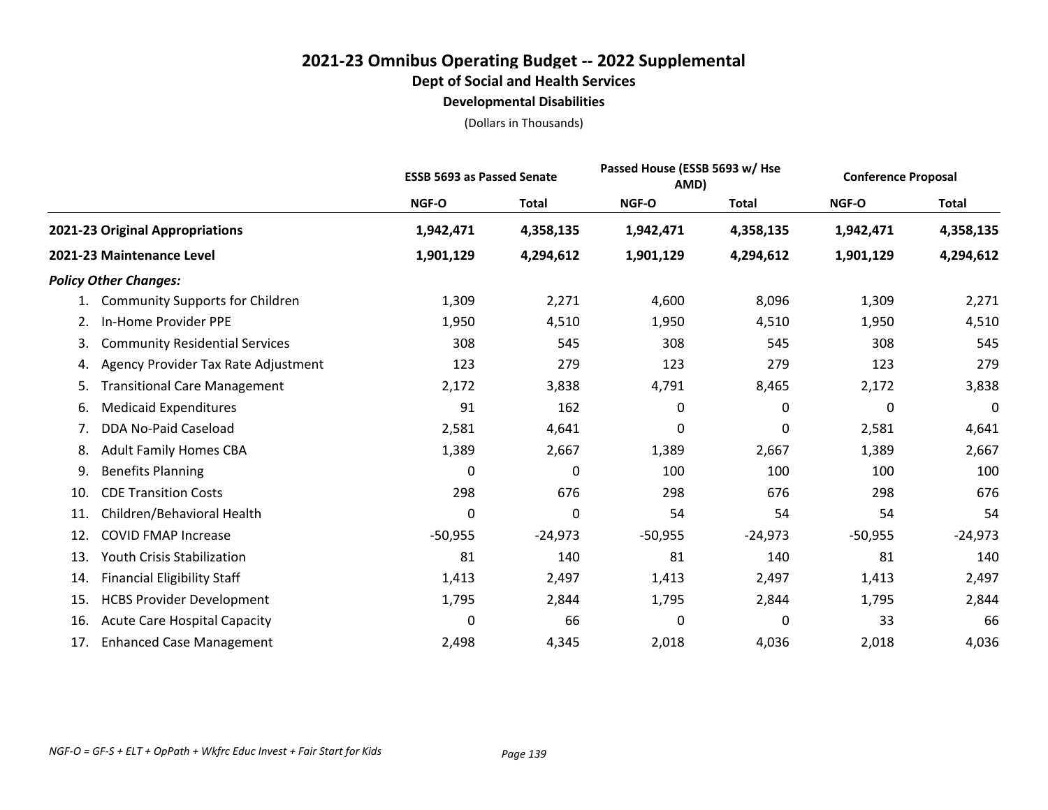# 2021-23 Omnibus Operating Budget -- 2022 Supplemental

## Dept of Social and Health Services

### Developmental Disabilities

(Dollars in Thousands)

| | ESSB 5693 as Passed Senate | | Passed House (ESSB 5693 w/ Hse AMD) | | Conference Proposal | |
|---|---|---|---|---|---|---|
| | NGF-O | Total | NGF-O | Total | NGF-O | Total |
| **2021-23 Original Appropriations** | **1,942,471** | **4,358,135** | **1,942,471** | **4,358,135** | **1,942,471** | **4,358,135** |
| **2021-23 Maintenance Level** | **1,901,129** | **4,294,612** | **1,901,129** | **4,294,612** | **1,901,129** | **4,294,612** |
| ***Policy Other Changes:*** | | | | | | |
| 1. Community Supports for Children | 1,309 | 2,271 | 4,600 | 8,096 | 1,309 | 2,271 |
| 2. In-Home Provider PPE | 1,950 | 4,510 | 1,950 | 4,510 | 1,950 | 4,510 |
| 3. Community Residential Services | 308 | 545 | 308 | 545 | 308 | 545 |
| 4. Agency Provider Tax Rate Adjustment | 123 | 279 | 123 | 279 | 123 | 279 |
| 5. Transitional Care Management | 2,172 | 3,838 | 4,791 | 8,465 | 2,172 | 3,838 |
| 6. Medicaid Expenditures | 91 | 162 | 0 | 0 | 0 | 0 |
| 7. DDA No-Paid Caseload | 2,581 | 4,641 | 0 | 0 | 2,581 | 4,641 |
| 8. Adult Family Homes CBA | 1,389 | 2,667 | 1,389 | 2,667 | 1,389 | 2,667 |
| 9. Benefits Planning | 0 | 0 | 100 | 100 | 100 | 100 |
| 10. CDE Transition Costs | 298 | 676 | 298 | 676 | 298 | 676 |
| 11. Children/Behavioral Health | 0 | 0 | 54 | 54 | 54 | 54 |
| 12. COVID FMAP Increase | -50,955 | -24,973 | -50,955 | -24,973 | -50,955 | -24,973 |
| 13. Youth Crisis Stabilization | 81 | 140 | 81 | 140 | 81 | 140 |
| 14. Financial Eligibility Staff | 1,413 | 2,497 | 1,413 | 2,497 | 1,413 | 2,497 |
| 15. HCBS Provider Development | 1,795 | 2,844 | 1,795 | 2,844 | 1,795 | 2,844 |
| 16. Acute Care Hospital Capacity | 0 | 66 | 0 | 0 | 33 | 66 |
| 17. Enhanced Case Management | 2,498 | 4,345 | 2,018 | 4,036 | 2,018 | 4,036 |

*NGF-O = GF-S + ELT + OpPath + Wkfrc Educ Invest + Fair Start for Kids*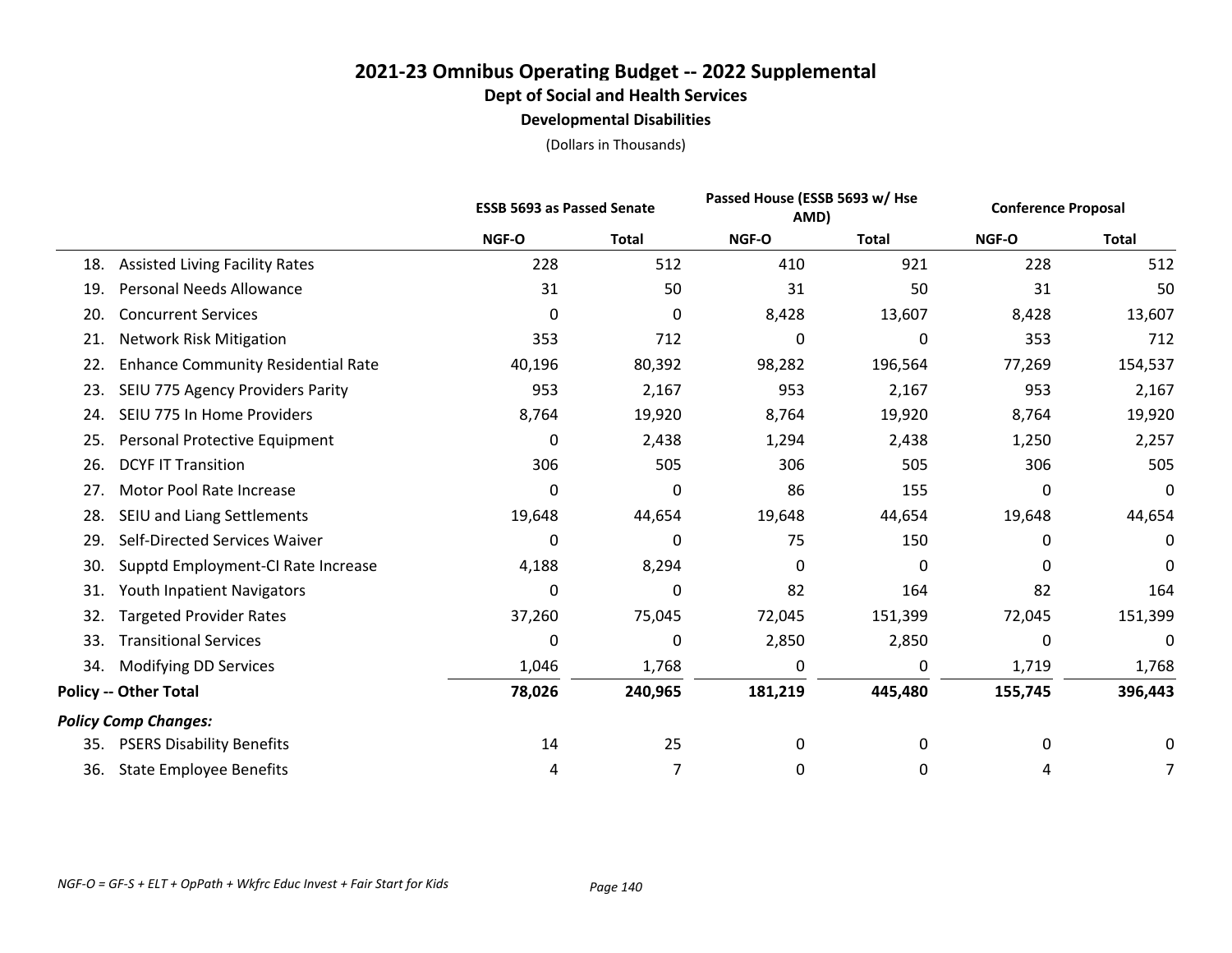# 2021-23 Omnibus Operating Budget -- 2022 Supplemental

## Dept of Social and Health Services

### Developmental Disabilities

(Dollars in Thousands)

| | ESSB 5693 as Passed Senate | | Passed House (ESSB 5693 w/ Hse AMD) | | Conference Proposal | |
|---|---|---|---|---|---|---|
| | NGF-O | Total | NGF-O | Total | NGF-O | Total |
| 18. Assisted Living Facility Rates | 228 | 512 | 410 | 921 | 228 | 512 |
| 19. Personal Needs Allowance | 31 | 50 | 31 | 50 | 31 | 50 |
| 20. Concurrent Services | 0 | 0 | 8,428 | 13,607 | 8,428 | 13,607 |
| 21. Network Risk Mitigation | 353 | 712 | 0 | 0 | 353 | 712 |
| 22. Enhance Community Residential Rate | 40,196 | 80,392 | 98,282 | 196,564 | 77,269 | 154,537 |
| 23. SEIU 775 Agency Providers Parity | 953 | 2,167 | 953 | 2,167 | 953 | 2,167 |
| 24. SEIU 775 In Home Providers | 8,764 | 19,920 | 8,764 | 19,920 | 8,764 | 19,920 |
| 25. Personal Protective Equipment | 0 | 2,438 | 1,294 | 2,438 | 1,250 | 2,257 |
| 26. DCYF IT Transition | 306 | 505 | 306 | 505 | 306 | 505 |
| 27. Motor Pool Rate Increase | 0 | 0 | 86 | 155 | 0 | 0 |
| 28. SEIU and Liang Settlements | 19,648 | 44,654 | 19,648 | 44,654 | 19,648 | 44,654 |
| 29. Self-Directed Services Waiver | 0 | 0 | 75 | 150 | 0 | 0 |
| 30. Supptd Employment-CI Rate Increase | 4,188 | 8,294 | 0 | 0 | 0 | 0 |
| 31. Youth Inpatient Navigators | 0 | 0 | 82 | 164 | 82 | 164 |
| 32. Targeted Provider Rates | 37,260 | 75,045 | 72,045 | 151,399 | 72,045 | 151,399 |
| 33. Transitional Services | 0 | 0 | 2,850 | 2,850 | 0 | 0 |
| 34. Modifying DD Services | 1,046 | 1,768 | 0 | 0 | 1,719 | 1,768 |
| **Policy -- Other Total** | **78,026** | **240,965** | **181,219** | **445,480** | **155,745** | **396,443** |
| ***Policy Comp Changes:*** | | | | | | |
| 35. PSERS Disability Benefits | 14 | 25 | 0 | 0 | 0 | 0 |
| 36. State Employee Benefits | 4 | 7 | 0 | 0 | 4 | 7 |

*NGF-O = GF-S + ELT + OpPath + Wkfrc Educ Invest + Fair Start for Kids*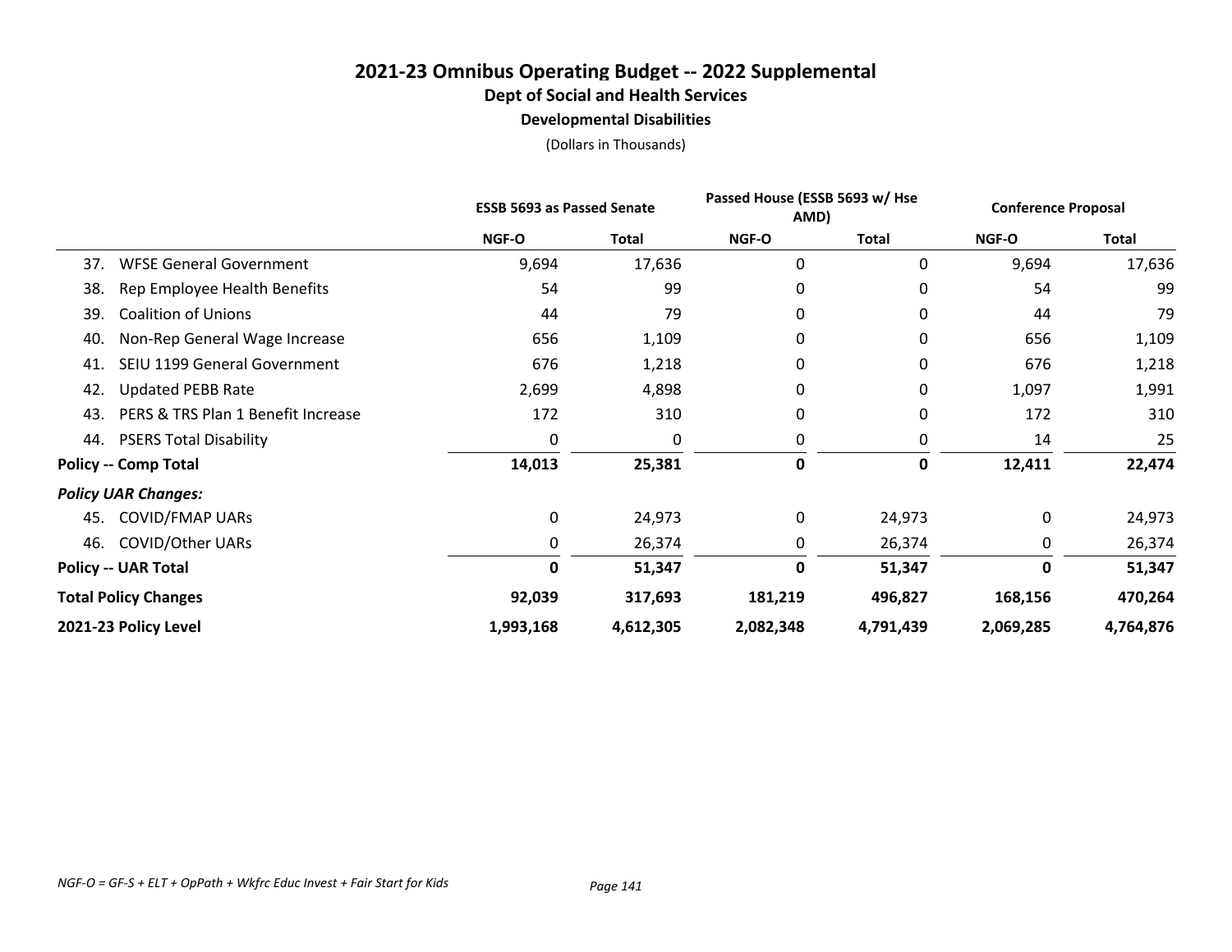# 2021-23 Omnibus Operating Budget -- 2022 Supplemental

## Dept of Social and Health Services

### Developmental Disabilities

(Dollars in Thousands)

| | ESSB 5693 as Passed Senate | | Passed House (ESSB 5693 w/ Hse AMD) | | Conference Proposal | |
|---|---|---|---|---|---|---|
| | NGF-O | Total | NGF-O | Total | NGF-O | Total |
| 37. WFSE General Government | 9,694 | 17,636 | 0 | 0 | 9,694 | 17,636 |
| 38. Rep Employee Health Benefits | 54 | 99 | 0 | 0 | 54 | 99 |
| 39. Coalition of Unions | 44 | 79 | 0 | 0 | 44 | 79 |
| 40. Non-Rep General Wage Increase | 656 | 1,109 | 0 | 0 | 656 | 1,109 |
| 41. SEIU 1199 General Government | 676 | 1,218 | 0 | 0 | 676 | 1,218 |
| 42. Updated PEBB Rate | 2,699 | 4,898 | 0 | 0 | 1,097 | 1,991 |
| 43. PERS & TRS Plan 1 Benefit Increase | 172 | 310 | 0 | 0 | 172 | 310 |
| 44. PSERS Total Disability | 0 | 0 | 0 | 0 | 14 | 25 |
| **Policy -- Comp Total** | **14,013** | **25,381** | **0** | **0** | **12,411** | **22,474** |
| ***Policy UAR Changes:*** | | | | | | |
| 45. COVID/FMAP UARs | 0 | 24,973 | 0 | 24,973 | 0 | 24,973 |
| 46. COVID/Other UARs | 0 | 26,374 | 0 | 26,374 | 0 | 26,374 |
| **Policy -- UAR Total** | **0** | **51,347** | **0** | **51,347** | **0** | **51,347** |
| **Total Policy Changes** | **92,039** | **317,693** | **181,219** | **496,827** | **168,156** | **470,264** |
| **2021-23 Policy Level** | **1,993,168** | **4,612,305** | **2,082,348** | **4,791,439** | **2,069,285** | **4,764,876** |

*NGF-O = GF-S + ELT + OpPath + Wkfrc Educ Invest + Fair Start for Kids*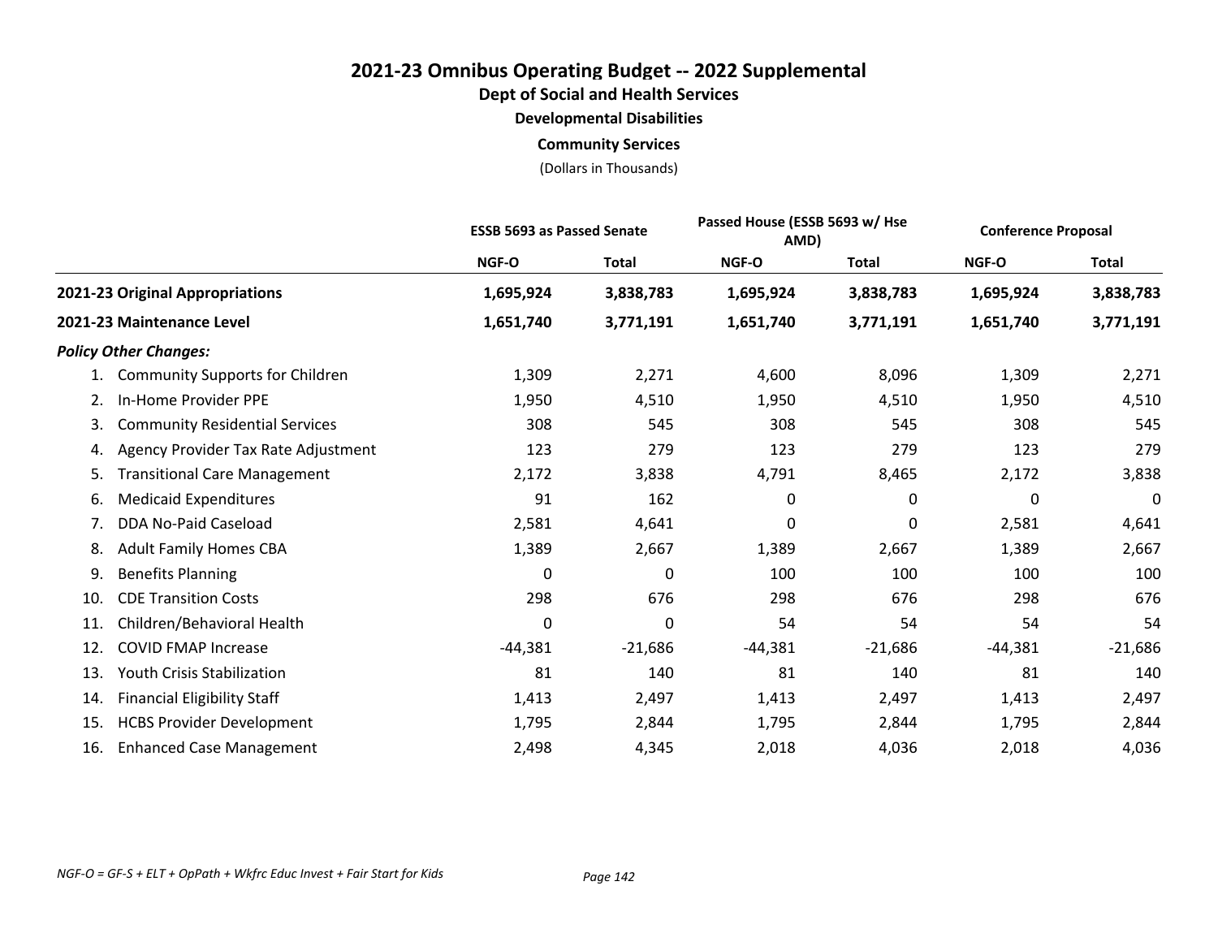# 2021-23 Omnibus Operating Budget -- 2022 Supplemental
## Dept of Social and Health Services
### Developmental Disabilities
### Community Services
(Dollars in Thousands)

| | ESSB 5693 as Passed Senate | | Passed House (ESSB 5693 w/ Hse AMD) | | Conference Proposal | |
|---|---|---|---|---|---|---|
| | NGF-O | Total | NGF-O | Total | NGF-O | Total |
| **2021-23 Original Appropriations** | **1,695,924** | **3,838,783** | **1,695,924** | **3,838,783** | **1,695,924** | **3,838,783** |
| **2021-23 Maintenance Level** | **1,651,740** | **3,771,191** | **1,651,740** | **3,771,191** | **1,651,740** | **3,771,191** |
| ***Policy Other Changes:*** | | | | | | |
| 1. Community Supports for Children | 1,309 | 2,271 | 4,600 | 8,096 | 1,309 | 2,271 |
| 2. In-Home Provider PPE | 1,950 | 4,510 | 1,950 | 4,510 | 1,950 | 4,510 |
| 3. Community Residential Services | 308 | 545 | 308 | 545 | 308 | 545 |
| 4. Agency Provider Tax Rate Adjustment | 123 | 279 | 123 | 279 | 123 | 279 |
| 5. Transitional Care Management | 2,172 | 3,838 | 4,791 | 8,465 | 2,172 | 3,838 |
| 6. Medicaid Expenditures | 91 | 162 | 0 | 0 | 0 | 0 |
| 7. DDA No-Paid Caseload | 2,581 | 4,641 | 0 | 0 | 2,581 | 4,641 |
| 8. Adult Family Homes CBA | 1,389 | 2,667 | 1,389 | 2,667 | 1,389 | 2,667 |
| 9. Benefits Planning | 0 | 0 | 100 | 100 | 100 | 100 |
| 10. CDE Transition Costs | 298 | 676 | 298 | 676 | 298 | 676 |
| 11. Children/Behavioral Health | 0 | 0 | 54 | 54 | 54 | 54 |
| 12. COVID FMAP Increase | -44,381 | -21,686 | -44,381 | -21,686 | -44,381 | -21,686 |
| 13. Youth Crisis Stabilization | 81 | 140 | 81 | 140 | 81 | 140 |
| 14. Financial Eligibility Staff | 1,413 | 2,497 | 1,413 | 2,497 | 1,413 | 2,497 |
| 15. HCBS Provider Development | 1,795 | 2,844 | 1,795 | 2,844 | 1,795 | 2,844 |
| 16. Enhanced Case Management | 2,498 | 4,345 | 2,018 | 4,036 | 2,018 | 4,036 |

*NGF-O = GF-S + ELT + OpPath + Wkfrc Educ Invest + Fair Start for Kids*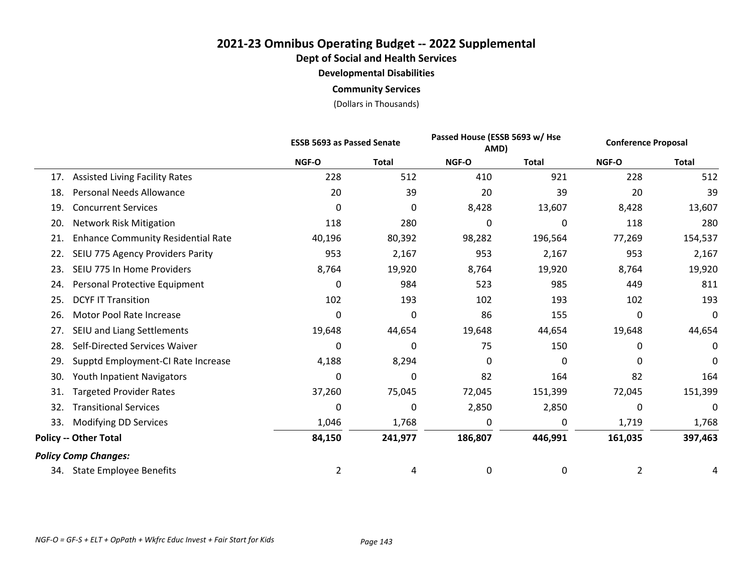# 2021-23 Omnibus Operating Budget -- 2022 Supplemental

## Dept of Social and Health Services

### Developmental Disabilities

### Community Services

(Dollars in Thousands)

| | ESSB 5693 as Passed Senate | | Passed House (ESSB 5693 w/ Hse AMD) | | Conference Proposal | |
|---|---|---|---|---|---|---|
| | NGF-O | Total | NGF-O | Total | NGF-O | Total |
| 17. Assisted Living Facility Rates | 228 | 512 | 410 | 921 | 228 | 512 |
| 18. Personal Needs Allowance | 20 | 39 | 20 | 39 | 20 | 39 |
| 19. Concurrent Services | 0 | 0 | 8,428 | 13,607 | 8,428 | 13,607 |
| 20. Network Risk Mitigation | 118 | 280 | 0 | 0 | 118 | 280 |
| 21. Enhance Community Residential Rate | 40,196 | 80,392 | 98,282 | 196,564 | 77,269 | 154,537 |
| 22. SEIU 775 Agency Providers Parity | 953 | 2,167 | 953 | 2,167 | 953 | 2,167 |
| 23. SEIU 775 In Home Providers | 8,764 | 19,920 | 8,764 | 19,920 | 8,764 | 19,920 |
| 24. Personal Protective Equipment | 0 | 984 | 523 | 985 | 449 | 811 |
| 25. DCYF IT Transition | 102 | 193 | 102 | 193 | 102 | 193 |
| 26. Motor Pool Rate Increase | 0 | 0 | 86 | 155 | 0 | 0 |
| 27. SEIU and Liang Settlements | 19,648 | 44,654 | 19,648 | 44,654 | 19,648 | 44,654 |
| 28. Self-Directed Services Waiver | 0 | 0 | 75 | 150 | 0 | 0 |
| 29. Supptd Employment-CI Rate Increase | 4,188 | 8,294 | 0 | 0 | 0 | 0 |
| 30. Youth Inpatient Navigators | 0 | 0 | 82 | 164 | 82 | 164 |
| 31. Targeted Provider Rates | 37,260 | 75,045 | 72,045 | 151,399 | 72,045 | 151,399 |
| 32. Transitional Services | 0 | 0 | 2,850 | 2,850 | 0 | 0 |
| 33. Modifying DD Services | 1,046 | 1,768 | 0 | 0 | 1,719 | 1,768 |
| **Policy -- Other Total** | **84,150** | **241,977** | **186,807** | **446,991** | **161,035** | **397,463** |
| ***Policy Comp Changes:*** | | | | | | |
| 34. State Employee Benefits | 2 | 4 | 0 | 0 | 2 | 4 |

*NGF-O = GF-S + ELT + OpPath + Wkfrc Educ Invest + Fair Start for Kids*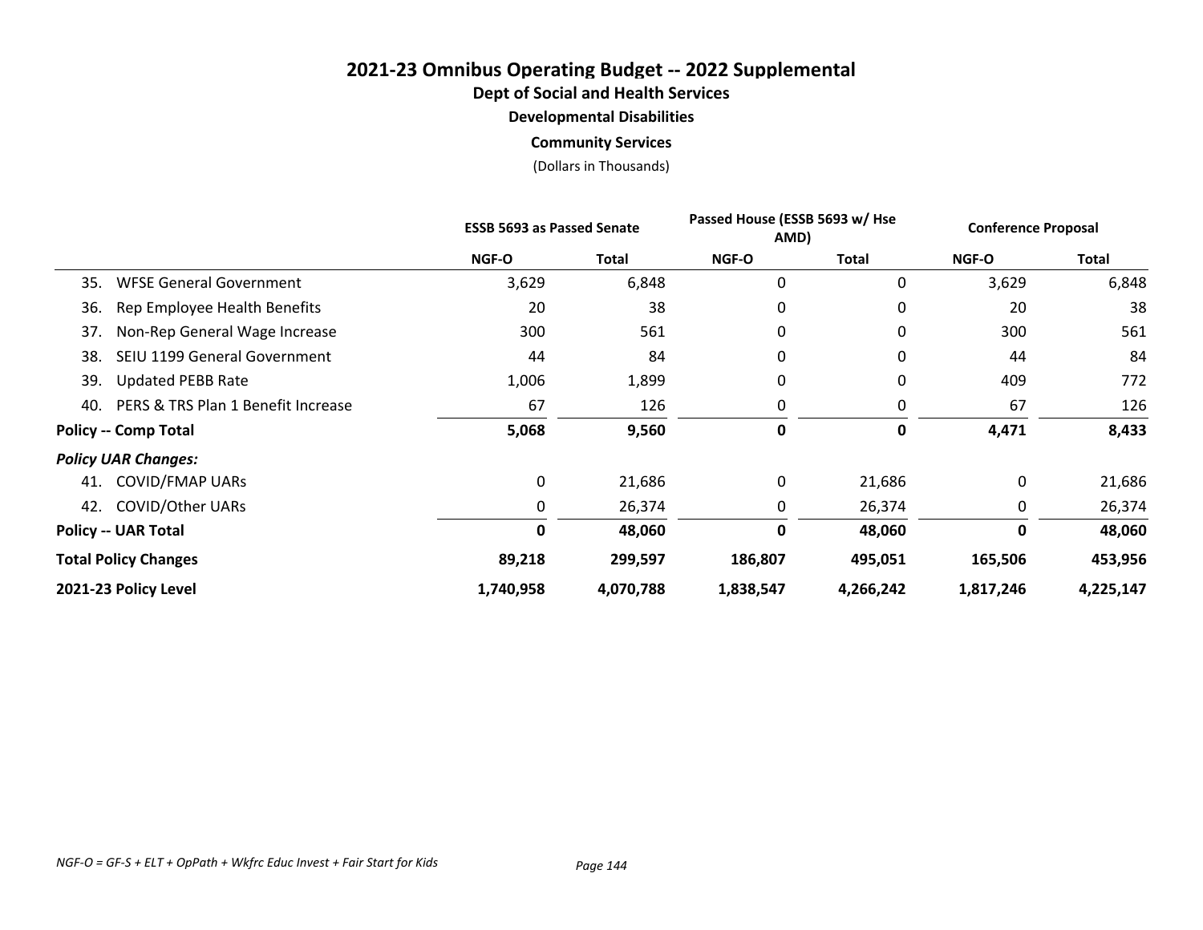# 2021-23 Omnibus Operating Budget -- 2022 Supplemental

## Dept of Social and Health Services

### Developmental Disabilities

### Community Services

(Dollars in Thousands)

| | ESSB 5693 as Passed Senate | | Passed House (ESSB 5693 w/ Hse AMD) | | Conference Proposal | |
|---|---|---|---|---|---|---|
| | NGF-O | Total | NGF-O | Total | NGF-O | Total |
| 35. WFSE General Government | 3,629 | 6,848 | 0 | 0 | 3,629 | 6,848 |
| 36. Rep Employee Health Benefits | 20 | 38 | 0 | 0 | 20 | 38 |
| 37. Non-Rep General Wage Increase | 300 | 561 | 0 | 0 | 300 | 561 |
| 38. SEIU 1199 General Government | 44 | 84 | 0 | 0 | 44 | 84 |
| 39. Updated PEBB Rate | 1,006 | 1,899 | 0 | 0 | 409 | 772 |
| 40. PERS & TRS Plan 1 Benefit Increase | 67 | 126 | 0 | 0 | 67 | 126 |
| **Policy -- Comp Total** | **5,068** | **9,560** | **0** | **0** | **4,471** | **8,433** |
| ***Policy UAR Changes:*** | | | | | | |
| 41. COVID/FMAP UARs | 0 | 21,686 | 0 | 21,686 | 0 | 21,686 |
| 42. COVID/Other UARs | 0 | 26,374 | 0 | 26,374 | 0 | 26,374 |
| **Policy -- UAR Total** | **0** | **48,060** | **0** | **48,060** | **0** | **48,060** |
| **Total Policy Changes** | **89,218** | **299,597** | **186,807** | **495,051** | **165,506** | **453,956** |
| **2021-23 Policy Level** | **1,740,958** | **4,070,788** | **1,838,547** | **4,266,242** | **1,817,246** | **4,225,147** |

*NGF-O = GF-S + ELT + OpPath + Wkfrc Educ Invest + Fair Start for Kids*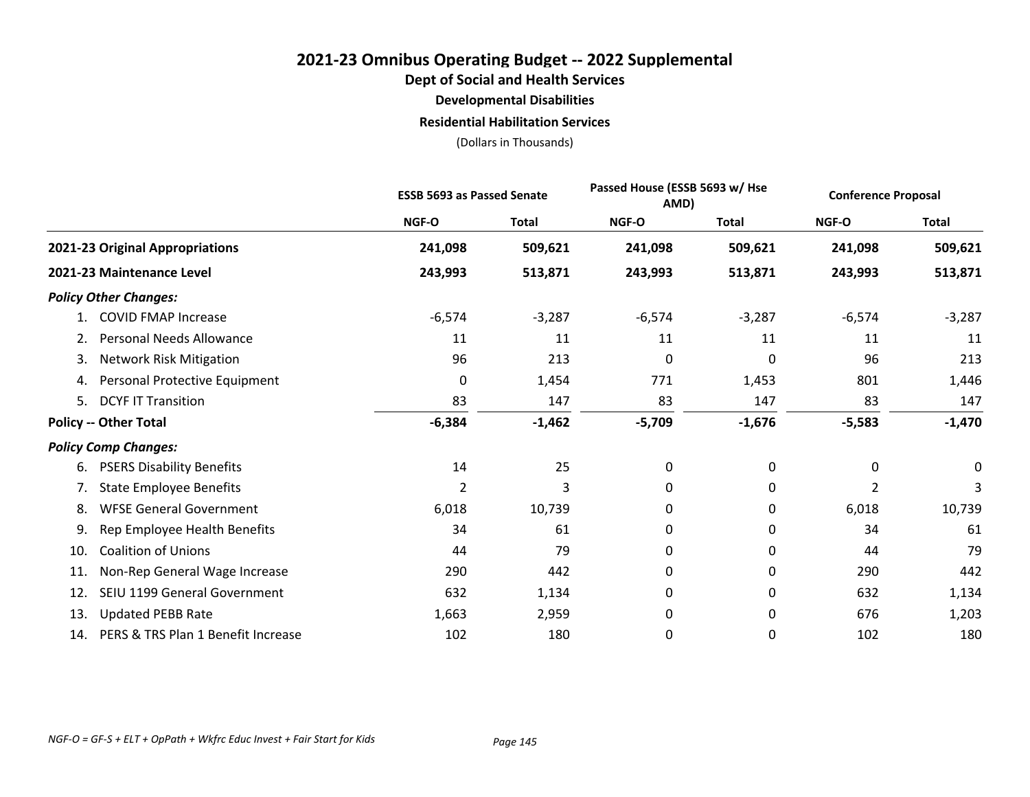# 2021-23 Omnibus Operating Budget -- 2022 Supplemental

## Dept of Social and Health Services

### Developmental Disabilities

### Residential Habilitation Services

(Dollars in Thousands)

| | ESSB 5693 as Passed Senate | | Passed House (ESSB 5693 w/ Hse AMD) | | Conference Proposal | |
|---|---|---|---|---|---|---|
| | NGF-O | Total | NGF-O | Total | NGF-O | Total |
| **2021-23 Original Appropriations** | **241,098** | **509,621** | **241,098** | **509,621** | **241,098** | **509,621** |
| **2021-23 Maintenance Level** | **243,993** | **513,871** | **243,993** | **513,871** | **243,993** | **513,871** |
| ***Policy Other Changes:*** | | | | | | |
| 1. COVID FMAP Increase | -6,574 | -3,287 | -6,574 | -3,287 | -6,574 | -3,287 |
| 2. Personal Needs Allowance | 11 | 11 | 11 | 11 | 11 | 11 |
| 3. Network Risk Mitigation | 96 | 213 | 0 | 0 | 96 | 213 |
| 4. Personal Protective Equipment | 0 | 1,454 | 771 | 1,453 | 801 | 1,446 |
| 5. DCYF IT Transition | 83 | 147 | 83 | 147 | 83 | 147 |
| **Policy -- Other Total** | **-6,384** | **-1,462** | **-5,709** | **-1,676** | **-5,583** | **-1,470** |
| ***Policy Comp Changes:*** | | | | | | |
| 6. PSERS Disability Benefits | 14 | 25 | 0 | 0 | 0 | 0 |
| 7. State Employee Benefits | 2 | 3 | 0 | 0 | 2 | 3 |
| 8. WFSE General Government | 6,018 | 10,739 | 0 | 0 | 6,018 | 10,739 |
| 9. Rep Employee Health Benefits | 34 | 61 | 0 | 0 | 34 | 61 |
| 10. Coalition of Unions | 44 | 79 | 0 | 0 | 44 | 79 |
| 11. Non-Rep General Wage Increase | 290 | 442 | 0 | 0 | 290 | 442 |
| 12. SEIU 1199 General Government | 632 | 1,134 | 0 | 0 | 632 | 1,134 |
| 13. Updated PEBB Rate | 1,663 | 2,959 | 0 | 0 | 676 | 1,203 |
| 14. PERS & TRS Plan 1 Benefit Increase | 102 | 180 | 0 | 0 | 102 | 180 |

*NGF-O = GF-S + ELT + OpPath + Wkfrc Educ Invest + Fair Start for Kids*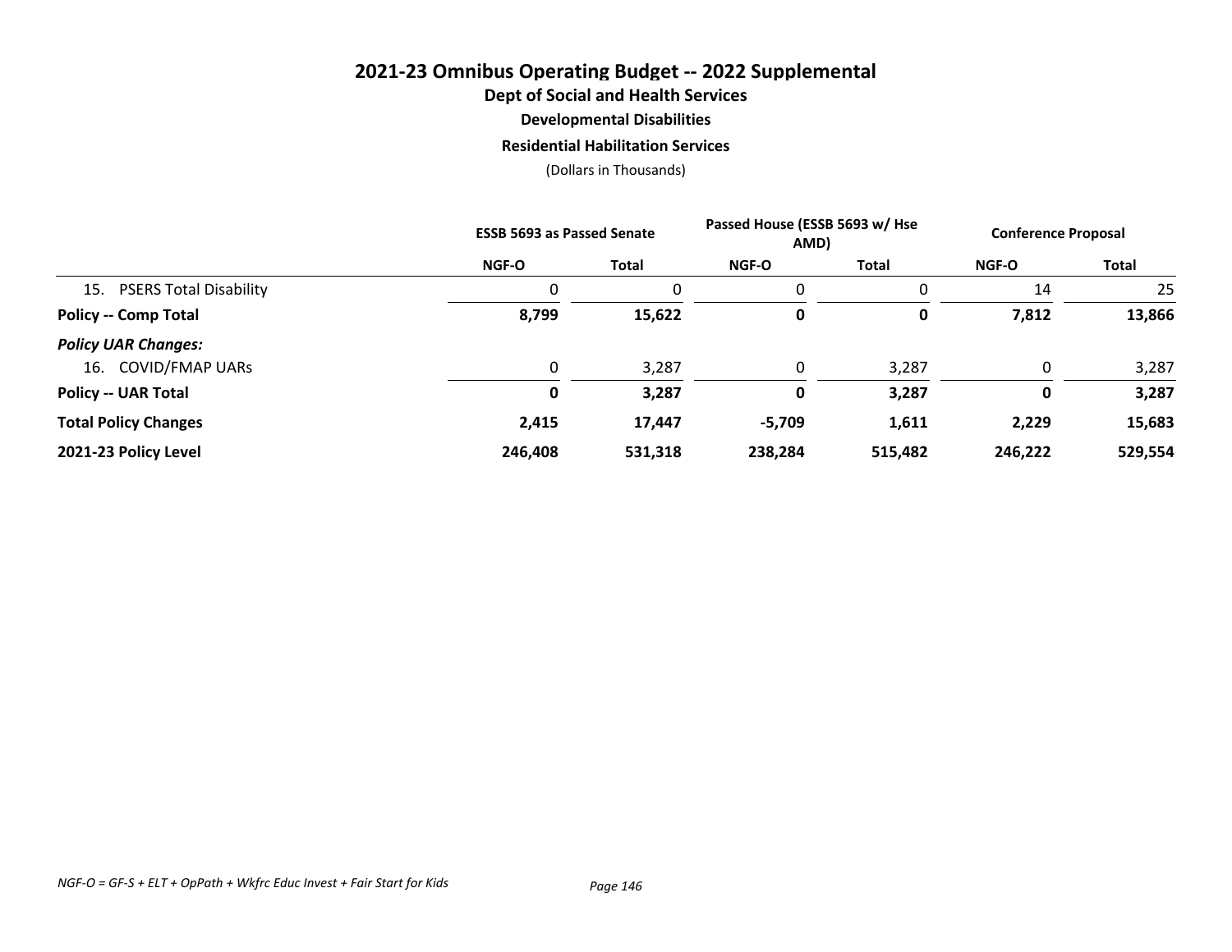# 2021-23 Omnibus Operating Budget -- 2022 Supplemental

## Dept of Social and Health Services

### Developmental Disabilities

### Residential Habilitation Services

(Dollars in Thousands)

| | ESSB 5693 as Passed Senate | | Passed House (ESSB 5693 w/ Hse AMD) | | Conference Proposal | |
|---|---|---|---|---|---|---|
| | NGF-O | Total | NGF-O | Total | NGF-O | Total |
| 15. PSERS Total Disability | 0 | 0 | 0 | 0 | 14 | 25 |
| **Policy -- Comp Total** | **8,799** | **15,622** | **0** | **0** | **7,812** | **13,866** |
| ***Policy UAR Changes:*** | | | | | | |
| 16. COVID/FMAP UARs | 0 | 3,287 | 0 | 3,287 | 0 | 3,287 |
| **Policy -- UAR Total** | **0** | **3,287** | **0** | **3,287** | **0** | **3,287** |
| **Total Policy Changes** | **2,415** | **17,447** | **-5,709** | **1,611** | **2,229** | **15,683** |
| **2021-23 Policy Level** | **246,408** | **531,318** | **238,284** | **515,482** | **246,222** | **529,554** |

*NGF-O = GF-S + ELT + OpPath + Wkfrc Educ Invest + Fair Start for Kids*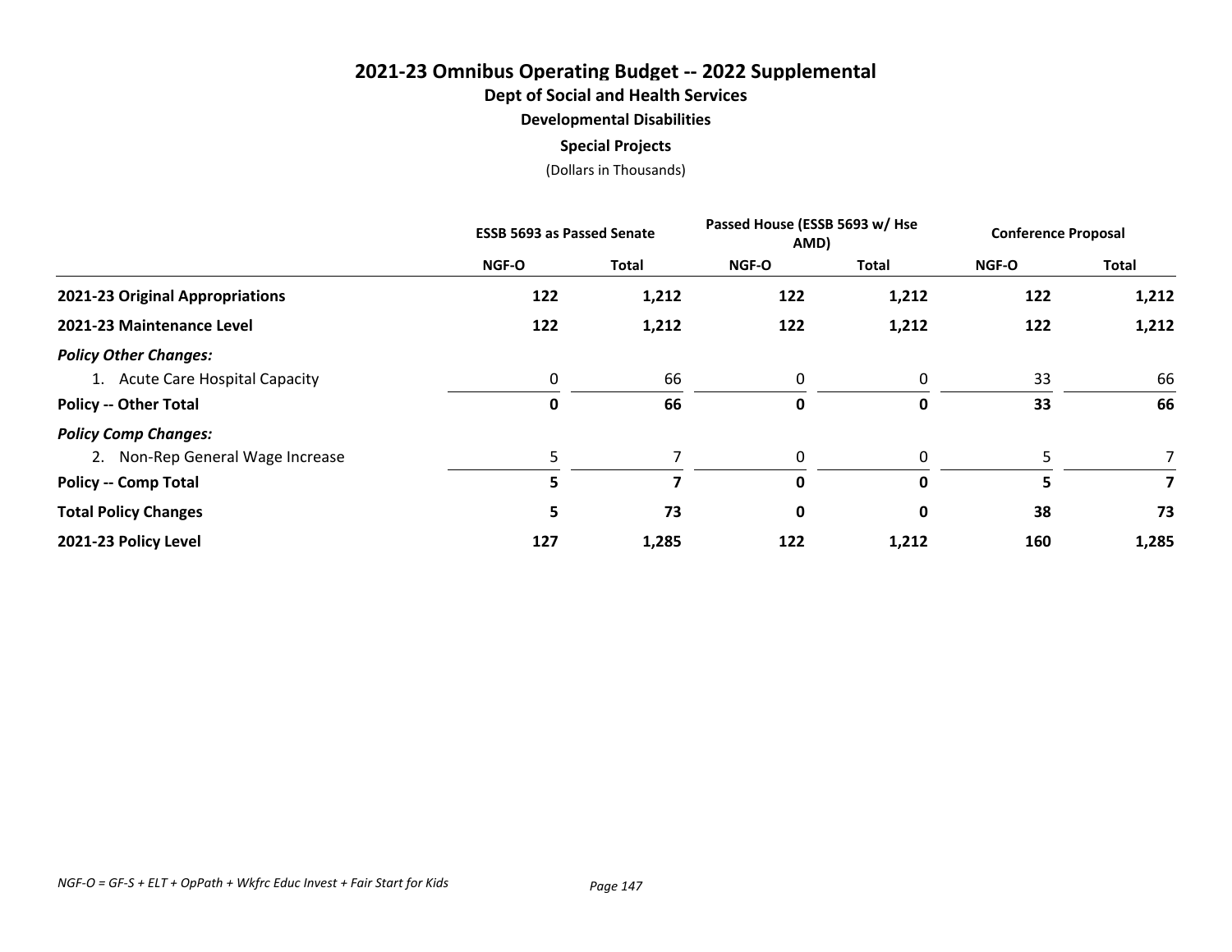# 2021-23 Omnibus Operating Budget -- 2022 Supplemental

## Dept of Social and Health Services

### Developmental Disabilities

### Special Projects

(Dollars in Thousands)

| | ESSB 5693 as Passed Senate | | Passed House (ESSB 5693 w/ Hse AMD) | | Conference Proposal | |
|---|---|---|---|---|---|---|
| | NGF-O | Total | NGF-O | Total | NGF-O | Total |
| **2021-23 Original Appropriations** | **122** | **1,212** | **122** | **1,212** | **122** | **1,212** |
| **2021-23 Maintenance Level** | **122** | **1,212** | **122** | **1,212** | **122** | **1,212** |
| ***Policy Other Changes:*** | | | | | | |
| 1. Acute Care Hospital Capacity | 0 | 66 | 0 | 0 | 33 | 66 |
| **Policy -- Other Total** | **0** | **66** | **0** | **0** | **33** | **66** |
| ***Policy Comp Changes:*** | | | | | | |
| 2. Non-Rep General Wage Increase | 5 | 7 | 0 | 0 | 5 | 7 |
| **Policy -- Comp Total** | **5** | **7** | **0** | **0** | **5** | **7** |
| **Total Policy Changes** | **5** | **73** | **0** | **0** | **38** | **73** |
| **2021-23 Policy Level** | **127** | **1,285** | **122** | **1,212** | **160** | **1,285** |

*NGF-O = GF-S + ELT + OpPath + Wkfrc Educ Invest + Fair Start for Kids*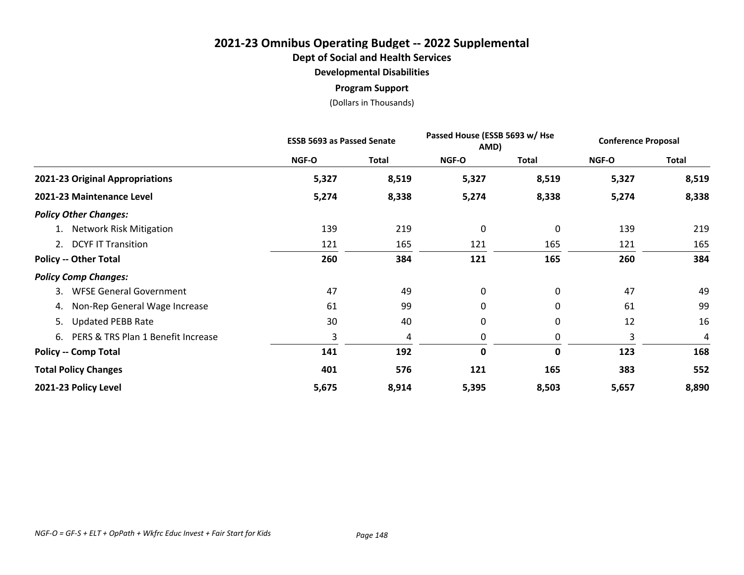# 2021-23 Omnibus Operating Budget -- 2022 Supplemental

## Dept of Social and Health Services

### Developmental Disabilities

### Program Support

(Dollars in Thousands)

| | ESSB 5693 as Passed Senate | | Passed House (ESSB 5693 w/ Hse AMD) | | Conference Proposal | |
|---|---|---|---|---|---|---|
| | NGF-O | Total | NGF-O | Total | NGF-O | Total |
| **2021-23 Original Appropriations** | **5,327** | **8,519** | **5,327** | **8,519** | **5,327** | **8,519** |
| **2021-23 Maintenance Level** | **5,274** | **8,338** | **5,274** | **8,338** | **5,274** | **8,338** |
| ***Policy Other Changes:*** | | | | | | |
| 1. Network Risk Mitigation | 139 | 219 | 0 | 0 | 139 | 219 |
| 2. DCYF IT Transition | 121 | 165 | 121 | 165 | 121 | 165 |
| **Policy -- Other Total** | **260** | **384** | **121** | **165** | **260** | **384** |
| ***Policy Comp Changes:*** | | | | | | |
| 3. WFSE General Government | 47 | 49 | 0 | 0 | 47 | 49 |
| 4. Non-Rep General Wage Increase | 61 | 99 | 0 | 0 | 61 | 99 |
| 5. Updated PEBB Rate | 30 | 40 | 0 | 0 | 12 | 16 |
| 6. PERS & TRS Plan 1 Benefit Increase | 3 | 4 | 0 | 0 | 3 | 4 |
| **Policy -- Comp Total** | **141** | **192** | **0** | **0** | **123** | **168** |
| **Total Policy Changes** | **401** | **576** | **121** | **165** | **383** | **552** |
| **2021-23 Policy Level** | **5,675** | **8,914** | **5,395** | **8,503** | **5,657** | **8,890** |

*NGF-O = GF-S + ELT + OpPath + Wkfrc Educ Invest + Fair Start for Kids*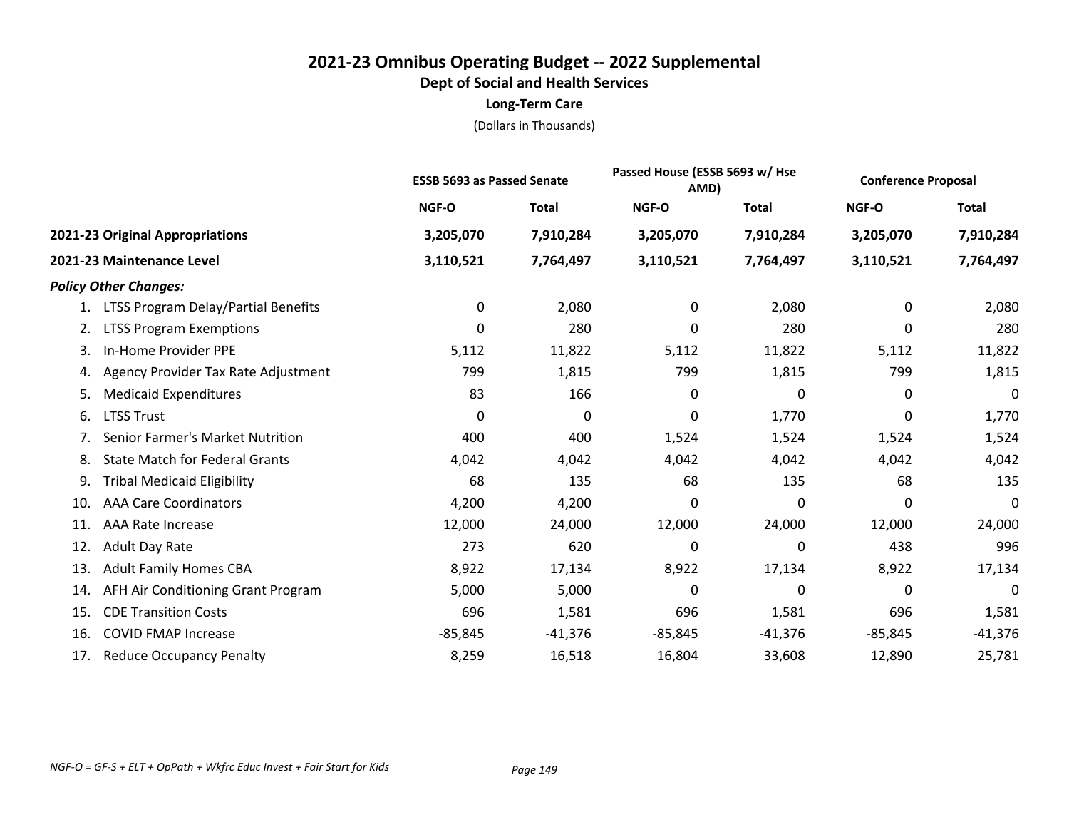# 2021-23 Omnibus Operating Budget -- 2022 Supplemental

## Dept of Social and Health Services

### Long-Term Care

(Dollars in Thousands)

| | ESSB 5693 as Passed Senate | | Passed House (ESSB 5693 w/ Hse AMD) | | Conference Proposal | |
|---|---|---|---|---|---|---|
| | NGF-O | Total | NGF-O | Total | NGF-O | Total |
| **2021-23 Original Appropriations** | **3,205,070** | **7,910,284** | **3,205,070** | **7,910,284** | **3,205,070** | **7,910,284** |
| **2021-23 Maintenance Level** | **3,110,521** | **7,764,497** | **3,110,521** | **7,764,497** | **3,110,521** | **7,764,497** |
| ***Policy Other Changes:*** | | | | | | |
| 1. LTSS Program Delay/Partial Benefits | 0 | 2,080 | 0 | 2,080 | 0 | 2,080 |
| 2. LTSS Program Exemptions | 0 | 280 | 0 | 280 | 0 | 280 |
| 3. In-Home Provider PPE | 5,112 | 11,822 | 5,112 | 11,822 | 5,112 | 11,822 |
| 4. Agency Provider Tax Rate Adjustment | 799 | 1,815 | 799 | 1,815 | 799 | 1,815 |
| 5. Medicaid Expenditures | 83 | 166 | 0 | 0 | 0 | 0 |
| 6. LTSS Trust | 0 | 0 | 0 | 1,770 | 0 | 1,770 |
| 7. Senior Farmer's Market Nutrition | 400 | 400 | 1,524 | 1,524 | 1,524 | 1,524 |
| 8. State Match for Federal Grants | 4,042 | 4,042 | 4,042 | 4,042 | 4,042 | 4,042 |
| 9. Tribal Medicaid Eligibility | 68 | 135 | 68 | 135 | 68 | 135 |
| 10. AAA Care Coordinators | 4,200 | 4,200 | 0 | 0 | 0 | 0 |
| 11. AAA Rate Increase | 12,000 | 24,000 | 12,000 | 24,000 | 12,000 | 24,000 |
| 12. Adult Day Rate | 273 | 620 | 0 | 0 | 438 | 996 |
| 13. Adult Family Homes CBA | 8,922 | 17,134 | 8,922 | 17,134 | 8,922 | 17,134 |
| 14. AFH Air Conditioning Grant Program | 5,000 | 5,000 | 0 | 0 | 0 | 0 |
| 15. CDE Transition Costs | 696 | 1,581 | 696 | 1,581 | 696 | 1,581 |
| 16. COVID FMAP Increase | -85,845 | -41,376 | -85,845 | -41,376 | -85,845 | -41,376 |
| 17. Reduce Occupancy Penalty | 8,259 | 16,518 | 16,804 | 33,608 | 12,890 | 25,781 |

*NGF-O = GF-S + ELT + OpPath + Wkfrc Educ Invest + Fair Start for Kids*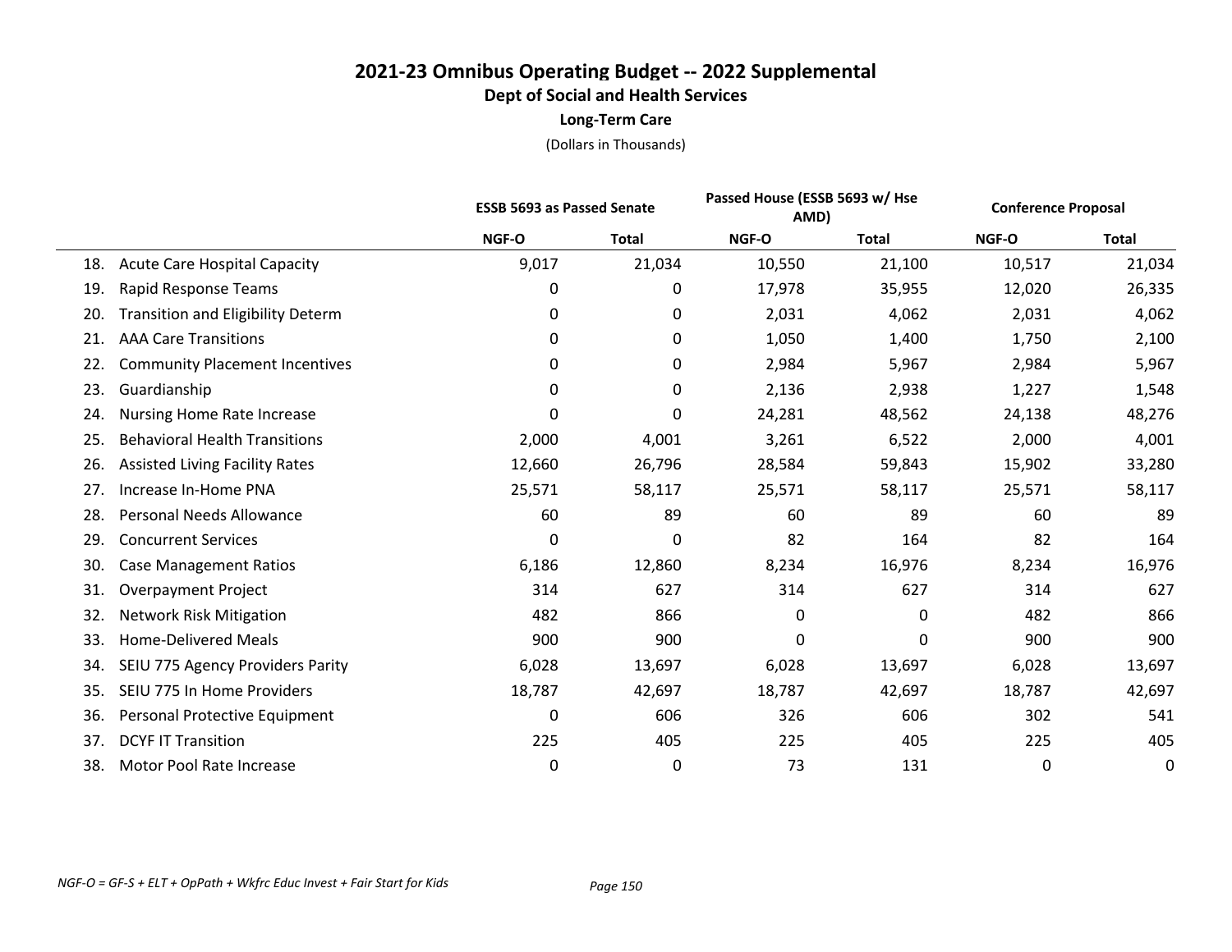# 2021-23 Omnibus Operating Budget -- 2022 Supplemental

## Dept of Social and Health Services

### Long-Term Care

(Dollars in Thousands)

| | ESSB 5693 as Passed Senate | | Passed House (ESSB 5693 w/ Hse AMD) | | Conference Proposal | |
|---|---|---|---|---|---|---|
| | NGF-O | Total | NGF-O | Total | NGF-O | Total |
| 18. Acute Care Hospital Capacity | 9,017 | 21,034 | 10,550 | 21,100 | 10,517 | 21,034 |
| 19. Rapid Response Teams | 0 | 0 | 17,978 | 35,955 | 12,020 | 26,335 |
| 20. Transition and Eligibility Determ | 0 | 0 | 2,031 | 4,062 | 2,031 | 4,062 |
| 21. AAA Care Transitions | 0 | 0 | 1,050 | 1,400 | 1,750 | 2,100 |
| 22. Community Placement Incentives | 0 | 0 | 2,984 | 5,967 | 2,984 | 5,967 |
| 23. Guardianship | 0 | 0 | 2,136 | 2,938 | 1,227 | 1,548 |
| 24. Nursing Home Rate Increase | 0 | 0 | 24,281 | 48,562 | 24,138 | 48,276 |
| 25. Behavioral Health Transitions | 2,000 | 4,001 | 3,261 | 6,522 | 2,000 | 4,001 |
| 26. Assisted Living Facility Rates | 12,660 | 26,796 | 28,584 | 59,843 | 15,902 | 33,280 |
| 27. Increase In-Home PNA | 25,571 | 58,117 | 25,571 | 58,117 | 25,571 | 58,117 |
| 28. Personal Needs Allowance | 60 | 89 | 60 | 89 | 60 | 89 |
| 29. Concurrent Services | 0 | 0 | 82 | 164 | 82 | 164 |
| 30. Case Management Ratios | 6,186 | 12,860 | 8,234 | 16,976 | 8,234 | 16,976 |
| 31. Overpayment Project | 314 | 627 | 314 | 627 | 314 | 627 |
| 32. Network Risk Mitigation | 482 | 866 | 0 | 0 | 482 | 866 |
| 33. Home-Delivered Meals | 900 | 900 | 0 | 0 | 900 | 900 |
| 34. SEIU 775 Agency Providers Parity | 6,028 | 13,697 | 6,028 | 13,697 | 6,028 | 13,697 |
| 35. SEIU 775 In Home Providers | 18,787 | 42,697 | 18,787 | 42,697 | 18,787 | 42,697 |
| 36. Personal Protective Equipment | 0 | 606 | 326 | 606 | 302 | 541 |
| 37. DCYF IT Transition | 225 | 405 | 225 | 405 | 225 | 405 |
| 38. Motor Pool Rate Increase | 0 | 0 | 73 | 131 | 0 | 0 |

*NGF-O = GF-S + ELT + OpPath + Wkfrc Educ Invest + Fair Start for Kids*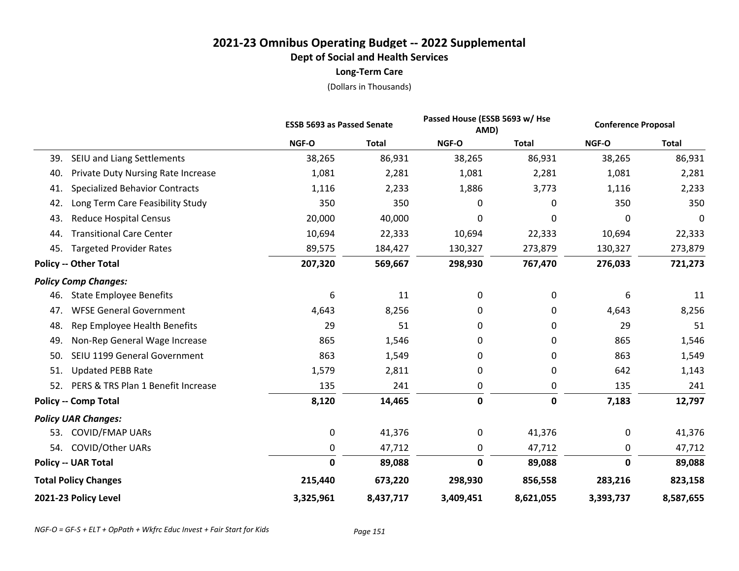# 2021-23 Omnibus Operating Budget -- 2022 Supplemental

## Dept of Social and Health Services

### Long-Term Care

(Dollars in Thousands)

| | ESSB 5693 as Passed Senate | | Passed House (ESSB 5693 w/ Hse AMD) | | Conference Proposal | |
|---|---|---|---|---|---|---|
| | NGF-O | Total | NGF-O | Total | NGF-O | Total |
| 39. SEIU and Liang Settlements | 38,265 | 86,931 | 38,265 | 86,931 | 38,265 | 86,931 |
| 40. Private Duty Nursing Rate Increase | 1,081 | 2,281 | 1,081 | 2,281 | 1,081 | 2,281 |
| 41. Specialized Behavior Contracts | 1,116 | 2,233 | 1,886 | 3,773 | 1,116 | 2,233 |
| 42. Long Term Care Feasibility Study | 350 | 350 | 0 | 0 | 350 | 350 |
| 43. Reduce Hospital Census | 20,000 | 40,000 | 0 | 0 | 0 | 0 |
| 44. Transitional Care Center | 10,694 | 22,333 | 10,694 | 22,333 | 10,694 | 22,333 |
| 45. Targeted Provider Rates | 89,575 | 184,427 | 130,327 | 273,879 | 130,327 | 273,879 |
| **Policy -- Other Total** | **207,320** | **569,667** | **298,930** | **767,470** | **276,033** | **721,273** |
| ***Policy Comp Changes:*** | | | | | | |
| 46. State Employee Benefits | 6 | 11 | 0 | 0 | 6 | 11 |
| 47. WFSE General Government | 4,643 | 8,256 | 0 | 0 | 4,643 | 8,256 |
| 48. Rep Employee Health Benefits | 29 | 51 | 0 | 0 | 29 | 51 |
| 49. Non-Rep General Wage Increase | 865 | 1,546 | 0 | 0 | 865 | 1,546 |
| 50. SEIU 1199 General Government | 863 | 1,549 | 0 | 0 | 863 | 1,549 |
| 51. Updated PEBB Rate | 1,579 | 2,811 | 0 | 0 | 642 | 1,143 |
| 52. PERS & TRS Plan 1 Benefit Increase | 135 | 241 | 0 | 0 | 135 | 241 |
| **Policy -- Comp Total** | **8,120** | **14,465** | **0** | **0** | **7,183** | **12,797** |
| ***Policy UAR Changes:*** | | | | | | |
| 53. COVID/FMAP UARs | 0 | 41,376 | 0 | 41,376 | 0 | 41,376 |
| 54. COVID/Other UARs | 0 | 47,712 | 0 | 47,712 | 0 | 47,712 |
| **Policy -- UAR Total** | **0** | **89,088** | **0** | **89,088** | **0** | **89,088** |
| **Total Policy Changes** | **215,440** | **673,220** | **298,930** | **856,558** | **283,216** | **823,158** |
| **2021-23 Policy Level** | **3,325,961** | **8,437,717** | **3,409,451** | **8,621,055** | **3,393,737** | **8,587,655** |

*NGF-O = GF-S + ELT + OpPath + Wkfrc Educ Invest + Fair Start for Kids*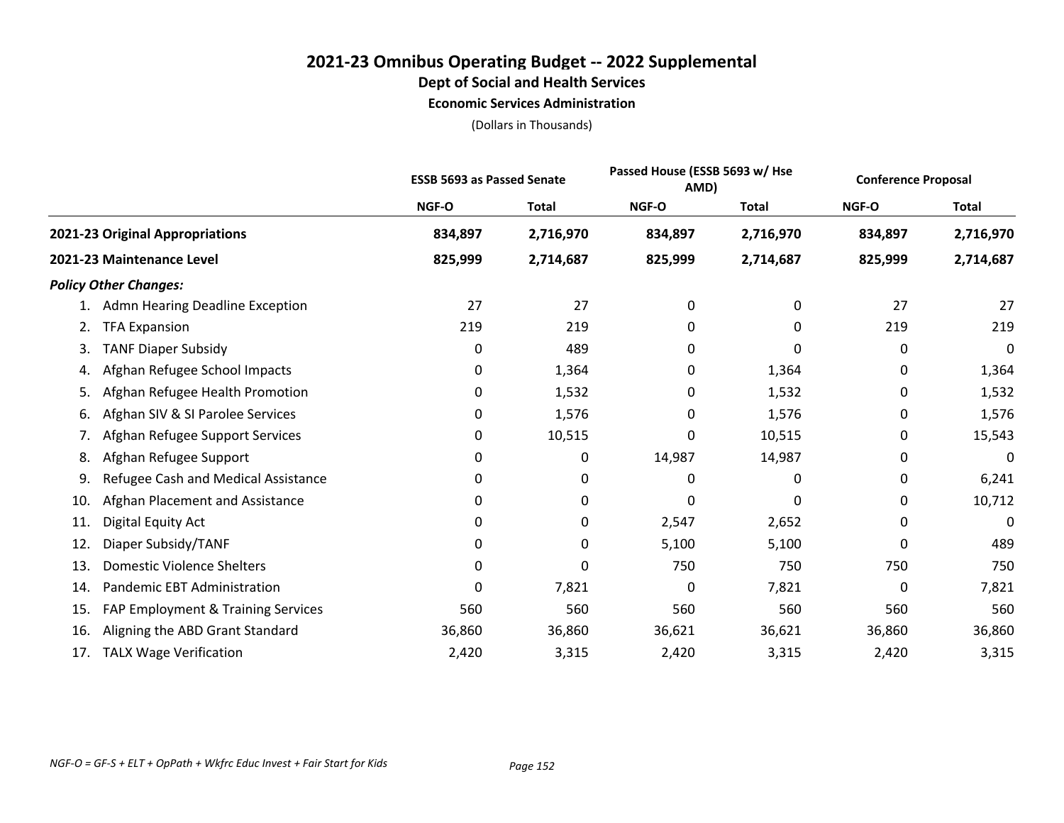# 2021-23 Omnibus Operating Budget -- 2022 Supplemental
## Dept of Social and Health Services
### Economic Services Administration

(Dollars in Thousands)

| | ESSB 5693 as Passed Senate | | Passed House (ESSB 5693 w/ Hse AMD) | | Conference Proposal | |
|---|---|---|---|---|---|---|
| | NGF-O | Total | NGF-O | Total | NGF-O | Total |
| **2021-23 Original Appropriations** | **834,897** | **2,716,970** | **834,897** | **2,716,970** | **834,897** | **2,716,970** |
| **2021-23 Maintenance Level** | **825,999** | **2,714,687** | **825,999** | **2,714,687** | **825,999** | **2,714,687** |
| ***Policy Other Changes:*** | | | | | | |
| 1. Admn Hearing Deadline Exception | 27 | 27 | 0 | 0 | 27 | 27 |
| 2. TFA Expansion | 219 | 219 | 0 | 0 | 219 | 219 |
| 3. TANF Diaper Subsidy | 0 | 489 | 0 | 0 | 0 | 0 |
| 4. Afghan Refugee School Impacts | 0 | 1,364 | 0 | 1,364 | 0 | 1,364 |
| 5. Afghan Refugee Health Promotion | 0 | 1,532 | 0 | 1,532 | 0 | 1,532 |
| 6. Afghan SIV & SI Parolee Services | 0 | 1,576 | 0 | 1,576 | 0 | 1,576 |
| 7. Afghan Refugee Support Services | 0 | 10,515 | 0 | 10,515 | 0 | 15,543 |
| 8. Afghan Refugee Support | 0 | 0 | 14,987 | 14,987 | 0 | 0 |
| 9. Refugee Cash and Medical Assistance | 0 | 0 | 0 | 0 | 0 | 6,241 |
| 10. Afghan Placement and Assistance | 0 | 0 | 0 | 0 | 0 | 10,712 |
| 11. Digital Equity Act | 0 | 0 | 2,547 | 2,652 | 0 | 0 |
| 12. Diaper Subsidy/TANF | 0 | 0 | 5,100 | 5,100 | 0 | 489 |
| 13. Domestic Violence Shelters | 0 | 0 | 750 | 750 | 750 | 750 |
| 14. Pandemic EBT Administration | 0 | 7,821 | 0 | 7,821 | 0 | 7,821 |
| 15. FAP Employment & Training Services | 560 | 560 | 560 | 560 | 560 | 560 |
| 16. Aligning the ABD Grant Standard | 36,860 | 36,860 | 36,621 | 36,621 | 36,860 | 36,860 |
| 17. TALX Wage Verification | 2,420 | 3,315 | 2,420 | 3,315 | 2,420 | 3,315 |

*NGF-O = GF-S + ELT + OpPath + Wkfrc Educ Invest + Fair Start for Kids*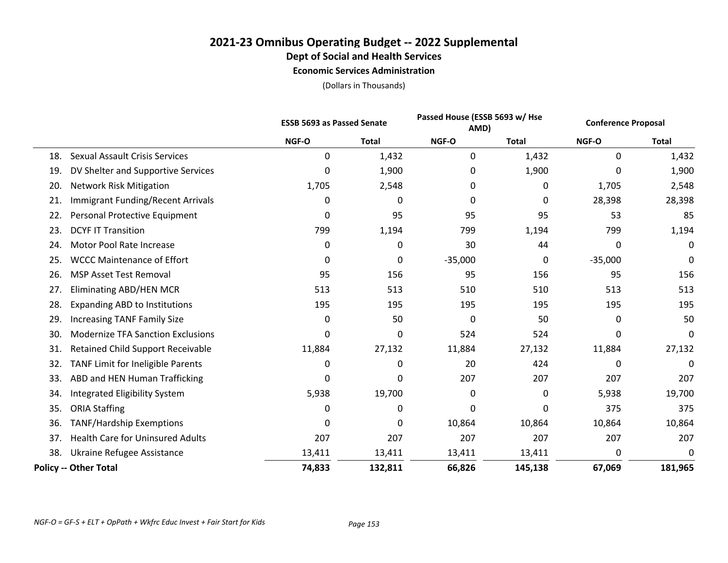# 2021-23 Omnibus Operating Budget -- 2022 Supplemental
## Dept of Social and Health Services
### Economic Services Administration

(Dollars in Thousands)

| | ESSB 5693 as Passed Senate | | Passed House (ESSB 5693 w/ Hse AMD) | | Conference Proposal | |
|---|---|---|---|---|---|---|
| | NGF-O | Total | NGF-O | Total | NGF-O | Total |
| 18. Sexual Assault Crisis Services | 0 | 1,432 | 0 | 1,432 | 0 | 1,432 |
| 19. DV Shelter and Supportive Services | 0 | 1,900 | 0 | 1,900 | 0 | 1,900 |
| 20. Network Risk Mitigation | 1,705 | 2,548 | 0 | 0 | 1,705 | 2,548 |
| 21. Immigrant Funding/Recent Arrivals | 0 | 0 | 0 | 0 | 28,398 | 28,398 |
| 22. Personal Protective Equipment | 0 | 95 | 95 | 95 | 53 | 85 |
| 23. DCYF IT Transition | 799 | 1,194 | 799 | 1,194 | 799 | 1,194 |
| 24. Motor Pool Rate Increase | 0 | 0 | 30 | 44 | 0 | 0 |
| 25. WCCC Maintenance of Effort | 0 | 0 | -35,000 | 0 | -35,000 | 0 |
| 26. MSP Asset Test Removal | 95 | 156 | 95 | 156 | 95 | 156 |
| 27. Eliminating ABD/HEN MCR | 513 | 513 | 510 | 510 | 513 | 513 |
| 28. Expanding ABD to Institutions | 195 | 195 | 195 | 195 | 195 | 195 |
| 29. Increasing TANF Family Size | 0 | 50 | 0 | 50 | 0 | 50 |
| 30. Modernize TFA Sanction Exclusions | 0 | 0 | 524 | 524 | 0 | 0 |
| 31. Retained Child Support Receivable | 11,884 | 27,132 | 11,884 | 27,132 | 11,884 | 27,132 |
| 32. TANF Limit for Ineligible Parents | 0 | 0 | 20 | 424 | 0 | 0 |
| 33. ABD and HEN Human Trafficking | 0 | 0 | 207 | 207 | 207 | 207 |
| 34. Integrated Eligibility System | 5,938 | 19,700 | 0 | 0 | 5,938 | 19,700 |
| 35. ORIA Staffing | 0 | 0 | 0 | 0 | 375 | 375 |
| 36. TANF/Hardship Exemptions | 0 | 0 | 10,864 | 10,864 | 10,864 | 10,864 |
| 37. Health Care for Uninsured Adults | 207 | 207 | 207 | 207 | 207 | 207 |
| 38. Ukraine Refugee Assistance | 13,411 | 13,411 | 13,411 | 13,411 | 0 | 0 |
| **Policy -- Other Total** | **74,833** | **132,811** | **66,826** | **145,138** | **67,069** | **181,965** |

*NGF-O = GF-S + ELT + OpPath + Wkfrc Educ Invest + Fair Start for Kids*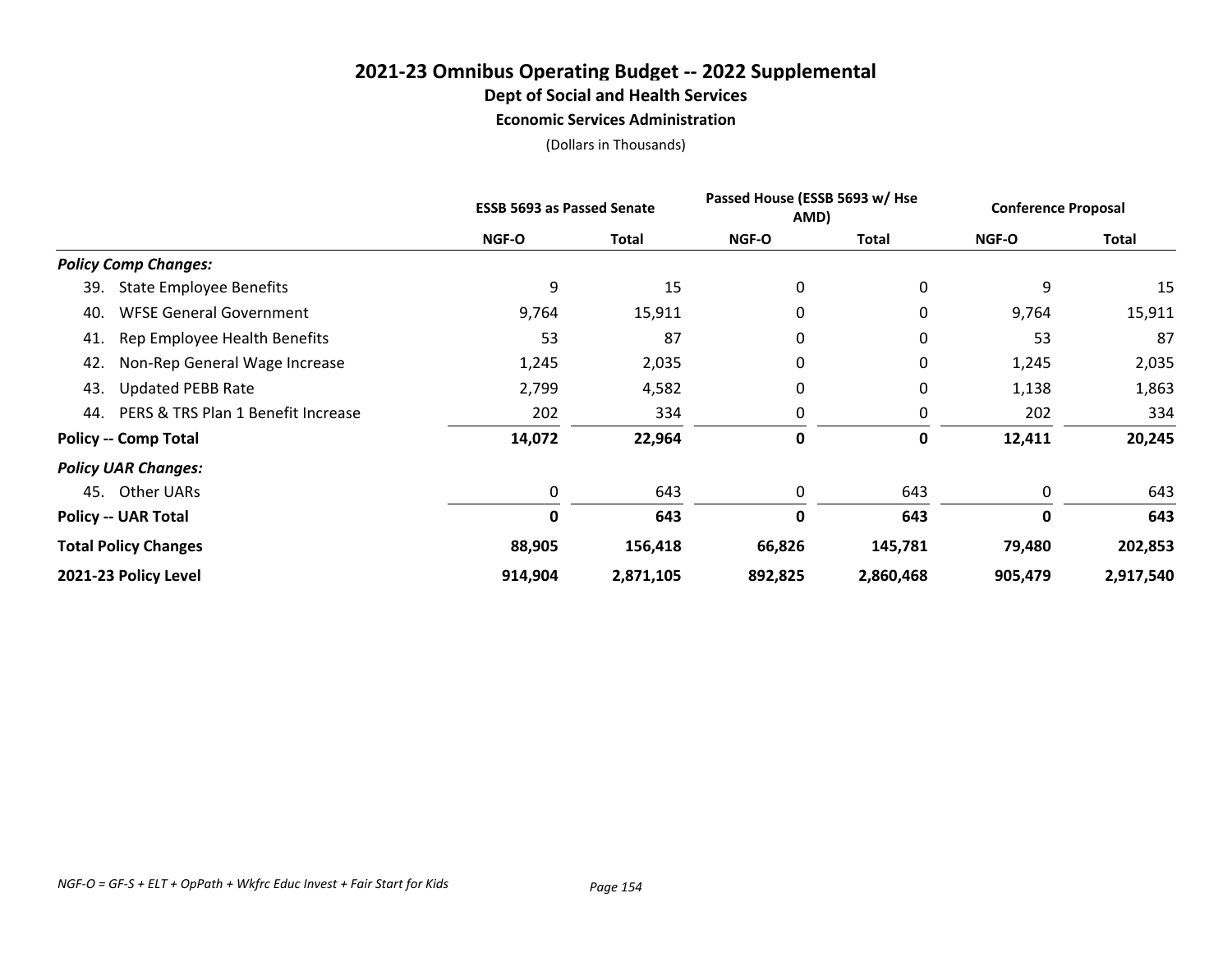# 2021-23 Omnibus Operating Budget -- 2022 Supplemental

## Dept of Social and Health Services

### Economic Services Administration

(Dollars in Thousands)

| | ESSB 5693 as Passed Senate | | Passed House (ESSB 5693 w/ Hse AMD) | | Conference Proposal | |
|---|---|---|---|---|---|---|
| | NGF-O | Total | NGF-O | Total | NGF-O | Total |
| ***Policy Comp Changes:*** | | | | | | |
| 39. State Employee Benefits | 9 | 15 | 0 | 0 | 9 | 15 |
| 40. WFSE General Government | 9,764 | 15,911 | 0 | 0 | 9,764 | 15,911 |
| 41. Rep Employee Health Benefits | 53 | 87 | 0 | 0 | 53 | 87 |
| 42. Non-Rep General Wage Increase | 1,245 | 2,035 | 0 | 0 | 1,245 | 2,035 |
| 43. Updated PEBB Rate | 2,799 | 4,582 | 0 | 0 | 1,138 | 1,863 |
| 44. PERS & TRS Plan 1 Benefit Increase | 202 | 334 | 0 | 0 | 202 | 334 |
| **Policy -- Comp Total** | **14,072** | **22,964** | **0** | **0** | **12,411** | **20,245** |
| ***Policy UAR Changes:*** | | | | | | |
| 45. Other UARs | 0 | 643 | 0 | 643 | 0 | 643 |
| **Policy -- UAR Total** | **0** | **643** | **0** | **643** | **0** | **643** |
| **Total Policy Changes** | **88,905** | **156,418** | **66,826** | **145,781** | **79,480** | **202,853** |
| **2021-23 Policy Level** | **914,904** | **2,871,105** | **892,825** | **2,860,468** | **905,479** | **2,917,540** |

*NGF-O = GF-S + ELT + OpPath + Wkfrc Educ Invest + Fair Start for Kids*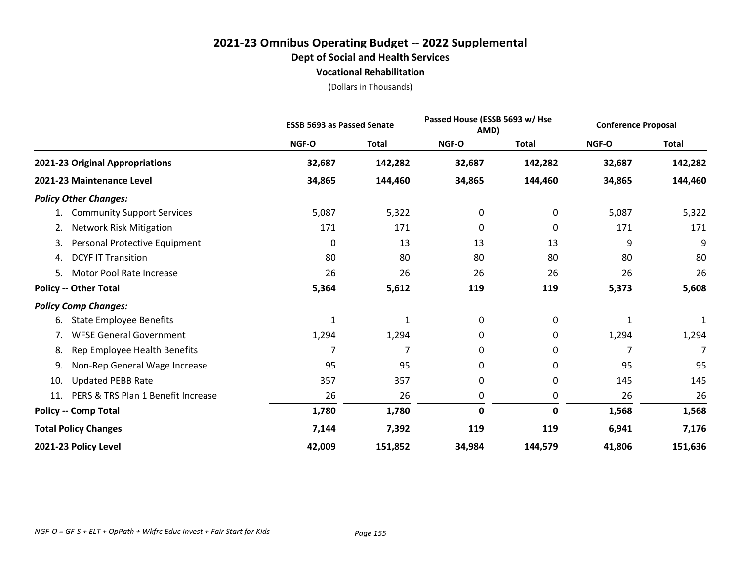# 2021-23 Omnibus Operating Budget -- 2022 Supplemental

## Dept of Social and Health Services

### Vocational Rehabilitation

(Dollars in Thousands)

| | ESSB 5693 as Passed Senate | | Passed House (ESSB 5693 w/ Hse AMD) | | Conference Proposal | |
|---|---|---|---|---|---|---|
| | NGF-O | Total | NGF-O | Total | NGF-O | Total |
| **2021-23 Original Appropriations** | **32,687** | **142,282** | **32,687** | **142,282** | **32,687** | **142,282** |
| **2021-23 Maintenance Level** | **34,865** | **144,460** | **34,865** | **144,460** | **34,865** | **144,460** |
| ***Policy Other Changes:*** | | | | | | |
| 1. Community Support Services | 5,087 | 5,322 | 0 | 0 | 5,087 | 5,322 |
| 2. Network Risk Mitigation | 171 | 171 | 0 | 0 | 171 | 171 |
| 3. Personal Protective Equipment | 0 | 13 | 13 | 13 | 9 | 9 |
| 4. DCYF IT Transition | 80 | 80 | 80 | 80 | 80 | 80 |
| 5. Motor Pool Rate Increase | 26 | 26 | 26 | 26 | 26 | 26 |
| **Policy -- Other Total** | **5,364** | **5,612** | **119** | **119** | **5,373** | **5,608** |
| ***Policy Comp Changes:*** | | | | | | |
| 6. State Employee Benefits | 1 | 1 | 0 | 0 | 1 | 1 |
| 7. WFSE General Government | 1,294 | 1,294 | 0 | 0 | 1,294 | 1,294 |
| 8. Rep Employee Health Benefits | 7 | 7 | 0 | 0 | 7 | 7 |
| 9. Non-Rep General Wage Increase | 95 | 95 | 0 | 0 | 95 | 95 |
| 10. Updated PEBB Rate | 357 | 357 | 0 | 0 | 145 | 145 |
| 11. PERS & TRS Plan 1 Benefit Increase | 26 | 26 | 0 | 0 | 26 | 26 |
| **Policy -- Comp Total** | **1,780** | **1,780** | **0** | **0** | **1,568** | **1,568** |
| **Total Policy Changes** | **7,144** | **7,392** | **119** | **119** | **6,941** | **7,176** |
| **2021-23 Policy Level** | **42,009** | **151,852** | **34,984** | **144,579** | **41,806** | **151,636** |

*NGF-O = GF-S + ELT + OpPath + Wkfrc Educ Invest + Fair Start for Kids*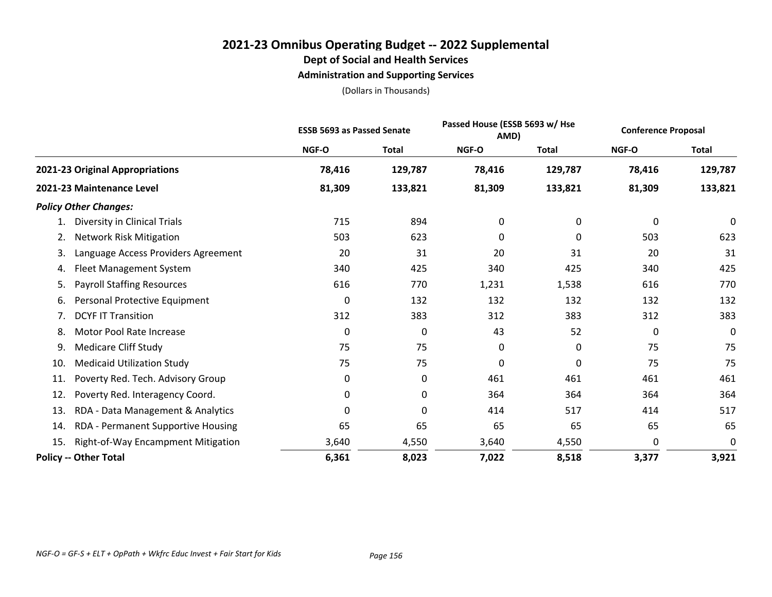# 2021-23 Omnibus Operating Budget -- 2022 Supplemental

## Dept of Social and Health Services

### Administration and Supporting Services

(Dollars in Thousands)

| | ESSB 5693 as Passed Senate | | Passed House (ESSB 5693 w/ Hse AMD) | | Conference Proposal | |
|---|---|---|---|---|---|---|
| | NGF-O | Total | NGF-O | Total | NGF-O | Total |
| **2021-23 Original Appropriations** | **78,416** | **129,787** | **78,416** | **129,787** | **78,416** | **129,787** |
| **2021-23 Maintenance Level** | **81,309** | **133,821** | **81,309** | **133,821** | **81,309** | **133,821** |
| ***Policy Other Changes:*** | | | | | | |
| 1. Diversity in Clinical Trials | 715 | 894 | 0 | 0 | 0 | 0 |
| 2. Network Risk Mitigation | 503 | 623 | 0 | 0 | 503 | 623 |
| 3. Language Access Providers Agreement | 20 | 31 | 20 | 31 | 20 | 31 |
| 4. Fleet Management System | 340 | 425 | 340 | 425 | 340 | 425 |
| 5. Payroll Staffing Resources | 616 | 770 | 1,231 | 1,538 | 616 | 770 |
| 6. Personal Protective Equipment | 0 | 132 | 132 | 132 | 132 | 132 |
| 7. DCYF IT Transition | 312 | 383 | 312 | 383 | 312 | 383 |
| 8. Motor Pool Rate Increase | 0 | 0 | 43 | 52 | 0 | 0 |
| 9. Medicare Cliff Study | 75 | 75 | 0 | 0 | 75 | 75 |
| 10. Medicaid Utilization Study | 75 | 75 | 0 | 0 | 75 | 75 |
| 11. Poverty Red. Tech. Advisory Group | 0 | 0 | 461 | 461 | 461 | 461 |
| 12. Poverty Red. Interagency Coord. | 0 | 0 | 364 | 364 | 364 | 364 |
| 13. RDA - Data Management & Analytics | 0 | 0 | 414 | 517 | 414 | 517 |
| 14. RDA - Permanent Supportive Housing | 65 | 65 | 65 | 65 | 65 | 65 |
| 15. Right-of-Way Encampment Mitigation | 3,640 | 4,550 | 3,640 | 4,550 | 0 | 0 |
| **Policy -- Other Total** | **6,361** | **8,023** | **7,022** | **8,518** | **3,377** | **3,921** |

*NGF-O = GF-S + ELT + OpPath + Wkfrc Educ Invest + Fair Start for Kids*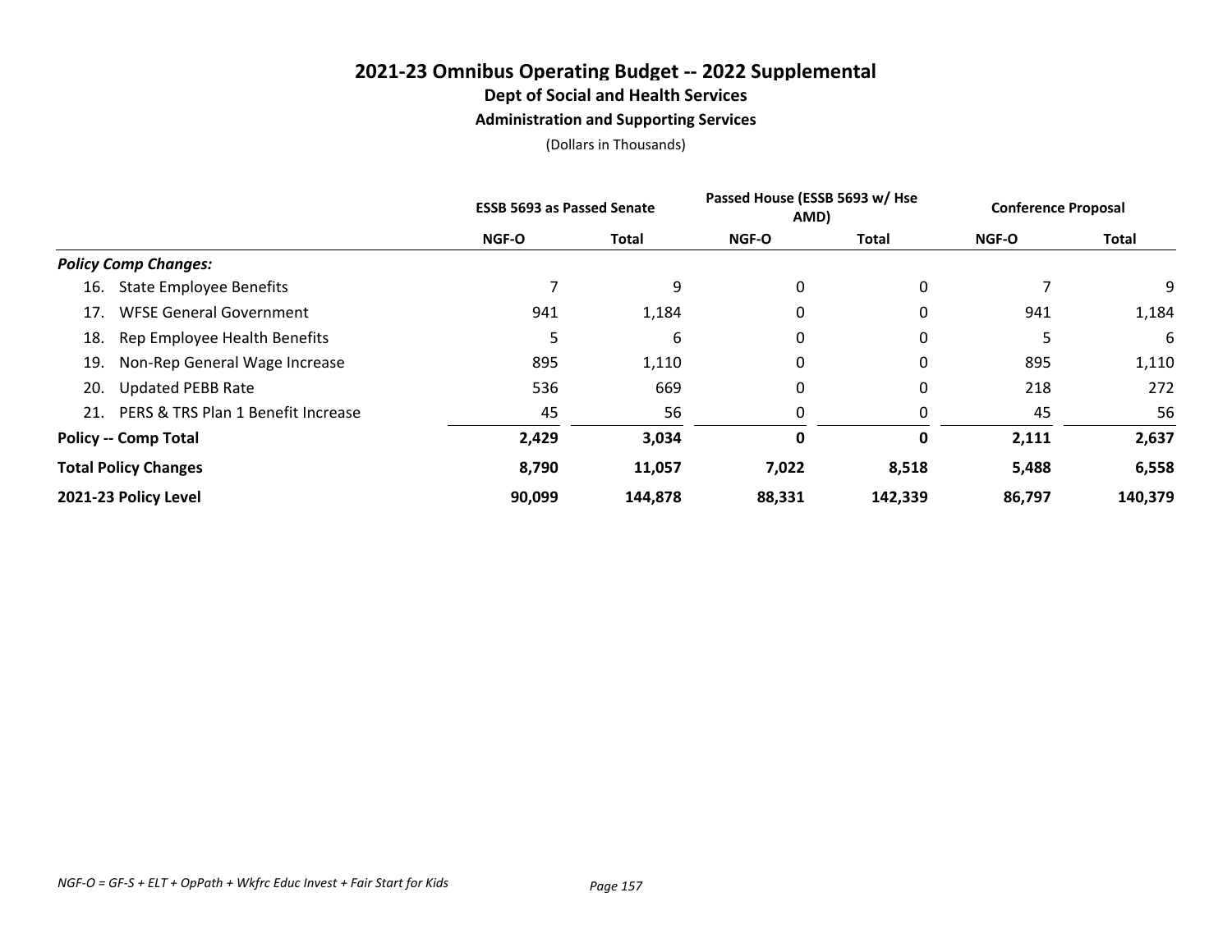# 2021-23 Omnibus Operating Budget -- 2022 Supplemental

## Dept of Social and Health Services

### Administration and Supporting Services

(Dollars in Thousands)

| | ESSB 5693 as Passed Senate | | Passed House (ESSB 5693 w/ Hse AMD) | | Conference Proposal | |
|---|---|---|---|---|---|---|
| | NGF-O | Total | NGF-O | Total | NGF-O | Total |
| ***Policy Comp Changes:*** | | | | | | |
| 16. State Employee Benefits | 7 | 9 | 0 | 0 | 7 | 9 |
| 17. WFSE General Government | 941 | 1,184 | 0 | 0 | 941 | 1,184 |
| 18. Rep Employee Health Benefits | 5 | 6 | 0 | 0 | 5 | 6 |
| 19. Non-Rep General Wage Increase | 895 | 1,110 | 0 | 0 | 895 | 1,110 |
| 20. Updated PEBB Rate | 536 | 669 | 0 | 0 | 218 | 272 |
| 21. PERS & TRS Plan 1 Benefit Increase | 45 | 56 | 0 | 0 | 45 | 56 |
| **Policy -- Comp Total** | **2,429** | **3,034** | **0** | **0** | **2,111** | **2,637** |
| **Total Policy Changes** | **8,790** | **11,057** | **7,022** | **8,518** | **5,488** | **6,558** |
| **2021-23 Policy Level** | **90,099** | **144,878** | **88,331** | **142,339** | **86,797** | **140,379** |

*NGF-O = GF-S + ELT + OpPath + Wkfrc Educ Invest + Fair Start for Kids*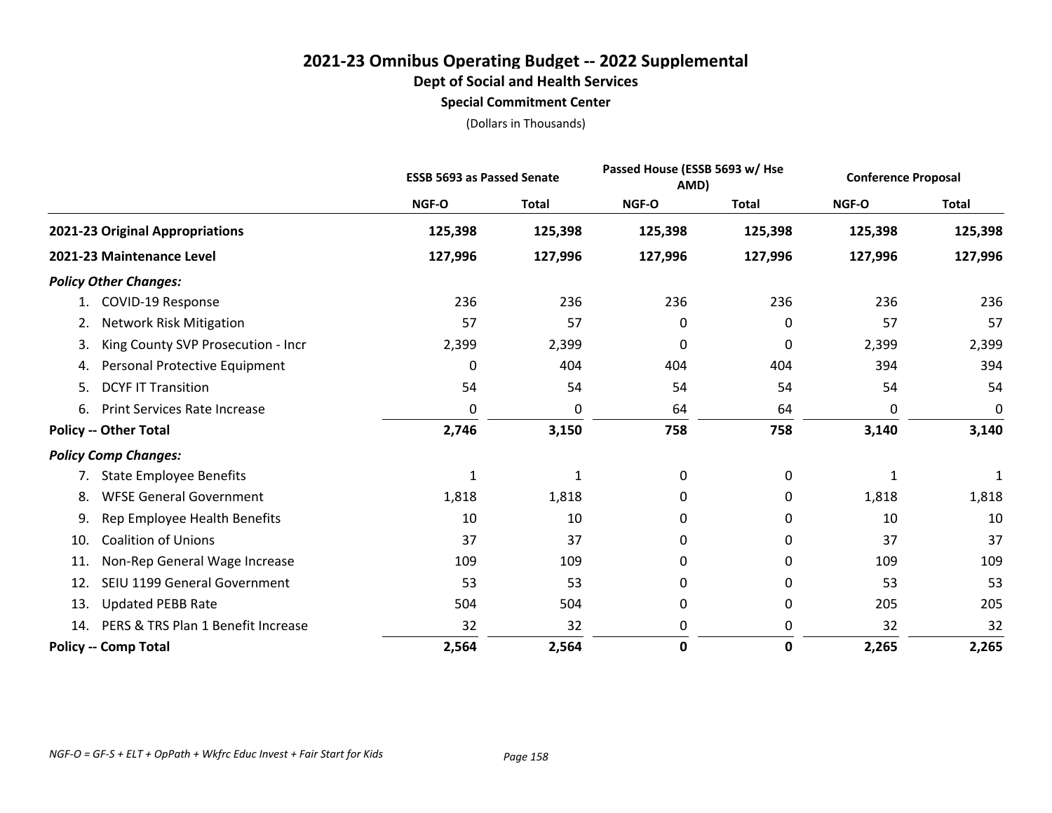# 2021-23 Omnibus Operating Budget -- 2022 Supplemental

## Dept of Social and Health Services

### Special Commitment Center

(Dollars in Thousands)

| | ESSB 5693 as Passed Senate | | Passed House (ESSB 5693 w/ Hse AMD) | | Conference Proposal | |
|---|---|---|---|---|---|---|
| | NGF-O | Total | NGF-O | Total | NGF-O | Total |
| **2021-23 Original Appropriations** | **125,398** | **125,398** | **125,398** | **125,398** | **125,398** | **125,398** |
| **2021-23 Maintenance Level** | **127,996** | **127,996** | **127,996** | **127,996** | **127,996** | **127,996** |
| ***Policy Other Changes:*** | | | | | | |
| 1. COVID-19 Response | 236 | 236 | 236 | 236 | 236 | 236 |
| 2. Network Risk Mitigation | 57 | 57 | 0 | 0 | 57 | 57 |
| 3. King County SVP Prosecution - Incr | 2,399 | 2,399 | 0 | 0 | 2,399 | 2,399 |
| 4. Personal Protective Equipment | 0 | 404 | 404 | 404 | 394 | 394 |
| 5. DCYF IT Transition | 54 | 54 | 54 | 54 | 54 | 54 |
| 6. Print Services Rate Increase | 0 | 0 | 64 | 64 | 0 | 0 |
| **Policy -- Other Total** | **2,746** | **3,150** | **758** | **758** | **3,140** | **3,140** |
| ***Policy Comp Changes:*** | | | | | | |
| 7. State Employee Benefits | 1 | 1 | 0 | 0 | 1 | 1 |
| 8. WFSE General Government | 1,818 | 1,818 | 0 | 0 | 1,818 | 1,818 |
| 9. Rep Employee Health Benefits | 10 | 10 | 0 | 0 | 10 | 10 |
| 10. Coalition of Unions | 37 | 37 | 0 | 0 | 37 | 37 |
| 11. Non-Rep General Wage Increase | 109 | 109 | 0 | 0 | 109 | 109 |
| 12. SEIU 1199 General Government | 53 | 53 | 0 | 0 | 53 | 53 |
| 13. Updated PEBB Rate | 504 | 504 | 0 | 0 | 205 | 205 |
| 14. PERS & TRS Plan 1 Benefit Increase | 32 | 32 | 0 | 0 | 32 | 32 |
| **Policy -- Comp Total** | **2,564** | **2,564** | **0** | **0** | **2,265** | **2,265** |

*NGF-O = GF-S + ELT + OpPath + Wkfrc Educ Invest + Fair Start for Kids*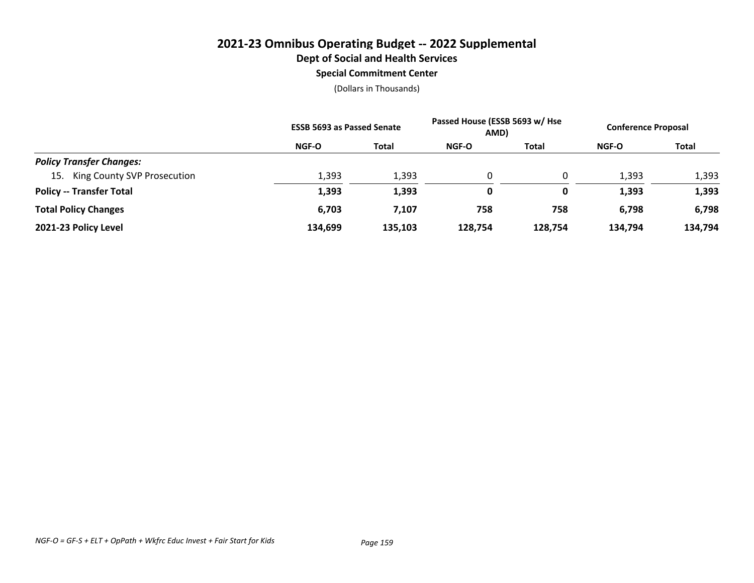# 2021-23 Omnibus Operating Budget -- 2022 Supplemental

## Dept of Social and Health Services

### Special Commitment Center

(Dollars in Thousands)

| | ESSB 5693 as Passed Senate | | Passed House (ESSB 5693 w/ Hse AMD) | | Conference Proposal | |
|---|---|---|---|---|---|---|
| | NGF-O | Total | NGF-O | Total | NGF-O | Total |
| ***Policy Transfer Changes:*** | | | | | | |
| 15. King County SVP Prosecution | 1,393 | 1,393 | 0 | 0 | 1,393 | 1,393 |
| **Policy -- Transfer Total** | **1,393** | **1,393** | **0** | **0** | **1,393** | **1,393** |
| **Total Policy Changes** | **6,703** | **7,107** | **758** | **758** | **6,798** | **6,798** |
| **2021-23 Policy Level** | **134,699** | **135,103** | **128,754** | **128,754** | **134,794** | **134,794** |

*NGF-O = GF-S + ELT + OpPath + Wkfrc Educ Invest + Fair Start for Kids*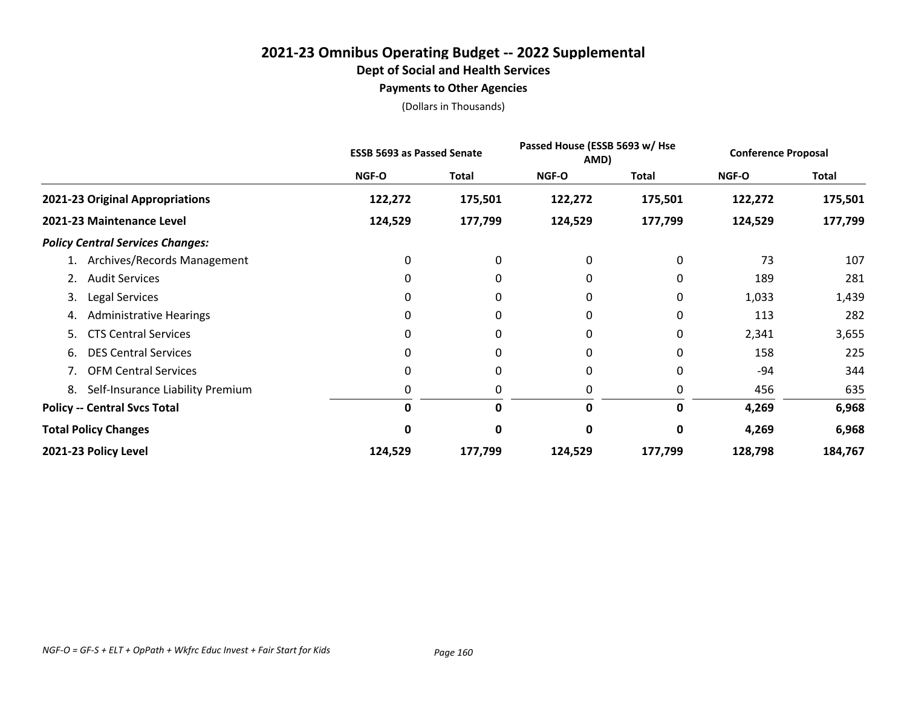# 2021-23 Omnibus Operating Budget -- 2022 Supplemental

## Dept of Social and Health Services

### Payments to Other Agencies

(Dollars in Thousands)

| | ESSB 5693 as Passed Senate | | Passed House (ESSB 5693 w/ Hse AMD) | | Conference Proposal | |
|---|---|---|---|---|---|---|
| | NGF-O | Total | NGF-O | Total | NGF-O | Total |
| **2021-23 Original Appropriations** | **122,272** | **175,501** | **122,272** | **175,501** | **122,272** | **175,501** |
| **2021-23 Maintenance Level** | **124,529** | **177,799** | **124,529** | **177,799** | **124,529** | **177,799** |
| ***Policy Central Services Changes:*** | | | | | | |
| 1. Archives/Records Management | 0 | 0 | 0 | 0 | 73 | 107 |
| 2. Audit Services | 0 | 0 | 0 | 0 | 189 | 281 |
| 3. Legal Services | 0 | 0 | 0 | 0 | 1,033 | 1,439 |
| 4. Administrative Hearings | 0 | 0 | 0 | 0 | 113 | 282 |
| 5. CTS Central Services | 0 | 0 | 0 | 0 | 2,341 | 3,655 |
| 6. DES Central Services | 0 | 0 | 0 | 0 | 158 | 225 |
| 7. OFM Central Services | 0 | 0 | 0 | 0 | -94 | 344 |
| 8. Self-Insurance Liability Premium | 0 | 0 | 0 | 0 | 456 | 635 |
| **Policy -- Central Svcs Total** | **0** | **0** | **0** | **0** | **4,269** | **6,968** |
| **Total Policy Changes** | **0** | **0** | **0** | **0** | **4,269** | **6,968** |
| **2021-23 Policy Level** | **124,529** | **177,799** | **124,529** | **177,799** | **128,798** | **184,767** |

*NGF-O = GF-S + ELT + OpPath + Wkfrc Educ Invest + Fair Start for Kids*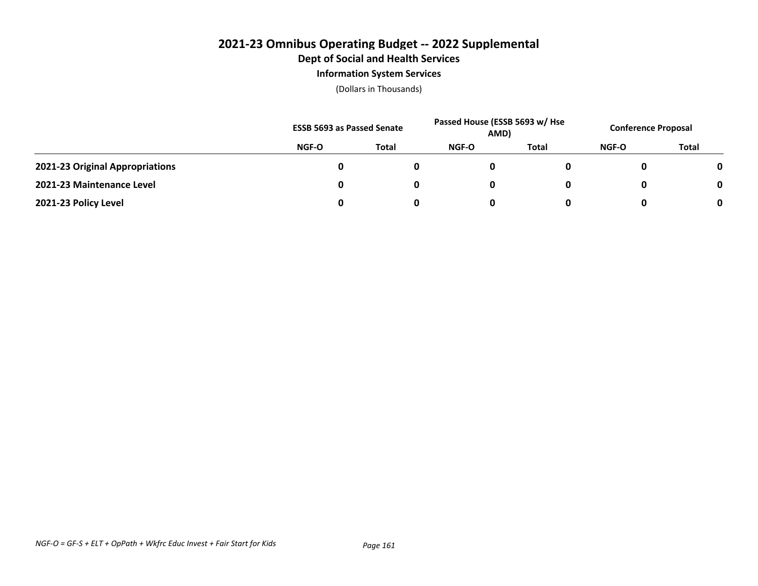# 2021-23 Omnibus Operating Budget -- 2022 Supplemental

## Dept of Social and Health Services

### Information System Services

(Dollars in Thousands)

| | ESSB 5693 as Passed Senate | | Passed House (ESSB 5693 w/ Hse AMD) | | Conference Proposal | |
|---|---|---|---|---|---|---|
| | NGF-O | Total | NGF-O | Total | NGF-O | Total |
| **2021-23 Original Appropriations** | **0** | **0** | **0** | **0** | **0** | **0** |
| **2021-23 Maintenance Level** | **0** | **0** | **0** | **0** | **0** | **0** |
| **2021-23 Policy Level** | **0** | **0** | **0** | **0** | **0** | **0** |

*NGF-O = GF-S + ELT + OpPath + Wkfrc Educ Invest + Fair Start for Kids*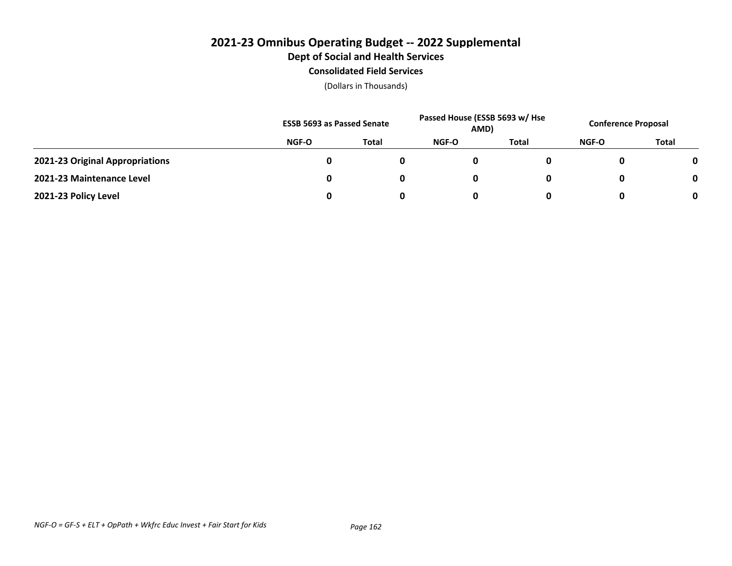# 2021-23 Omnibus Operating Budget -- 2022 Supplemental

## Dept of Social and Health Services

### Consolidated Field Services

(Dollars in Thousands)

| | ESSB 5693 as Passed Senate | | Passed House (ESSB 5693 w/ Hse AMD) | | Conference Proposal | |
|---|---|---|---|---|---|---|
| | NGF-O | Total | NGF-O | Total | NGF-O | Total |
| **2021-23 Original Appropriations** | 0 | 0 | 0 | 0 | 0 | 0 |
| **2021-23 Maintenance Level** | 0 | 0 | 0 | 0 | 0 | 0 |
| **2021-23 Policy Level** | 0 | 0 | 0 | 0 | 0 | 0 |

*NGF-O = GF-S + ELT + OpPath + Wkfrc Educ Invest + Fair Start for Kids*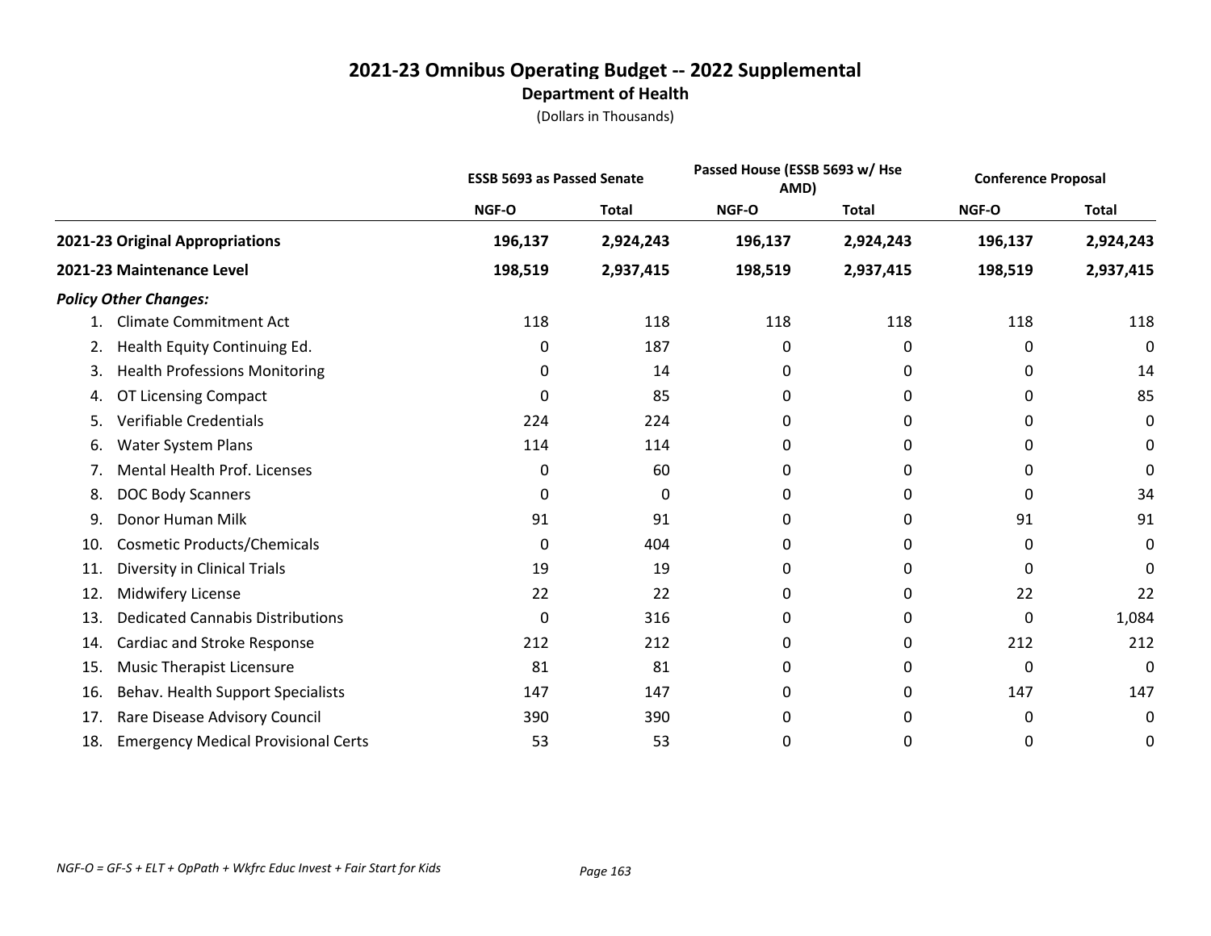# 2021-23 Omnibus Operating Budget -- 2022 Supplemental
## Department of Health
(Dollars in Thousands)

| | ESSB 5693 as Passed Senate | | Passed House (ESSB 5693 w/ Hse AMD) | | Conference Proposal | |
|---|---|---|---|---|---|---|
| | NGF-O | Total | NGF-O | Total | NGF-O | Total |
| **2021-23 Original Appropriations** | **196,137** | **2,924,243** | **196,137** | **2,924,243** | **196,137** | **2,924,243** |
| **2021-23 Maintenance Level** | **198,519** | **2,937,415** | **198,519** | **2,937,415** | **198,519** | **2,937,415** |
| ***Policy Other Changes:*** | | | | | | |
| 1. Climate Commitment Act | 118 | 118 | 118 | 118 | 118 | 118 |
| 2. Health Equity Continuing Ed. | 0 | 187 | 0 | 0 | 0 | 0 |
| 3. Health Professions Monitoring | 0 | 14 | 0 | 0 | 0 | 14 |
| 4. OT Licensing Compact | 0 | 85 | 0 | 0 | 0 | 85 |
| 5. Verifiable Credentials | 224 | 224 | 0 | 0 | 0 | 0 |
| 6. Water System Plans | 114 | 114 | 0 | 0 | 0 | 0 |
| 7. Mental Health Prof. Licenses | 0 | 60 | 0 | 0 | 0 | 0 |
| 8. DOC Body Scanners | 0 | 0 | 0 | 0 | 0 | 34 |
| 9. Donor Human Milk | 91 | 91 | 0 | 0 | 91 | 91 |
| 10. Cosmetic Products/Chemicals | 0 | 404 | 0 | 0 | 0 | 0 |
| 11. Diversity in Clinical Trials | 19 | 19 | 0 | 0 | 0 | 0 |
| 12. Midwifery License | 22 | 22 | 0 | 0 | 22 | 22 |
| 13. Dedicated Cannabis Distributions | 0 | 316 | 0 | 0 | 0 | 1,084 |
| 14. Cardiac and Stroke Response | 212 | 212 | 0 | 0 | 212 | 212 |
| 15. Music Therapist Licensure | 81 | 81 | 0 | 0 | 0 | 0 |
| 16. Behav. Health Support Specialists | 147 | 147 | 0 | 0 | 147 | 147 |
| 17. Rare Disease Advisory Council | 390 | 390 | 0 | 0 | 0 | 0 |
| 18. Emergency Medical Provisional Certs | 53 | 53 | 0 | 0 | 0 | 0 |

*NGF-O = GF-S + ELT + OpPath + Wkfrc Educ Invest + Fair Start for Kids*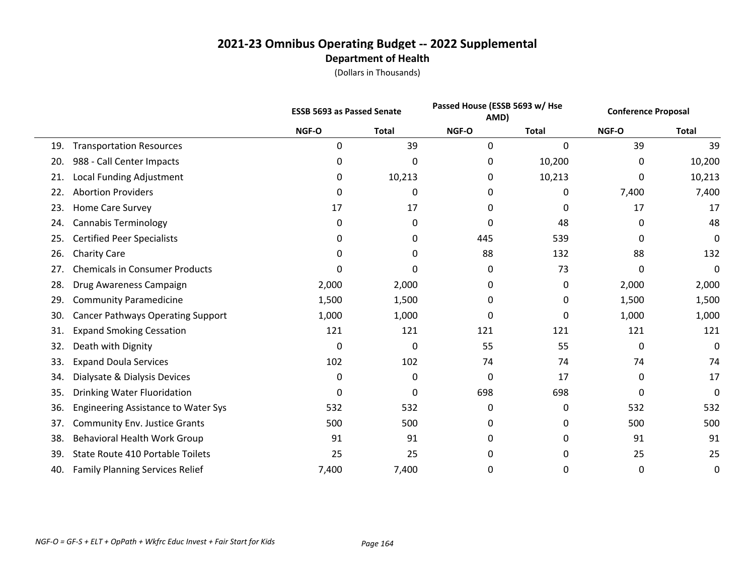# 2021-23 Omnibus Operating Budget -- 2022 Supplemental

## Department of Health

(Dollars in Thousands)

| | ESSB 5693 as Passed Senate | | Passed House (ESSB 5693 w/ Hse AMD) | | Conference Proposal | |
|---|---|---|---|---|---|---|
| | NGF-O | Total | NGF-O | Total | NGF-O | Total |
| 19. Transportation Resources | 0 | 39 | 0 | 0 | 39 | 39 |
| 20. 988 - Call Center Impacts | 0 | 0 | 0 | 10,200 | 0 | 10,200 |
| 21. Local Funding Adjustment | 0 | 10,213 | 0 | 10,213 | 0 | 10,213 |
| 22. Abortion Providers | 0 | 0 | 0 | 0 | 7,400 | 7,400 |
| 23. Home Care Survey | 17 | 17 | 0 | 0 | 17 | 17 |
| 24. Cannabis Terminology | 0 | 0 | 0 | 48 | 0 | 48 |
| 25. Certified Peer Specialists | 0 | 0 | 445 | 539 | 0 | 0 |
| 26. Charity Care | 0 | 0 | 88 | 132 | 88 | 132 |
| 27. Chemicals in Consumer Products | 0 | 0 | 0 | 73 | 0 | 0 |
| 28. Drug Awareness Campaign | 2,000 | 2,000 | 0 | 0 | 2,000 | 2,000 |
| 29. Community Paramedicine | 1,500 | 1,500 | 0 | 0 | 1,500 | 1,500 |
| 30. Cancer Pathways Operating Support | 1,000 | 1,000 | 0 | 0 | 1,000 | 1,000 |
| 31. Expand Smoking Cessation | 121 | 121 | 121 | 121 | 121 | 121 |
| 32. Death with Dignity | 0 | 0 | 55 | 55 | 0 | 0 |
| 33. Expand Doula Services | 102 | 102 | 74 | 74 | 74 | 74 |
| 34. Dialysate & Dialysis Devices | 0 | 0 | 0 | 17 | 0 | 17 |
| 35. Drinking Water Fluoridation | 0 | 0 | 698 | 698 | 0 | 0 |
| 36. Engineering Assistance to Water Sys | 532 | 532 | 0 | 0 | 532 | 532 |
| 37. Community Env. Justice Grants | 500 | 500 | 0 | 0 | 500 | 500 |
| 38. Behavioral Health Work Group | 91 | 91 | 0 | 0 | 91 | 91 |
| 39. State Route 410 Portable Toilets | 25 | 25 | 0 | 0 | 25 | 25 |
| 40. Family Planning Services Relief | 7,400 | 7,400 | 0 | 0 | 0 | 0 |

*NGF-O = GF-S + ELT + OpPath + Wkfrc Educ Invest + Fair Start for Kids*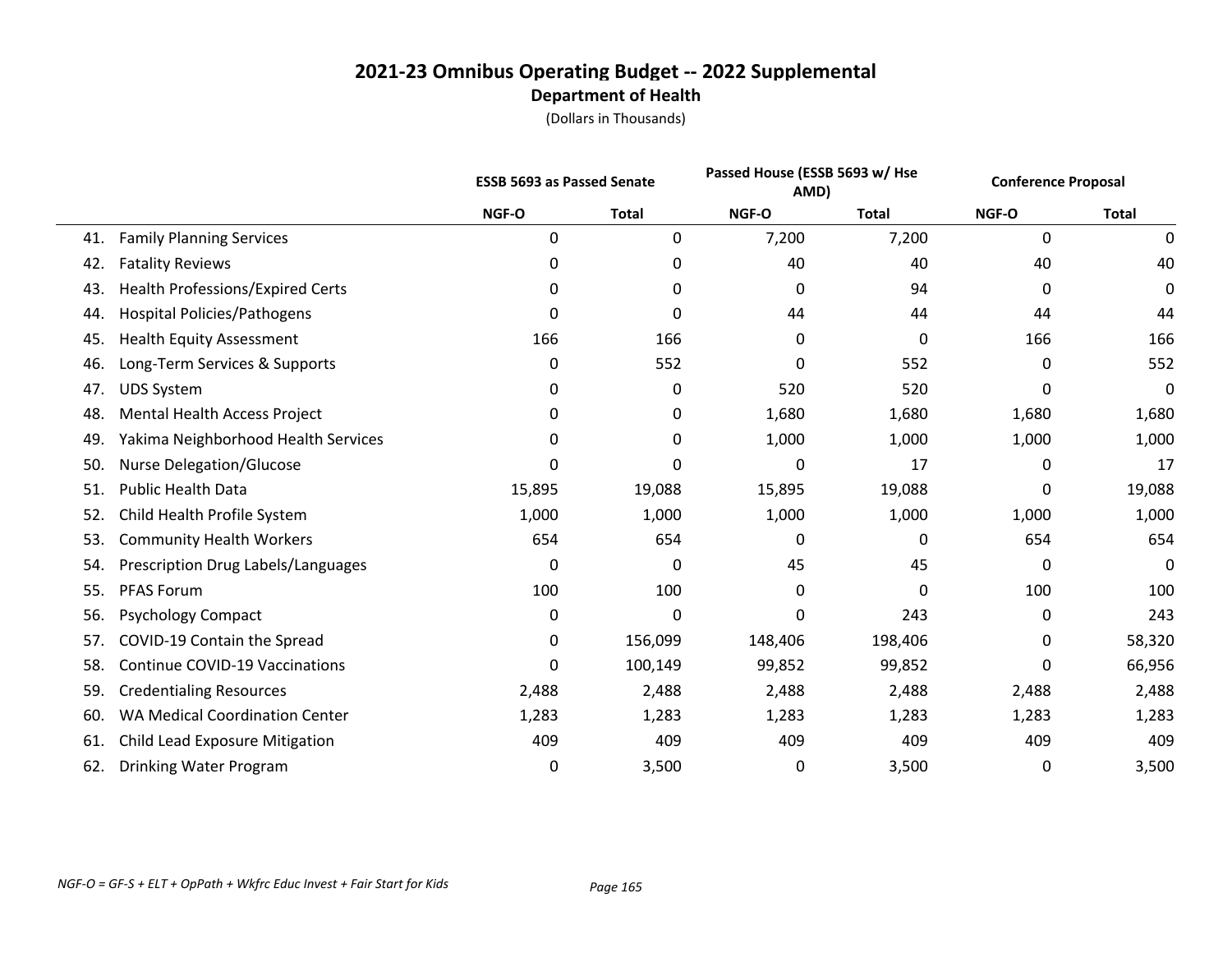# 2021-23 Omnibus Operating Budget -- 2022 Supplemental

## Department of Health

(Dollars in Thousands)

| | ESSB 5693 as Passed Senate | | Passed House (ESSB 5693 w/ Hse AMD) | | Conference Proposal | |
|---|---|---|---|---|---|---|
| | NGF-O | Total | NGF-O | Total | NGF-O | Total |
| 41. Family Planning Services | 0 | 0 | 7,200 | 7,200 | 0 | 0 |
| 42. Fatality Reviews | 0 | 0 | 40 | 40 | 40 | 40 |
| 43. Health Professions/Expired Certs | 0 | 0 | 0 | 94 | 0 | 0 |
| 44. Hospital Policies/Pathogens | 0 | 0 | 44 | 44 | 44 | 44 |
| 45. Health Equity Assessment | 166 | 166 | 0 | 0 | 166 | 166 |
| 46. Long-Term Services & Supports | 0 | 552 | 0 | 552 | 0 | 552 |
| 47. UDS System | 0 | 0 | 520 | 520 | 0 | 0 |
| 48. Mental Health Access Project | 0 | 0 | 1,680 | 1,680 | 1,680 | 1,680 |
| 49. Yakima Neighborhood Health Services | 0 | 0 | 1,000 | 1,000 | 1,000 | 1,000 |
| 50. Nurse Delegation/Glucose | 0 | 0 | 0 | 17 | 0 | 17 |
| 51. Public Health Data | 15,895 | 19,088 | 15,895 | 19,088 | 0 | 19,088 |
| 52. Child Health Profile System | 1,000 | 1,000 | 1,000 | 1,000 | 1,000 | 1,000 |
| 53. Community Health Workers | 654 | 654 | 0 | 0 | 654 | 654 |
| 54. Prescription Drug Labels/Languages | 0 | 0 | 45 | 45 | 0 | 0 |
| 55. PFAS Forum | 100 | 100 | 0 | 0 | 100 | 100 |
| 56. Psychology Compact | 0 | 0 | 0 | 243 | 0 | 243 |
| 57. COVID-19 Contain the Spread | 0 | 156,099 | 148,406 | 198,406 | 0 | 58,320 |
| 58. Continue COVID-19 Vaccinations | 0 | 100,149 | 99,852 | 99,852 | 0 | 66,956 |
| 59. Credentialing Resources | 2,488 | 2,488 | 2,488 | 2,488 | 2,488 | 2,488 |
| 60. WA Medical Coordination Center | 1,283 | 1,283 | 1,283 | 1,283 | 1,283 | 1,283 |
| 61. Child Lead Exposure Mitigation | 409 | 409 | 409 | 409 | 409 | 409 |
| 62. Drinking Water Program | 0 | 3,500 | 0 | 3,500 | 0 | 3,500 |

*NGF-O = GF-S + ELT + OpPath + Wkfrc Educ Invest + Fair Start for Kids*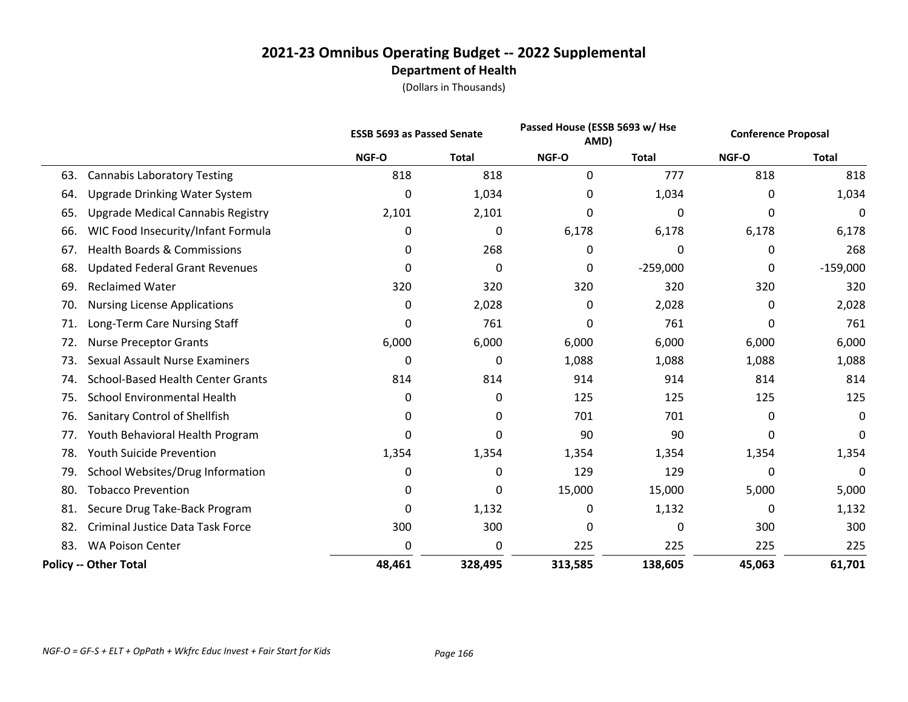# 2021-23 Omnibus Operating Budget -- 2022 Supplemental

## Department of Health

(Dollars in Thousands)

| | ESSB 5693 as Passed Senate | | Passed House (ESSB 5693 w/ Hse AMD) | | Conference Proposal | |
|---|---|---|---|---|---|---|
| | NGF-O | Total | NGF-O | Total | NGF-O | Total |
| 63. Cannabis Laboratory Testing | 818 | 818 | 0 | 777 | 818 | 818 |
| 64. Upgrade Drinking Water System | 0 | 1,034 | 0 | 1,034 | 0 | 1,034 |
| 65. Upgrade Medical Cannabis Registry | 2,101 | 2,101 | 0 | 0 | 0 | 0 |
| 66. WIC Food Insecurity/Infant Formula | 0 | 0 | 6,178 | 6,178 | 6,178 | 6,178 |
| 67. Health Boards & Commissions | 0 | 268 | 0 | 0 | 0 | 268 |
| 68. Updated Federal Grant Revenues | 0 | 0 | 0 | -259,000 | 0 | -159,000 |
| 69. Reclaimed Water | 320 | 320 | 320 | 320 | 320 | 320 |
| 70. Nursing License Applications | 0 | 2,028 | 0 | 2,028 | 0 | 2,028 |
| 71. Long-Term Care Nursing Staff | 0 | 761 | 0 | 761 | 0 | 761 |
| 72. Nurse Preceptor Grants | 6,000 | 6,000 | 6,000 | 6,000 | 6,000 | 6,000 |
| 73. Sexual Assault Nurse Examiners | 0 | 0 | 1,088 | 1,088 | 1,088 | 1,088 |
| 74. School-Based Health Center Grants | 814 | 814 | 914 | 914 | 814 | 814 |
| 75. School Environmental Health | 0 | 0 | 125 | 125 | 125 | 125 |
| 76. Sanitary Control of Shellfish | 0 | 0 | 701 | 701 | 0 | 0 |
| 77. Youth Behavioral Health Program | 0 | 0 | 90 | 90 | 0 | 0 |
| 78. Youth Suicide Prevention | 1,354 | 1,354 | 1,354 | 1,354 | 1,354 | 1,354 |
| 79. School Websites/Drug Information | 0 | 0 | 129 | 129 | 0 | 0 |
| 80. Tobacco Prevention | 0 | 0 | 15,000 | 15,000 | 5,000 | 5,000 |
| 81. Secure Drug Take-Back Program | 0 | 1,132 | 0 | 1,132 | 0 | 1,132 |
| 82. Criminal Justice Data Task Force | 300 | 300 | 0 | 0 | 300 | 300 |
| 83. WA Poison Center | 0 | 0 | 225 | 225 | 225 | 225 |
| **Policy -- Other Total** | **48,461** | **328,495** | **313,585** | **138,605** | **45,063** | **61,701** |

*NGF-O = GF-S + ELT + OpPath + Wkfrc Educ Invest + Fair Start for Kids*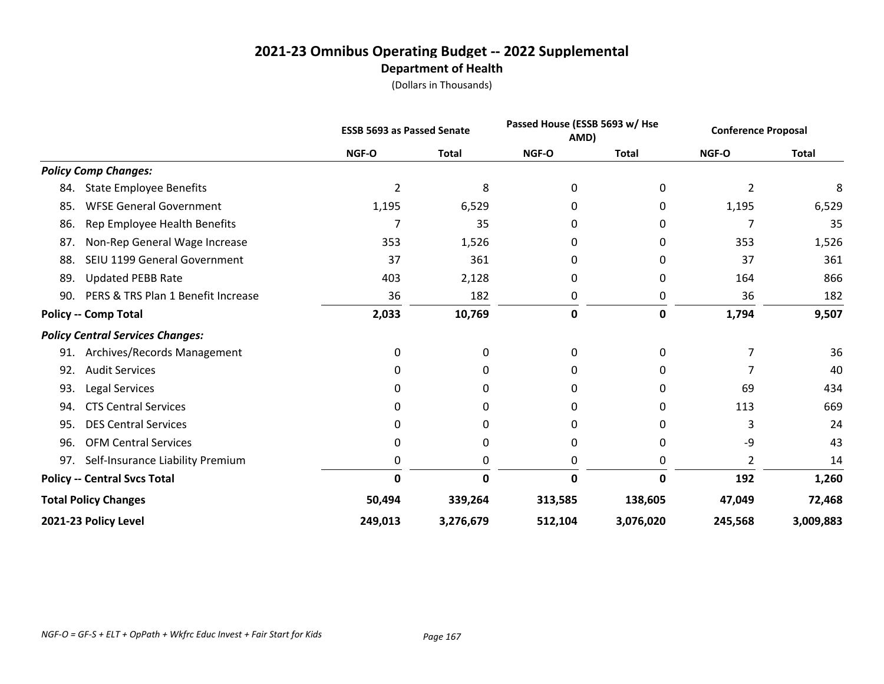# 2021-23 Omnibus Operating Budget -- 2022 Supplemental

## Department of Health

(Dollars in Thousands)

| | ESSB 5693 as Passed Senate | | Passed House (ESSB 5693 w/ Hse AMD) | | Conference Proposal | |
|---|---|---|---|---|---|---|
| | **NGF-O** | **Total** | **NGF-O** | **Total** | **NGF-O** | **Total** |
| ***Policy Comp Changes:*** | | | | | | |
| 84. State Employee Benefits | 2 | 8 | 0 | 0 | 2 | 8 |
| 85. WFSE General Government | 1,195 | 6,529 | 0 | 0 | 1,195 | 6,529 |
| 86. Rep Employee Health Benefits | 7 | 35 | 0 | 0 | 7 | 35 |
| 87. Non-Rep General Wage Increase | 353 | 1,526 | 0 | 0 | 353 | 1,526 |
| 88. SEIU 1199 General Government | 37 | 361 | 0 | 0 | 37 | 361 |
| 89. Updated PEBB Rate | 403 | 2,128 | 0 | 0 | 164 | 866 |
| 90. PERS & TRS Plan 1 Benefit Increase | 36 | 182 | 0 | 0 | 36 | 182 |
| **Policy -- Comp Total** | **2,033** | **10,769** | **0** | **0** | **1,794** | **9,507** |
| ***Policy Central Services Changes:*** | | | | | | |
| 91. Archives/Records Management | 0 | 0 | 0 | 0 | 7 | 36 |
| 92. Audit Services | 0 | 0 | 0 | 0 | 7 | 40 |
| 93. Legal Services | 0 | 0 | 0 | 0 | 69 | 434 |
| 94. CTS Central Services | 0 | 0 | 0 | 0 | 113 | 669 |
| 95. DES Central Services | 0 | 0 | 0 | 0 | 3 | 24 |
| 96. OFM Central Services | 0 | 0 | 0 | 0 | -9 | 43 |
| 97. Self-Insurance Liability Premium | 0 | 0 | 0 | 0 | 2 | 14 |
| **Policy -- Central Svcs Total** | **0** | **0** | **0** | **0** | **192** | **1,260** |
| **Total Policy Changes** | **50,494** | **339,264** | **313,585** | **138,605** | **47,049** | **72,468** |
| **2021-23 Policy Level** | **249,013** | **3,276,679** | **512,104** | **3,076,020** | **245,568** | **3,009,883** |

*NGF-O = GF-S + ELT + OpPath + Wkfrc Educ Invest + Fair Start for Kids*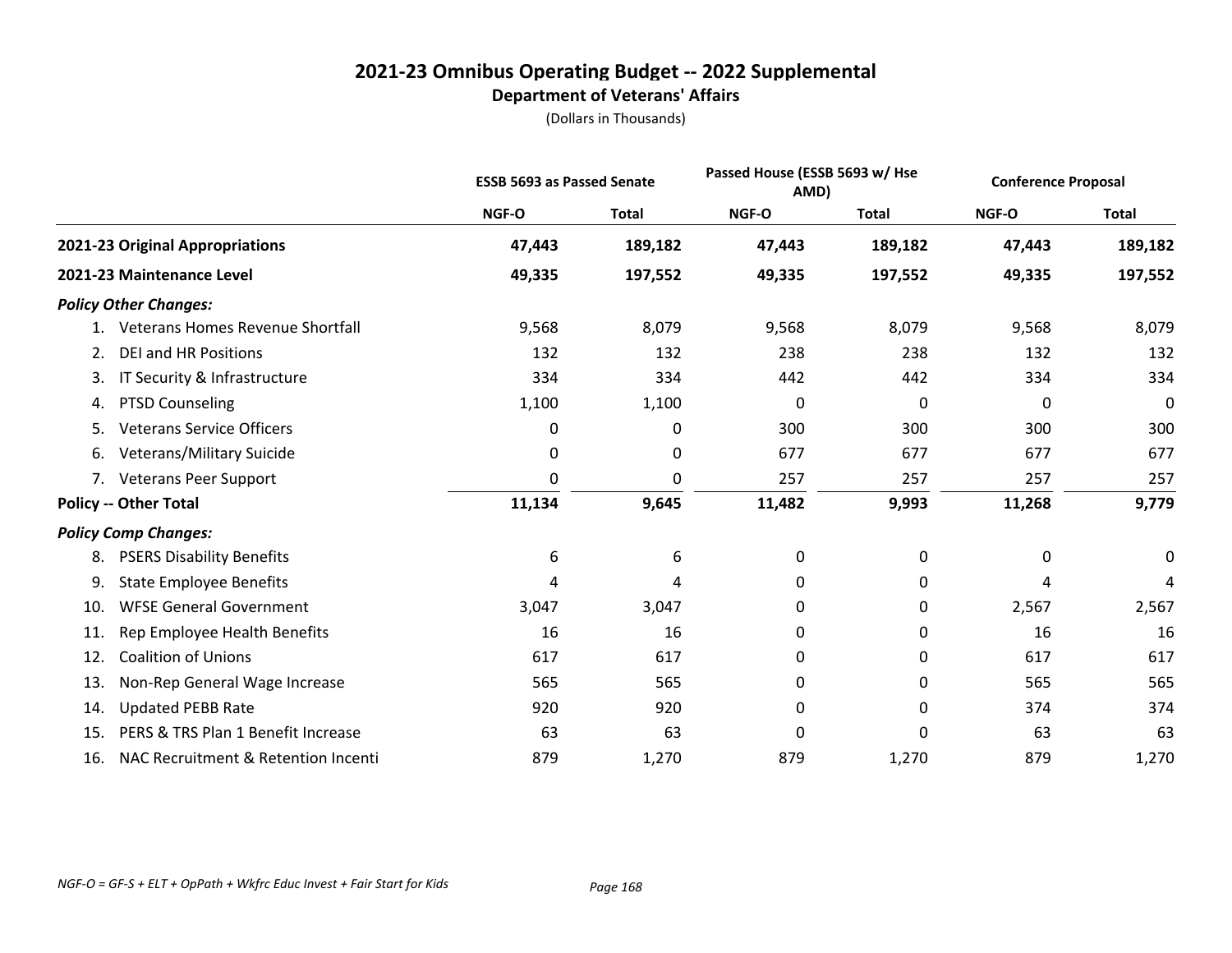# 2021-23 Omnibus Operating Budget -- 2022 Supplemental

## Department of Veterans' Affairs

(Dollars in Thousands)

| | ESSB 5693 as Passed Senate | | Passed House (ESSB 5693 w/ Hse AMD) | | Conference Proposal | |
|---|---|---|---|---|---|---|
| | NGF-O | Total | NGF-O | Total | NGF-O | Total |
| **2021-23 Original Appropriations** | **47,443** | **189,182** | **47,443** | **189,182** | **47,443** | **189,182** |
| **2021-23 Maintenance Level** | **49,335** | **197,552** | **49,335** | **197,552** | **49,335** | **197,552** |
| ***Policy Other Changes:*** | | | | | | |
| 1. Veterans Homes Revenue Shortfall | 9,568 | 8,079 | 9,568 | 8,079 | 9,568 | 8,079 |
| 2. DEI and HR Positions | 132 | 132 | 238 | 238 | 132 | 132 |
| 3. IT Security & Infrastructure | 334 | 334 | 442 | 442 | 334 | 334 |
| 4. PTSD Counseling | 1,100 | 1,100 | 0 | 0 | 0 | 0 |
| 5. Veterans Service Officers | 0 | 0 | 300 | 300 | 300 | 300 |
| 6. Veterans/Military Suicide | 0 | 0 | 677 | 677 | 677 | 677 |
| 7. Veterans Peer Support | 0 | 0 | 257 | 257 | 257 | 257 |
| **Policy -- Other Total** | **11,134** | **9,645** | **11,482** | **9,993** | **11,268** | **9,779** |
| ***Policy Comp Changes:*** | | | | | | |
| 8. PSERS Disability Benefits | 6 | 6 | 0 | 0 | 0 | 0 |
| 9. State Employee Benefits | 4 | 4 | 0 | 0 | 4 | 4 |
| 10. WFSE General Government | 3,047 | 3,047 | 0 | 0 | 2,567 | 2,567 |
| 11. Rep Employee Health Benefits | 16 | 16 | 0 | 0 | 16 | 16 |
| 12. Coalition of Unions | 617 | 617 | 0 | 0 | 617 | 617 |
| 13. Non-Rep General Wage Increase | 565 | 565 | 0 | 0 | 565 | 565 |
| 14. Updated PEBB Rate | 920 | 920 | 0 | 0 | 374 | 374 |
| 15. PERS & TRS Plan 1 Benefit Increase | 63 | 63 | 0 | 0 | 63 | 63 |
| 16. NAC Recruitment & Retention Incenti | 879 | 1,270 | 879 | 1,270 | 879 | 1,270 |

*NGF-O = GF-S + ELT + OpPath + Wkfrc Educ Invest + Fair Start for Kids*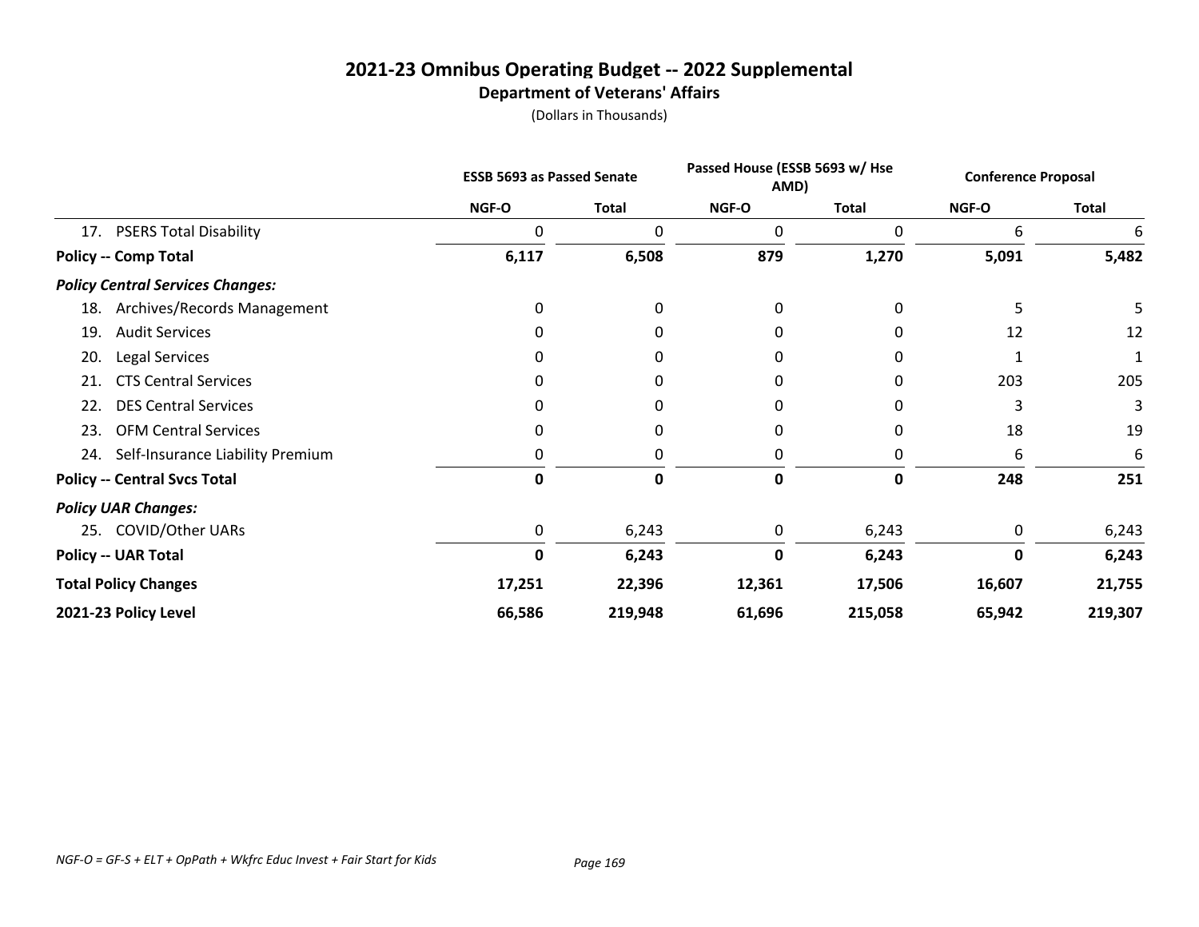# 2021-23 Omnibus Operating Budget -- 2022 Supplemental

## Department of Veterans' Affairs

(Dollars in Thousands)

| | ESSB 5693 as Passed Senate | | Passed House (ESSB 5693 w/ Hse AMD) | | Conference Proposal | |
|---|---|---|---|---|---|---|
| | NGF-O | Total | NGF-O | Total | NGF-O | Total |
| 17. PSERS Total Disability | 0 | 0 | 0 | 0 | 6 | 6 |
| **Policy -- Comp Total** | **6,117** | **6,508** | **879** | **1,270** | **5,091** | **5,482** |
| ***Policy Central Services Changes:*** | | | | | | |
| 18. Archives/Records Management | 0 | 0 | 0 | 0 | 5 | 5 |
| 19. Audit Services | 0 | 0 | 0 | 0 | 12 | 12 |
| 20. Legal Services | 0 | 0 | 0 | 0 | 1 | 1 |
| 21. CTS Central Services | 0 | 0 | 0 | 0 | 203 | 205 |
| 22. DES Central Services | 0 | 0 | 0 | 0 | 3 | 3 |
| 23. OFM Central Services | 0 | 0 | 0 | 0 | 18 | 19 |
| 24. Self-Insurance Liability Premium | 0 | 0 | 0 | 0 | 6 | 6 |
| **Policy -- Central Svcs Total** | **0** | **0** | **0** | **0** | **248** | **251** |
| ***Policy UAR Changes:*** | | | | | | |
| 25. COVID/Other UARs | 0 | 6,243 | 0 | 6,243 | 0 | 6,243 |
| **Policy -- UAR Total** | **0** | **6,243** | **0** | **6,243** | **0** | **6,243** |
| **Total Policy Changes** | **17,251** | **22,396** | **12,361** | **17,506** | **16,607** | **21,755** |
| **2021-23 Policy Level** | **66,586** | **219,948** | **61,696** | **215,058** | **65,942** | **219,307** |

*NGF-O = GF-S + ELT + OpPath + Wkfrc Educ Invest + Fair Start for Kids*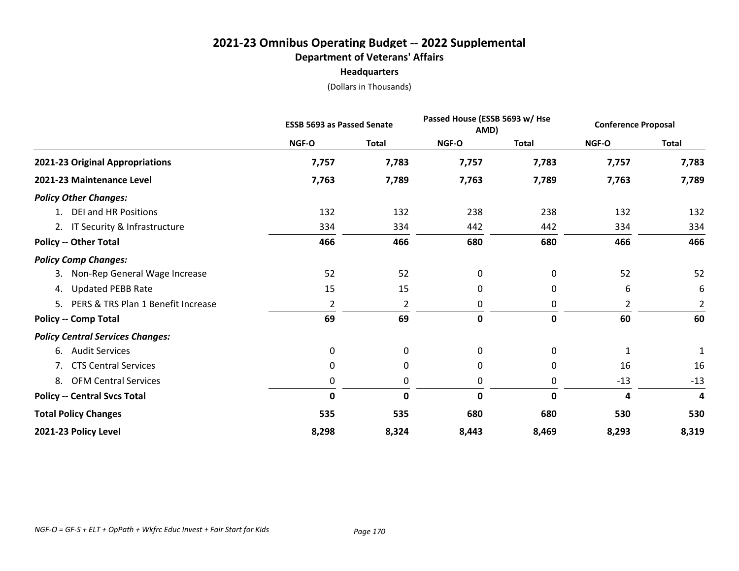# 2021-23 Omnibus Operating Budget -- 2022 Supplemental

## Department of Veterans' Affairs

### Headquarters

(Dollars in Thousands)

| | ESSB 5693 as Passed Senate | | Passed House (ESSB 5693 w/ Hse AMD) | | Conference Proposal | |
|---|---|---|---|---|---|---|
| | NGF-O | Total | NGF-O | Total | NGF-O | Total |
| **2021-23 Original Appropriations** | **7,757** | **7,783** | **7,757** | **7,783** | **7,757** | **7,783** |
| **2021-23 Maintenance Level** | **7,763** | **7,789** | **7,763** | **7,789** | **7,763** | **7,789** |
| ***Policy Other Changes:*** | | | | | | |
| 1. DEI and HR Positions | 132 | 132 | 238 | 238 | 132 | 132 |
| 2. IT Security & Infrastructure | 334 | 334 | 442 | 442 | 334 | 334 |
| **Policy -- Other Total** | **466** | **466** | **680** | **680** | **466** | **466** |
| ***Policy Comp Changes:*** | | | | | | |
| 3. Non-Rep General Wage Increase | 52 | 52 | 0 | 0 | 52 | 52 |
| 4. Updated PEBB Rate | 15 | 15 | 0 | 0 | 6 | 6 |
| 5. PERS & TRS Plan 1 Benefit Increase | 2 | 2 | 0 | 0 | 2 | 2 |
| **Policy -- Comp Total** | **69** | **69** | **0** | **0** | **60** | **60** |
| ***Policy Central Services Changes:*** | | | | | | |
| 6. Audit Services | 0 | 0 | 0 | 0 | 1 | 1 |
| 7. CTS Central Services | 0 | 0 | 0 | 0 | 16 | 16 |
| 8. OFM Central Services | 0 | 0 | 0 | 0 | -13 | -13 |
| **Policy -- Central Svcs Total** | **0** | **0** | **0** | **0** | **4** | **4** |
| **Total Policy Changes** | **535** | **535** | **680** | **680** | **530** | **530** |
| **2021-23 Policy Level** | **8,298** | **8,324** | **8,443** | **8,469** | **8,293** | **8,319** |

*NGF-O = GF-S + ELT + OpPath + Wkfrc Educ Invest + Fair Start for Kids*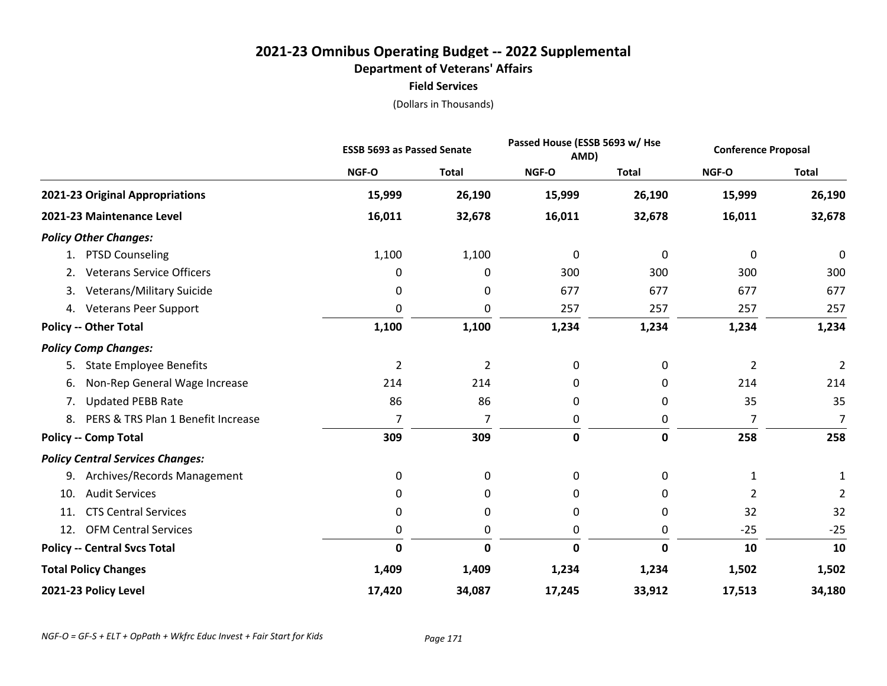# 2021-23 Omnibus Operating Budget -- 2022 Supplemental

## Department of Veterans' Affairs

### Field Services

(Dollars in Thousands)

| | ESSB 5693 as Passed Senate | | Passed House (ESSB 5693 w/ Hse AMD) | | Conference Proposal | |
|---|---|---|---|---|---|---|
| | NGF-O | Total | NGF-O | Total | NGF-O | Total |
| **2021-23 Original Appropriations** | **15,999** | **26,190** | **15,999** | **26,190** | **15,999** | **26,190** |
| **2021-23 Maintenance Level** | **16,011** | **32,678** | **16,011** | **32,678** | **16,011** | **32,678** |
| ***Policy Other Changes:*** | | | | | | |
| 1. PTSD Counseling | 1,100 | 1,100 | 0 | 0 | 0 | 0 |
| 2. Veterans Service Officers | 0 | 0 | 300 | 300 | 300 | 300 |
| 3. Veterans/Military Suicide | 0 | 0 | 677 | 677 | 677 | 677 |
| 4. Veterans Peer Support | 0 | 0 | 257 | 257 | 257 | 257 |
| **Policy -- Other Total** | **1,100** | **1,100** | **1,234** | **1,234** | **1,234** | **1,234** |
| ***Policy Comp Changes:*** | | | | | | |
| 5. State Employee Benefits | 2 | 2 | 0 | 0 | 2 | 2 |
| 6. Non-Rep General Wage Increase | 214 | 214 | 0 | 0 | 214 | 214 |
| 7. Updated PEBB Rate | 86 | 86 | 0 | 0 | 35 | 35 |
| 8. PERS & TRS Plan 1 Benefit Increase | 7 | 7 | 0 | 0 | 7 | 7 |
| **Policy -- Comp Total** | **309** | **309** | **0** | **0** | **258** | **258** |
| ***Policy Central Services Changes:*** | | | | | | |
| 9. Archives/Records Management | 0 | 0 | 0 | 0 | 1 | 1 |
| 10. Audit Services | 0 | 0 | 0 | 0 | 2 | 2 |
| 11. CTS Central Services | 0 | 0 | 0 | 0 | 32 | 32 |
| 12. OFM Central Services | 0 | 0 | 0 | 0 | -25 | -25 |
| **Policy -- Central Svcs Total** | **0** | **0** | **0** | **0** | **10** | **10** |
| **Total Policy Changes** | **1,409** | **1,409** | **1,234** | **1,234** | **1,502** | **1,502** |
| **2021-23 Policy Level** | **17,420** | **34,087** | **17,245** | **33,912** | **17,513** | **34,180** |

*NGF-O = GF-S + ELT + OpPath + Wkfrc Educ Invest + Fair Start for Kids*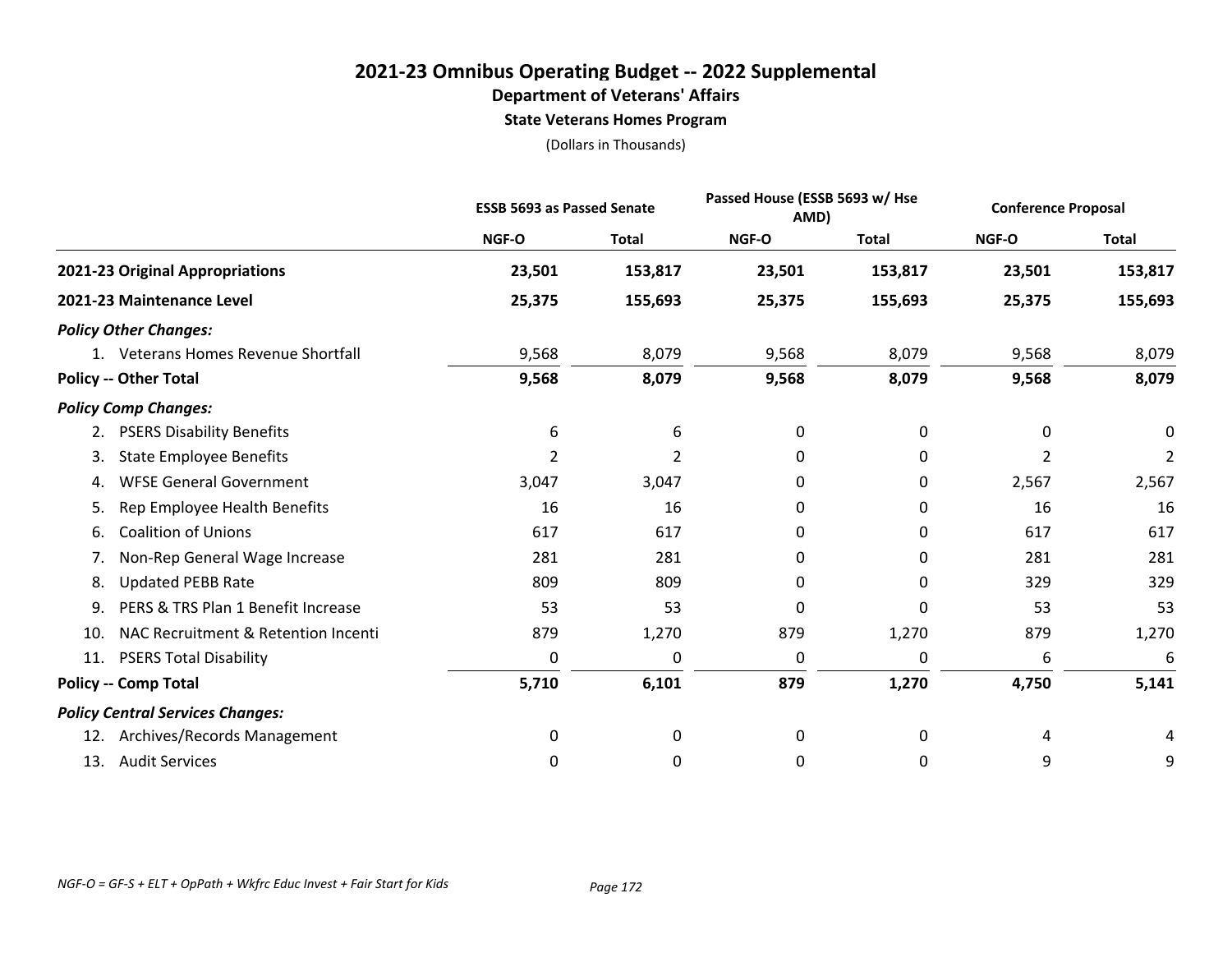# 2021-23 Omnibus Operating Budget -- 2022 Supplemental

## Department of Veterans' Affairs

### State Veterans Homes Program

(Dollars in Thousands)

| | ESSB 5693 as Passed Senate | | Passed House (ESSB 5693 w/ Hse AMD) | | Conference Proposal | |
|---|---|---|---|---|---|---|
| | NGF-O | Total | NGF-O | Total | NGF-O | Total |
| **2021-23 Original Appropriations** | **23,501** | **153,817** | **23,501** | **153,817** | **23,501** | **153,817** |
| **2021-23 Maintenance Level** | **25,375** | **155,693** | **25,375** | **155,693** | **25,375** | **155,693** |
| ***Policy Other Changes:*** | | | | | | |
| 1. Veterans Homes Revenue Shortfall | 9,568 | 8,079 | 9,568 | 8,079 | 9,568 | 8,079 |
| **Policy -- Other Total** | **9,568** | **8,079** | **9,568** | **8,079** | **9,568** | **8,079** |
| ***Policy Comp Changes:*** | | | | | | |
| 2. PSERS Disability Benefits | 6 | 6 | 0 | 0 | 0 | 0 |
| 3. State Employee Benefits | 2 | 2 | 0 | 0 | 2 | 2 |
| 4. WFSE General Government | 3,047 | 3,047 | 0 | 0 | 2,567 | 2,567 |
| 5. Rep Employee Health Benefits | 16 | 16 | 0 | 0 | 16 | 16 |
| 6. Coalition of Unions | 617 | 617 | 0 | 0 | 617 | 617 |
| 7. Non-Rep General Wage Increase | 281 | 281 | 0 | 0 | 281 | 281 |
| 8. Updated PEBB Rate | 809 | 809 | 0 | 0 | 329 | 329 |
| 9. PERS & TRS Plan 1 Benefit Increase | 53 | 53 | 0 | 0 | 53 | 53 |
| 10. NAC Recruitment & Retention Incenti | 879 | 1,270 | 879 | 1,270 | 879 | 1,270 |
| 11. PSERS Total Disability | 0 | 0 | 0 | 0 | 6 | 6 |
| **Policy -- Comp Total** | **5,710** | **6,101** | **879** | **1,270** | **4,750** | **5,141** |
| ***Policy Central Services Changes:*** | | | | | | |
| 12. Archives/Records Management | 0 | 0 | 0 | 0 | 4 | 4 |
| 13. Audit Services | 0 | 0 | 0 | 0 | 9 | 9 |

*NGF-O = GF-S + ELT + OpPath + Wkfrc Educ Invest + Fair Start for Kids*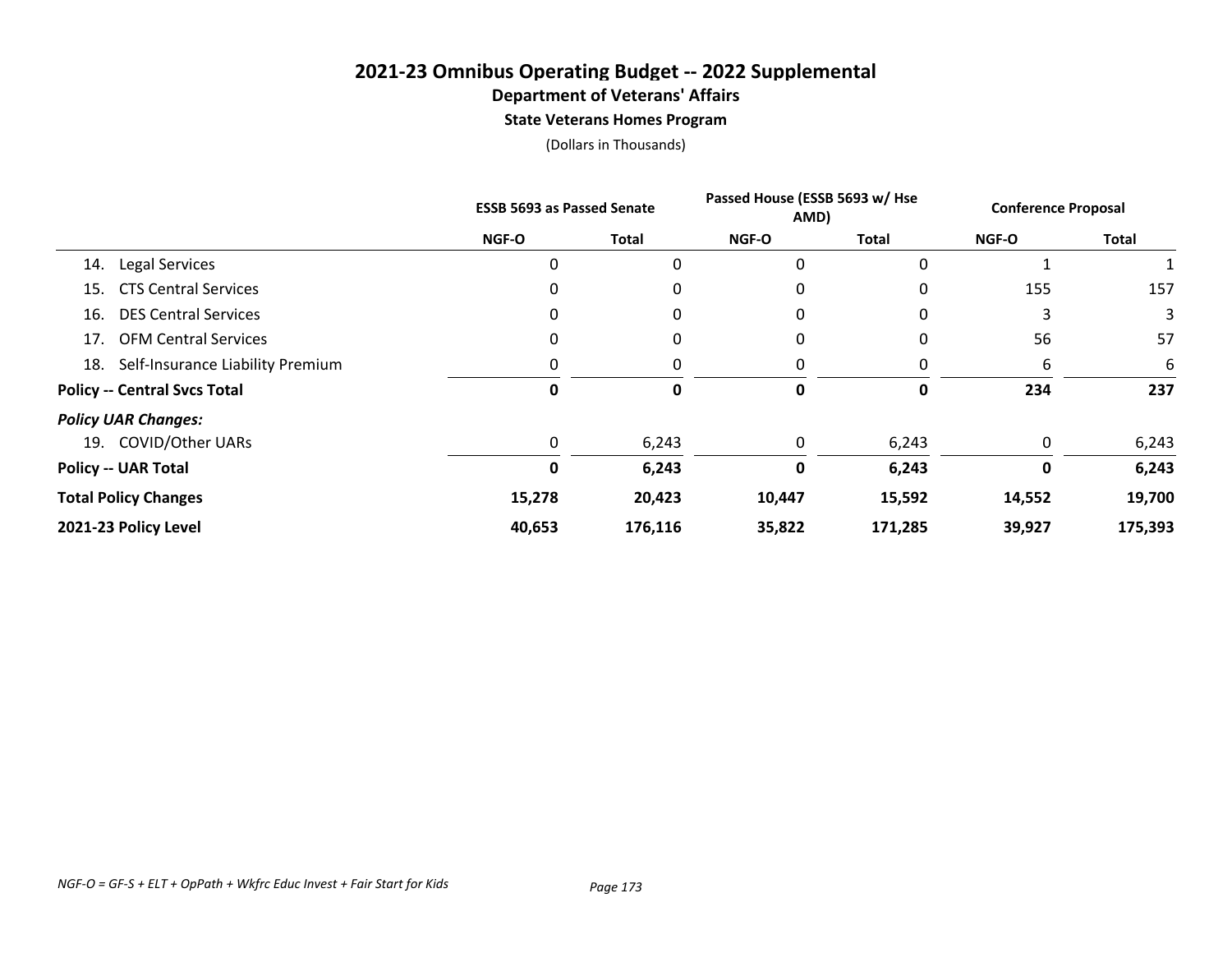# 2021-23 Omnibus Operating Budget -- 2022 Supplemental

## Department of Veterans' Affairs

### State Veterans Homes Program

(Dollars in Thousands)

| | ESSB 5693 as Passed Senate | | Passed House (ESSB 5693 w/ Hse AMD) | | Conference Proposal | |
|---|---|---|---|---|---|---|
| | NGF-O | Total | NGF-O | Total | NGF-O | Total |
| 14. Legal Services | 0 | 0 | 0 | 0 | 1 | 1 |
| 15. CTS Central Services | 0 | 0 | 0 | 0 | 155 | 157 |
| 16. DES Central Services | 0 | 0 | 0 | 0 | 3 | 3 |
| 17. OFM Central Services | 0 | 0 | 0 | 0 | 56 | 57 |
| 18. Self-Insurance Liability Premium | 0 | 0 | 0 | 0 | 6 | 6 |
| **Policy -- Central Svcs Total** | **0** | **0** | **0** | **0** | **234** | **237** |
| ***Policy UAR Changes:*** | | | | | | |
| 19. COVID/Other UARs | 0 | 6,243 | 0 | 6,243 | 0 | 6,243 |
| **Policy -- UAR Total** | **0** | **6,243** | **0** | **6,243** | **0** | **6,243** |
| **Total Policy Changes** | **15,278** | **20,423** | **10,447** | **15,592** | **14,552** | **19,700** |
| **2021-23 Policy Level** | **40,653** | **176,116** | **35,822** | **171,285** | **39,927** | **175,393** |

*NGF-O = GF-S + ELT + OpPath + Wkfrc Educ Invest + Fair Start for Kids*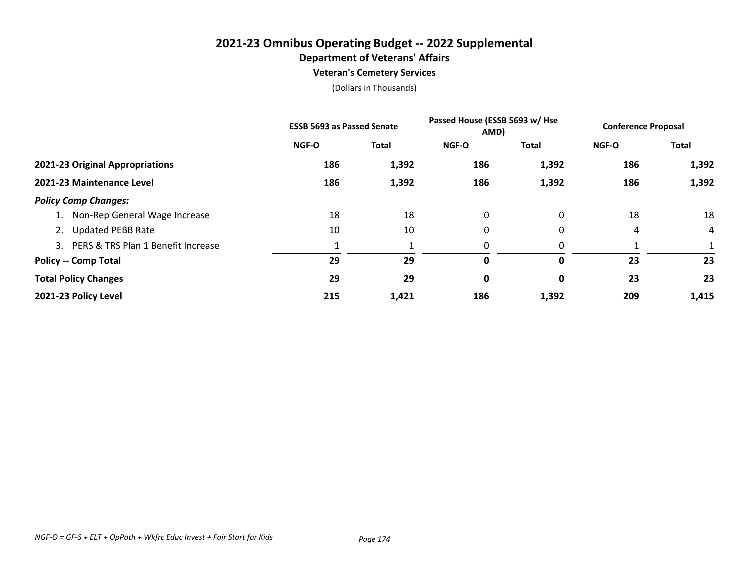# 2021-23 Omnibus Operating Budget -- 2022 Supplemental

## Department of Veterans' Affairs

### Veteran's Cemetery Services

(Dollars in Thousands)

| | ESSB 5693 as Passed Senate | | Passed House (ESSB 5693 w/ Hse AMD) | | Conference Proposal | |
|---|---|---|---|---|---|---|
| | NGF-O | Total | NGF-O | Total | NGF-O | Total |
| **2021-23 Original Appropriations** | **186** | **1,392** | **186** | **1,392** | **186** | **1,392** |
| **2021-23 Maintenance Level** | **186** | **1,392** | **186** | **1,392** | **186** | **1,392** |
| ***Policy Comp Changes:*** | | | | | | |
| 1. Non-Rep General Wage Increase | 18 | 18 | 0 | 0 | 18 | 18 |
| 2. Updated PEBB Rate | 10 | 10 | 0 | 0 | 4 | 4 |
| 3. PERS & TRS Plan 1 Benefit Increase | 1 | 1 | 0 | 0 | 1 | 1 |
| **Policy -- Comp Total** | **29** | **29** | **0** | **0** | **23** | **23** |
| **Total Policy Changes** | **29** | **29** | **0** | **0** | **23** | **23** |
| **2021-23 Policy Level** | **215** | **1,421** | **186** | **1,392** | **209** | **1,415** |

*NGF-O = GF-S + ELT + OpPath + Wkfrc Educ Invest + Fair Start for Kids*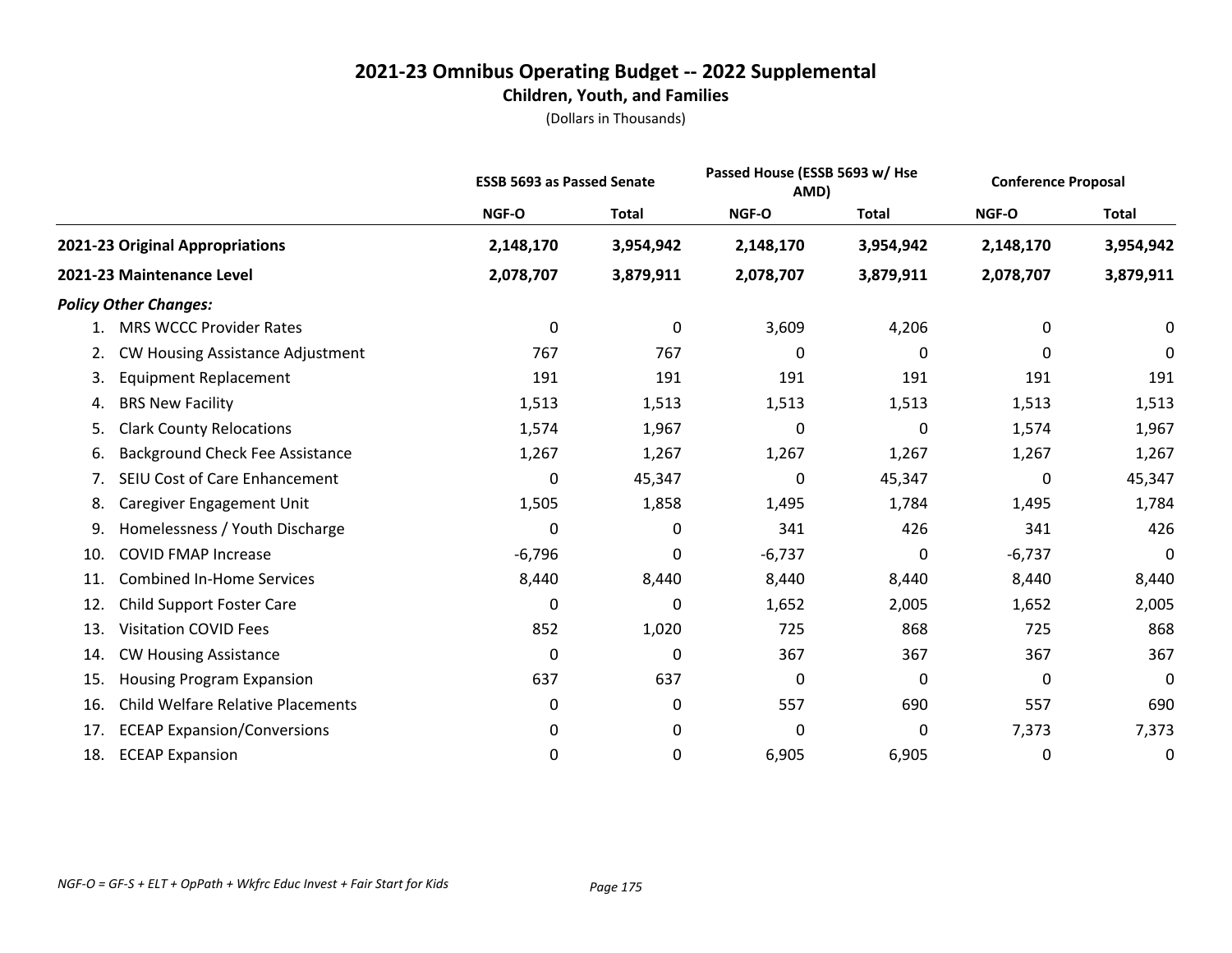# 2021-23 Omnibus Operating Budget -- 2022 Supplemental

## Children, Youth, and Families

(Dollars in Thousands)

| | ESSB 5693 as Passed Senate | | Passed House (ESSB 5693 w/ Hse AMD) | | Conference Proposal | |
|---|---|---|---|---|---|---|
| | NGF-O | Total | NGF-O | Total | NGF-O | Total |
| **2021-23 Original Appropriations** | **2,148,170** | **3,954,942** | **2,148,170** | **3,954,942** | **2,148,170** | **3,954,942** |
| **2021-23 Maintenance Level** | **2,078,707** | **3,879,911** | **2,078,707** | **3,879,911** | **2,078,707** | **3,879,911** |
| ***Policy Other Changes:*** | | | | | | |
| 1. MRS WCCC Provider Rates | 0 | 0 | 3,609 | 4,206 | 0 | 0 |
| 2. CW Housing Assistance Adjustment | 767 | 767 | 0 | 0 | 0 | 0 |
| 3. Equipment Replacement | 191 | 191 | 191 | 191 | 191 | 191 |
| 4. BRS New Facility | 1,513 | 1,513 | 1,513 | 1,513 | 1,513 | 1,513 |
| 5. Clark County Relocations | 1,574 | 1,967 | 0 | 0 | 1,574 | 1,967 |
| 6. Background Check Fee Assistance | 1,267 | 1,267 | 1,267 | 1,267 | 1,267 | 1,267 |
| 7. SEIU Cost of Care Enhancement | 0 | 45,347 | 0 | 45,347 | 0 | 45,347 |
| 8. Caregiver Engagement Unit | 1,505 | 1,858 | 1,495 | 1,784 | 1,495 | 1,784 |
| 9. Homelessness / Youth Discharge | 0 | 0 | 341 | 426 | 341 | 426 |
| 10. COVID FMAP Increase | -6,796 | 0 | -6,737 | 0 | -6,737 | 0 |
| 11. Combined In-Home Services | 8,440 | 8,440 | 8,440 | 8,440 | 8,440 | 8,440 |
| 12. Child Support Foster Care | 0 | 0 | 1,652 | 2,005 | 1,652 | 2,005 |
| 13. Visitation COVID Fees | 852 | 1,020 | 725 | 868 | 725 | 868 |
| 14. CW Housing Assistance | 0 | 0 | 367 | 367 | 367 | 367 |
| 15. Housing Program Expansion | 637 | 637 | 0 | 0 | 0 | 0 |
| 16. Child Welfare Relative Placements | 0 | 0 | 557 | 690 | 557 | 690 |
| 17. ECEAP Expansion/Conversions | 0 | 0 | 0 | 0 | 7,373 | 7,373 |
| 18. ECEAP Expansion | 0 | 0 | 6,905 | 6,905 | 0 | 0 |

*NGF-O = GF-S + ELT + OpPath + Wkfrc Educ Invest + Fair Start for Kids*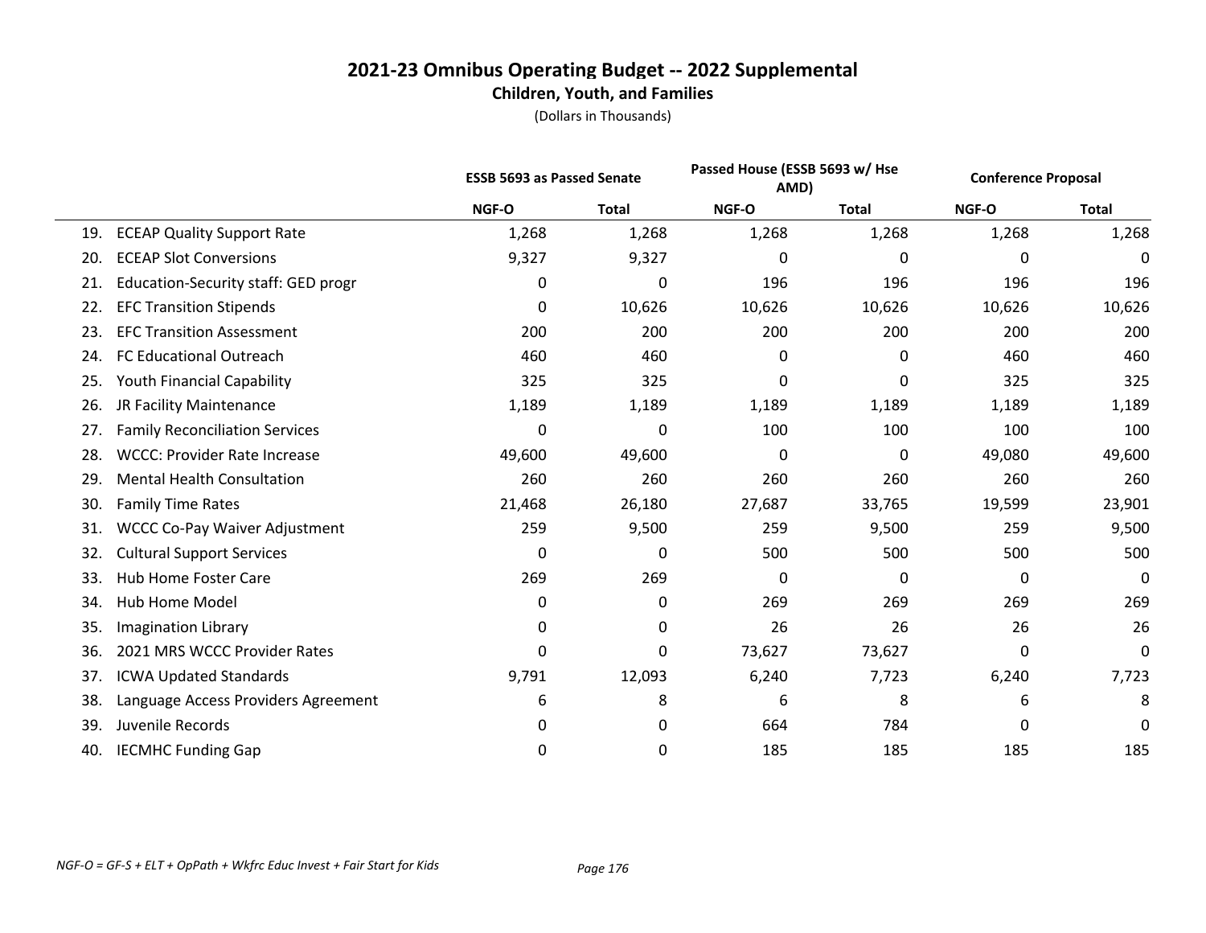# 2021-23 Omnibus Operating Budget -- 2022 Supplemental

## Children, Youth, and Families

(Dollars in Thousands)

| | ESSB 5693 as Passed Senate | | Passed House (ESSB 5693 w/ Hse AMD) | | Conference Proposal | |
|---|---|---|---|---|---|---|
| | NGF-O | Total | NGF-O | Total | NGF-O | Total |
| 19. ECEAP Quality Support Rate | 1,268 | 1,268 | 1,268 | 1,268 | 1,268 | 1,268 |
| 20. ECEAP Slot Conversions | 9,327 | 9,327 | 0 | 0 | 0 | 0 |
| 21. Education-Security staff: GED progr | 0 | 0 | 196 | 196 | 196 | 196 |
| 22. EFC Transition Stipends | 0 | 10,626 | 10,626 | 10,626 | 10,626 | 10,626 |
| 23. EFC Transition Assessment | 200 | 200 | 200 | 200 | 200 | 200 |
| 24. FC Educational Outreach | 460 | 460 | 0 | 0 | 460 | 460 |
| 25. Youth Financial Capability | 325 | 325 | 0 | 0 | 325 | 325 |
| 26. JR Facility Maintenance | 1,189 | 1,189 | 1,189 | 1,189 | 1,189 | 1,189 |
| 27. Family Reconciliation Services | 0 | 0 | 100 | 100 | 100 | 100 |
| 28. WCCC: Provider Rate Increase | 49,600 | 49,600 | 0 | 0 | 49,080 | 49,600 |
| 29. Mental Health Consultation | 260 | 260 | 260 | 260 | 260 | 260 |
| 30. Family Time Rates | 21,468 | 26,180 | 27,687 | 33,765 | 19,599 | 23,901 |
| 31. WCCC Co-Pay Waiver Adjustment | 259 | 9,500 | 259 | 9,500 | 259 | 9,500 |
| 32. Cultural Support Services | 0 | 0 | 500 | 500 | 500 | 500 |
| 33. Hub Home Foster Care | 269 | 269 | 0 | 0 | 0 | 0 |
| 34. Hub Home Model | 0 | 0 | 269 | 269 | 269 | 269 |
| 35. Imagination Library | 0 | 0 | 26 | 26 | 26 | 26 |
| 36. 2021 MRS WCCC Provider Rates | 0 | 0 | 73,627 | 73,627 | 0 | 0 |
| 37. ICWA Updated Standards | 9,791 | 12,093 | 6,240 | 7,723 | 6,240 | 7,723 |
| 38. Language Access Providers Agreement | 6 | 8 | 6 | 8 | 6 | 8 |
| 39. Juvenile Records | 0 | 0 | 664 | 784 | 0 | 0 |
| 40. IECMHC Funding Gap | 0 | 0 | 185 | 185 | 185 | 185 |

*NGF-O = GF-S + ELT + OpPath + Wkfrc Educ Invest + Fair Start for Kids*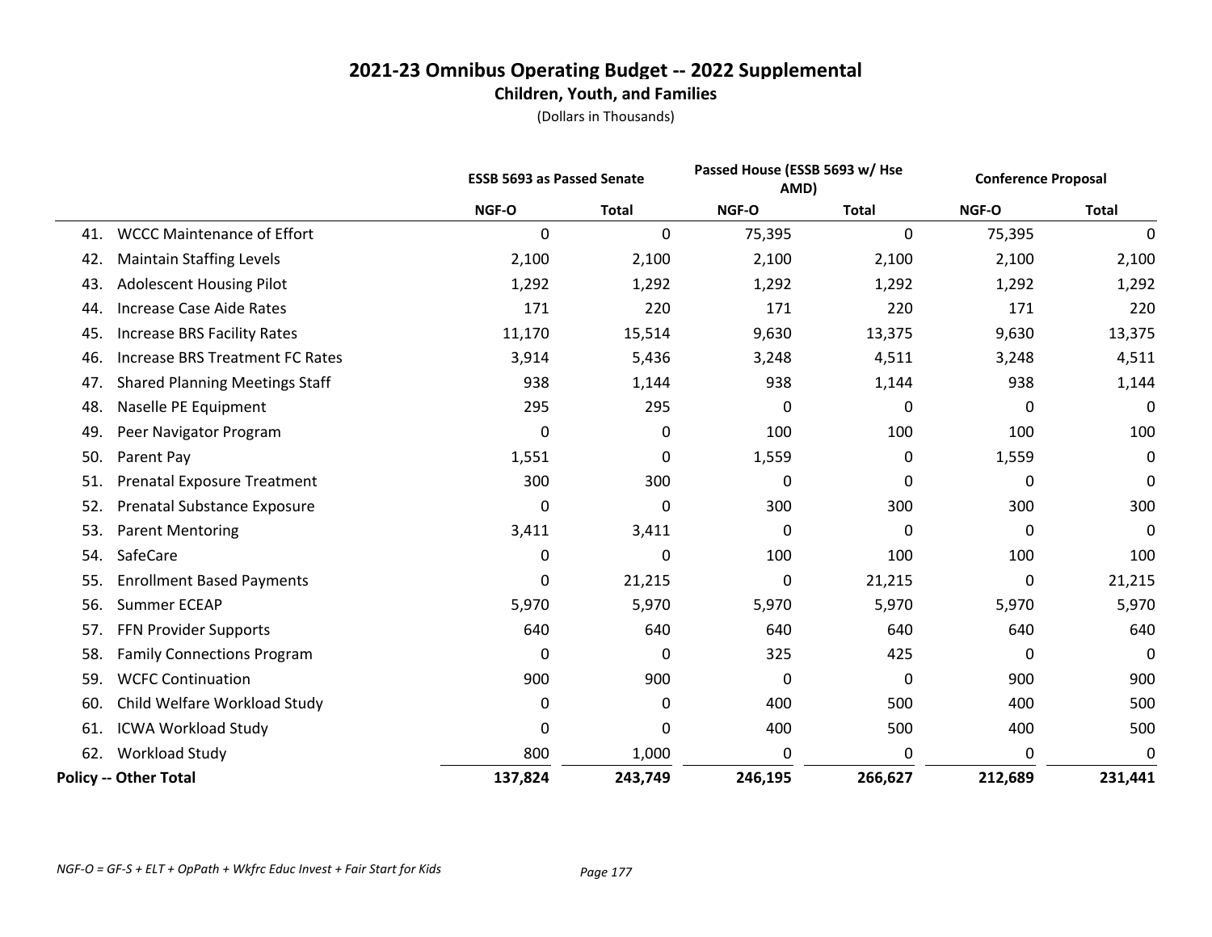# 2021-23 Omnibus Operating Budget -- 2022 Supplemental

## Children, Youth, and Families

(Dollars in Thousands)

| | ESSB 5693 as Passed Senate | | Passed House (ESSB 5693 w/ Hse AMD) | | Conference Proposal | |
|---|---|---|---|---|---|---|
| | NGF-O | Total | NGF-O | Total | NGF-O | Total |
| 41. WCCC Maintenance of Effort | 0 | 0 | 75,395 | 0 | 75,395 | 0 |
| 42. Maintain Staffing Levels | 2,100 | 2,100 | 2,100 | 2,100 | 2,100 | 2,100 |
| 43. Adolescent Housing Pilot | 1,292 | 1,292 | 1,292 | 1,292 | 1,292 | 1,292 |
| 44. Increase Case Aide Rates | 171 | 220 | 171 | 220 | 171 | 220 |
| 45. Increase BRS Facility Rates | 11,170 | 15,514 | 9,630 | 13,375 | 9,630 | 13,375 |
| 46. Increase BRS Treatment FC Rates | 3,914 | 5,436 | 3,248 | 4,511 | 3,248 | 4,511 |
| 47. Shared Planning Meetings Staff | 938 | 1,144 | 938 | 1,144 | 938 | 1,144 |
| 48. Naselle PE Equipment | 295 | 295 | 0 | 0 | 0 | 0 |
| 49. Peer Navigator Program | 0 | 0 | 100 | 100 | 100 | 100 |
| 50. Parent Pay | 1,551 | 0 | 1,559 | 0 | 1,559 | 0 |
| 51. Prenatal Exposure Treatment | 300 | 300 | 0 | 0 | 0 | 0 |
| 52. Prenatal Substance Exposure | 0 | 0 | 300 | 300 | 300 | 300 |
| 53. Parent Mentoring | 3,411 | 3,411 | 0 | 0 | 0 | 0 |
| 54. SafeCare | 0 | 0 | 100 | 100 | 100 | 100 |
| 55. Enrollment Based Payments | 0 | 21,215 | 0 | 21,215 | 0 | 21,215 |
| 56. Summer ECEAP | 5,970 | 5,970 | 5,970 | 5,970 | 5,970 | 5,970 |
| 57. FFN Provider Supports | 640 | 640 | 640 | 640 | 640 | 640 |
| 58. Family Connections Program | 0 | 0 | 325 | 425 | 0 | 0 |
| 59. WCFC Continuation | 900 | 900 | 0 | 0 | 900 | 900 |
| 60. Child Welfare Workload Study | 0 | 0 | 400 | 500 | 400 | 500 |
| 61. ICWA Workload Study | 0 | 0 | 400 | 500 | 400 | 500 |
| 62. Workload Study | 800 | 1,000 | 0 | 0 | 0 | 0 |
| **Policy -- Other Total** | **137,824** | **243,749** | **246,195** | **266,627** | **212,689** | **231,441** |

*NGF-O = GF-S + ELT + OpPath + Wkfrc Educ Invest + Fair Start for Kids*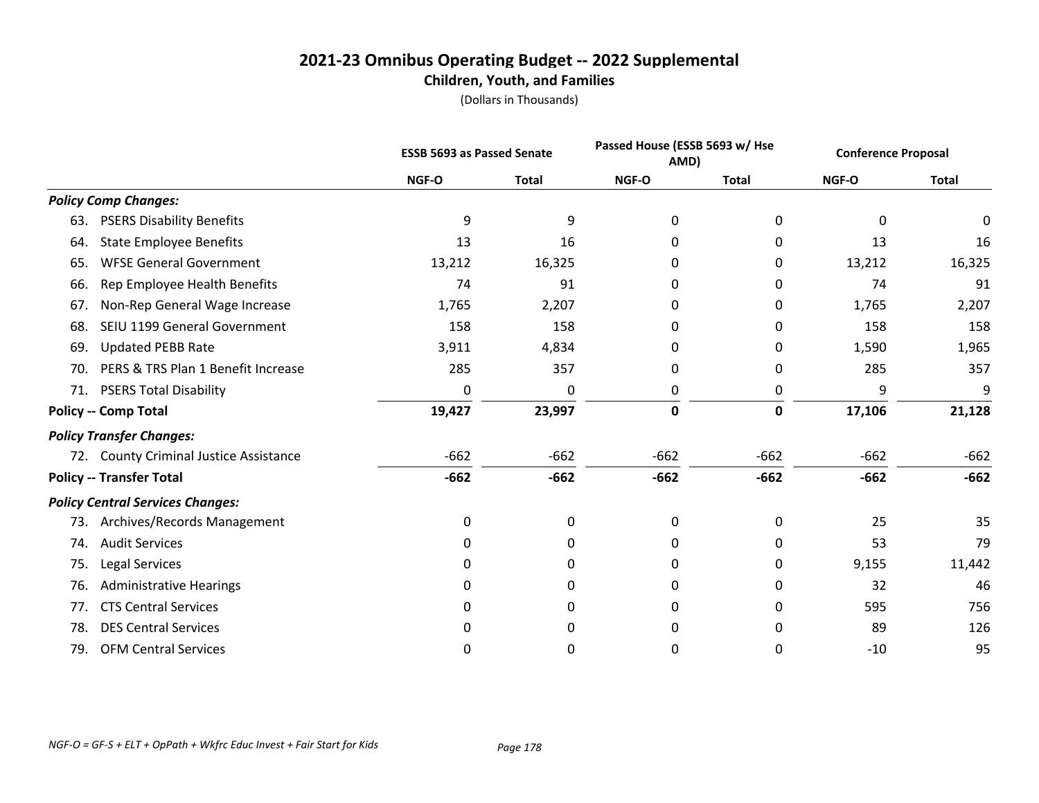# 2021-23 Omnibus Operating Budget -- 2022 Supplemental

## Children, Youth, and Families

(Dollars in Thousands)

| | ESSB 5693 as Passed Senate | | Passed House (ESSB 5693 w/ Hse AMD) | | Conference Proposal | |
|---|---|---|---|---|---|---|
| | NGF-O | Total | NGF-O | Total | NGF-O | Total |
| ***Policy Comp Changes:*** | | | | | | |
| 63. PSERS Disability Benefits | 9 | 9 | 0 | 0 | 0 | 0 |
| 64. State Employee Benefits | 13 | 16 | 0 | 0 | 13 | 16 |
| 65. WFSE General Government | 13,212 | 16,325 | 0 | 0 | 13,212 | 16,325 |
| 66. Rep Employee Health Benefits | 74 | 91 | 0 | 0 | 74 | 91 |
| 67. Non-Rep General Wage Increase | 1,765 | 2,207 | 0 | 0 | 1,765 | 2,207 |
| 68. SEIU 1199 General Government | 158 | 158 | 0 | 0 | 158 | 158 |
| 69. Updated PEBB Rate | 3,911 | 4,834 | 0 | 0 | 1,590 | 1,965 |
| 70. PERS & TRS Plan 1 Benefit Increase | 285 | 357 | 0 | 0 | 285 | 357 |
| 71. PSERS Total Disability | 0 | 0 | 0 | 0 | 9 | 9 |
| **Policy -- Comp Total** | **19,427** | **23,997** | **0** | **0** | **17,106** | **21,128** |
| ***Policy Transfer Changes:*** | | | | | | |
| 72. County Criminal Justice Assistance | -662 | -662 | -662 | -662 | -662 | -662 |
| **Policy -- Transfer Total** | **-662** | **-662** | **-662** | **-662** | **-662** | **-662** |
| ***Policy Central Services Changes:*** | | | | | | |
| 73. Archives/Records Management | 0 | 0 | 0 | 0 | 25 | 35 |
| 74. Audit Services | 0 | 0 | 0 | 0 | 53 | 79 |
| 75. Legal Services | 0 | 0 | 0 | 0 | 9,155 | 11,442 |
| 76. Administrative Hearings | 0 | 0 | 0 | 0 | 32 | 46 |
| 77. CTS Central Services | 0 | 0 | 0 | 0 | 595 | 756 |
| 78. DES Central Services | 0 | 0 | 0 | 0 | 89 | 126 |
| 79. OFM Central Services | 0 | 0 | 0 | 0 | -10 | 95 |

*NGF-O = GF-S + ELT + OpPath + Wkfrc Educ Invest + Fair Start for Kids*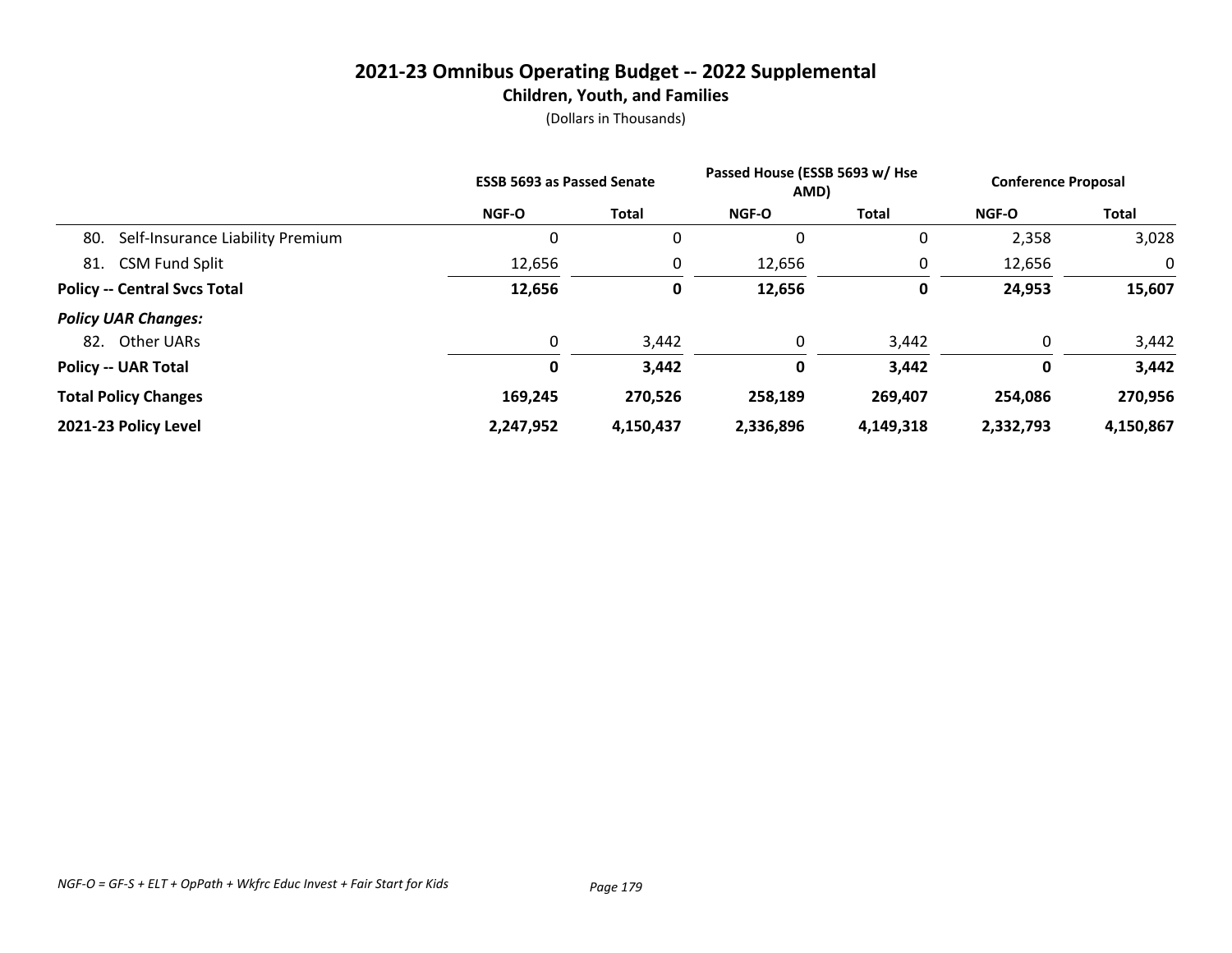# 2021-23 Omnibus Operating Budget -- 2022 Supplemental

## Children, Youth, and Families

(Dollars in Thousands)

| | ESSB 5693 as Passed Senate | | Passed House (ESSB 5693 w/ Hse AMD) | | Conference Proposal | |
|---|---|---|---|---|---|---|
| | NGF-O | Total | NGF-O | Total | NGF-O | Total |
| 80. Self-Insurance Liability Premium | 0 | 0 | 0 | 0 | 2,358 | 3,028 |
| 81. CSM Fund Split | 12,656 | 0 | 12,656 | 0 | 12,656 | 0 |
| **Policy -- Central Svcs Total** | **12,656** | **0** | **12,656** | **0** | **24,953** | **15,607** |
| ***Policy UAR Changes:*** | | | | | | |
| 82. Other UARs | 0 | 3,442 | 0 | 3,442 | 0 | 3,442 |
| **Policy -- UAR Total** | **0** | **3,442** | **0** | **3,442** | **0** | **3,442** |
| **Total Policy Changes** | **169,245** | **270,526** | **258,189** | **269,407** | **254,086** | **270,956** |
| **2021-23 Policy Level** | **2,247,952** | **4,150,437** | **2,336,896** | **4,149,318** | **2,332,793** | **4,150,867** |

*NGF-O = GF-S + ELT + OpPath + Wkfrc Educ Invest + Fair Start for Kids*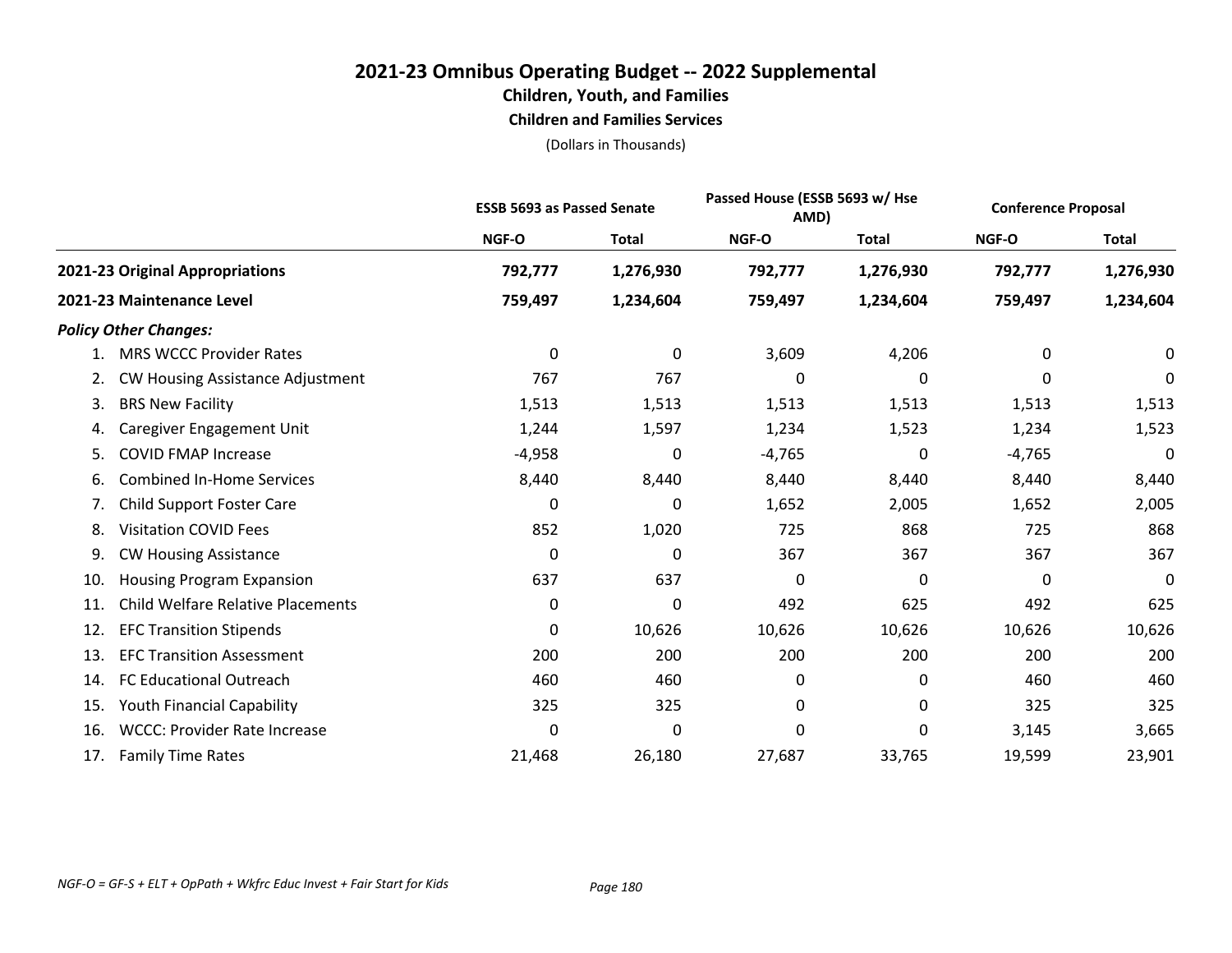# 2021-23 Omnibus Operating Budget -- 2022 Supplemental
## Children, Youth, and Families
### Children and Families Services
(Dollars in Thousands)

| | ESSB 5693 as Passed Senate | | Passed House (ESSB 5693 w/ Hse AMD) | | Conference Proposal | |
|---|---|---|---|---|---|---|
| | NGF-O | Total | NGF-O | Total | NGF-O | Total |
| **2021-23 Original Appropriations** | **792,777** | **1,276,930** | **792,777** | **1,276,930** | **792,777** | **1,276,930** |
| **2021-23 Maintenance Level** | **759,497** | **1,234,604** | **759,497** | **1,234,604** | **759,497** | **1,234,604** |
| ***Policy Other Changes:*** | | | | | | |
| 1. MRS WCCC Provider Rates | 0 | 0 | 3,609 | 4,206 | 0 | 0 |
| 2. CW Housing Assistance Adjustment | 767 | 767 | 0 | 0 | 0 | 0 |
| 3. BRS New Facility | 1,513 | 1,513 | 1,513 | 1,513 | 1,513 | 1,513 |
| 4. Caregiver Engagement Unit | 1,244 | 1,597 | 1,234 | 1,523 | 1,234 | 1,523 |
| 5. COVID FMAP Increase | -4,958 | 0 | -4,765 | 0 | -4,765 | 0 |
| 6. Combined In-Home Services | 8,440 | 8,440 | 8,440 | 8,440 | 8,440 | 8,440 |
| 7. Child Support Foster Care | 0 | 0 | 1,652 | 2,005 | 1,652 | 2,005 |
| 8. Visitation COVID Fees | 852 | 1,020 | 725 | 868 | 725 | 868 |
| 9. CW Housing Assistance | 0 | 0 | 367 | 367 | 367 | 367 |
| 10. Housing Program Expansion | 637 | 637 | 0 | 0 | 0 | 0 |
| 11. Child Welfare Relative Placements | 0 | 0 | 492 | 625 | 492 | 625 |
| 12. EFC Transition Stipends | 0 | 10,626 | 10,626 | 10,626 | 10,626 | 10,626 |
| 13. EFC Transition Assessment | 200 | 200 | 200 | 200 | 200 | 200 |
| 14. FC Educational Outreach | 460 | 460 | 0 | 0 | 460 | 460 |
| 15. Youth Financial Capability | 325 | 325 | 0 | 0 | 325 | 325 |
| 16. WCCC: Provider Rate Increase | 0 | 0 | 0 | 0 | 3,145 | 3,665 |
| 17. Family Time Rates | 21,468 | 26,180 | 27,687 | 33,765 | 19,599 | 23,901 |

*NGF-O = GF-S + ELT + OpPath + Wkfrc Educ Invest + Fair Start for Kids*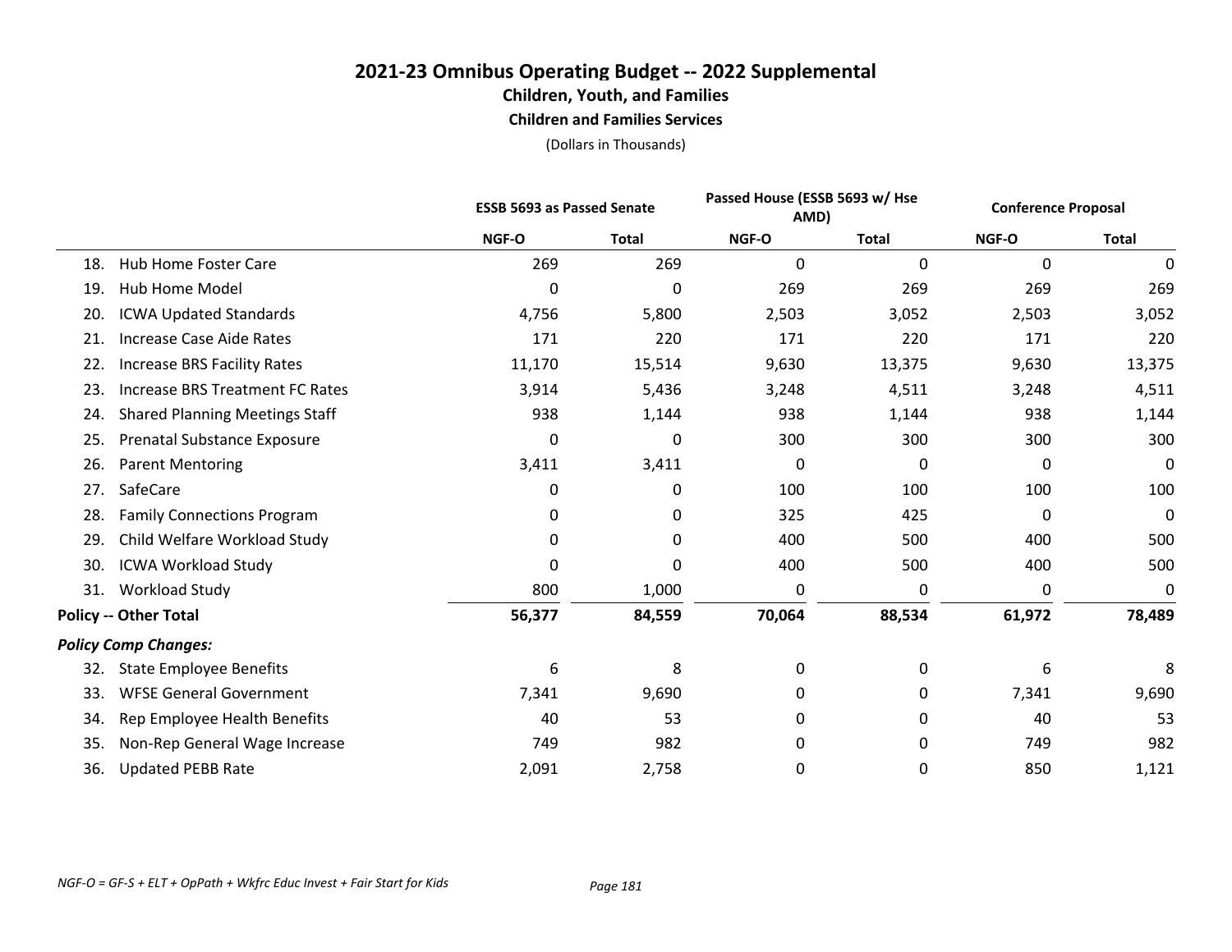# 2021-23 Omnibus Operating Budget -- 2022 Supplemental
## Children, Youth, and Families
### Children and Families Services

(Dollars in Thousands)

| | ESSB 5693 as Passed Senate | | Passed House (ESSB 5693 w/ Hse AMD) | | Conference Proposal | |
|---|---|---|---|---|---|---|
| | NGF-O | Total | NGF-O | Total | NGF-O | Total |
| 18. Hub Home Foster Care | 269 | 269 | 0 | 0 | 0 | 0 |
| 19. Hub Home Model | 0 | 0 | 269 | 269 | 269 | 269 |
| 20. ICWA Updated Standards | 4,756 | 5,800 | 2,503 | 3,052 | 2,503 | 3,052 |
| 21. Increase Case Aide Rates | 171 | 220 | 171 | 220 | 171 | 220 |
| 22. Increase BRS Facility Rates | 11,170 | 15,514 | 9,630 | 13,375 | 9,630 | 13,375 |
| 23. Increase BRS Treatment FC Rates | 3,914 | 5,436 | 3,248 | 4,511 | 3,248 | 4,511 |
| 24. Shared Planning Meetings Staff | 938 | 1,144 | 938 | 1,144 | 938 | 1,144 |
| 25. Prenatal Substance Exposure | 0 | 0 | 300 | 300 | 300 | 300 |
| 26. Parent Mentoring | 3,411 | 3,411 | 0 | 0 | 0 | 0 |
| 27. SafeCare | 0 | 0 | 100 | 100 | 100 | 100 |
| 28. Family Connections Program | 0 | 0 | 325 | 425 | 0 | 0 |
| 29. Child Welfare Workload Study | 0 | 0 | 400 | 500 | 400 | 500 |
| 30. ICWA Workload Study | 0 | 0 | 400 | 500 | 400 | 500 |
| 31. Workload Study | 800 | 1,000 | 0 | 0 | 0 | 0 |
| **Policy -- Other Total** | **56,377** | **84,559** | **70,064** | **88,534** | **61,972** | **78,489** |
| ***Policy Comp Changes:*** | | | | | | |
| 32. State Employee Benefits | 6 | 8 | 0 | 0 | 6 | 8 |
| 33. WFSE General Government | 7,341 | 9,690 | 0 | 0 | 7,341 | 9,690 |
| 34. Rep Employee Health Benefits | 40 | 53 | 0 | 0 | 40 | 53 |
| 35. Non-Rep General Wage Increase | 749 | 982 | 0 | 0 | 749 | 982 |
| 36. Updated PEBB Rate | 2,091 | 2,758 | 0 | 0 | 850 | 1,121 |

*NGF-O = GF-S + ELT + OpPath + Wkfrc Educ Invest + Fair Start for Kids*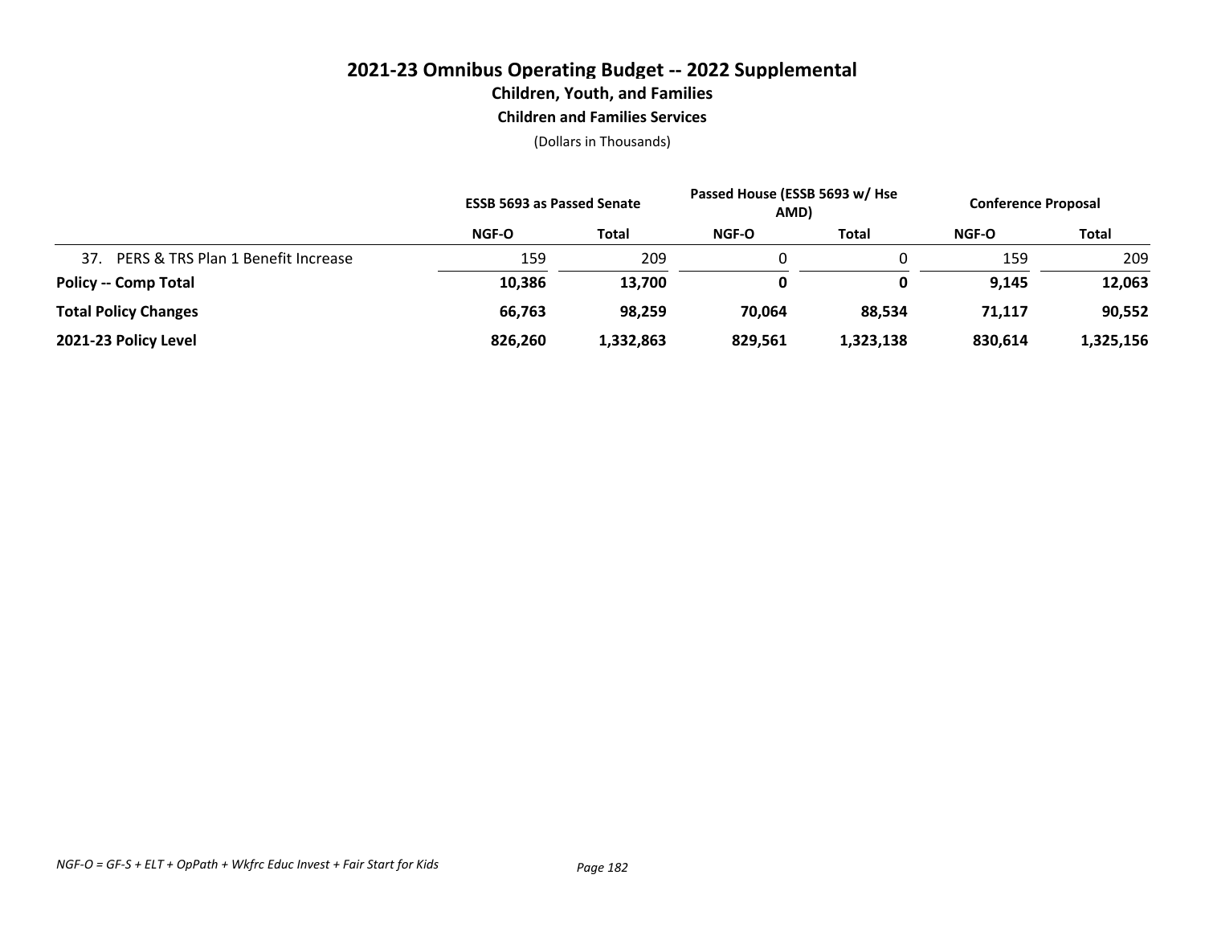# 2021-23 Omnibus Operating Budget -- 2022 Supplemental

## Children, Youth, and Families

### Children and Families Services

(Dollars in Thousands)

| | ESSB 5693 as Passed Senate | | Passed House (ESSB 5693 w/ Hse AMD) | | Conference Proposal | |
|---|---|---|---|---|---|---|
| | NGF-O | Total | NGF-O | Total | NGF-O | Total |
| 37. PERS & TRS Plan 1 Benefit Increase | 159 | 209 | 0 | 0 | 159 | 209 |
| **Policy -- Comp Total** | **10,386** | **13,700** | **0** | **0** | **9,145** | **12,063** |
| **Total Policy Changes** | **66,763** | **98,259** | **70,064** | **88,534** | **71,117** | **90,552** |
| **2021-23 Policy Level** | **826,260** | **1,332,863** | **829,561** | **1,323,138** | **830,614** | **1,325,156** |

*NGF-O = GF-S + ELT + OpPath + Wkfrc Educ Invest + Fair Start for Kids*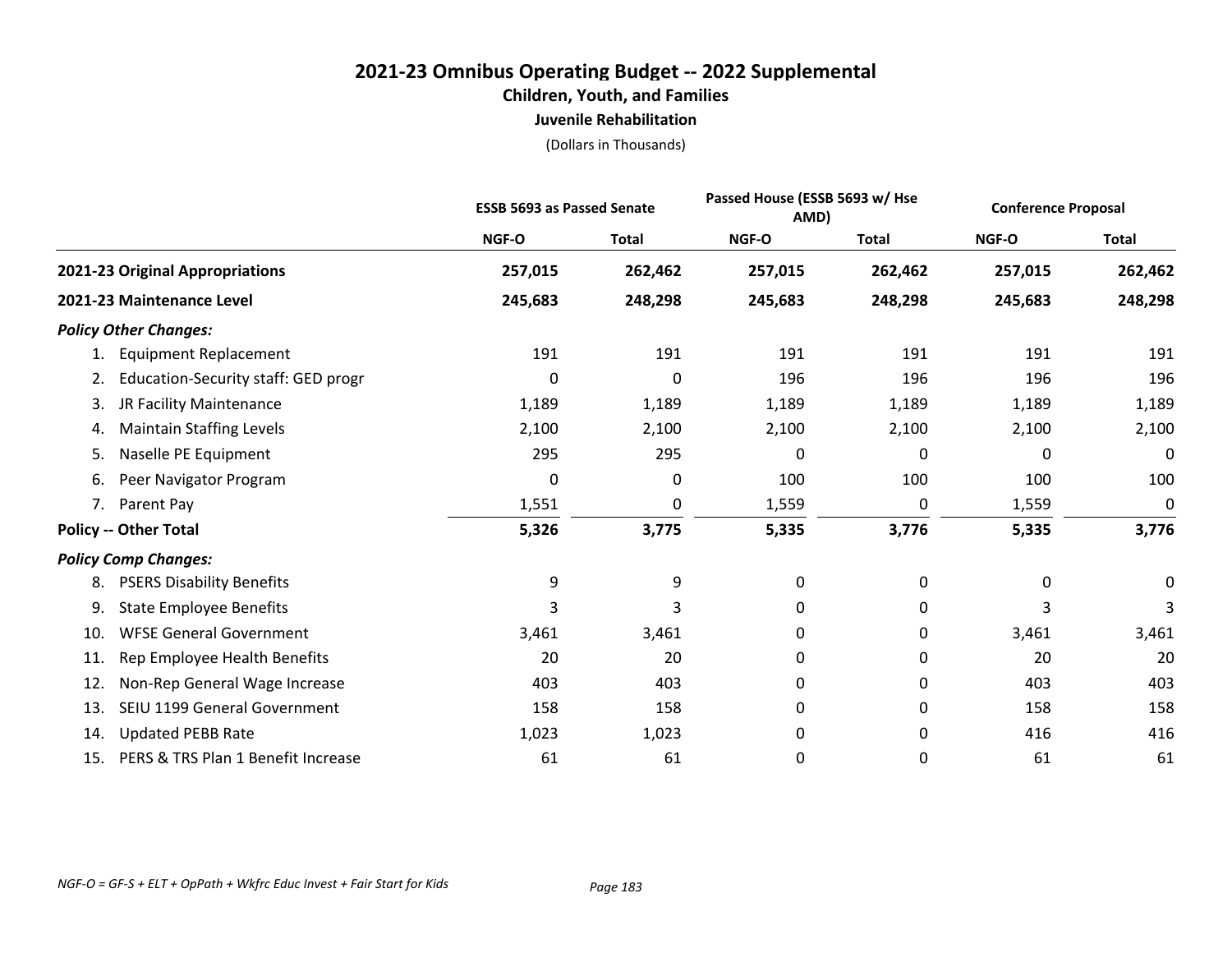# 2021-23 Omnibus Operating Budget -- 2022 Supplemental

## Children, Youth, and Families

### Juvenile Rehabilitation

(Dollars in Thousands)

| | ESSB 5693 as Passed Senate | | Passed House (ESSB 5693 w/ Hse AMD) | | Conference Proposal | |
|---|---|---|---|---|---|---|
| | NGF-O | Total | NGF-O | Total | NGF-O | Total |
| **2021-23 Original Appropriations** | **257,015** | **262,462** | **257,015** | **262,462** | **257,015** | **262,462** |
| **2021-23 Maintenance Level** | **245,683** | **248,298** | **245,683** | **248,298** | **245,683** | **248,298** |
| ***Policy Other Changes:*** | | | | | | |
| 1. Equipment Replacement | 191 | 191 | 191 | 191 | 191 | 191 |
| 2. Education-Security staff: GED progr | 0 | 0 | 196 | 196 | 196 | 196 |
| 3. JR Facility Maintenance | 1,189 | 1,189 | 1,189 | 1,189 | 1,189 | 1,189 |
| 4. Maintain Staffing Levels | 2,100 | 2,100 | 2,100 | 2,100 | 2,100 | 2,100 |
| 5. Naselle PE Equipment | 295 | 295 | 0 | 0 | 0 | 0 |
| 6. Peer Navigator Program | 0 | 0 | 100 | 100 | 100 | 100 |
| 7. Parent Pay | 1,551 | 0 | 1,559 | 0 | 1,559 | 0 |
| **Policy -- Other Total** | **5,326** | **3,775** | **5,335** | **3,776** | **5,335** | **3,776** |
| ***Policy Comp Changes:*** | | | | | | |
| 8. PSERS Disability Benefits | 9 | 9 | 0 | 0 | 0 | 0 |
| 9. State Employee Benefits | 3 | 3 | 0 | 0 | 3 | 3 |
| 10. WFSE General Government | 3,461 | 3,461 | 0 | 0 | 3,461 | 3,461 |
| 11. Rep Employee Health Benefits | 20 | 20 | 0 | 0 | 20 | 20 |
| 12. Non-Rep General Wage Increase | 403 | 403 | 0 | 0 | 403 | 403 |
| 13. SEIU 1199 General Government | 158 | 158 | 0 | 0 | 158 | 158 |
| 14. Updated PEBB Rate | 1,023 | 1,023 | 0 | 0 | 416 | 416 |
| 15. PERS & TRS Plan 1 Benefit Increase | 61 | 61 | 0 | 0 | 61 | 61 |

*NGF-O = GF-S + ELT + OpPath + Wkfrc Educ Invest + Fair Start for Kids*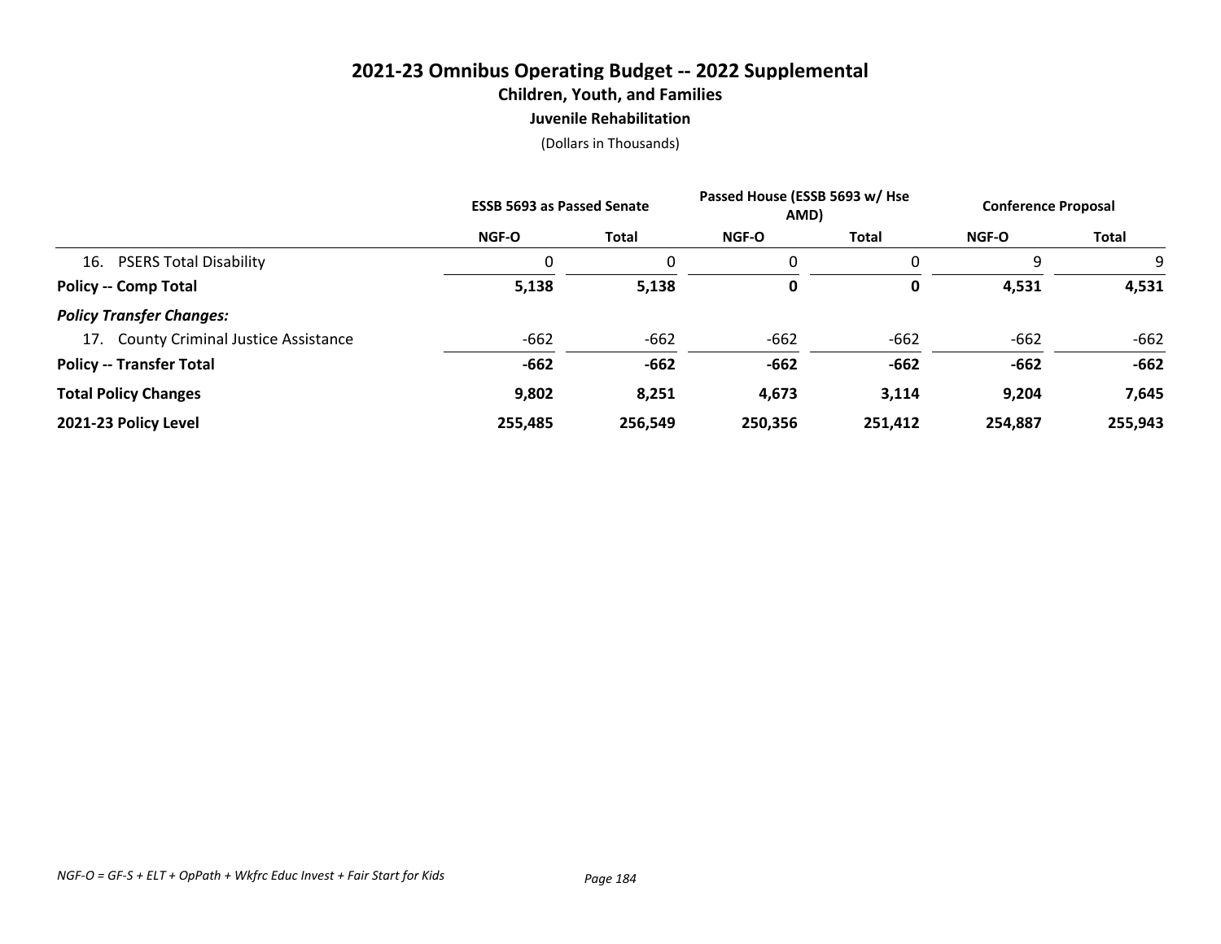# 2021-23 Omnibus Operating Budget -- 2022 Supplemental
## Children, Youth, and Families
### Juvenile Rehabilitation
(Dollars in Thousands)

| | ESSB 5693 as Passed Senate | | Passed House (ESSB 5693 w/ Hse AMD) | | Conference Proposal | |
|---|---|---|---|---|---|---|
| | NGF-O | Total | NGF-O | Total | NGF-O | Total |
| 16. PSERS Total Disability | 0 | 0 | 0 | 0 | 9 | 9 |
| **Policy -- Comp Total** | **5,138** | **5,138** | **0** | **0** | **4,531** | **4,531** |
| ***Policy Transfer Changes:*** | | | | | | |
| 17. County Criminal Justice Assistance | -662 | -662 | -662 | -662 | -662 | -662 |
| **Policy -- Transfer Total** | **-662** | **-662** | **-662** | **-662** | **-662** | **-662** |
| **Total Policy Changes** | **9,802** | **8,251** | **4,673** | **3,114** | **9,204** | **7,645** |
| **2021-23 Policy Level** | **255,485** | **256,549** | **250,356** | **251,412** | **254,887** | **255,943** |

*NGF-O = GF-S + ELT + OpPath + Wkfrc Educ Invest + Fair Start for Kids*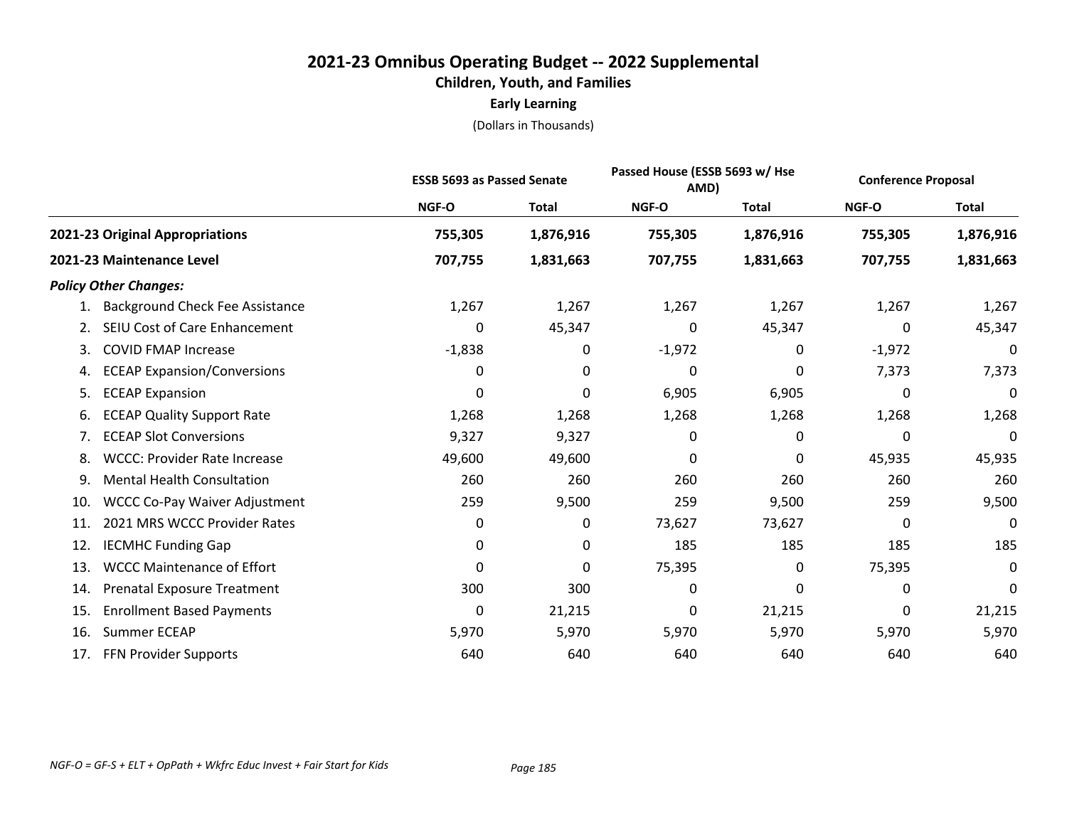# 2021-23 Omnibus Operating Budget -- 2022 Supplemental

## Children, Youth, and Families

### Early Learning

(Dollars in Thousands)

| | ESSB 5693 as Passed Senate | | Passed House (ESSB 5693 w/ Hse AMD) | | Conference Proposal | |
|---|---|---|---|---|---|---|
| | NGF-O | Total | NGF-O | Total | NGF-O | Total |
| **2021-23 Original Appropriations** | **755,305** | **1,876,916** | **755,305** | **1,876,916** | **755,305** | **1,876,916** |
| **2021-23 Maintenance Level** | **707,755** | **1,831,663** | **707,755** | **1,831,663** | **707,755** | **1,831,663** |
| ***Policy Other Changes:*** | | | | | | |
| 1. Background Check Fee Assistance | 1,267 | 1,267 | 1,267 | 1,267 | 1,267 | 1,267 |
| 2. SEIU Cost of Care Enhancement | 0 | 45,347 | 0 | 45,347 | 0 | 45,347 |
| 3. COVID FMAP Increase | -1,838 | 0 | -1,972 | 0 | -1,972 | 0 |
| 4. ECEAP Expansion/Conversions | 0 | 0 | 0 | 0 | 7,373 | 7,373 |
| 5. ECEAP Expansion | 0 | 0 | 6,905 | 6,905 | 0 | 0 |
| 6. ECEAP Quality Support Rate | 1,268 | 1,268 | 1,268 | 1,268 | 1,268 | 1,268 |
| 7. ECEAP Slot Conversions | 9,327 | 9,327 | 0 | 0 | 0 | 0 |
| 8. WCCC: Provider Rate Increase | 49,600 | 49,600 | 0 | 0 | 45,935 | 45,935 |
| 9. Mental Health Consultation | 260 | 260 | 260 | 260 | 260 | 260 |
| 10. WCCC Co-Pay Waiver Adjustment | 259 | 9,500 | 259 | 9,500 | 259 | 9,500 |
| 11. 2021 MRS WCCC Provider Rates | 0 | 0 | 73,627 | 73,627 | 0 | 0 |
| 12. IECMHC Funding Gap | 0 | 0 | 185 | 185 | 185 | 185 |
| 13. WCCC Maintenance of Effort | 0 | 0 | 75,395 | 0 | 75,395 | 0 |
| 14. Prenatal Exposure Treatment | 300 | 300 | 0 | 0 | 0 | 0 |
| 15. Enrollment Based Payments | 0 | 21,215 | 0 | 21,215 | 0 | 21,215 |
| 16. Summer ECEAP | 5,970 | 5,970 | 5,970 | 5,970 | 5,970 | 5,970 |
| 17. FFN Provider Supports | 640 | 640 | 640 | 640 | 640 | 640 |

*NGF-O = GF-S + ELT + OpPath + Wkfrc Educ Invest + Fair Start for Kids*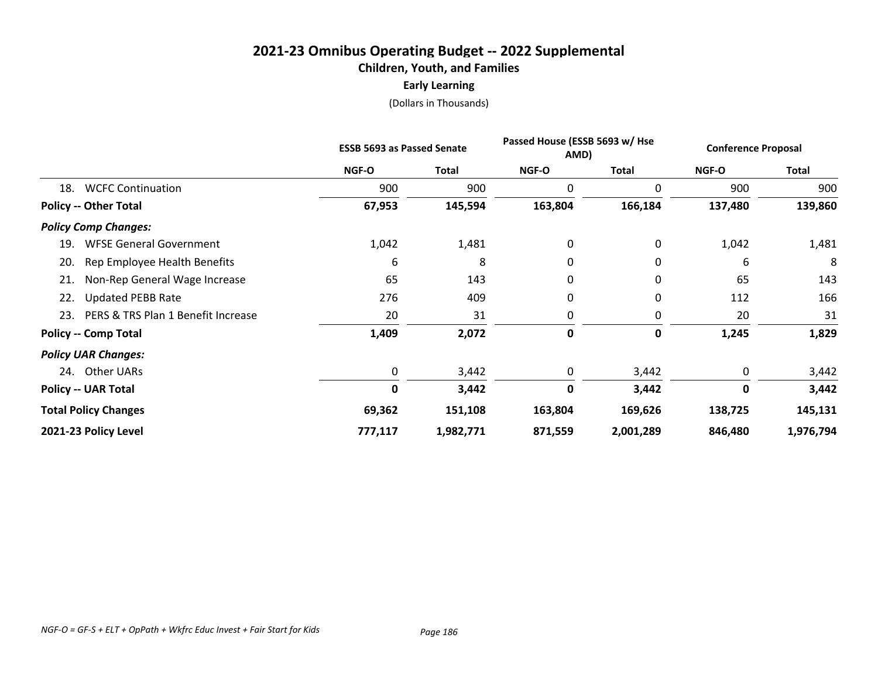# 2021-23 Omnibus Operating Budget -- 2022 Supplemental

## Children, Youth, and Families

### Early Learning

(Dollars in Thousands)

| | ESSB 5693 as Passed Senate | | Passed House (ESSB 5693 w/ Hse AMD) | | Conference Proposal | |
|---|---|---|---|---|---|---|
| | NGF-O | Total | NGF-O | Total | NGF-O | Total |
| 18. WCFC Continuation | 900 | 900 | 0 | 0 | 900 | 900 |
| **Policy -- Other Total** | **67,953** | **145,594** | **163,804** | **166,184** | **137,480** | **139,860** |
| ***Policy Comp Changes:*** | | | | | | |
| 19. WFSE General Government | 1,042 | 1,481 | 0 | 0 | 1,042 | 1,481 |
| 20. Rep Employee Health Benefits | 6 | 8 | 0 | 0 | 6 | 8 |
| 21. Non-Rep General Wage Increase | 65 | 143 | 0 | 0 | 65 | 143 |
| 22. Updated PEBB Rate | 276 | 409 | 0 | 0 | 112 | 166 |
| 23. PERS & TRS Plan 1 Benefit Increase | 20 | 31 | 0 | 0 | 20 | 31 |
| **Policy -- Comp Total** | **1,409** | **2,072** | **0** | **0** | **1,245** | **1,829** |
| ***Policy UAR Changes:*** | | | | | | |
| 24. Other UARs | 0 | 3,442 | 0 | 3,442 | 0 | 3,442 |
| **Policy -- UAR Total** | **0** | **3,442** | **0** | **3,442** | **0** | **3,442** |
| **Total Policy Changes** | **69,362** | **151,108** | **163,804** | **169,626** | **138,725** | **145,131** |
| **2021-23 Policy Level** | **777,117** | **1,982,771** | **871,559** | **2,001,289** | **846,480** | **1,976,794** |

*NGF-O = GF-S + ELT + OpPath + Wkfrc Educ Invest + Fair Start for Kids*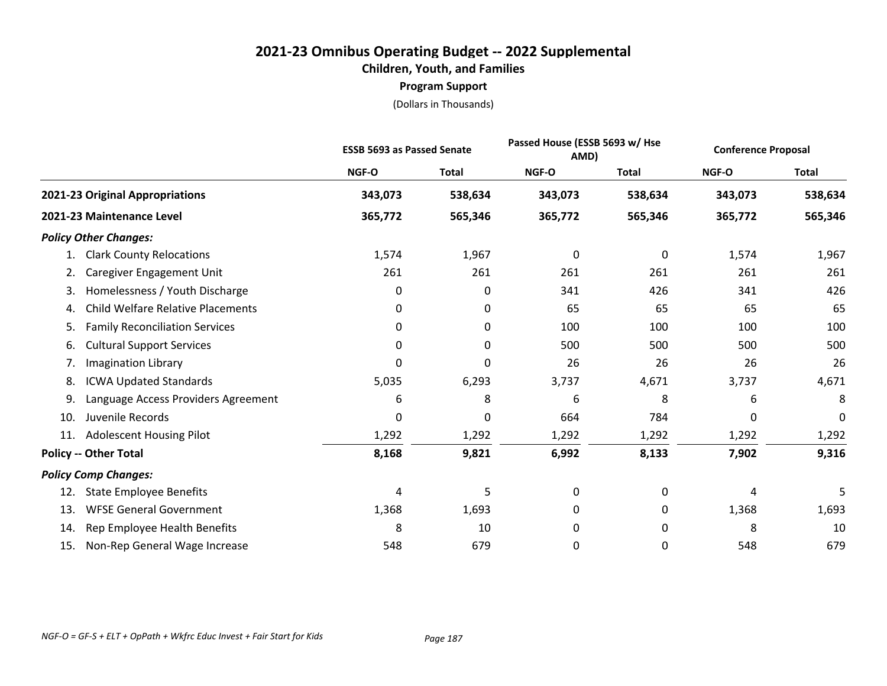# 2021-23 Omnibus Operating Budget -- 2022 Supplemental

## Children, Youth, and Families

### Program Support

(Dollars in Thousands)

| | ESSB 5693 as Passed Senate | | Passed House (ESSB 5693 w/ Hse AMD) | | Conference Proposal | |
|---|---|---|---|---|---|---|
| | NGF-O | Total | NGF-O | Total | NGF-O | Total |
| **2021-23 Original Appropriations** | **343,073** | **538,634** | **343,073** | **538,634** | **343,073** | **538,634** |
| **2021-23 Maintenance Level** | **365,772** | **565,346** | **365,772** | **565,346** | **365,772** | **565,346** |
| ***Policy Other Changes:*** | | | | | | |
| 1. Clark County Relocations | 1,574 | 1,967 | 0 | 0 | 1,574 | 1,967 |
| 2. Caregiver Engagement Unit | 261 | 261 | 261 | 261 | 261 | 261 |
| 3. Homelessness / Youth Discharge | 0 | 0 | 341 | 426 | 341 | 426 |
| 4. Child Welfare Relative Placements | 0 | 0 | 65 | 65 | 65 | 65 |
| 5. Family Reconciliation Services | 0 | 0 | 100 | 100 | 100 | 100 |
| 6. Cultural Support Services | 0 | 0 | 500 | 500 | 500 | 500 |
| 7. Imagination Library | 0 | 0 | 26 | 26 | 26 | 26 |
| 8. ICWA Updated Standards | 5,035 | 6,293 | 3,737 | 4,671 | 3,737 | 4,671 |
| 9. Language Access Providers Agreement | 6 | 8 | 6 | 8 | 6 | 8 |
| 10. Juvenile Records | 0 | 0 | 664 | 784 | 0 | 0 |
| 11. Adolescent Housing Pilot | 1,292 | 1,292 | 1,292 | 1,292 | 1,292 | 1,292 |
| **Policy -- Other Total** | **8,168** | **9,821** | **6,992** | **8,133** | **7,902** | **9,316** |
| ***Policy Comp Changes:*** | | | | | | |
| 12. State Employee Benefits | 4 | 5 | 0 | 0 | 4 | 5 |
| 13. WFSE General Government | 1,368 | 1,693 | 0 | 0 | 1,368 | 1,693 |
| 14. Rep Employee Health Benefits | 8 | 10 | 0 | 0 | 8 | 10 |
| 15. Non-Rep General Wage Increase | 548 | 679 | 0 | 0 | 548 | 679 |

*NGF-O = GF-S + ELT + OpPath + Wkfrc Educ Invest + Fair Start for Kids*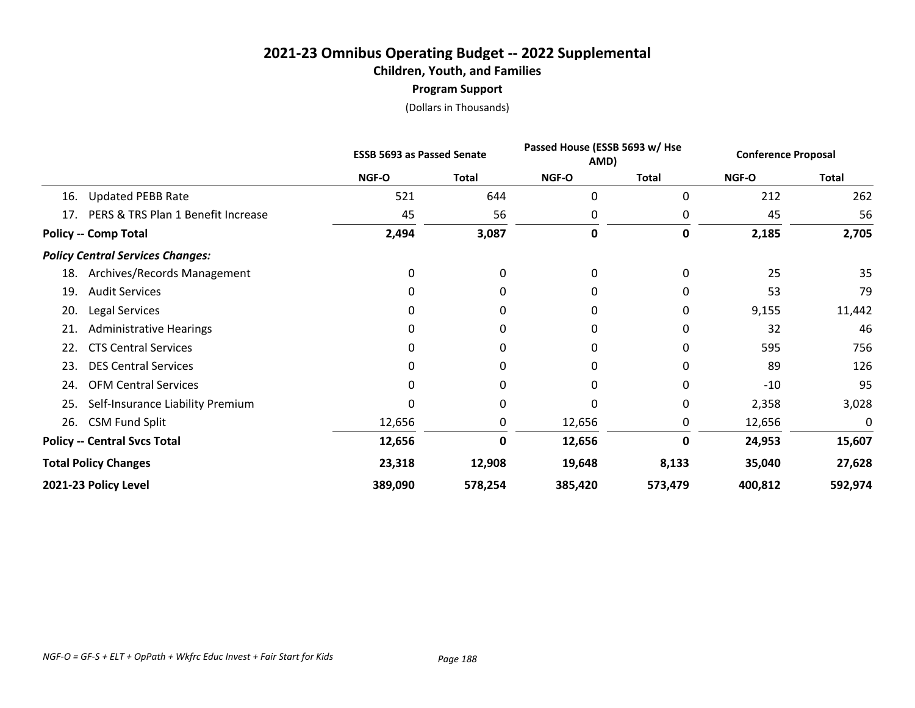# 2021-23 Omnibus Operating Budget -- 2022 Supplemental

## Children, Youth, and Families

### Program Support

(Dollars in Thousands)

| | ESSB 5693 as Passed Senate | | Passed House (ESSB 5693 w/ Hse AMD) | | Conference Proposal | |
|---|---|---|---|---|---|---|
| | NGF-O | Total | NGF-O | Total | NGF-O | Total |
| 16. Updated PEBB Rate | 521 | 644 | 0 | 0 | 212 | 262 |
| 17. PERS & TRS Plan 1 Benefit Increase | 45 | 56 | 0 | 0 | 45 | 56 |
| **Policy -- Comp Total** | **2,494** | **3,087** | **0** | **0** | **2,185** | **2,705** |
| ***Policy Central Services Changes:*** | | | | | | |
| 18. Archives/Records Management | 0 | 0 | 0 | 0 | 25 | 35 |
| 19. Audit Services | 0 | 0 | 0 | 0 | 53 | 79 |
| 20. Legal Services | 0 | 0 | 0 | 0 | 9,155 | 11,442 |
| 21. Administrative Hearings | 0 | 0 | 0 | 0 | 32 | 46 |
| 22. CTS Central Services | 0 | 0 | 0 | 0 | 595 | 756 |
| 23. DES Central Services | 0 | 0 | 0 | 0 | 89 | 126 |
| 24. OFM Central Services | 0 | 0 | 0 | 0 | -10 | 95 |
| 25. Self-Insurance Liability Premium | 0 | 0 | 0 | 0 | 2,358 | 3,028 |
| 26. CSM Fund Split | 12,656 | 0 | 12,656 | 0 | 12,656 | 0 |
| **Policy -- Central Svcs Total** | **12,656** | **0** | **12,656** | **0** | **24,953** | **15,607** |
| **Total Policy Changes** | **23,318** | **12,908** | **19,648** | **8,133** | **35,040** | **27,628** |
| **2021-23 Policy Level** | **389,090** | **578,254** | **385,420** | **573,479** | **400,812** | **592,974** |

*NGF-O = GF-S + ELT + OpPath + Wkfrc Educ Invest + Fair Start for Kids*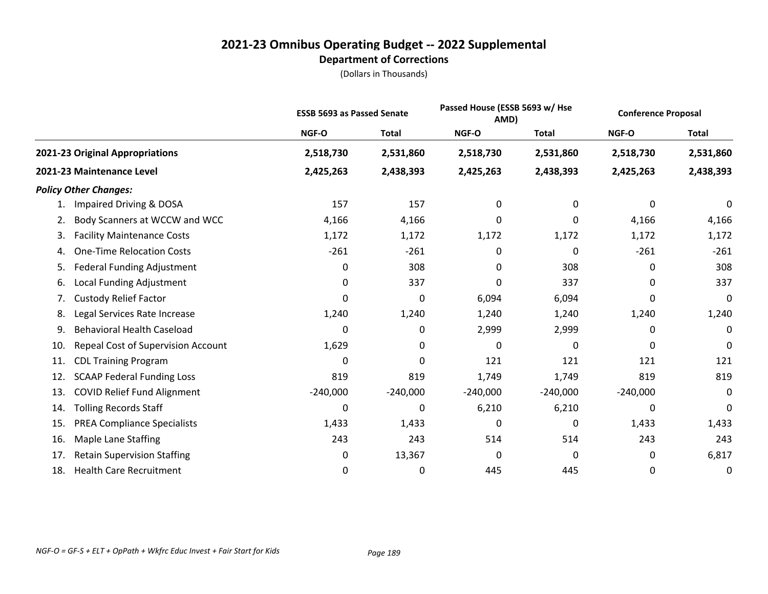# 2021-23 Omnibus Operating Budget -- 2022 Supplemental

## Department of Corrections

(Dollars in Thousands)

| | ESSB 5693 as Passed Senate | | Passed House (ESSB 5693 w/ Hse AMD) | | Conference Proposal | |
|---|---|---|---|---|---|---|
| | NGF-O | Total | NGF-O | Total | NGF-O | Total |
| **2021-23 Original Appropriations** | **2,518,730** | **2,531,860** | **2,518,730** | **2,531,860** | **2,518,730** | **2,531,860** |
| **2021-23 Maintenance Level** | **2,425,263** | **2,438,393** | **2,425,263** | **2,438,393** | **2,425,263** | **2,438,393** |
| ***Policy Other Changes:*** | | | | | | |
| 1. Impaired Driving & DOSA | 157 | 157 | 0 | 0 | 0 | 0 |
| 2. Body Scanners at WCCW and WCC | 4,166 | 4,166 | 0 | 0 | 4,166 | 4,166 |
| 3. Facility Maintenance Costs | 1,172 | 1,172 | 1,172 | 1,172 | 1,172 | 1,172 |
| 4. One-Time Relocation Costs | -261 | -261 | 0 | 0 | -261 | -261 |
| 5. Federal Funding Adjustment | 0 | 308 | 0 | 308 | 0 | 308 |
| 6. Local Funding Adjustment | 0 | 337 | 0 | 337 | 0 | 337 |
| 7. Custody Relief Factor | 0 | 0 | 6,094 | 6,094 | 0 | 0 |
| 8. Legal Services Rate Increase | 1,240 | 1,240 | 1,240 | 1,240 | 1,240 | 1,240 |
| 9. Behavioral Health Caseload | 0 | 0 | 2,999 | 2,999 | 0 | 0 |
| 10. Repeal Cost of Supervision Account | 1,629 | 0 | 0 | 0 | 0 | 0 |
| 11. CDL Training Program | 0 | 0 | 121 | 121 | 121 | 121 |
| 12. SCAAP Federal Funding Loss | 819 | 819 | 1,749 | 1,749 | 819 | 819 |
| 13. COVID Relief Fund Alignment | -240,000 | -240,000 | -240,000 | -240,000 | -240,000 | 0 |
| 14. Tolling Records Staff | 0 | 0 | 6,210 | 6,210 | 0 | 0 |
| 15. PREA Compliance Specialists | 1,433 | 1,433 | 0 | 0 | 1,433 | 1,433 |
| 16. Maple Lane Staffing | 243 | 243 | 514 | 514 | 243 | 243 |
| 17. Retain Supervision Staffing | 0 | 13,367 | 0 | 0 | 0 | 6,817 |
| 18. Health Care Recruitment | 0 | 0 | 445 | 445 | 0 | 0 |

*NGF-O = GF-S + ELT + OpPath + Wkfrc Educ Invest + Fair Start for Kids*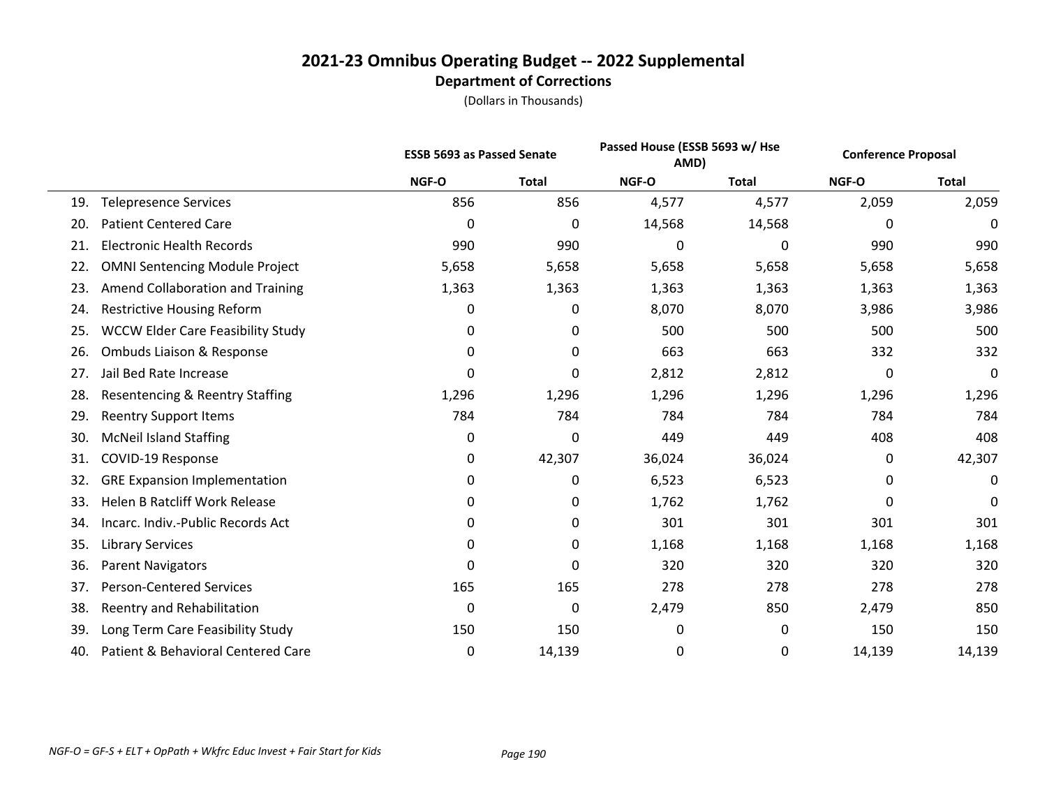# 2021-23 Omnibus Operating Budget -- 2022 Supplemental

## Department of Corrections

(Dollars in Thousands)

| | ESSB 5693 as Passed Senate | | Passed House (ESSB 5693 w/ Hse AMD) | | Conference Proposal | |
|---|---|---|---|---|---|---|
| | NGF-O | Total | NGF-O | Total | NGF-O | Total |
| 19. Telepresence Services | 856 | 856 | 4,577 | 4,577 | 2,059 | 2,059 |
| 20. Patient Centered Care | 0 | 0 | 14,568 | 14,568 | 0 | 0 |
| 21. Electronic Health Records | 990 | 990 | 0 | 0 | 990 | 990 |
| 22. OMNI Sentencing Module Project | 5,658 | 5,658 | 5,658 | 5,658 | 5,658 | 5,658 |
| 23. Amend Collaboration and Training | 1,363 | 1,363 | 1,363 | 1,363 | 1,363 | 1,363 |
| 24. Restrictive Housing Reform | 0 | 0 | 8,070 | 8,070 | 3,986 | 3,986 |
| 25. WCCW Elder Care Feasibility Study | 0 | 0 | 500 | 500 | 500 | 500 |
| 26. Ombuds Liaison & Response | 0 | 0 | 663 | 663 | 332 | 332 |
| 27. Jail Bed Rate Increase | 0 | 0 | 2,812 | 2,812 | 0 | 0 |
| 28. Resentencing & Reentry Staffing | 1,296 | 1,296 | 1,296 | 1,296 | 1,296 | 1,296 |
| 29. Reentry Support Items | 784 | 784 | 784 | 784 | 784 | 784 |
| 30. McNeil Island Staffing | 0 | 0 | 449 | 449 | 408 | 408 |
| 31. COVID-19 Response | 0 | 42,307 | 36,024 | 36,024 | 0 | 42,307 |
| 32. GRE Expansion Implementation | 0 | 0 | 6,523 | 6,523 | 0 | 0 |
| 33. Helen B Ratcliff Work Release | 0 | 0 | 1,762 | 1,762 | 0 | 0 |
| 34. Incarc. Indiv.-Public Records Act | 0 | 0 | 301 | 301 | 301 | 301 |
| 35. Library Services | 0 | 0 | 1,168 | 1,168 | 1,168 | 1,168 |
| 36. Parent Navigators | 0 | 0 | 320 | 320 | 320 | 320 |
| 37. Person-Centered Services | 165 | 165 | 278 | 278 | 278 | 278 |
| 38. Reentry and Rehabilitation | 0 | 0 | 2,479 | 850 | 2,479 | 850 |
| 39. Long Term Care Feasibility Study | 150 | 150 | 0 | 0 | 150 | 150 |
| 40. Patient & Behavioral Centered Care | 0 | 14,139 | 0 | 0 | 14,139 | 14,139 |

*NGF-O = GF-S + ELT + OpPath + Wkfrc Educ Invest + Fair Start for Kids*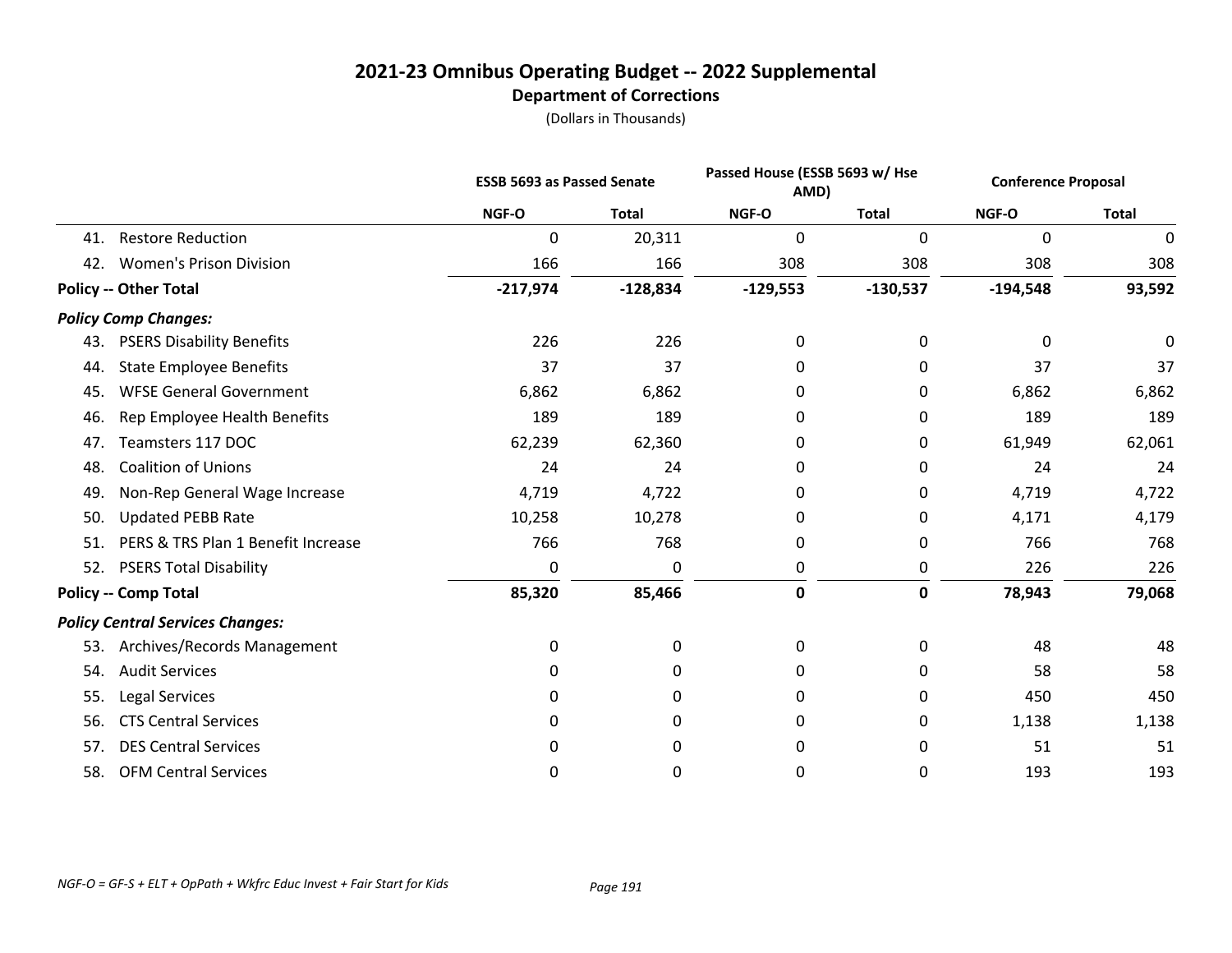# 2021-23 Omnibus Operating Budget -- 2022 Supplemental

## Department of Corrections

(Dollars in Thousands)

| | ESSB 5693 as Passed Senate | | Passed House (ESSB 5693 w/ Hse AMD) | | Conference Proposal | |
|---|---|---|---|---|---|---|
| | NGF-O | Total | NGF-O | Total | NGF-O | Total |
| 41. Restore Reduction | 0 | 20,311 | 0 | 0 | 0 | 0 |
| 42. Women's Prison Division | 166 | 166 | 308 | 308 | 308 | 308 |
| **Policy -- Other Total** | **-217,974** | **-128,834** | **-129,553** | **-130,537** | **-194,548** | **93,592** |
| ***Policy Comp Changes:*** | | | | | | |
| 43. PSERS Disability Benefits | 226 | 226 | 0 | 0 | 0 | 0 |
| 44. State Employee Benefits | 37 | 37 | 0 | 0 | 37 | 37 |
| 45. WFSE General Government | 6,862 | 6,862 | 0 | 0 | 6,862 | 6,862 |
| 46. Rep Employee Health Benefits | 189 | 189 | 0 | 0 | 189 | 189 |
| 47. Teamsters 117 DOC | 62,239 | 62,360 | 0 | 0 | 61,949 | 62,061 |
| 48. Coalition of Unions | 24 | 24 | 0 | 0 | 24 | 24 |
| 49. Non-Rep General Wage Increase | 4,719 | 4,722 | 0 | 0 | 4,719 | 4,722 |
| 50. Updated PEBB Rate | 10,258 | 10,278 | 0 | 0 | 4,171 | 4,179 |
| 51. PERS & TRS Plan 1 Benefit Increase | 766 | 768 | 0 | 0 | 766 | 768 |
| 52. PSERS Total Disability | 0 | 0 | 0 | 0 | 226 | 226 |
| **Policy -- Comp Total** | **85,320** | **85,466** | **0** | **0** | **78,943** | **79,068** |
| ***Policy Central Services Changes:*** | | | | | | |
| 53. Archives/Records Management | 0 | 0 | 0 | 0 | 48 | 48 |
| 54. Audit Services | 0 | 0 | 0 | 0 | 58 | 58 |
| 55. Legal Services | 0 | 0 | 0 | 0 | 450 | 450 |
| 56. CTS Central Services | 0 | 0 | 0 | 0 | 1,138 | 1,138 |
| 57. DES Central Services | 0 | 0 | 0 | 0 | 51 | 51 |
| 58. OFM Central Services | 0 | 0 | 0 | 0 | 193 | 193 |

*NGF-O = GF-S + ELT + OpPath + Wkfrc Educ Invest + Fair Start for Kids*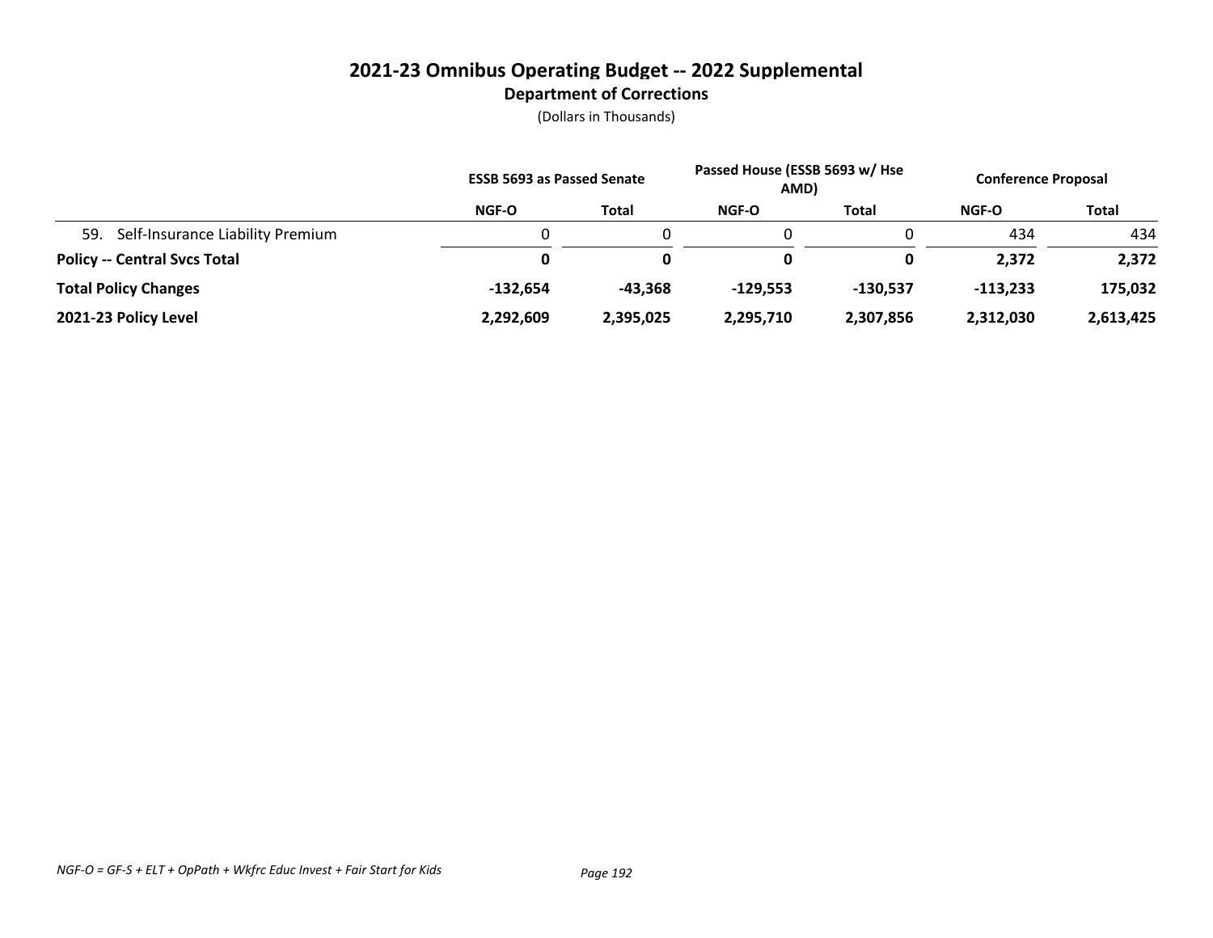# 2021-23 Omnibus Operating Budget -- 2022 Supplemental

## Department of Corrections

(Dollars in Thousands)

| | ESSB 5693 as Passed Senate | | Passed House (ESSB 5693 w/ Hse AMD) | | Conference Proposal | |
|---|---|---|---|---|---|---|
| | NGF-O | Total | NGF-O | Total | NGF-O | Total |
| 59. Self-Insurance Liability Premium | 0 | 0 | 0 | 0 | 434 | 434 |
| **Policy -- Central Svcs Total** | **0** | **0** | **0** | **0** | **2,372** | **2,372** |
| **Total Policy Changes** | **-132,654** | **-43,368** | **-129,553** | **-130,537** | **-113,233** | **175,032** |
| **2021-23 Policy Level** | **2,292,609** | **2,395,025** | **2,295,710** | **2,307,856** | **2,312,030** | **2,613,425** |

*NGF-O = GF-S + ELT + OpPath + Wkfrc Educ Invest + Fair Start for Kids*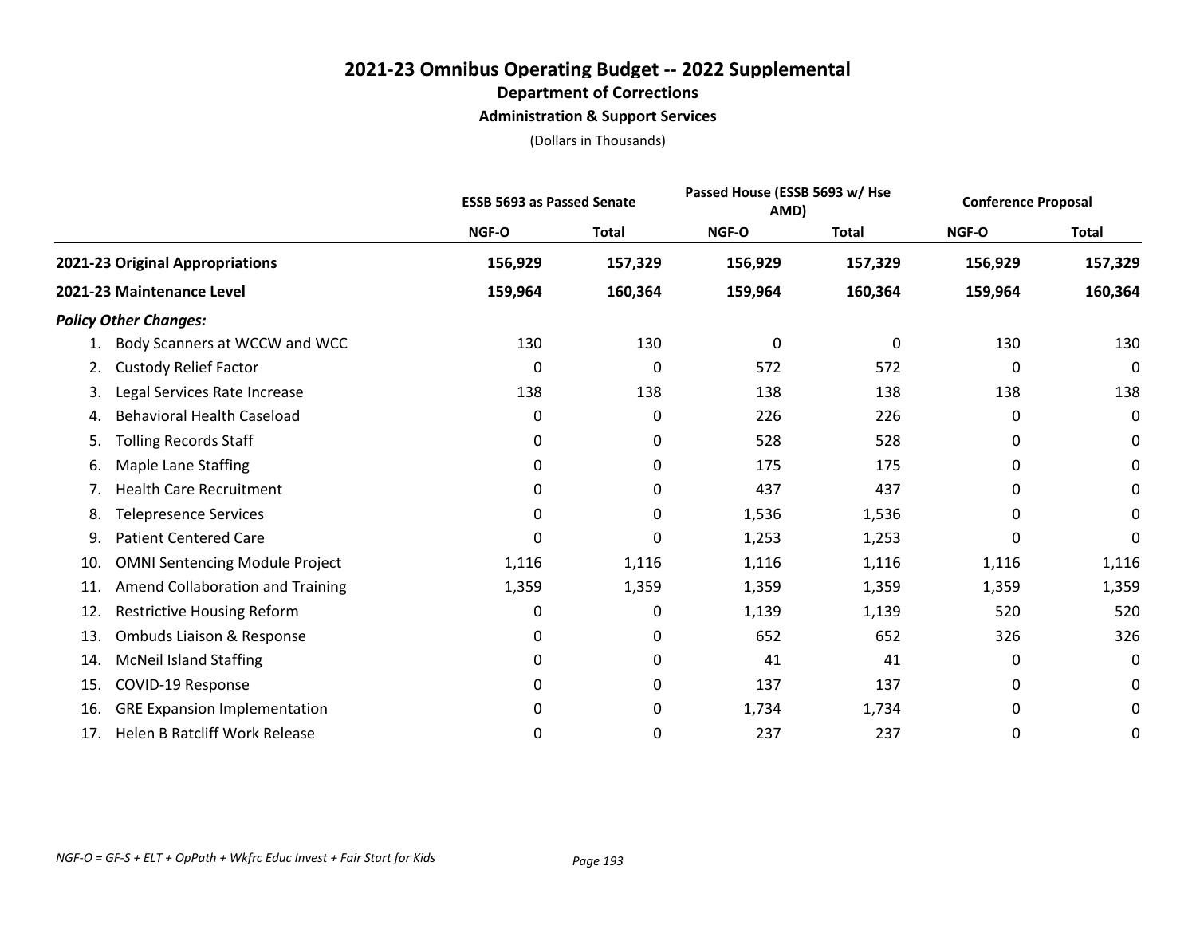# 2021-23 Omnibus Operating Budget -- 2022 Supplemental

## Department of Corrections

### Administration & Support Services

(Dollars in Thousands)

| | ESSB 5693 as Passed Senate | | Passed House (ESSB 5693 w/ Hse AMD) | | Conference Proposal | |
|---|---|---|---|---|---|---|
| | NGF-O | Total | NGF-O | Total | NGF-O | Total |
| **2021-23 Original Appropriations** | **156,929** | **157,329** | **156,929** | **157,329** | **156,929** | **157,329** |
| **2021-23 Maintenance Level** | **159,964** | **160,364** | **159,964** | **160,364** | **159,964** | **160,364** |
| ***Policy Other Changes:*** | | | | | | |
| 1. Body Scanners at WCCW and WCC | 130 | 130 | 0 | 0 | 130 | 130 |
| 2. Custody Relief Factor | 0 | 0 | 572 | 572 | 0 | 0 |
| 3. Legal Services Rate Increase | 138 | 138 | 138 | 138 | 138 | 138 |
| 4. Behavioral Health Caseload | 0 | 0 | 226 | 226 | 0 | 0 |
| 5. Tolling Records Staff | 0 | 0 | 528 | 528 | 0 | 0 |
| 6. Maple Lane Staffing | 0 | 0 | 175 | 175 | 0 | 0 |
| 7. Health Care Recruitment | 0 | 0 | 437 | 437 | 0 | 0 |
| 8. Telepresence Services | 0 | 0 | 1,536 | 1,536 | 0 | 0 |
| 9. Patient Centered Care | 0 | 0 | 1,253 | 1,253 | 0 | 0 |
| 10. OMNI Sentencing Module Project | 1,116 | 1,116 | 1,116 | 1,116 | 1,116 | 1,116 |
| 11. Amend Collaboration and Training | 1,359 | 1,359 | 1,359 | 1,359 | 1,359 | 1,359 |
| 12. Restrictive Housing Reform | 0 | 0 | 1,139 | 1,139 | 520 | 520 |
| 13. Ombuds Liaison & Response | 0 | 0 | 652 | 652 | 326 | 326 |
| 14. McNeil Island Staffing | 0 | 0 | 41 | 41 | 0 | 0 |
| 15. COVID-19 Response | 0 | 0 | 137 | 137 | 0 | 0 |
| 16. GRE Expansion Implementation | 0 | 0 | 1,734 | 1,734 | 0 | 0 |
| 17. Helen B Ratcliff Work Release | 0 | 0 | 237 | 237 | 0 | 0 |

*NGF-O = GF-S + ELT + OpPath + Wkfrc Educ Invest + Fair Start for Kids*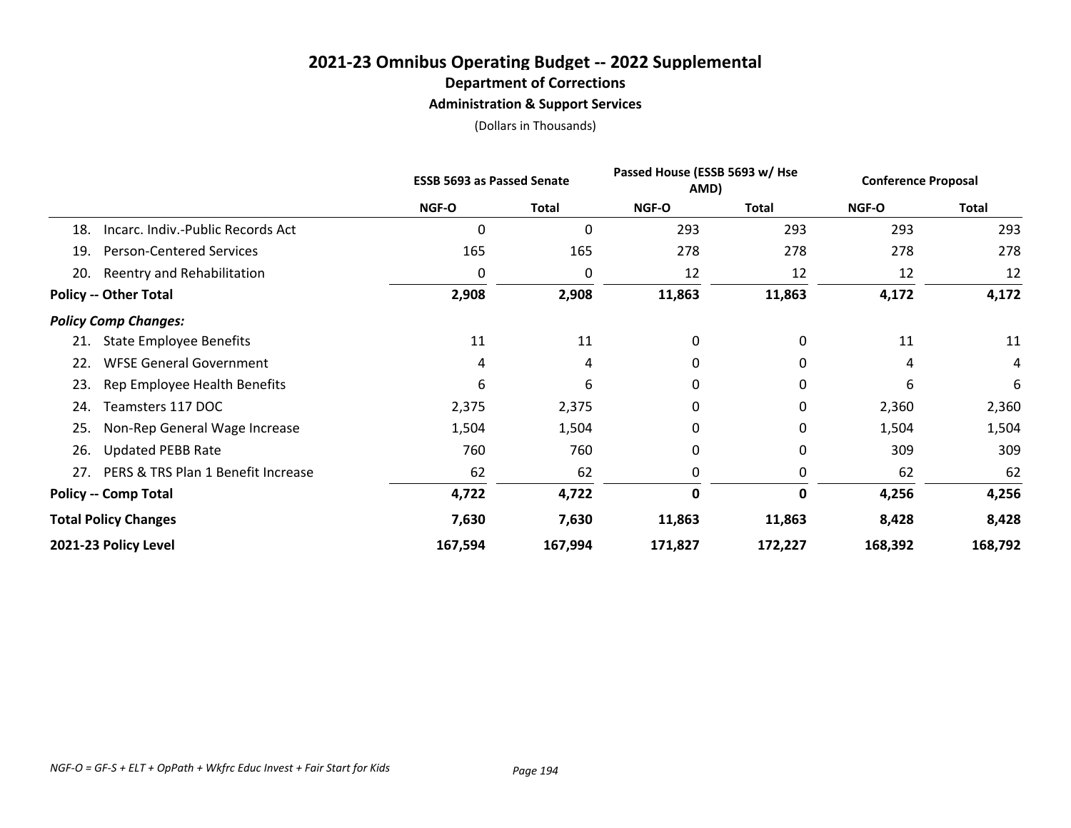# 2021-23 Omnibus Operating Budget -- 2022 Supplemental

## Department of Corrections

### Administration & Support Services

(Dollars in Thousands)

| | ESSB 5693 as Passed Senate | | Passed House (ESSB 5693 w/ Hse AMD) | | Conference Proposal | |
|---|---|---|---|---|---|---|
| | NGF-O | Total | NGF-O | Total | NGF-O | Total |
| 18. Incarc. Indiv.-Public Records Act | 0 | 0 | 293 | 293 | 293 | 293 |
| 19. Person-Centered Services | 165 | 165 | 278 | 278 | 278 | 278 |
| 20. Reentry and Rehabilitation | 0 | 0 | 12 | 12 | 12 | 12 |
| **Policy -- Other Total** | **2,908** | **2,908** | **11,863** | **11,863** | **4,172** | **4,172** |
| ***Policy Comp Changes:*** | | | | | | |
| 21. State Employee Benefits | 11 | 11 | 0 | 0 | 11 | 11 |
| 22. WFSE General Government | 4 | 4 | 0 | 0 | 4 | 4 |
| 23. Rep Employee Health Benefits | 6 | 6 | 0 | 0 | 6 | 6 |
| 24. Teamsters 117 DOC | 2,375 | 2,375 | 0 | 0 | 2,360 | 2,360 |
| 25. Non-Rep General Wage Increase | 1,504 | 1,504 | 0 | 0 | 1,504 | 1,504 |
| 26. Updated PEBB Rate | 760 | 760 | 0 | 0 | 309 | 309 |
| 27. PERS & TRS Plan 1 Benefit Increase | 62 | 62 | 0 | 0 | 62 | 62 |
| **Policy -- Comp Total** | **4,722** | **4,722** | **0** | **0** | **4,256** | **4,256** |
| **Total Policy Changes** | **7,630** | **7,630** | **11,863** | **11,863** | **8,428** | **8,428** |
| **2021-23 Policy Level** | **167,594** | **167,994** | **171,827** | **172,227** | **168,392** | **168,792** |

*NGF-O = GF-S + ELT + OpPath + Wkfrc Educ Invest + Fair Start for Kids*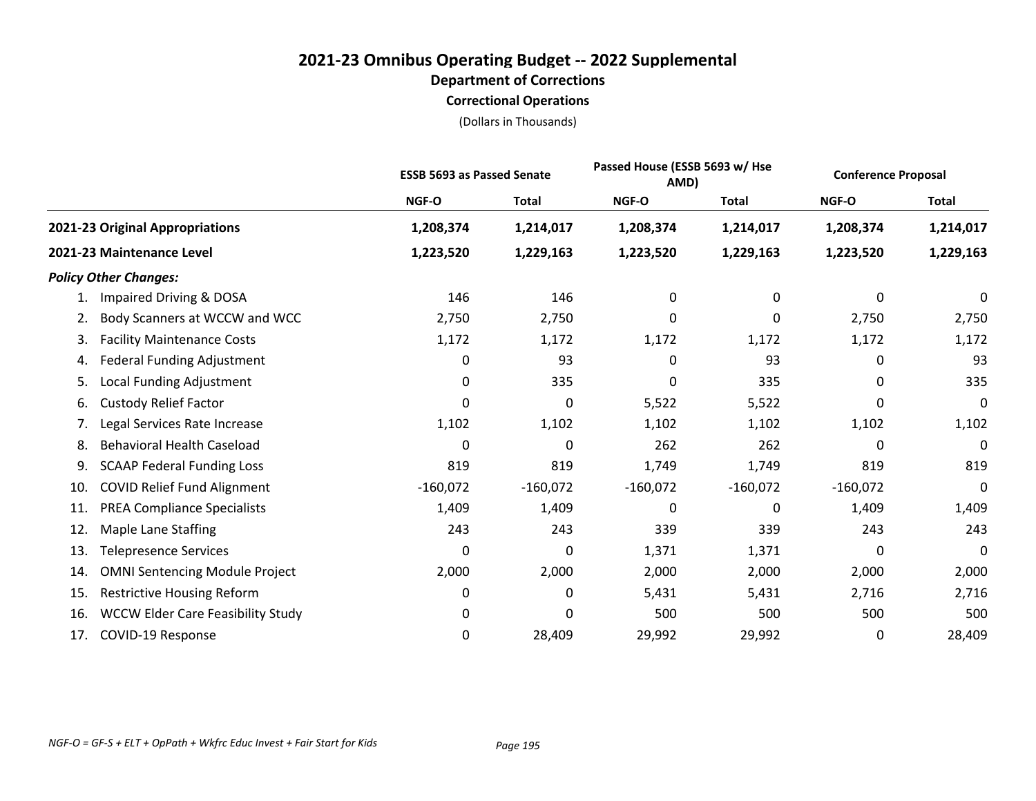# 2021-23 Omnibus Operating Budget -- 2022 Supplemental

## Department of Corrections

### Correctional Operations

(Dollars in Thousands)

| | ESSB 5693 as Passed Senate | | Passed House (ESSB 5693 w/ Hse AMD) | | Conference Proposal | |
|---|---|---|---|---|---|---|
| | NGF-O | Total | NGF-O | Total | NGF-O | Total |
| **2021-23 Original Appropriations** | **1,208,374** | **1,214,017** | **1,208,374** | **1,214,017** | **1,208,374** | **1,214,017** |
| **2021-23 Maintenance Level** | **1,223,520** | **1,229,163** | **1,223,520** | **1,229,163** | **1,223,520** | **1,229,163** |
| ***Policy Other Changes:*** | | | | | | |
| 1. Impaired Driving & DOSA | 146 | 146 | 0 | 0 | 0 | 0 |
| 2. Body Scanners at WCCW and WCC | 2,750 | 2,750 | 0 | 0 | 2,750 | 2,750 |
| 3. Facility Maintenance Costs | 1,172 | 1,172 | 1,172 | 1,172 | 1,172 | 1,172 |
| 4. Federal Funding Adjustment | 0 | 93 | 0 | 93 | 0 | 93 |
| 5. Local Funding Adjustment | 0 | 335 | 0 | 335 | 0 | 335 |
| 6. Custody Relief Factor | 0 | 0 | 5,522 | 5,522 | 0 | 0 |
| 7. Legal Services Rate Increase | 1,102 | 1,102 | 1,102 | 1,102 | 1,102 | 1,102 |
| 8. Behavioral Health Caseload | 0 | 0 | 262 | 262 | 0 | 0 |
| 9. SCAAP Federal Funding Loss | 819 | 819 | 1,749 | 1,749 | 819 | 819 |
| 10. COVID Relief Fund Alignment | -160,072 | -160,072 | -160,072 | -160,072 | -160,072 | 0 |
| 11. PREA Compliance Specialists | 1,409 | 1,409 | 0 | 0 | 1,409 | 1,409 |
| 12. Maple Lane Staffing | 243 | 243 | 339 | 339 | 243 | 243 |
| 13. Telepresence Services | 0 | 0 | 1,371 | 1,371 | 0 | 0 |
| 14. OMNI Sentencing Module Project | 2,000 | 2,000 | 2,000 | 2,000 | 2,000 | 2,000 |
| 15. Restrictive Housing Reform | 0 | 0 | 5,431 | 5,431 | 2,716 | 2,716 |
| 16. WCCW Elder Care Feasibility Study | 0 | 0 | 500 | 500 | 500 | 500 |
| 17. COVID-19 Response | 0 | 28,409 | 29,992 | 29,992 | 0 | 28,409 |

*NGF-O = GF-S + ELT + OpPath + Wkfrc Educ Invest + Fair Start for Kids*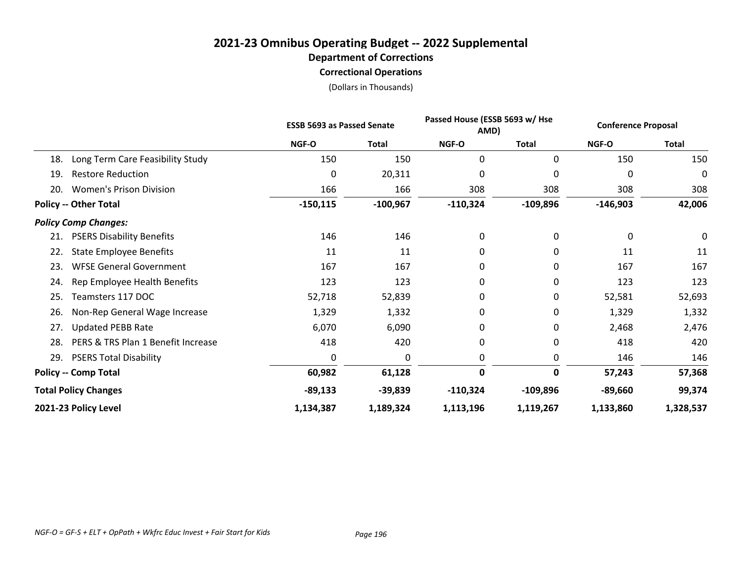# 2021-23 Omnibus Operating Budget -- 2022 Supplemental

## Department of Corrections

### Correctional Operations

(Dollars in Thousands)

| | ESSB 5693 as Passed Senate | | Passed House (ESSB 5693 w/ Hse AMD) | | Conference Proposal | |
|---|---|---|---|---|---|---|
| | NGF-O | Total | NGF-O | Total | NGF-O | Total |
| 18. Long Term Care Feasibility Study | 150 | 150 | 0 | 0 | 150 | 150 |
| 19. Restore Reduction | 0 | 20,311 | 0 | 0 | 0 | 0 |
| 20. Women's Prison Division | 166 | 166 | 308 | 308 | 308 | 308 |
| **Policy -- Other Total** | **-150,115** | **-100,967** | **-110,324** | **-109,896** | **-146,903** | **42,006** |
| ***Policy Comp Changes:*** | | | | | | |
| 21. PSERS Disability Benefits | 146 | 146 | 0 | 0 | 0 | 0 |
| 22. State Employee Benefits | 11 | 11 | 0 | 0 | 11 | 11 |
| 23. WFSE General Government | 167 | 167 | 0 | 0 | 167 | 167 |
| 24. Rep Employee Health Benefits | 123 | 123 | 0 | 0 | 123 | 123 |
| 25. Teamsters 117 DOC | 52,718 | 52,839 | 0 | 0 | 52,581 | 52,693 |
| 26. Non-Rep General Wage Increase | 1,329 | 1,332 | 0 | 0 | 1,329 | 1,332 |
| 27. Updated PEBB Rate | 6,070 | 6,090 | 0 | 0 | 2,468 | 2,476 |
| 28. PERS & TRS Plan 1 Benefit Increase | 418 | 420 | 0 | 0 | 418 | 420 |
| 29. PSERS Total Disability | 0 | 0 | 0 | 0 | 146 | 146 |
| **Policy -- Comp Total** | **60,982** | **61,128** | **0** | **0** | **57,243** | **57,368** |
| **Total Policy Changes** | **-89,133** | **-39,839** | **-110,324** | **-109,896** | **-89,660** | **99,374** |
| **2021-23 Policy Level** | **1,134,387** | **1,189,324** | **1,113,196** | **1,119,267** | **1,133,860** | **1,328,537** |

*NGF-O = GF-S + ELT + OpPath + Wkfrc Educ Invest + Fair Start for Kids*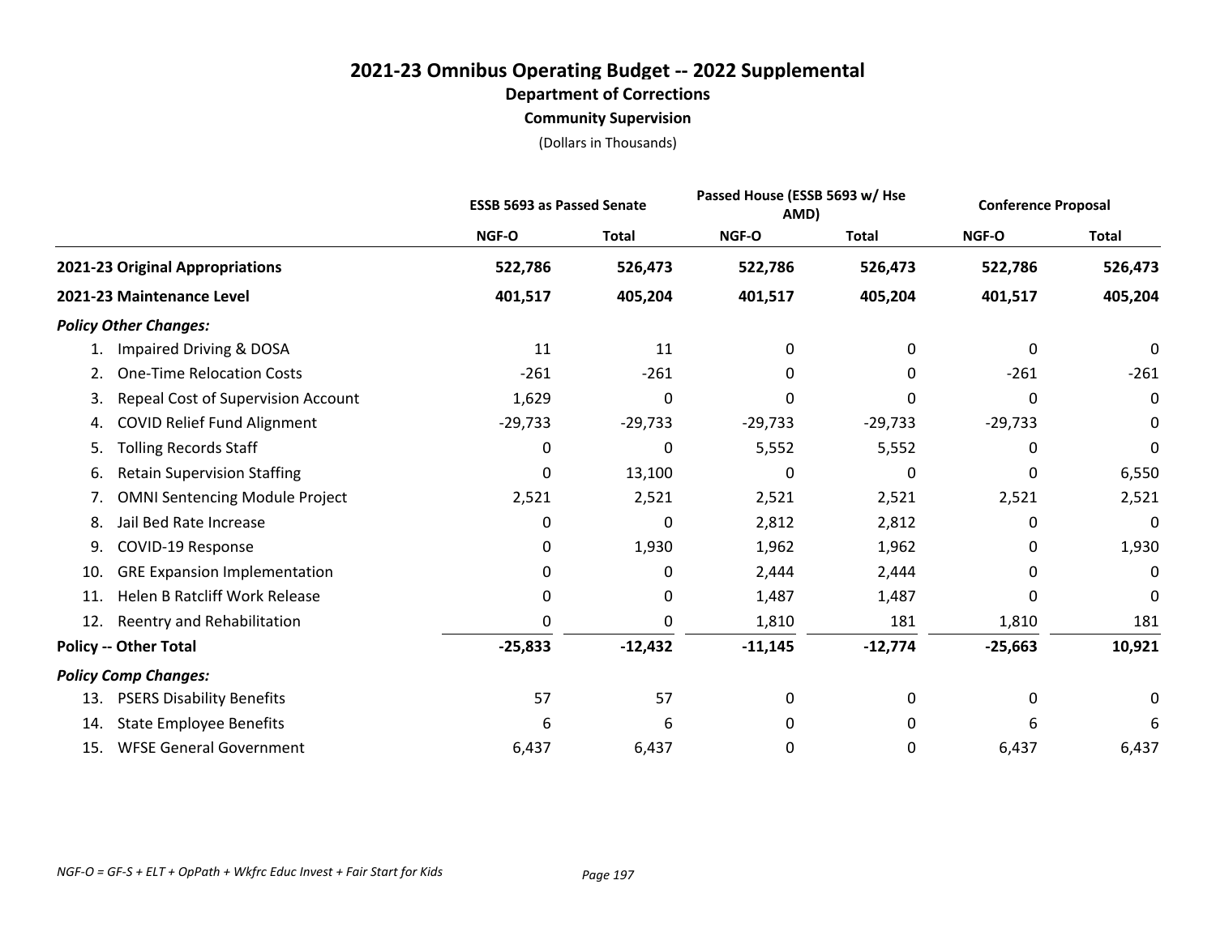# 2021-23 Omnibus Operating Budget -- 2022 Supplemental

## Department of Corrections

### Community Supervision

(Dollars in Thousands)

| | ESSB 5693 as Passed Senate | | Passed House (ESSB 5693 w/ Hse AMD) | | Conference Proposal | |
|---|---|---|---|---|---|---|
| | NGF-O | Total | NGF-O | Total | NGF-O | Total |
| **2021-23 Original Appropriations** | **522,786** | **526,473** | **522,786** | **526,473** | **522,786** | **526,473** |
| **2021-23 Maintenance Level** | **401,517** | **405,204** | **401,517** | **405,204** | **401,517** | **405,204** |
| ***Policy Other Changes:*** | | | | | | |
| 1. Impaired Driving & DOSA | 11 | 11 | 0 | 0 | 0 | 0 |
| 2. One-Time Relocation Costs | -261 | -261 | 0 | 0 | -261 | -261 |
| 3. Repeal Cost of Supervision Account | 1,629 | 0 | 0 | 0 | 0 | 0 |
| 4. COVID Relief Fund Alignment | -29,733 | -29,733 | -29,733 | -29,733 | -29,733 | 0 |
| 5. Tolling Records Staff | 0 | 0 | 5,552 | 5,552 | 0 | 0 |
| 6. Retain Supervision Staffing | 0 | 13,100 | 0 | 0 | 0 | 6,550 |
| 7. OMNI Sentencing Module Project | 2,521 | 2,521 | 2,521 | 2,521 | 2,521 | 2,521 |
| 8. Jail Bed Rate Increase | 0 | 0 | 2,812 | 2,812 | 0 | 0 |
| 9. COVID-19 Response | 0 | 1,930 | 1,962 | 1,962 | 0 | 1,930 |
| 10. GRE Expansion Implementation | 0 | 0 | 2,444 | 2,444 | 0 | 0 |
| 11. Helen B Ratcliff Work Release | 0 | 0 | 1,487 | 1,487 | 0 | 0 |
| 12. Reentry and Rehabilitation | 0 | 0 | 1,810 | 181 | 1,810 | 181 |
| **Policy -- Other Total** | **-25,833** | **-12,432** | **-11,145** | **-12,774** | **-25,663** | **10,921** |
| ***Policy Comp Changes:*** | | | | | | |
| 13. PSERS Disability Benefits | 57 | 57 | 0 | 0 | 0 | 0 |
| 14. State Employee Benefits | 6 | 6 | 0 | 0 | 6 | 6 |
| 15. WFSE General Government | 6,437 | 6,437 | 0 | 0 | 6,437 | 6,437 |

*NGF-O = GF-S + ELT + OpPath + Wkfrc Educ Invest + Fair Start for Kids*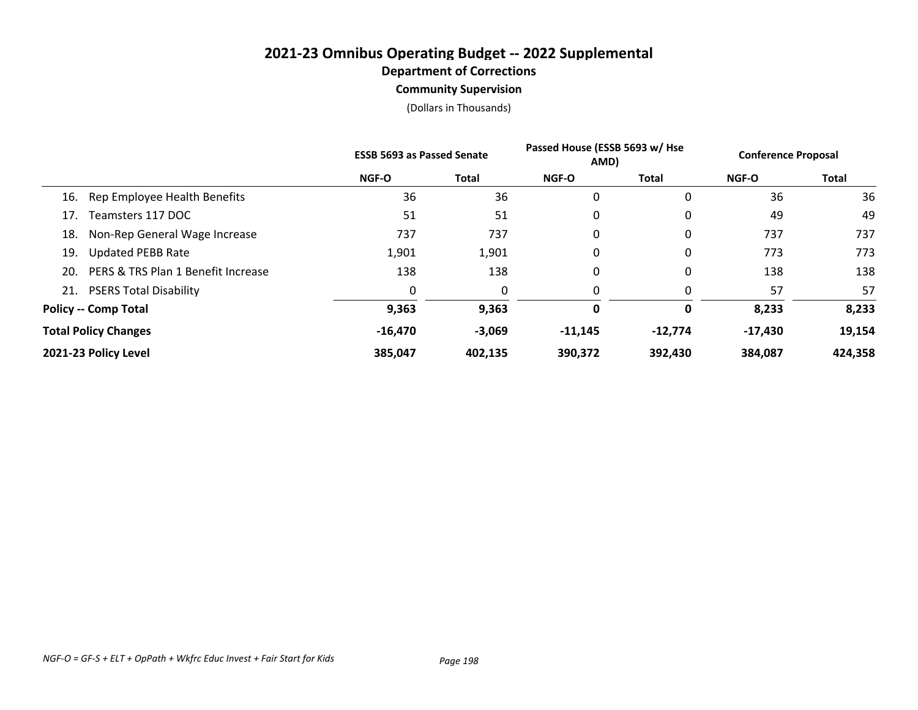# 2021-23 Omnibus Operating Budget -- 2022 Supplemental

## Department of Corrections

### Community Supervision

(Dollars in Thousands)

| | ESSB 5693 as Passed Senate | | Passed House (ESSB 5693 w/ Hse AMD) | | Conference Proposal | |
|---|---|---|---|---|---|---|
| | NGF-O | Total | NGF-O | Total | NGF-O | Total |
| 16. Rep Employee Health Benefits | 36 | 36 | 0 | 0 | 36 | 36 |
| 17. Teamsters 117 DOC | 51 | 51 | 0 | 0 | 49 | 49 |
| 18. Non-Rep General Wage Increase | 737 | 737 | 0 | 0 | 737 | 737 |
| 19. Updated PEBB Rate | 1,901 | 1,901 | 0 | 0 | 773 | 773 |
| 20. PERS & TRS Plan 1 Benefit Increase | 138 | 138 | 0 | 0 | 138 | 138 |
| 21. PSERS Total Disability | 0 | 0 | 0 | 0 | 57 | 57 |
| **Policy -- Comp Total** | **9,363** | **9,363** | **0** | **0** | **8,233** | **8,233** |
| **Total Policy Changes** | **-16,470** | **-3,069** | **-11,145** | **-12,774** | **-17,430** | **19,154** |
| **2021-23 Policy Level** | **385,047** | **402,135** | **390,372** | **392,430** | **384,087** | **424,358** |

*NGF-O = GF-S + ELT + OpPath + Wkfrc Educ Invest + Fair Start for Kids*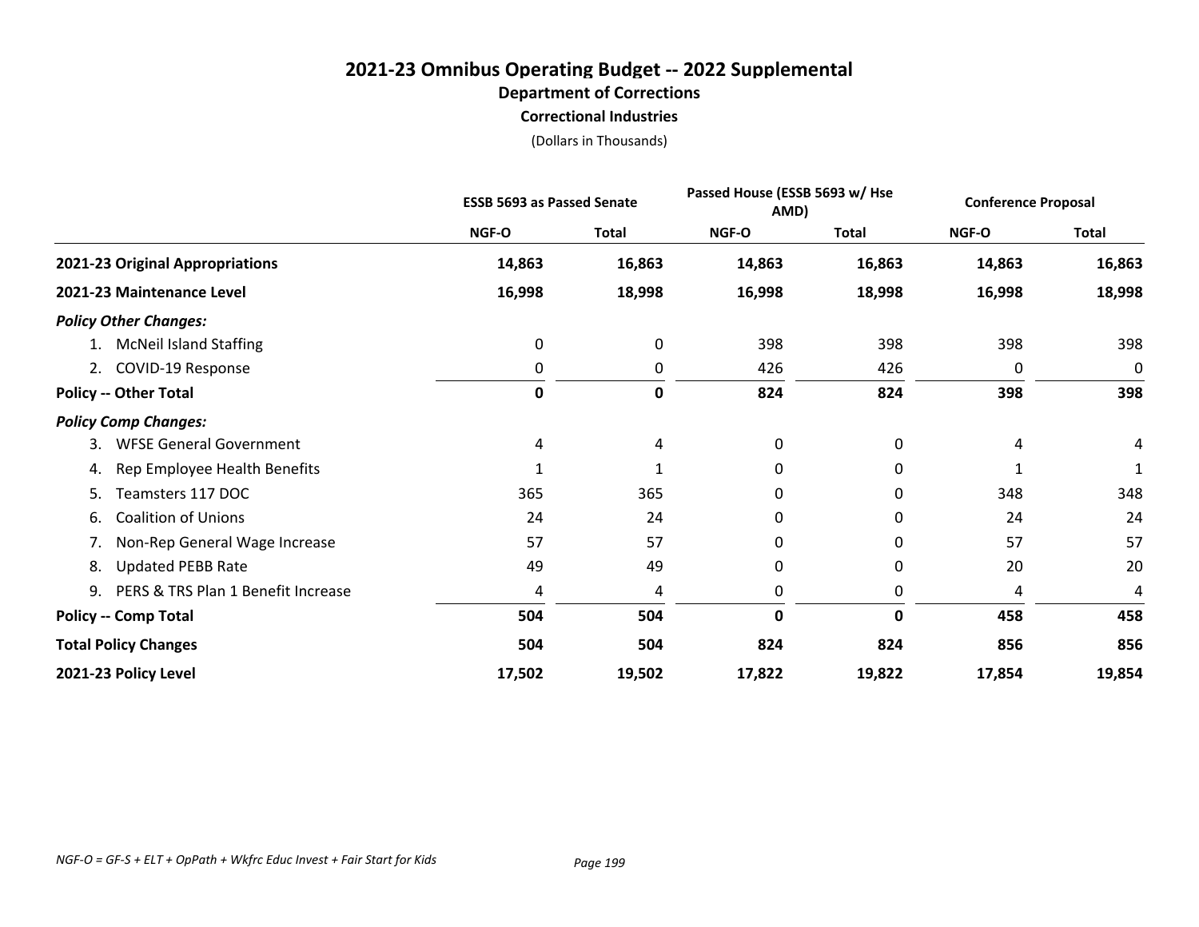# 2021-23 Omnibus Operating Budget -- 2022 Supplemental

## Department of Corrections

### Correctional Industries

(Dollars in Thousands)

| | ESSB 5693 as Passed Senate | | Passed House (ESSB 5693 w/ Hse AMD) | | Conference Proposal | |
|---|---|---|---|---|---|---|
| | NGF-O | Total | NGF-O | Total | NGF-O | Total |
| **2021-23 Original Appropriations** | **14,863** | **16,863** | **14,863** | **16,863** | **14,863** | **16,863** |
| **2021-23 Maintenance Level** | **16,998** | **18,998** | **16,998** | **18,998** | **16,998** | **18,998** |
| ***Policy Other Changes:*** | | | | | | |
| 1. McNeil Island Staffing | 0 | 0 | 398 | 398 | 398 | 398 |
| 2. COVID-19 Response | 0 | 0 | 426 | 426 | 0 | 0 |
| **Policy -- Other Total** | **0** | **0** | **824** | **824** | **398** | **398** |
| ***Policy Comp Changes:*** | | | | | | |
| 3. WFSE General Government | 4 | 4 | 0 | 0 | 4 | 4 |
| 4. Rep Employee Health Benefits | 1 | 1 | 0 | 0 | 1 | 1 |
| 5. Teamsters 117 DOC | 365 | 365 | 0 | 0 | 348 | 348 |
| 6. Coalition of Unions | 24 | 24 | 0 | 0 | 24 | 24 |
| 7. Non-Rep General Wage Increase | 57 | 57 | 0 | 0 | 57 | 57 |
| 8. Updated PEBB Rate | 49 | 49 | 0 | 0 | 20 | 20 |
| 9. PERS & TRS Plan 1 Benefit Increase | 4 | 4 | 0 | 0 | 4 | 4 |
| **Policy -- Comp Total** | **504** | **504** | **0** | **0** | **458** | **458** |
| **Total Policy Changes** | **504** | **504** | **824** | **824** | **856** | **856** |
| **2021-23 Policy Level** | **17,502** | **19,502** | **17,822** | **19,822** | **17,854** | **19,854** |

*NGF-O = GF-S + ELT + OpPath + Wkfrc Educ Invest + Fair Start for Kids*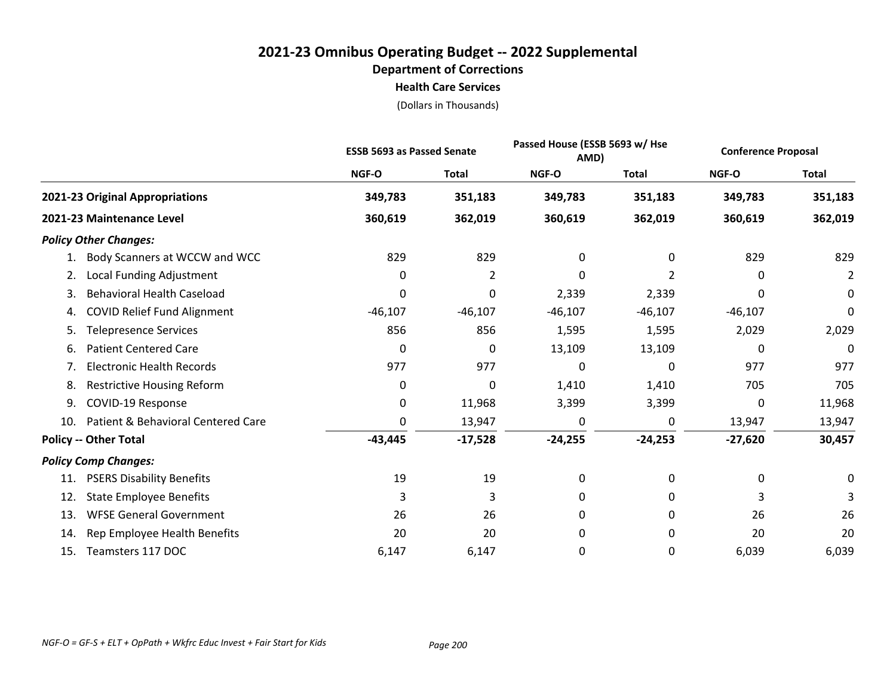# 2021-23 Omnibus Operating Budget -- 2022 Supplemental

## Department of Corrections

### Health Care Services

(Dollars in Thousands)

| | ESSB 5693 as Passed Senate | | Passed House (ESSB 5693 w/ Hse AMD) | | Conference Proposal | |
|---|---|---|---|---|---|---|
| | NGF-O | Total | NGF-O | Total | NGF-O | Total |
| **2021-23 Original Appropriations** | **349,783** | **351,183** | **349,783** | **351,183** | **349,783** | **351,183** |
| **2021-23 Maintenance Level** | **360,619** | **362,019** | **360,619** | **362,019** | **360,619** | **362,019** |
| ***Policy Other Changes:*** | | | | | | |
| 1. Body Scanners at WCCW and WCC | 829 | 829 | 0 | 0 | 829 | 829 |
| 2. Local Funding Adjustment | 0 | 2 | 0 | 2 | 0 | 2 |
| 3. Behavioral Health Caseload | 0 | 0 | 2,339 | 2,339 | 0 | 0 |
| 4. COVID Relief Fund Alignment | -46,107 | -46,107 | -46,107 | -46,107 | -46,107 | 0 |
| 5. Telepresence Services | 856 | 856 | 1,595 | 1,595 | 2,029 | 2,029 |
| 6. Patient Centered Care | 0 | 0 | 13,109 | 13,109 | 0 | 0 |
| 7. Electronic Health Records | 977 | 977 | 0 | 0 | 977 | 977 |
| 8. Restrictive Housing Reform | 0 | 0 | 1,410 | 1,410 | 705 | 705 |
| 9. COVID-19 Response | 0 | 11,968 | 3,399 | 3,399 | 0 | 11,968 |
| 10. Patient & Behavioral Centered Care | 0 | 13,947 | 0 | 0 | 13,947 | 13,947 |
| **Policy -- Other Total** | **-43,445** | **-17,528** | **-24,255** | **-24,253** | **-27,620** | **30,457** |
| ***Policy Comp Changes:*** | | | | | | |
| 11. PSERS Disability Benefits | 19 | 19 | 0 | 0 | 0 | 0 |
| 12. State Employee Benefits | 3 | 3 | 0 | 0 | 3 | 3 |
| 13. WFSE General Government | 26 | 26 | 0 | 0 | 26 | 26 |
| 14. Rep Employee Health Benefits | 20 | 20 | 0 | 0 | 20 | 20 |
| 15. Teamsters 117 DOC | 6,147 | 6,147 | 0 | 0 | 6,039 | 6,039 |

*NGF-O = GF-S + ELT + OpPath + Wkfrc Educ Invest + Fair Start for Kids*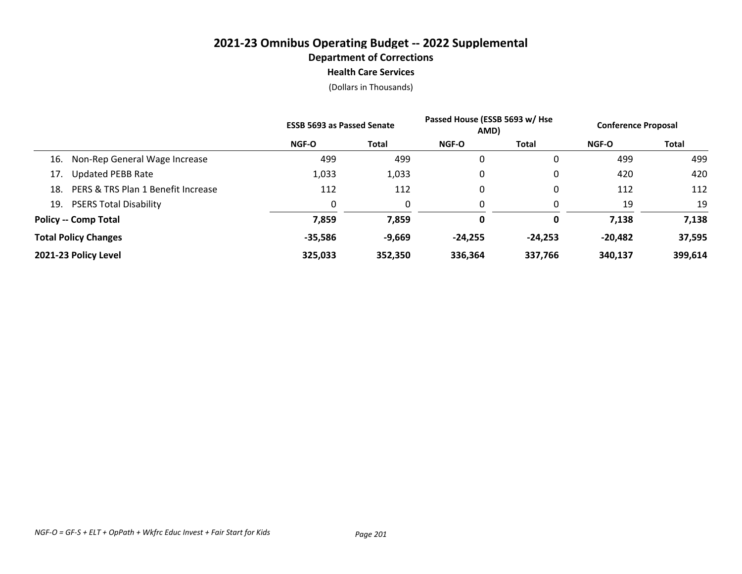# 2021-23 Omnibus Operating Budget -- 2022 Supplemental

## Department of Corrections

### Health Care Services

(Dollars in Thousands)

| | ESSB 5693 as Passed Senate | | Passed House (ESSB 5693 w/ Hse AMD) | | Conference Proposal | |
|---|---|---|---|---|---|---|
| | NGF-O | Total | NGF-O | Total | NGF-O | Total |
| 16. Non-Rep General Wage Increase | 499 | 499 | 0 | 0 | 499 | 499 |
| 17. Updated PEBB Rate | 1,033 | 1,033 | 0 | 0 | 420 | 420 |
| 18. PERS & TRS Plan 1 Benefit Increase | 112 | 112 | 0 | 0 | 112 | 112 |
| 19. PSERS Total Disability | 0 | 0 | 0 | 0 | 19 | 19 |
| **Policy -- Comp Total** | **7,859** | **7,859** | **0** | **0** | **7,138** | **7,138** |
| **Total Policy Changes** | **-35,586** | **-9,669** | **-24,255** | **-24,253** | **-20,482** | **37,595** |
| **2021-23 Policy Level** | **325,033** | **352,350** | **336,364** | **337,766** | **340,137** | **399,614** |

*NGF-O = GF-S + ELT + OpPath + Wkfrc Educ Invest + Fair Start for Kids*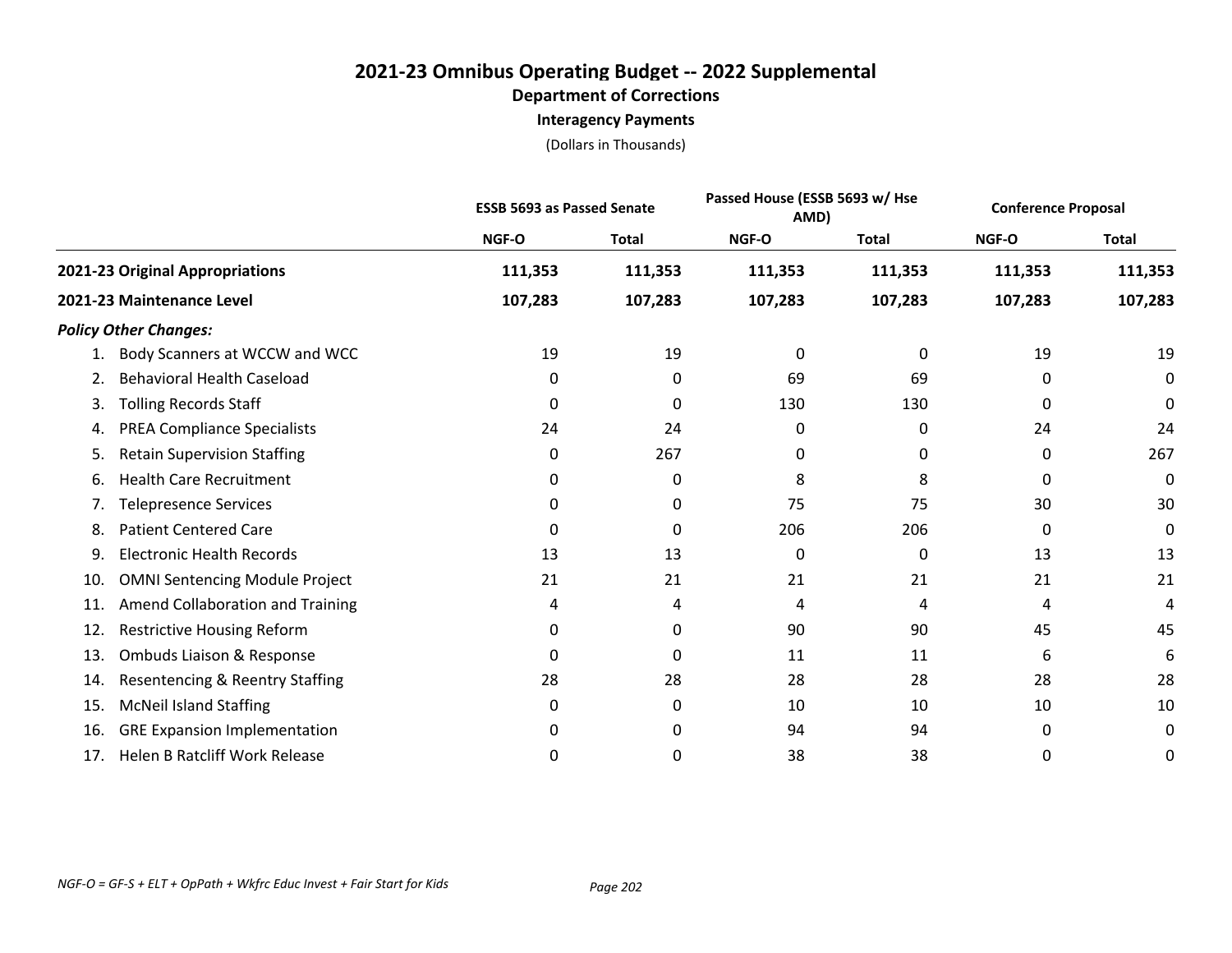# 2021-23 Omnibus Operating Budget -- 2022 Supplemental

## Department of Corrections

### Interagency Payments

(Dollars in Thousands)

| | ESSB 5693 as Passed Senate | | Passed House (ESSB 5693 w/ Hse AMD) | | Conference Proposal | |
|---|---|---|---|---|---|---|
| | NGF-O | Total | NGF-O | Total | NGF-O | Total |
| **2021-23 Original Appropriations** | **111,353** | **111,353** | **111,353** | **111,353** | **111,353** | **111,353** |
| **2021-23 Maintenance Level** | **107,283** | **107,283** | **107,283** | **107,283** | **107,283** | **107,283** |
| ***Policy Other Changes:*** | | | | | | |
| 1. Body Scanners at WCCW and WCC | 19 | 19 | 0 | 0 | 19 | 19 |
| 2. Behavioral Health Caseload | 0 | 0 | 69 | 69 | 0 | 0 |
| 3. Tolling Records Staff | 0 | 0 | 130 | 130 | 0 | 0 |
| 4. PREA Compliance Specialists | 24 | 24 | 0 | 0 | 24 | 24 |
| 5. Retain Supervision Staffing | 0 | 267 | 0 | 0 | 0 | 267 |
| 6. Health Care Recruitment | 0 | 0 | 8 | 8 | 0 | 0 |
| 7. Telepresence Services | 0 | 0 | 75 | 75 | 30 | 30 |
| 8. Patient Centered Care | 0 | 0 | 206 | 206 | 0 | 0 |
| 9. Electronic Health Records | 13 | 13 | 0 | 0 | 13 | 13 |
| 10. OMNI Sentencing Module Project | 21 | 21 | 21 | 21 | 21 | 21 |
| 11. Amend Collaboration and Training | 4 | 4 | 4 | 4 | 4 | 4 |
| 12. Restrictive Housing Reform | 0 | 0 | 90 | 90 | 45 | 45 |
| 13. Ombuds Liaison & Response | 0 | 0 | 11 | 11 | 6 | 6 |
| 14. Resentencing & Reentry Staffing | 28 | 28 | 28 | 28 | 28 | 28 |
| 15. McNeil Island Staffing | 0 | 0 | 10 | 10 | 10 | 10 |
| 16. GRE Expansion Implementation | 0 | 0 | 94 | 94 | 0 | 0 |
| 17. Helen B Ratcliff Work Release | 0 | 0 | 38 | 38 | 0 | 0 |

*NGF-O = GF-S + ELT + OpPath + Wkfrc Educ Invest + Fair Start for Kids*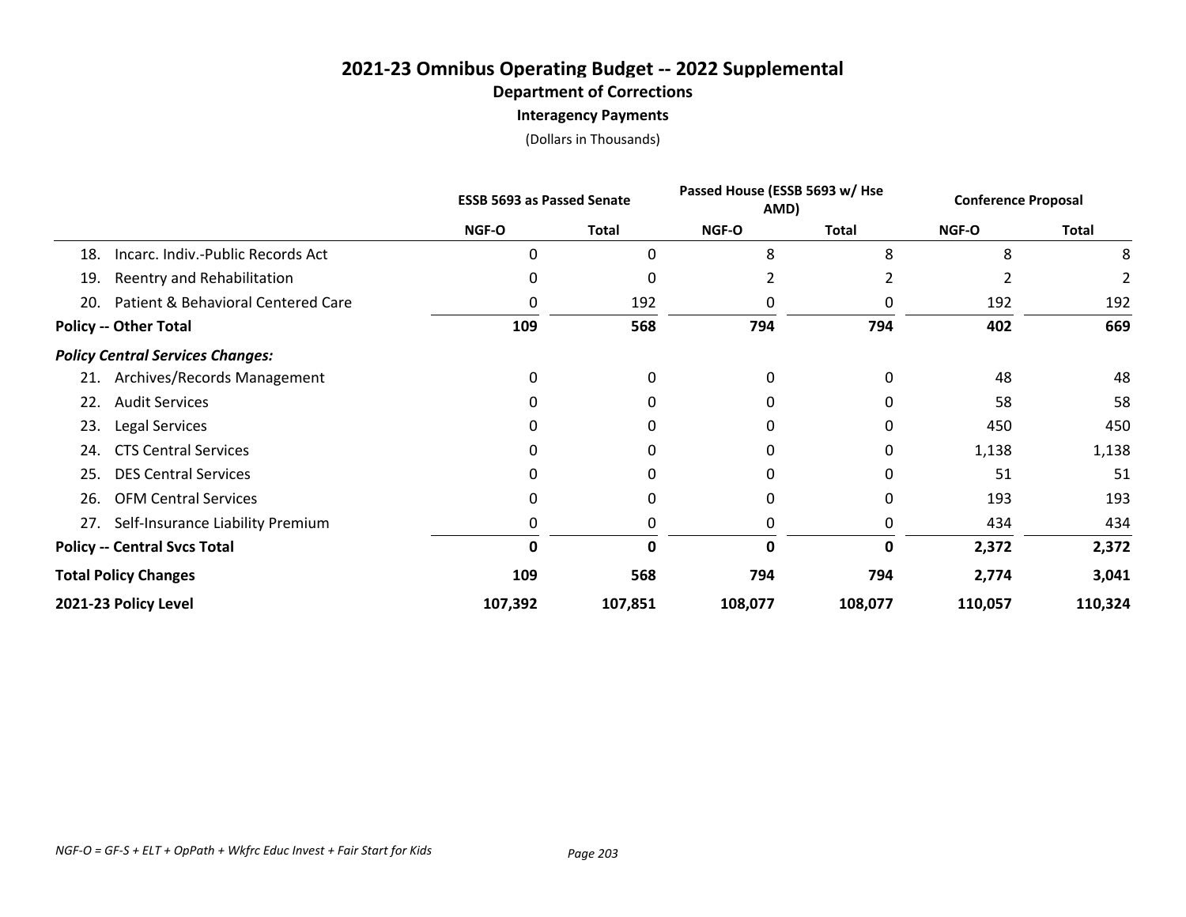# 2021-23 Omnibus Operating Budget -- 2022 Supplemental

## Department of Corrections

### Interagency Payments

(Dollars in Thousands)

| | ESSB 5693 as Passed Senate | | Passed House (ESSB 5693 w/ Hse AMD) | | Conference Proposal | |
|---|---|---|---|---|---|---|
| | NGF-O | Total | NGF-O | Total | NGF-O | Total |
| 18. Incarc. Indiv.-Public Records Act | 0 | 0 | 8 | 8 | 8 | 8 |
| 19. Reentry and Rehabilitation | 0 | 0 | 2 | 2 | 2 | 2 |
| 20. Patient & Behavioral Centered Care | 0 | 192 | 0 | 0 | 192 | 192 |
| **Policy -- Other Total** | **109** | **568** | **794** | **794** | **402** | **669** |
| ***Policy Central Services Changes:*** | | | | | | |
| 21. Archives/Records Management | 0 | 0 | 0 | 0 | 48 | 48 |
| 22. Audit Services | 0 | 0 | 0 | 0 | 58 | 58 |
| 23. Legal Services | 0 | 0 | 0 | 0 | 450 | 450 |
| 24. CTS Central Services | 0 | 0 | 0 | 0 | 1,138 | 1,138 |
| 25. DES Central Services | 0 | 0 | 0 | 0 | 51 | 51 |
| 26. OFM Central Services | 0 | 0 | 0 | 0 | 193 | 193 |
| 27. Self-Insurance Liability Premium | 0 | 0 | 0 | 0 | 434 | 434 |
| **Policy -- Central Svcs Total** | **0** | **0** | **0** | **0** | **2,372** | **2,372** |
| **Total Policy Changes** | **109** | **568** | **794** | **794** | **2,774** | **3,041** |
| **2021-23 Policy Level** | **107,392** | **107,851** | **108,077** | **108,077** | **110,057** | **110,324** |

*NGF-O = GF-S + ELT + OpPath + Wkfrc Educ Invest + Fair Start for Kids*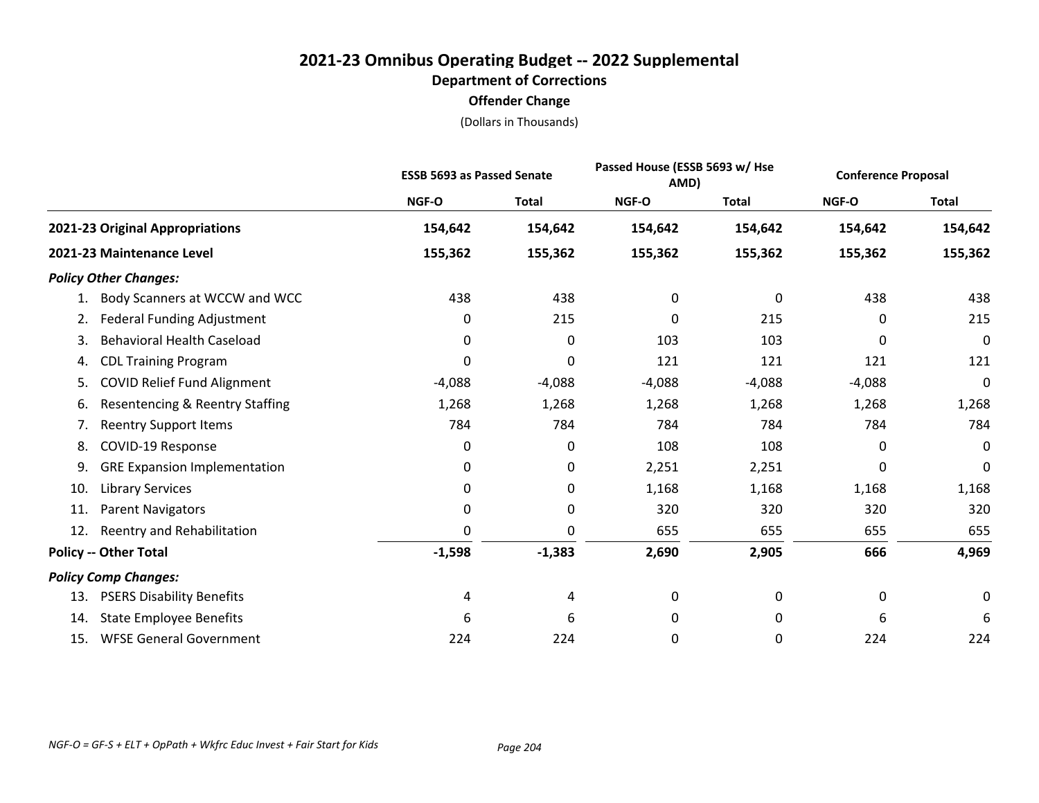# 2021-23 Omnibus Operating Budget -- 2022 Supplemental

## Department of Corrections

### Offender Change

(Dollars in Thousands)

| | ESSB 5693 as Passed Senate | | Passed House (ESSB 5693 w/ Hse AMD) | | Conference Proposal | |
|---|---|---|---|---|---|---|
| | NGF-O | Total | NGF-O | Total | NGF-O | Total |
| **2021-23 Original Appropriations** | **154,642** | **154,642** | **154,642** | **154,642** | **154,642** | **154,642** |
| **2021-23 Maintenance Level** | **155,362** | **155,362** | **155,362** | **155,362** | **155,362** | **155,362** |
| ***Policy Other Changes:*** | | | | | | |
| 1. Body Scanners at WCCW and WCC | 438 | 438 | 0 | 0 | 438 | 438 |
| 2. Federal Funding Adjustment | 0 | 215 | 0 | 215 | 0 | 215 |
| 3. Behavioral Health Caseload | 0 | 0 | 103 | 103 | 0 | 0 |
| 4. CDL Training Program | 0 | 0 | 121 | 121 | 121 | 121 |
| 5. COVID Relief Fund Alignment | -4,088 | -4,088 | -4,088 | -4,088 | -4,088 | 0 |
| 6. Resentencing & Reentry Staffing | 1,268 | 1,268 | 1,268 | 1,268 | 1,268 | 1,268 |
| 7. Reentry Support Items | 784 | 784 | 784 | 784 | 784 | 784 |
| 8. COVID-19 Response | 0 | 0 | 108 | 108 | 0 | 0 |
| 9. GRE Expansion Implementation | 0 | 0 | 2,251 | 2,251 | 0 | 0 |
| 10. Library Services | 0 | 0 | 1,168 | 1,168 | 1,168 | 1,168 |
| 11. Parent Navigators | 0 | 0 | 320 | 320 | 320 | 320 |
| 12. Reentry and Rehabilitation | 0 | 0 | 655 | 655 | 655 | 655 |
| **Policy -- Other Total** | **-1,598** | **-1,383** | **2,690** | **2,905** | **666** | **4,969** |
| ***Policy Comp Changes:*** | | | | | | |
| 13. PSERS Disability Benefits | 4 | 4 | 0 | 0 | 0 | 0 |
| 14. State Employee Benefits | 6 | 6 | 0 | 0 | 6 | 6 |
| 15. WFSE General Government | 224 | 224 | 0 | 0 | 224 | 224 |

*NGF-O = GF-S + ELT + OpPath + Wkfrc Educ Invest + Fair Start for Kids*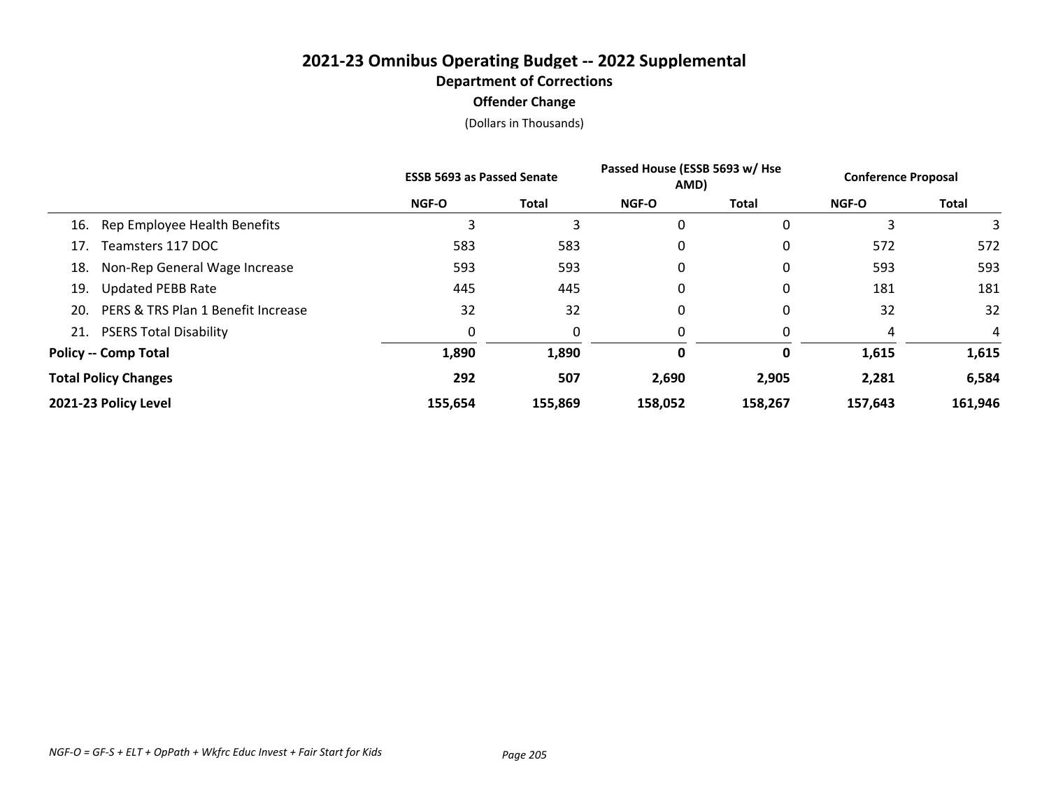# 2021-23 Omnibus Operating Budget -- 2022 Supplemental

## Department of Corrections

### Offender Change

(Dollars in Thousands)

| | ESSB 5693 as Passed Senate | | Passed House (ESSB 5693 w/ Hse AMD) | | Conference Proposal | |
|---|---|---|---|---|---|---|
| | NGF-O | Total | NGF-O | Total | NGF-O | Total |
| 16. Rep Employee Health Benefits | 3 | 3 | 0 | 0 | 3 | 3 |
| 17. Teamsters 117 DOC | 583 | 583 | 0 | 0 | 572 | 572 |
| 18. Non-Rep General Wage Increase | 593 | 593 | 0 | 0 | 593 | 593 |
| 19. Updated PEBB Rate | 445 | 445 | 0 | 0 | 181 | 181 |
| 20. PERS & TRS Plan 1 Benefit Increase | 32 | 32 | 0 | 0 | 32 | 32 |
| 21. PSERS Total Disability | 0 | 0 | 0 | 0 | 4 | 4 |
| **Policy -- Comp Total** | **1,890** | **1,890** | **0** | **0** | **1,615** | **1,615** |
| **Total Policy Changes** | **292** | **507** | **2,690** | **2,905** | **2,281** | **6,584** |
| **2021-23 Policy Level** | **155,654** | **155,869** | **158,052** | **158,267** | **157,643** | **161,946** |

*NGF-O = GF-S + ELT + OpPath + Wkfrc Educ Invest + Fair Start for Kids*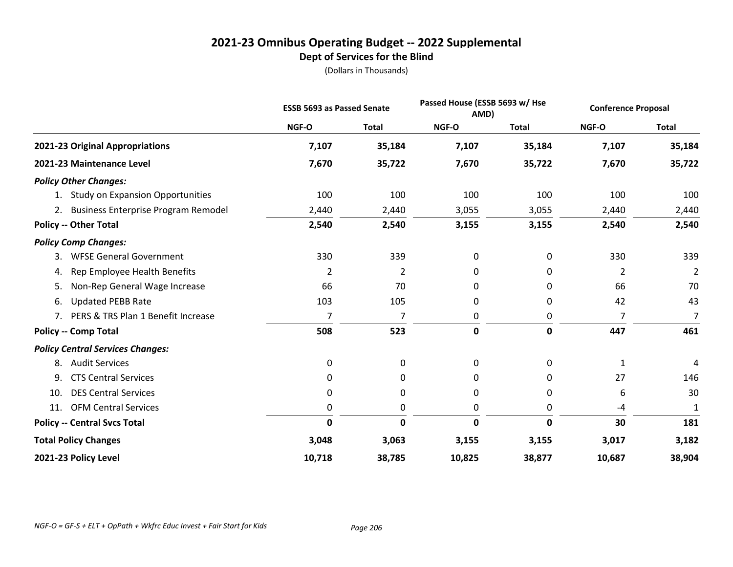# 2021-23 Omnibus Operating Budget -- 2022 Supplemental

## Dept of Services for the Blind

(Dollars in Thousands)

| | ESSB 5693 as Passed Senate | | Passed House (ESSB 5693 w/ Hse AMD) | | Conference Proposal | |
|---|---|---|---|---|---|---|
| | NGF-O | Total | NGF-O | Total | NGF-O | Total |
| **2021-23 Original Appropriations** | **7,107** | **35,184** | **7,107** | **35,184** | **7,107** | **35,184** |
| **2021-23 Maintenance Level** | **7,670** | **35,722** | **7,670** | **35,722** | **7,670** | **35,722** |
| ***Policy Other Changes:*** | | | | | | |
| 1. Study on Expansion Opportunities | 100 | 100 | 100 | 100 | 100 | 100 |
| 2. Business Enterprise Program Remodel | 2,440 | 2,440 | 3,055 | 3,055 | 2,440 | 2,440 |
| **Policy -- Other Total** | **2,540** | **2,540** | **3,155** | **3,155** | **2,540** | **2,540** |
| ***Policy Comp Changes:*** | | | | | | |
| 3. WFSE General Government | 330 | 339 | 0 | 0 | 330 | 339 |
| 4. Rep Employee Health Benefits | 2 | 2 | 0 | 0 | 2 | 2 |
| 5. Non-Rep General Wage Increase | 66 | 70 | 0 | 0 | 66 | 70 |
| 6. Updated PEBB Rate | 103 | 105 | 0 | 0 | 42 | 43 |
| 7. PERS & TRS Plan 1 Benefit Increase | 7 | 7 | 0 | 0 | 7 | 7 |
| **Policy -- Comp Total** | **508** | **523** | **0** | **0** | **447** | **461** |
| ***Policy Central Services Changes:*** | | | | | | |
| 8. Audit Services | 0 | 0 | 0 | 0 | 1 | 4 |
| 9. CTS Central Services | 0 | 0 | 0 | 0 | 27 | 146 |
| 10. DES Central Services | 0 | 0 | 0 | 0 | 6 | 30 |
| 11. OFM Central Services | 0 | 0 | 0 | 0 | -4 | 1 |
| **Policy -- Central Svcs Total** | **0** | **0** | **0** | **0** | **30** | **181** |
| **Total Policy Changes** | **3,048** | **3,063** | **3,155** | **3,155** | **3,017** | **3,182** |
| **2021-23 Policy Level** | **10,718** | **38,785** | **10,825** | **38,877** | **10,687** | **38,904** |

*NGF-O = GF-S + ELT + OpPath + Wkfrc Educ Invest + Fair Start for Kids*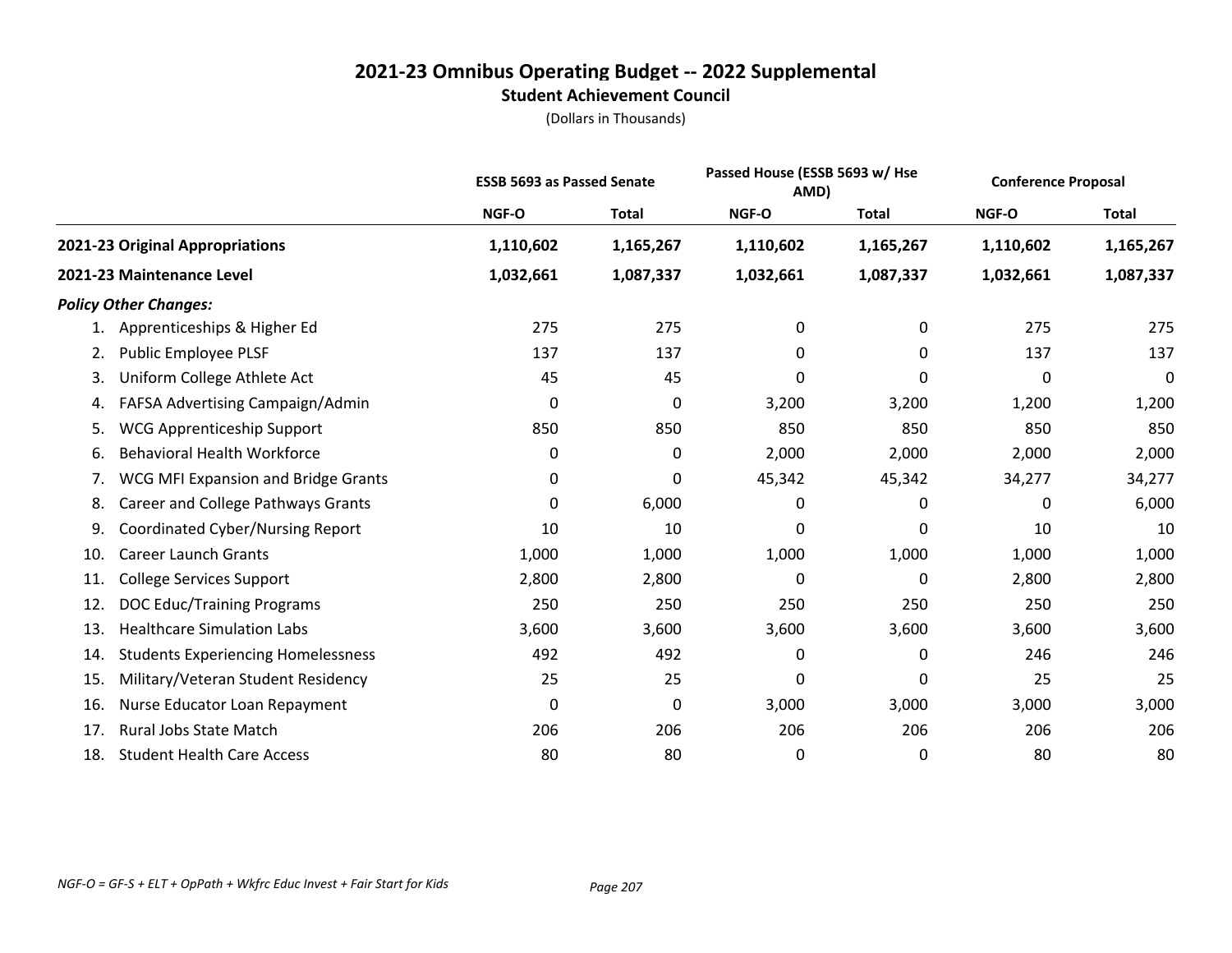# 2021-23 Omnibus Operating Budget -- 2022 Supplemental

## Student Achievement Council

(Dollars in Thousands)

| | ESSB 5693 as Passed Senate | | Passed House (ESSB 5693 w/ Hse AMD) | | Conference Proposal | |
|---|---|---|---|---|---|---|
| | NGF-O | Total | NGF-O | Total | NGF-O | Total |
| **2021-23 Original Appropriations** | **1,110,602** | **1,165,267** | **1,110,602** | **1,165,267** | **1,110,602** | **1,165,267** |
| **2021-23 Maintenance Level** | **1,032,661** | **1,087,337** | **1,032,661** | **1,087,337** | **1,032,661** | **1,087,337** |
| ***Policy Other Changes:*** | | | | | | |
| 1. Apprenticeships & Higher Ed | 275 | 275 | 0 | 0 | 275 | 275 |
| 2. Public Employee PLSF | 137 | 137 | 0 | 0 | 137 | 137 |
| 3. Uniform College Athlete Act | 45 | 45 | 0 | 0 | 0 | 0 |
| 4. FAFSA Advertising Campaign/Admin | 0 | 0 | 3,200 | 3,200 | 1,200 | 1,200 |
| 5. WCG Apprenticeship Support | 850 | 850 | 850 | 850 | 850 | 850 |
| 6. Behavioral Health Workforce | 0 | 0 | 2,000 | 2,000 | 2,000 | 2,000 |
| 7. WCG MFI Expansion and Bridge Grants | 0 | 0 | 45,342 | 45,342 | 34,277 | 34,277 |
| 8. Career and College Pathways Grants | 0 | 6,000 | 0 | 0 | 0 | 6,000 |
| 9. Coordinated Cyber/Nursing Report | 10 | 10 | 0 | 0 | 10 | 10 |
| 10. Career Launch Grants | 1,000 | 1,000 | 1,000 | 1,000 | 1,000 | 1,000 |
| 11. College Services Support | 2,800 | 2,800 | 0 | 0 | 2,800 | 2,800 |
| 12. DOC Educ/Training Programs | 250 | 250 | 250 | 250 | 250 | 250 |
| 13. Healthcare Simulation Labs | 3,600 | 3,600 | 3,600 | 3,600 | 3,600 | 3,600 |
| 14. Students Experiencing Homelessness | 492 | 492 | 0 | 0 | 246 | 246 |
| 15. Military/Veteran Student Residency | 25 | 25 | 0 | 0 | 25 | 25 |
| 16. Nurse Educator Loan Repayment | 0 | 0 | 3,000 | 3,000 | 3,000 | 3,000 |
| 17. Rural Jobs State Match | 206 | 206 | 206 | 206 | 206 | 206 |
| 18. Student Health Care Access | 80 | 80 | 0 | 0 | 80 | 80 |

*NGF-O = GF-S + ELT + OpPath + Wkfrc Educ Invest + Fair Start for Kids*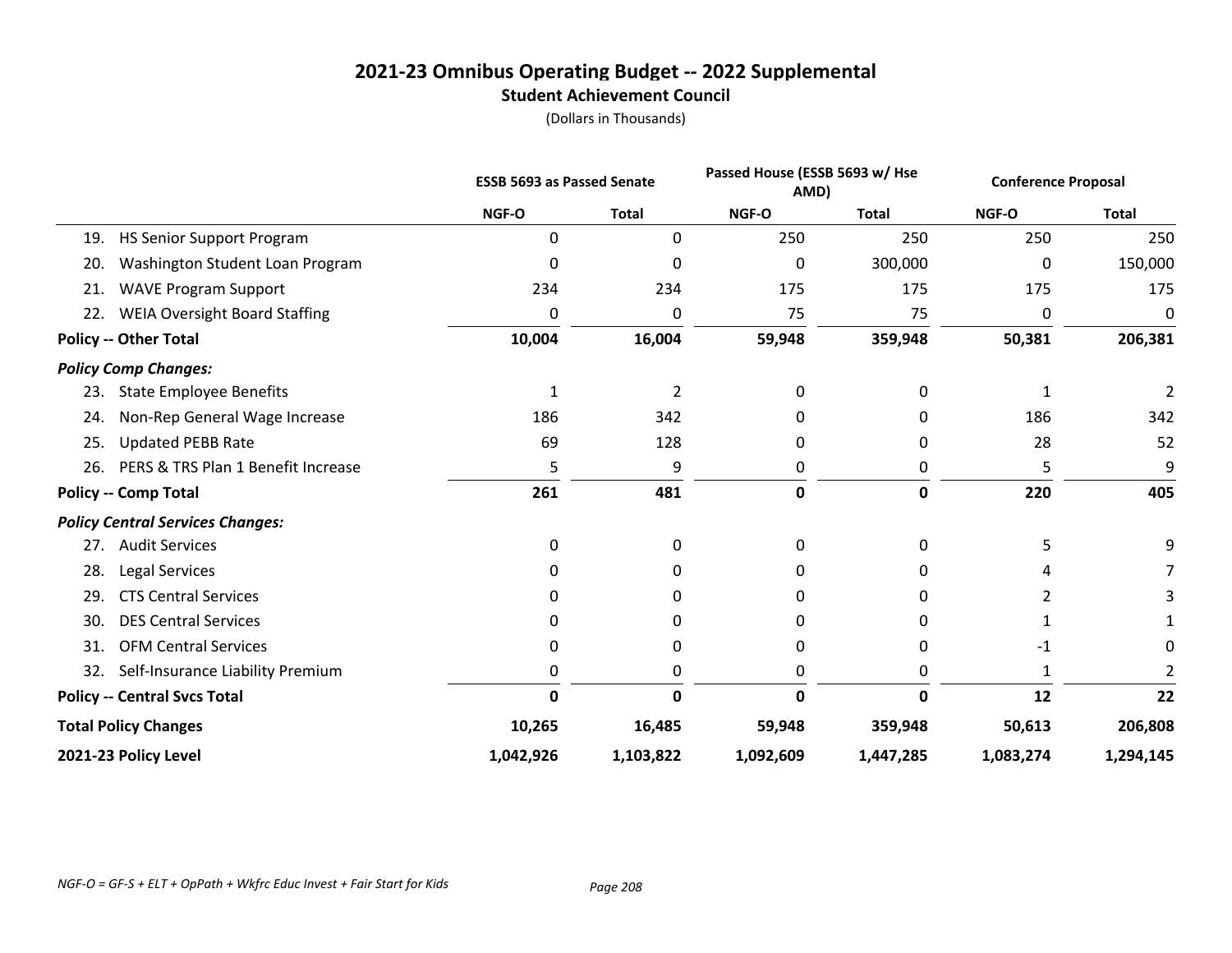# 2021-23 Omnibus Operating Budget -- 2022 Supplemental

## Student Achievement Council

(Dollars in Thousands)

| | ESSB 5693 as Passed Senate | | Passed House (ESSB 5693 w/ Hse AMD) | | Conference Proposal | |
|---|---|---|---|---|---|---|
| | NGF-O | Total | NGF-O | Total | NGF-O | Total |
| 19. HS Senior Support Program | 0 | 0 | 250 | 250 | 250 | 250 |
| 20. Washington Student Loan Program | 0 | 0 | 0 | 300,000 | 0 | 150,000 |
| 21. WAVE Program Support | 234 | 234 | 175 | 175 | 175 | 175 |
| 22. WEIA Oversight Board Staffing | 0 | 0 | 75 | 75 | 0 | 0 |
| **Policy -- Other Total** | **10,004** | **16,004** | **59,948** | **359,948** | **50,381** | **206,381** |
| ***Policy Comp Changes:*** | | | | | | |
| 23. State Employee Benefits | 1 | 2 | 0 | 0 | 1 | 2 |
| 24. Non-Rep General Wage Increase | 186 | 342 | 0 | 0 | 186 | 342 |
| 25. Updated PEBB Rate | 69 | 128 | 0 | 0 | 28 | 52 |
| 26. PERS & TRS Plan 1 Benefit Increase | 5 | 9 | 0 | 0 | 5 | 9 |
| **Policy -- Comp Total** | **261** | **481** | **0** | **0** | **220** | **405** |
| ***Policy Central Services Changes:*** | | | | | | |
| 27. Audit Services | 0 | 0 | 0 | 0 | 5 | 9 |
| 28. Legal Services | 0 | 0 | 0 | 0 | 4 | 7 |
| 29. CTS Central Services | 0 | 0 | 0 | 0 | 2 | 3 |
| 30. DES Central Services | 0 | 0 | 0 | 0 | 1 | 1 |
| 31. OFM Central Services | 0 | 0 | 0 | 0 | -1 | 0 |
| 32. Self-Insurance Liability Premium | 0 | 0 | 0 | 0 | 1 | 2 |
| **Policy -- Central Svcs Total** | **0** | **0** | **0** | **0** | **12** | **22** |
| **Total Policy Changes** | **10,265** | **16,485** | **59,948** | **359,948** | **50,613** | **206,808** |
| **2021-23 Policy Level** | **1,042,926** | **1,103,822** | **1,092,609** | **1,447,285** | **1,083,274** | **1,294,145** |

*NGF-O = GF-S + ELT + OpPath + Wkfrc Educ Invest + Fair Start for Kids*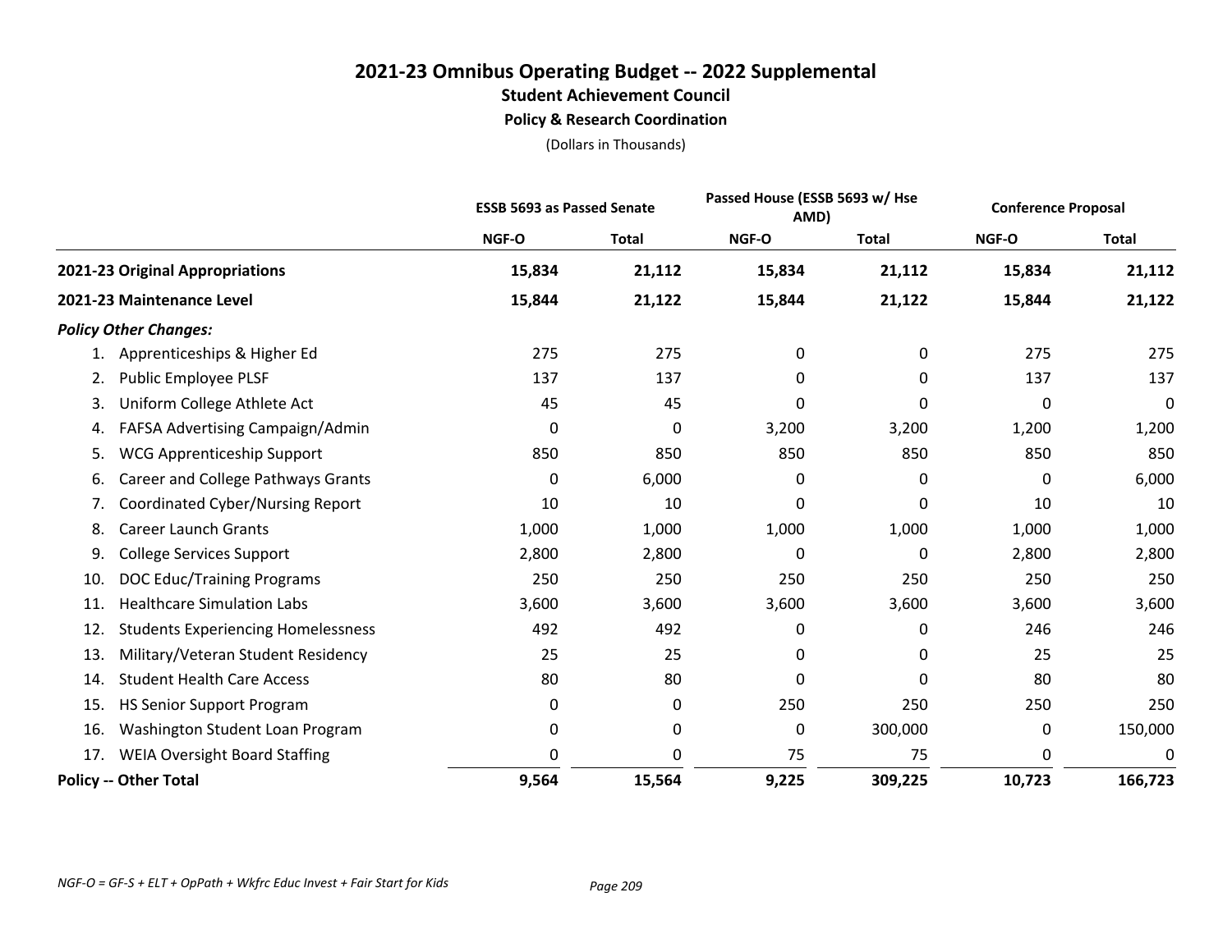# 2021-23 Omnibus Operating Budget -- 2022 Supplemental

## Student Achievement Council

### Policy & Research Coordination

(Dollars in Thousands)

| | ESSB 5693 as Passed Senate | | Passed House (ESSB 5693 w/ Hse AMD) | | Conference Proposal | |
|---|---|---|---|---|---|---|
| | NGF-O | Total | NGF-O | Total | NGF-O | Total |
| **2021-23 Original Appropriations** | **15,834** | **21,112** | **15,834** | **21,112** | **15,834** | **21,112** |
| **2021-23 Maintenance Level** | **15,844** | **21,122** | **15,844** | **21,122** | **15,844** | **21,122** |
| ***Policy Other Changes:*** | | | | | | |
| 1. Apprenticeships & Higher Ed | 275 | 275 | 0 | 0 | 275 | 275 |
| 2. Public Employee PLSF | 137 | 137 | 0 | 0 | 137 | 137 |
| 3. Uniform College Athlete Act | 45 | 45 | 0 | 0 | 0 | 0 |
| 4. FAFSA Advertising Campaign/Admin | 0 | 0 | 3,200 | 3,200 | 1,200 | 1,200 |
| 5. WCG Apprenticeship Support | 850 | 850 | 850 | 850 | 850 | 850 |
| 6. Career and College Pathways Grants | 0 | 6,000 | 0 | 0 | 0 | 6,000 |
| 7. Coordinated Cyber/Nursing Report | 10 | 10 | 0 | 0 | 10 | 10 |
| 8. Career Launch Grants | 1,000 | 1,000 | 1,000 | 1,000 | 1,000 | 1,000 |
| 9. College Services Support | 2,800 | 2,800 | 0 | 0 | 2,800 | 2,800 |
| 10. DOC Educ/Training Programs | 250 | 250 | 250 | 250 | 250 | 250 |
| 11. Healthcare Simulation Labs | 3,600 | 3,600 | 3,600 | 3,600 | 3,600 | 3,600 |
| 12. Students Experiencing Homelessness | 492 | 492 | 0 | 0 | 246 | 246 |
| 13. Military/Veteran Student Residency | 25 | 25 | 0 | 0 | 25 | 25 |
| 14. Student Health Care Access | 80 | 80 | 0 | 0 | 80 | 80 |
| 15. HS Senior Support Program | 0 | 0 | 250 | 250 | 250 | 250 |
| 16. Washington Student Loan Program | 0 | 0 | 0 | 300,000 | 0 | 150,000 |
| 17. WEIA Oversight Board Staffing | 0 | 0 | 75 | 75 | 0 | 0 |
| **Policy -- Other Total** | **9,564** | **15,564** | **9,225** | **309,225** | **10,723** | **166,723** |

*NGF-O = GF-S + ELT + OpPath + Wkfrc Educ Invest + Fair Start for Kids*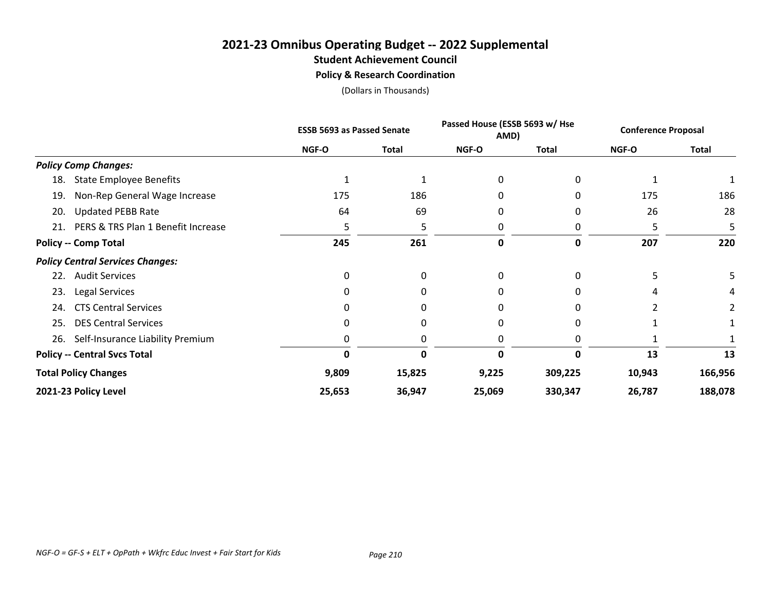# 2021-23 Omnibus Operating Budget -- 2022 Supplemental

## Student Achievement Council

### Policy & Research Coordination

(Dollars in Thousands)

| | ESSB 5693 as Passed Senate | | Passed House (ESSB 5693 w/ Hse AMD) | | Conference Proposal | |
|---|---|---|---|---|---|---|
| | NGF-O | Total | NGF-O | Total | NGF-O | Total |
| ***Policy Comp Changes:*** | | | | | | |
| 18. State Employee Benefits | 1 | 1 | 0 | 0 | 1 | 1 |
| 19. Non-Rep General Wage Increase | 175 | 186 | 0 | 0 | 175 | 186 |
| 20. Updated PEBB Rate | 64 | 69 | 0 | 0 | 26 | 28 |
| 21. PERS & TRS Plan 1 Benefit Increase | 5 | 5 | 0 | 0 | 5 | 5 |
| **Policy -- Comp Total** | **245** | **261** | **0** | **0** | **207** | **220** |
| ***Policy Central Services Changes:*** | | | | | | |
| 22. Audit Services | 0 | 0 | 0 | 0 | 5 | 5 |
| 23. Legal Services | 0 | 0 | 0 | 0 | 4 | 4 |
| 24. CTS Central Services | 0 | 0 | 0 | 0 | 2 | 2 |
| 25. DES Central Services | 0 | 0 | 0 | 0 | 1 | 1 |
| 26. Self-Insurance Liability Premium | 0 | 0 | 0 | 0 | 1 | 1 |
| **Policy -- Central Svcs Total** | **0** | **0** | **0** | **0** | **13** | **13** |
| **Total Policy Changes** | **9,809** | **15,825** | **9,225** | **309,225** | **10,943** | **166,956** |
| **2021-23 Policy Level** | **25,653** | **36,947** | **25,069** | **330,347** | **26,787** | **188,078** |

*NGF-O = GF-S + ELT + OpPath + Wkfrc Educ Invest + Fair Start for Kids*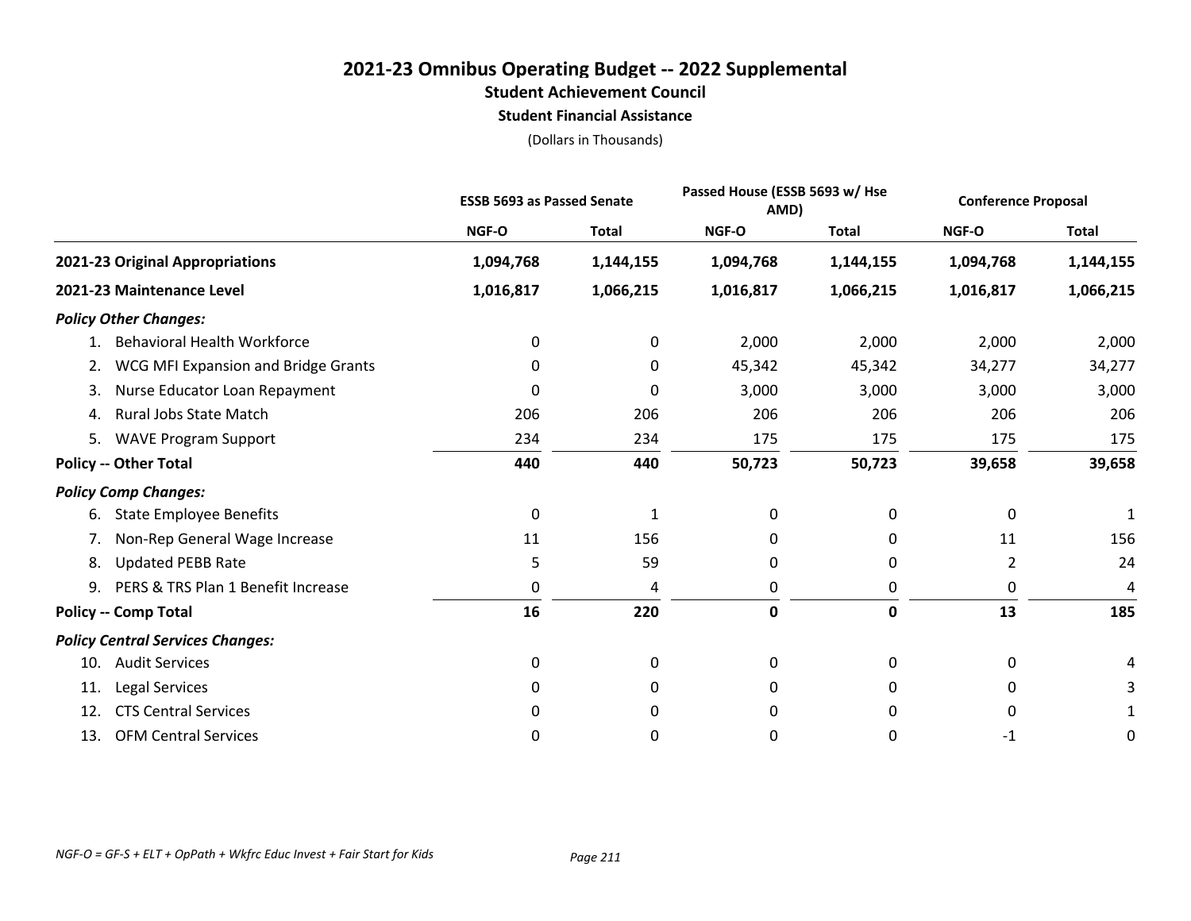# 2021-23 Omnibus Operating Budget -- 2022 Supplemental

## Student Achievement Council

### Student Financial Assistance

(Dollars in Thousands)

| | ESSB 5693 as Passed Senate | | Passed House (ESSB 5693 w/ Hse AMD) | | Conference Proposal | |
|---|---|---|---|---|---|---|
| | NGF-O | Total | NGF-O | Total | NGF-O | Total |
| **2021-23 Original Appropriations** | **1,094,768** | **1,144,155** | **1,094,768** | **1,144,155** | **1,094,768** | **1,144,155** |
| **2021-23 Maintenance Level** | **1,016,817** | **1,066,215** | **1,016,817** | **1,066,215** | **1,016,817** | **1,066,215** |
| ***Policy Other Changes:*** | | | | | | |
| 1. Behavioral Health Workforce | 0 | 0 | 2,000 | 2,000 | 2,000 | 2,000 |
| 2. WCG MFI Expansion and Bridge Grants | 0 | 0 | 45,342 | 45,342 | 34,277 | 34,277 |
| 3. Nurse Educator Loan Repayment | 0 | 0 | 3,000 | 3,000 | 3,000 | 3,000 |
| 4. Rural Jobs State Match | 206 | 206 | 206 | 206 | 206 | 206 |
| 5. WAVE Program Support | 234 | 234 | 175 | 175 | 175 | 175 |
| **Policy -- Other Total** | **440** | **440** | **50,723** | **50,723** | **39,658** | **39,658** |
| ***Policy Comp Changes:*** | | | | | | |
| 6. State Employee Benefits | 0 | 1 | 0 | 0 | 0 | 1 |
| 7. Non-Rep General Wage Increase | 11 | 156 | 0 | 0 | 11 | 156 |
| 8. Updated PEBB Rate | 5 | 59 | 0 | 0 | 2 | 24 |
| 9. PERS & TRS Plan 1 Benefit Increase | 0 | 4 | 0 | 0 | 0 | 4 |
| **Policy -- Comp Total** | **16** | **220** | **0** | **0** | **13** | **185** |
| ***Policy Central Services Changes:*** | | | | | | |
| 10. Audit Services | 0 | 0 | 0 | 0 | 0 | 4 |
| 11. Legal Services | 0 | 0 | 0 | 0 | 0 | 3 |
| 12. CTS Central Services | 0 | 0 | 0 | 0 | 0 | 1 |
| 13. OFM Central Services | 0 | 0 | 0 | 0 | -1 | 0 |

*NGF-O = GF-S + ELT + OpPath + Wkfrc Educ Invest + Fair Start for Kids*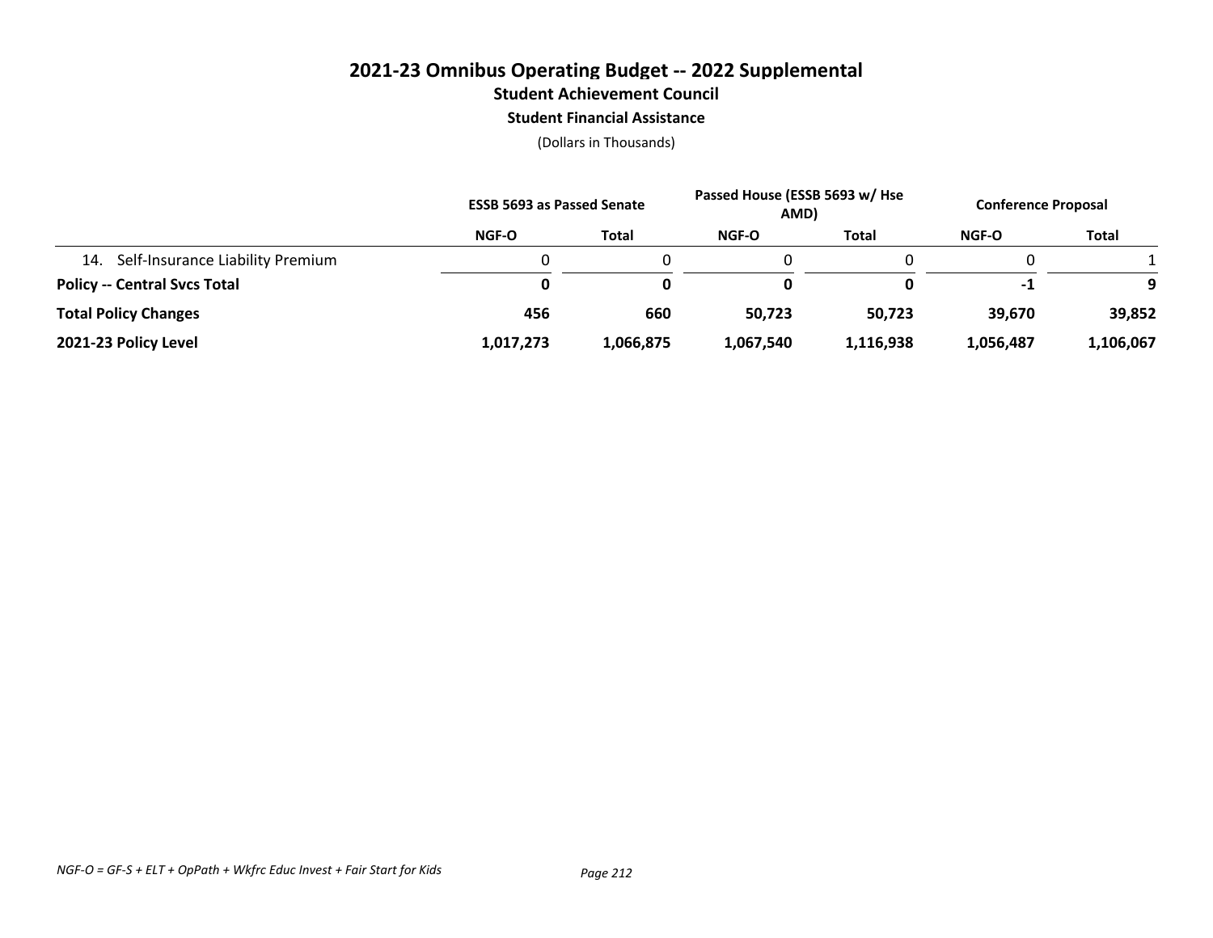# 2021-23 Omnibus Operating Budget -- 2022 Supplemental

## Student Achievement Council

### Student Financial Assistance

(Dollars in Thousands)

| | ESSB 5693 as Passed Senate | | Passed House (ESSB 5693 w/ Hse AMD) | | Conference Proposal | |
|---|---|---|---|---|---|---|
| | NGF-O | Total | NGF-O | Total | NGF-O | Total |
| 14. Self-Insurance Liability Premium | 0 | 0 | 0 | 0 | 0 | 1 |
| **Policy -- Central Svcs Total** | **0** | **0** | **0** | **0** | **-1** | **9** |
| **Total Policy Changes** | **456** | **660** | **50,723** | **50,723** | **39,670** | **39,852** |
| **2021-23 Policy Level** | **1,017,273** | **1,066,875** | **1,067,540** | **1,116,938** | **1,056,487** | **1,106,067** |

*NGF-O = GF-S + ELT + OpPath + Wkfrc Educ Invest + Fair Start for Kids*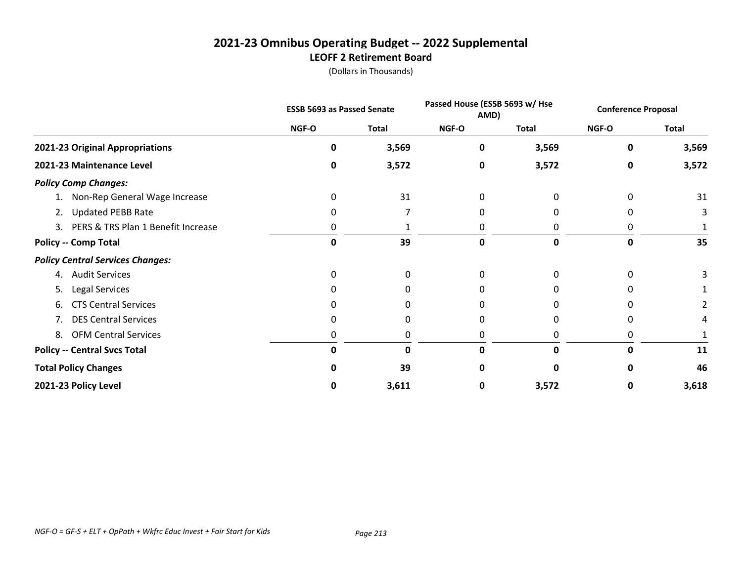# 2021-23 Omnibus Operating Budget -- 2022 Supplemental

## LEOFF 2 Retirement Board

(Dollars in Thousands)

| | ESSB 5693 as Passed Senate | | Passed House (ESSB 5693 w/ Hse AMD) | | Conference Proposal | |
|---|---|---|---|---|---|---|
| | NGF-O | Total | NGF-O | Total | NGF-O | Total |
| **2021-23 Original Appropriations** | **0** | **3,569** | **0** | **3,569** | **0** | **3,569** |
| **2021-23 Maintenance Level** | **0** | **3,572** | **0** | **3,572** | **0** | **3,572** |
| ***Policy Comp Changes:*** | | | | | | |
| 1. Non-Rep General Wage Increase | 0 | 31 | 0 | 0 | 0 | 31 |
| 2. Updated PEBB Rate | 0 | 7 | 0 | 0 | 0 | 3 |
| 3. PERS & TRS Plan 1 Benefit Increase | 0 | 1 | 0 | 0 | 0 | 1 |
| **Policy -- Comp Total** | **0** | **39** | **0** | **0** | **0** | **35** |
| ***Policy Central Services Changes:*** | | | | | | |
| 4. Audit Services | 0 | 0 | 0 | 0 | 0 | 3 |
| 5. Legal Services | 0 | 0 | 0 | 0 | 0 | 1 |
| 6. CTS Central Services | 0 | 0 | 0 | 0 | 0 | 2 |
| 7. DES Central Services | 0 | 0 | 0 | 0 | 0 | 4 |
| 8. OFM Central Services | 0 | 0 | 0 | 0 | 0 | 1 |
| **Policy -- Central Svcs Total** | **0** | **0** | **0** | **0** | **0** | **11** |
| **Total Policy Changes** | **0** | **39** | **0** | **0** | **0** | **46** |
| **2021-23 Policy Level** | **0** | **3,611** | **0** | **3,572** | **0** | **3,618** |

*NGF-O = GF-S + ELT + OpPath + Wkfrc Educ Invest + Fair Start for Kids*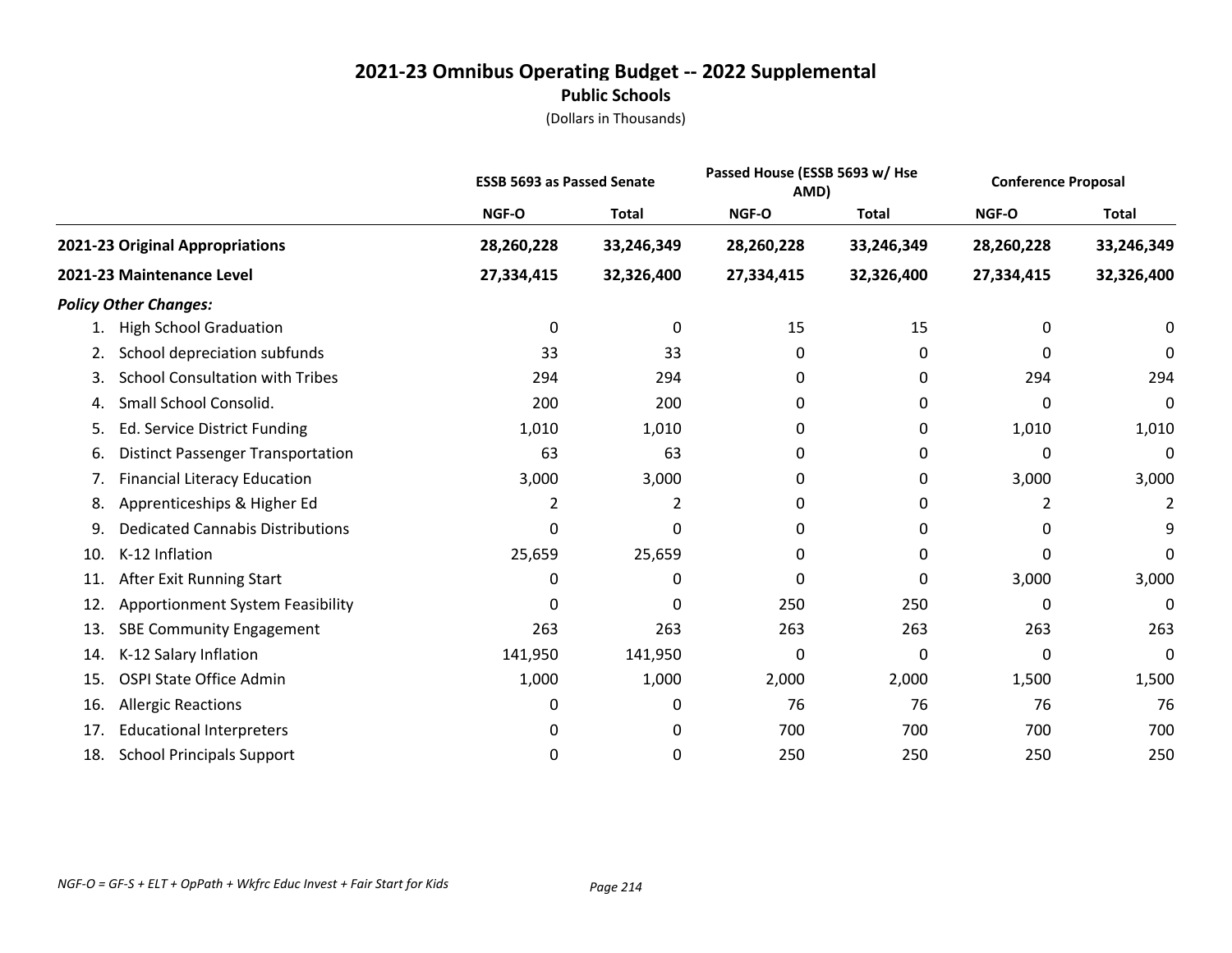# 2021-23 Omnibus Operating Budget -- 2022 Supplemental

## Public Schools

(Dollars in Thousands)

| | ESSB 5693 as Passed Senate | | Passed House (ESSB 5693 w/ Hse AMD) | | Conference Proposal | |
|---|---|---|---|---|---|---|
| | NGF-O | Total | NGF-O | Total | NGF-O | Total |
| **2021-23 Original Appropriations** | **28,260,228** | **33,246,349** | **28,260,228** | **33,246,349** | **28,260,228** | **33,246,349** |
| **2021-23 Maintenance Level** | **27,334,415** | **32,326,400** | **27,334,415** | **32,326,400** | **27,334,415** | **32,326,400** |
| ***Policy Other Changes:*** | | | | | | |
| 1. High School Graduation | 0 | 0 | 15 | 15 | 0 | 0 |
| 2. School depreciation subfunds | 33 | 33 | 0 | 0 | 0 | 0 |
| 3. School Consultation with Tribes | 294 | 294 | 0 | 0 | 294 | 294 |
| 4. Small School Consolid. | 200 | 200 | 0 | 0 | 0 | 0 |
| 5. Ed. Service District Funding | 1,010 | 1,010 | 0 | 0 | 1,010 | 1,010 |
| 6. Distinct Passenger Transportation | 63 | 63 | 0 | 0 | 0 | 0 |
| 7. Financial Literacy Education | 3,000 | 3,000 | 0 | 0 | 3,000 | 3,000 |
| 8. Apprenticeships & Higher Ed | 2 | 2 | 0 | 0 | 2 | 2 |
| 9. Dedicated Cannabis Distributions | 0 | 0 | 0 | 0 | 0 | 9 |
| 10. K-12 Inflation | 25,659 | 25,659 | 0 | 0 | 0 | 0 |
| 11. After Exit Running Start | 0 | 0 | 0 | 0 | 3,000 | 3,000 |
| 12. Apportionment System Feasibility | 0 | 0 | 250 | 250 | 0 | 0 |
| 13. SBE Community Engagement | 263 | 263 | 263 | 263 | 263 | 263 |
| 14. K-12 Salary Inflation | 141,950 | 141,950 | 0 | 0 | 0 | 0 |
| 15. OSPI State Office Admin | 1,000 | 1,000 | 2,000 | 2,000 | 1,500 | 1,500 |
| 16. Allergic Reactions | 0 | 0 | 76 | 76 | 76 | 76 |
| 17. Educational Interpreters | 0 | 0 | 700 | 700 | 700 | 700 |
| 18. School Principals Support | 0 | 0 | 250 | 250 | 250 | 250 |

*NGF-O = GF-S + ELT + OpPath + Wkfrc Educ Invest + Fair Start for Kids*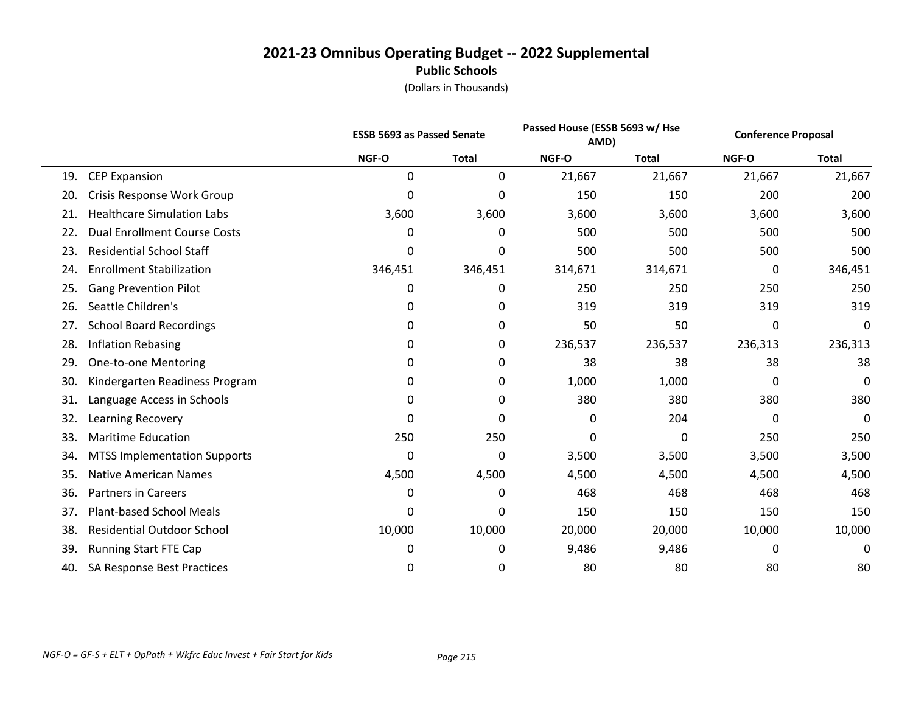# 2021-23 Omnibus Operating Budget -- 2022 Supplemental

## Public Schools

(Dollars in Thousands)

| | ESSB 5693 as Passed Senate | | Passed House (ESSB 5693 w/ Hse AMD) | | Conference Proposal | |
|---|---|---|---|---|---|---|
| | NGF-O | Total | NGF-O | Total | NGF-O | Total |
| 19. CEP Expansion | 0 | 0 | 21,667 | 21,667 | 21,667 | 21,667 |
| 20. Crisis Response Work Group | 0 | 0 | 150 | 150 | 200 | 200 |
| 21. Healthcare Simulation Labs | 3,600 | 3,600 | 3,600 | 3,600 | 3,600 | 3,600 |
| 22. Dual Enrollment Course Costs | 0 | 0 | 500 | 500 | 500 | 500 |
| 23. Residential School Staff | 0 | 0 | 500 | 500 | 500 | 500 |
| 24. Enrollment Stabilization | 346,451 | 346,451 | 314,671 | 314,671 | 0 | 346,451 |
| 25. Gang Prevention Pilot | 0 | 0 | 250 | 250 | 250 | 250 |
| 26. Seattle Children's | 0 | 0 | 319 | 319 | 319 | 319 |
| 27. School Board Recordings | 0 | 0 | 50 | 50 | 0 | 0 |
| 28. Inflation Rebasing | 0 | 0 | 236,537 | 236,537 | 236,313 | 236,313 |
| 29. One-to-one Mentoring | 0 | 0 | 38 | 38 | 38 | 38 |
| 30. Kindergarten Readiness Program | 0 | 0 | 1,000 | 1,000 | 0 | 0 |
| 31. Language Access in Schools | 0 | 0 | 380 | 380 | 380 | 380 |
| 32. Learning Recovery | 0 | 0 | 0 | 204 | 0 | 0 |
| 33. Maritime Education | 250 | 250 | 0 | 0 | 250 | 250 |
| 34. MTSS Implementation Supports | 0 | 0 | 3,500 | 3,500 | 3,500 | 3,500 |
| 35. Native American Names | 4,500 | 4,500 | 4,500 | 4,500 | 4,500 | 4,500 |
| 36. Partners in Careers | 0 | 0 | 468 | 468 | 468 | 468 |
| 37. Plant-based School Meals | 0 | 0 | 150 | 150 | 150 | 150 |
| 38. Residential Outdoor School | 10,000 | 10,000 | 20,000 | 20,000 | 10,000 | 10,000 |
| 39. Running Start FTE Cap | 0 | 0 | 9,486 | 9,486 | 0 | 0 |
| 40. SA Response Best Practices | 0 | 0 | 80 | 80 | 80 | 80 |

*NGF-O = GF-S + ELT + OpPath + Wkfrc Educ Invest + Fair Start for Kids*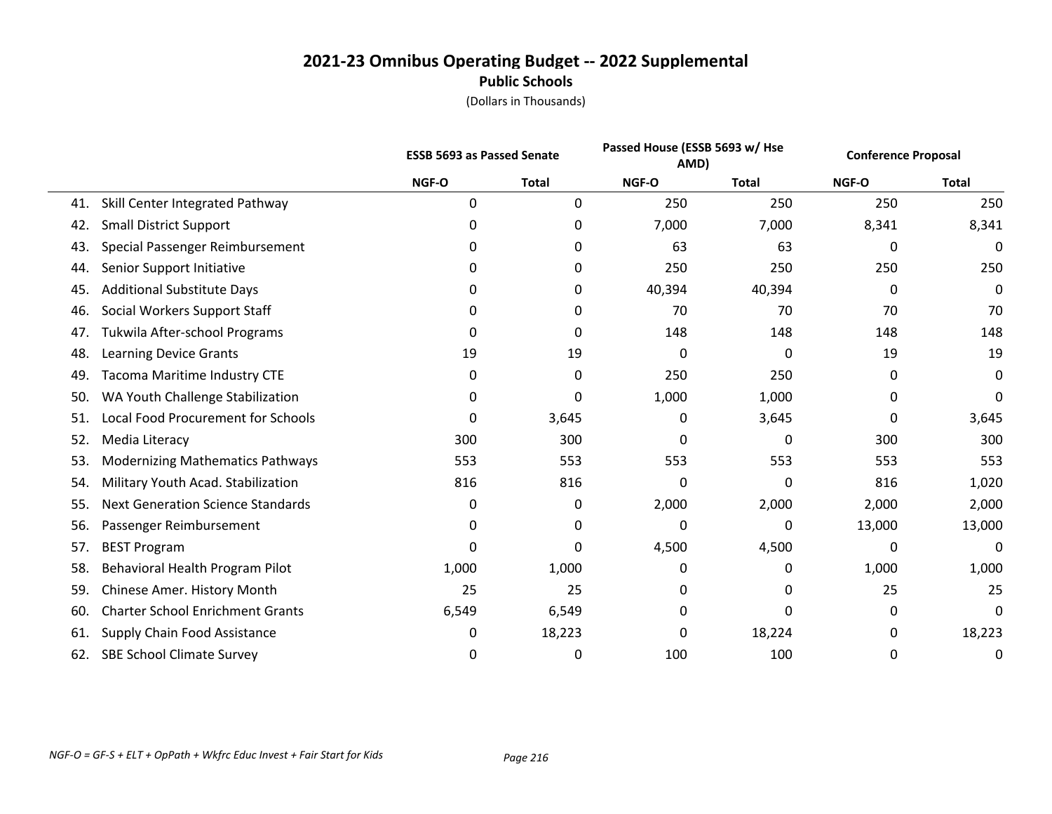# 2021-23 Omnibus Operating Budget -- 2022 Supplemental

## Public Schools

(Dollars in Thousands)

| | ESSB 5693 as Passed Senate | | Passed House (ESSB 5693 w/ Hse AMD) | | Conference Proposal | |
|---|---|---|---|---|---|---|
| | NGF-O | Total | NGF-O | Total | NGF-O | Total |
| 41. Skill Center Integrated Pathway | 0 | 0 | 250 | 250 | 250 | 250 |
| 42. Small District Support | 0 | 0 | 7,000 | 7,000 | 8,341 | 8,341 |
| 43. Special Passenger Reimbursement | 0 | 0 | 63 | 63 | 0 | 0 |
| 44. Senior Support Initiative | 0 | 0 | 250 | 250 | 250 | 250 |
| 45. Additional Substitute Days | 0 | 0 | 40,394 | 40,394 | 0 | 0 |
| 46. Social Workers Support Staff | 0 | 0 | 70 | 70 | 70 | 70 |
| 47. Tukwila After-school Programs | 0 | 0 | 148 | 148 | 148 | 148 |
| 48. Learning Device Grants | 19 | 19 | 0 | 0 | 19 | 19 |
| 49. Tacoma Maritime Industry CTE | 0 | 0 | 250 | 250 | 0 | 0 |
| 50. WA Youth Challenge Stabilization | 0 | 0 | 1,000 | 1,000 | 0 | 0 |
| 51. Local Food Procurement for Schools | 0 | 3,645 | 0 | 3,645 | 0 | 3,645 |
| 52. Media Literacy | 300 | 300 | 0 | 0 | 300 | 300 |
| 53. Modernizing Mathematics Pathways | 553 | 553 | 553 | 553 | 553 | 553 |
| 54. Military Youth Acad. Stabilization | 816 | 816 | 0 | 0 | 816 | 1,020 |
| 55. Next Generation Science Standards | 0 | 0 | 2,000 | 2,000 | 2,000 | 2,000 |
| 56. Passenger Reimbursement | 0 | 0 | 0 | 0 | 13,000 | 13,000 |
| 57. BEST Program | 0 | 0 | 4,500 | 4,500 | 0 | 0 |
| 58. Behavioral Health Program Pilot | 1,000 | 1,000 | 0 | 0 | 1,000 | 1,000 |
| 59. Chinese Amer. History Month | 25 | 25 | 0 | 0 | 25 | 25 |
| 60. Charter School Enrichment Grants | 6,549 | 6,549 | 0 | 0 | 0 | 0 |
| 61. Supply Chain Food Assistance | 0 | 18,223 | 0 | 18,224 | 0 | 18,223 |
| 62. SBE School Climate Survey | 0 | 0 | 100 | 100 | 0 | 0 |

*NGF-O = GF-S + ELT + OpPath + Wkfrc Educ Invest + Fair Start for Kids*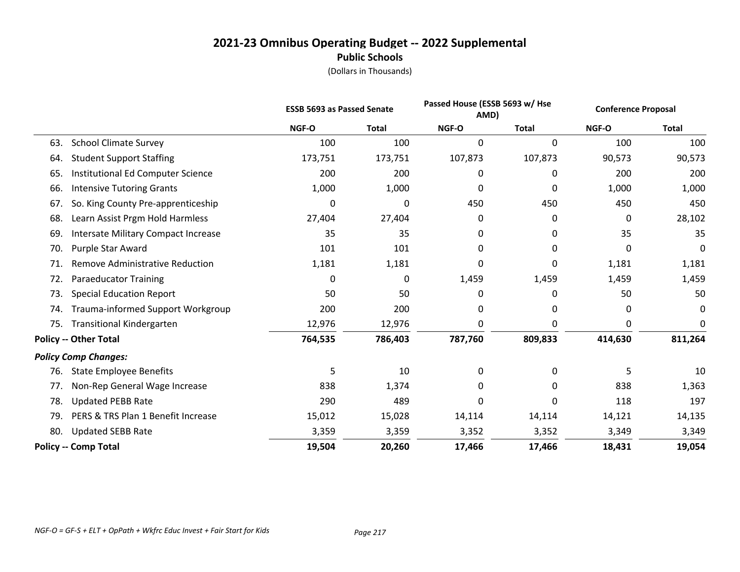# 2021-23 Omnibus Operating Budget -- 2022 Supplemental

## Public Schools

(Dollars in Thousands)

| | ESSB 5693 as Passed Senate | | Passed House (ESSB 5693 w/ Hse AMD) | | Conference Proposal | |
|---|---|---|---|---|---|---|
| | NGF-O | Total | NGF-O | Total | NGF-O | Total |
| 63. School Climate Survey | 100 | 100 | 0 | 0 | 100 | 100 |
| 64. Student Support Staffing | 173,751 | 173,751 | 107,873 | 107,873 | 90,573 | 90,573 |
| 65. Institutional Ed Computer Science | 200 | 200 | 0 | 0 | 200 | 200 |
| 66. Intensive Tutoring Grants | 1,000 | 1,000 | 0 | 0 | 1,000 | 1,000 |
| 67. So. King County Pre-apprenticeship | 0 | 0 | 450 | 450 | 450 | 450 |
| 68. Learn Assist Prgm Hold Harmless | 27,404 | 27,404 | 0 | 0 | 0 | 28,102 |
| 69. Intersate Military Compact Increase | 35 | 35 | 0 | 0 | 35 | 35 |
| 70. Purple Star Award | 101 | 101 | 0 | 0 | 0 | 0 |
| 71. Remove Administrative Reduction | 1,181 | 1,181 | 0 | 0 | 1,181 | 1,181 |
| 72. Paraeducator Training | 0 | 0 | 1,459 | 1,459 | 1,459 | 1,459 |
| 73. Special Education Report | 50 | 50 | 0 | 0 | 50 | 50 |
| 74. Trauma-informed Support Workgroup | 200 | 200 | 0 | 0 | 0 | 0 |
| 75. Transitional Kindergarten | 12,976 | 12,976 | 0 | 0 | 0 | 0 |
| **Policy -- Other Total** | **764,535** | **786,403** | **787,760** | **809,833** | **414,630** | **811,264** |
| ***Policy Comp Changes:*** | | | | | | |
| 76. State Employee Benefits | 5 | 10 | 0 | 0 | 5 | 10 |
| 77. Non-Rep General Wage Increase | 838 | 1,374 | 0 | 0 | 838 | 1,363 |
| 78. Updated PEBB Rate | 290 | 489 | 0 | 0 | 118 | 197 |
| 79. PERS & TRS Plan 1 Benefit Increase | 15,012 | 15,028 | 14,114 | 14,114 | 14,121 | 14,135 |
| 80. Updated SEBB Rate | 3,359 | 3,359 | 3,352 | 3,352 | 3,349 | 3,349 |
| **Policy -- Comp Total** | **19,504** | **20,260** | **17,466** | **17,466** | **18,431** | **19,054** |

*NGF-O = GF-S + ELT + OpPath + Wkfrc Educ Invest + Fair Start for Kids*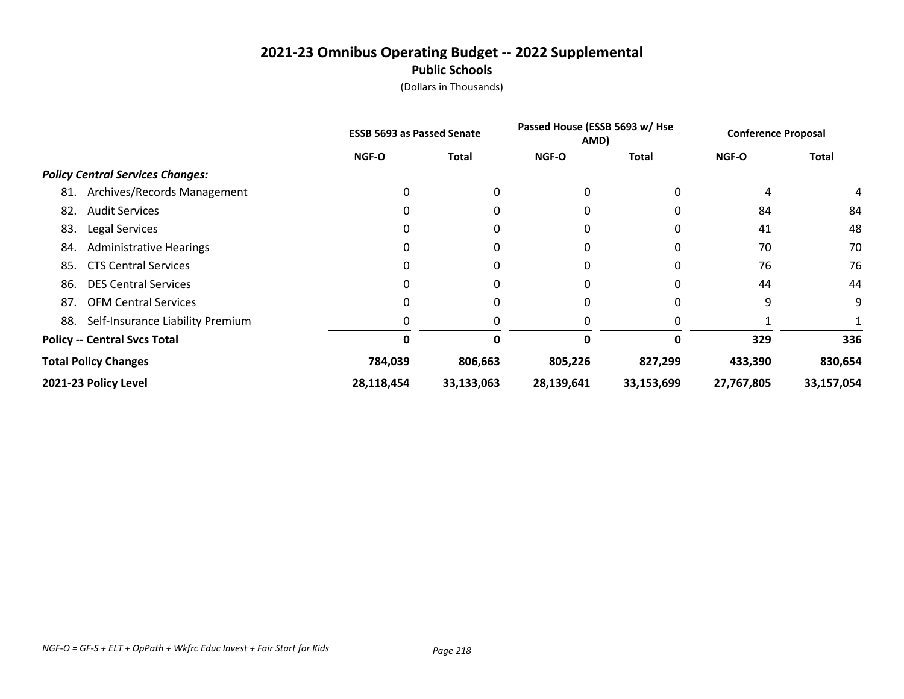# 2021-23 Omnibus Operating Budget -- 2022 Supplemental

## Public Schools

(Dollars in Thousands)

| | ESSB 5693 as Passed Senate | | Passed House (ESSB 5693 w/ Hse AMD) | | Conference Proposal | |
|---|---|---|---|---|---|---|
| | NGF-O | Total | NGF-O | Total | NGF-O | Total |
| ***Policy Central Services Changes:*** | | | | | | |
| 81. Archives/Records Management | 0 | 0 | 0 | 0 | 4 | 4 |
| 82. Audit Services | 0 | 0 | 0 | 0 | 84 | 84 |
| 83. Legal Services | 0 | 0 | 0 | 0 | 41 | 48 |
| 84. Administrative Hearings | 0 | 0 | 0 | 0 | 70 | 70 |
| 85. CTS Central Services | 0 | 0 | 0 | 0 | 76 | 76 |
| 86. DES Central Services | 0 | 0 | 0 | 0 | 44 | 44 |
| 87. OFM Central Services | 0 | 0 | 0 | 0 | 9 | 9 |
| 88. Self-Insurance Liability Premium | 0 | 0 | 0 | 0 | 1 | 1 |
| **Policy -- Central Svcs Total** | **0** | **0** | **0** | **0** | **329** | **336** |
| **Total Policy Changes** | **784,039** | **806,663** | **805,226** | **827,299** | **433,390** | **830,654** |
| **2021-23 Policy Level** | **28,118,454** | **33,133,063** | **28,139,641** | **33,153,699** | **27,767,805** | **33,157,054** |

*NGF-O = GF-S + ELT + OpPath + Wkfrc Educ Invest + Fair Start for Kids*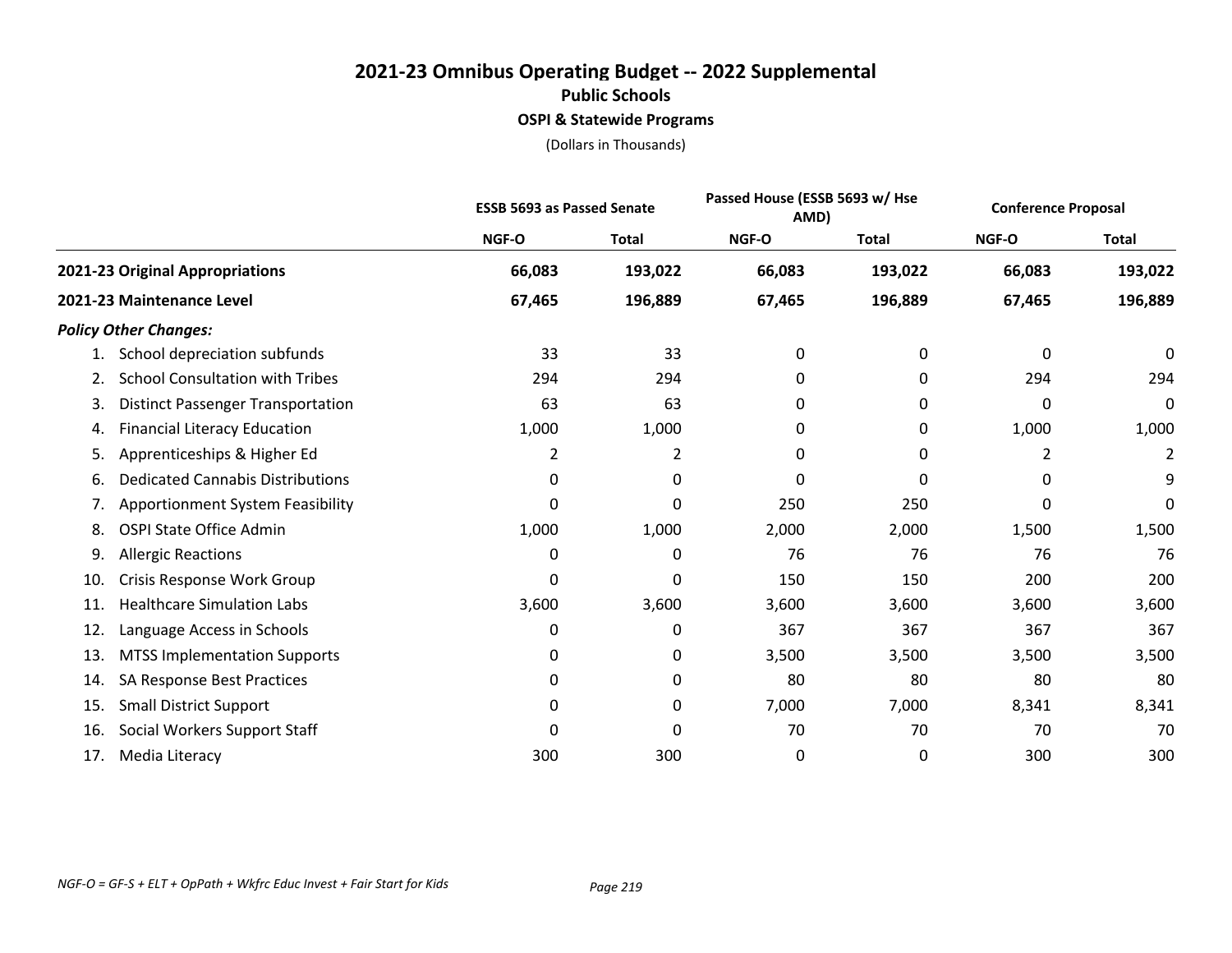# 2021-23 Omnibus Operating Budget -- 2022 Supplemental

## Public Schools

### OSPI & Statewide Programs

(Dollars in Thousands)

| | ESSB 5693 as Passed Senate | | Passed House (ESSB 5693 w/ Hse AMD) | | Conference Proposal | |
|---|---|---|---|---|---|---|
| | NGF-O | Total | NGF-O | Total | NGF-O | Total |
| **2021-23 Original Appropriations** | **66,083** | **193,022** | **66,083** | **193,022** | **66,083** | **193,022** |
| **2021-23 Maintenance Level** | **67,465** | **196,889** | **67,465** | **196,889** | **67,465** | **196,889** |
| ***Policy Other Changes:*** | | | | | | |
| 1. School depreciation subfunds | 33 | 33 | 0 | 0 | 0 | 0 |
| 2. School Consultation with Tribes | 294 | 294 | 0 | 0 | 294 | 294 |
| 3. Distinct Passenger Transportation | 63 | 63 | 0 | 0 | 0 | 0 |
| 4. Financial Literacy Education | 1,000 | 1,000 | 0 | 0 | 1,000 | 1,000 |
| 5. Apprenticeships & Higher Ed | 2 | 2 | 0 | 0 | 2 | 2 |
| 6. Dedicated Cannabis Distributions | 0 | 0 | 0 | 0 | 0 | 9 |
| 7. Apportionment System Feasibility | 0 | 0 | 250 | 250 | 0 | 0 |
| 8. OSPI State Office Admin | 1,000 | 1,000 | 2,000 | 2,000 | 1,500 | 1,500 |
| 9. Allergic Reactions | 0 | 0 | 76 | 76 | 76 | 76 |
| 10. Crisis Response Work Group | 0 | 0 | 150 | 150 | 200 | 200 |
| 11. Healthcare Simulation Labs | 3,600 | 3,600 | 3,600 | 3,600 | 3,600 | 3,600 |
| 12. Language Access in Schools | 0 | 0 | 367 | 367 | 367 | 367 |
| 13. MTSS Implementation Supports | 0 | 0 | 3,500 | 3,500 | 3,500 | 3,500 |
| 14. SA Response Best Practices | 0 | 0 | 80 | 80 | 80 | 80 |
| 15. Small District Support | 0 | 0 | 7,000 | 7,000 | 8,341 | 8,341 |
| 16. Social Workers Support Staff | 0 | 0 | 70 | 70 | 70 | 70 |
| 17. Media Literacy | 300 | 300 | 0 | 0 | 300 | 300 |

*NGF-O = GF-S + ELT + OpPath + Wkfrc Educ Invest + Fair Start for Kids*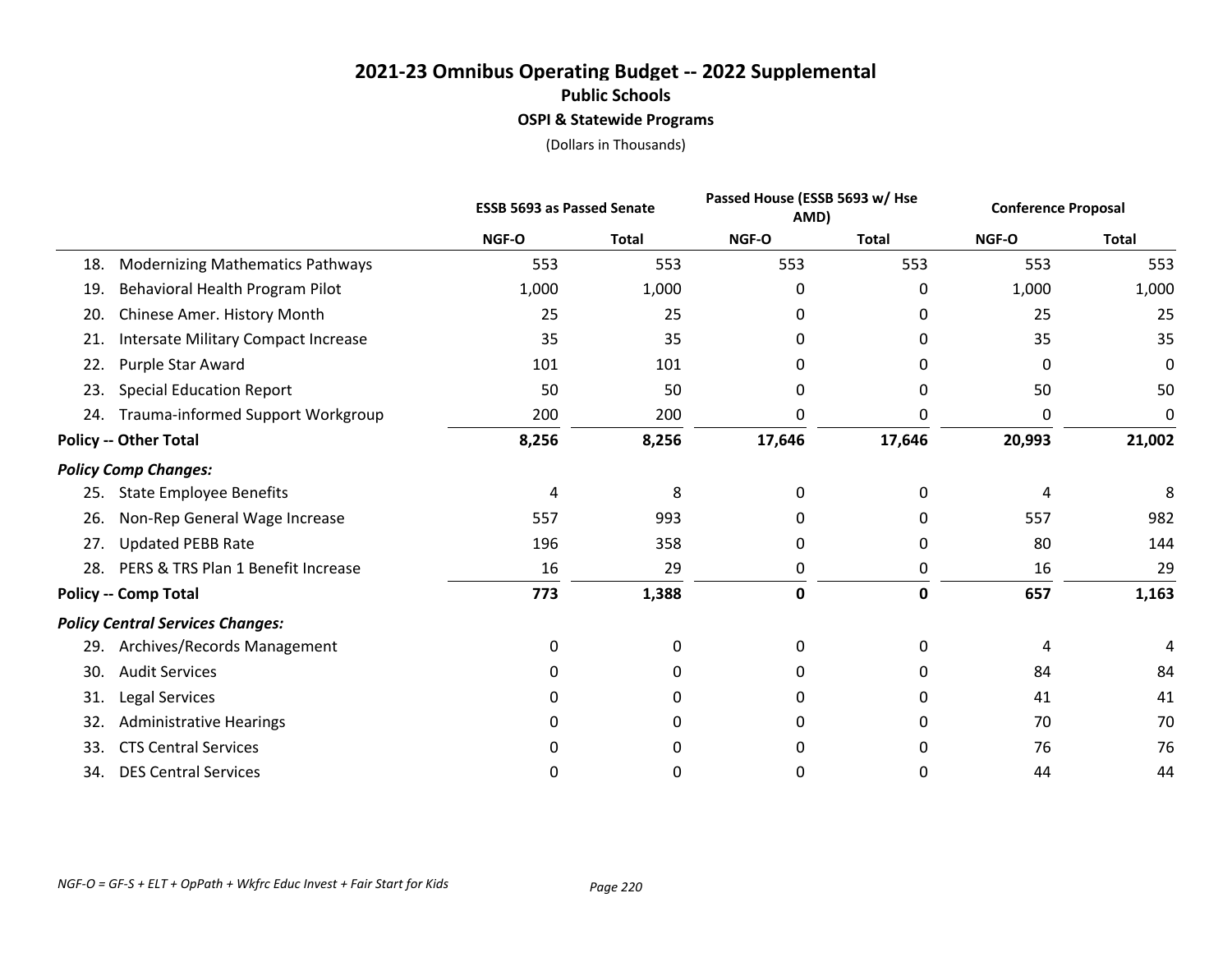# 2021-23 Omnibus Operating Budget -- 2022 Supplemental

## Public Schools

### OSPI & Statewide Programs

(Dollars in Thousands)

| | ESSB 5693 as Passed Senate | | Passed House (ESSB 5693 w/ Hse AMD) | | Conference Proposal | |
|---|---|---|---|---|---|---|
| | NGF-O | Total | NGF-O | Total | NGF-O | Total |
| 18. Modernizing Mathematics Pathways | 553 | 553 | 553 | 553 | 553 | 553 |
| 19. Behavioral Health Program Pilot | 1,000 | 1,000 | 0 | 0 | 1,000 | 1,000 |
| 20. Chinese Amer. History Month | 25 | 25 | 0 | 0 | 25 | 25 |
| 21. Intersate Military Compact Increase | 35 | 35 | 0 | 0 | 35 | 35 |
| 22. Purple Star Award | 101 | 101 | 0 | 0 | 0 | 0 |
| 23. Special Education Report | 50 | 50 | 0 | 0 | 50 | 50 |
| 24. Trauma-informed Support Workgroup | 200 | 200 | 0 | 0 | 0 | 0 |
| **Policy -- Other Total** | **8,256** | **8,256** | **17,646** | **17,646** | **20,993** | **21,002** |
| ***Policy Comp Changes:*** | | | | | | |
| 25. State Employee Benefits | 4 | 8 | 0 | 0 | 4 | 8 |
| 26. Non-Rep General Wage Increase | 557 | 993 | 0 | 0 | 557 | 982 |
| 27. Updated PEBB Rate | 196 | 358 | 0 | 0 | 80 | 144 |
| 28. PERS & TRS Plan 1 Benefit Increase | 16 | 29 | 0 | 0 | 16 | 29 |
| **Policy -- Comp Total** | **773** | **1,388** | **0** | **0** | **657** | **1,163** |
| ***Policy Central Services Changes:*** | | | | | | |
| 29. Archives/Records Management | 0 | 0 | 0 | 0 | 4 | 4 |
| 30. Audit Services | 0 | 0 | 0 | 0 | 84 | 84 |
| 31. Legal Services | 0 | 0 | 0 | 0 | 41 | 41 |
| 32. Administrative Hearings | 0 | 0 | 0 | 0 | 70 | 70 |
| 33. CTS Central Services | 0 | 0 | 0 | 0 | 76 | 76 |
| 34. DES Central Services | 0 | 0 | 0 | 0 | 44 | 44 |

*NGF-O = GF-S + ELT + OpPath + Wkfrc Educ Invest + Fair Start for Kids*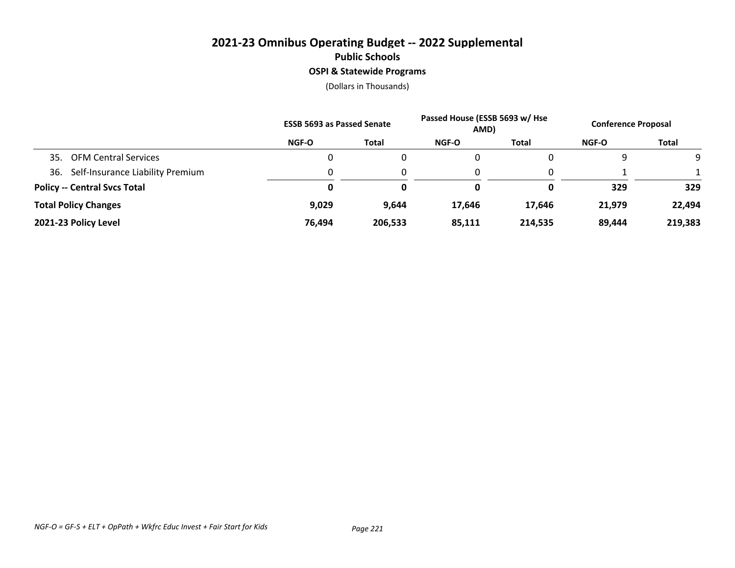# 2021-23 Omnibus Operating Budget -- 2022 Supplemental

## Public Schools

### OSPI & Statewide Programs

(Dollars in Thousands)

| | ESSB 5693 as Passed Senate | | Passed House (ESSB 5693 w/ Hse AMD) | | Conference Proposal | |
|---|---|---|---|---|---|---|
| | NGF-O | Total | NGF-O | Total | NGF-O | Total |
| 35. OFM Central Services | 0 | 0 | 0 | 0 | 9 | 9 |
| 36. Self-Insurance Liability Premium | 0 | 0 | 0 | 0 | 1 | 1 |
| **Policy -- Central Svcs Total** | **0** | **0** | **0** | **0** | **329** | **329** |
| **Total Policy Changes** | **9,029** | **9,644** | **17,646** | **17,646** | **21,979** | **22,494** |
| **2021-23 Policy Level** | **76,494** | **206,533** | **85,111** | **214,535** | **89,444** | **219,383** |

*NGF-O = GF-S + ELT + OpPath + Wkfrc Educ Invest + Fair Start for Kids*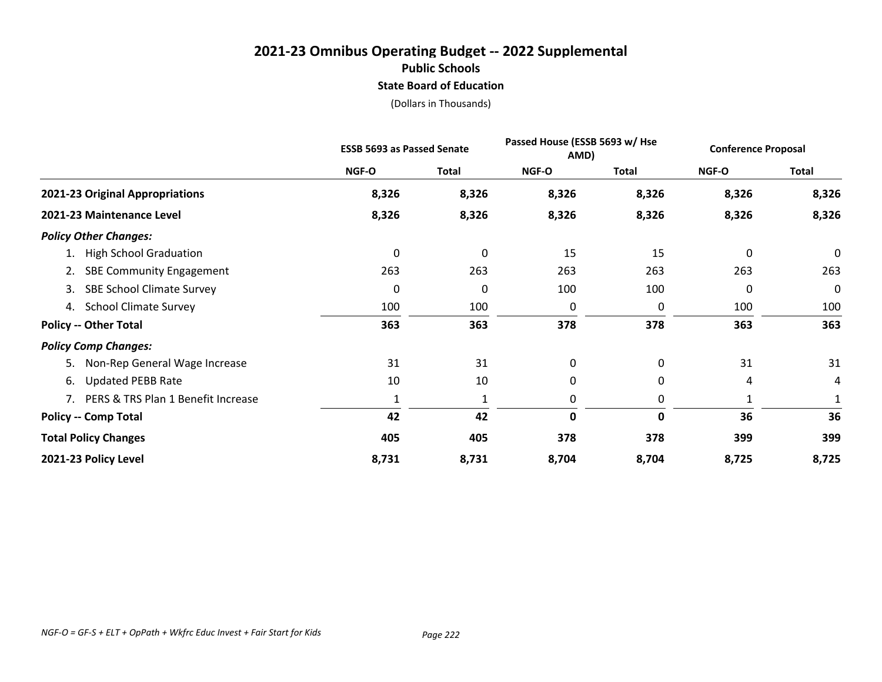# 2021-23 Omnibus Operating Budget -- 2022 Supplemental

## Public Schools

### State Board of Education

(Dollars in Thousands)

| | ESSB 5693 as Passed Senate | | Passed House (ESSB 5693 w/ Hse AMD) | | Conference Proposal | |
|---|---|---|---|---|---|---|
| | NGF-O | Total | NGF-O | Total | NGF-O | Total |
| **2021-23 Original Appropriations** | **8,326** | **8,326** | **8,326** | **8,326** | **8,326** | **8,326** |
| **2021-23 Maintenance Level** | **8,326** | **8,326** | **8,326** | **8,326** | **8,326** | **8,326** |
| ***Policy Other Changes:*** | | | | | | |
| 1. High School Graduation | 0 | 0 | 15 | 15 | 0 | 0 |
| 2. SBE Community Engagement | 263 | 263 | 263 | 263 | 263 | 263 |
| 3. SBE School Climate Survey | 0 | 0 | 100 | 100 | 0 | 0 |
| 4. School Climate Survey | 100 | 100 | 0 | 0 | 100 | 100 |
| **Policy -- Other Total** | **363** | **363** | **378** | **378** | **363** | **363** |
| ***Policy Comp Changes:*** | | | | | | |
| 5. Non-Rep General Wage Increase | 31 | 31 | 0 | 0 | 31 | 31 |
| 6. Updated PEBB Rate | 10 | 10 | 0 | 0 | 4 | 4 |
| 7. PERS & TRS Plan 1 Benefit Increase | 1 | 1 | 0 | 0 | 1 | 1 |
| **Policy -- Comp Total** | **42** | **42** | **0** | **0** | **36** | **36** |
| **Total Policy Changes** | **405** | **405** | **378** | **378** | **399** | **399** |
| **2021-23 Policy Level** | **8,731** | **8,731** | **8,704** | **8,704** | **8,725** | **8,725** |

*NGF-O = GF-S + ELT + OpPath + Wkfrc Educ Invest + Fair Start for Kids*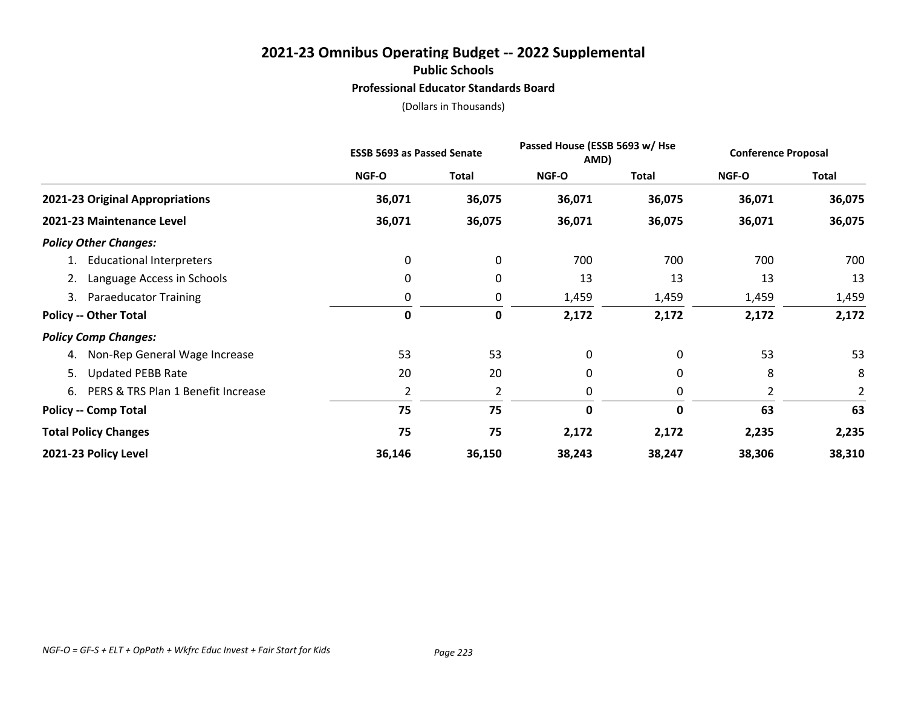# 2021-23 Omnibus Operating Budget -- 2022 Supplemental

## Public Schools

### Professional Educator Standards Board

(Dollars in Thousands)

| | ESSB 5693 as Passed Senate | | Passed House (ESSB 5693 w/ Hse AMD) | | Conference Proposal | |
|---|---|---|---|---|---|---|
| | NGF-O | Total | NGF-O | Total | NGF-O | Total |
| **2021-23 Original Appropriations** | **36,071** | **36,075** | **36,071** | **36,075** | **36,071** | **36,075** |
| **2021-23 Maintenance Level** | **36,071** | **36,075** | **36,071** | **36,075** | **36,071** | **36,075** |
| ***Policy Other Changes:*** | | | | | | |
| 1. Educational Interpreters | 0 | 0 | 700 | 700 | 700 | 700 |
| 2. Language Access in Schools | 0 | 0 | 13 | 13 | 13 | 13 |
| 3. Paraeducator Training | 0 | 0 | 1,459 | 1,459 | 1,459 | 1,459 |
| **Policy -- Other Total** | **0** | **0** | **2,172** | **2,172** | **2,172** | **2,172** |
| ***Policy Comp Changes:*** | | | | | | |
| 4. Non-Rep General Wage Increase | 53 | 53 | 0 | 0 | 53 | 53 |
| 5. Updated PEBB Rate | 20 | 20 | 0 | 0 | 8 | 8 |
| 6. PERS & TRS Plan 1 Benefit Increase | 2 | 2 | 0 | 0 | 2 | 2 |
| **Policy -- Comp Total** | **75** | **75** | **0** | **0** | **63** | **63** |
| **Total Policy Changes** | **75** | **75** | **2,172** | **2,172** | **2,235** | **2,235** |
| **2021-23 Policy Level** | **36,146** | **36,150** | **38,243** | **38,247** | **38,306** | **38,310** |

*NGF-O = GF-S + ELT + OpPath + Wkfrc Educ Invest + Fair Start for Kids*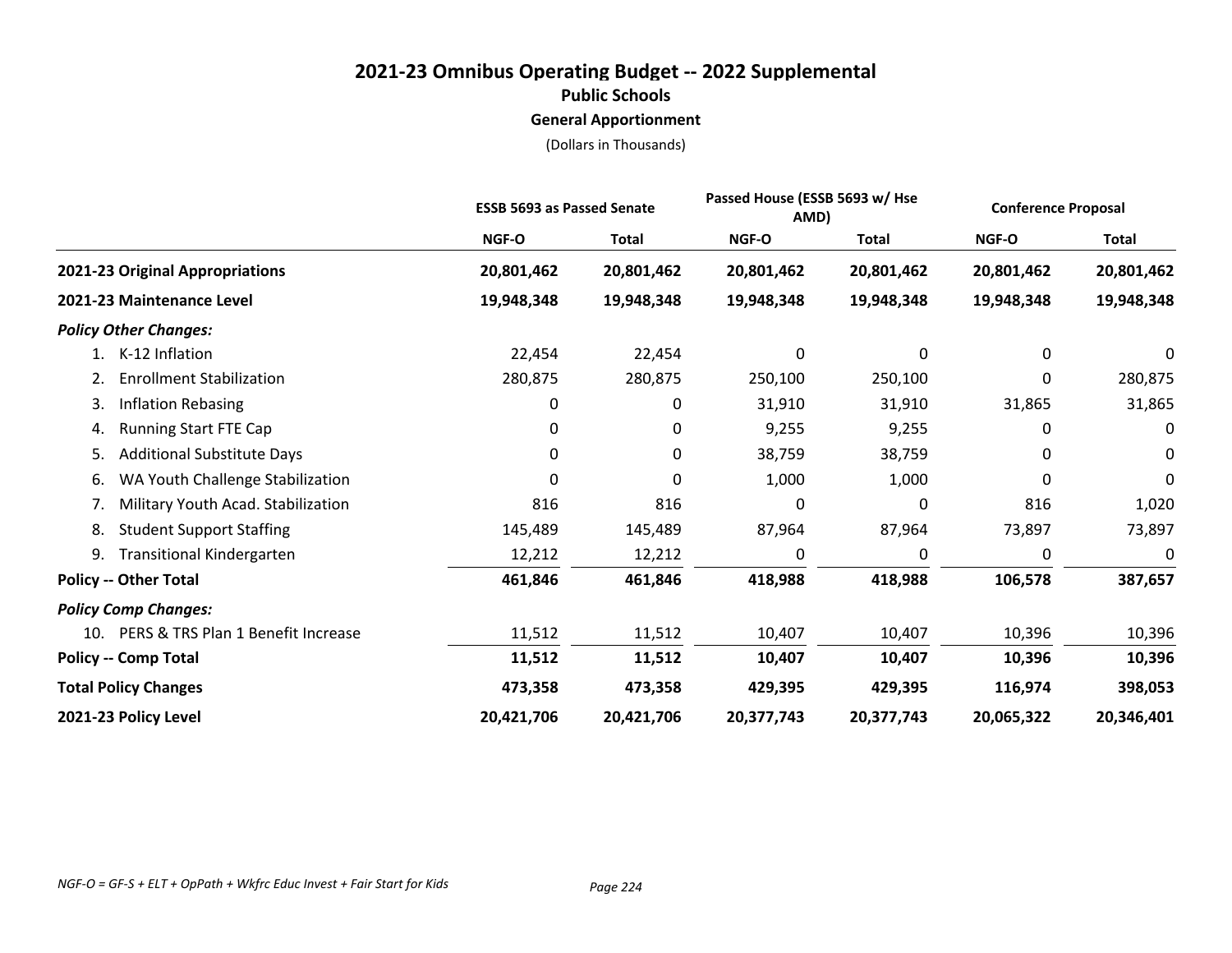# 2021-23 Omnibus Operating Budget -- 2022 Supplemental

## Public Schools

### General Apportionment

(Dollars in Thousands)

| | ESSB 5693 as Passed Senate | | Passed House (ESSB 5693 w/ Hse AMD) | | Conference Proposal | |
|---|---|---|---|---|---|---|
| | NGF-O | Total | NGF-O | Total | NGF-O | Total |
| **2021-23 Original Appropriations** | **20,801,462** | **20,801,462** | **20,801,462** | **20,801,462** | **20,801,462** | **20,801,462** |
| **2021-23 Maintenance Level** | **19,948,348** | **19,948,348** | **19,948,348** | **19,948,348** | **19,948,348** | **19,948,348** |
| ***Policy Other Changes:*** | | | | | | |
| 1. K-12 Inflation | 22,454 | 22,454 | 0 | 0 | 0 | 0 |
| 2. Enrollment Stabilization | 280,875 | 280,875 | 250,100 | 250,100 | 0 | 280,875 |
| 3. Inflation Rebasing | 0 | 0 | 31,910 | 31,910 | 31,865 | 31,865 |
| 4. Running Start FTE Cap | 0 | 0 | 9,255 | 9,255 | 0 | 0 |
| 5. Additional Substitute Days | 0 | 0 | 38,759 | 38,759 | 0 | 0 |
| 6. WA Youth Challenge Stabilization | 0 | 0 | 1,000 | 1,000 | 0 | 0 |
| 7. Military Youth Acad. Stabilization | 816 | 816 | 0 | 0 | 816 | 1,020 |
| 8. Student Support Staffing | 145,489 | 145,489 | 87,964 | 87,964 | 73,897 | 73,897 |
| 9. Transitional Kindergarten | 12,212 | 12,212 | 0 | 0 | 0 | 0 |
| **Policy -- Other Total** | **461,846** | **461,846** | **418,988** | **418,988** | **106,578** | **387,657** |
| ***Policy Comp Changes:*** | | | | | | |
| 10. PERS & TRS Plan 1 Benefit Increase | 11,512 | 11,512 | 10,407 | 10,407 | 10,396 | 10,396 |
| **Policy -- Comp Total** | **11,512** | **11,512** | **10,407** | **10,407** | **10,396** | **10,396** |
| **Total Policy Changes** | **473,358** | **473,358** | **429,395** | **429,395** | **116,974** | **398,053** |
| **2021-23 Policy Level** | **20,421,706** | **20,421,706** | **20,377,743** | **20,377,743** | **20,065,322** | **20,346,401** |

*NGF-O = GF-S + ELT + OpPath + Wkfrc Educ Invest + Fair Start for Kids*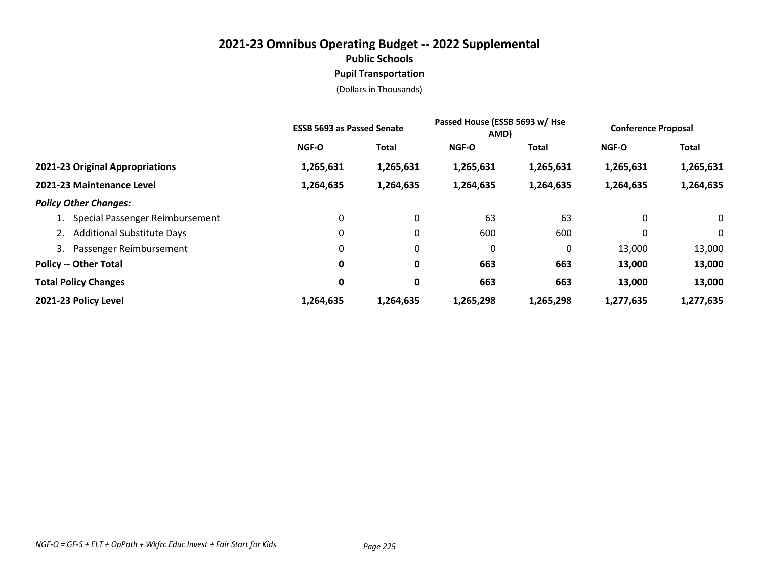# 2021-23 Omnibus Operating Budget -- 2022 Supplemental

## Public Schools

### Pupil Transportation

(Dollars in Thousands)

| | ESSB 5693 as Passed Senate | | Passed House (ESSB 5693 w/ Hse AMD) | | Conference Proposal | |
|---|---|---|---|---|---|---|
| | NGF-O | Total | NGF-O | Total | NGF-O | Total |
| **2021-23 Original Appropriations** | **1,265,631** | **1,265,631** | **1,265,631** | **1,265,631** | **1,265,631** | **1,265,631** |
| **2021-23 Maintenance Level** | **1,264,635** | **1,264,635** | **1,264,635** | **1,264,635** | **1,264,635** | **1,264,635** |
| ***Policy Other Changes:*** | | | | | | |
| 1. Special Passenger Reimbursement | 0 | 0 | 63 | 63 | 0 | 0 |
| 2. Additional Substitute Days | 0 | 0 | 600 | 600 | 0 | 0 |
| 3. Passenger Reimbursement | 0 | 0 | 0 | 0 | 13,000 | 13,000 |
| **Policy -- Other Total** | **0** | **0** | **663** | **663** | **13,000** | **13,000** |
| **Total Policy Changes** | **0** | **0** | **663** | **663** | **13,000** | **13,000** |
| **2021-23 Policy Level** | **1,264,635** | **1,264,635** | **1,265,298** | **1,265,298** | **1,277,635** | **1,277,635** |

*NGF-O = GF-S + ELT + OpPath + Wkfrc Educ Invest + Fair Start for Kids*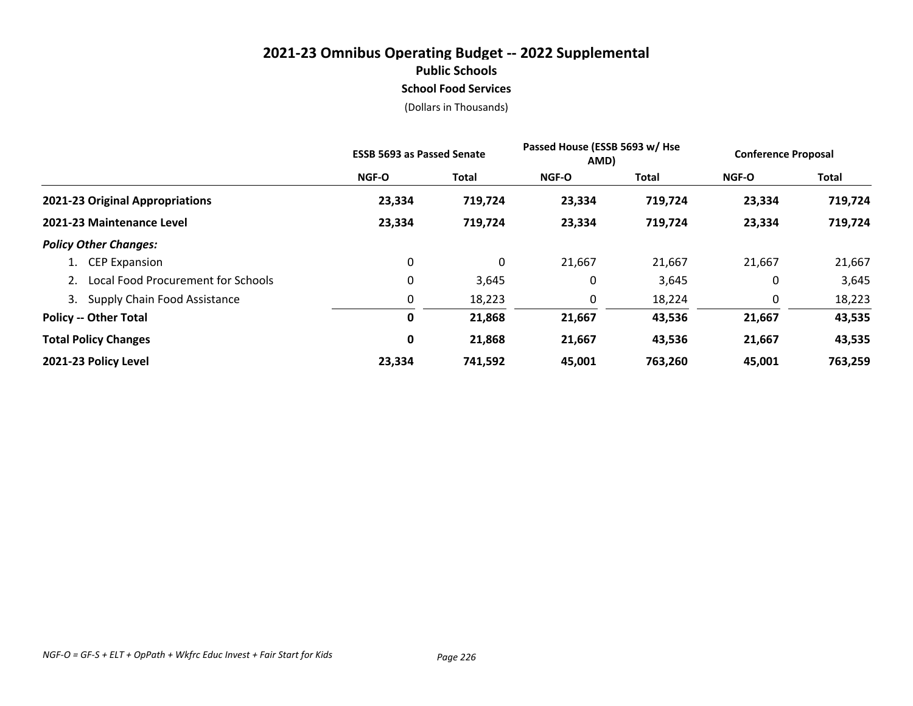# 2021-23 Omnibus Operating Budget -- 2022 Supplemental

## Public Schools

### School Food Services

(Dollars in Thousands)

| | ESSB 5693 as Passed Senate | | Passed House (ESSB 5693 w/ Hse AMD) | | Conference Proposal | |
|---|---|---|---|---|---|---|
| | NGF-O | Total | NGF-O | Total | NGF-O | Total |
| **2021-23 Original Appropriations** | **23,334** | **719,724** | **23,334** | **719,724** | **23,334** | **719,724** |
| **2021-23 Maintenance Level** | **23,334** | **719,724** | **23,334** | **719,724** | **23,334** | **719,724** |
| ***Policy Other Changes:*** | | | | | | |
| 1. CEP Expansion | 0 | 0 | 21,667 | 21,667 | 21,667 | 21,667 |
| 2. Local Food Procurement for Schools | 0 | 3,645 | 0 | 3,645 | 0 | 3,645 |
| 3. Supply Chain Food Assistance | 0 | 18,223 | 0 | 18,224 | 0 | 18,223 |
| **Policy -- Other Total** | **0** | **21,868** | **21,667** | **43,536** | **21,667** | **43,535** |
| **Total Policy Changes** | **0** | **21,868** | **21,667** | **43,536** | **21,667** | **43,535** |
| **2021-23 Policy Level** | **23,334** | **741,592** | **45,001** | **763,260** | **45,001** | **763,259** |

*NGF-O = GF-S + ELT + OpPath + Wkfrc Educ Invest + Fair Start for Kids*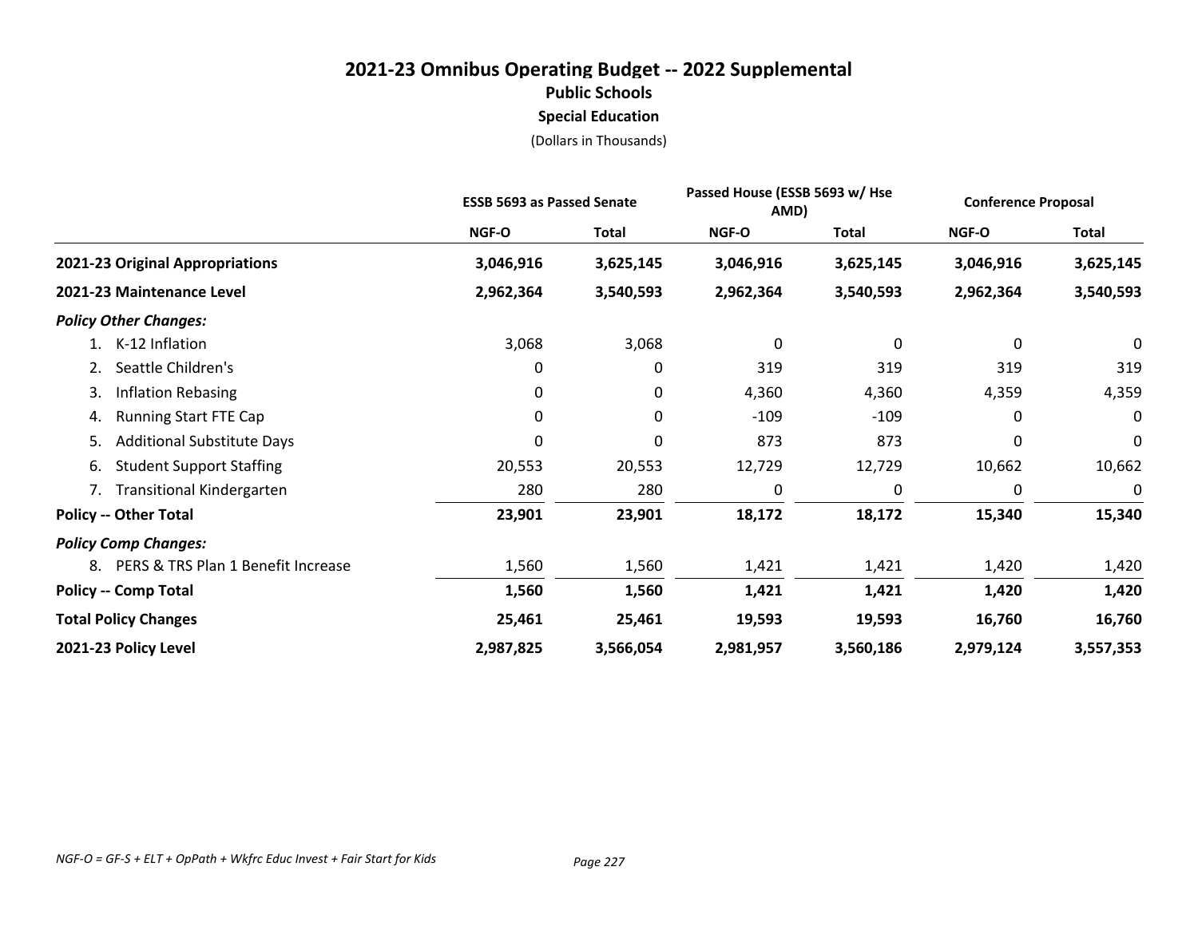# 2021-23 Omnibus Operating Budget -- 2022 Supplemental

## Public Schools

### Special Education

(Dollars in Thousands)

| | ESSB 5693 as Passed Senate | | Passed House (ESSB 5693 w/ Hse AMD) | | Conference Proposal | |
|---|---|---|---|---|---|---|
| | NGF-O | Total | NGF-O | Total | NGF-O | Total |
| **2021-23 Original Appropriations** | **3,046,916** | **3,625,145** | **3,046,916** | **3,625,145** | **3,046,916** | **3,625,145** |
| **2021-23 Maintenance Level** | **2,962,364** | **3,540,593** | **2,962,364** | **3,540,593** | **2,962,364** | **3,540,593** |
| ***Policy Other Changes:*** | | | | | | |
| 1. K-12 Inflation | 3,068 | 3,068 | 0 | 0 | 0 | 0 |
| 2. Seattle Children's | 0 | 0 | 319 | 319 | 319 | 319 |
| 3. Inflation Rebasing | 0 | 0 | 4,360 | 4,360 | 4,359 | 4,359 |
| 4. Running Start FTE Cap | 0 | 0 | -109 | -109 | 0 | 0 |
| 5. Additional Substitute Days | 0 | 0 | 873 | 873 | 0 | 0 |
| 6. Student Support Staffing | 20,553 | 20,553 | 12,729 | 12,729 | 10,662 | 10,662 |
| 7. Transitional Kindergarten | 280 | 280 | 0 | 0 | 0 | 0 |
| **Policy -- Other Total** | **23,901** | **23,901** | **18,172** | **18,172** | **15,340** | **15,340** |
| ***Policy Comp Changes:*** | | | | | | |
| 8. PERS & TRS Plan 1 Benefit Increase | 1,560 | 1,560 | 1,421 | 1,421 | 1,420 | 1,420 |
| **Policy -- Comp Total** | **1,560** | **1,560** | **1,421** | **1,421** | **1,420** | **1,420** |
| **Total Policy Changes** | **25,461** | **25,461** | **19,593** | **19,593** | **16,760** | **16,760** |
| **2021-23 Policy Level** | **2,987,825** | **3,566,054** | **2,981,957** | **3,560,186** | **2,979,124** | **3,557,353** |

*NGF-O = GF-S + ELT + OpPath + Wkfrc Educ Invest + Fair Start for Kids*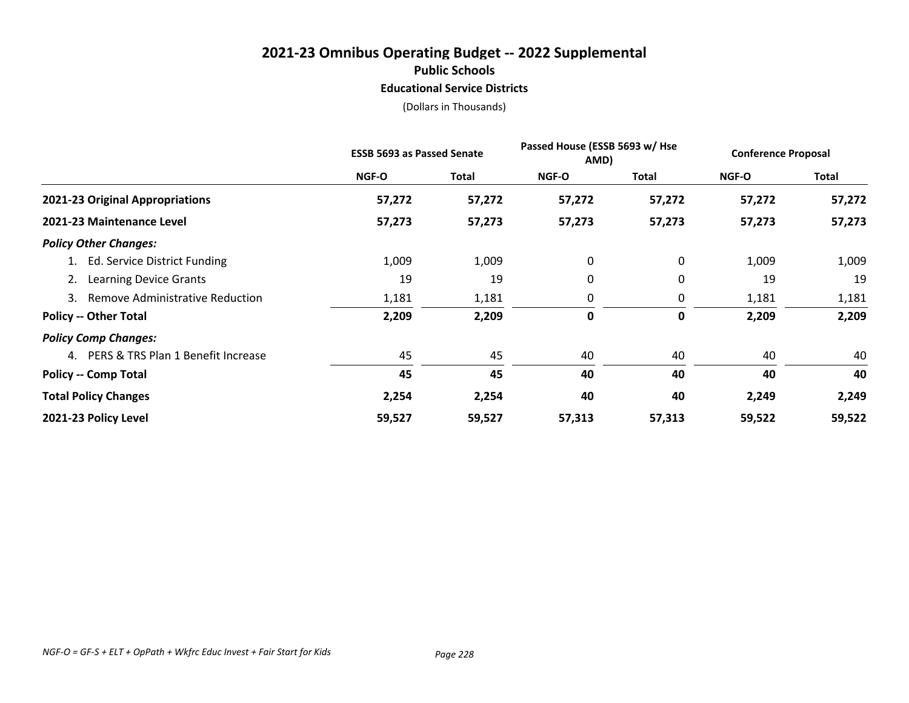# 2021-23 Omnibus Operating Budget -- 2022 Supplemental

## Public Schools

### Educational Service Districts

(Dollars in Thousands)

| | ESSB 5693 as Passed Senate | | Passed House (ESSB 5693 w/ Hse AMD) | | Conference Proposal | |
|---|---|---|---|---|---|---|
| | NGF-O | Total | NGF-O | Total | NGF-O | Total |
| **2021-23 Original Appropriations** | **57,272** | **57,272** | **57,272** | **57,272** | **57,272** | **57,272** |
| **2021-23 Maintenance Level** | **57,273** | **57,273** | **57,273** | **57,273** | **57,273** | **57,273** |
| ***Policy Other Changes:*** | | | | | | |
| 1. Ed. Service District Funding | 1,009 | 1,009 | 0 | 0 | 1,009 | 1,009 |
| 2. Learning Device Grants | 19 | 19 | 0 | 0 | 19 | 19 |
| 3. Remove Administrative Reduction | 1,181 | 1,181 | 0 | 0 | 1,181 | 1,181 |
| **Policy -- Other Total** | **2,209** | **2,209** | **0** | **0** | **2,209** | **2,209** |
| ***Policy Comp Changes:*** | | | | | | |
| 4. PERS & TRS Plan 1 Benefit Increase | 45 | 45 | 40 | 40 | 40 | 40 |
| **Policy -- Comp Total** | **45** | **45** | **40** | **40** | **40** | **40** |
| **Total Policy Changes** | **2,254** | **2,254** | **40** | **40** | **2,249** | **2,249** |
| **2021-23 Policy Level** | **59,527** | **59,527** | **57,313** | **57,313** | **59,522** | **59,522** |

*NGF-O = GF-S + ELT + OpPath + Wkfrc Educ Invest + Fair Start for Kids*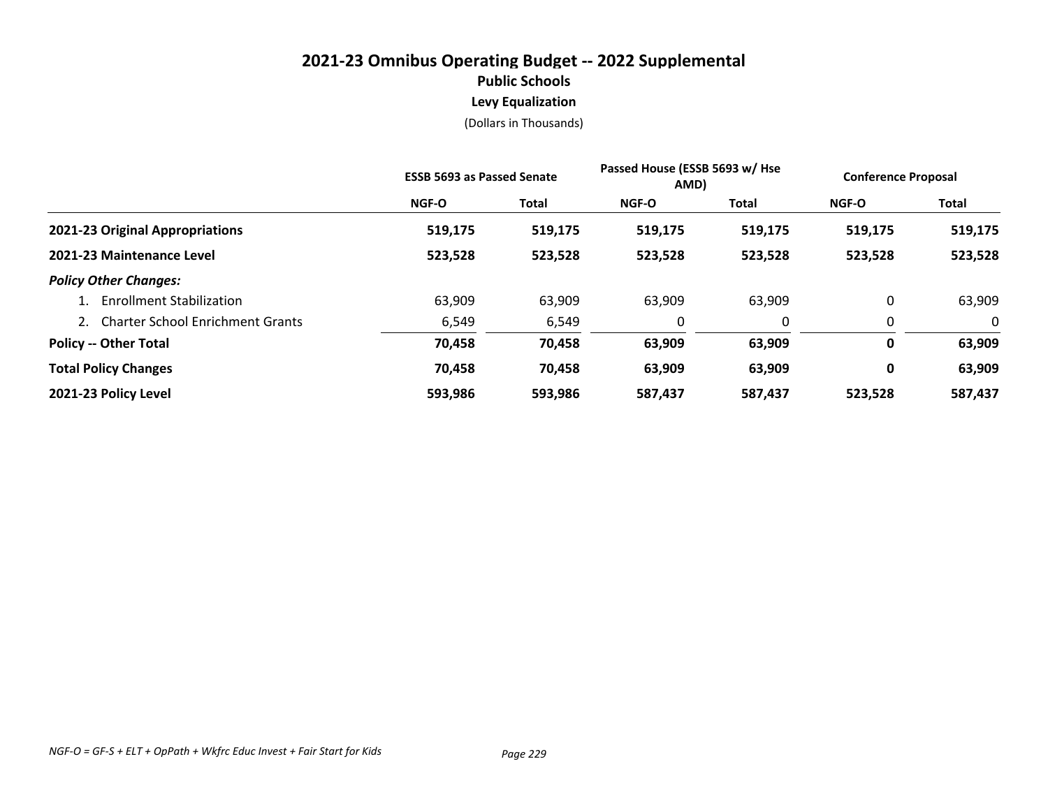# 2021-23 Omnibus Operating Budget -- 2022 Supplemental

## Public Schools

### Levy Equalization

(Dollars in Thousands)

| | ESSB 5693 as Passed Senate | | Passed House (ESSB 5693 w/ Hse AMD) | | Conference Proposal | |
|---|---|---|---|---|---|---|
| | NGF-O | Total | NGF-O | Total | NGF-O | Total |
| **2021-23 Original Appropriations** | **519,175** | **519,175** | **519,175** | **519,175** | **519,175** | **519,175** |
| **2021-23 Maintenance Level** | **523,528** | **523,528** | **523,528** | **523,528** | **523,528** | **523,528** |
| ***Policy Other Changes:*** | | | | | | |
| 1. Enrollment Stabilization | 63,909 | 63,909 | 63,909 | 63,909 | 0 | 63,909 |
| 2. Charter School Enrichment Grants | 6,549 | 6,549 | 0 | 0 | 0 | 0 |
| **Policy -- Other Total** | **70,458** | **70,458** | **63,909** | **63,909** | **0** | **63,909** |
| **Total Policy Changes** | **70,458** | **70,458** | **63,909** | **63,909** | **0** | **63,909** |
| **2021-23 Policy Level** | **593,986** | **593,986** | **587,437** | **587,437** | **523,528** | **587,437** |

*NGF-O = GF-S + ELT + OpPath + Wkfrc Educ Invest + Fair Start for Kids*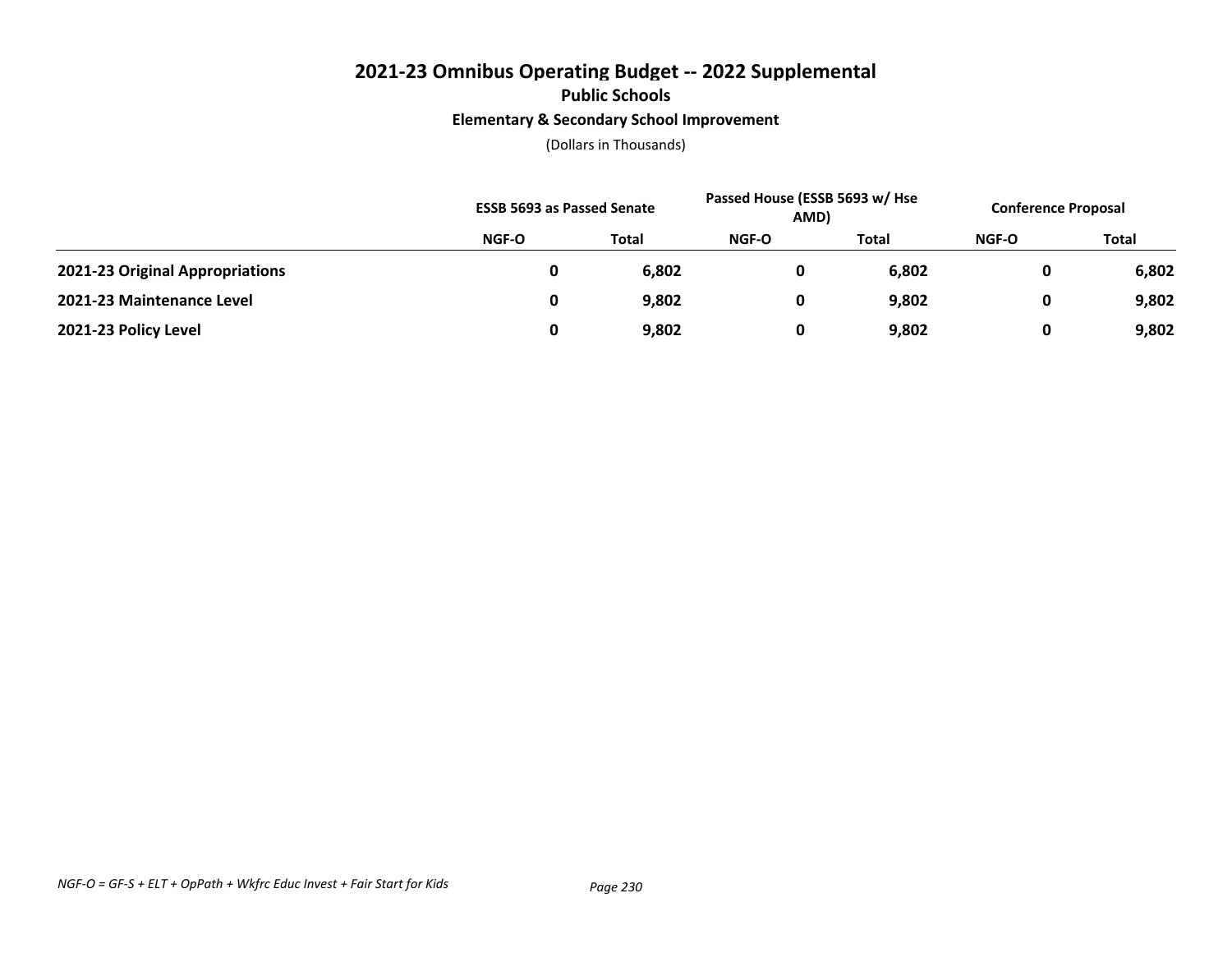# 2021-23 Omnibus Operating Budget -- 2022 Supplemental

## Public Schools

### Elementary & Secondary School Improvement

(Dollars in Thousands)

| | ESSB 5693 as Passed Senate | | Passed House (ESSB 5693 w/ Hse AMD) | | Conference Proposal | |
|---|---|---|---|---|---|---|
| | NGF-O | Total | NGF-O | Total | NGF-O | Total |
| **2021-23 Original Appropriations** | **0** | **6,802** | **0** | **6,802** | **0** | **6,802** |
| **2021-23 Maintenance Level** | **0** | **9,802** | **0** | **9,802** | **0** | **9,802** |
| **2021-23 Policy Level** | **0** | **9,802** | **0** | **9,802** | **0** | **9,802** |

*NGF-O = GF-S + ELT + OpPath + Wkfrc Educ Invest + Fair Start for Kids*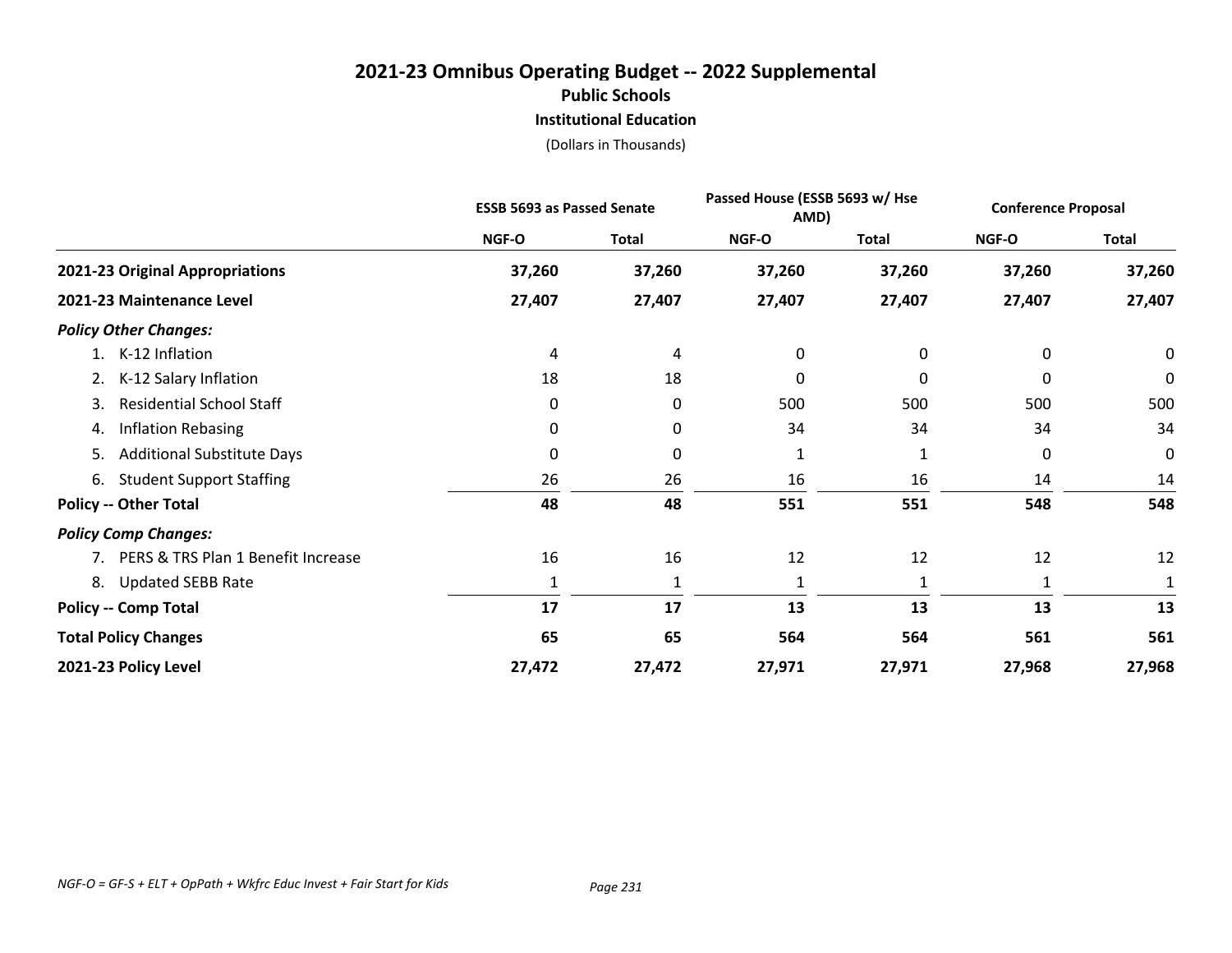# 2021-23 Omnibus Operating Budget -- 2022 Supplemental

## Public Schools

### Institutional Education

(Dollars in Thousands)

| | ESSB 5693 as Passed Senate | | Passed House (ESSB 5693 w/ Hse AMD) | | Conference Proposal | |
|---|---|---|---|---|---|---|
| | NGF-O | Total | NGF-O | Total | NGF-O | Total |
| **2021-23 Original Appropriations** | **37,260** | **37,260** | **37,260** | **37,260** | **37,260** | **37,260** |
| **2021-23 Maintenance Level** | **27,407** | **27,407** | **27,407** | **27,407** | **27,407** | **27,407** |
| ***Policy Other Changes:*** | | | | | | |
| 1. K-12 Inflation | 4 | 4 | 0 | 0 | 0 | 0 |
| 2. K-12 Salary Inflation | 18 | 18 | 0 | 0 | 0 | 0 |
| 3. Residential School Staff | 0 | 0 | 500 | 500 | 500 | 500 |
| 4. Inflation Rebasing | 0 | 0 | 34 | 34 | 34 | 34 |
| 5. Additional Substitute Days | 0 | 0 | 1 | 1 | 0 | 0 |
| 6. Student Support Staffing | 26 | 26 | 16 | 16 | 14 | 14 |
| **Policy -- Other Total** | **48** | **48** | **551** | **551** | **548** | **548** |
| ***Policy Comp Changes:*** | | | | | | |
| 7. PERS & TRS Plan 1 Benefit Increase | 16 | 16 | 12 | 12 | 12 | 12 |
| 8. Updated SEBB Rate | 1 | 1 | 1 | 1 | 1 | 1 |
| **Policy -- Comp Total** | **17** | **17** | **13** | **13** | **13** | **13** |
| **Total Policy Changes** | **65** | **65** | **564** | **564** | **561** | **561** |
| **2021-23 Policy Level** | **27,472** | **27,472** | **27,971** | **27,971** | **27,968** | **27,968** |

*NGF-O = GF-S + ELT + OpPath + Wkfrc Educ Invest + Fair Start for Kids*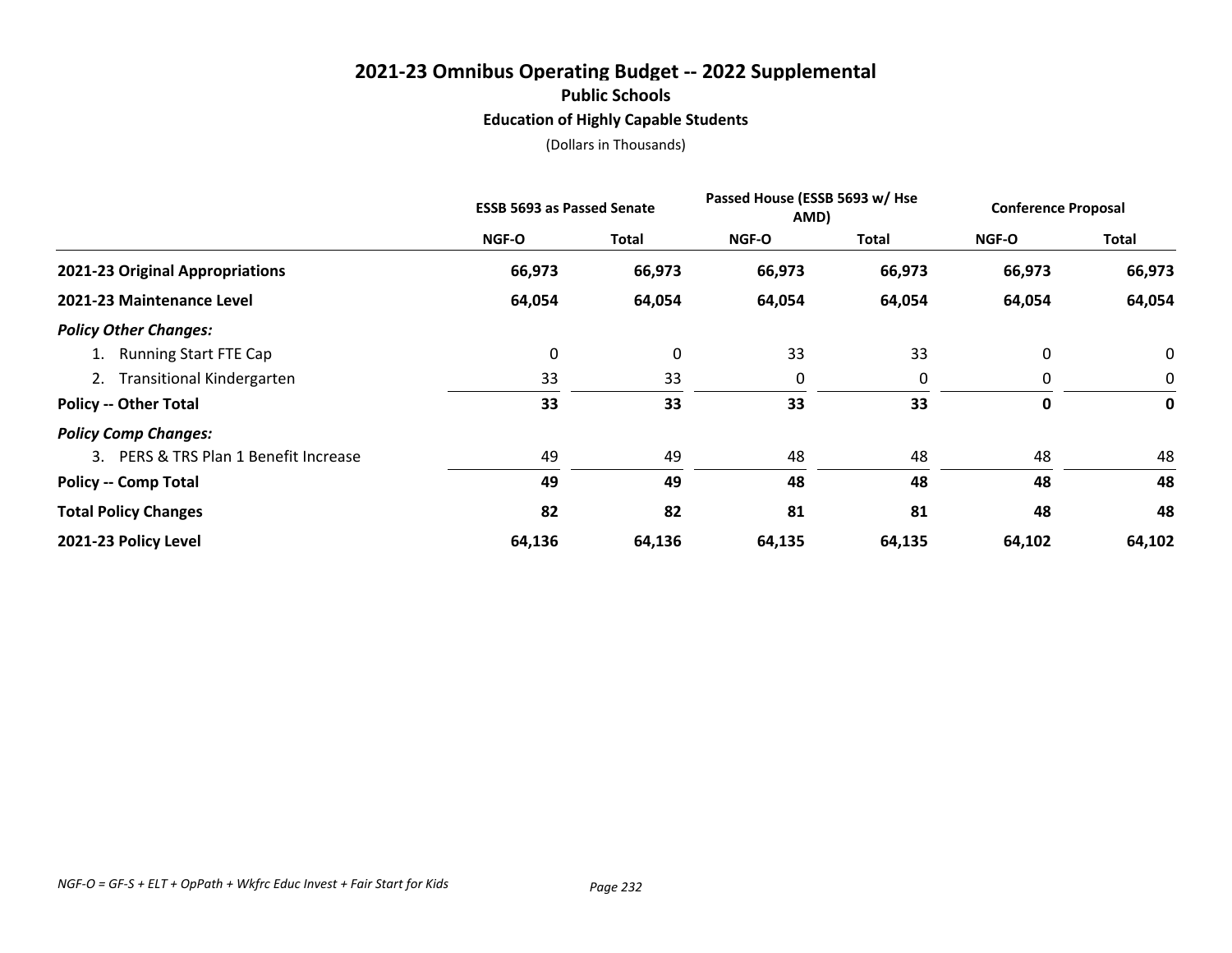# 2021-23 Omnibus Operating Budget -- 2022 Supplemental

## Public Schools

### Education of Highly Capable Students

(Dollars in Thousands)

| | ESSB 5693 as Passed Senate | | Passed House (ESSB 5693 w/ Hse AMD) | | Conference Proposal | |
|---|---|---|---|---|---|---|
| | NGF-O | Total | NGF-O | Total | NGF-O | Total |
| **2021-23 Original Appropriations** | **66,973** | **66,973** | **66,973** | **66,973** | **66,973** | **66,973** |
| **2021-23 Maintenance Level** | **64,054** | **64,054** | **64,054** | **64,054** | **64,054** | **64,054** |
| ***Policy Other Changes:*** | | | | | | |
| 1. Running Start FTE Cap | 0 | 0 | 33 | 33 | 0 | 0 |
| 2. Transitional Kindergarten | 33 | 33 | 0 | 0 | 0 | 0 |
| **Policy -- Other Total** | **33** | **33** | **33** | **33** | **0** | **0** |
| ***Policy Comp Changes:*** | | | | | | |
| 3. PERS & TRS Plan 1 Benefit Increase | 49 | 49 | 48 | 48 | 48 | 48 |
| **Policy -- Comp Total** | **49** | **49** | **48** | **48** | **48** | **48** |
| **Total Policy Changes** | **82** | **82** | **81** | **81** | **48** | **48** |
| **2021-23 Policy Level** | **64,136** | **64,136** | **64,135** | **64,135** | **64,102** | **64,102** |

*NGF-O = GF-S + ELT + OpPath + Wkfrc Educ Invest + Fair Start for Kids*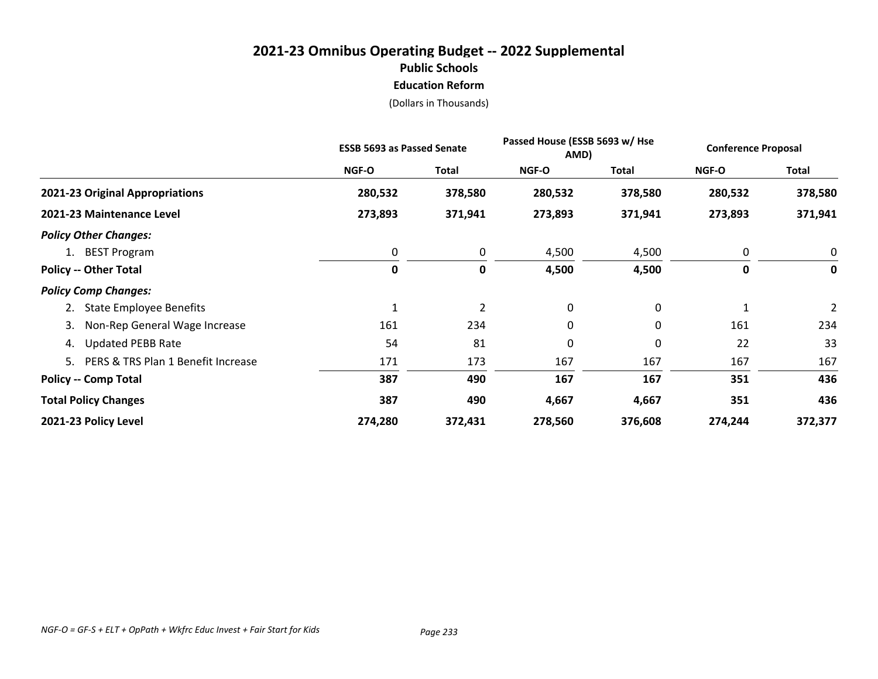# 2021-23 Omnibus Operating Budget -- 2022 Supplemental

## Public Schools

### Education Reform

(Dollars in Thousands)

| | ESSB 5693 as Passed Senate | | Passed House (ESSB 5693 w/ Hse AMD) | | Conference Proposal | |
|---|---|---|---|---|---|---|
| | NGF-O | Total | NGF-O | Total | NGF-O | Total |
| **2021-23 Original Appropriations** | **280,532** | **378,580** | **280,532** | **378,580** | **280,532** | **378,580** |
| **2021-23 Maintenance Level** | **273,893** | **371,941** | **273,893** | **371,941** | **273,893** | **371,941** |
| ***Policy Other Changes:*** | | | | | | |
| 1. BEST Program | 0 | 0 | 4,500 | 4,500 | 0 | 0 |
| **Policy -- Other Total** | **0** | **0** | **4,500** | **4,500** | **0** | **0** |
| ***Policy Comp Changes:*** | | | | | | |
| 2. State Employee Benefits | 1 | 2 | 0 | 0 | 1 | 2 |
| 3. Non-Rep General Wage Increase | 161 | 234 | 0 | 0 | 161 | 234 |
| 4. Updated PEBB Rate | 54 | 81 | 0 | 0 | 22 | 33 |
| 5. PERS & TRS Plan 1 Benefit Increase | 171 | 173 | 167 | 167 | 167 | 167 |
| **Policy -- Comp Total** | **387** | **490** | **167** | **167** | **351** | **436** |
| **Total Policy Changes** | **387** | **490** | **4,667** | **4,667** | **351** | **436** |
| **2021-23 Policy Level** | **274,280** | **372,431** | **278,560** | **376,608** | **274,244** | **372,377** |

*NGF-O = GF-S + ELT + OpPath + Wkfrc Educ Invest + Fair Start for Kids*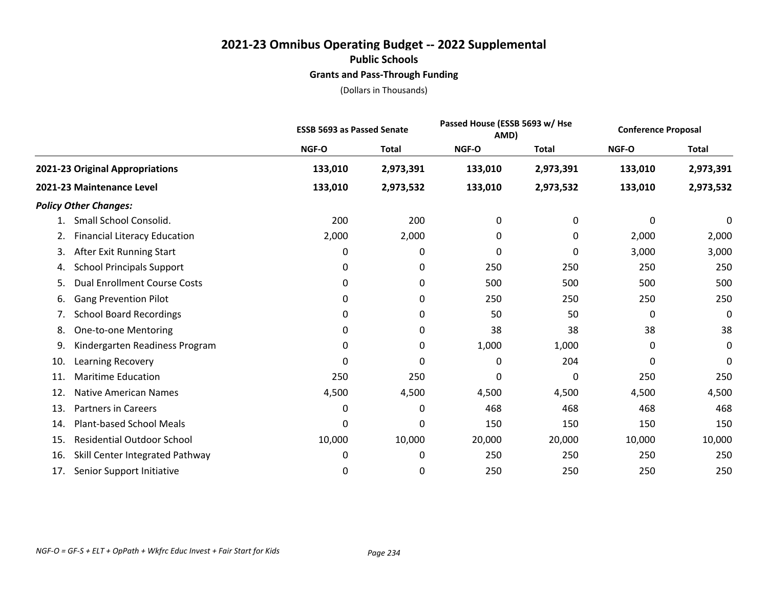# 2021-23 Omnibus Operating Budget -- 2022 Supplemental

## Public Schools

### Grants and Pass-Through Funding

(Dollars in Thousands)

| | ESSB 5693 as Passed Senate | | Passed House (ESSB 5693 w/ Hse AMD) | | Conference Proposal | |
|---|---|---|---|---|---|---|
| | NGF-O | Total | NGF-O | Total | NGF-O | Total |
| **2021-23 Original Appropriations** | **133,010** | **2,973,391** | **133,010** | **2,973,391** | **133,010** | **2,973,391** |
| **2021-23 Maintenance Level** | **133,010** | **2,973,532** | **133,010** | **2,973,532** | **133,010** | **2,973,532** |
| ***Policy Other Changes:*** | | | | | | |
| 1. Small School Consolid. | 200 | 200 | 0 | 0 | 0 | 0 |
| 2. Financial Literacy Education | 2,000 | 2,000 | 0 | 0 | 2,000 | 2,000 |
| 3. After Exit Running Start | 0 | 0 | 0 | 0 | 3,000 | 3,000 |
| 4. School Principals Support | 0 | 0 | 250 | 250 | 250 | 250 |
| 5. Dual Enrollment Course Costs | 0 | 0 | 500 | 500 | 500 | 500 |
| 6. Gang Prevention Pilot | 0 | 0 | 250 | 250 | 250 | 250 |
| 7. School Board Recordings | 0 | 0 | 50 | 50 | 0 | 0 |
| 8. One-to-one Mentoring | 0 | 0 | 38 | 38 | 38 | 38 |
| 9. Kindergarten Readiness Program | 0 | 0 | 1,000 | 1,000 | 0 | 0 |
| 10. Learning Recovery | 0 | 0 | 0 | 204 | 0 | 0 |
| 11. Maritime Education | 250 | 250 | 0 | 0 | 250 | 250 |
| 12. Native American Names | 4,500 | 4,500 | 4,500 | 4,500 | 4,500 | 4,500 |
| 13. Partners in Careers | 0 | 0 | 468 | 468 | 468 | 468 |
| 14. Plant-based School Meals | 0 | 0 | 150 | 150 | 150 | 150 |
| 15. Residential Outdoor School | 10,000 | 10,000 | 20,000 | 20,000 | 10,000 | 10,000 |
| 16. Skill Center Integrated Pathway | 0 | 0 | 250 | 250 | 250 | 250 |
| 17. Senior Support Initiative | 0 | 0 | 250 | 250 | 250 | 250 |

*NGF-O = GF-S + ELT + OpPath + Wkfrc Educ Invest + Fair Start for Kids*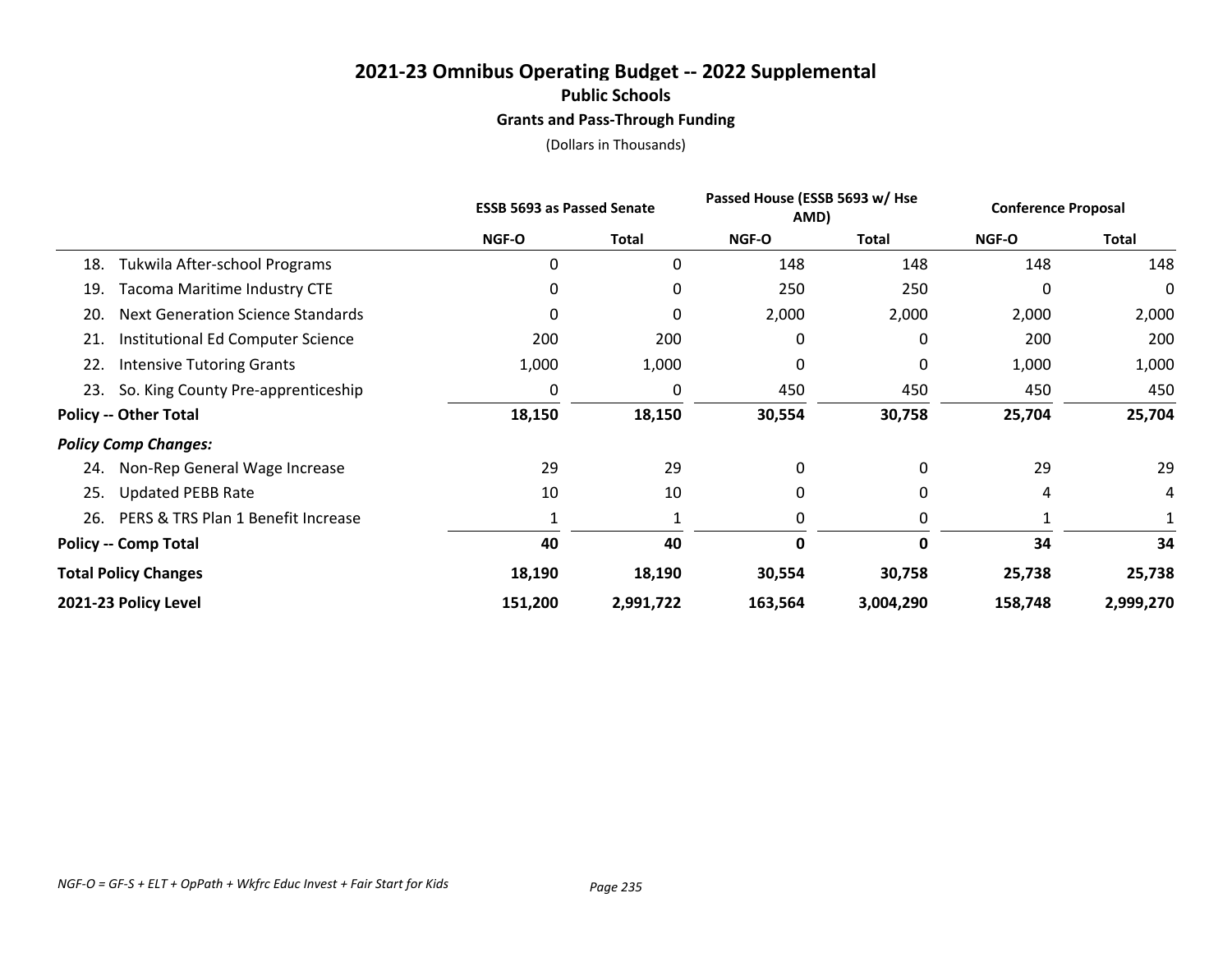# 2021-23 Omnibus Operating Budget -- 2022 Supplemental

## Public Schools

### Grants and Pass-Through Funding

(Dollars in Thousands)

| | ESSB 5693 as Passed Senate | | Passed House (ESSB 5693 w/ Hse AMD) | | Conference Proposal | |
|---|---|---|---|---|---|---|
| | NGF-O | Total | NGF-O | Total | NGF-O | Total |
| 18. Tukwila After-school Programs | 0 | 0 | 148 | 148 | 148 | 148 |
| 19. Tacoma Maritime Industry CTE | 0 | 0 | 250 | 250 | 0 | 0 |
| 20. Next Generation Science Standards | 0 | 0 | 2,000 | 2,000 | 2,000 | 2,000 |
| 21. Institutional Ed Computer Science | 200 | 200 | 0 | 0 | 200 | 200 |
| 22. Intensive Tutoring Grants | 1,000 | 1,000 | 0 | 0 | 1,000 | 1,000 |
| 23. So. King County Pre-apprenticeship | 0 | 0 | 450 | 450 | 450 | 450 |
| **Policy -- Other Total** | **18,150** | **18,150** | **30,554** | **30,758** | **25,704** | **25,704** |
| ***Policy Comp Changes:*** | | | | | | |
| 24. Non-Rep General Wage Increase | 29 | 29 | 0 | 0 | 29 | 29 |
| 25. Updated PEBB Rate | 10 | 10 | 0 | 0 | 4 | 4 |
| 26. PERS & TRS Plan 1 Benefit Increase | 1 | 1 | 0 | 0 | 1 | 1 |
| **Policy -- Comp Total** | **40** | **40** | **0** | **0** | **34** | **34** |
| **Total Policy Changes** | **18,190** | **18,190** | **30,554** | **30,758** | **25,738** | **25,738** |
| **2021-23 Policy Level** | **151,200** | **2,991,722** | **163,564** | **3,004,290** | **158,748** | **2,999,270** |

*NGF-O = GF-S + ELT + OpPath + Wkfrc Educ Invest + Fair Start for Kids*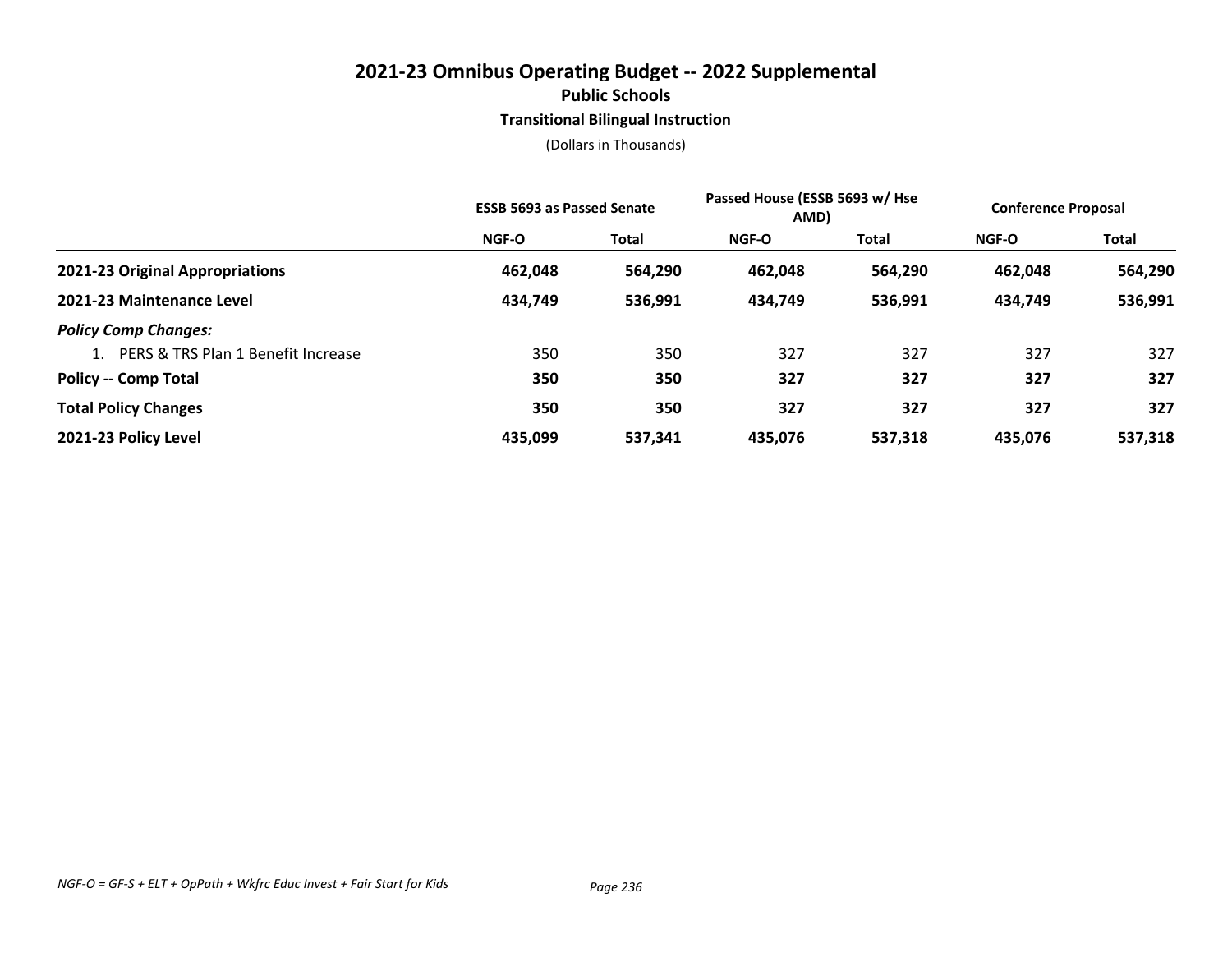# 2021-23 Omnibus Operating Budget -- 2022 Supplemental

## Public Schools

### Transitional Bilingual Instruction

(Dollars in Thousands)

| | ESSB 5693 as Passed Senate | | Passed House (ESSB 5693 w/ Hse AMD) | | Conference Proposal | |
|---|---|---|---|---|---|---|
| | NGF-O | Total | NGF-O | Total | NGF-O | Total |
| **2021-23 Original Appropriations** | **462,048** | **564,290** | **462,048** | **564,290** | **462,048** | **564,290** |
| **2021-23 Maintenance Level** | **434,749** | **536,991** | **434,749** | **536,991** | **434,749** | **536,991** |
| ***Policy Comp Changes:*** | | | | | | |
| 1. PERS & TRS Plan 1 Benefit Increase | 350 | 350 | 327 | 327 | 327 | 327 |
| **Policy -- Comp Total** | **350** | **350** | **327** | **327** | **327** | **327** |
| **Total Policy Changes** | **350** | **350** | **327** | **327** | **327** | **327** |
| **2021-23 Policy Level** | **435,099** | **537,341** | **435,076** | **537,318** | **435,076** | **537,318** |

*NGF-O = GF-S + ELT + OpPath + Wkfrc Educ Invest + Fair Start for Kids*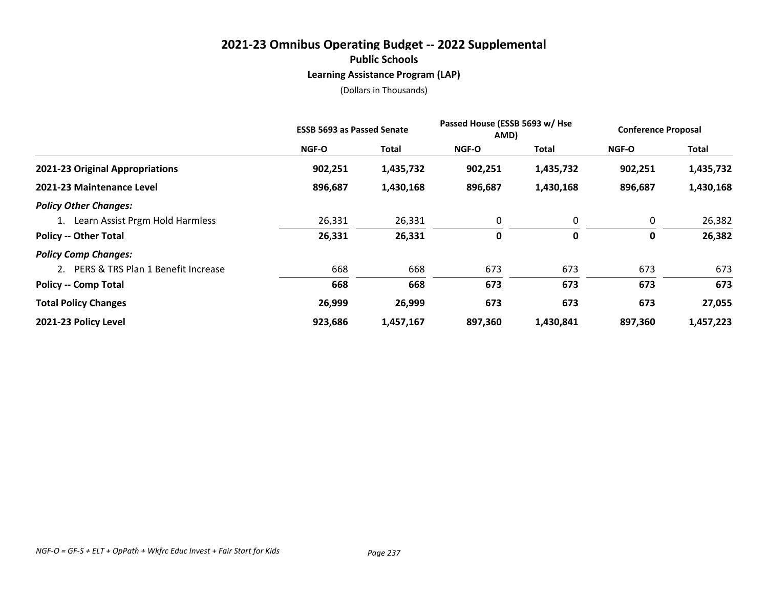# 2021-23 Omnibus Operating Budget -- 2022 Supplemental

## Public Schools

### Learning Assistance Program (LAP)

(Dollars in Thousands)

| | ESSB 5693 as Passed Senate | | Passed House (ESSB 5693 w/ Hse AMD) | | Conference Proposal | |
|---|---|---|---|---|---|---|
| | NGF-O | Total | NGF-O | Total | NGF-O | Total |
| **2021-23 Original Appropriations** | **902,251** | **1,435,732** | **902,251** | **1,435,732** | **902,251** | **1,435,732** |
| **2021-23 Maintenance Level** | **896,687** | **1,430,168** | **896,687** | **1,430,168** | **896,687** | **1,430,168** |
| ***Policy Other Changes:*** | | | | | | |
| 1. Learn Assist Prgm Hold Harmless | 26,331 | 26,331 | 0 | 0 | 0 | 26,382 |
| **Policy -- Other Total** | **26,331** | **26,331** | **0** | **0** | **0** | **26,382** |
| ***Policy Comp Changes:*** | | | | | | |
| 2. PERS & TRS Plan 1 Benefit Increase | 668 | 668 | 673 | 673 | 673 | 673 |
| **Policy -- Comp Total** | **668** | **668** | **673** | **673** | **673** | **673** |
| **Total Policy Changes** | **26,999** | **26,999** | **673** | **673** | **673** | **27,055** |
| **2021-23 Policy Level** | **923,686** | **1,457,167** | **897,360** | **1,430,841** | **897,360** | **1,457,223** |

*NGF-O = GF-S + ELT + OpPath + Wkfrc Educ Invest + Fair Start for Kids*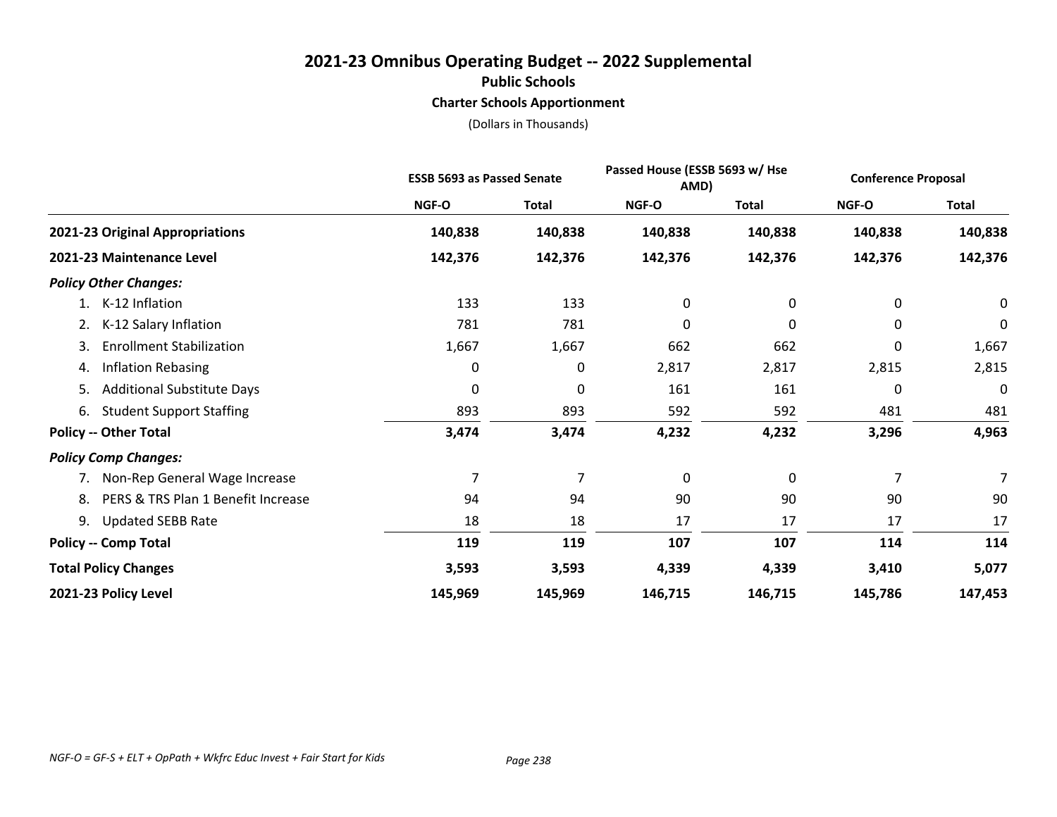# 2021-23 Omnibus Operating Budget -- 2022 Supplemental

## Public Schools

### Charter Schools Apportionment

(Dollars in Thousands)

| | ESSB 5693 as Passed Senate | | Passed House (ESSB 5693 w/ Hse AMD) | | Conference Proposal | |
|---|---|---|---|---|---|---|
| | NGF-O | Total | NGF-O | Total | NGF-O | Total |
| **2021-23 Original Appropriations** | **140,838** | **140,838** | **140,838** | **140,838** | **140,838** | **140,838** |
| **2021-23 Maintenance Level** | **142,376** | **142,376** | **142,376** | **142,376** | **142,376** | **142,376** |
| ***Policy Other Changes:*** | | | | | | |
| 1. K-12 Inflation | 133 | 133 | 0 | 0 | 0 | 0 |
| 2. K-12 Salary Inflation | 781 | 781 | 0 | 0 | 0 | 0 |
| 3. Enrollment Stabilization | 1,667 | 1,667 | 662 | 662 | 0 | 1,667 |
| 4. Inflation Rebasing | 0 | 0 | 2,817 | 2,817 | 2,815 | 2,815 |
| 5. Additional Substitute Days | 0 | 0 | 161 | 161 | 0 | 0 |
| 6. Student Support Staffing | 893 | 893 | 592 | 592 | 481 | 481 |
| **Policy -- Other Total** | **3,474** | **3,474** | **4,232** | **4,232** | **3,296** | **4,963** |
| ***Policy Comp Changes:*** | | | | | | |
| 7. Non-Rep General Wage Increase | 7 | 7 | 0 | 0 | 7 | 7 |
| 8. PERS & TRS Plan 1 Benefit Increase | 94 | 94 | 90 | 90 | 90 | 90 |
| 9. Updated SEBB Rate | 18 | 18 | 17 | 17 | 17 | 17 |
| **Policy -- Comp Total** | **119** | **119** | **107** | **107** | **114** | **114** |
| **Total Policy Changes** | **3,593** | **3,593** | **4,339** | **4,339** | **3,410** | **5,077** |
| **2021-23 Policy Level** | **145,969** | **145,969** | **146,715** | **146,715** | **145,786** | **147,453** |

*NGF-O = GF-S + ELT + OpPath + Wkfrc Educ Invest + Fair Start for Kids*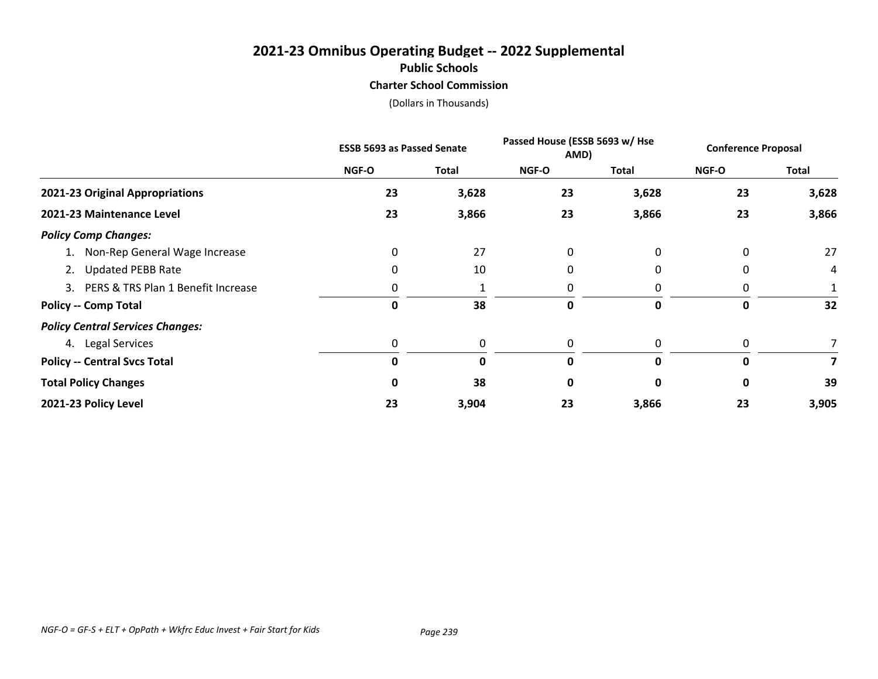# 2021-23 Omnibus Operating Budget -- 2022 Supplemental
## Public Schools
### Charter School Commission
(Dollars in Thousands)

| | ESSB 5693 as Passed Senate | | Passed House (ESSB 5693 w/ Hse AMD) | | Conference Proposal | |
|---|---|---|---|---|---|---|
| | NGF-O | Total | NGF-O | Total | NGF-O | Total |
| **2021-23 Original Appropriations** | **23** | **3,628** | **23** | **3,628** | **23** | **3,628** |
| **2021-23 Maintenance Level** | **23** | **3,866** | **23** | **3,866** | **23** | **3,866** |
| ***Policy Comp Changes:*** | | | | | | |
| 1. Non-Rep General Wage Increase | 0 | 27 | 0 | 0 | 0 | 27 |
| 2. Updated PEBB Rate | 0 | 10 | 0 | 0 | 0 | 4 |
| 3. PERS & TRS Plan 1 Benefit Increase | 0 | 1 | 0 | 0 | 0 | 1 |
| **Policy -- Comp Total** | **0** | **38** | **0** | **0** | **0** | **32** |
| ***Policy Central Services Changes:*** | | | | | | |
| 4. Legal Services | 0 | 0 | 0 | 0 | 0 | 7 |
| **Policy -- Central Svcs Total** | **0** | **0** | **0** | **0** | **0** | **7** |
| **Total Policy Changes** | **0** | **38** | **0** | **0** | **0** | **39** |
| **2021-23 Policy Level** | **23** | **3,904** | **23** | **3,866** | **23** | **3,905** |

*NGF-O = GF-S + ELT + OpPath + Wkfrc Educ Invest + Fair Start for Kids*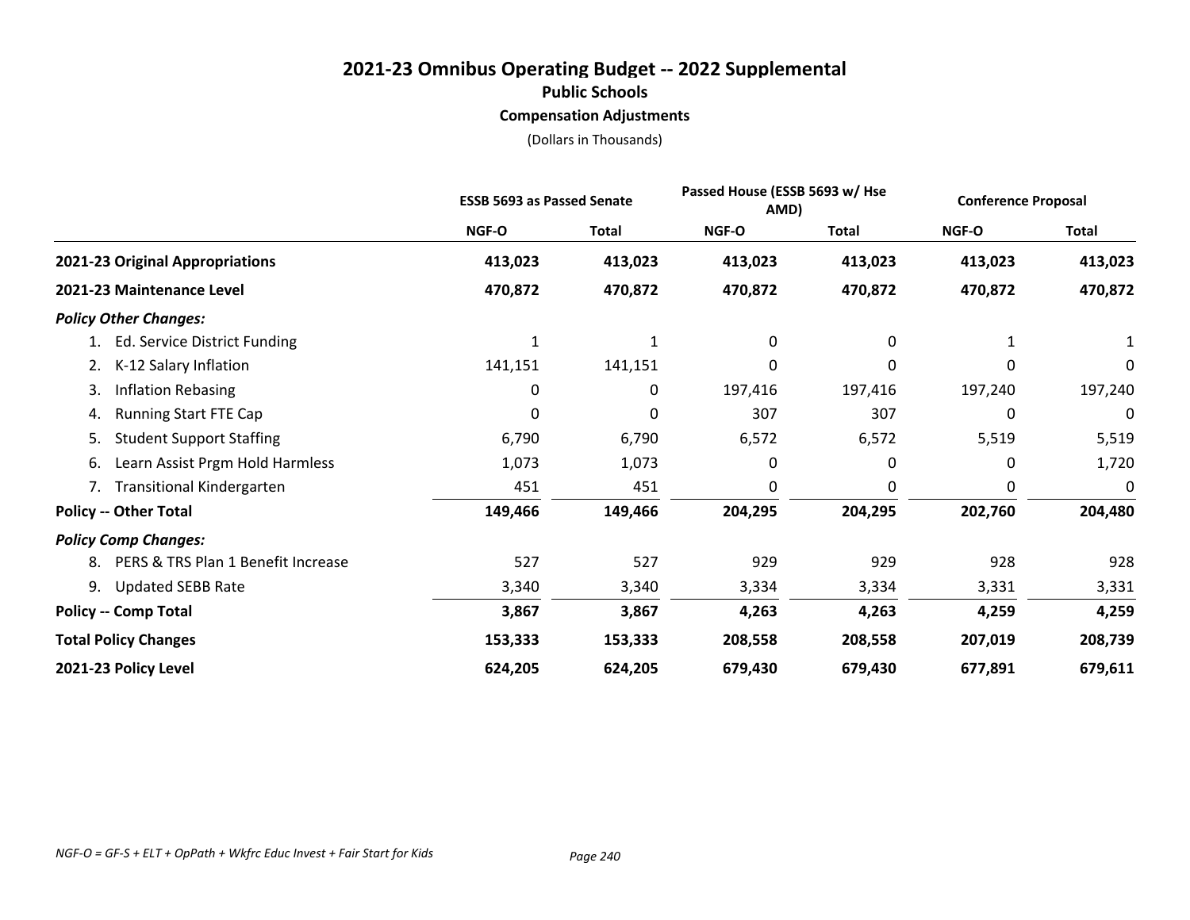# 2021-23 Omnibus Operating Budget -- 2022 Supplemental

## Public Schools

### Compensation Adjustments

(Dollars in Thousands)

| | ESSB 5693 as Passed Senate | | Passed House (ESSB 5693 w/ Hse AMD) | | Conference Proposal | |
|---|---|---|---|---|---|---|
| | NGF-O | Total | NGF-O | Total | NGF-O | Total |
| **2021-23 Original Appropriations** | **413,023** | **413,023** | **413,023** | **413,023** | **413,023** | **413,023** |
| **2021-23 Maintenance Level** | **470,872** | **470,872** | **470,872** | **470,872** | **470,872** | **470,872** |
| ***Policy Other Changes:*** | | | | | | |
| 1. Ed. Service District Funding | 1 | 1 | 0 | 0 | 1 | 1 |
| 2. K-12 Salary Inflation | 141,151 | 141,151 | 0 | 0 | 0 | 0 |
| 3. Inflation Rebasing | 0 | 0 | 197,416 | 197,416 | 197,240 | 197,240 |
| 4. Running Start FTE Cap | 0 | 0 | 307 | 307 | 0 | 0 |
| 5. Student Support Staffing | 6,790 | 6,790 | 6,572 | 6,572 | 5,519 | 5,519 |
| 6. Learn Assist Prgm Hold Harmless | 1,073 | 1,073 | 0 | 0 | 0 | 1,720 |
| 7. Transitional Kindergarten | 451 | 451 | 0 | 0 | 0 | 0 |
| **Policy -- Other Total** | **149,466** | **149,466** | **204,295** | **204,295** | **202,760** | **204,480** |
| ***Policy Comp Changes:*** | | | | | | |
| 8. PERS & TRS Plan 1 Benefit Increase | 527 | 527 | 929 | 929 | 928 | 928 |
| 9. Updated SEBB Rate | 3,340 | 3,340 | 3,334 | 3,334 | 3,331 | 3,331 |
| **Policy -- Comp Total** | **3,867** | **3,867** | **4,263** | **4,263** | **4,259** | **4,259** |
| **Total Policy Changes** | **153,333** | **153,333** | **208,558** | **208,558** | **207,019** | **208,739** |
| **2021-23 Policy Level** | **624,205** | **624,205** | **679,430** | **679,430** | **677,891** | **679,611** |

*NGF-O = GF-S + ELT + OpPath + Wkfrc Educ Invest + Fair Start for Kids*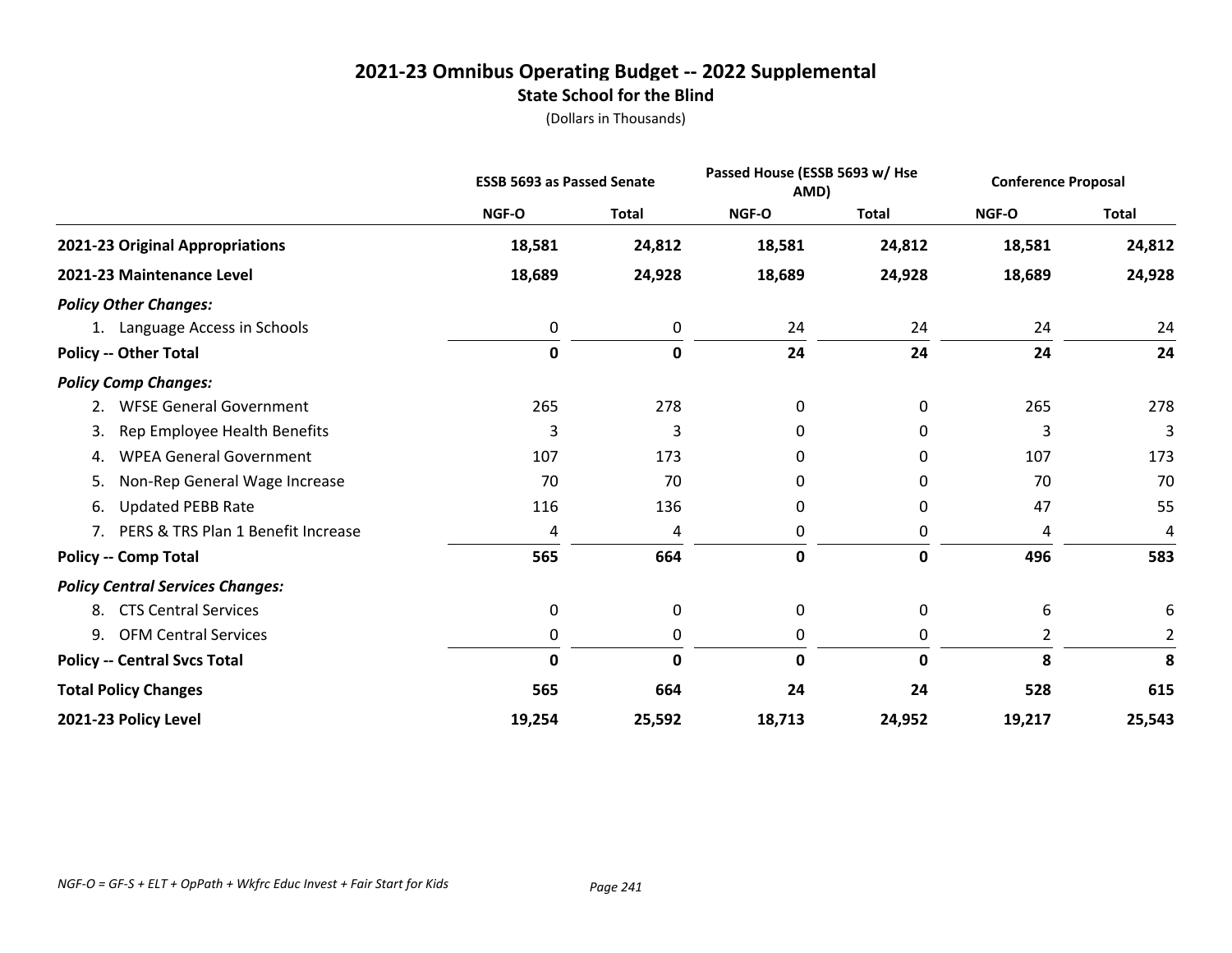# 2021-23 Omnibus Operating Budget -- 2022 Supplemental

## State School for the Blind

(Dollars in Thousands)

| | ESSB 5693 as Passed Senate | | Passed House (ESSB 5693 w/ Hse AMD) | | Conference Proposal | |
|---|---|---|---|---|---|---|
| | NGF-O | Total | NGF-O | Total | NGF-O | Total |
| **2021-23 Original Appropriations** | **18,581** | **24,812** | **18,581** | **24,812** | **18,581** | **24,812** |
| **2021-23 Maintenance Level** | **18,689** | **24,928** | **18,689** | **24,928** | **18,689** | **24,928** |
| ***Policy Other Changes:*** | | | | | | |
| 1. Language Access in Schools | 0 | 0 | 24 | 24 | 24 | 24 |
| **Policy -- Other Total** | **0** | **0** | **24** | **24** | **24** | **24** |
| ***Policy Comp Changes:*** | | | | | | |
| 2. WFSE General Government | 265 | 278 | 0 | 0 | 265 | 278 |
| 3. Rep Employee Health Benefits | 3 | 3 | 0 | 0 | 3 | 3 |
| 4. WPEA General Government | 107 | 173 | 0 | 0 | 107 | 173 |
| 5. Non-Rep General Wage Increase | 70 | 70 | 0 | 0 | 70 | 70 |
| 6. Updated PEBB Rate | 116 | 136 | 0 | 0 | 47 | 55 |
| 7. PERS & TRS Plan 1 Benefit Increase | 4 | 4 | 0 | 0 | 4 | 4 |
| **Policy -- Comp Total** | **565** | **664** | **0** | **0** | **496** | **583** |
| ***Policy Central Services Changes:*** | | | | | | |
| 8. CTS Central Services | 0 | 0 | 0 | 0 | 6 | 6 |
| 9. OFM Central Services | 0 | 0 | 0 | 0 | 2 | 2 |
| **Policy -- Central Svcs Total** | **0** | **0** | **0** | **0** | **8** | **8** |
| **Total Policy Changes** | **565** | **664** | **24** | **24** | **528** | **615** |
| **2021-23 Policy Level** | **19,254** | **25,592** | **18,713** | **24,952** | **19,217** | **25,543** |

*NGF-O = GF-S + ELT + OpPath + Wkfrc Educ Invest + Fair Start for Kids*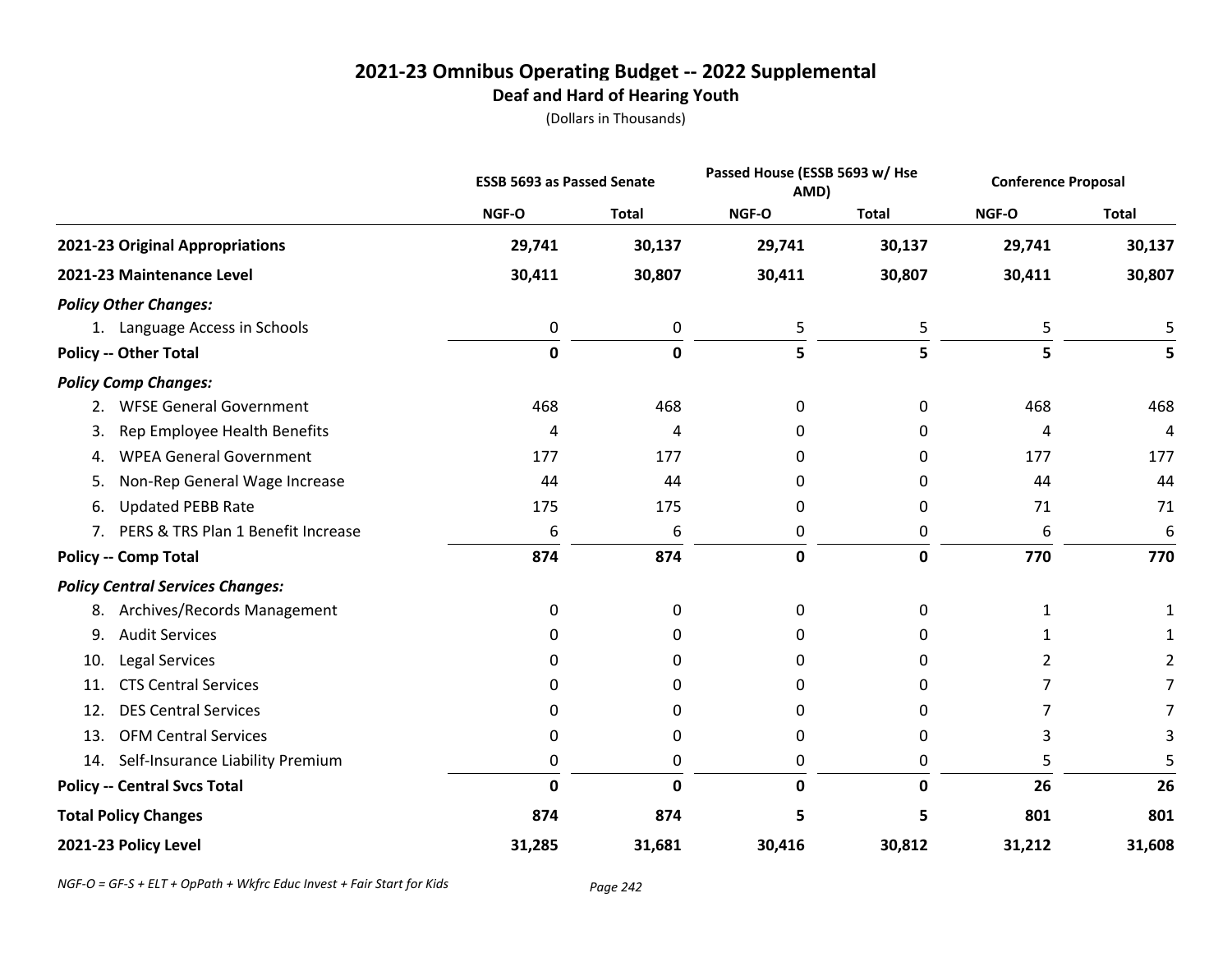# 2021-23 Omnibus Operating Budget -- 2022 Supplemental

## Deaf and Hard of Hearing Youth

(Dollars in Thousands)

| | ESSB 5693 as Passed Senate | | Passed House (ESSB 5693 w/ Hse AMD) | | Conference Proposal | |
|---|---|---|---|---|---|---|
| | NGF-O | Total | NGF-O | Total | NGF-O | Total |
| **2021-23 Original Appropriations** | **29,741** | **30,137** | **29,741** | **30,137** | **29,741** | **30,137** |
| **2021-23 Maintenance Level** | **30,411** | **30,807** | **30,411** | **30,807** | **30,411** | **30,807** |
| ***Policy Other Changes:*** | | | | | | |
| 1. Language Access in Schools | 0 | 0 | 5 | 5 | 5 | 5 |
| **Policy -- Other Total** | **0** | **0** | **5** | **5** | **5** | **5** |
| ***Policy Comp Changes:*** | | | | | | |
| 2. WFSE General Government | 468 | 468 | 0 | 0 | 468 | 468 |
| 3. Rep Employee Health Benefits | 4 | 4 | 0 | 0 | 4 | 4 |
| 4. WPEA General Government | 177 | 177 | 0 | 0 | 177 | 177 |
| 5. Non-Rep General Wage Increase | 44 | 44 | 0 | 0 | 44 | 44 |
| 6. Updated PEBB Rate | 175 | 175 | 0 | 0 | 71 | 71 |
| 7. PERS & TRS Plan 1 Benefit Increase | 6 | 6 | 0 | 0 | 6 | 6 |
| **Policy -- Comp Total** | **874** | **874** | **0** | **0** | **770** | **770** |
| ***Policy Central Services Changes:*** | | | | | | |
| 8. Archives/Records Management | 0 | 0 | 0 | 0 | 1 | 1 |
| 9. Audit Services | 0 | 0 | 0 | 0 | 1 | 1 |
| 10. Legal Services | 0 | 0 | 0 | 0 | 2 | 2 |
| 11. CTS Central Services | 0 | 0 | 0 | 0 | 7 | 7 |
| 12. DES Central Services | 0 | 0 | 0 | 0 | 7 | 7 |
| 13. OFM Central Services | 0 | 0 | 0 | 0 | 3 | 3 |
| 14. Self-Insurance Liability Premium | 0 | 0 | 0 | 0 | 5 | 5 |
| **Policy -- Central Svcs Total** | **0** | **0** | **0** | **0** | **26** | **26** |
| **Total Policy Changes** | **874** | **874** | **5** | **5** | **801** | **801** |
| **2021-23 Policy Level** | **31,285** | **31,681** | **30,416** | **30,812** | **31,212** | **31,608** |

*NGF-O = GF-S + ELT + OpPath + Wkfrc Educ Invest + Fair Start for Kids*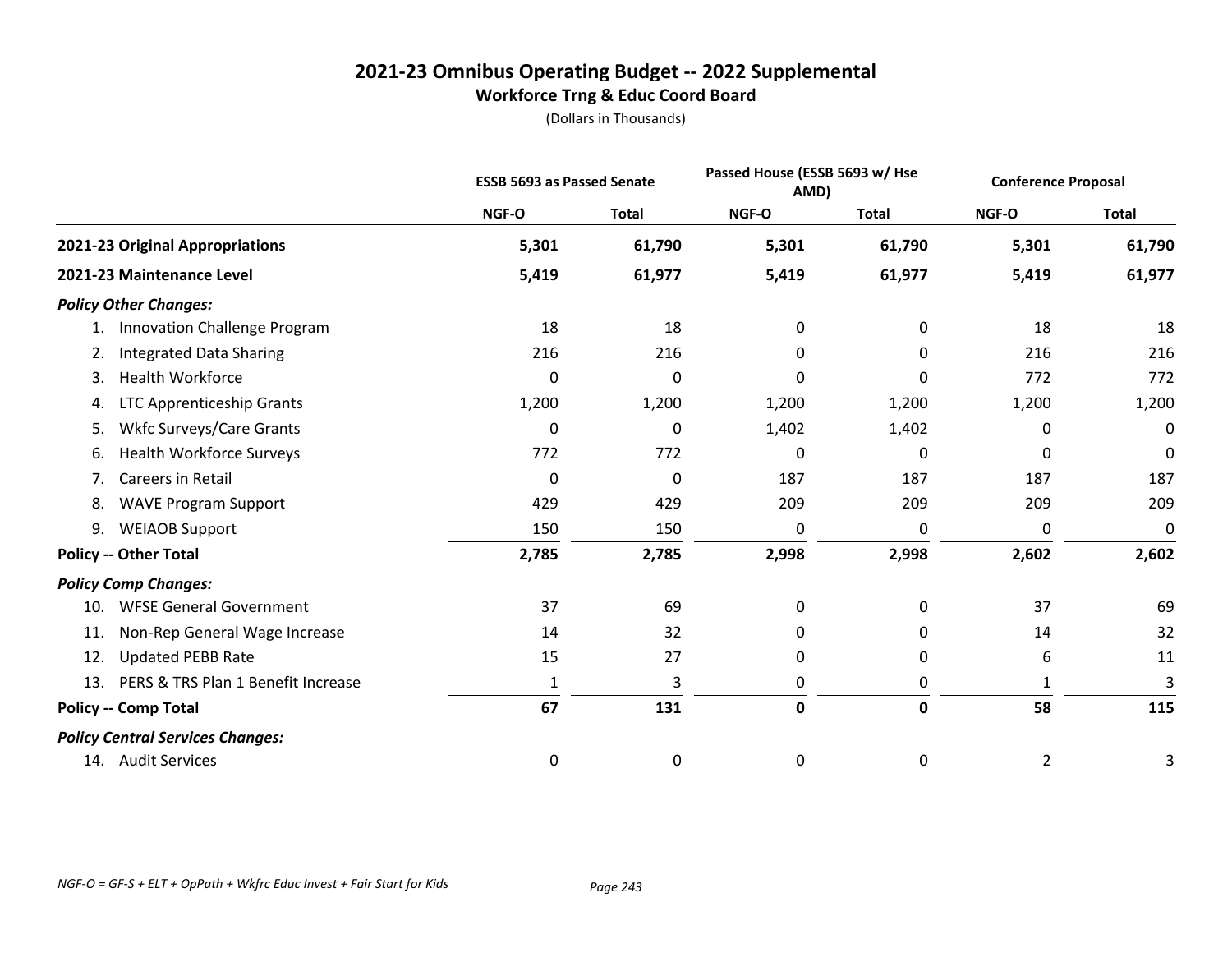# 2021-23 Omnibus Operating Budget -- 2022 Supplemental

## Workforce Trng & Educ Coord Board

(Dollars in Thousands)

| | ESSB 5693 as Passed Senate | | Passed House (ESSB 5693 w/ Hse AMD) | | Conference Proposal | |
|---|---|---|---|---|---|---|
| | NGF-O | Total | NGF-O | Total | NGF-O | Total |
| **2021-23 Original Appropriations** | **5,301** | **61,790** | **5,301** | **61,790** | **5,301** | **61,790** |
| **2021-23 Maintenance Level** | **5,419** | **61,977** | **5,419** | **61,977** | **5,419** | **61,977** |
| ***Policy Other Changes:*** | | | | | | |
| 1. Innovation Challenge Program | 18 | 18 | 0 | 0 | 18 | 18 |
| 2. Integrated Data Sharing | 216 | 216 | 0 | 0 | 216 | 216 |
| 3. Health Workforce | 0 | 0 | 0 | 0 | 772 | 772 |
| 4. LTC Apprenticeship Grants | 1,200 | 1,200 | 1,200 | 1,200 | 1,200 | 1,200 |
| 5. Wkfc Surveys/Care Grants | 0 | 0 | 1,402 | 1,402 | 0 | 0 |
| 6. Health Workforce Surveys | 772 | 772 | 0 | 0 | 0 | 0 |
| 7. Careers in Retail | 0 | 0 | 187 | 187 | 187 | 187 |
| 8. WAVE Program Support | 429 | 429 | 209 | 209 | 209 | 209 |
| 9. WEIAOB Support | 150 | 150 | 0 | 0 | 0 | 0 |
| **Policy -- Other Total** | **2,785** | **2,785** | **2,998** | **2,998** | **2,602** | **2,602** |
| ***Policy Comp Changes:*** | | | | | | |
| 10. WFSE General Government | 37 | 69 | 0 | 0 | 37 | 69 |
| 11. Non-Rep General Wage Increase | 14 | 32 | 0 | 0 | 14 | 32 |
| 12. Updated PEBB Rate | 15 | 27 | 0 | 0 | 6 | 11 |
| 13. PERS & TRS Plan 1 Benefit Increase | 1 | 3 | 0 | 0 | 1 | 3 |
| **Policy -- Comp Total** | **67** | **131** | **0** | **0** | **58** | **115** |
| ***Policy Central Services Changes:*** | | | | | | |
| 14. Audit Services | 0 | 0 | 0 | 0 | 2 | 3 |

*NGF-O = GF-S + ELT + OpPath + Wkfrc Educ Invest + Fair Start for Kids*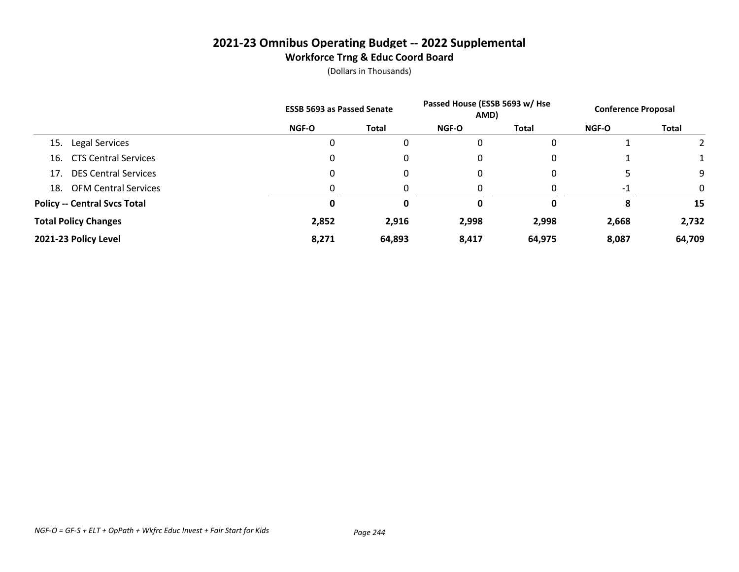# 2021-23 Omnibus Operating Budget -- 2022 Supplemental

## Workforce Trng & Educ Coord Board

(Dollars in Thousands)

| | ESSB 5693 as Passed Senate | | Passed House (ESSB 5693 w/ Hse AMD) | | Conference Proposal | |
|---|---|---|---|---|---|---|
| | NGF-O | Total | NGF-O | Total | NGF-O | Total |
| 15. Legal Services | 0 | 0 | 0 | 0 | 1 | 2 |
| 16. CTS Central Services | 0 | 0 | 0 | 0 | 1 | 1 |
| 17. DES Central Services | 0 | 0 | 0 | 0 | 5 | 9 |
| 18. OFM Central Services | 0 | 0 | 0 | 0 | -1 | 0 |
| **Policy -- Central Svcs Total** | **0** | **0** | **0** | **0** | **8** | **15** |
| **Total Policy Changes** | **2,852** | **2,916** | **2,998** | **2,998** | **2,668** | **2,732** |
| **2021-23 Policy Level** | **8,271** | **64,893** | **8,417** | **64,975** | **8,087** | **64,709** |

*NGF-O = GF-S + ELT + OpPath + Wkfrc Educ Invest + Fair Start for Kids*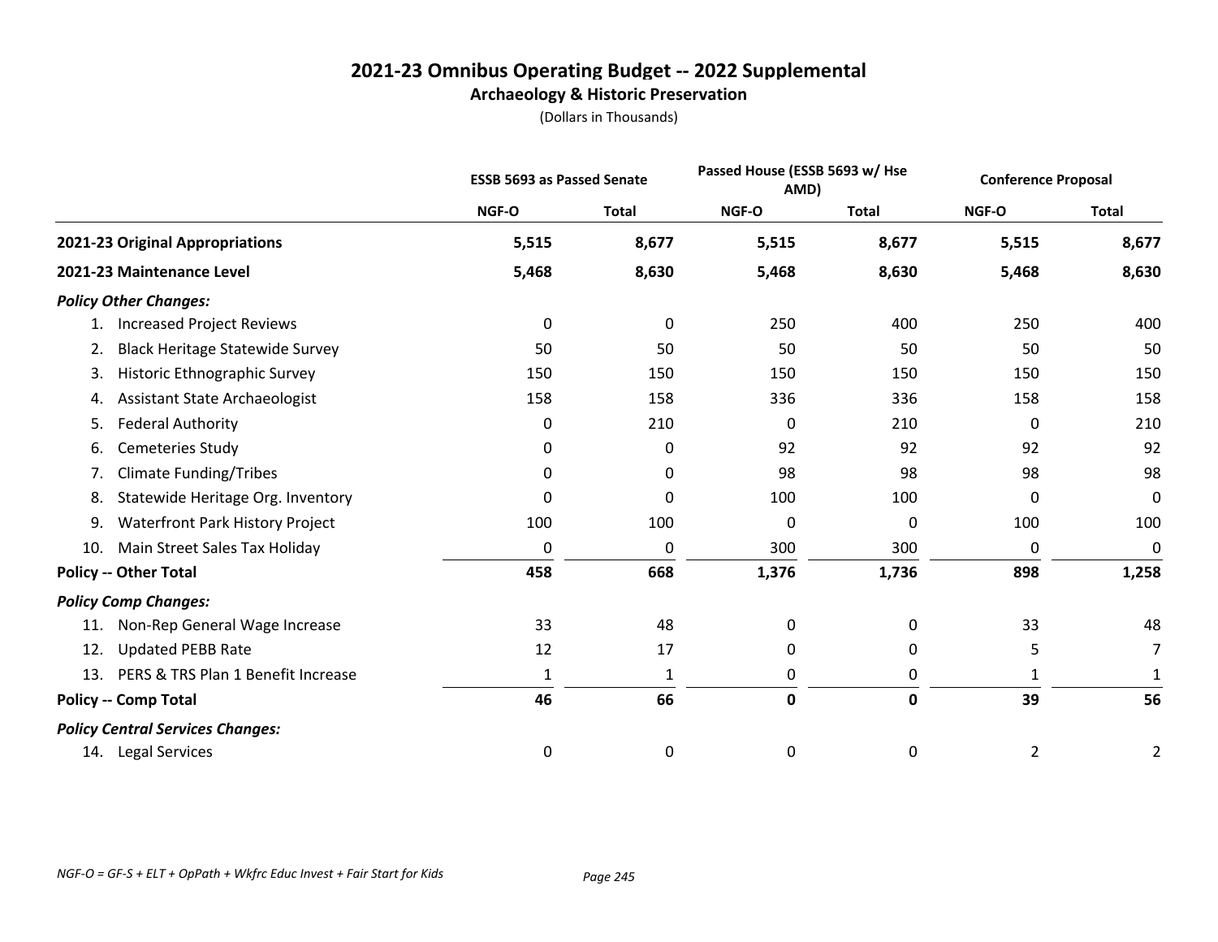# 2021-23 Omnibus Operating Budget -- 2022 Supplemental

## Archaeology & Historic Preservation

(Dollars in Thousands)

| | ESSB 5693 as Passed Senate | | Passed House (ESSB 5693 w/ Hse AMD) | | Conference Proposal | |
|---|---|---|---|---|---|---|
| | NGF-O | Total | NGF-O | Total | NGF-O | Total |
| **2021-23 Original Appropriations** | **5,515** | **8,677** | **5,515** | **8,677** | **5,515** | **8,677** |
| **2021-23 Maintenance Level** | **5,468** | **8,630** | **5,468** | **8,630** | **5,468** | **8,630** |
| ***Policy Other Changes:*** | | | | | | |
| 1. Increased Project Reviews | 0 | 0 | 250 | 400 | 250 | 400 |
| 2. Black Heritage Statewide Survey | 50 | 50 | 50 | 50 | 50 | 50 |
| 3. Historic Ethnographic Survey | 150 | 150 | 150 | 150 | 150 | 150 |
| 4. Assistant State Archaeologist | 158 | 158 | 336 | 336 | 158 | 158 |
| 5. Federal Authority | 0 | 210 | 0 | 210 | 0 | 210 |
| 6. Cemeteries Study | 0 | 0 | 92 | 92 | 92 | 92 |
| 7. Climate Funding/Tribes | 0 | 0 | 98 | 98 | 98 | 98 |
| 8. Statewide Heritage Org. Inventory | 0 | 0 | 100 | 100 | 0 | 0 |
| 9. Waterfront Park History Project | 100 | 100 | 0 | 0 | 100 | 100 |
| 10. Main Street Sales Tax Holiday | 0 | 0 | 300 | 300 | 0 | 0 |
| **Policy -- Other Total** | **458** | **668** | **1,376** | **1,736** | **898** | **1,258** |
| ***Policy Comp Changes:*** | | | | | | |
| 11. Non-Rep General Wage Increase | 33 | 48 | 0 | 0 | 33 | 48 |
| 12. Updated PEBB Rate | 12 | 17 | 0 | 0 | 5 | 7 |
| 13. PERS & TRS Plan 1 Benefit Increase | 1 | 1 | 0 | 0 | 1 | 1 |
| **Policy -- Comp Total** | **46** | **66** | **0** | **0** | **39** | **56** |
| ***Policy Central Services Changes:*** | | | | | | |
| 14. Legal Services | 0 | 0 | 0 | 0 | 2 | 2 |

*NGF-O = GF-S + ELT + OpPath + Wkfrc Educ Invest + Fair Start for Kids*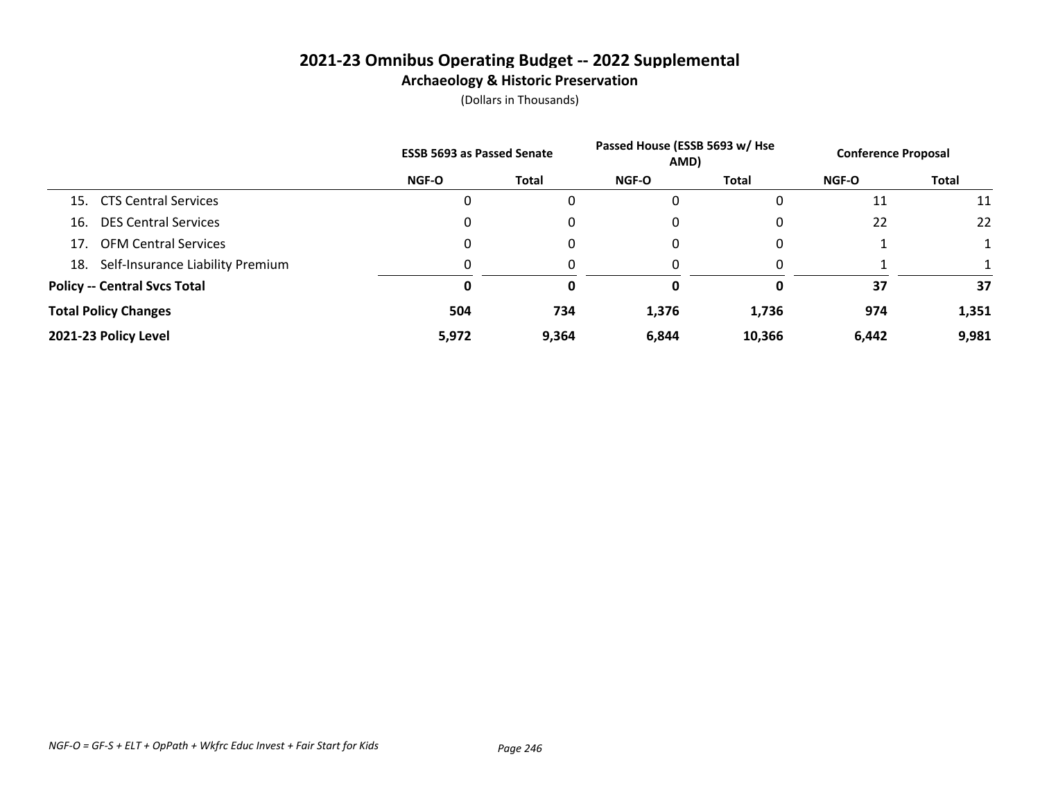# 2021-23 Omnibus Operating Budget -- 2022 Supplemental

## Archaeology & Historic Preservation

(Dollars in Thousands)

| | ESSB 5693 as Passed Senate | | Passed House (ESSB 5693 w/ Hse AMD) | | Conference Proposal | |
|---|---|---|---|---|---|---|
| | NGF-O | Total | NGF-O | Total | NGF-O | Total |
| 15. CTS Central Services | 0 | 0 | 0 | 0 | 11 | 11 |
| 16. DES Central Services | 0 | 0 | 0 | 0 | 22 | 22 |
| 17. OFM Central Services | 0 | 0 | 0 | 0 | 1 | 1 |
| 18. Self-Insurance Liability Premium | 0 | 0 | 0 | 0 | 1 | 1 |
| **Policy -- Central Svcs Total** | **0** | **0** | **0** | **0** | **37** | **37** |
| **Total Policy Changes** | **504** | **734** | **1,376** | **1,736** | **974** | **1,351** |
| **2021-23 Policy Level** | **5,972** | **9,364** | **6,844** | **10,366** | **6,442** | **9,981** |

*NGF-O = GF-S + ELT + OpPath + Wkfrc Educ Invest + Fair Start for Kids*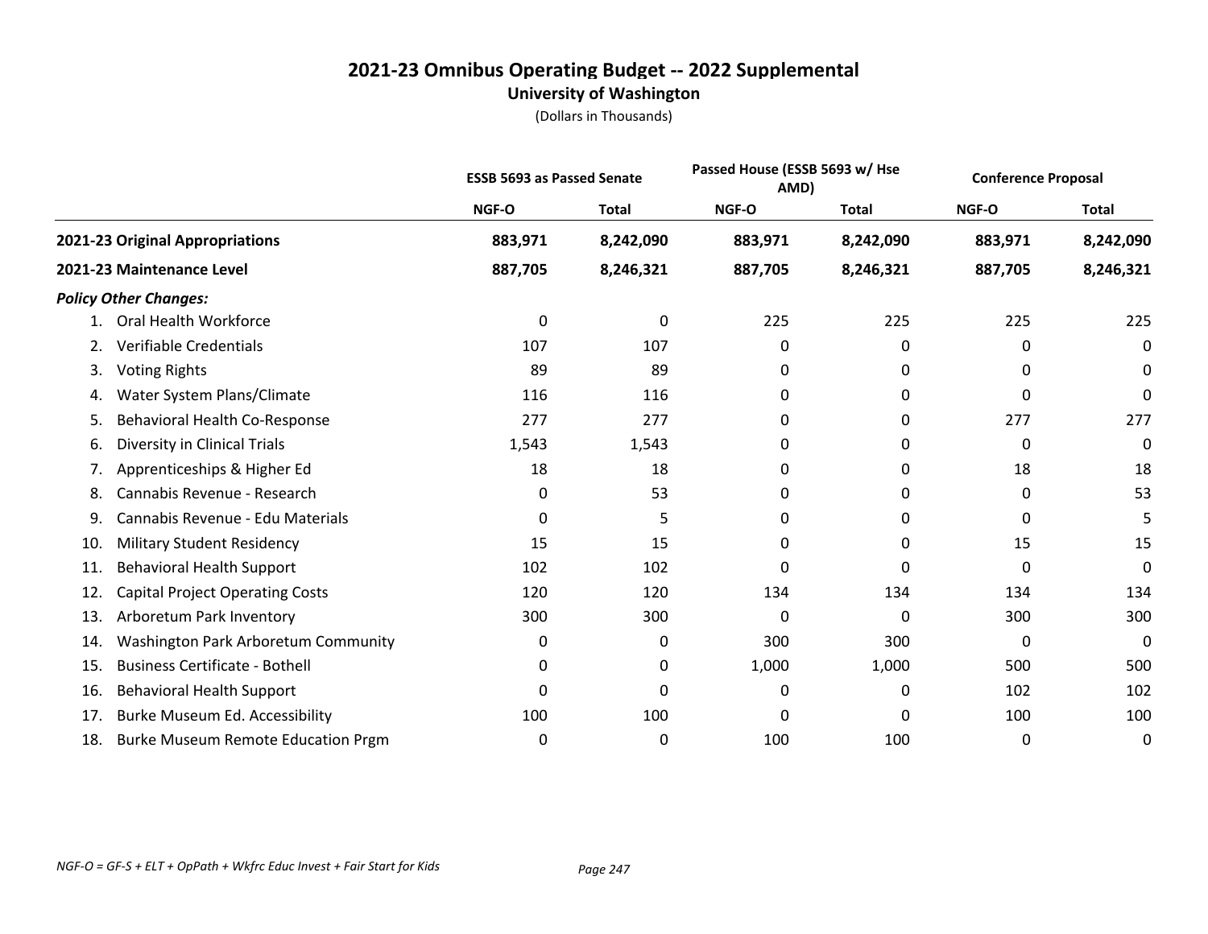# 2021-23 Omnibus Operating Budget -- 2022 Supplemental

## University of Washington

(Dollars in Thousands)

| | ESSB 5693 as Passed Senate | | Passed House (ESSB 5693 w/ Hse AMD) | | Conference Proposal | |
|---|---|---|---|---|---|---|
| | NGF-O | Total | NGF-O | Total | NGF-O | Total |
| **2021-23 Original Appropriations** | **883,971** | **8,242,090** | **883,971** | **8,242,090** | **883,971** | **8,242,090** |
| **2021-23 Maintenance Level** | **887,705** | **8,246,321** | **887,705** | **8,246,321** | **887,705** | **8,246,321** |
| ***Policy Other Changes:*** | | | | | | |
| 1. Oral Health Workforce | 0 | 0 | 225 | 225 | 225 | 225 |
| 2. Verifiable Credentials | 107 | 107 | 0 | 0 | 0 | 0 |
| 3. Voting Rights | 89 | 89 | 0 | 0 | 0 | 0 |
| 4. Water System Plans/Climate | 116 | 116 | 0 | 0 | 0 | 0 |
| 5. Behavioral Health Co-Response | 277 | 277 | 0 | 0 | 277 | 277 |
| 6. Diversity in Clinical Trials | 1,543 | 1,543 | 0 | 0 | 0 | 0 |
| 7. Apprenticeships & Higher Ed | 18 | 18 | 0 | 0 | 18 | 18 |
| 8. Cannabis Revenue - Research | 0 | 53 | 0 | 0 | 0 | 53 |
| 9. Cannabis Revenue - Edu Materials | 0 | 5 | 0 | 0 | 0 | 5 |
| 10. Military Student Residency | 15 | 15 | 0 | 0 | 15 | 15 |
| 11. Behavioral Health Support | 102 | 102 | 0 | 0 | 0 | 0 |
| 12. Capital Project Operating Costs | 120 | 120 | 134 | 134 | 134 | 134 |
| 13. Arboretum Park Inventory | 300 | 300 | 0 | 0 | 300 | 300 |
| 14. Washington Park Arboretum Community | 0 | 0 | 300 | 300 | 0 | 0 |
| 15. Business Certificate - Bothell | 0 | 0 | 1,000 | 1,000 | 500 | 500 |
| 16. Behavioral Health Support | 0 | 0 | 0 | 0 | 102 | 102 |
| 17. Burke Museum Ed. Accessibility | 100 | 100 | 0 | 0 | 100 | 100 |
| 18. Burke Museum Remote Education Prgm | 0 | 0 | 100 | 100 | 0 | 0 |

*NGF-O = GF-S + ELT + OpPath + Wkfrc Educ Invest + Fair Start for Kids*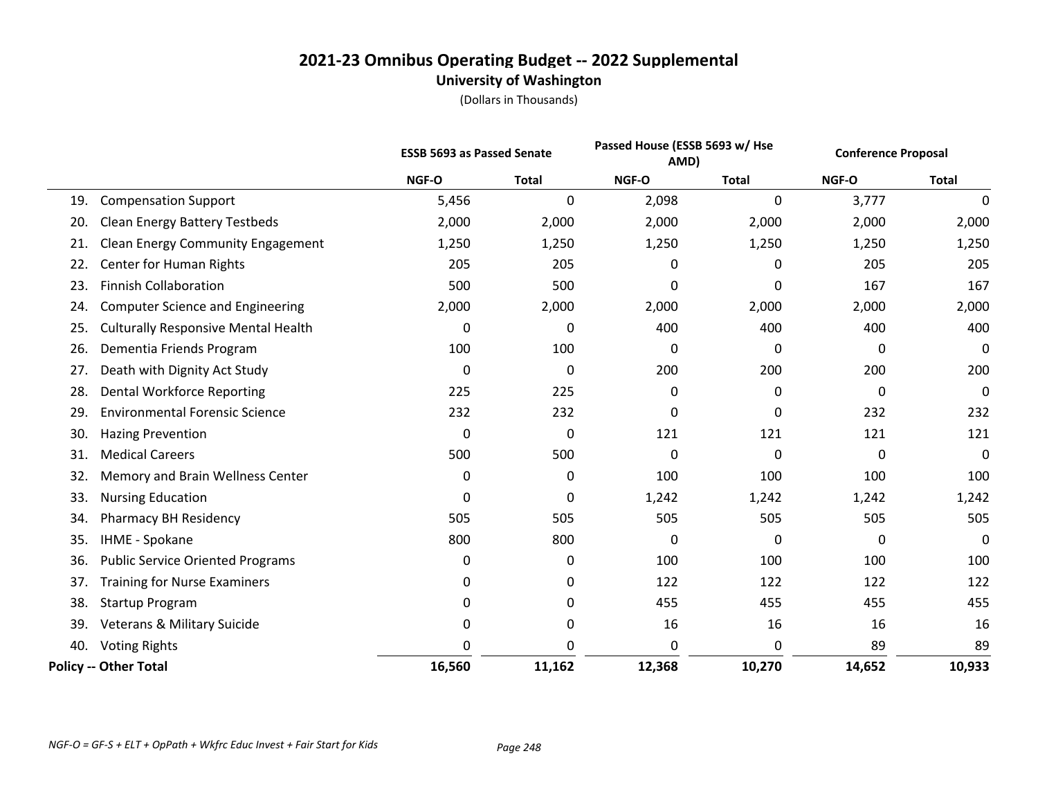# 2021-23 Omnibus Operating Budget -- 2022 Supplemental

## University of Washington

(Dollars in Thousands)

| | ESSB 5693 as Passed Senate | | Passed House (ESSB 5693 w/ Hse AMD) | | Conference Proposal | |
|---|---|---|---|---|---|---|
| | NGF-O | Total | NGF-O | Total | NGF-O | Total |
| 19. Compensation Support | 5,456 | 0 | 2,098 | 0 | 3,777 | 0 |
| 20. Clean Energy Battery Testbeds | 2,000 | 2,000 | 2,000 | 2,000 | 2,000 | 2,000 |
| 21. Clean Energy Community Engagement | 1,250 | 1,250 | 1,250 | 1,250 | 1,250 | 1,250 |
| 22. Center for Human Rights | 205 | 205 | 0 | 0 | 205 | 205 |
| 23. Finnish Collaboration | 500 | 500 | 0 | 0 | 167 | 167 |
| 24. Computer Science and Engineering | 2,000 | 2,000 | 2,000 | 2,000 | 2,000 | 2,000 |
| 25. Culturally Responsive Mental Health | 0 | 0 | 400 | 400 | 400 | 400 |
| 26. Dementia Friends Program | 100 | 100 | 0 | 0 | 0 | 0 |
| 27. Death with Dignity Act Study | 0 | 0 | 200 | 200 | 200 | 200 |
| 28. Dental Workforce Reporting | 225 | 225 | 0 | 0 | 0 | 0 |
| 29. Environmental Forensic Science | 232 | 232 | 0 | 0 | 232 | 232 |
| 30. Hazing Prevention | 0 | 0 | 121 | 121 | 121 | 121 |
| 31. Medical Careers | 500 | 500 | 0 | 0 | 0 | 0 |
| 32. Memory and Brain Wellness Center | 0 | 0 | 100 | 100 | 100 | 100 |
| 33. Nursing Education | 0 | 0 | 1,242 | 1,242 | 1,242 | 1,242 |
| 34. Pharmacy BH Residency | 505 | 505 | 505 | 505 | 505 | 505 |
| 35. IHME - Spokane | 800 | 800 | 0 | 0 | 0 | 0 |
| 36. Public Service Oriented Programs | 0 | 0 | 100 | 100 | 100 | 100 |
| 37. Training for Nurse Examiners | 0 | 0 | 122 | 122 | 122 | 122 |
| 38. Startup Program | 0 | 0 | 455 | 455 | 455 | 455 |
| 39. Veterans & Military Suicide | 0 | 0 | 16 | 16 | 16 | 16 |
| 40. Voting Rights | 0 | 0 | 0 | 0 | 89 | 89 |
| **Policy -- Other Total** | **16,560** | **11,162** | **12,368** | **10,270** | **14,652** | **10,933** |

*NGF-O = GF-S + ELT + OpPath + Wkfrc Educ Invest + Fair Start for Kids*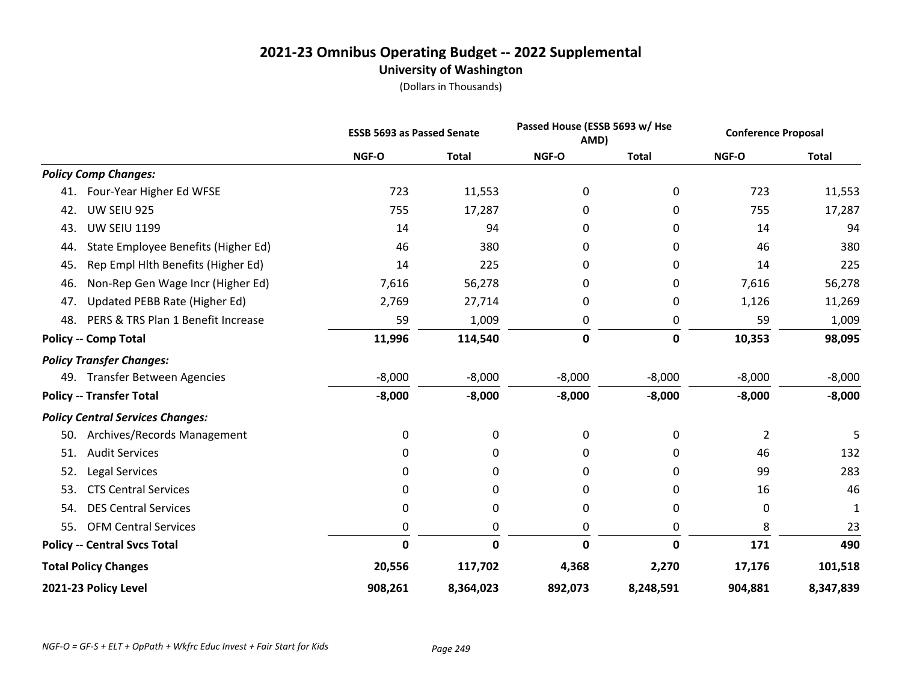# 2021-23 Omnibus Operating Budget -- 2022 Supplemental

## University of Washington

(Dollars in Thousands)

| | ESSB 5693 as Passed Senate | | Passed House (ESSB 5693 w/ Hse AMD) | | Conference Proposal | |
|---|---|---|---|---|---|---|
| | NGF-O | Total | NGF-O | Total | NGF-O | Total |
| ***Policy Comp Changes:*** | | | | | | |
| 41. Four-Year Higher Ed WFSE | 723 | 11,553 | 0 | 0 | 723 | 11,553 |
| 42. UW SEIU 925 | 755 | 17,287 | 0 | 0 | 755 | 17,287 |
| 43. UW SEIU 1199 | 14 | 94 | 0 | 0 | 14 | 94 |
| 44. State Employee Benefits (Higher Ed) | 46 | 380 | 0 | 0 | 46 | 380 |
| 45. Rep Empl Hlth Benefits (Higher Ed) | 14 | 225 | 0 | 0 | 14 | 225 |
| 46. Non-Rep Gen Wage Incr (Higher Ed) | 7,616 | 56,278 | 0 | 0 | 7,616 | 56,278 |
| 47. Updated PEBB Rate (Higher Ed) | 2,769 | 27,714 | 0 | 0 | 1,126 | 11,269 |
| 48. PERS & TRS Plan 1 Benefit Increase | 59 | 1,009 | 0 | 0 | 59 | 1,009 |
| **Policy -- Comp Total** | **11,996** | **114,540** | **0** | **0** | **10,353** | **98,095** |
| ***Policy Transfer Changes:*** | | | | | | |
| 49. Transfer Between Agencies | -8,000 | -8,000 | -8,000 | -8,000 | -8,000 | -8,000 |
| **Policy -- Transfer Total** | **-8,000** | **-8,000** | **-8,000** | **-8,000** | **-8,000** | **-8,000** |
| ***Policy Central Services Changes:*** | | | | | | |
| 50. Archives/Records Management | 0 | 0 | 0 | 0 | 2 | 5 |
| 51. Audit Services | 0 | 0 | 0 | 0 | 46 | 132 |
| 52. Legal Services | 0 | 0 | 0 | 0 | 99 | 283 |
| 53. CTS Central Services | 0 | 0 | 0 | 0 | 16 | 46 |
| 54. DES Central Services | 0 | 0 | 0 | 0 | 0 | 1 |
| 55. OFM Central Services | 0 | 0 | 0 | 0 | 8 | 23 |
| **Policy -- Central Svcs Total** | **0** | **0** | **0** | **0** | **171** | **490** |
| **Total Policy Changes** | **20,556** | **117,702** | **4,368** | **2,270** | **17,176** | **101,518** |
| **2021-23 Policy Level** | **908,261** | **8,364,023** | **892,073** | **8,248,591** | **904,881** | **8,347,839** |

*NGF-O = GF-S + ELT + OpPath + Wkfrc Educ Invest + Fair Start for Kids*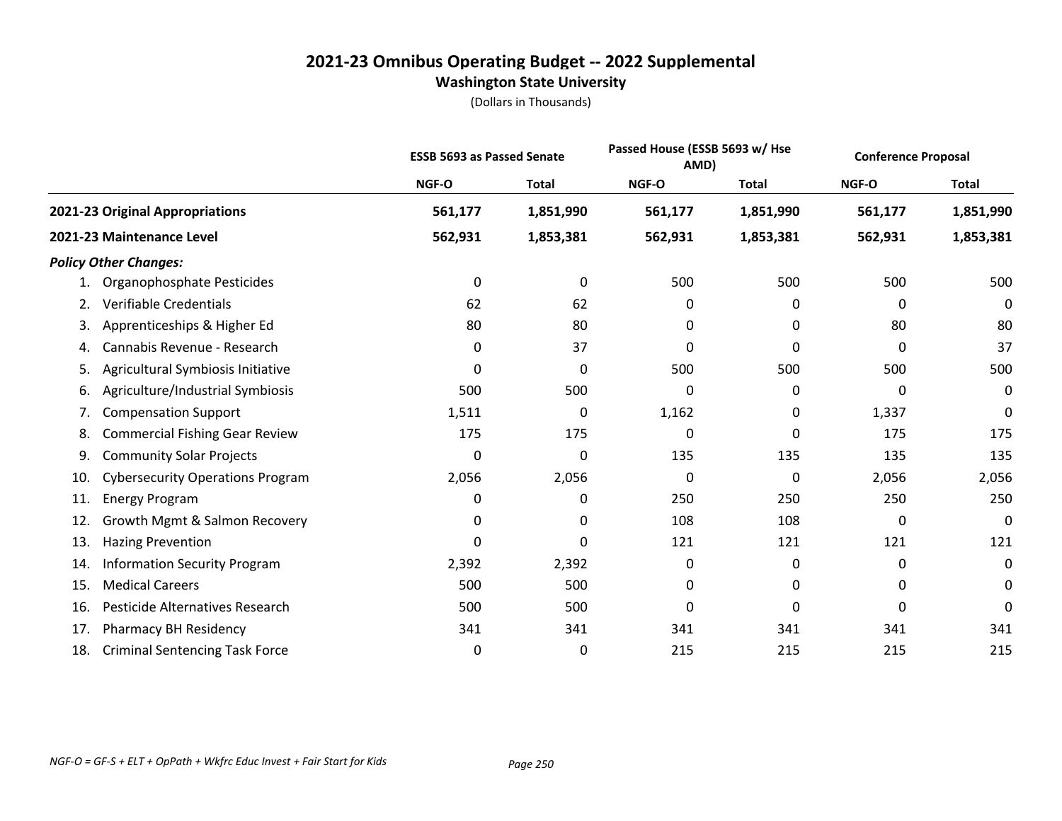# 2021-23 Omnibus Operating Budget -- 2022 Supplemental

## Washington State University

(Dollars in Thousands)

| | ESSB 5693 as Passed Senate | | Passed House (ESSB 5693 w/ Hse AMD) | | Conference Proposal | |
|---|---|---|---|---|---|---|
| | NGF-O | Total | NGF-O | Total | NGF-O | Total |
| **2021-23 Original Appropriations** | **561,177** | **1,851,990** | **561,177** | **1,851,990** | **561,177** | **1,851,990** |
| **2021-23 Maintenance Level** | **562,931** | **1,853,381** | **562,931** | **1,853,381** | **562,931** | **1,853,381** |
| ***Policy Other Changes:*** | | | | | | |
| 1. Organophosphate Pesticides | 0 | 0 | 500 | 500 | 500 | 500 |
| 2. Verifiable Credentials | 62 | 62 | 0 | 0 | 0 | 0 |
| 3. Apprenticeships & Higher Ed | 80 | 80 | 0 | 0 | 80 | 80 |
| 4. Cannabis Revenue - Research | 0 | 37 | 0 | 0 | 0 | 37 |
| 5. Agricultural Symbiosis Initiative | 0 | 0 | 500 | 500 | 500 | 500 |
| 6. Agriculture/Industrial Symbiosis | 500 | 500 | 0 | 0 | 0 | 0 |
| 7. Compensation Support | 1,511 | 0 | 1,162 | 0 | 1,337 | 0 |
| 8. Commercial Fishing Gear Review | 175 | 175 | 0 | 0 | 175 | 175 |
| 9. Community Solar Projects | 0 | 0 | 135 | 135 | 135 | 135 |
| 10. Cybersecurity Operations Program | 2,056 | 2,056 | 0 | 0 | 2,056 | 2,056 |
| 11. Energy Program | 0 | 0 | 250 | 250 | 250 | 250 |
| 12. Growth Mgmt & Salmon Recovery | 0 | 0 | 108 | 108 | 0 | 0 |
| 13. Hazing Prevention | 0 | 0 | 121 | 121 | 121 | 121 |
| 14. Information Security Program | 2,392 | 2,392 | 0 | 0 | 0 | 0 |
| 15. Medical Careers | 500 | 500 | 0 | 0 | 0 | 0 |
| 16. Pesticide Alternatives Research | 500 | 500 | 0 | 0 | 0 | 0 |
| 17. Pharmacy BH Residency | 341 | 341 | 341 | 341 | 341 | 341 |
| 18. Criminal Sentencing Task Force | 0 | 0 | 215 | 215 | 215 | 215 |

*NGF-O = GF-S + ELT + OpPath + Wkfrc Educ Invest + Fair Start for Kids*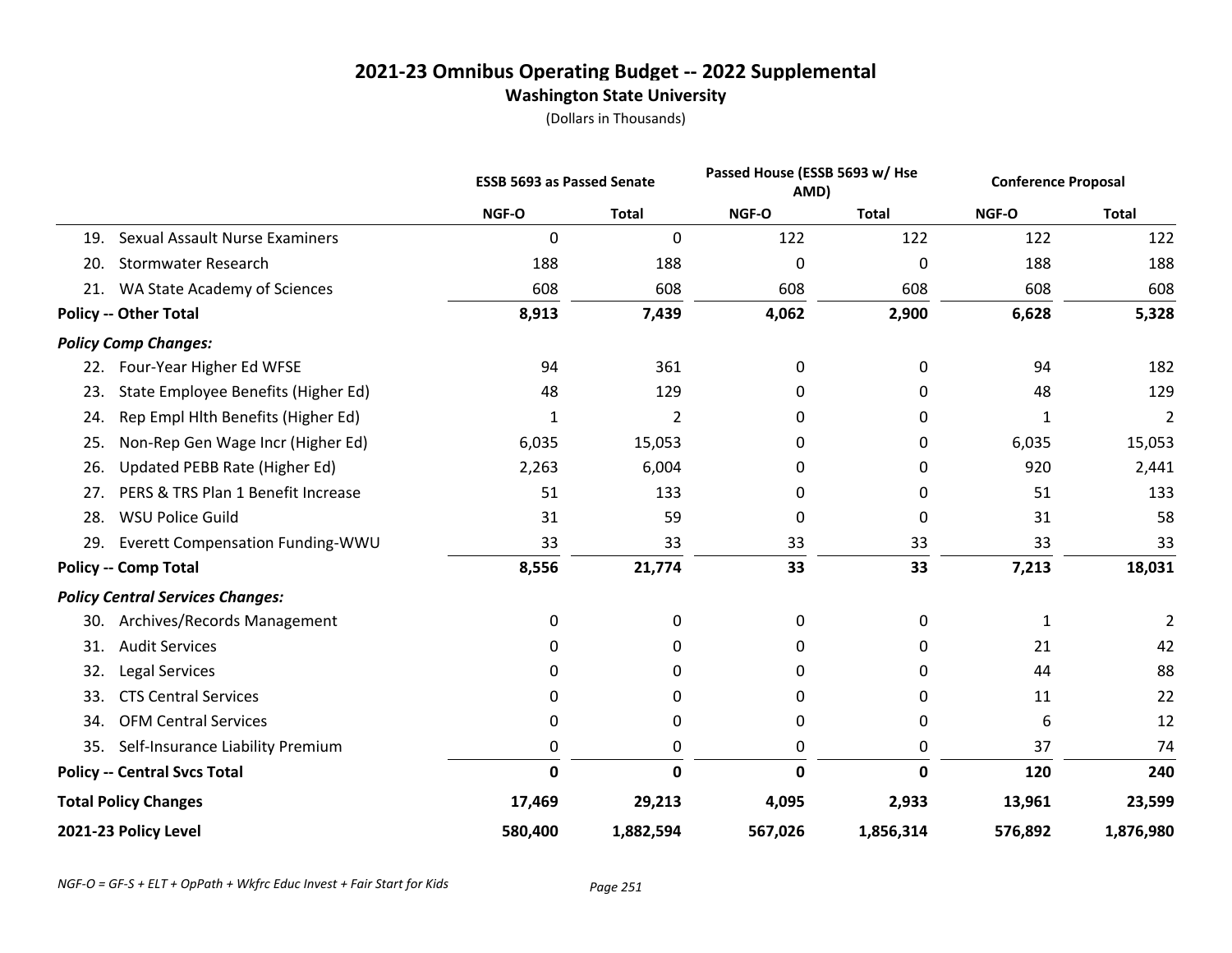# 2021-23 Omnibus Operating Budget -- 2022 Supplemental

## Washington State University

(Dollars in Thousands)

| | ESSB 5693 as Passed Senate | | Passed House (ESSB 5693 w/ Hse AMD) | | Conference Proposal | |
|---|---|---|---|---|---|---|
| | NGF-O | Total | NGF-O | Total | NGF-O | Total |
| 19. Sexual Assault Nurse Examiners | 0 | 0 | 122 | 122 | 122 | 122 |
| 20. Stormwater Research | 188 | 188 | 0 | 0 | 188 | 188 |
| 21. WA State Academy of Sciences | 608 | 608 | 608 | 608 | 608 | 608 |
| **Policy -- Other Total** | **8,913** | **7,439** | **4,062** | **2,900** | **6,628** | **5,328** |
| ***Policy Comp Changes:*** | | | | | | |
| 22. Four-Year Higher Ed WFSE | 94 | 361 | 0 | 0 | 94 | 182 |
| 23. State Employee Benefits (Higher Ed) | 48 | 129 | 0 | 0 | 48 | 129 |
| 24. Rep Empl Hlth Benefits (Higher Ed) | 1 | 2 | 0 | 0 | 1 | 2 |
| 25. Non-Rep Gen Wage Incr (Higher Ed) | 6,035 | 15,053 | 0 | 0 | 6,035 | 15,053 |
| 26. Updated PEBB Rate (Higher Ed) | 2,263 | 6,004 | 0 | 0 | 920 | 2,441 |
| 27. PERS & TRS Plan 1 Benefit Increase | 51 | 133 | 0 | 0 | 51 | 133 |
| 28. WSU Police Guild | 31 | 59 | 0 | 0 | 31 | 58 |
| 29. Everett Compensation Funding-WWU | 33 | 33 | 33 | 33 | 33 | 33 |
| **Policy -- Comp Total** | **8,556** | **21,774** | **33** | **33** | **7,213** | **18,031** |
| ***Policy Central Services Changes:*** | | | | | | |
| 30. Archives/Records Management | 0 | 0 | 0 | 0 | 1 | 2 |
| 31. Audit Services | 0 | 0 | 0 | 0 | 21 | 42 |
| 32. Legal Services | 0 | 0 | 0 | 0 | 44 | 88 |
| 33. CTS Central Services | 0 | 0 | 0 | 0 | 11 | 22 |
| 34. OFM Central Services | 0 | 0 | 0 | 0 | 6 | 12 |
| 35. Self-Insurance Liability Premium | 0 | 0 | 0 | 0 | 37 | 74 |
| **Policy -- Central Svcs Total** | **0** | **0** | **0** | **0** | **120** | **240** |
| **Total Policy Changes** | **17,469** | **29,213** | **4,095** | **2,933** | **13,961** | **23,599** |
| **2021-23 Policy Level** | **580,400** | **1,882,594** | **567,026** | **1,856,314** | **576,892** | **1,876,980** |

*NGF-O = GF-S + ELT + OpPath + Wkfrc Educ Invest + Fair Start for Kids*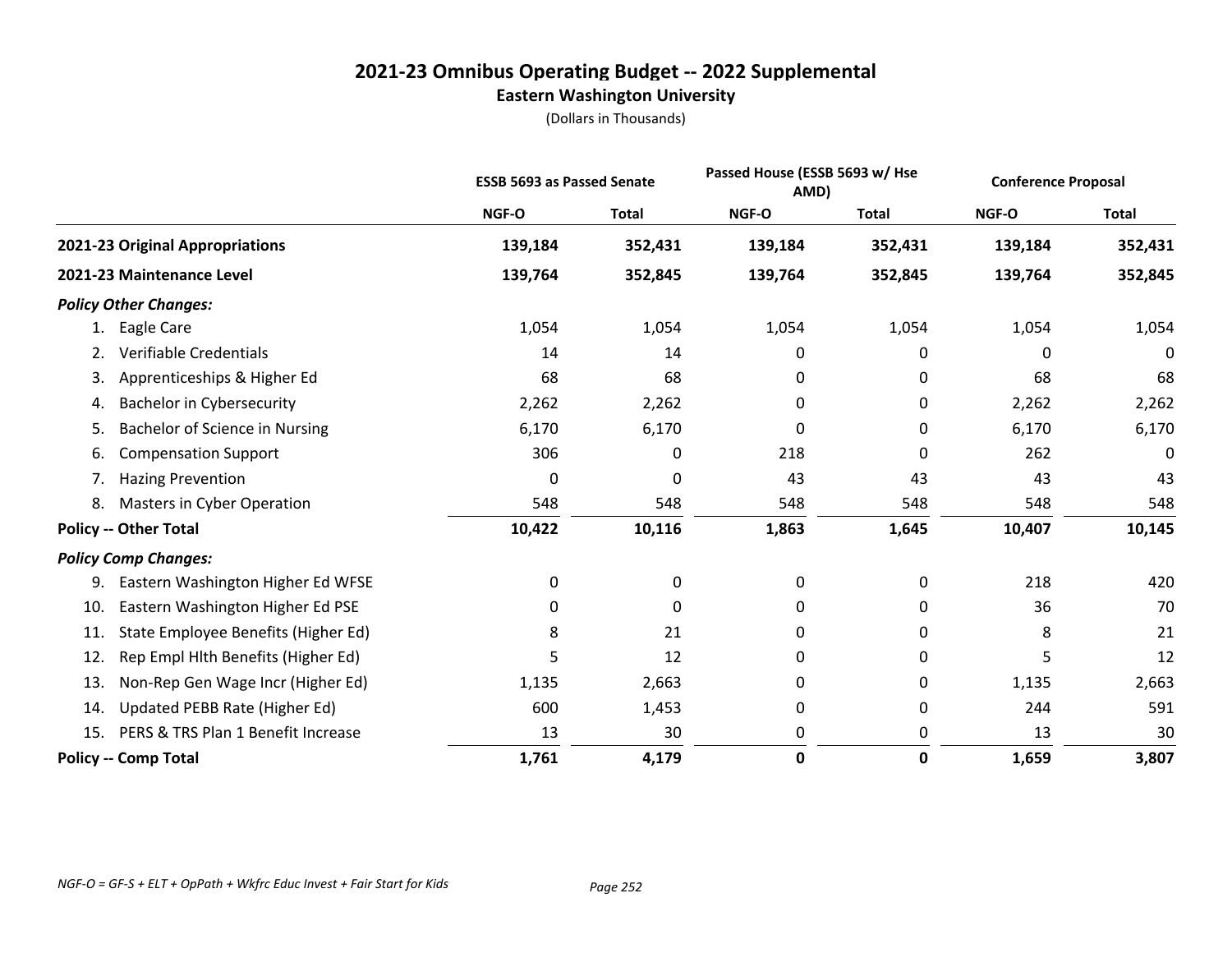# 2021-23 Omnibus Operating Budget -- 2022 Supplemental

## Eastern Washington University

(Dollars in Thousands)

| | ESSB 5693 as Passed Senate | | Passed House (ESSB 5693 w/ Hse AMD) | | Conference Proposal | |
|---|---|---|---|---|---|---|
| | NGF-O | Total | NGF-O | Total | NGF-O | Total |
| **2021-23 Original Appropriations** | **139,184** | **352,431** | **139,184** | **352,431** | **139,184** | **352,431** |
| **2021-23 Maintenance Level** | **139,764** | **352,845** | **139,764** | **352,845** | **139,764** | **352,845** |
| ***Policy Other Changes:*** | | | | | | |
| 1. Eagle Care | 1,054 | 1,054 | 1,054 | 1,054 | 1,054 | 1,054 |
| 2. Verifiable Credentials | 14 | 14 | 0 | 0 | 0 | 0 |
| 3. Apprenticeships & Higher Ed | 68 | 68 | 0 | 0 | 68 | 68 |
| 4. Bachelor in Cybersecurity | 2,262 | 2,262 | 0 | 0 | 2,262 | 2,262 |
| 5. Bachelor of Science in Nursing | 6,170 | 6,170 | 0 | 0 | 6,170 | 6,170 |
| 6. Compensation Support | 306 | 0 | 218 | 0 | 262 | 0 |
| 7. Hazing Prevention | 0 | 0 | 43 | 43 | 43 | 43 |
| 8. Masters in Cyber Operation | 548 | 548 | 548 | 548 | 548 | 548 |
| **Policy -- Other Total** | **10,422** | **10,116** | **1,863** | **1,645** | **10,407** | **10,145** |
| ***Policy Comp Changes:*** | | | | | | |
| 9. Eastern Washington Higher Ed WFSE | 0 | 0 | 0 | 0 | 218 | 420 |
| 10. Eastern Washington Higher Ed PSE | 0 | 0 | 0 | 0 | 36 | 70 |
| 11. State Employee Benefits (Higher Ed) | 8 | 21 | 0 | 0 | 8 | 21 |
| 12. Rep Empl Hlth Benefits (Higher Ed) | 5 | 12 | 0 | 0 | 5 | 12 |
| 13. Non-Rep Gen Wage Incr (Higher Ed) | 1,135 | 2,663 | 0 | 0 | 1,135 | 2,663 |
| 14. Updated PEBB Rate (Higher Ed) | 600 | 1,453 | 0 | 0 | 244 | 591 |
| 15. PERS & TRS Plan 1 Benefit Increase | 13 | 30 | 0 | 0 | 13 | 30 |
| **Policy -- Comp Total** | **1,761** | **4,179** | **0** | **0** | **1,659** | **3,807** |

*NGF-O = GF-S + ELT + OpPath + Wkfrc Educ Invest + Fair Start for Kids*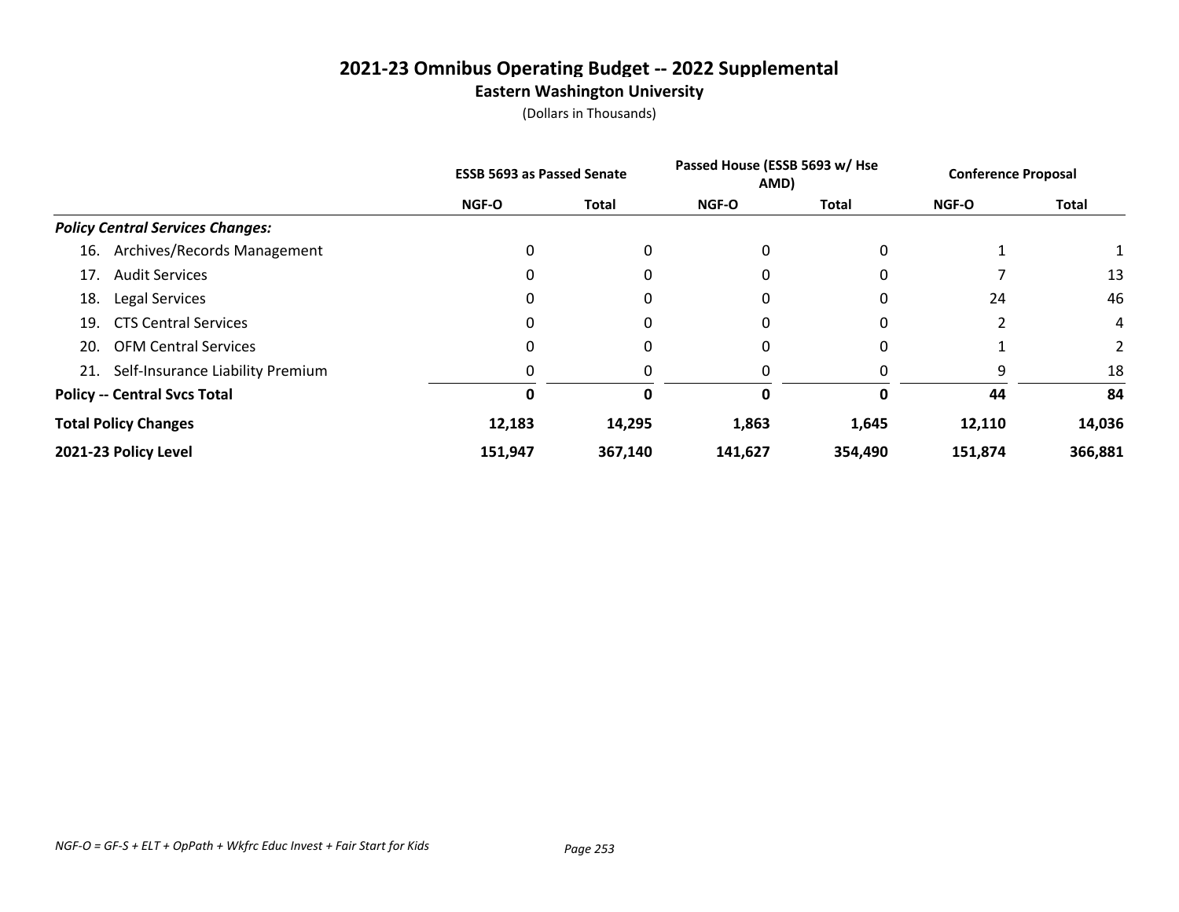# 2021-23 Omnibus Operating Budget -- 2022 Supplemental

## Eastern Washington University

(Dollars in Thousands)

| | ESSB 5693 as Passed Senate | | Passed House (ESSB 5693 w/ Hse AMD) | | Conference Proposal | |
|---|---|---|---|---|---|---|
| | NGF-O | Total | NGF-O | Total | NGF-O | Total |
| ***Policy Central Services Changes:*** | | | | | | |
| 16. Archives/Records Management | 0 | 0 | 0 | 0 | 1 | 1 |
| 17. Audit Services | 0 | 0 | 0 | 0 | 7 | 13 |
| 18. Legal Services | 0 | 0 | 0 | 0 | 24 | 46 |
| 19. CTS Central Services | 0 | 0 | 0 | 0 | 2 | 4 |
| 20. OFM Central Services | 0 | 0 | 0 | 0 | 1 | 2 |
| 21. Self-Insurance Liability Premium | 0 | 0 | 0 | 0 | 9 | 18 |
| **Policy -- Central Svcs Total** | **0** | **0** | **0** | **0** | **44** | **84** |
| **Total Policy Changes** | **12,183** | **14,295** | **1,863** | **1,645** | **12,110** | **14,036** |
| **2021-23 Policy Level** | **151,947** | **367,140** | **141,627** | **354,490** | **151,874** | **366,881** |

*NGF-O = GF-S + ELT + OpPath + Wkfrc Educ Invest + Fair Start for Kids*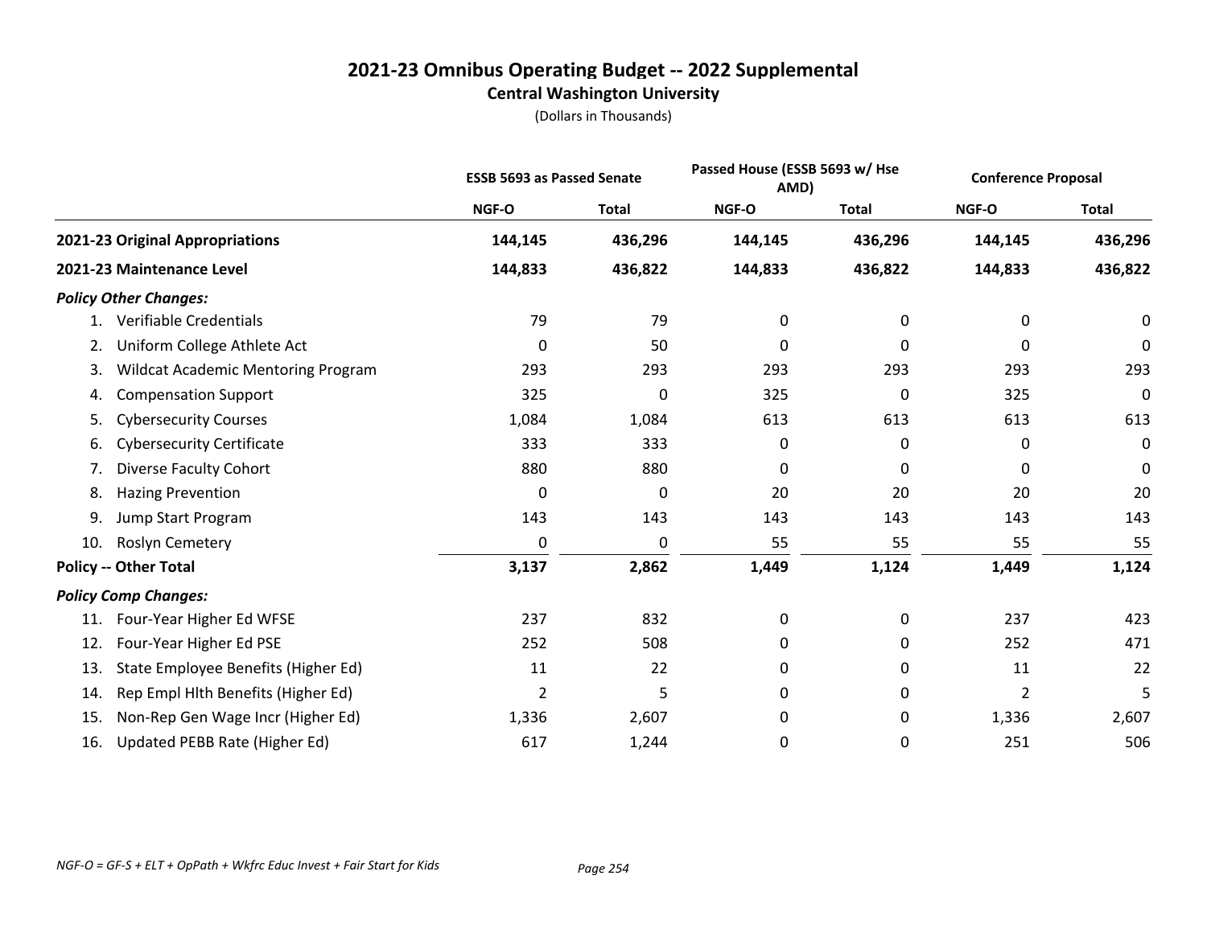# 2021-23 Omnibus Operating Budget -- 2022 Supplemental

## Central Washington University

(Dollars in Thousands)

| | ESSB 5693 as Passed Senate | | Passed House (ESSB 5693 w/ Hse AMD) | | Conference Proposal | |
|---|---|---|---|---|---|---|
| | NGF-O | Total | NGF-O | Total | NGF-O | Total |
| **2021-23 Original Appropriations** | **144,145** | **436,296** | **144,145** | **436,296** | **144,145** | **436,296** |
| **2021-23 Maintenance Level** | **144,833** | **436,822** | **144,833** | **436,822** | **144,833** | **436,822** |
| ***Policy Other Changes:*** | | | | | | |
| 1. Verifiable Credentials | 79 | 79 | 0 | 0 | 0 | 0 |
| 2. Uniform College Athlete Act | 0 | 50 | 0 | 0 | 0 | 0 |
| 3. Wildcat Academic Mentoring Program | 293 | 293 | 293 | 293 | 293 | 293 |
| 4. Compensation Support | 325 | 0 | 325 | 0 | 325 | 0 |
| 5. Cybersecurity Courses | 1,084 | 1,084 | 613 | 613 | 613 | 613 |
| 6. Cybersecurity Certificate | 333 | 333 | 0 | 0 | 0 | 0 |
| 7. Diverse Faculty Cohort | 880 | 880 | 0 | 0 | 0 | 0 |
| 8. Hazing Prevention | 0 | 0 | 20 | 20 | 20 | 20 |
| 9. Jump Start Program | 143 | 143 | 143 | 143 | 143 | 143 |
| 10. Roslyn Cemetery | 0 | 0 | 55 | 55 | 55 | 55 |
| **Policy -- Other Total** | **3,137** | **2,862** | **1,449** | **1,124** | **1,449** | **1,124** |
| ***Policy Comp Changes:*** | | | | | | |
| 11. Four-Year Higher Ed WFSE | 237 | 832 | 0 | 0 | 237 | 423 |
| 12. Four-Year Higher Ed PSE | 252 | 508 | 0 | 0 | 252 | 471 |
| 13. State Employee Benefits (Higher Ed) | 11 | 22 | 0 | 0 | 11 | 22 |
| 14. Rep Empl Hlth Benefits (Higher Ed) | 2 | 5 | 0 | 0 | 2 | 5 |
| 15. Non-Rep Gen Wage Incr (Higher Ed) | 1,336 | 2,607 | 0 | 0 | 1,336 | 2,607 |
| 16. Updated PEBB Rate (Higher Ed) | 617 | 1,244 | 0 | 0 | 251 | 506 |

*NGF-O = GF-S + ELT + OpPath + Wkfrc Educ Invest + Fair Start for Kids*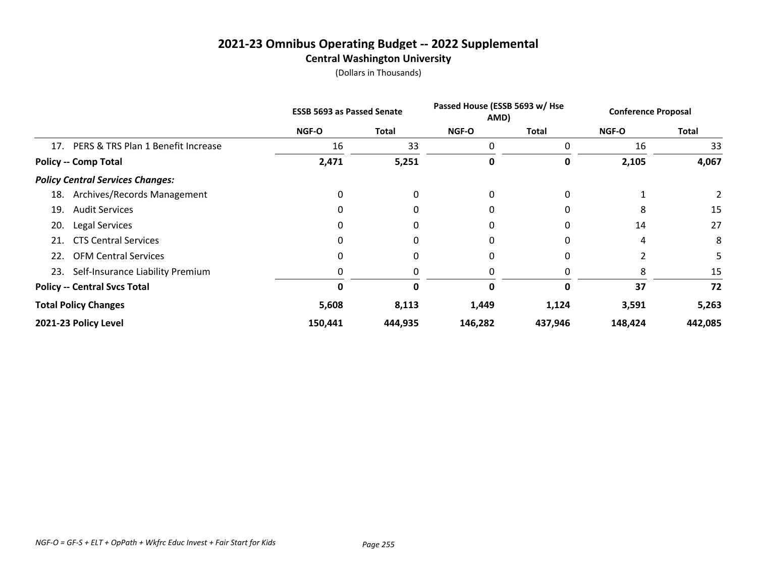# 2021-23 Omnibus Operating Budget -- 2022 Supplemental

## Central Washington University

(Dollars in Thousands)

| | ESSB 5693 as Passed Senate | | Passed House (ESSB 5693 w/ Hse AMD) | | Conference Proposal | |
|---|---|---|---|---|---|---|
| | NGF-O | Total | NGF-O | Total | NGF-O | Total |
| 17. PERS & TRS Plan 1 Benefit Increase | 16 | 33 | 0 | 0 | 16 | 33 |
| **Policy -- Comp Total** | **2,471** | **5,251** | **0** | **0** | **2,105** | **4,067** |
| ***Policy Central Services Changes:*** | | | | | | |
| 18. Archives/Records Management | 0 | 0 | 0 | 0 | 1 | 2 |
| 19. Audit Services | 0 | 0 | 0 | 0 | 8 | 15 |
| 20. Legal Services | 0 | 0 | 0 | 0 | 14 | 27 |
| 21. CTS Central Services | 0 | 0 | 0 | 0 | 4 | 8 |
| 22. OFM Central Services | 0 | 0 | 0 | 0 | 2 | 5 |
| 23. Self-Insurance Liability Premium | 0 | 0 | 0 | 0 | 8 | 15 |
| **Policy -- Central Svcs Total** | **0** | **0** | **0** | **0** | **37** | **72** |
| **Total Policy Changes** | **5,608** | **8,113** | **1,449** | **1,124** | **3,591** | **5,263** |
| **2021-23 Policy Level** | **150,441** | **444,935** | **146,282** | **437,946** | **148,424** | **442,085** |

*NGF-O = GF-S + ELT + OpPath + Wkfrc Educ Invest + Fair Start for Kids*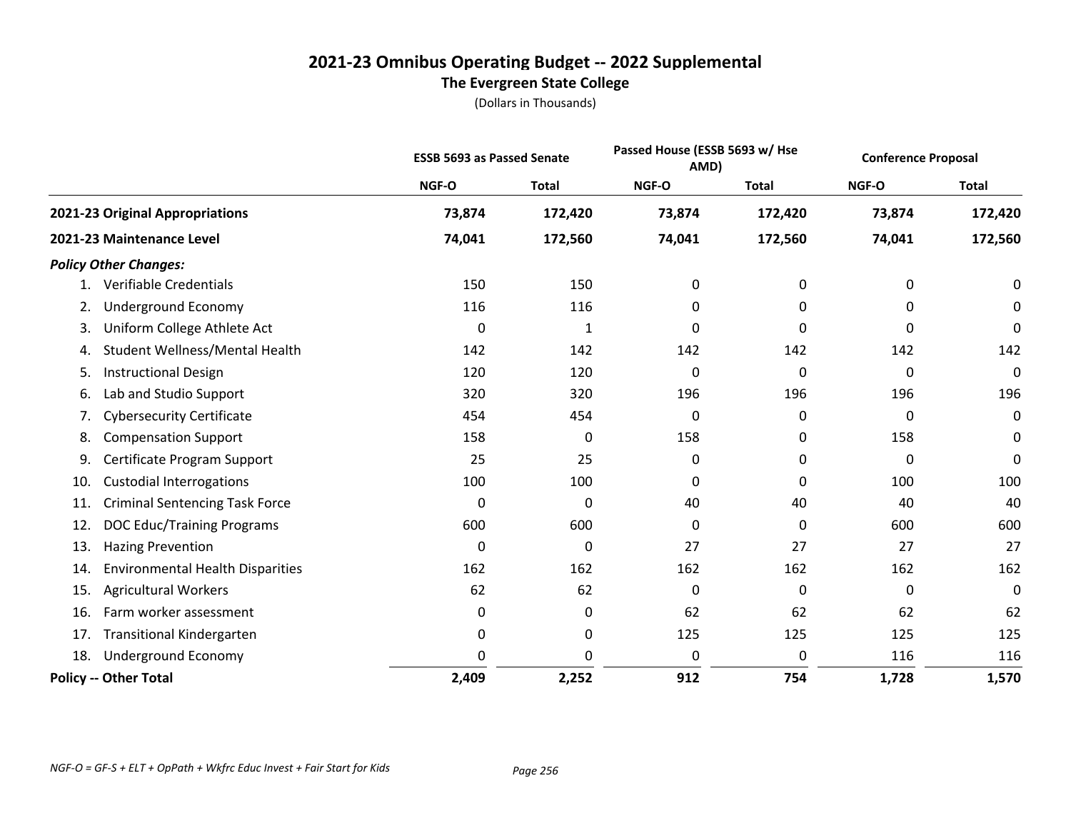# 2021-23 Omnibus Operating Budget -- 2022 Supplemental

## The Evergreen State College

(Dollars in Thousands)

| | ESSB 5693 as Passed Senate | | Passed House (ESSB 5693 w/ Hse AMD) | | Conference Proposal | |
|---|---|---|---|---|---|---|
| | NGF-O | Total | NGF-O | Total | NGF-O | Total |
| **2021-23 Original Appropriations** | **73,874** | **172,420** | **73,874** | **172,420** | **73,874** | **172,420** |
| **2021-23 Maintenance Level** | **74,041** | **172,560** | **74,041** | **172,560** | **74,041** | **172,560** |
| ***Policy Other Changes:*** | | | | | | |
| 1. Verifiable Credentials | 150 | 150 | 0 | 0 | 0 | 0 |
| 2. Underground Economy | 116 | 116 | 0 | 0 | 0 | 0 |
| 3. Uniform College Athlete Act | 0 | 1 | 0 | 0 | 0 | 0 |
| 4. Student Wellness/Mental Health | 142 | 142 | 142 | 142 | 142 | 142 |
| 5. Instructional Design | 120 | 120 | 0 | 0 | 0 | 0 |
| 6. Lab and Studio Support | 320 | 320 | 196 | 196 | 196 | 196 |
| 7. Cybersecurity Certificate | 454 | 454 | 0 | 0 | 0 | 0 |
| 8. Compensation Support | 158 | 0 | 158 | 0 | 158 | 0 |
| 9. Certificate Program Support | 25 | 25 | 0 | 0 | 0 | 0 |
| 10. Custodial Interrogations | 100 | 100 | 0 | 0 | 100 | 100 |
| 11. Criminal Sentencing Task Force | 0 | 0 | 40 | 40 | 40 | 40 |
| 12. DOC Educ/Training Programs | 600 | 600 | 0 | 0 | 600 | 600 |
| 13. Hazing Prevention | 0 | 0 | 27 | 27 | 27 | 27 |
| 14. Environmental Health Disparities | 162 | 162 | 162 | 162 | 162 | 162 |
| 15. Agricultural Workers | 62 | 62 | 0 | 0 | 0 | 0 |
| 16. Farm worker assessment | 0 | 0 | 62 | 62 | 62 | 62 |
| 17. Transitional Kindergarten | 0 | 0 | 125 | 125 | 125 | 125 |
| 18. Underground Economy | 0 | 0 | 0 | 0 | 116 | 116 |
| **Policy -- Other Total** | **2,409** | **2,252** | **912** | **754** | **1,728** | **1,570** |

*NGF-O = GF-S + ELT + OpPath + Wkfrc Educ Invest + Fair Start for Kids*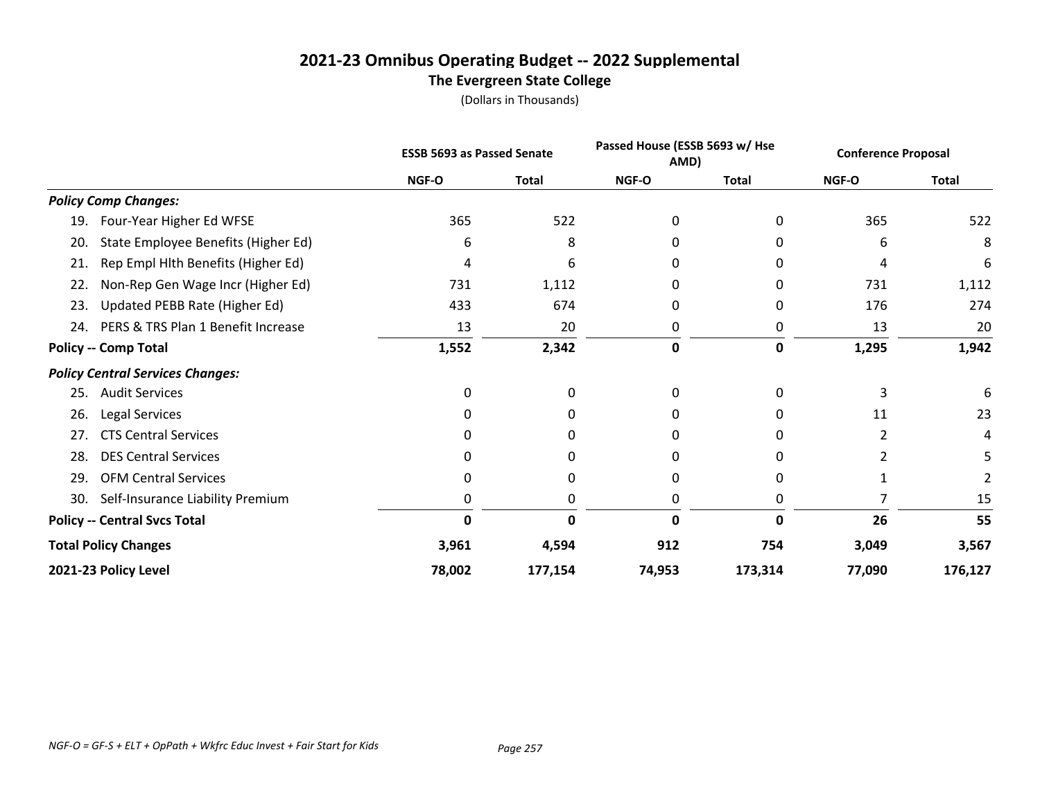# 2021-23 Omnibus Operating Budget -- 2022 Supplemental

## The Evergreen State College

(Dollars in Thousands)

| | ESSB 5693 as Passed Senate | | Passed House (ESSB 5693 w/ Hse AMD) | | Conference Proposal | |
|---|---|---|---|---|---|---|
| | NGF-O | Total | NGF-O | Total | NGF-O | Total |
| ***Policy Comp Changes:*** | | | | | | |
| 19. Four-Year Higher Ed WFSE | 365 | 522 | 0 | 0 | 365 | 522 |
| 20. State Employee Benefits (Higher Ed) | 6 | 8 | 0 | 0 | 6 | 8 |
| 21. Rep Empl Hlth Benefits (Higher Ed) | 4 | 6 | 0 | 0 | 4 | 6 |
| 22. Non-Rep Gen Wage Incr (Higher Ed) | 731 | 1,112 | 0 | 0 | 731 | 1,112 |
| 23. Updated PEBB Rate (Higher Ed) | 433 | 674 | 0 | 0 | 176 | 274 |
| 24. PERS & TRS Plan 1 Benefit Increase | 13 | 20 | 0 | 0 | 13 | 20 |
| **Policy -- Comp Total** | **1,552** | **2,342** | **0** | **0** | **1,295** | **1,942** |
| ***Policy Central Services Changes:*** | | | | | | |
| 25. Audit Services | 0 | 0 | 0 | 0 | 3 | 6 |
| 26. Legal Services | 0 | 0 | 0 | 0 | 11 | 23 |
| 27. CTS Central Services | 0 | 0 | 0 | 0 | 2 | 4 |
| 28. DES Central Services | 0 | 0 | 0 | 0 | 2 | 5 |
| 29. OFM Central Services | 0 | 0 | 0 | 0 | 1 | 2 |
| 30. Self-Insurance Liability Premium | 0 | 0 | 0 | 0 | 7 | 15 |
| **Policy -- Central Svcs Total** | **0** | **0** | **0** | **0** | **26** | **55** |
| **Total Policy Changes** | **3,961** | **4,594** | **912** | **754** | **3,049** | **3,567** |
| **2021-23 Policy Level** | **78,002** | **177,154** | **74,953** | **173,314** | **77,090** | **176,127** |

*NGF-O = GF-S + ELT + OpPath + Wkfrc Educ Invest + Fair Start for Kids*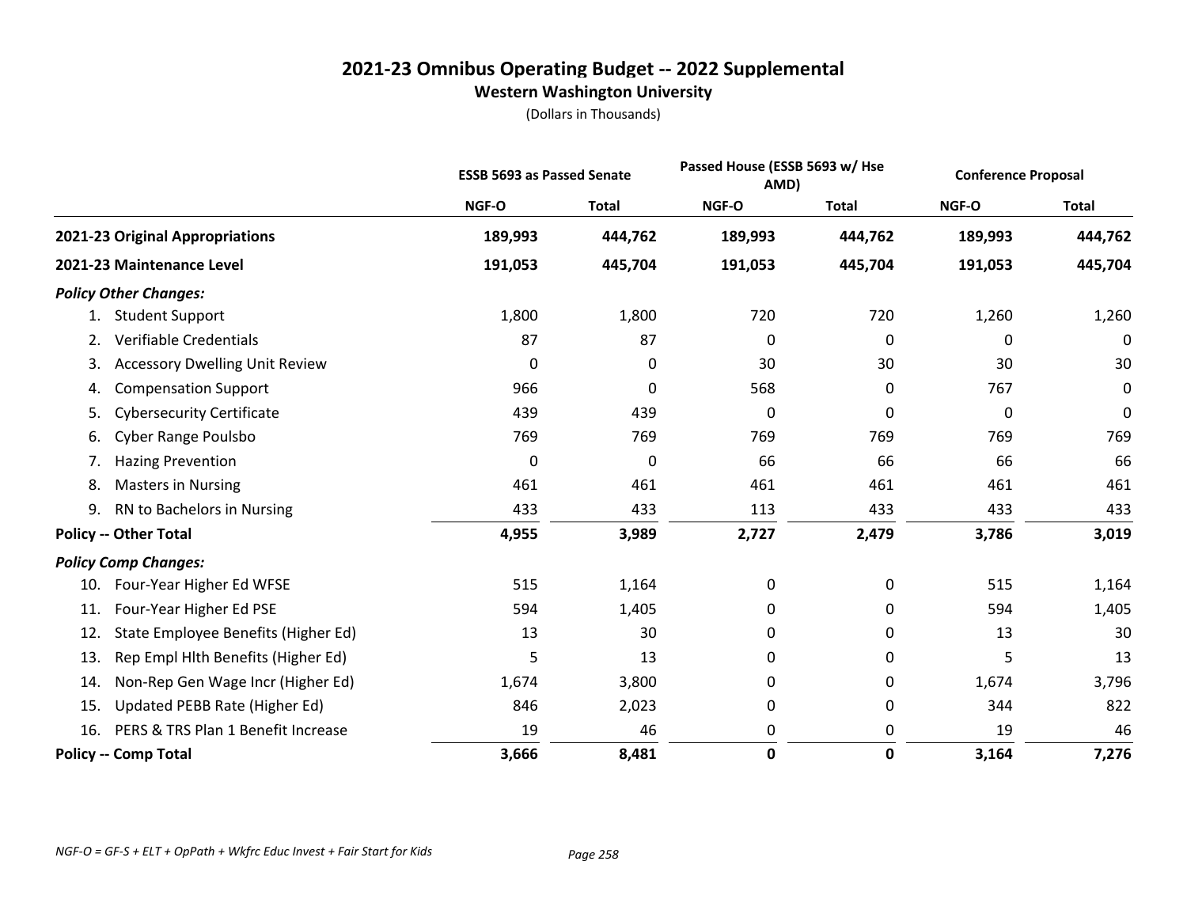# 2021-23 Omnibus Operating Budget -- 2022 Supplemental

## Western Washington University

(Dollars in Thousands)

| | ESSB 5693 as Passed Senate | | Passed House (ESSB 5693 w/ Hse AMD) | | Conference Proposal | |
|---|---|---|---|---|---|---|
| | NGF-O | Total | NGF-O | Total | NGF-O | Total |
| **2021-23 Original Appropriations** | **189,993** | **444,762** | **189,993** | **444,762** | **189,993** | **444,762** |
| **2021-23 Maintenance Level** | **191,053** | **445,704** | **191,053** | **445,704** | **191,053** | **445,704** |
| ***Policy Other Changes:*** | | | | | | |
| 1. Student Support | 1,800 | 1,800 | 720 | 720 | 1,260 | 1,260 |
| 2. Verifiable Credentials | 87 | 87 | 0 | 0 | 0 | 0 |
| 3. Accessory Dwelling Unit Review | 0 | 0 | 30 | 30 | 30 | 30 |
| 4. Compensation Support | 966 | 0 | 568 | 0 | 767 | 0 |
| 5. Cybersecurity Certificate | 439 | 439 | 0 | 0 | 0 | 0 |
| 6. Cyber Range Poulsbo | 769 | 769 | 769 | 769 | 769 | 769 |
| 7. Hazing Prevention | 0 | 0 | 66 | 66 | 66 | 66 |
| 8. Masters in Nursing | 461 | 461 | 461 | 461 | 461 | 461 |
| 9. RN to Bachelors in Nursing | 433 | 433 | 113 | 433 | 433 | 433 |
| **Policy -- Other Total** | **4,955** | **3,989** | **2,727** | **2,479** | **3,786** | **3,019** |
| ***Policy Comp Changes:*** | | | | | | |
| 10. Four-Year Higher Ed WFSE | 515 | 1,164 | 0 | 0 | 515 | 1,164 |
| 11. Four-Year Higher Ed PSE | 594 | 1,405 | 0 | 0 | 594 | 1,405 |
| 12. State Employee Benefits (Higher Ed) | 13 | 30 | 0 | 0 | 13 | 30 |
| 13. Rep Empl Hlth Benefits (Higher Ed) | 5 | 13 | 0 | 0 | 5 | 13 |
| 14. Non-Rep Gen Wage Incr (Higher Ed) | 1,674 | 3,800 | 0 | 0 | 1,674 | 3,796 |
| 15. Updated PEBB Rate (Higher Ed) | 846 | 2,023 | 0 | 0 | 344 | 822 |
| 16. PERS & TRS Plan 1 Benefit Increase | 19 | 46 | 0 | 0 | 19 | 46 |
| **Policy -- Comp Total** | **3,666** | **8,481** | **0** | **0** | **3,164** | **7,276** |

*NGF-O = GF-S + ELT + OpPath + Wkfrc Educ Invest + Fair Start for Kids*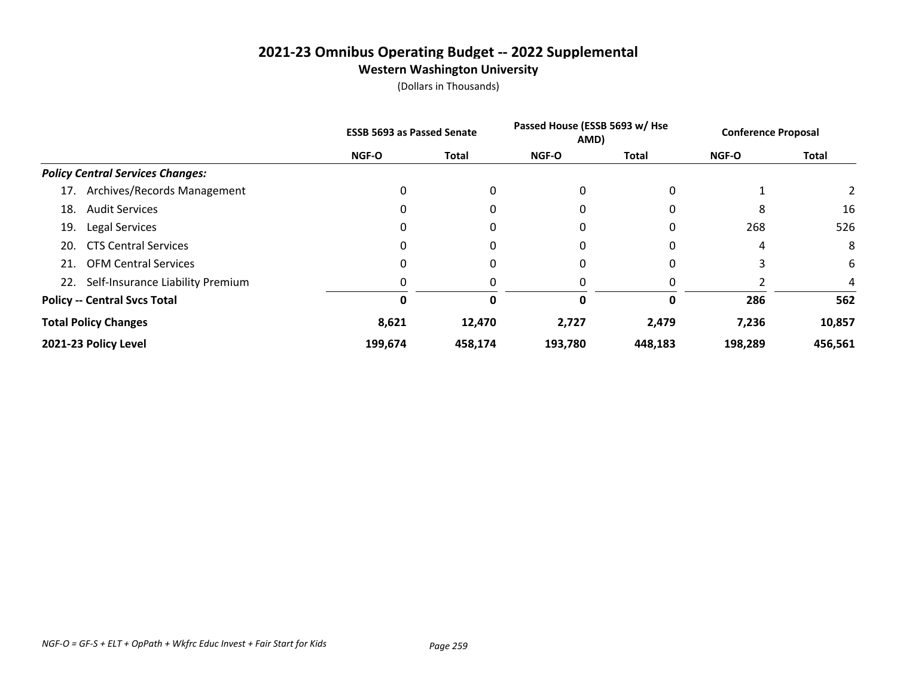# 2021-23 Omnibus Operating Budget -- 2022 Supplemental

## Western Washington University

(Dollars in Thousands)

| | ESSB 5693 as Passed Senate | | Passed House (ESSB 5693 w/ Hse AMD) | | Conference Proposal | |
|---|---|---|---|---|---|---|
| | NGF-O | Total | NGF-O | Total | NGF-O | Total |
| ***Policy Central Services Changes:*** | | | | | | |
| 17. Archives/Records Management | 0 | 0 | 0 | 0 | 1 | 2 |
| 18. Audit Services | 0 | 0 | 0 | 0 | 8 | 16 |
| 19. Legal Services | 0 | 0 | 0 | 0 | 268 | 526 |
| 20. CTS Central Services | 0 | 0 | 0 | 0 | 4 | 8 |
| 21. OFM Central Services | 0 | 0 | 0 | 0 | 3 | 6 |
| 22. Self-Insurance Liability Premium | 0 | 0 | 0 | 0 | 2 | 4 |
| **Policy -- Central Svcs Total** | **0** | **0** | **0** | **0** | **286** | **562** |
| **Total Policy Changes** | **8,621** | **12,470** | **2,727** | **2,479** | **7,236** | **10,857** |
| **2021-23 Policy Level** | **199,674** | **458,174** | **193,780** | **448,183** | **198,289** | **456,561** |

*NGF-O = GF-S + ELT + OpPath + Wkfrc Educ Invest + Fair Start for Kids*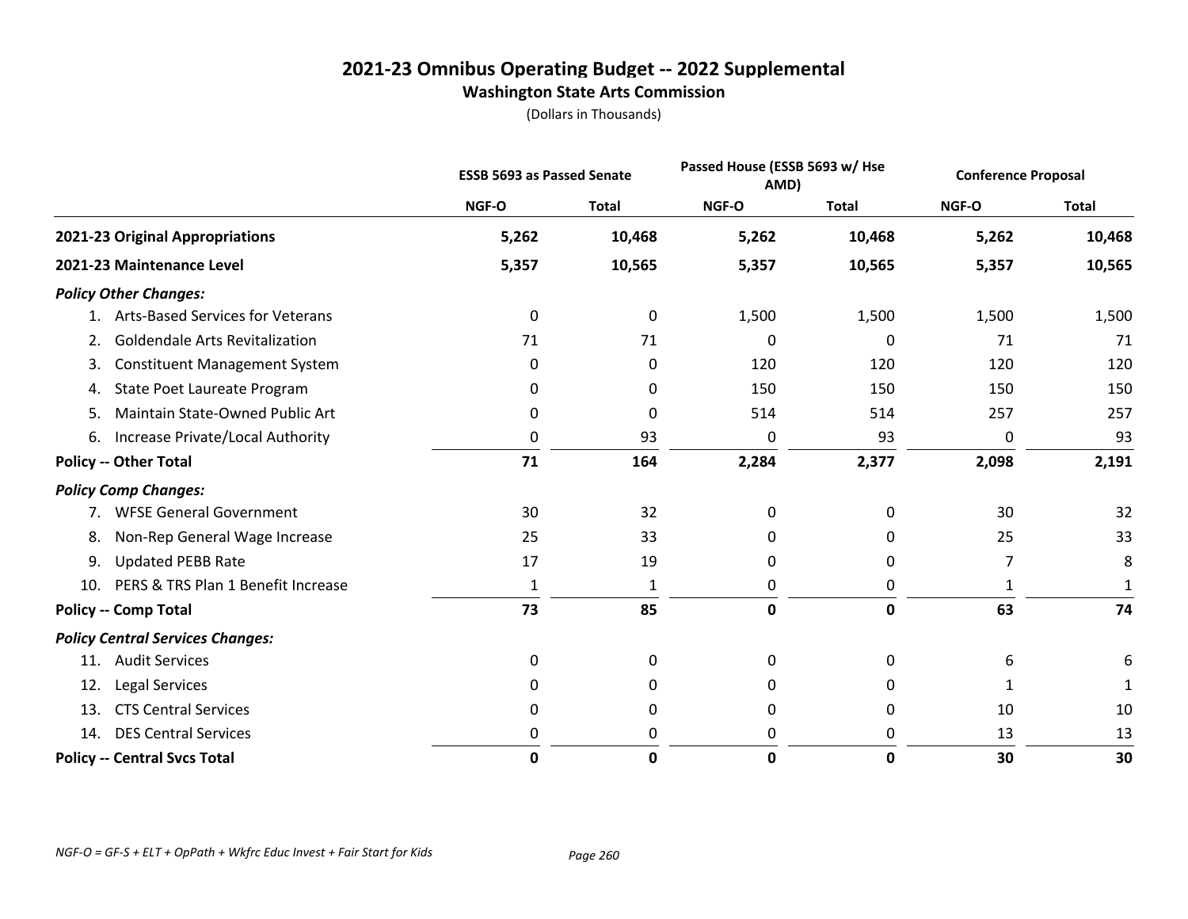# 2021-23 Omnibus Operating Budget -- 2022 Supplemental

## Washington State Arts Commission

(Dollars in Thousands)

| | ESSB 5693 as Passed Senate | | Passed House (ESSB 5693 w/ Hse AMD) | | Conference Proposal | |
|---|---|---|---|---|---|---|
| | NGF-O | Total | NGF-O | Total | NGF-O | Total |
| **2021-23 Original Appropriations** | **5,262** | **10,468** | **5,262** | **10,468** | **5,262** | **10,468** |
| **2021-23 Maintenance Level** | **5,357** | **10,565** | **5,357** | **10,565** | **5,357** | **10,565** |
| ***Policy Other Changes:*** | | | | | | |
| 1. Arts-Based Services for Veterans | 0 | 0 | 1,500 | 1,500 | 1,500 | 1,500 |
| 2. Goldendale Arts Revitalization | 71 | 71 | 0 | 0 | 71 | 71 |
| 3. Constituent Management System | 0 | 0 | 120 | 120 | 120 | 120 |
| 4. State Poet Laureate Program | 0 | 0 | 150 | 150 | 150 | 150 |
| 5. Maintain State-Owned Public Art | 0 | 0 | 514 | 514 | 257 | 257 |
| 6. Increase Private/Local Authority | 0 | 93 | 0 | 93 | 0 | 93 |
| **Policy -- Other Total** | **71** | **164** | **2,284** | **2,377** | **2,098** | **2,191** |
| ***Policy Comp Changes:*** | | | | | | |
| 7. WFSE General Government | 30 | 32 | 0 | 0 | 30 | 32 |
| 8. Non-Rep General Wage Increase | 25 | 33 | 0 | 0 | 25 | 33 |
| 9. Updated PEBB Rate | 17 | 19 | 0 | 0 | 7 | 8 |
| 10. PERS & TRS Plan 1 Benefit Increase | 1 | 1 | 0 | 0 | 1 | 1 |
| **Policy -- Comp Total** | **73** | **85** | **0** | **0** | **63** | **74** |
| ***Policy Central Services Changes:*** | | | | | | |
| 11. Audit Services | 0 | 0 | 0 | 0 | 6 | 6 |
| 12. Legal Services | 0 | 0 | 0 | 0 | 1 | 1 |
| 13. CTS Central Services | 0 | 0 | 0 | 0 | 10 | 10 |
| 14. DES Central Services | 0 | 0 | 0 | 0 | 13 | 13 |
| **Policy -- Central Svcs Total** | **0** | **0** | **0** | **0** | **30** | **30** |

*NGF-O = GF-S + ELT + OpPath + Wkfrc Educ Invest + Fair Start for Kids*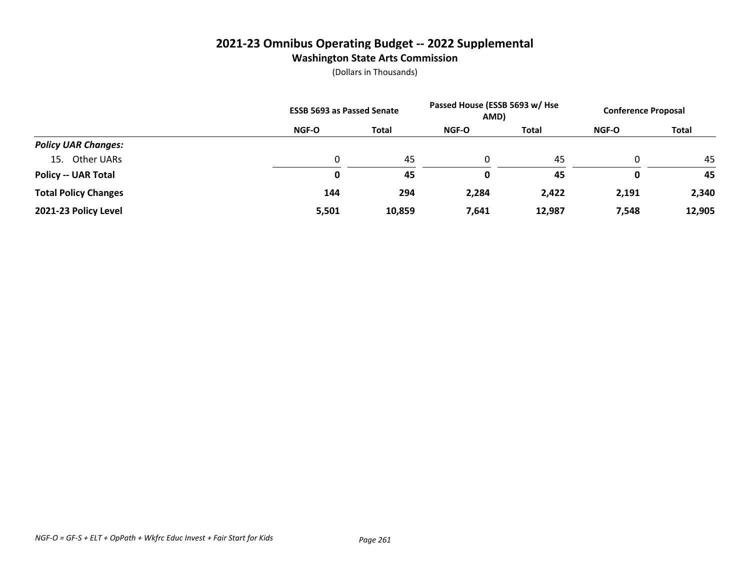# 2021-23 Omnibus Operating Budget -- 2022 Supplemental

## Washington State Arts Commission

(Dollars in Thousands)

| | ESSB 5693 as Passed Senate | | Passed House (ESSB 5693 w/ Hse AMD) | | Conference Proposal | |
|---|---|---|---|---|---|---|
| | NGF-O | Total | NGF-O | Total | NGF-O | Total |
| ***Policy UAR Changes:*** | | | | | | |
| 15. Other UARs | 0 | 45 | 0 | 45 | 0 | 45 |
| **Policy -- UAR Total** | **0** | **45** | **0** | **45** | **0** | **45** |
| **Total Policy Changes** | **144** | **294** | **2,284** | **2,422** | **2,191** | **2,340** |
| **2021-23 Policy Level** | **5,501** | **10,859** | **7,641** | **12,987** | **7,548** | **12,905** |

*NGF-O = GF-S + ELT + OpPath + Wkfrc Educ Invest + Fair Start for Kids*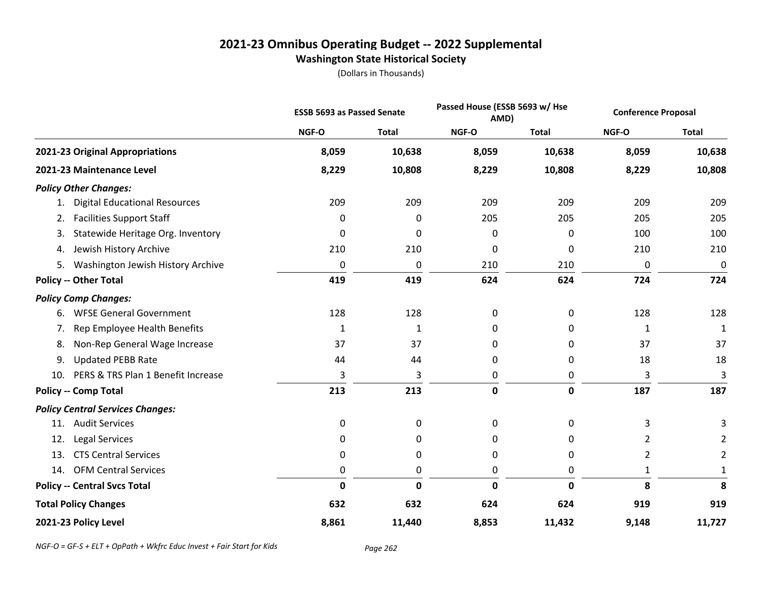# 2021-23 Omnibus Operating Budget -- 2022 Supplemental

## Washington State Historical Society

(Dollars in Thousands)

| | ESSB 5693 as Passed Senate | | Passed House (ESSB 5693 w/ Hse AMD) | | Conference Proposal | |
|---|---|---|---|---|---|---|
| | NGF-O | Total | NGF-O | Total | NGF-O | Total |
| **2021-23 Original Appropriations** | **8,059** | **10,638** | **8,059** | **10,638** | **8,059** | **10,638** |
| **2021-23 Maintenance Level** | **8,229** | **10,808** | **8,229** | **10,808** | **8,229** | **10,808** |
| ***Policy Other Changes:*** | | | | | | |
| 1. Digital Educational Resources | 209 | 209 | 209 | 209 | 209 | 209 |
| 2. Facilities Support Staff | 0 | 0 | 205 | 205 | 205 | 205 |
| 3. Statewide Heritage Org. Inventory | 0 | 0 | 0 | 0 | 100 | 100 |
| 4. Jewish History Archive | 210 | 210 | 0 | 0 | 210 | 210 |
| 5. Washington Jewish History Archive | 0 | 0 | 210 | 210 | 0 | 0 |
| **Policy -- Other Total** | **419** | **419** | **624** | **624** | **724** | **724** |
| ***Policy Comp Changes:*** | | | | | | |
| 6. WFSE General Government | 128 | 128 | 0 | 0 | 128 | 128 |
| 7. Rep Employee Health Benefits | 1 | 1 | 0 | 0 | 1 | 1 |
| 8. Non-Rep General Wage Increase | 37 | 37 | 0 | 0 | 37 | 37 |
| 9. Updated PEBB Rate | 44 | 44 | 0 | 0 | 18 | 18 |
| 10. PERS & TRS Plan 1 Benefit Increase | 3 | 3 | 0 | 0 | 3 | 3 |
| **Policy -- Comp Total** | **213** | **213** | **0** | **0** | **187** | **187** |
| ***Policy Central Services Changes:*** | | | | | | |
| 11. Audit Services | 0 | 0 | 0 | 0 | 3 | 3 |
| 12. Legal Services | 0 | 0 | 0 | 0 | 2 | 2 |
| 13. CTS Central Services | 0 | 0 | 0 | 0 | 2 | 2 |
| 14. OFM Central Services | 0 | 0 | 0 | 0 | 1 | 1 |
| **Policy -- Central Svcs Total** | **0** | **0** | **0** | **0** | **8** | **8** |
| **Total Policy Changes** | **632** | **632** | **624** | **624** | **919** | **919** |
| **2021-23 Policy Level** | **8,861** | **11,440** | **8,853** | **11,432** | **9,148** | **11,727** |

*NGF-O = GF-S + ELT + OpPath + Wkfrc Educ Invest + Fair Start for Kids*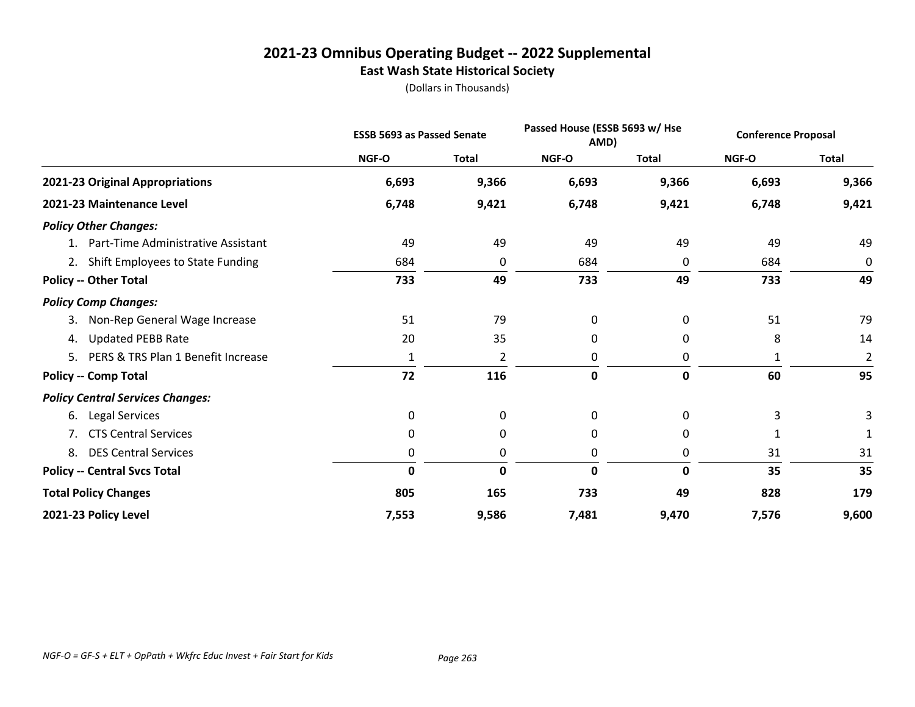# 2021-23 Omnibus Operating Budget -- 2022 Supplemental

## East Wash State Historical Society

(Dollars in Thousands)

| | ESSB 5693 as Passed Senate | | Passed House (ESSB 5693 w/ Hse AMD) | | Conference Proposal | |
|---|---|---|---|---|---|---|
| | NGF-O | Total | NGF-O | Total | NGF-O | Total |
| **2021-23 Original Appropriations** | **6,693** | **9,366** | **6,693** | **9,366** | **6,693** | **9,366** |
| **2021-23 Maintenance Level** | **6,748** | **9,421** | **6,748** | **9,421** | **6,748** | **9,421** |
| ***Policy Other Changes:*** | | | | | | |
| 1. Part-Time Administrative Assistant | 49 | 49 | 49 | 49 | 49 | 49 |
| 2. Shift Employees to State Funding | 684 | 0 | 684 | 0 | 684 | 0 |
| **Policy -- Other Total** | **733** | **49** | **733** | **49** | **733** | **49** |
| ***Policy Comp Changes:*** | | | | | | |
| 3. Non-Rep General Wage Increase | 51 | 79 | 0 | 0 | 51 | 79 |
| 4. Updated PEBB Rate | 20 | 35 | 0 | 0 | 8 | 14 |
| 5. PERS & TRS Plan 1 Benefit Increase | 1 | 2 | 0 | 0 | 1 | 2 |
| **Policy -- Comp Total** | **72** | **116** | **0** | **0** | **60** | **95** |
| ***Policy Central Services Changes:*** | | | | | | |
| 6. Legal Services | 0 | 0 | 0 | 0 | 3 | 3 |
| 7. CTS Central Services | 0 | 0 | 0 | 0 | 1 | 1 |
| 8. DES Central Services | 0 | 0 | 0 | 0 | 31 | 31 |
| **Policy -- Central Svcs Total** | **0** | **0** | **0** | **0** | **35** | **35** |
| **Total Policy Changes** | **805** | **165** | **733** | **49** | **828** | **179** |
| **2021-23 Policy Level** | **7,553** | **9,586** | **7,481** | **9,470** | **7,576** | **9,600** |

*NGF-O = GF-S + ELT + OpPath + Wkfrc Educ Invest + Fair Start for Kids*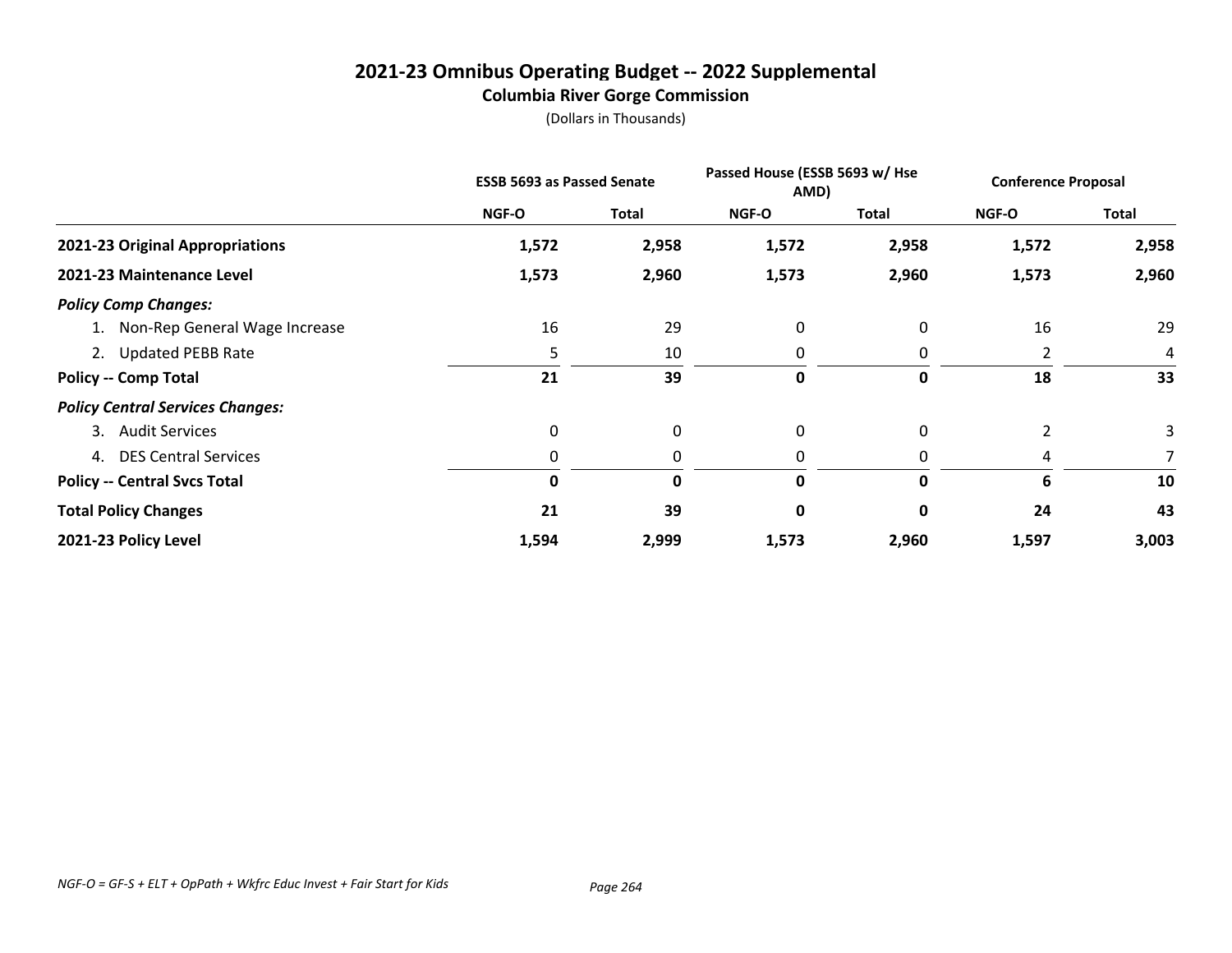# 2021-23 Omnibus Operating Budget -- 2022 Supplemental

## Columbia River Gorge Commission

(Dollars in Thousands)

| | ESSB 5693 as Passed Senate | | Passed House (ESSB 5693 w/ Hse AMD) | | Conference Proposal | |
|---|---|---|---|---|---|---|
| | NGF-O | Total | NGF-O | Total | NGF-O | Total |
| **2021-23 Original Appropriations** | **1,572** | **2,958** | **1,572** | **2,958** | **1,572** | **2,958** |
| **2021-23 Maintenance Level** | **1,573** | **2,960** | **1,573** | **2,960** | **1,573** | **2,960** |
| ***Policy Comp Changes:*** | | | | | | |
| 1. Non-Rep General Wage Increase | 16 | 29 | 0 | 0 | 16 | 29 |
| 2. Updated PEBB Rate | 5 | 10 | 0 | 0 | 2 | 4 |
| **Policy -- Comp Total** | **21** | **39** | **0** | **0** | **18** | **33** |
| ***Policy Central Services Changes:*** | | | | | | |
| 3. Audit Services | 0 | 0 | 0 | 0 | 2 | 3 |
| 4. DES Central Services | 0 | 0 | 0 | 0 | 4 | 7 |
| **Policy -- Central Svcs Total** | **0** | **0** | **0** | **0** | **6** | **10** |
| **Total Policy Changes** | **21** | **39** | **0** | **0** | **24** | **43** |
| **2021-23 Policy Level** | **1,594** | **2,999** | **1,573** | **2,960** | **1,597** | **3,003** |

*NGF-O = GF-S + ELT + OpPath + Wkfrc Educ Invest + Fair Start for Kids*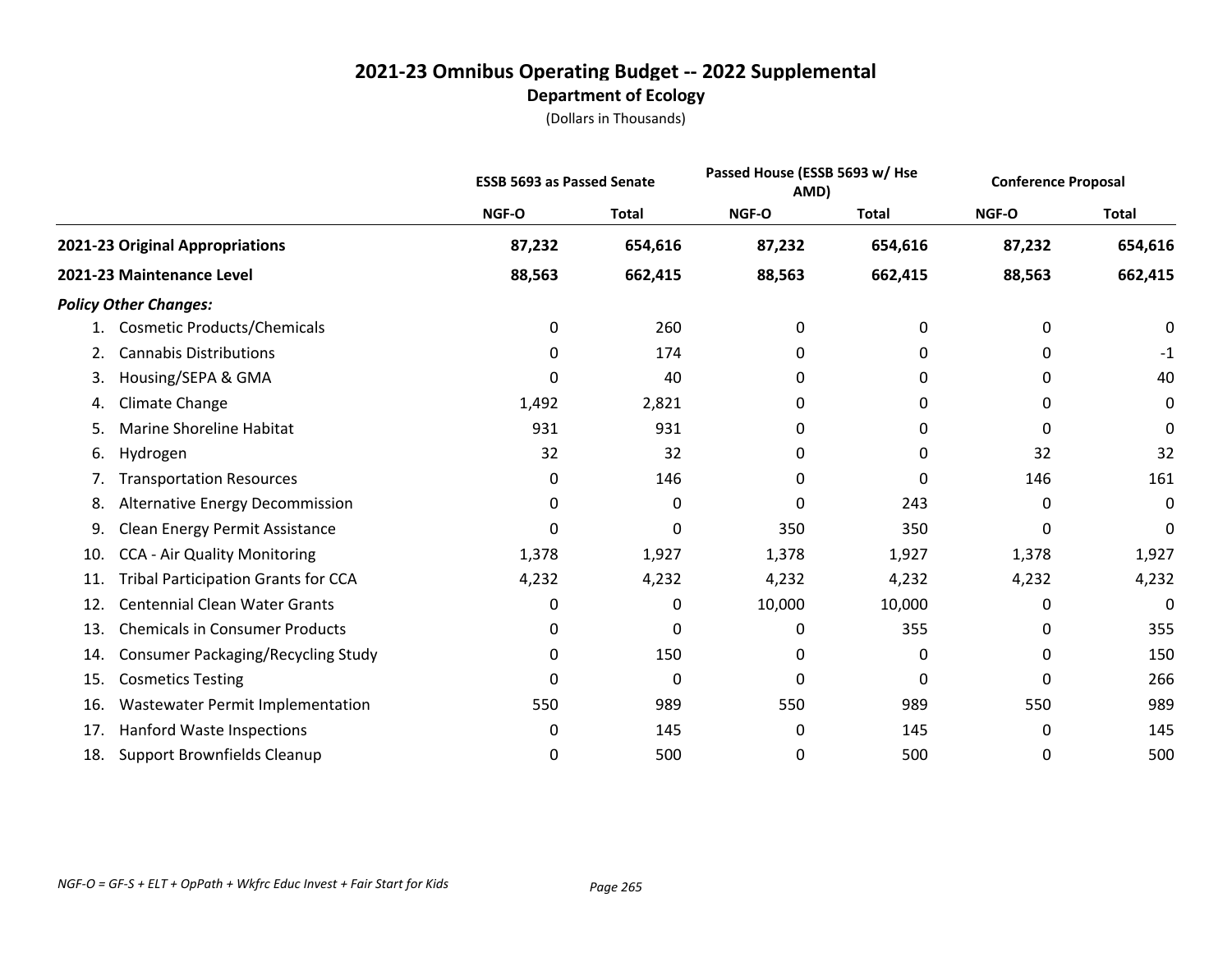# 2021-23 Omnibus Operating Budget -- 2022 Supplemental
## Department of Ecology
(Dollars in Thousands)

| | ESSB 5693 as Passed Senate | | Passed House (ESSB 5693 w/ Hse AMD) | | Conference Proposal | |
|---|---|---|---|---|---|---|
| | NGF-O | Total | NGF-O | Total | NGF-O | Total |
| **2021-23 Original Appropriations** | **87,232** | **654,616** | **87,232** | **654,616** | **87,232** | **654,616** |
| **2021-23 Maintenance Level** | **88,563** | **662,415** | **88,563** | **662,415** | **88,563** | **662,415** |
| ***Policy Other Changes:*** | | | | | | |
| 1. Cosmetic Products/Chemicals | 0 | 260 | 0 | 0 | 0 | 0 |
| 2. Cannabis Distributions | 0 | 174 | 0 | 0 | 0 | -1 |
| 3. Housing/SEPA & GMA | 0 | 40 | 0 | 0 | 0 | 40 |
| 4. Climate Change | 1,492 | 2,821 | 0 | 0 | 0 | 0 |
| 5. Marine Shoreline Habitat | 931 | 931 | 0 | 0 | 0 | 0 |
| 6. Hydrogen | 32 | 32 | 0 | 0 | 32 | 32 |
| 7. Transportation Resources | 0 | 146 | 0 | 0 | 146 | 161 |
| 8. Alternative Energy Decommission | 0 | 0 | 0 | 243 | 0 | 0 |
| 9. Clean Energy Permit Assistance | 0 | 0 | 350 | 350 | 0 | 0 |
| 10. CCA - Air Quality Monitoring | 1,378 | 1,927 | 1,378 | 1,927 | 1,378 | 1,927 |
| 11. Tribal Participation Grants for CCA | 4,232 | 4,232 | 4,232 | 4,232 | 4,232 | 4,232 |
| 12. Centennial Clean Water Grants | 0 | 0 | 10,000 | 10,000 | 0 | 0 |
| 13. Chemicals in Consumer Products | 0 | 0 | 0 | 355 | 0 | 355 |
| 14. Consumer Packaging/Recycling Study | 0 | 150 | 0 | 0 | 0 | 150 |
| 15. Cosmetics Testing | 0 | 0 | 0 | 0 | 0 | 266 |
| 16. Wastewater Permit Implementation | 550 | 989 | 550 | 989 | 550 | 989 |
| 17. Hanford Waste Inspections | 0 | 145 | 0 | 145 | 0 | 145 |
| 18. Support Brownfields Cleanup | 0 | 500 | 0 | 500 | 0 | 500 |

*NGF-O = GF-S + ELT + OpPath + Wkfrc Educ Invest + Fair Start for Kids*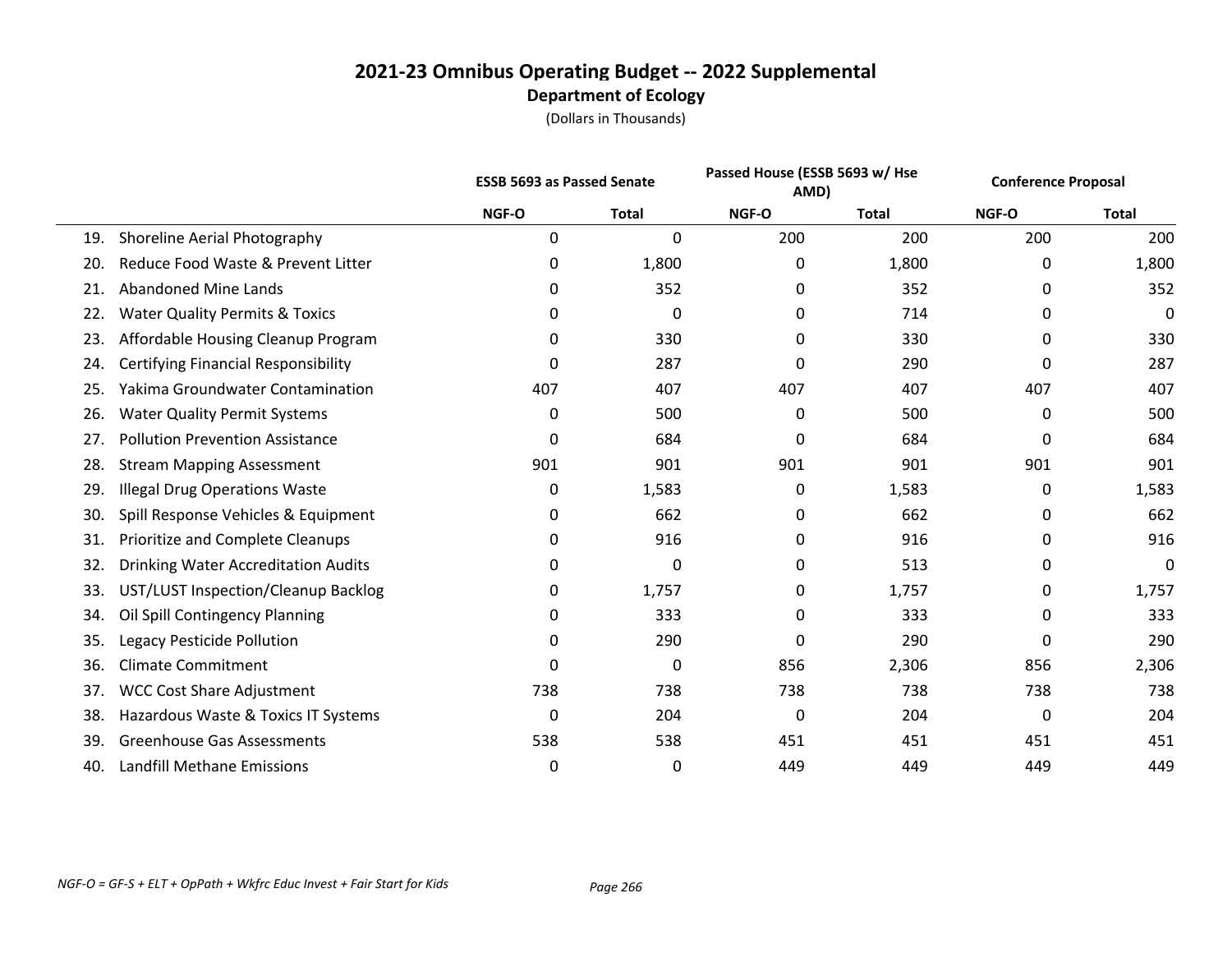# 2021-23 Omnibus Operating Budget -- 2022 Supplemental

## Department of Ecology

(Dollars in Thousands)

| | ESSB 5693 as Passed Senate | | Passed House (ESSB 5693 w/ Hse AMD) | | Conference Proposal | |
|---|---|---|---|---|---|---|
| | NGF-O | Total | NGF-O | Total | NGF-O | Total |
| 19. Shoreline Aerial Photography | 0 | 0 | 200 | 200 | 200 | 200 |
| 20. Reduce Food Waste & Prevent Litter | 0 | 1,800 | 0 | 1,800 | 0 | 1,800 |
| 21. Abandoned Mine Lands | 0 | 352 | 0 | 352 | 0 | 352 |
| 22. Water Quality Permits & Toxics | 0 | 0 | 0 | 714 | 0 | 0 |
| 23. Affordable Housing Cleanup Program | 0 | 330 | 0 | 330 | 0 | 330 |
| 24. Certifying Financial Responsibility | 0 | 287 | 0 | 290 | 0 | 287 |
| 25. Yakima Groundwater Contamination | 407 | 407 | 407 | 407 | 407 | 407 |
| 26. Water Quality Permit Systems | 0 | 500 | 0 | 500 | 0 | 500 |
| 27. Pollution Prevention Assistance | 0 | 684 | 0 | 684 | 0 | 684 |
| 28. Stream Mapping Assessment | 901 | 901 | 901 | 901 | 901 | 901 |
| 29. Illegal Drug Operations Waste | 0 | 1,583 | 0 | 1,583 | 0 | 1,583 |
| 30. Spill Response Vehicles & Equipment | 0 | 662 | 0 | 662 | 0 | 662 |
| 31. Prioritize and Complete Cleanups | 0 | 916 | 0 | 916 | 0 | 916 |
| 32. Drinking Water Accreditation Audits | 0 | 0 | 0 | 513 | 0 | 0 |
| 33. UST/LUST Inspection/Cleanup Backlog | 0 | 1,757 | 0 | 1,757 | 0 | 1,757 |
| 34. Oil Spill Contingency Planning | 0 | 333 | 0 | 333 | 0 | 333 |
| 35. Legacy Pesticide Pollution | 0 | 290 | 0 | 290 | 0 | 290 |
| 36. Climate Commitment | 0 | 0 | 856 | 2,306 | 856 | 2,306 |
| 37. WCC Cost Share Adjustment | 738 | 738 | 738 | 738 | 738 | 738 |
| 38. Hazardous Waste & Toxics IT Systems | 0 | 204 | 0 | 204 | 0 | 204 |
| 39. Greenhouse Gas Assessments | 538 | 538 | 451 | 451 | 451 | 451 |
| 40. Landfill Methane Emissions | 0 | 0 | 449 | 449 | 449 | 449 |

*NGF-O = GF-S + ELT + OpPath + Wkfrc Educ Invest + Fair Start for Kids*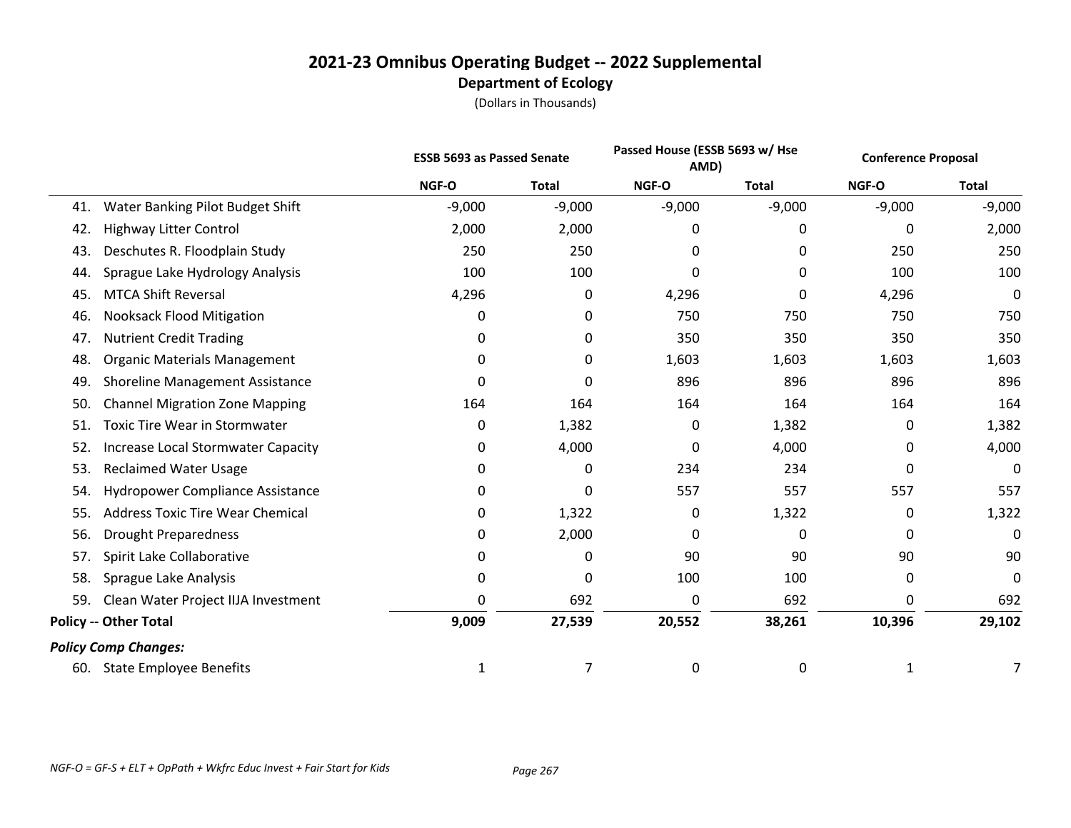# 2021-23 Omnibus Operating Budget -- 2022 Supplemental
## Department of Ecology
(Dollars in Thousands)

| | ESSB 5693 as Passed Senate | | Passed House (ESSB 5693 w/ Hse AMD) | | Conference Proposal | |
|---|---|---|---|---|---|---|
| | NGF-O | Total | NGF-O | Total | NGF-O | Total |
| 41. Water Banking Pilot Budget Shift | -9,000 | -9,000 | -9,000 | -9,000 | -9,000 | -9,000 |
| 42. Highway Litter Control | 2,000 | 2,000 | 0 | 0 | 0 | 2,000 |
| 43. Deschutes R. Floodplain Study | 250 | 250 | 0 | 0 | 250 | 250 |
| 44. Sprague Lake Hydrology Analysis | 100 | 100 | 0 | 0 | 100 | 100 |
| 45. MTCA Shift Reversal | 4,296 | 0 | 4,296 | 0 | 4,296 | 0 |
| 46. Nooksack Flood Mitigation | 0 | 0 | 750 | 750 | 750 | 750 |
| 47. Nutrient Credit Trading | 0 | 0 | 350 | 350 | 350 | 350 |
| 48. Organic Materials Management | 0 | 0 | 1,603 | 1,603 | 1,603 | 1,603 |
| 49. Shoreline Management Assistance | 0 | 0 | 896 | 896 | 896 | 896 |
| 50. Channel Migration Zone Mapping | 164 | 164 | 164 | 164 | 164 | 164 |
| 51. Toxic Tire Wear in Stormwater | 0 | 1,382 | 0 | 1,382 | 0 | 1,382 |
| 52. Increase Local Stormwater Capacity | 0 | 4,000 | 0 | 4,000 | 0 | 4,000 |
| 53. Reclaimed Water Usage | 0 | 0 | 234 | 234 | 0 | 0 |
| 54. Hydropower Compliance Assistance | 0 | 0 | 557 | 557 | 557 | 557 |
| 55. Address Toxic Tire Wear Chemical | 0 | 1,322 | 0 | 1,322 | 0 | 1,322 |
| 56. Drought Preparedness | 0 | 2,000 | 0 | 0 | 0 | 0 |
| 57. Spirit Lake Collaborative | 0 | 0 | 90 | 90 | 90 | 90 |
| 58. Sprague Lake Analysis | 0 | 0 | 100 | 100 | 0 | 0 |
| 59. Clean Water Project IIJA Investment | 0 | 692 | 0 | 692 | 0 | 692 |
| **Policy -- Other Total** | **9,009** | **27,539** | **20,552** | **38,261** | **10,396** | **29,102** |
| ***Policy Comp Changes:*** | | | | | | |
| 60. State Employee Benefits | 1 | 7 | 0 | 0 | 1 | 7 |

*NGF-O = GF-S + ELT + OpPath + Wkfrc Educ Invest + Fair Start for Kids*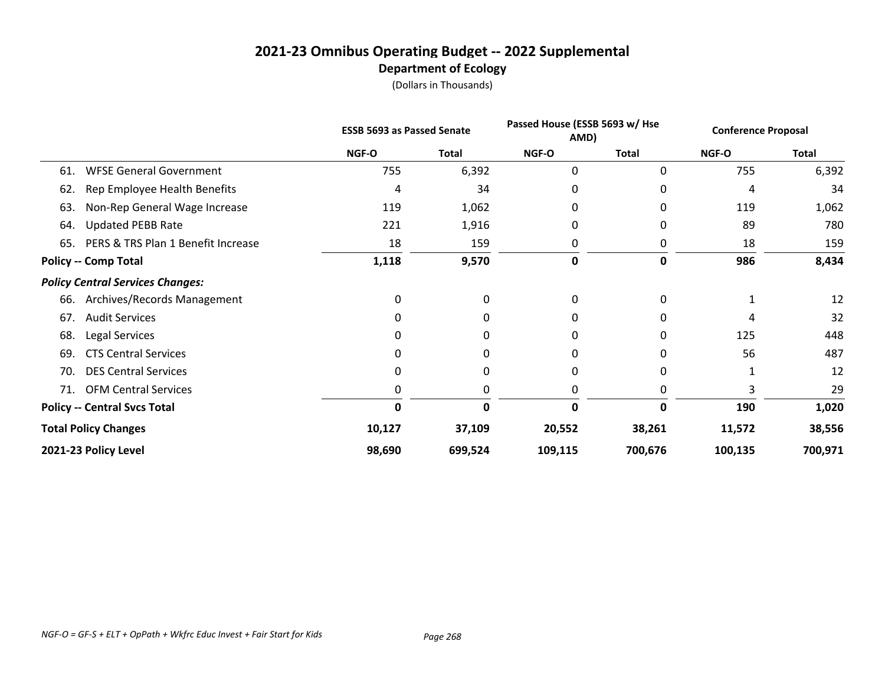# 2021-23 Omnibus Operating Budget -- 2022 Supplemental

## Department of Ecology

(Dollars in Thousands)

| | ESSB 5693 as Passed Senate | | Passed House (ESSB 5693 w/ Hse AMD) | | Conference Proposal | |
|---|---|---|---|---|---|---|
| | NGF-O | Total | NGF-O | Total | NGF-O | Total |
| 61. WFSE General Government | 755 | 6,392 | 0 | 0 | 755 | 6,392 |
| 62. Rep Employee Health Benefits | 4 | 34 | 0 | 0 | 4 | 34 |
| 63. Non-Rep General Wage Increase | 119 | 1,062 | 0 | 0 | 119 | 1,062 |
| 64. Updated PEBB Rate | 221 | 1,916 | 0 | 0 | 89 | 780 |
| 65. PERS & TRS Plan 1 Benefit Increase | 18 | 159 | 0 | 0 | 18 | 159 |
| **Policy -- Comp Total** | **1,118** | **9,570** | **0** | **0** | **986** | **8,434** |
| ***Policy Central Services Changes:*** | | | | | | |
| 66. Archives/Records Management | 0 | 0 | 0 | 0 | 1 | 12 |
| 67. Audit Services | 0 | 0 | 0 | 0 | 4 | 32 |
| 68. Legal Services | 0 | 0 | 0 | 0 | 125 | 448 |
| 69. CTS Central Services | 0 | 0 | 0 | 0 | 56 | 487 |
| 70. DES Central Services | 0 | 0 | 0 | 0 | 1 | 12 |
| 71. OFM Central Services | 0 | 0 | 0 | 0 | 3 | 29 |
| **Policy -- Central Svcs Total** | **0** | **0** | **0** | **0** | **190** | **1,020** |
| **Total Policy Changes** | **10,127** | **37,109** | **20,552** | **38,261** | **11,572** | **38,556** |
| **2021-23 Policy Level** | **98,690** | **699,524** | **109,115** | **700,676** | **100,135** | **700,971** |

*NGF-O = GF-S + ELT + OpPath + Wkfrc Educ Invest + Fair Start for Kids*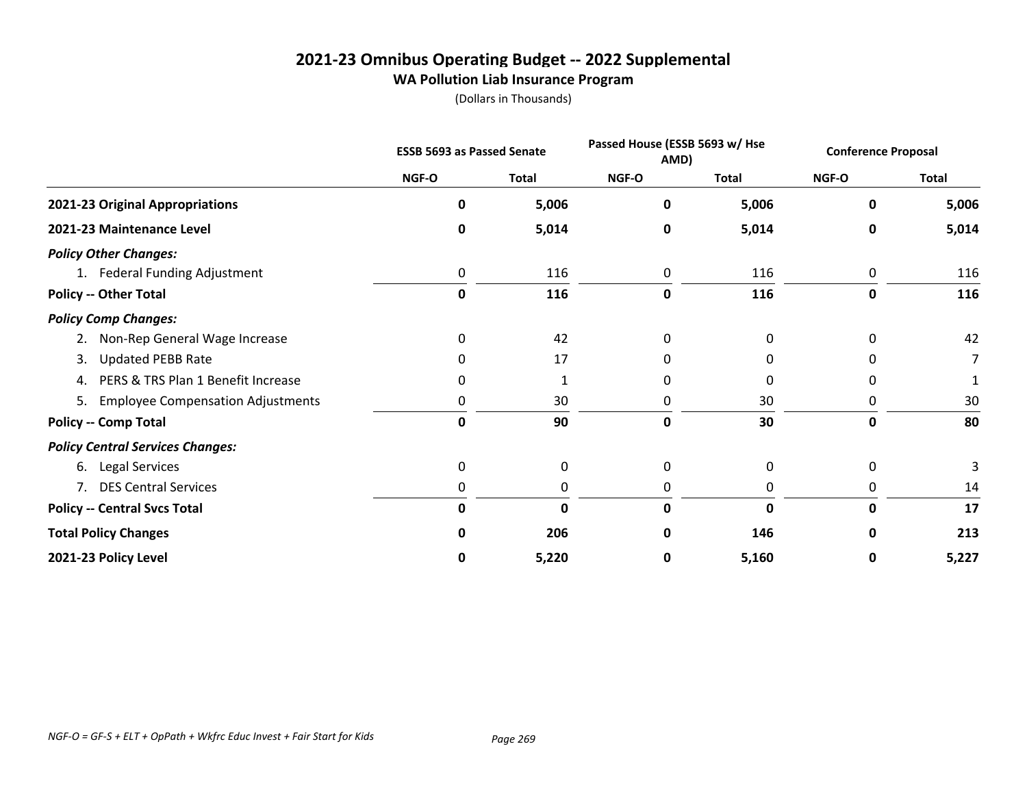# 2021-23 Omnibus Operating Budget -- 2022 Supplemental

## WA Pollution Liab Insurance Program

(Dollars in Thousands)

| | ESSB 5693 as Passed Senate | | Passed House (ESSB 5693 w/ Hse AMD) | | Conference Proposal | |
|---|---|---|---|---|---|---|
| | NGF-O | Total | NGF-O | Total | NGF-O | Total |
| **2021-23 Original Appropriations** | **0** | **5,006** | **0** | **5,006** | **0** | **5,006** |
| **2021-23 Maintenance Level** | **0** | **5,014** | **0** | **5,014** | **0** | **5,014** |
| ***Policy Other Changes:*** | | | | | | |
| 1. Federal Funding Adjustment | 0 | 116 | 0 | 116 | 0 | 116 |
| **Policy -- Other Total** | **0** | **116** | **0** | **116** | **0** | **116** |
| ***Policy Comp Changes:*** | | | | | | |
| 2. Non-Rep General Wage Increase | 0 | 42 | 0 | 0 | 0 | 42 |
| 3. Updated PEBB Rate | 0 | 17 | 0 | 0 | 0 | 7 |
| 4. PERS & TRS Plan 1 Benefit Increase | 0 | 1 | 0 | 0 | 0 | 1 |
| 5. Employee Compensation Adjustments | 0 | 30 | 0 | 30 | 0 | 30 |
| **Policy -- Comp Total** | **0** | **90** | **0** | **30** | **0** | **80** |
| ***Policy Central Services Changes:*** | | | | | | |
| 6. Legal Services | 0 | 0 | 0 | 0 | 0 | 3 |
| 7. DES Central Services | 0 | 0 | 0 | 0 | 0 | 14 |
| **Policy -- Central Svcs Total** | **0** | **0** | **0** | **0** | **0** | **17** |
| **Total Policy Changes** | **0** | **206** | **0** | **146** | **0** | **213** |
| **2021-23 Policy Level** | **0** | **5,220** | **0** | **5,160** | **0** | **5,227** |

*NGF-O = GF-S + ELT + OpPath + Wkfrc Educ Invest + Fair Start for Kids*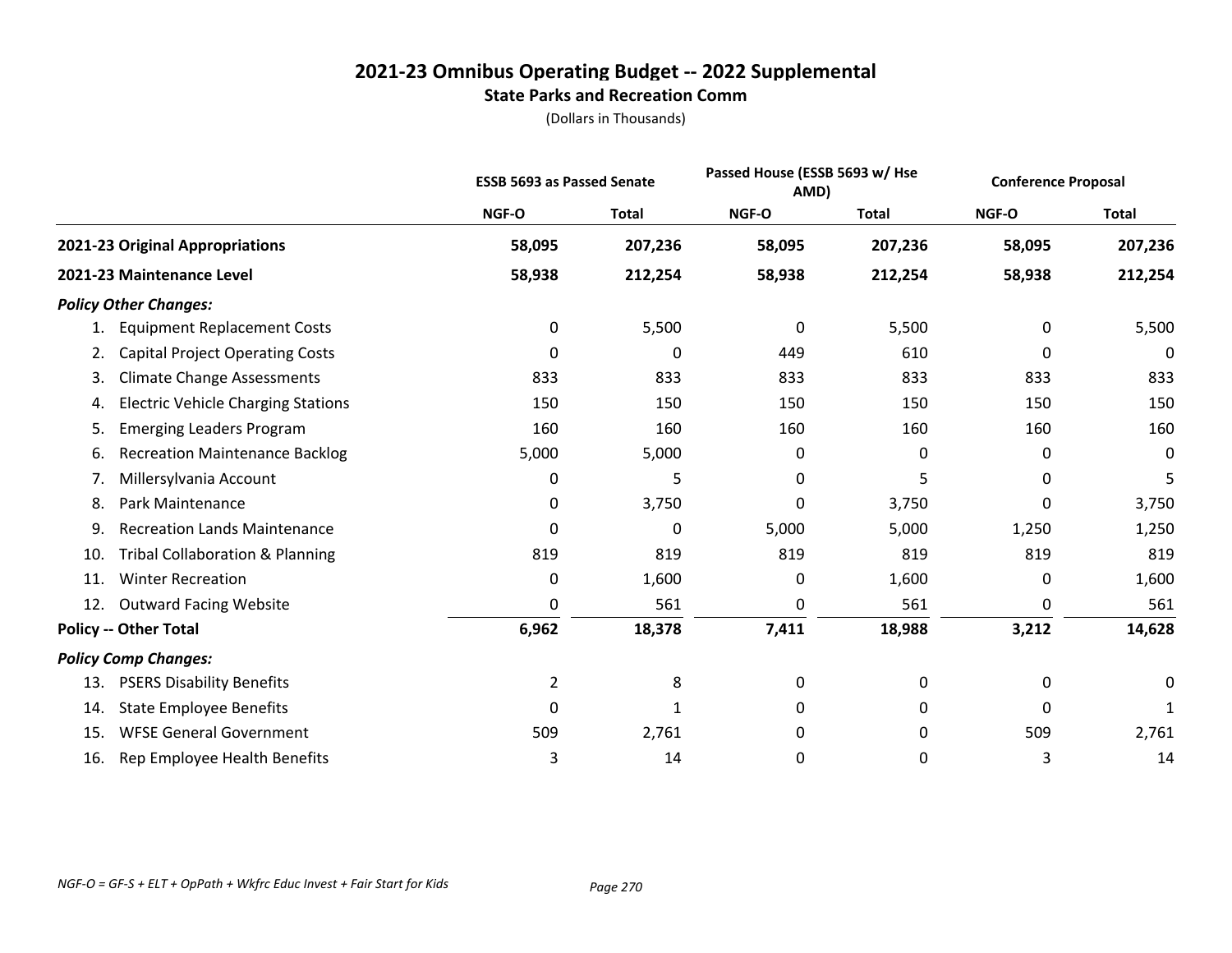# 2021-23 Omnibus Operating Budget -- 2022 Supplemental
## State Parks and Recreation Comm
(Dollars in Thousands)

| | ESSB 5693 as Passed Senate | | Passed House (ESSB 5693 w/ Hse AMD) | | Conference Proposal | |
|---|---|---|---|---|---|---|
| | NGF-O | Total | NGF-O | Total | NGF-O | Total |
| **2021-23 Original Appropriations** | **58,095** | **207,236** | **58,095** | **207,236** | **58,095** | **207,236** |
| **2021-23 Maintenance Level** | **58,938** | **212,254** | **58,938** | **212,254** | **58,938** | **212,254** |
| ***Policy Other Changes:*** | | | | | | |
| 1. Equipment Replacement Costs | 0 | 5,500 | 0 | 5,500 | 0 | 5,500 |
| 2. Capital Project Operating Costs | 0 | 0 | 449 | 610 | 0 | 0 |
| 3. Climate Change Assessments | 833 | 833 | 833 | 833 | 833 | 833 |
| 4. Electric Vehicle Charging Stations | 150 | 150 | 150 | 150 | 150 | 150 |
| 5. Emerging Leaders Program | 160 | 160 | 160 | 160 | 160 | 160 |
| 6. Recreation Maintenance Backlog | 5,000 | 5,000 | 0 | 0 | 0 | 0 |
| 7. Millersylvania Account | 0 | 5 | 0 | 5 | 0 | 5 |
| 8. Park Maintenance | 0 | 3,750 | 0 | 3,750 | 0 | 3,750 |
| 9. Recreation Lands Maintenance | 0 | 0 | 5,000 | 5,000 | 1,250 | 1,250 |
| 10. Tribal Collaboration & Planning | 819 | 819 | 819 | 819 | 819 | 819 |
| 11. Winter Recreation | 0 | 1,600 | 0 | 1,600 | 0 | 1,600 |
| 12. Outward Facing Website | 0 | 561 | 0 | 561 | 0 | 561 |
| **Policy -- Other Total** | **6,962** | **18,378** | **7,411** | **18,988** | **3,212** | **14,628** |
| ***Policy Comp Changes:*** | | | | | | |
| 13. PSERS Disability Benefits | 2 | 8 | 0 | 0 | 0 | 0 |
| 14. State Employee Benefits | 0 | 1 | 0 | 0 | 0 | 1 |
| 15. WFSE General Government | 509 | 2,761 | 0 | 0 | 509 | 2,761 |
| 16. Rep Employee Health Benefits | 3 | 14 | 0 | 0 | 3 | 14 |

*NGF-O = GF-S + ELT + OpPath + Wkfrc Educ Invest + Fair Start for Kids*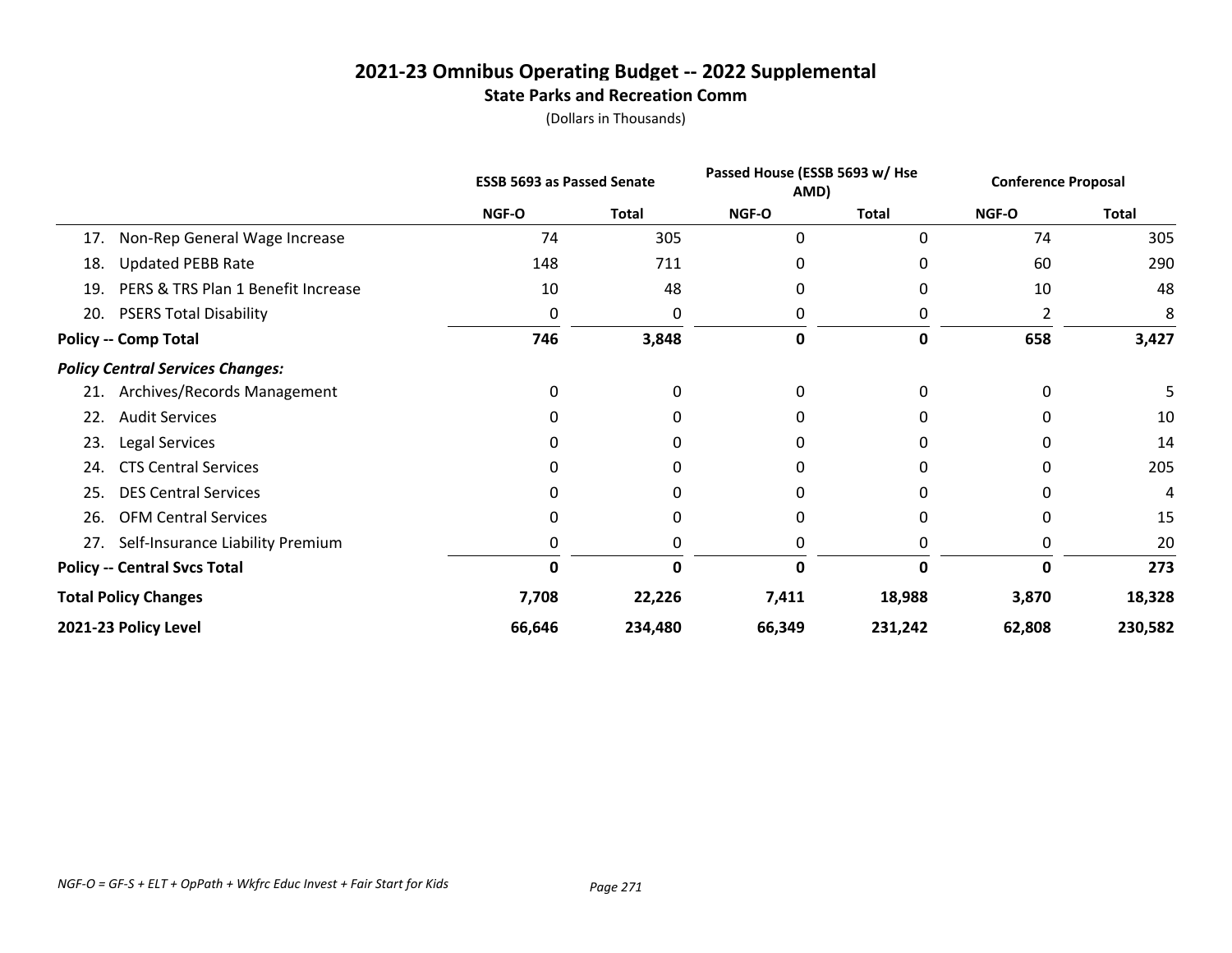# 2021-23 Omnibus Operating Budget -- 2022 Supplemental

## State Parks and Recreation Comm

(Dollars in Thousands)

| | ESSB 5693 as Passed Senate | | Passed House (ESSB 5693 w/ Hse AMD) | | Conference Proposal | |
|---|---|---|---|---|---|---|
| | NGF-O | Total | NGF-O | Total | NGF-O | Total |
| 17. Non-Rep General Wage Increase | 74 | 305 | 0 | 0 | 74 | 305 |
| 18. Updated PEBB Rate | 148 | 711 | 0 | 0 | 60 | 290 |
| 19. PERS & TRS Plan 1 Benefit Increase | 10 | 48 | 0 | 0 | 10 | 48 |
| 20. PSERS Total Disability | 0 | 0 | 0 | 0 | 2 | 8 |
| **Policy -- Comp Total** | **746** | **3,848** | **0** | **0** | **658** | **3,427** |
| ***Policy Central Services Changes:*** | | | | | | |
| 21. Archives/Records Management | 0 | 0 | 0 | 0 | 0 | 5 |
| 22. Audit Services | 0 | 0 | 0 | 0 | 0 | 10 |
| 23. Legal Services | 0 | 0 | 0 | 0 | 0 | 14 |
| 24. CTS Central Services | 0 | 0 | 0 | 0 | 0 | 205 |
| 25. DES Central Services | 0 | 0 | 0 | 0 | 0 | 4 |
| 26. OFM Central Services | 0 | 0 | 0 | 0 | 0 | 15 |
| 27. Self-Insurance Liability Premium | 0 | 0 | 0 | 0 | 0 | 20 |
| **Policy -- Central Svcs Total** | **0** | **0** | **0** | **0** | **0** | **273** |
| **Total Policy Changes** | **7,708** | **22,226** | **7,411** | **18,988** | **3,870** | **18,328** |
| **2021-23 Policy Level** | **66,646** | **234,480** | **66,349** | **231,242** | **62,808** | **230,582** |

*NGF-O = GF-S + ELT + OpPath + Wkfrc Educ Invest + Fair Start for Kids*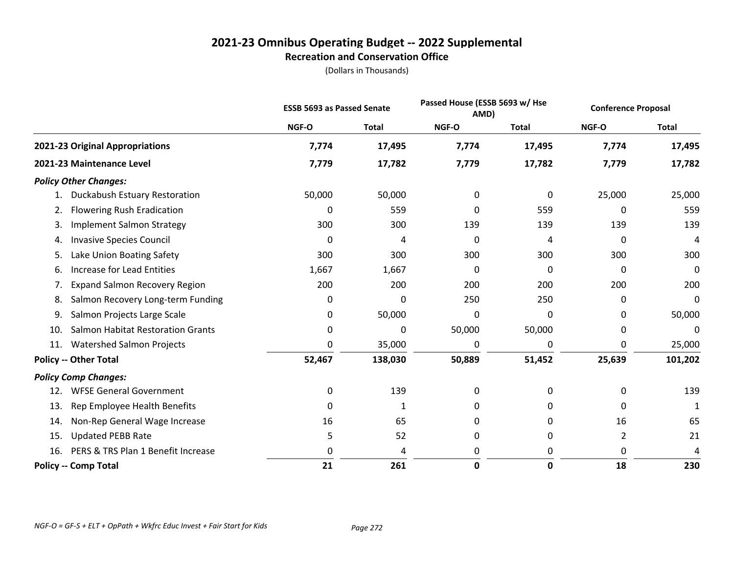# 2021-23 Omnibus Operating Budget -- 2022 Supplemental

## Recreation and Conservation Office

(Dollars in Thousands)

| | ESSB 5693 as Passed Senate | | Passed House (ESSB 5693 w/ Hse AMD) | | Conference Proposal | |
|---|---|---|---|---|---|---|
| | NGF-O | Total | NGF-O | Total | NGF-O | Total |
| **2021-23 Original Appropriations** | **7,774** | **17,495** | **7,774** | **17,495** | **7,774** | **17,495** |
| **2021-23 Maintenance Level** | **7,779** | **17,782** | **7,779** | **17,782** | **7,779** | **17,782** |
| ***Policy Other Changes:*** | | | | | | |
| 1. Duckabush Estuary Restoration | 50,000 | 50,000 | 0 | 0 | 25,000 | 25,000 |
| 2. Flowering Rush Eradication | 0 | 559 | 0 | 559 | 0 | 559 |
| 3. Implement Salmon Strategy | 300 | 300 | 139 | 139 | 139 | 139 |
| 4. Invasive Species Council | 0 | 4 | 0 | 4 | 0 | 4 |
| 5. Lake Union Boating Safety | 300 | 300 | 300 | 300 | 300 | 300 |
| 6. Increase for Lead Entities | 1,667 | 1,667 | 0 | 0 | 0 | 0 |
| 7. Expand Salmon Recovery Region | 200 | 200 | 200 | 200 | 200 | 200 |
| 8. Salmon Recovery Long-term Funding | 0 | 0 | 250 | 250 | 0 | 0 |
| 9. Salmon Projects Large Scale | 0 | 50,000 | 0 | 0 | 0 | 50,000 |
| 10. Salmon Habitat Restoration Grants | 0 | 0 | 50,000 | 50,000 | 0 | 0 |
| 11. Watershed Salmon Projects | 0 | 35,000 | 0 | 0 | 0 | 25,000 |
| **Policy -- Other Total** | **52,467** | **138,030** | **50,889** | **51,452** | **25,639** | **101,202** |
| ***Policy Comp Changes:*** | | | | | | |
| 12. WFSE General Government | 0 | 139 | 0 | 0 | 0 | 139 |
| 13. Rep Employee Health Benefits | 0 | 1 | 0 | 0 | 0 | 1 |
| 14. Non-Rep General Wage Increase | 16 | 65 | 0 | 0 | 16 | 65 |
| 15. Updated PEBB Rate | 5 | 52 | 0 | 0 | 2 | 21 |
| 16. PERS & TRS Plan 1 Benefit Increase | 0 | 4 | 0 | 0 | 0 | 4 |
| **Policy -- Comp Total** | **21** | **261** | **0** | **0** | **18** | **230** |

*NGF-O = GF-S + ELT + OpPath + Wkfrc Educ Invest + Fair Start for Kids*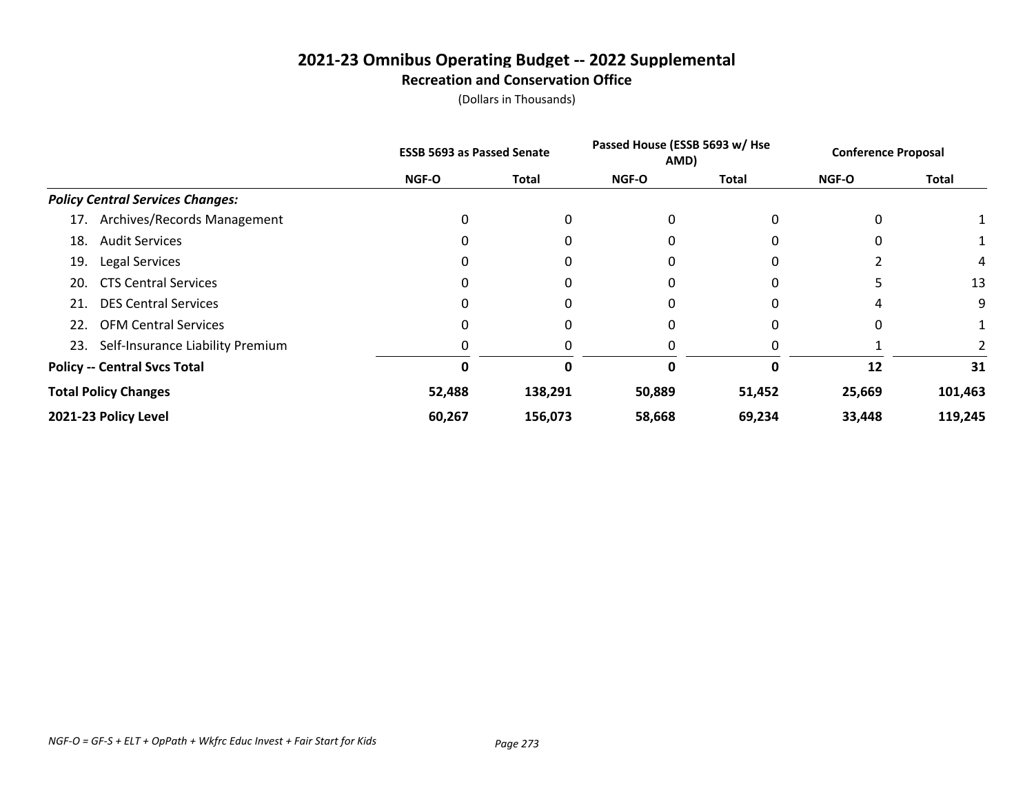# 2021-23 Omnibus Operating Budget -- 2022 Supplemental

## Recreation and Conservation Office

(Dollars in Thousands)

| | ESSB 5693 as Passed Senate | | Passed House (ESSB 5693 w/ Hse AMD) | | Conference Proposal | |
|---|---|---|---|---|---|---|
| | NGF-O | Total | NGF-O | Total | NGF-O | Total |
| ***Policy Central Services Changes:*** | | | | | | |
| 17. Archives/Records Management | 0 | 0 | 0 | 0 | 0 | 1 |
| 18. Audit Services | 0 | 0 | 0 | 0 | 0 | 1 |
| 19. Legal Services | 0 | 0 | 0 | 0 | 2 | 4 |
| 20. CTS Central Services | 0 | 0 | 0 | 0 | 5 | 13 |
| 21. DES Central Services | 0 | 0 | 0 | 0 | 4 | 9 |
| 22. OFM Central Services | 0 | 0 | 0 | 0 | 0 | 1 |
| 23. Self-Insurance Liability Premium | 0 | 0 | 0 | 0 | 1 | 2 |
| **Policy -- Central Svcs Total** | **0** | **0** | **0** | **0** | **12** | **31** |
| **Total Policy Changes** | **52,488** | **138,291** | **50,889** | **51,452** | **25,669** | **101,463** |
| **2021-23 Policy Level** | **60,267** | **156,073** | **58,668** | **69,234** | **33,448** | **119,245** |

*NGF-O = GF-S + ELT + OpPath + Wkfrc Educ Invest + Fair Start for Kids*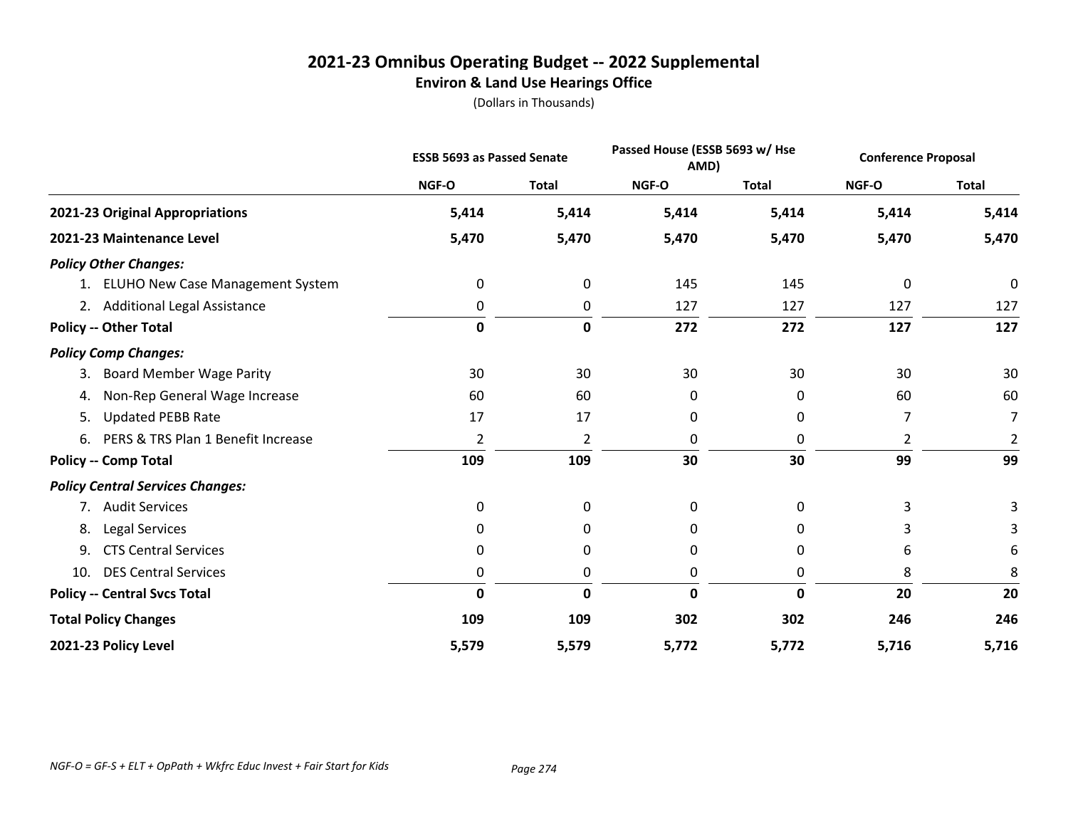# 2021-23 Omnibus Operating Budget -- 2022 Supplemental

## Environ & Land Use Hearings Office

(Dollars in Thousands)

| | ESSB 5693 as Passed Senate | | Passed House (ESSB 5693 w/ Hse AMD) | | Conference Proposal | |
|---|---|---|---|---|---|---|
| | NGF-O | Total | NGF-O | Total | NGF-O | Total |
| **2021-23 Original Appropriations** | **5,414** | **5,414** | **5,414** | **5,414** | **5,414** | **5,414** |
| **2021-23 Maintenance Level** | **5,470** | **5,470** | **5,470** | **5,470** | **5,470** | **5,470** |
| ***Policy Other Changes:*** | | | | | | |
| 1. ELUHO New Case Management System | 0 | 0 | 145 | 145 | 0 | 0 |
| 2. Additional Legal Assistance | 0 | 0 | 127 | 127 | 127 | 127 |
| **Policy -- Other Total** | **0** | **0** | **272** | **272** | **127** | **127** |
| ***Policy Comp Changes:*** | | | | | | |
| 3. Board Member Wage Parity | 30 | 30 | 30 | 30 | 30 | 30 |
| 4. Non-Rep General Wage Increase | 60 | 60 | 0 | 0 | 60 | 60 |
| 5. Updated PEBB Rate | 17 | 17 | 0 | 0 | 7 | 7 |
| 6. PERS & TRS Plan 1 Benefit Increase | 2 | 2 | 0 | 0 | 2 | 2 |
| **Policy -- Comp Total** | **109** | **109** | **30** | **30** | **99** | **99** |
| ***Policy Central Services Changes:*** | | | | | | |
| 7. Audit Services | 0 | 0 | 0 | 0 | 3 | 3 |
| 8. Legal Services | 0 | 0 | 0 | 0 | 3 | 3 |
| 9. CTS Central Services | 0 | 0 | 0 | 0 | 6 | 6 |
| 10. DES Central Services | 0 | 0 | 0 | 0 | 8 | 8 |
| **Policy -- Central Svcs Total** | **0** | **0** | **0** | **0** | **20** | **20** |
| **Total Policy Changes** | **109** | **109** | **302** | **302** | **246** | **246** |
| **2021-23 Policy Level** | **5,579** | **5,579** | **5,772** | **5,772** | **5,716** | **5,716** |

*NGF-O = GF-S + ELT + OpPath + Wkfrc Educ Invest + Fair Start for Kids*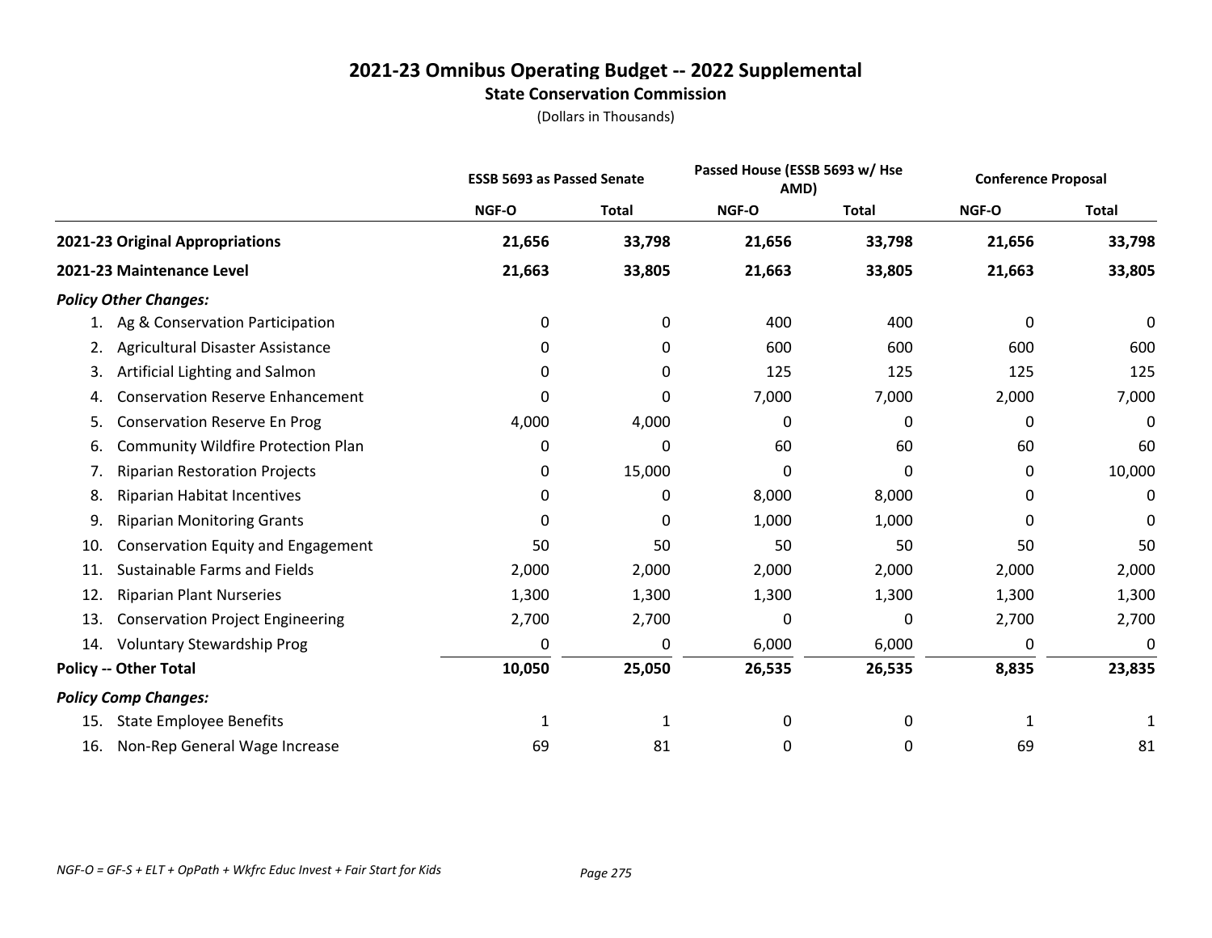# 2021-23 Omnibus Operating Budget -- 2022 Supplemental

## State Conservation Commission

(Dollars in Thousands)

| | ESSB 5693 as Passed Senate | | Passed House (ESSB 5693 w/ Hse AMD) | | Conference Proposal | |
|---|---|---|---|---|---|---|
| | NGF-O | Total | NGF-O | Total | NGF-O | Total |
| **2021-23 Original Appropriations** | **21,656** | **33,798** | **21,656** | **33,798** | **21,656** | **33,798** |
| **2021-23 Maintenance Level** | **21,663** | **33,805** | **21,663** | **33,805** | **21,663** | **33,805** |
| ***Policy Other Changes:*** | | | | | | |
| 1. Ag & Conservation Participation | 0 | 0 | 400 | 400 | 0 | 0 |
| 2. Agricultural Disaster Assistance | 0 | 0 | 600 | 600 | 600 | 600 |
| 3. Artificial Lighting and Salmon | 0 | 0 | 125 | 125 | 125 | 125 |
| 4. Conservation Reserve Enhancement | 0 | 0 | 7,000 | 7,000 | 2,000 | 7,000 |
| 5. Conservation Reserve En Prog | 4,000 | 4,000 | 0 | 0 | 0 | 0 |
| 6. Community Wildfire Protection Plan | 0 | 0 | 60 | 60 | 60 | 60 |
| 7. Riparian Restoration Projects | 0 | 15,000 | 0 | 0 | 0 | 10,000 |
| 8. Riparian Habitat Incentives | 0 | 0 | 8,000 | 8,000 | 0 | 0 |
| 9. Riparian Monitoring Grants | 0 | 0 | 1,000 | 1,000 | 0 | 0 |
| 10. Conservation Equity and Engagement | 50 | 50 | 50 | 50 | 50 | 50 |
| 11. Sustainable Farms and Fields | 2,000 | 2,000 | 2,000 | 2,000 | 2,000 | 2,000 |
| 12. Riparian Plant Nurseries | 1,300 | 1,300 | 1,300 | 1,300 | 1,300 | 1,300 |
| 13. Conservation Project Engineering | 2,700 | 2,700 | 0 | 0 | 2,700 | 2,700 |
| 14. Voluntary Stewardship Prog | 0 | 0 | 6,000 | 6,000 | 0 | 0 |
| **Policy -- Other Total** | **10,050** | **25,050** | **26,535** | **26,535** | **8,835** | **23,835** |
| ***Policy Comp Changes:*** | | | | | | |
| 15. State Employee Benefits | 1 | 1 | 0 | 0 | 1 | 1 |
| 16. Non-Rep General Wage Increase | 69 | 81 | 0 | 0 | 69 | 81 |

*NGF-O = GF-S + ELT + OpPath + Wkfrc Educ Invest + Fair Start for Kids*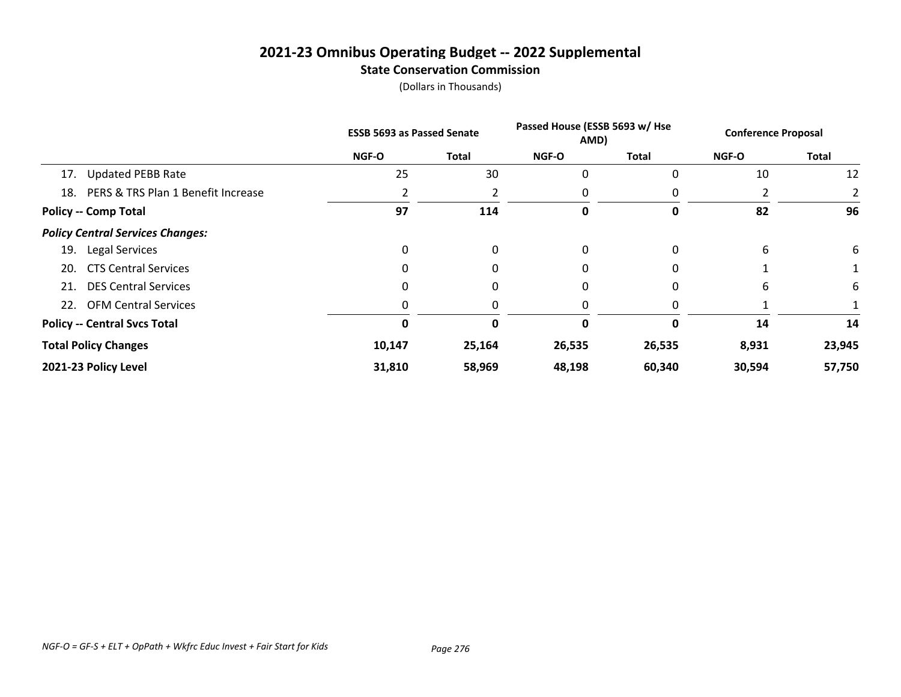# 2021-23 Omnibus Operating Budget -- 2022 Supplemental

## State Conservation Commission

(Dollars in Thousands)

| | ESSB 5693 as Passed Senate | | Passed House (ESSB 5693 w/ Hse AMD) | | Conference Proposal | |
|---|---|---|---|---|---|---|
| | NGF-O | Total | NGF-O | Total | NGF-O | Total |
| 17. Updated PEBB Rate | 25 | 30 | 0 | 0 | 10 | 12 |
| 18. PERS & TRS Plan 1 Benefit Increase | 2 | 2 | 0 | 0 | 2 | 2 |
| **Policy -- Comp Total** | **97** | **114** | **0** | **0** | **82** | **96** |
| ***Policy Central Services Changes:*** | | | | | | |
| 19. Legal Services | 0 | 0 | 0 | 0 | 6 | 6 |
| 20. CTS Central Services | 0 | 0 | 0 | 0 | 1 | 1 |
| 21. DES Central Services | 0 | 0 | 0 | 0 | 6 | 6 |
| 22. OFM Central Services | 0 | 0 | 0 | 0 | 1 | 1 |
| **Policy -- Central Svcs Total** | **0** | **0** | **0** | **0** | **14** | **14** |
| **Total Policy Changes** | **10,147** | **25,164** | **26,535** | **26,535** | **8,931** | **23,945** |
| **2021-23 Policy Level** | **31,810** | **58,969** | **48,198** | **60,340** | **30,594** | **57,750** |

*NGF-O = GF-S + ELT + OpPath + Wkfrc Educ Invest + Fair Start for Kids*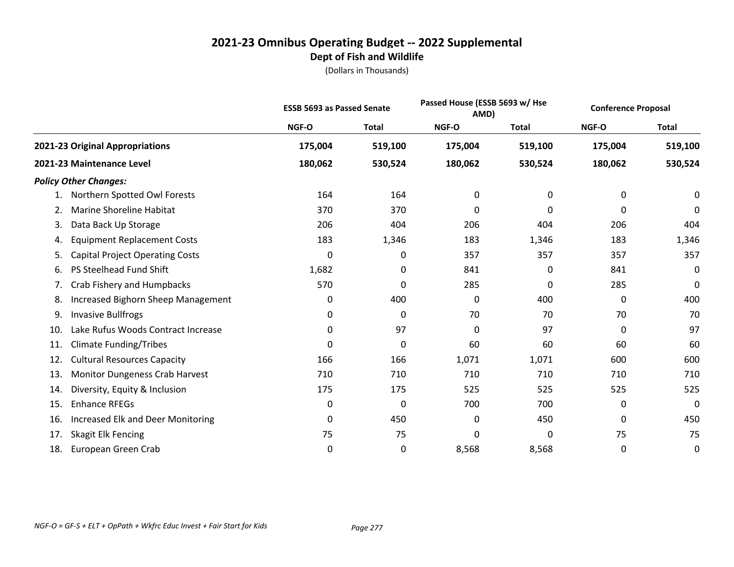# 2021-23 Omnibus Operating Budget -- 2022 Supplemental

## Dept of Fish and Wildlife

(Dollars in Thousands)

| | ESSB 5693 as Passed Senate | | Passed House (ESSB 5693 w/ Hse AMD) | | Conference Proposal | |
|---|---|---|---|---|---|---|
| | NGF-O | Total | NGF-O | Total | NGF-O | Total |
| **2021-23 Original Appropriations** | **175,004** | **519,100** | **175,004** | **519,100** | **175,004** | **519,100** |
| **2021-23 Maintenance Level** | **180,062** | **530,524** | **180,062** | **530,524** | **180,062** | **530,524** |
| ***Policy Other Changes:*** | | | | | | |
| 1. Northern Spotted Owl Forests | 164 | 164 | 0 | 0 | 0 | 0 |
| 2. Marine Shoreline Habitat | 370 | 370 | 0 | 0 | 0 | 0 |
| 3. Data Back Up Storage | 206 | 404 | 206 | 404 | 206 | 404 |
| 4. Equipment Replacement Costs | 183 | 1,346 | 183 | 1,346 | 183 | 1,346 |
| 5. Capital Project Operating Costs | 0 | 0 | 357 | 357 | 357 | 357 |
| 6. PS Steelhead Fund Shift | 1,682 | 0 | 841 | 0 | 841 | 0 |
| 7. Crab Fishery and Humpbacks | 570 | 0 | 285 | 0 | 285 | 0 |
| 8. Increased Bighorn Sheep Management | 0 | 400 | 0 | 400 | 0 | 400 |
| 9. Invasive Bullfrogs | 0 | 0 | 70 | 70 | 70 | 70 |
| 10. Lake Rufus Woods Contract Increase | 0 | 97 | 0 | 97 | 0 | 97 |
| 11. Climate Funding/Tribes | 0 | 0 | 60 | 60 | 60 | 60 |
| 12. Cultural Resources Capacity | 166 | 166 | 1,071 | 1,071 | 600 | 600 |
| 13. Monitor Dungeness Crab Harvest | 710 | 710 | 710 | 710 | 710 | 710 |
| 14. Diversity, Equity & Inclusion | 175 | 175 | 525 | 525 | 525 | 525 |
| 15. Enhance RFEGs | 0 | 0 | 700 | 700 | 0 | 0 |
| 16. Increased Elk and Deer Monitoring | 0 | 450 | 0 | 450 | 0 | 450 |
| 17. Skagit Elk Fencing | 75 | 75 | 0 | 0 | 75 | 75 |
| 18. European Green Crab | 0 | 0 | 8,568 | 8,568 | 0 | 0 |

*NGF-O = GF-S + ELT + OpPath + Wkfrc Educ Invest + Fair Start for Kids*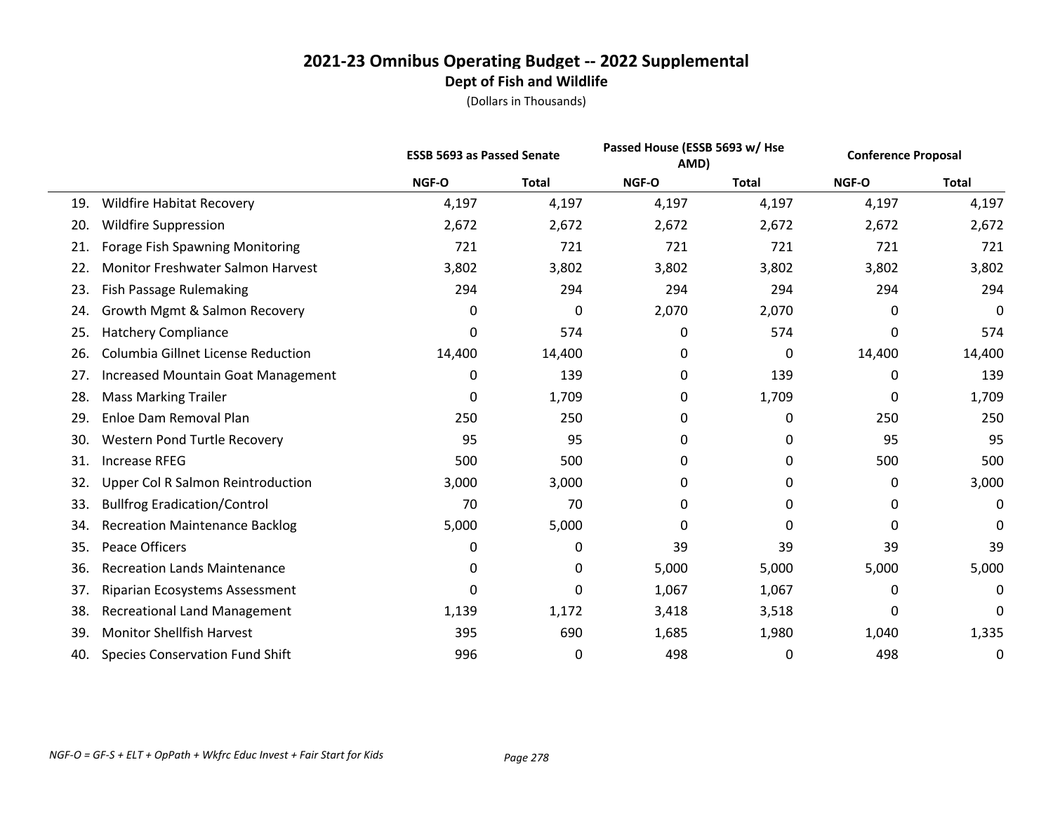# 2021-23 Omnibus Operating Budget -- 2022 Supplemental

## Dept of Fish and Wildlife

(Dollars in Thousands)

| | ESSB 5693 as Passed Senate | | Passed House (ESSB 5693 w/ Hse AMD) | | Conference Proposal | |
|---|---|---|---|---|---|---|
| | NGF-O | Total | NGF-O | Total | NGF-O | Total |
| 19. Wildfire Habitat Recovery | 4,197 | 4,197 | 4,197 | 4,197 | 4,197 | 4,197 |
| 20. Wildfire Suppression | 2,672 | 2,672 | 2,672 | 2,672 | 2,672 | 2,672 |
| 21. Forage Fish Spawning Monitoring | 721 | 721 | 721 | 721 | 721 | 721 |
| 22. Monitor Freshwater Salmon Harvest | 3,802 | 3,802 | 3,802 | 3,802 | 3,802 | 3,802 |
| 23. Fish Passage Rulemaking | 294 | 294 | 294 | 294 | 294 | 294 |
| 24. Growth Mgmt & Salmon Recovery | 0 | 0 | 2,070 | 2,070 | 0 | 0 |
| 25. Hatchery Compliance | 0 | 574 | 0 | 574 | 0 | 574 |
| 26. Columbia Gillnet License Reduction | 14,400 | 14,400 | 0 | 0 | 14,400 | 14,400 |
| 27. Increased Mountain Goat Management | 0 | 139 | 0 | 139 | 0 | 139 |
| 28. Mass Marking Trailer | 0 | 1,709 | 0 | 1,709 | 0 | 1,709 |
| 29. Enloe Dam Removal Plan | 250 | 250 | 0 | 0 | 250 | 250 |
| 30. Western Pond Turtle Recovery | 95 | 95 | 0 | 0 | 95 | 95 |
| 31. Increase RFEG | 500 | 500 | 0 | 0 | 500 | 500 |
| 32. Upper Col R Salmon Reintroduction | 3,000 | 3,000 | 0 | 0 | 0 | 3,000 |
| 33. Bullfrog Eradication/Control | 70 | 70 | 0 | 0 | 0 | 0 |
| 34. Recreation Maintenance Backlog | 5,000 | 5,000 | 0 | 0 | 0 | 0 |
| 35. Peace Officers | 0 | 0 | 39 | 39 | 39 | 39 |
| 36. Recreation Lands Maintenance | 0 | 0 | 5,000 | 5,000 | 5,000 | 5,000 |
| 37. Riparian Ecosystems Assessment | 0 | 0 | 1,067 | 1,067 | 0 | 0 |
| 38. Recreational Land Management | 1,139 | 1,172 | 3,418 | 3,518 | 0 | 0 |
| 39. Monitor Shellfish Harvest | 395 | 690 | 1,685 | 1,980 | 1,040 | 1,335 |
| 40. Species Conservation Fund Shift | 996 | 0 | 498 | 0 | 498 | 0 |

*NGF-O = GF-S + ELT + OpPath + Wkfrc Educ Invest + Fair Start for Kids*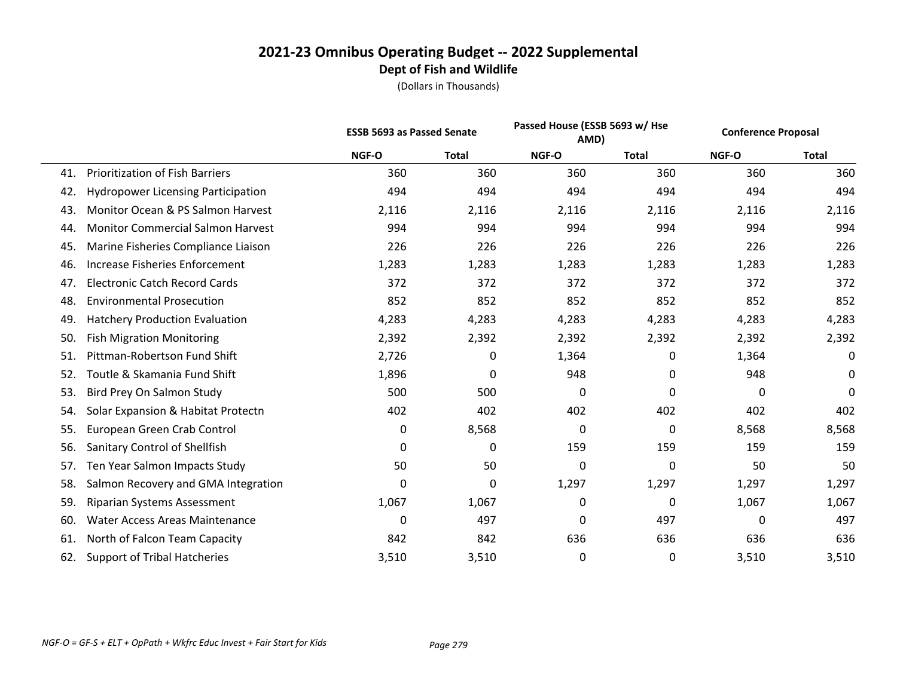# 2021-23 Omnibus Operating Budget -- 2022 Supplemental

## Dept of Fish and Wildlife

(Dollars in Thousands)

| | ESSB 5693 as Passed Senate | | Passed House (ESSB 5693 w/ Hse AMD) | | Conference Proposal | |
|---|---|---|---|---|---|---|
| | NGF-O | Total | NGF-O | Total | NGF-O | Total |
| 41. Prioritization of Fish Barriers | 360 | 360 | 360 | 360 | 360 | 360 |
| 42. Hydropower Licensing Participation | 494 | 494 | 494 | 494 | 494 | 494 |
| 43. Monitor Ocean & PS Salmon Harvest | 2,116 | 2,116 | 2,116 | 2,116 | 2,116 | 2,116 |
| 44. Monitor Commercial Salmon Harvest | 994 | 994 | 994 | 994 | 994 | 994 |
| 45. Marine Fisheries Compliance Liaison | 226 | 226 | 226 | 226 | 226 | 226 |
| 46. Increase Fisheries Enforcement | 1,283 | 1,283 | 1,283 | 1,283 | 1,283 | 1,283 |
| 47. Electronic Catch Record Cards | 372 | 372 | 372 | 372 | 372 | 372 |
| 48. Environmental Prosecution | 852 | 852 | 852 | 852 | 852 | 852 |
| 49. Hatchery Production Evaluation | 4,283 | 4,283 | 4,283 | 4,283 | 4,283 | 4,283 |
| 50. Fish Migration Monitoring | 2,392 | 2,392 | 2,392 | 2,392 | 2,392 | 2,392 |
| 51. Pittman-Robertson Fund Shift | 2,726 | 0 | 1,364 | 0 | 1,364 | 0 |
| 52. Toutle & Skamania Fund Shift | 1,896 | 0 | 948 | 0 | 948 | 0 |
| 53. Bird Prey On Salmon Study | 500 | 500 | 0 | 0 | 0 | 0 |
| 54. Solar Expansion & Habitat Protectn | 402 | 402 | 402 | 402 | 402 | 402 |
| 55. European Green Crab Control | 0 | 8,568 | 0 | 0 | 8,568 | 8,568 |
| 56. Sanitary Control of Shellfish | 0 | 0 | 159 | 159 | 159 | 159 |
| 57. Ten Year Salmon Impacts Study | 50 | 50 | 0 | 0 | 50 | 50 |
| 58. Salmon Recovery and GMA Integration | 0 | 0 | 1,297 | 1,297 | 1,297 | 1,297 |
| 59. Riparian Systems Assessment | 1,067 | 1,067 | 0 | 0 | 1,067 | 1,067 |
| 60. Water Access Areas Maintenance | 0 | 497 | 0 | 497 | 0 | 497 |
| 61. North of Falcon Team Capacity | 842 | 842 | 636 | 636 | 636 | 636 |
| 62. Support of Tribal Hatcheries | 3,510 | 3,510 | 0 | 0 | 3,510 | 3,510 |

*NGF-O = GF-S + ELT + OpPath + Wkfrc Educ Invest + Fair Start for Kids*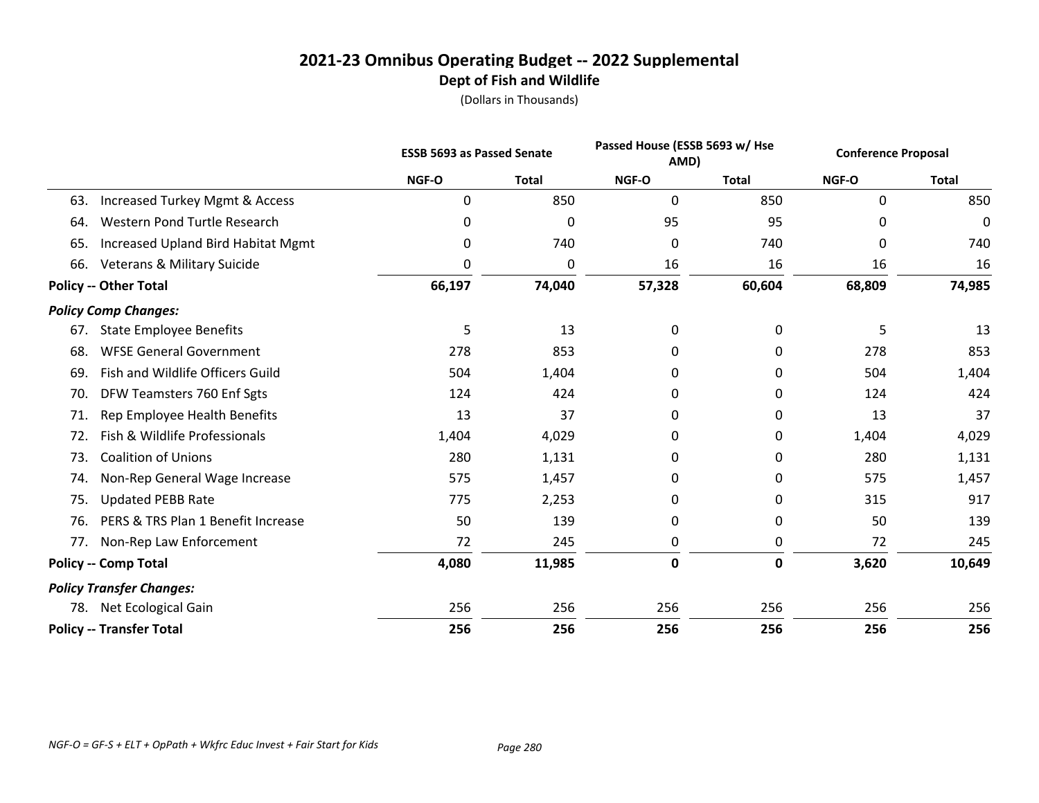# 2021-23 Omnibus Operating Budget -- 2022 Supplemental

## Dept of Fish and Wildlife

(Dollars in Thousands)

| | ESSB 5693 as Passed Senate | | Passed House (ESSB 5693 w/ Hse AMD) | | Conference Proposal | |
|---|---|---|---|---|---|---|
| | NGF-O | Total | NGF-O | Total | NGF-O | Total |
| 63. Increased Turkey Mgmt & Access | 0 | 850 | 0 | 850 | 0 | 850 |
| 64. Western Pond Turtle Research | 0 | 0 | 95 | 95 | 0 | 0 |
| 65. Increased Upland Bird Habitat Mgmt | 0 | 740 | 0 | 740 | 0 | 740 |
| 66. Veterans & Military Suicide | 0 | 0 | 16 | 16 | 16 | 16 |
| **Policy -- Other Total** | **66,197** | **74,040** | **57,328** | **60,604** | **68,809** | **74,985** |
| ***Policy Comp Changes:*** | | | | | | |
| 67. State Employee Benefits | 5 | 13 | 0 | 0 | 5 | 13 |
| 68. WFSE General Government | 278 | 853 | 0 | 0 | 278 | 853 |
| 69. Fish and Wildlife Officers Guild | 504 | 1,404 | 0 | 0 | 504 | 1,404 |
| 70. DFW Teamsters 760 Enf Sgts | 124 | 424 | 0 | 0 | 124 | 424 |
| 71. Rep Employee Health Benefits | 13 | 37 | 0 | 0 | 13 | 37 |
| 72. Fish & Wildlife Professionals | 1,404 | 4,029 | 0 | 0 | 1,404 | 4,029 |
| 73. Coalition of Unions | 280 | 1,131 | 0 | 0 | 280 | 1,131 |
| 74. Non-Rep General Wage Increase | 575 | 1,457 | 0 | 0 | 575 | 1,457 |
| 75. Updated PEBB Rate | 775 | 2,253 | 0 | 0 | 315 | 917 |
| 76. PERS & TRS Plan 1 Benefit Increase | 50 | 139 | 0 | 0 | 50 | 139 |
| 77. Non-Rep Law Enforcement | 72 | 245 | 0 | 0 | 72 | 245 |
| **Policy -- Comp Total** | **4,080** | **11,985** | **0** | **0** | **3,620** | **10,649** |
| ***Policy Transfer Changes:*** | | | | | | |
| 78. Net Ecological Gain | 256 | 256 | 256 | 256 | 256 | 256 |
| **Policy -- Transfer Total** | **256** | **256** | **256** | **256** | **256** | **256** |

*NGF-O = GF-S + ELT + OpPath + Wkfrc Educ Invest + Fair Start for Kids*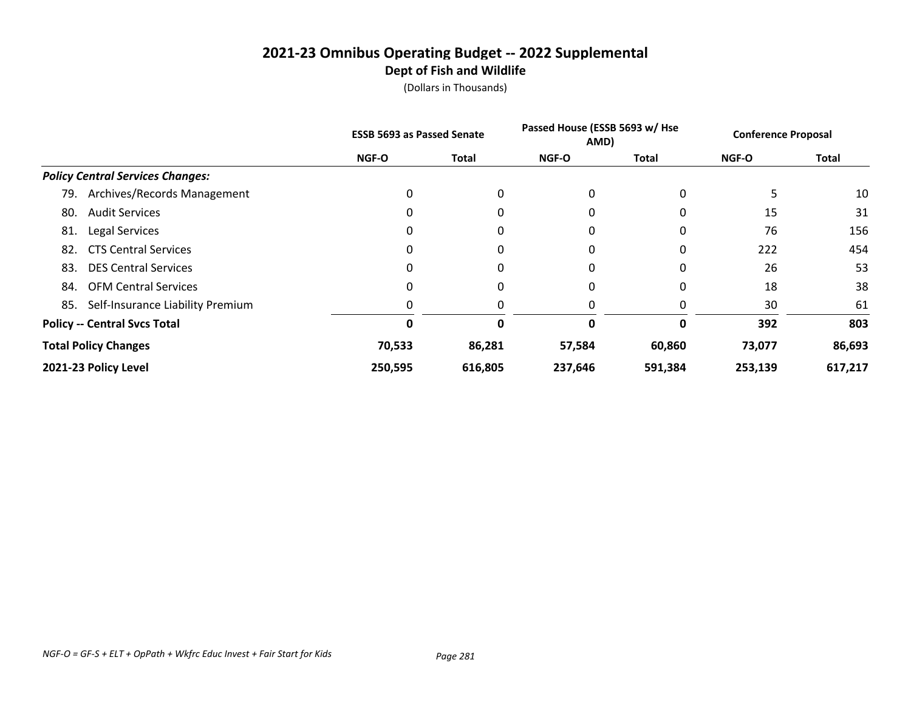# 2021-23 Omnibus Operating Budget -- 2022 Supplemental

## Dept of Fish and Wildlife

(Dollars in Thousands)

| | ESSB 5693 as Passed Senate | | Passed House (ESSB 5693 w/ Hse AMD) | | Conference Proposal | |
|---|---|---|---|---|---|---|
| | NGF-O | Total | NGF-O | Total | NGF-O | Total |
| ***Policy Central Services Changes:*** | | | | | | |
| 79. Archives/Records Management | 0 | 0 | 0 | 0 | 5 | 10 |
| 80. Audit Services | 0 | 0 | 0 | 0 | 15 | 31 |
| 81. Legal Services | 0 | 0 | 0 | 0 | 76 | 156 |
| 82. CTS Central Services | 0 | 0 | 0 | 0 | 222 | 454 |
| 83. DES Central Services | 0 | 0 | 0 | 0 | 26 | 53 |
| 84. OFM Central Services | 0 | 0 | 0 | 0 | 18 | 38 |
| 85. Self-Insurance Liability Premium | 0 | 0 | 0 | 0 | 30 | 61 |
| **Policy -- Central Svcs Total** | **0** | **0** | **0** | **0** | **392** | **803** |
| **Total Policy Changes** | **70,533** | **86,281** | **57,584** | **60,860** | **73,077** | **86,693** |
| **2021-23 Policy Level** | **250,595** | **616,805** | **237,646** | **591,384** | **253,139** | **617,217** |

*NGF-O = GF-S + ELT + OpPath + Wkfrc Educ Invest + Fair Start for Kids*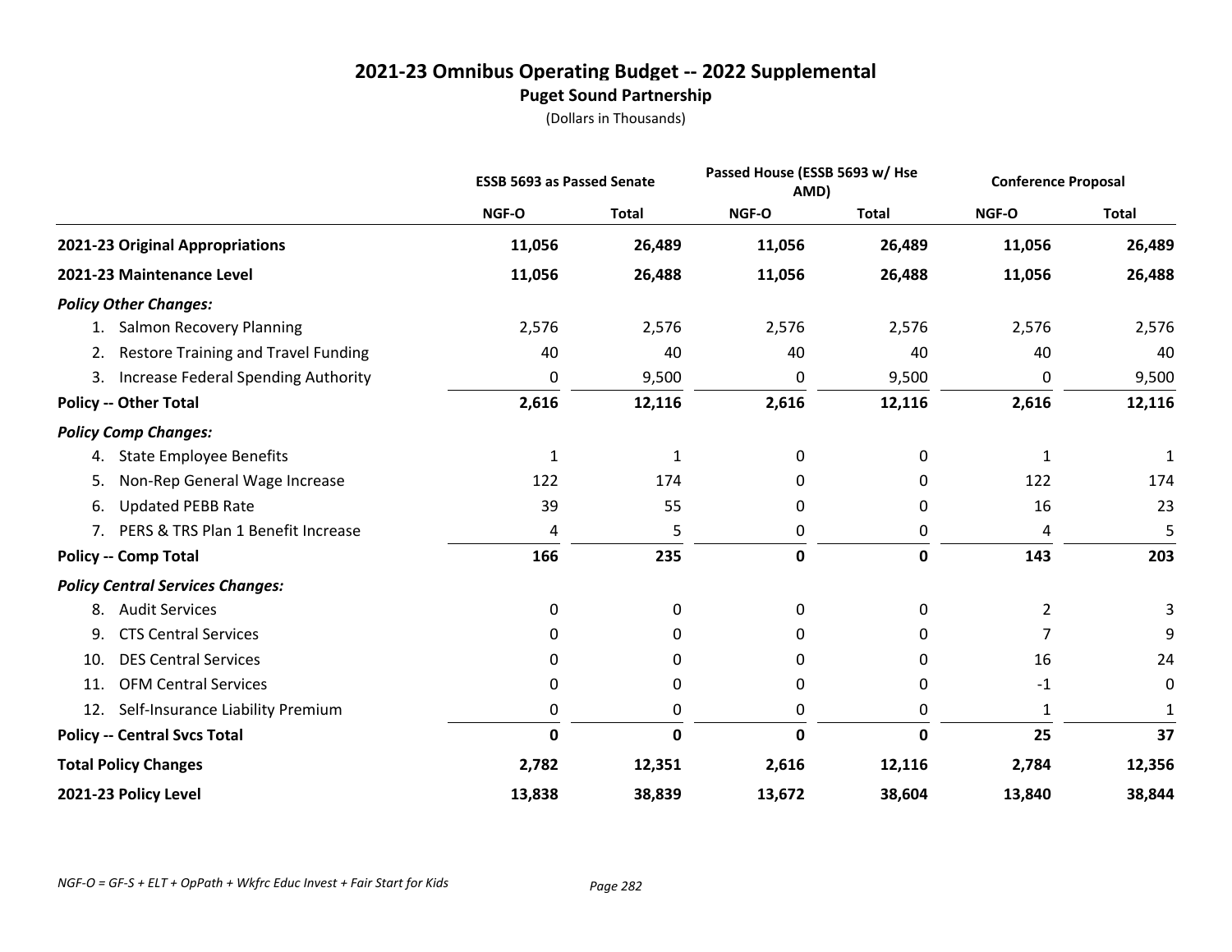# 2021-23 Omnibus Operating Budget -- 2022 Supplemental

## Puget Sound Partnership

(Dollars in Thousands)

| | ESSB 5693 as Passed Senate | | Passed House (ESSB 5693 w/ Hse AMD) | | Conference Proposal | |
|---|---|---|---|---|---|---|
| | NGF-O | Total | NGF-O | Total | NGF-O | Total |
| **2021-23 Original Appropriations** | **11,056** | **26,489** | **11,056** | **26,489** | **11,056** | **26,489** |
| **2021-23 Maintenance Level** | **11,056** | **26,488** | **11,056** | **26,488** | **11,056** | **26,488** |
| ***Policy Other Changes:*** | | | | | | |
| 1. Salmon Recovery Planning | 2,576 | 2,576 | 2,576 | 2,576 | 2,576 | 2,576 |
| 2. Restore Training and Travel Funding | 40 | 40 | 40 | 40 | 40 | 40 |
| 3. Increase Federal Spending Authority | 0 | 9,500 | 0 | 9,500 | 0 | 9,500 |
| **Policy -- Other Total** | **2,616** | **12,116** | **2,616** | **12,116** | **2,616** | **12,116** |
| ***Policy Comp Changes:*** | | | | | | |
| 4. State Employee Benefits | 1 | 1 | 0 | 0 | 1 | 1 |
| 5. Non-Rep General Wage Increase | 122 | 174 | 0 | 0 | 122 | 174 |
| 6. Updated PEBB Rate | 39 | 55 | 0 | 0 | 16 | 23 |
| 7. PERS & TRS Plan 1 Benefit Increase | 4 | 5 | 0 | 0 | 4 | 5 |
| **Policy -- Comp Total** | **166** | **235** | **0** | **0** | **143** | **203** |
| ***Policy Central Services Changes:*** | | | | | | |
| 8. Audit Services | 0 | 0 | 0 | 0 | 2 | 3 |
| 9. CTS Central Services | 0 | 0 | 0 | 0 | 7 | 9 |
| 10. DES Central Services | 0 | 0 | 0 | 0 | 16 | 24 |
| 11. OFM Central Services | 0 | 0 | 0 | 0 | -1 | 0 |
| 12. Self-Insurance Liability Premium | 0 | 0 | 0 | 0 | 1 | 1 |
| **Policy -- Central Svcs Total** | **0** | **0** | **0** | **0** | **25** | **37** |
| **Total Policy Changes** | **2,782** | **12,351** | **2,616** | **12,116** | **2,784** | **12,356** |
| **2021-23 Policy Level** | **13,838** | **38,839** | **13,672** | **38,604** | **13,840** | **38,844** |

*NGF-O = GF-S + ELT + OpPath + Wkfrc Educ Invest + Fair Start for Kids*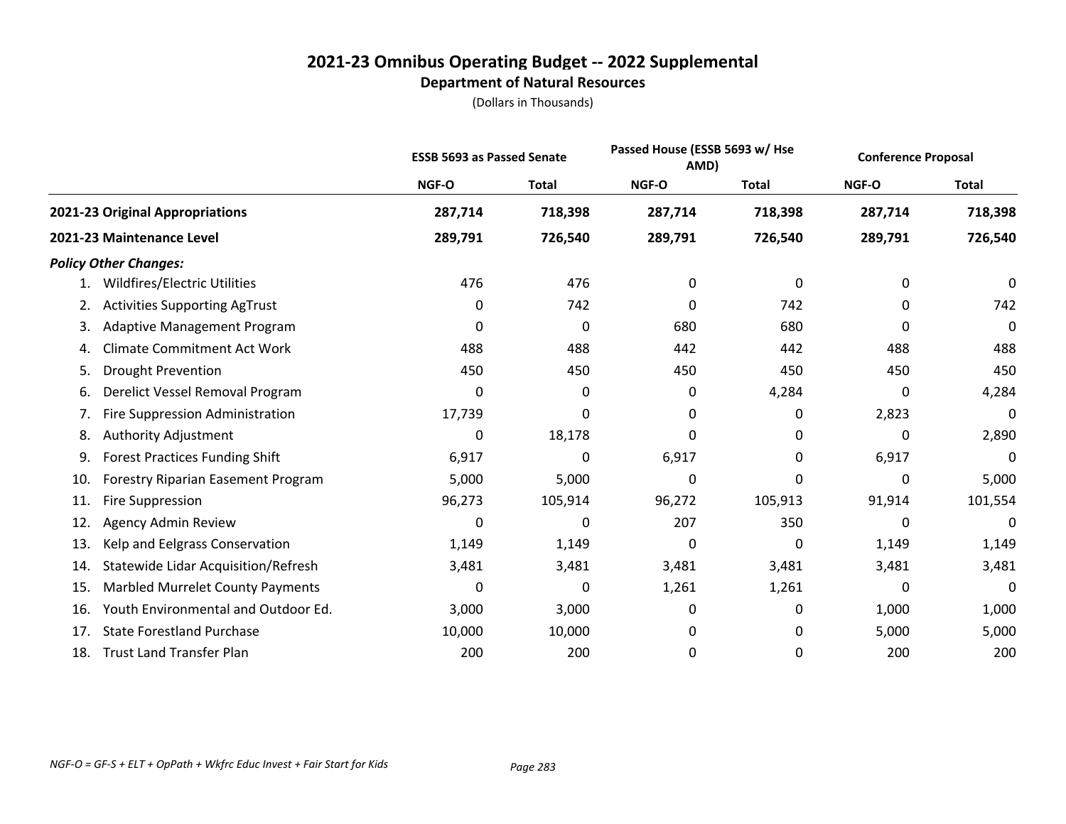# 2021-23 Omnibus Operating Budget -- 2022 Supplemental

## Department of Natural Resources

(Dollars in Thousands)

| | ESSB 5693 as Passed Senate | | Passed House (ESSB 5693 w/ Hse AMD) | | Conference Proposal | |
|---|---|---|---|---|---|---|
| | NGF-O | Total | NGF-O | Total | NGF-O | Total |
| **2021-23 Original Appropriations** | **287,714** | **718,398** | **287,714** | **718,398** | **287,714** | **718,398** |
| **2021-23 Maintenance Level** | **289,791** | **726,540** | **289,791** | **726,540** | **289,791** | **726,540** |
| ***Policy Other Changes:*** | | | | | | |
| 1. Wildfires/Electric Utilities | 476 | 476 | 0 | 0 | 0 | 0 |
| 2. Activities Supporting AgTrust | 0 | 742 | 0 | 742 | 0 | 742 |
| 3. Adaptive Management Program | 0 | 0 | 680 | 680 | 0 | 0 |
| 4. Climate Commitment Act Work | 488 | 488 | 442 | 442 | 488 | 488 |
| 5. Drought Prevention | 450 | 450 | 450 | 450 | 450 | 450 |
| 6. Derelict Vessel Removal Program | 0 | 0 | 0 | 4,284 | 0 | 4,284 |
| 7. Fire Suppression Administration | 17,739 | 0 | 0 | 0 | 2,823 | 0 |
| 8. Authority Adjustment | 0 | 18,178 | 0 | 0 | 0 | 2,890 |
| 9. Forest Practices Funding Shift | 6,917 | 0 | 6,917 | 0 | 6,917 | 0 |
| 10. Forestry Riparian Easement Program | 5,000 | 5,000 | 0 | 0 | 0 | 5,000 |
| 11. Fire Suppression | 96,273 | 105,914 | 96,272 | 105,913 | 91,914 | 101,554 |
| 12. Agency Admin Review | 0 | 0 | 207 | 350 | 0 | 0 |
| 13. Kelp and Eelgrass Conservation | 1,149 | 1,149 | 0 | 0 | 1,149 | 1,149 |
| 14. Statewide Lidar Acquisition/Refresh | 3,481 | 3,481 | 3,481 | 3,481 | 3,481 | 3,481 |
| 15. Marbled Murrelet County Payments | 0 | 0 | 1,261 | 1,261 | 0 | 0 |
| 16. Youth Environmental and Outdoor Ed. | 3,000 | 3,000 | 0 | 0 | 1,000 | 1,000 |
| 17. State Forestland Purchase | 10,000 | 10,000 | 0 | 0 | 5,000 | 5,000 |
| 18. Trust Land Transfer Plan | 200 | 200 | 0 | 0 | 200 | 200 |

*NGF-O = GF-S + ELT + OpPath + Wkfrc Educ Invest + Fair Start for Kids*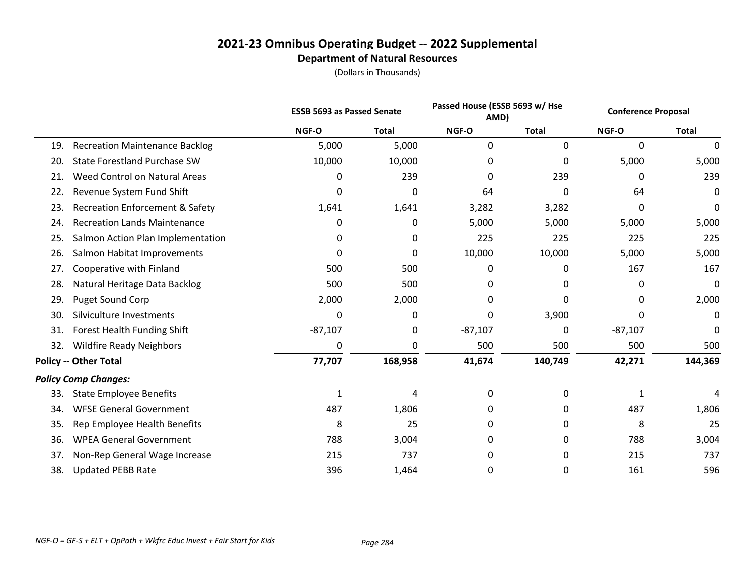# 2021-23 Omnibus Operating Budget -- 2022 Supplemental

## Department of Natural Resources

(Dollars in Thousands)

| | ESSB 5693 as Passed Senate | | Passed House (ESSB 5693 w/ Hse AMD) | | Conference Proposal | |
|---|---|---|---|---|---|---|
| | NGF-O | Total | NGF-O | Total | NGF-O | Total |
| 19. Recreation Maintenance Backlog | 5,000 | 5,000 | 0 | 0 | 0 | 0 |
| 20. State Forestland Purchase SW | 10,000 | 10,000 | 0 | 0 | 5,000 | 5,000 |
| 21. Weed Control on Natural Areas | 0 | 239 | 0 | 239 | 0 | 239 |
| 22. Revenue System Fund Shift | 0 | 0 | 64 | 0 | 64 | 0 |
| 23. Recreation Enforcement & Safety | 1,641 | 1,641 | 3,282 | 3,282 | 0 | 0 |
| 24. Recreation Lands Maintenance | 0 | 0 | 5,000 | 5,000 | 5,000 | 5,000 |
| 25. Salmon Action Plan Implementation | 0 | 0 | 225 | 225 | 225 | 225 |
| 26. Salmon Habitat Improvements | 0 | 0 | 10,000 | 10,000 | 5,000 | 5,000 |
| 27. Cooperative with Finland | 500 | 500 | 0 | 0 | 167 | 167 |
| 28. Natural Heritage Data Backlog | 500 | 500 | 0 | 0 | 0 | 0 |
| 29. Puget Sound Corp | 2,000 | 2,000 | 0 | 0 | 0 | 2,000 |
| 30. Silviculture Investments | 0 | 0 | 0 | 3,900 | 0 | 0 |
| 31. Forest Health Funding Shift | -87,107 | 0 | -87,107 | 0 | -87,107 | 0 |
| 32. Wildfire Ready Neighbors | 0 | 0 | 500 | 500 | 500 | 500 |
| **Policy -- Other Total** | **77,707** | **168,958** | **41,674** | **140,749** | **42,271** | **144,369** |
| ***Policy Comp Changes:*** | | | | | | |
| 33. State Employee Benefits | 1 | 4 | 0 | 0 | 1 | 4 |
| 34. WFSE General Government | 487 | 1,806 | 0 | 0 | 487 | 1,806 |
| 35. Rep Employee Health Benefits | 8 | 25 | 0 | 0 | 8 | 25 |
| 36. WPEA General Government | 788 | 3,004 | 0 | 0 | 788 | 3,004 |
| 37. Non-Rep General Wage Increase | 215 | 737 | 0 | 0 | 215 | 737 |
| 38. Updated PEBB Rate | 396 | 1,464 | 0 | 0 | 161 | 596 |

*NGF-O = GF-S + ELT + OpPath + Wkfrc Educ Invest + Fair Start for Kids*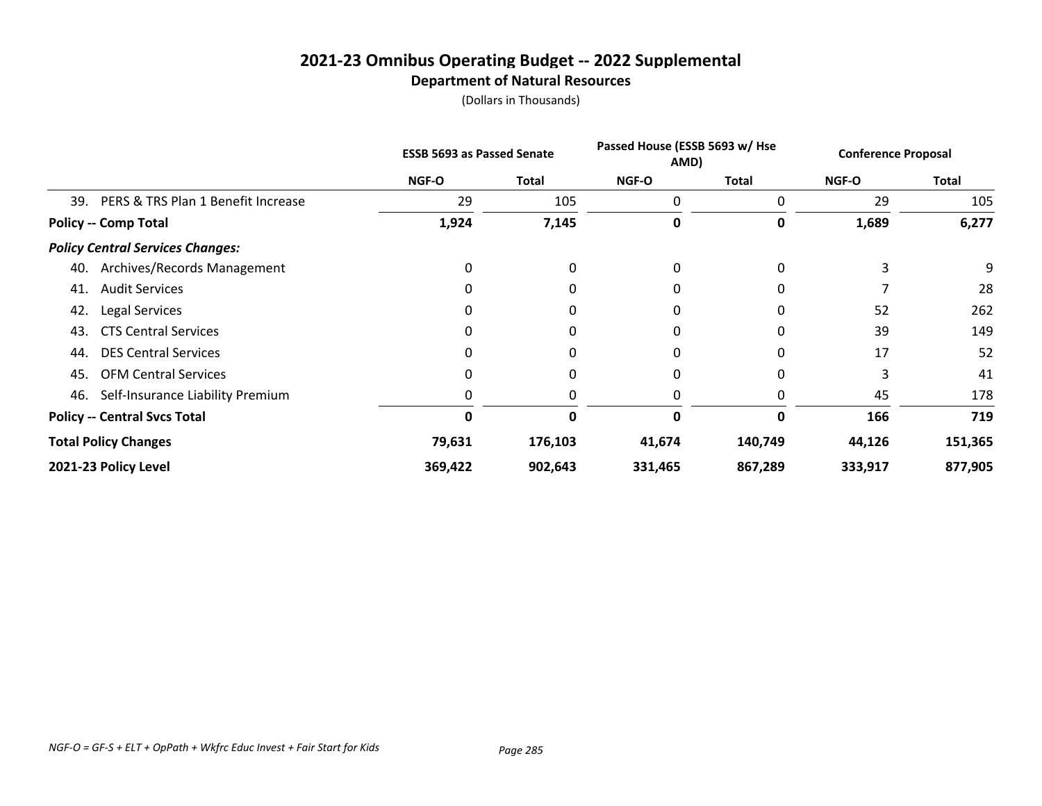# 2021-23 Omnibus Operating Budget -- 2022 Supplemental

## Department of Natural Resources

(Dollars in Thousands)

| | ESSB 5693 as Passed Senate | | Passed House (ESSB 5693 w/ Hse AMD) | | Conference Proposal | |
|---|---|---|---|---|---|---|
| | NGF-O | Total | NGF-O | Total | NGF-O | Total |
| 39. PERS & TRS Plan 1 Benefit Increase | 29 | 105 | 0 | 0 | 29 | 105 |
| **Policy -- Comp Total** | **1,924** | **7,145** | **0** | **0** | **1,689** | **6,277** |
| ***Policy Central Services Changes:*** | | | | | | |
| 40. Archives/Records Management | 0 | 0 | 0 | 0 | 3 | 9 |
| 41. Audit Services | 0 | 0 | 0 | 0 | 7 | 28 |
| 42. Legal Services | 0 | 0 | 0 | 0 | 52 | 262 |
| 43. CTS Central Services | 0 | 0 | 0 | 0 | 39 | 149 |
| 44. DES Central Services | 0 | 0 | 0 | 0 | 17 | 52 |
| 45. OFM Central Services | 0 | 0 | 0 | 0 | 3 | 41 |
| 46. Self-Insurance Liability Premium | 0 | 0 | 0 | 0 | 45 | 178 |
| **Policy -- Central Svcs Total** | **0** | **0** | **0** | **0** | **166** | **719** |
| **Total Policy Changes** | **79,631** | **176,103** | **41,674** | **140,749** | **44,126** | **151,365** |
| **2021-23 Policy Level** | **369,422** | **902,643** | **331,465** | **867,289** | **333,917** | **877,905** |

*NGF-O = GF-S + ELT + OpPath + Wkfrc Educ Invest + Fair Start for Kids*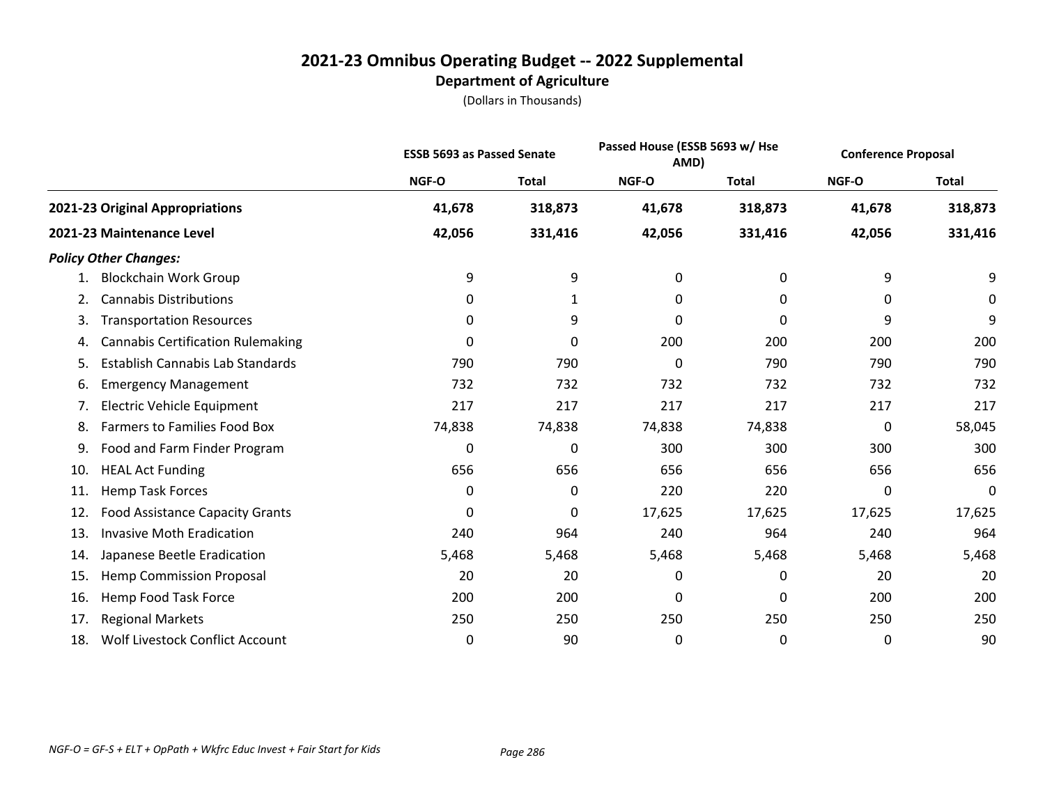# 2021-23 Omnibus Operating Budget -- 2022 Supplemental

## Department of Agriculture

(Dollars in Thousands)

| | ESSB 5693 as Passed Senate | | Passed House (ESSB 5693 w/ Hse AMD) | | Conference Proposal | |
|---|---|---|---|---|---|---|
| | NGF-O | Total | NGF-O | Total | NGF-O | Total |
| **2021-23 Original Appropriations** | **41,678** | **318,873** | **41,678** | **318,873** | **41,678** | **318,873** |
| **2021-23 Maintenance Level** | **42,056** | **331,416** | **42,056** | **331,416** | **42,056** | **331,416** |
| ***Policy Other Changes:*** | | | | | | |
| 1. Blockchain Work Group | 9 | 9 | 0 | 0 | 9 | 9 |
| 2. Cannabis Distributions | 0 | 1 | 0 | 0 | 0 | 0 |
| 3. Transportation Resources | 0 | 9 | 0 | 0 | 9 | 9 |
| 4. Cannabis Certification Rulemaking | 0 | 0 | 200 | 200 | 200 | 200 |
| 5. Establish Cannabis Lab Standards | 790 | 790 | 0 | 790 | 790 | 790 |
| 6. Emergency Management | 732 | 732 | 732 | 732 | 732 | 732 |
| 7. Electric Vehicle Equipment | 217 | 217 | 217 | 217 | 217 | 217 |
| 8. Farmers to Families Food Box | 74,838 | 74,838 | 74,838 | 74,838 | 0 | 58,045 |
| 9. Food and Farm Finder Program | 0 | 0 | 300 | 300 | 300 | 300 |
| 10. HEAL Act Funding | 656 | 656 | 656 | 656 | 656 | 656 |
| 11. Hemp Task Forces | 0 | 0 | 220 | 220 | 0 | 0 |
| 12. Food Assistance Capacity Grants | 0 | 0 | 17,625 | 17,625 | 17,625 | 17,625 |
| 13. Invasive Moth Eradication | 240 | 964 | 240 | 964 | 240 | 964 |
| 14. Japanese Beetle Eradication | 5,468 | 5,468 | 5,468 | 5,468 | 5,468 | 5,468 |
| 15. Hemp Commission Proposal | 20 | 20 | 0 | 0 | 20 | 20 |
| 16. Hemp Food Task Force | 200 | 200 | 0 | 0 | 200 | 200 |
| 17. Regional Markets | 250 | 250 | 250 | 250 | 250 | 250 |
| 18. Wolf Livestock Conflict Account | 0 | 90 | 0 | 0 | 0 | 90 |

*NGF-O = GF-S + ELT + OpPath + Wkfrc Educ Invest + Fair Start for Kids*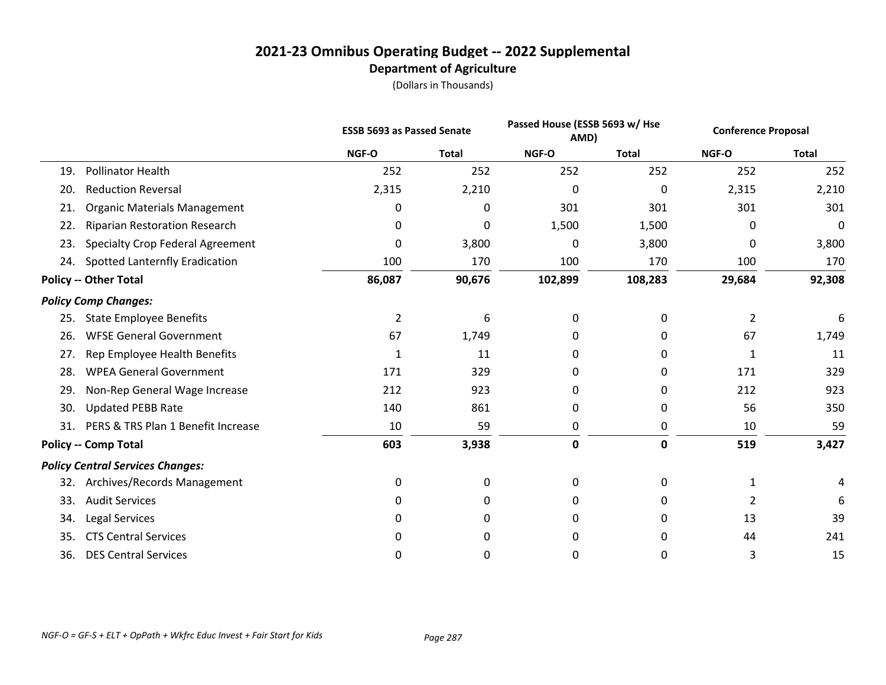# 2021-23 Omnibus Operating Budget -- 2022 Supplemental

## Department of Agriculture

(Dollars in Thousands)

| | ESSB 5693 as Passed Senate | | Passed House (ESSB 5693 w/ Hse AMD) | | Conference Proposal | |
|---|---|---|---|---|---|---|
| | NGF-O | Total | NGF-O | Total | NGF-O | Total |
| 19. Pollinator Health | 252 | 252 | 252 | 252 | 252 | 252 |
| 20. Reduction Reversal | 2,315 | 2,210 | 0 | 0 | 2,315 | 2,210 |
| 21. Organic Materials Management | 0 | 0 | 301 | 301 | 301 | 301 |
| 22. Riparian Restoration Research | 0 | 0 | 1,500 | 1,500 | 0 | 0 |
| 23. Specialty Crop Federal Agreement | 0 | 3,800 | 0 | 3,800 | 0 | 3,800 |
| 24. Spotted Lanternfly Eradication | 100 | 170 | 100 | 170 | 100 | 170 |
| **Policy -- Other Total** | **86,087** | **90,676** | **102,899** | **108,283** | **29,684** | **92,308** |
| ***Policy Comp Changes:*** | | | | | | |
| 25. State Employee Benefits | 2 | 6 | 0 | 0 | 2 | 6 |
| 26. WFSE General Government | 67 | 1,749 | 0 | 0 | 67 | 1,749 |
| 27. Rep Employee Health Benefits | 1 | 11 | 0 | 0 | 1 | 11 |
| 28. WPEA General Government | 171 | 329 | 0 | 0 | 171 | 329 |
| 29. Non-Rep General Wage Increase | 212 | 923 | 0 | 0 | 212 | 923 |
| 30. Updated PEBB Rate | 140 | 861 | 0 | 0 | 56 | 350 |
| 31. PERS & TRS Plan 1 Benefit Increase | 10 | 59 | 0 | 0 | 10 | 59 |
| **Policy -- Comp Total** | **603** | **3,938** | **0** | **0** | **519** | **3,427** |
| ***Policy Central Services Changes:*** | | | | | | |
| 32. Archives/Records Management | 0 | 0 | 0 | 0 | 1 | 4 |
| 33. Audit Services | 0 | 0 | 0 | 0 | 2 | 6 |
| 34. Legal Services | 0 | 0 | 0 | 0 | 13 | 39 |
| 35. CTS Central Services | 0 | 0 | 0 | 0 | 44 | 241 |
| 36. DES Central Services | 0 | 0 | 0 | 0 | 3 | 15 |

*NGF-O = GF-S + ELT + OpPath + Wkfrc Educ Invest + Fair Start for Kids*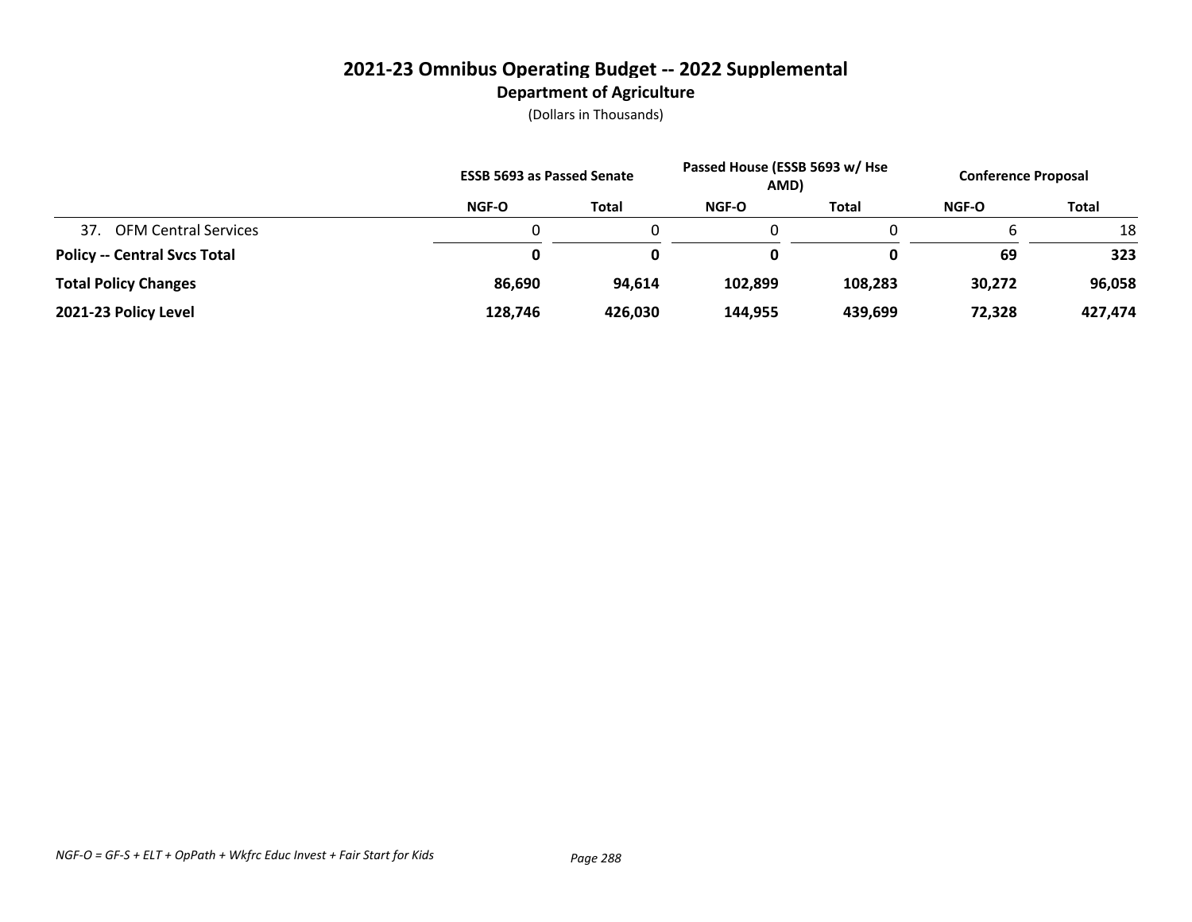# 2021-23 Omnibus Operating Budget -- 2022 Supplemental

## Department of Agriculture

(Dollars in Thousands)

| | ESSB 5693 as Passed Senate | | Passed House (ESSB 5693 w/ Hse AMD) | | Conference Proposal | |
|---|---|---|---|---|---|---|
| | NGF-O | Total | NGF-O | Total | NGF-O | Total |
| 37. OFM Central Services | 0 | 0 | 0 | 0 | 6 | 18 |
| **Policy -- Central Svcs Total** | **0** | **0** | **0** | **0** | **69** | **323** |
| **Total Policy Changes** | **86,690** | **94,614** | **102,899** | **108,283** | **30,272** | **96,058** |
| **2021-23 Policy Level** | **128,746** | **426,030** | **144,955** | **439,699** | **72,328** | **427,474** |

*NGF-O = GF-S + ELT + OpPath + Wkfrc Educ Invest + Fair Start for Kids*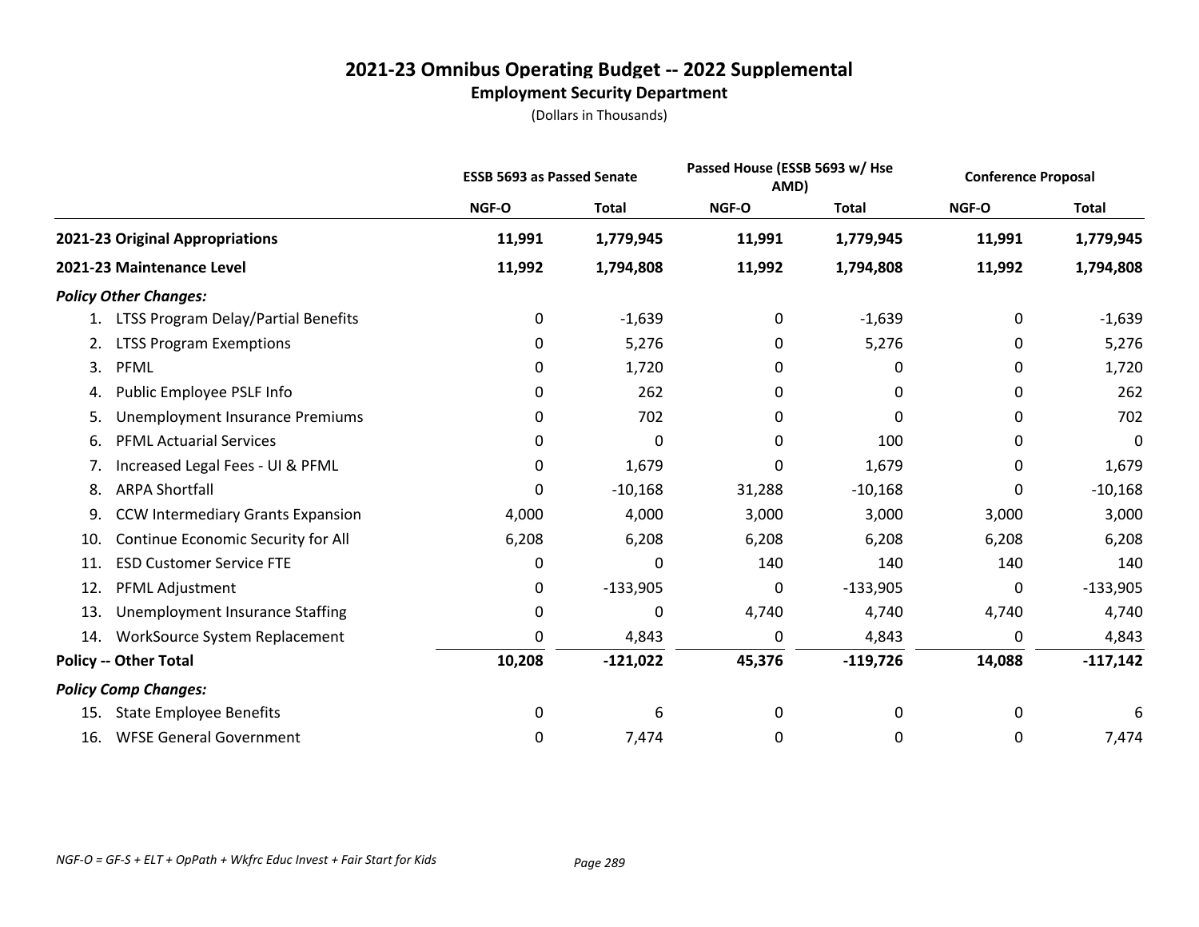# 2021-23 Omnibus Operating Budget -- 2022 Supplemental

## Employment Security Department

(Dollars in Thousands)

| | ESSB 5693 as Passed Senate | | Passed House (ESSB 5693 w/ Hse AMD) | | Conference Proposal | |
|---|---|---|---|---|---|---|
| | NGF-O | Total | NGF-O | Total | NGF-O | Total |
| **2021-23 Original Appropriations** | **11,991** | **1,779,945** | **11,991** | **1,779,945** | **11,991** | **1,779,945** |
| **2021-23 Maintenance Level** | **11,992** | **1,794,808** | **11,992** | **1,794,808** | **11,992** | **1,794,808** |
| ***Policy Other Changes:*** | | | | | | |
| 1. LTSS Program Delay/Partial Benefits | 0 | -1,639 | 0 | -1,639 | 0 | -1,639 |
| 2. LTSS Program Exemptions | 0 | 5,276 | 0 | 5,276 | 0 | 5,276 |
| 3. PFML | 0 | 1,720 | 0 | 0 | 0 | 1,720 |
| 4. Public Employee PSLF Info | 0 | 262 | 0 | 0 | 0 | 262 |
| 5. Unemployment Insurance Premiums | 0 | 702 | 0 | 0 | 0 | 702 |
| 6. PFML Actuarial Services | 0 | 0 | 0 | 100 | 0 | 0 |
| 7. Increased Legal Fees - UI & PFML | 0 | 1,679 | 0 | 1,679 | 0 | 1,679 |
| 8. ARPA Shortfall | 0 | -10,168 | 31,288 | -10,168 | 0 | -10,168 |
| 9. CCW Intermediary Grants Expansion | 4,000 | 4,000 | 3,000 | 3,000 | 3,000 | 3,000 |
| 10. Continue Economic Security for All | 6,208 | 6,208 | 6,208 | 6,208 | 6,208 | 6,208 |
| 11. ESD Customer Service FTE | 0 | 0 | 140 | 140 | 140 | 140 |
| 12. PFML Adjustment | 0 | -133,905 | 0 | -133,905 | 0 | -133,905 |
| 13. Unemployment Insurance Staffing | 0 | 0 | 4,740 | 4,740 | 4,740 | 4,740 |
| 14. WorkSource System Replacement | 0 | 4,843 | 0 | 4,843 | 0 | 4,843 |
| **Policy -- Other Total** | **10,208** | **-121,022** | **45,376** | **-119,726** | **14,088** | **-117,142** |
| ***Policy Comp Changes:*** | | | | | | |
| 15. State Employee Benefits | 0 | 6 | 0 | 0 | 0 | 6 |
| 16. WFSE General Government | 0 | 7,474 | 0 | 0 | 0 | 7,474 |

*NGF-O = GF-S + ELT + OpPath + Wkfrc Educ Invest + Fair Start for Kids*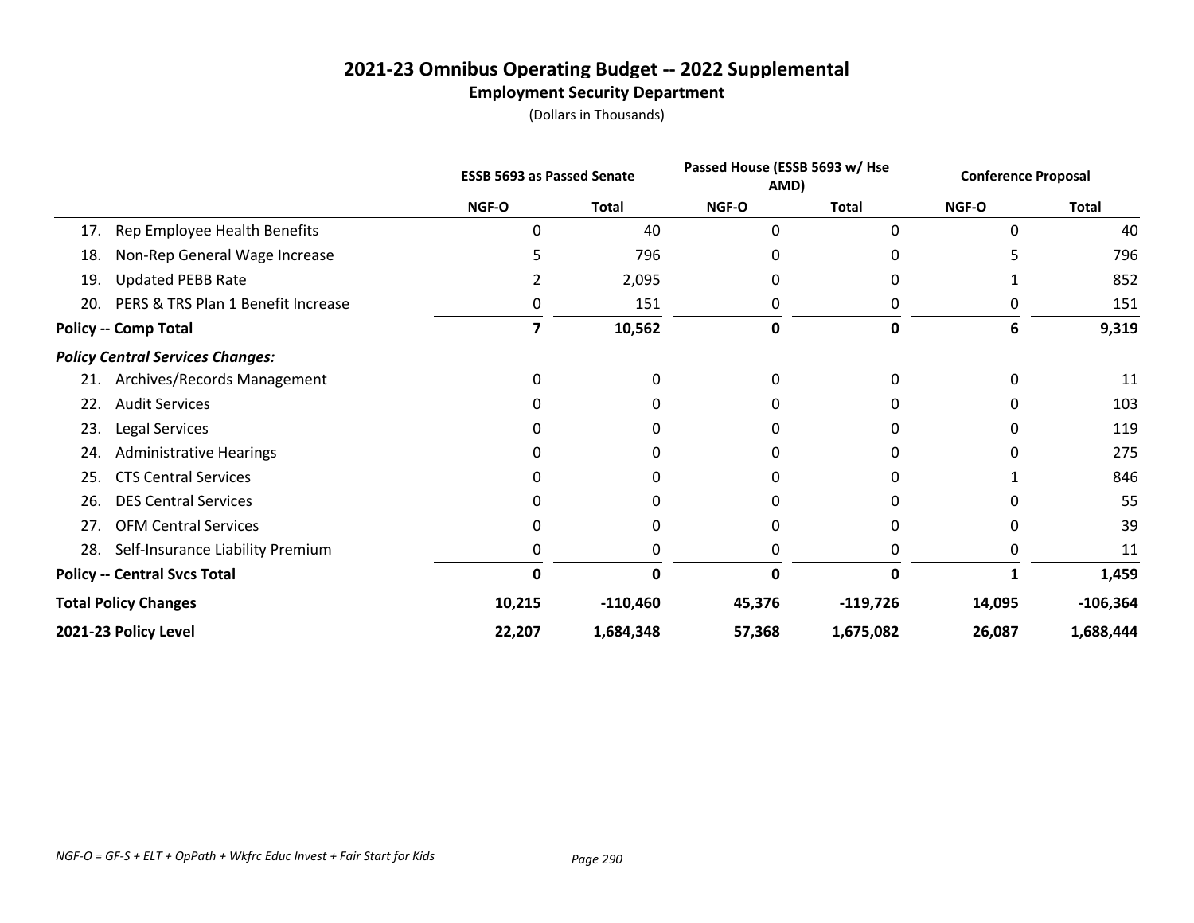# 2021-23 Omnibus Operating Budget -- 2022 Supplemental

## Employment Security Department

(Dollars in Thousands)

| | ESSB 5693 as Passed Senate | | Passed House (ESSB 5693 w/ Hse AMD) | | Conference Proposal | |
|---|---|---|---|---|---|---|
| | NGF-O | Total | NGF-O | Total | NGF-O | Total |
| 17. Rep Employee Health Benefits | 0 | 40 | 0 | 0 | 0 | 40 |
| 18. Non-Rep General Wage Increase | 5 | 796 | 0 | 0 | 5 | 796 |
| 19. Updated PEBB Rate | 2 | 2,095 | 0 | 0 | 1 | 852 |
| 20. PERS & TRS Plan 1 Benefit Increase | 0 | 151 | 0 | 0 | 0 | 151 |
| **Policy -- Comp Total** | **7** | **10,562** | **0** | **0** | **6** | **9,319** |
| ***Policy Central Services Changes:*** | | | | | | |
| 21. Archives/Records Management | 0 | 0 | 0 | 0 | 0 | 11 |
| 22. Audit Services | 0 | 0 | 0 | 0 | 0 | 103 |
| 23. Legal Services | 0 | 0 | 0 | 0 | 0 | 119 |
| 24. Administrative Hearings | 0 | 0 | 0 | 0 | 0 | 275 |
| 25. CTS Central Services | 0 | 0 | 0 | 0 | 1 | 846 |
| 26. DES Central Services | 0 | 0 | 0 | 0 | 0 | 55 |
| 27. OFM Central Services | 0 | 0 | 0 | 0 | 0 | 39 |
| 28. Self-Insurance Liability Premium | 0 | 0 | 0 | 0 | 0 | 11 |
| **Policy -- Central Svcs Total** | **0** | **0** | **0** | **0** | **1** | **1,459** |
| **Total Policy Changes** | **10,215** | **-110,460** | **45,376** | **-119,726** | **14,095** | **-106,364** |
| **2021-23 Policy Level** | **22,207** | **1,684,348** | **57,368** | **1,675,082** | **26,087** | **1,688,444** |

*NGF-O = GF-S + ELT + OpPath + Wkfrc Educ Invest + Fair Start for Kids*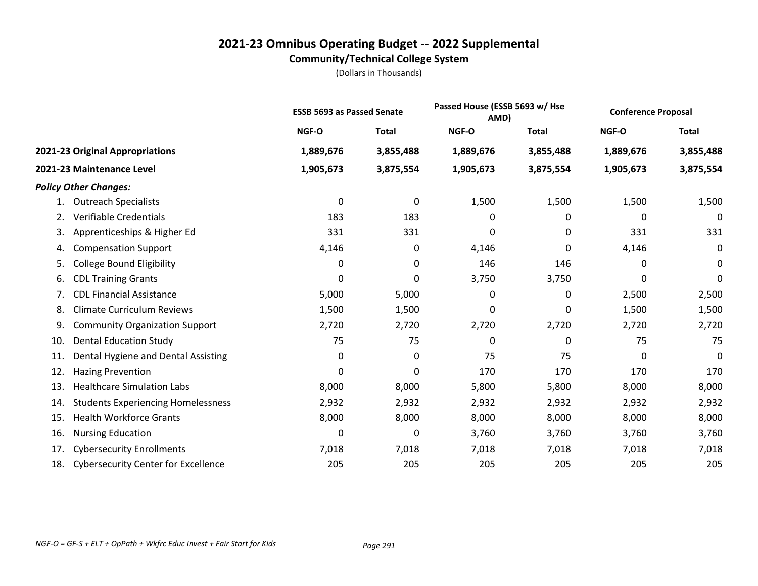# 2021-23 Omnibus Operating Budget -- 2022 Supplemental

## Community/Technical College System

(Dollars in Thousands)

| | ESSB 5693 as Passed Senate | | Passed House (ESSB 5693 w/ Hse AMD) | | Conference Proposal | |
|---|---|---|---|---|---|---|
| | NGF-O | Total | NGF-O | Total | NGF-O | Total |
| **2021-23 Original Appropriations** | **1,889,676** | **3,855,488** | **1,889,676** | **3,855,488** | **1,889,676** | **3,855,488** |
| **2021-23 Maintenance Level** | **1,905,673** | **3,875,554** | **1,905,673** | **3,875,554** | **1,905,673** | **3,875,554** |
| ***Policy Other Changes:*** | | | | | | |
| 1. Outreach Specialists | 0 | 0 | 1,500 | 1,500 | 1,500 | 1,500 |
| 2. Verifiable Credentials | 183 | 183 | 0 | 0 | 0 | 0 |
| 3. Apprenticeships & Higher Ed | 331 | 331 | 0 | 0 | 331 | 331 |
| 4. Compensation Support | 4,146 | 0 | 4,146 | 0 | 4,146 | 0 |
| 5. College Bound Eligibility | 0 | 0 | 146 | 146 | 0 | 0 |
| 6. CDL Training Grants | 0 | 0 | 3,750 | 3,750 | 0 | 0 |
| 7. CDL Financial Assistance | 5,000 | 5,000 | 0 | 0 | 2,500 | 2,500 |
| 8. Climate Curriculum Reviews | 1,500 | 1,500 | 0 | 0 | 1,500 | 1,500 |
| 9. Community Organization Support | 2,720 | 2,720 | 2,720 | 2,720 | 2,720 | 2,720 |
| 10. Dental Education Study | 75 | 75 | 0 | 0 | 75 | 75 |
| 11. Dental Hygiene and Dental Assisting | 0 | 0 | 75 | 75 | 0 | 0 |
| 12. Hazing Prevention | 0 | 0 | 170 | 170 | 170 | 170 |
| 13. Healthcare Simulation Labs | 8,000 | 8,000 | 5,800 | 5,800 | 8,000 | 8,000 |
| 14. Students Experiencing Homelessness | 2,932 | 2,932 | 2,932 | 2,932 | 2,932 | 2,932 |
| 15. Health Workforce Grants | 8,000 | 8,000 | 8,000 | 8,000 | 8,000 | 8,000 |
| 16. Nursing Education | 0 | 0 | 3,760 | 3,760 | 3,760 | 3,760 |
| 17. Cybersecurity Enrollments | 7,018 | 7,018 | 7,018 | 7,018 | 7,018 | 7,018 |
| 18. Cybersecurity Center for Excellence | 205 | 205 | 205 | 205 | 205 | 205 |

*NGF-O = GF-S + ELT + OpPath + Wkfrc Educ Invest + Fair Start for Kids*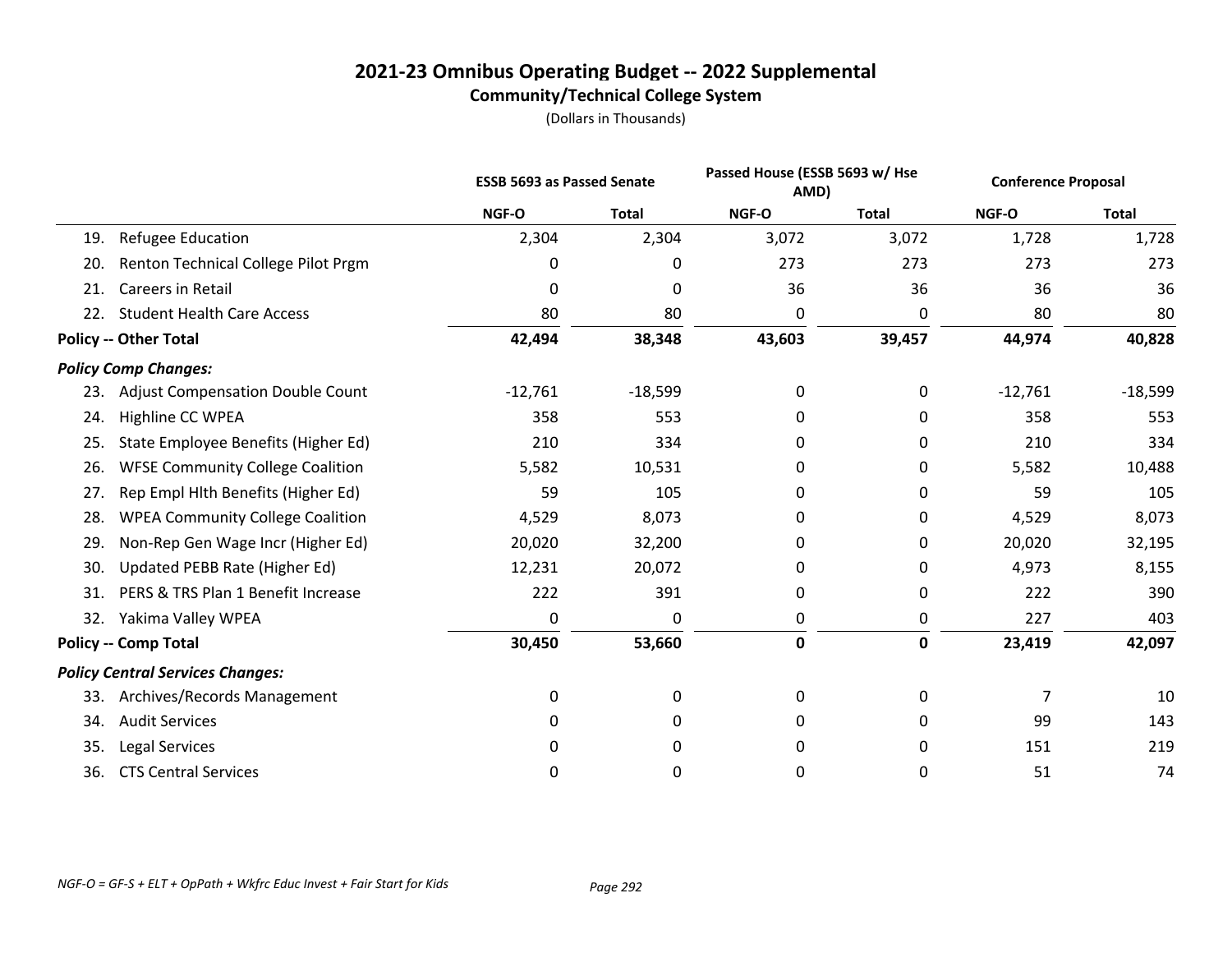# 2021-23 Omnibus Operating Budget -- 2022 Supplemental

## Community/Technical College System

(Dollars in Thousands)

| | ESSB 5693 as Passed Senate | | Passed House (ESSB 5693 w/ Hse AMD) | | Conference Proposal | |
|---|---|---|---|---|---|---|
| | NGF-O | Total | NGF-O | Total | NGF-O | Total |
| 19. Refugee Education | 2,304 | 2,304 | 3,072 | 3,072 | 1,728 | 1,728 |
| 20. Renton Technical College Pilot Prgm | 0 | 0 | 273 | 273 | 273 | 273 |
| 21. Careers in Retail | 0 | 0 | 36 | 36 | 36 | 36 |
| 22. Student Health Care Access | 80 | 80 | 0 | 0 | 80 | 80 |
| **Policy -- Other Total** | **42,494** | **38,348** | **43,603** | **39,457** | **44,974** | **40,828** |
| ***Policy Comp Changes:*** | | | | | | |
| 23. Adjust Compensation Double Count | -12,761 | -18,599 | 0 | 0 | -12,761 | -18,599 |
| 24. Highline CC WPEA | 358 | 553 | 0 | 0 | 358 | 553 |
| 25. State Employee Benefits (Higher Ed) | 210 | 334 | 0 | 0 | 210 | 334 |
| 26. WFSE Community College Coalition | 5,582 | 10,531 | 0 | 0 | 5,582 | 10,488 |
| 27. Rep Empl Hlth Benefits (Higher Ed) | 59 | 105 | 0 | 0 | 59 | 105 |
| 28. WPEA Community College Coalition | 4,529 | 8,073 | 0 | 0 | 4,529 | 8,073 |
| 29. Non-Rep Gen Wage Incr (Higher Ed) | 20,020 | 32,200 | 0 | 0 | 20,020 | 32,195 |
| 30. Updated PEBB Rate (Higher Ed) | 12,231 | 20,072 | 0 | 0 | 4,973 | 8,155 |
| 31. PERS & TRS Plan 1 Benefit Increase | 222 | 391 | 0 | 0 | 222 | 390 |
| 32. Yakima Valley WPEA | 0 | 0 | 0 | 0 | 227 | 403 |
| **Policy -- Comp Total** | **30,450** | **53,660** | **0** | **0** | **23,419** | **42,097** |
| ***Policy Central Services Changes:*** | | | | | | |
| 33. Archives/Records Management | 0 | 0 | 0 | 0 | 7 | 10 |
| 34. Audit Services | 0 | 0 | 0 | 0 | 99 | 143 |
| 35. Legal Services | 0 | 0 | 0 | 0 | 151 | 219 |
| 36. CTS Central Services | 0 | 0 | 0 | 0 | 51 | 74 |

*NGF-O = GF-S + ELT + OpPath + Wkfrc Educ Invest + Fair Start for Kids*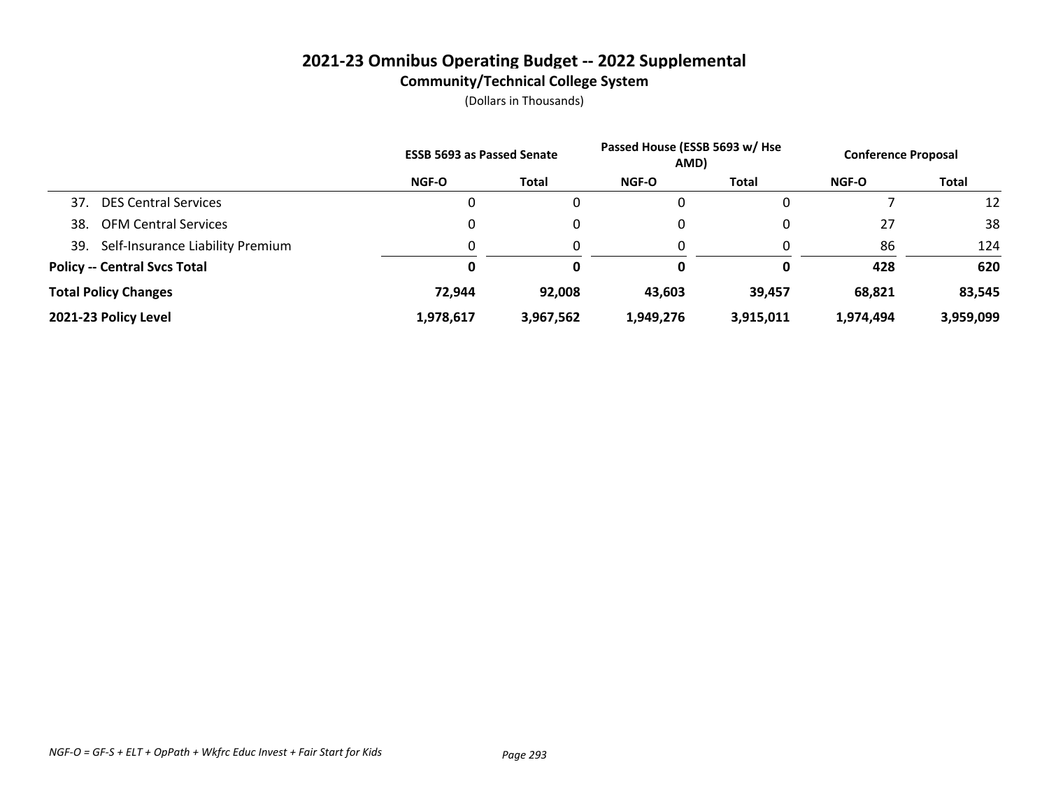# 2021-23 Omnibus Operating Budget -- 2022 Supplemental

## Community/Technical College System

(Dollars in Thousands)

| | ESSB 5693 as Passed Senate | | Passed House (ESSB 5693 w/ Hse AMD) | | Conference Proposal | |
|---|---|---|---|---|---|---|
| | NGF-O | Total | NGF-O | Total | NGF-O | Total |
| 37. DES Central Services | 0 | 0 | 0 | 0 | 7 | 12 |
| 38. OFM Central Services | 0 | 0 | 0 | 0 | 27 | 38 |
| 39. Self-Insurance Liability Premium | 0 | 0 | 0 | 0 | 86 | 124 |
| **Policy -- Central Svcs Total** | **0** | **0** | **0** | **0** | **428** | **620** |
| **Total Policy Changes** | **72,944** | **92,008** | **43,603** | **39,457** | **68,821** | **83,545** |
| **2021-23 Policy Level** | **1,978,617** | **3,967,562** | **1,949,276** | **3,915,011** | **1,974,494** | **3,959,099** |

*NGF-O = GF-S + ELT + OpPath + Wkfrc Educ Invest + Fair Start for Kids*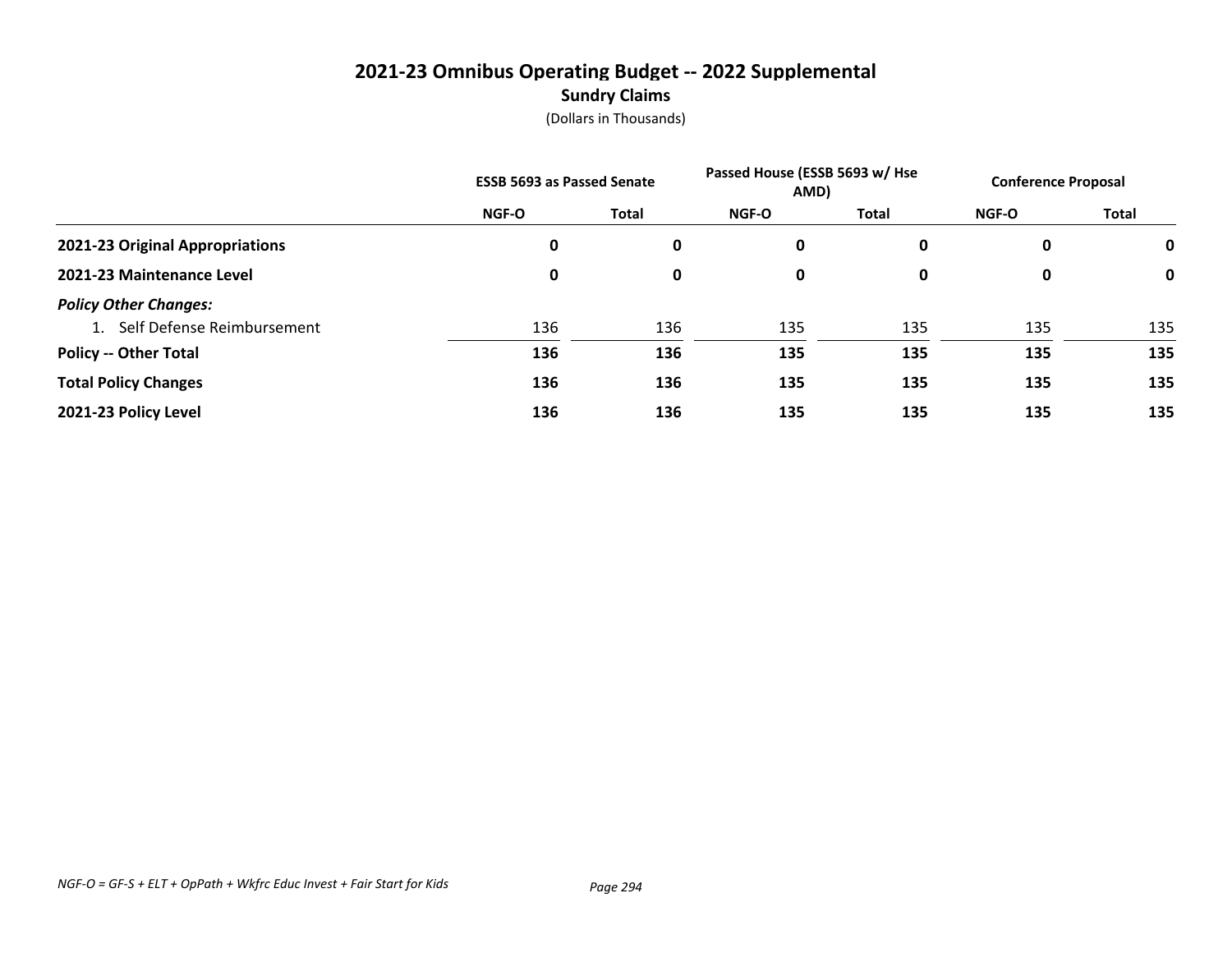# 2021-23 Omnibus Operating Budget -- 2022 Supplemental

## Sundry Claims

(Dollars in Thousands)

| | ESSB 5693 as Passed Senate | | Passed House (ESSB 5693 w/ Hse AMD) | | Conference Proposal | |
|---|---|---|---|---|---|---|
| | NGF-O | Total | NGF-O | Total | NGF-O | Total |
| **2021-23 Original Appropriations** | **0** | **0** | **0** | **0** | **0** | **0** |
| **2021-23 Maintenance Level** | **0** | **0** | **0** | **0** | **0** | **0** |
| ***Policy Other Changes:*** | | | | | | |
| 1. Self Defense Reimbursement | 136 | 136 | 135 | 135 | 135 | 135 |
| **Policy -- Other Total** | **136** | **136** | **135** | **135** | **135** | **135** |
| **Total Policy Changes** | **136** | **136** | **135** | **135** | **135** | **135** |
| **2021-23 Policy Level** | **136** | **136** | **135** | **135** | **135** | **135** |

*NGF-O = GF-S + ELT + OpPath + Wkfrc Educ Invest + Fair Start for Kids*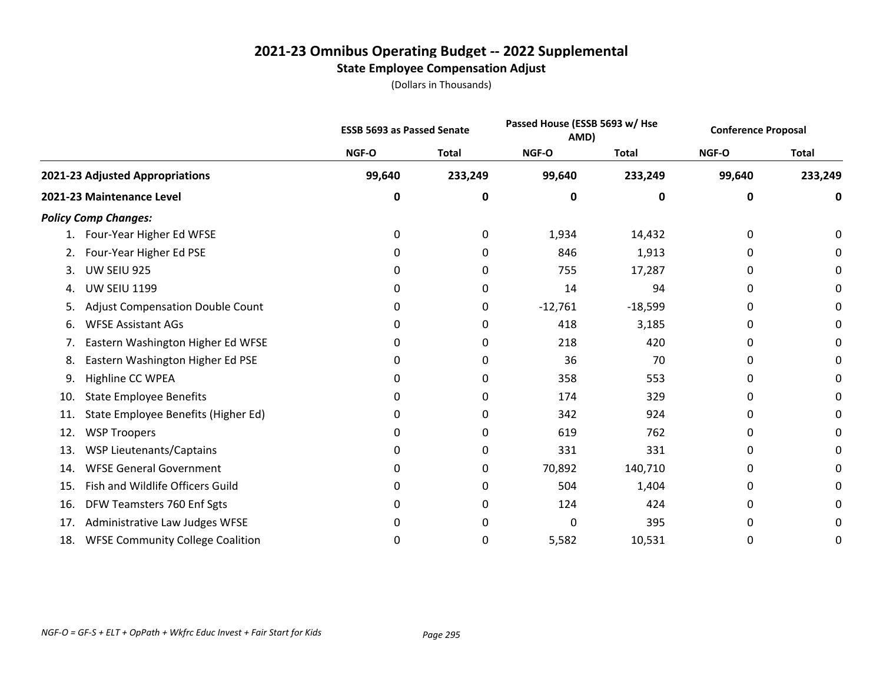# 2021-23 Omnibus Operating Budget -- 2022 Supplemental

## State Employee Compensation Adjust

(Dollars in Thousands)

| | ESSB 5693 as Passed Senate | | Passed House (ESSB 5693 w/ Hse AMD) | | Conference Proposal | |
|---|---|---|---|---|---|---|
| | NGF-O | Total | NGF-O | Total | NGF-O | Total |
| **2021-23 Adjusted Appropriations** | **99,640** | **233,249** | **99,640** | **233,249** | **99,640** | **233,249** |
| **2021-23 Maintenance Level** | **0** | **0** | **0** | **0** | **0** | **0** |
| ***Policy Comp Changes:*** | | | | | | |
| 1. Four-Year Higher Ed WFSE | 0 | 0 | 1,934 | 14,432 | 0 | 0 |
| 2. Four-Year Higher Ed PSE | 0 | 0 | 846 | 1,913 | 0 | 0 |
| 3. UW SEIU 925 | 0 | 0 | 755 | 17,287 | 0 | 0 |
| 4. UW SEIU 1199 | 0 | 0 | 14 | 94 | 0 | 0 |
| 5. Adjust Compensation Double Count | 0 | 0 | -12,761 | -18,599 | 0 | 0 |
| 6. WFSE Assistant AGs | 0 | 0 | 418 | 3,185 | 0 | 0 |
| 7. Eastern Washington Higher Ed WFSE | 0 | 0 | 218 | 420 | 0 | 0 |
| 8. Eastern Washington Higher Ed PSE | 0 | 0 | 36 | 70 | 0 | 0 |
| 9. Highline CC WPEA | 0 | 0 | 358 | 553 | 0 | 0 |
| 10. State Employee Benefits | 0 | 0 | 174 | 329 | 0 | 0 |
| 11. State Employee Benefits (Higher Ed) | 0 | 0 | 342 | 924 | 0 | 0 |
| 12. WSP Troopers | 0 | 0 | 619 | 762 | 0 | 0 |
| 13. WSP Lieutenants/Captains | 0 | 0 | 331 | 331 | 0 | 0 |
| 14. WFSE General Government | 0 | 0 | 70,892 | 140,710 | 0 | 0 |
| 15. Fish and Wildlife Officers Guild | 0 | 0 | 504 | 1,404 | 0 | 0 |
| 16. DFW Teamsters 760 Enf Sgts | 0 | 0 | 124 | 424 | 0 | 0 |
| 17. Administrative Law Judges WFSE | 0 | 0 | 0 | 395 | 0 | 0 |
| 18. WFSE Community College Coalition | 0 | 0 | 5,582 | 10,531 | 0 | 0 |

*NGF-O = GF-S + ELT + OpPath + Wkfrc Educ Invest + Fair Start for Kids*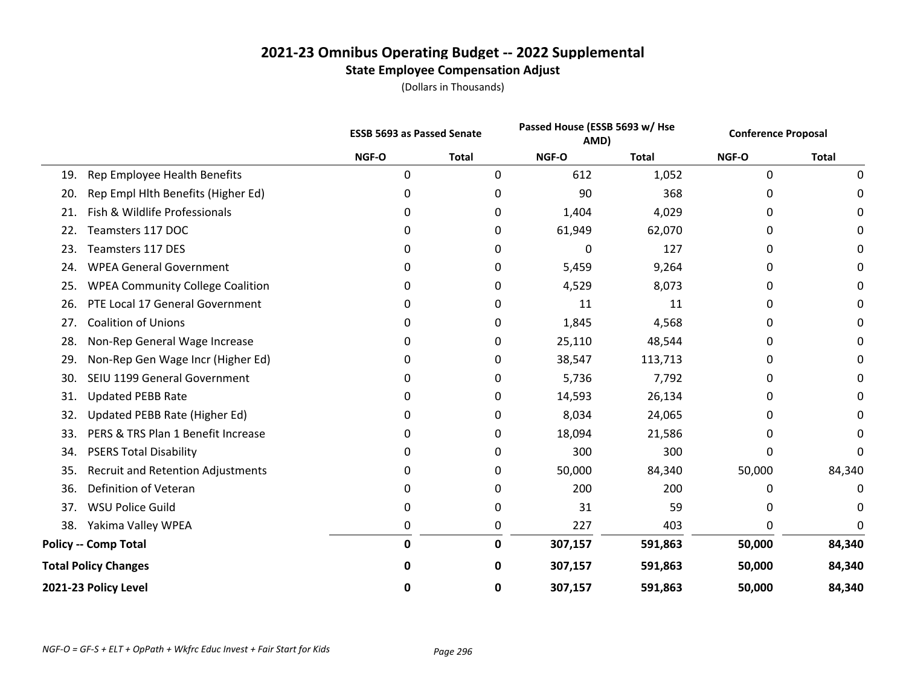# 2021-23 Omnibus Operating Budget -- 2022 Supplemental

## State Employee Compensation Adjust

(Dollars in Thousands)

| | ESSB 5693 as Passed Senate | | Passed House (ESSB 5693 w/ Hse AMD) | | Conference Proposal | |
|---|---|---|---|---|---|---|
| | NGF-O | Total | NGF-O | Total | NGF-O | Total |
| 19. Rep Employee Health Benefits | 0 | 0 | 612 | 1,052 | 0 | 0 |
| 20. Rep Empl Hlth Benefits (Higher Ed) | 0 | 0 | 90 | 368 | 0 | 0 |
| 21. Fish & Wildlife Professionals | 0 | 0 | 1,404 | 4,029 | 0 | 0 |
| 22. Teamsters 117 DOC | 0 | 0 | 61,949 | 62,070 | 0 | 0 |
| 23. Teamsters 117 DES | 0 | 0 | 0 | 127 | 0 | 0 |
| 24. WPEA General Government | 0 | 0 | 5,459 | 9,264 | 0 | 0 |
| 25. WPEA Community College Coalition | 0 | 0 | 4,529 | 8,073 | 0 | 0 |
| 26. PTE Local 17 General Government | 0 | 0 | 11 | 11 | 0 | 0 |
| 27. Coalition of Unions | 0 | 0 | 1,845 | 4,568 | 0 | 0 |
| 28. Non-Rep General Wage Increase | 0 | 0 | 25,110 | 48,544 | 0 | 0 |
| 29. Non-Rep Gen Wage Incr (Higher Ed) | 0 | 0 | 38,547 | 113,713 | 0 | 0 |
| 30. SEIU 1199 General Government | 0 | 0 | 5,736 | 7,792 | 0 | 0 |
| 31. Updated PEBB Rate | 0 | 0 | 14,593 | 26,134 | 0 | 0 |
| 32. Updated PEBB Rate (Higher Ed) | 0 | 0 | 8,034 | 24,065 | 0 | 0 |
| 33. PERS & TRS Plan 1 Benefit Increase | 0 | 0 | 18,094 | 21,586 | 0 | 0 |
| 34. PSERS Total Disability | 0 | 0 | 300 | 300 | 0 | 0 |
| 35. Recruit and Retention Adjustments | 0 | 0 | 50,000 | 84,340 | 50,000 | 84,340 |
| 36. Definition of Veteran | 0 | 0 | 200 | 200 | 0 | 0 |
| 37. WSU Police Guild | 0 | 0 | 31 | 59 | 0 | 0 |
| 38. Yakima Valley WPEA | 0 | 0 | 227 | 403 | 0 | 0 |
| **Policy -- Comp Total** | **0** | **0** | **307,157** | **591,863** | **50,000** | **84,340** |
| **Total Policy Changes** | **0** | **0** | **307,157** | **591,863** | **50,000** | **84,340** |
| **2021-23 Policy Level** | **0** | **0** | **307,157** | **591,863** | **50,000** | **84,340** |

*NGF-O = GF-S + ELT + OpPath + Wkfrc Educ Invest + Fair Start for Kids*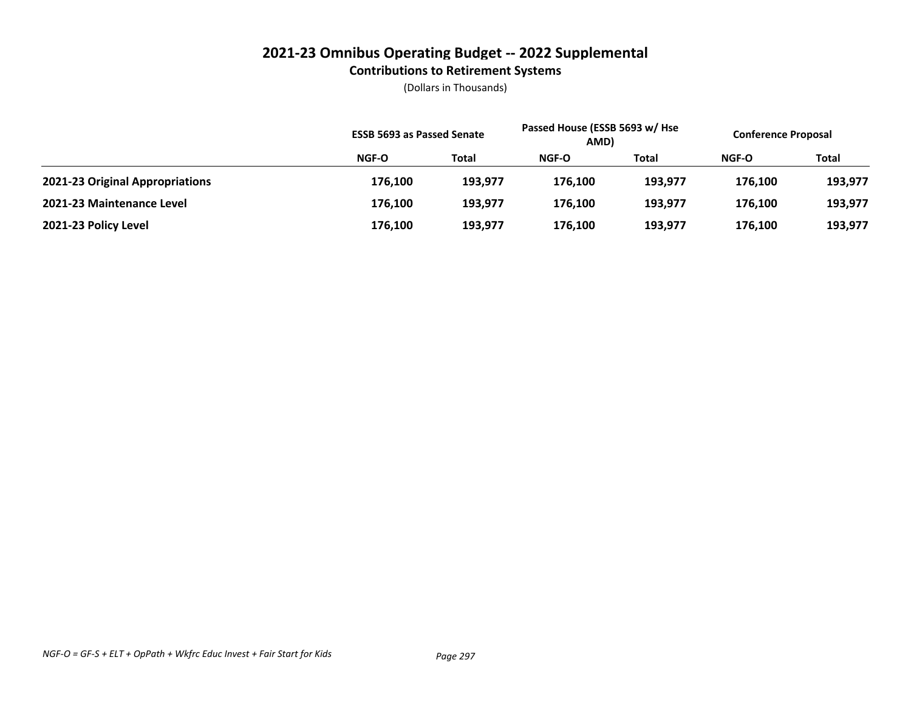# 2021-23 Omnibus Operating Budget -- 2022 Supplemental

## Contributions to Retirement Systems

(Dollars in Thousands)

| | ESSB 5693 as Passed Senate | | Passed House (ESSB 5693 w/ Hse AMD) | | Conference Proposal | |
|---|---|---|---|---|---|---|
| | NGF-O | Total | NGF-O | Total | NGF-O | Total |
| **2021-23 Original Appropriations** | **176,100** | **193,977** | **176,100** | **193,977** | **176,100** | **193,977** |
| **2021-23 Maintenance Level** | **176,100** | **193,977** | **176,100** | **193,977** | **176,100** | **193,977** |
| **2021-23 Policy Level** | **176,100** | **193,977** | **176,100** | **193,977** | **176,100** | **193,977** |

*NGF-O = GF-S + ELT + OpPath + Wkfrc Educ Invest + Fair Start for Kids*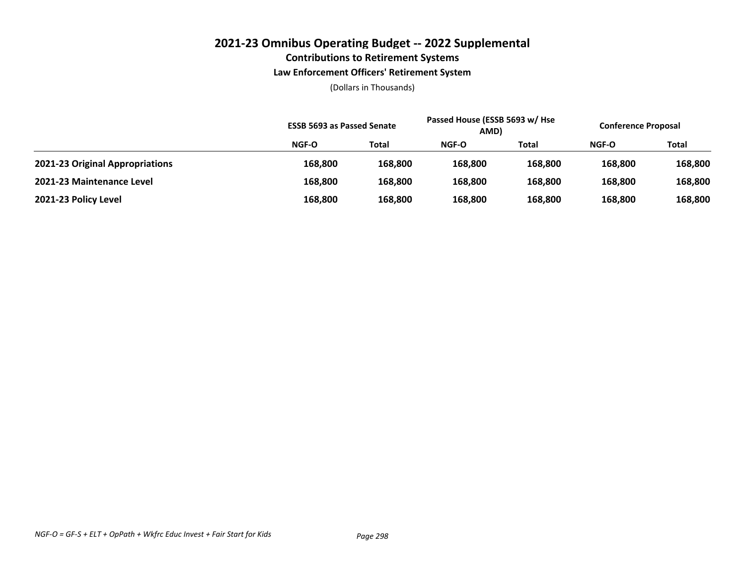# 2021-23 Omnibus Operating Budget -- 2022 Supplemental

## Contributions to Retirement Systems

### Law Enforcement Officers' Retirement System

(Dollars in Thousands)

| | ESSB 5693 as Passed Senate | | Passed House (ESSB 5693 w/ Hse AMD) | | Conference Proposal | |
|---|---|---|---|---|---|---|
| | NGF-O | Total | NGF-O | Total | NGF-O | Total |
| **2021-23 Original Appropriations** | **168,800** | **168,800** | **168,800** | **168,800** | **168,800** | **168,800** |
| **2021-23 Maintenance Level** | **168,800** | **168,800** | **168,800** | **168,800** | **168,800** | **168,800** |
| **2021-23 Policy Level** | **168,800** | **168,800** | **168,800** | **168,800** | **168,800** | **168,800** |

*NGF-O = GF-S + ELT + OpPath + Wkfrc Educ Invest + Fair Start for Kids*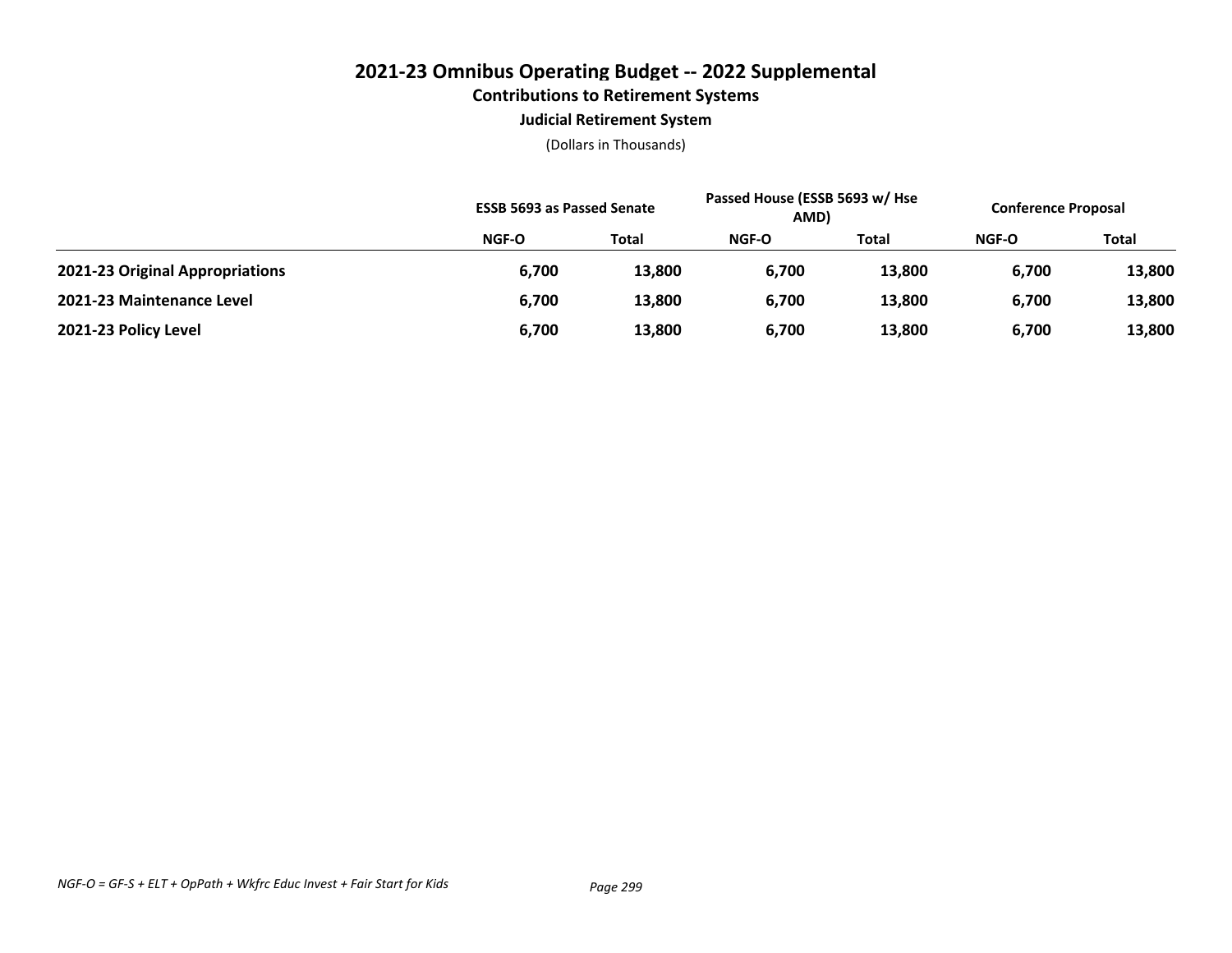# 2021-23 Omnibus Operating Budget -- 2022 Supplemental

## Contributions to Retirement Systems

### Judicial Retirement System

(Dollars in Thousands)

| | ESSB 5693 as Passed Senate | | Passed House (ESSB 5693 w/ Hse AMD) | | Conference Proposal | |
|---|---|---|---|---|---|---|
| | NGF-O | Total | NGF-O | Total | NGF-O | Total |
| **2021-23 Original Appropriations** | **6,700** | **13,800** | **6,700** | **13,800** | **6,700** | **13,800** |
| **2021-23 Maintenance Level** | **6,700** | **13,800** | **6,700** | **13,800** | **6,700** | **13,800** |
| **2021-23 Policy Level** | **6,700** | **13,800** | **6,700** | **13,800** | **6,700** | **13,800** |

*NGF-O = GF-S + ELT + OpPath + Wkfrc Educ Invest + Fair Start for Kids*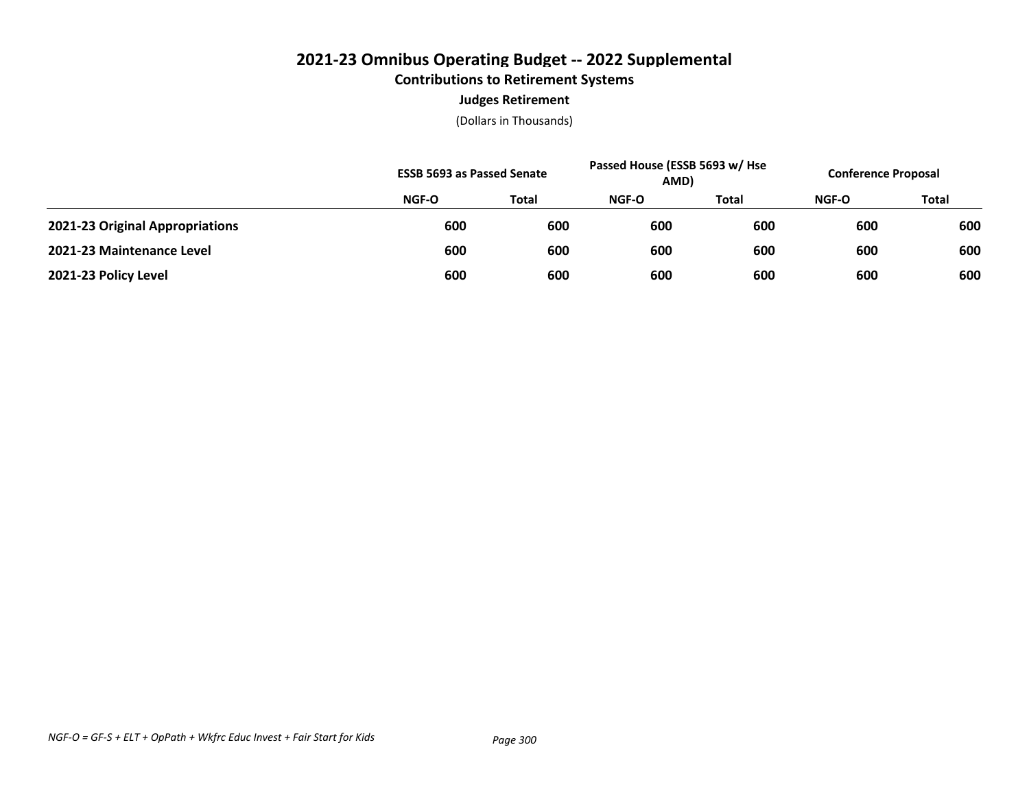# 2021-23 Omnibus Operating Budget -- 2022 Supplemental

## Contributions to Retirement Systems

### Judges Retirement

(Dollars in Thousands)

| | ESSB 5693 as Passed Senate | | Passed House (ESSB 5693 w/ Hse AMD) | | Conference Proposal | |
|---|---|---|---|---|---|---|
| | NGF-O | Total | NGF-O | Total | NGF-O | Total |
| **2021-23 Original Appropriations** | **600** | **600** | **600** | **600** | **600** | **600** |
| **2021-23 Maintenance Level** | **600** | **600** | **600** | **600** | **600** | **600** |
| **2021-23 Policy Level** | **600** | **600** | **600** | **600** | **600** | **600** |

*NGF-O = GF-S + ELT + OpPath + Wkfrc Educ Invest + Fair Start for Kids*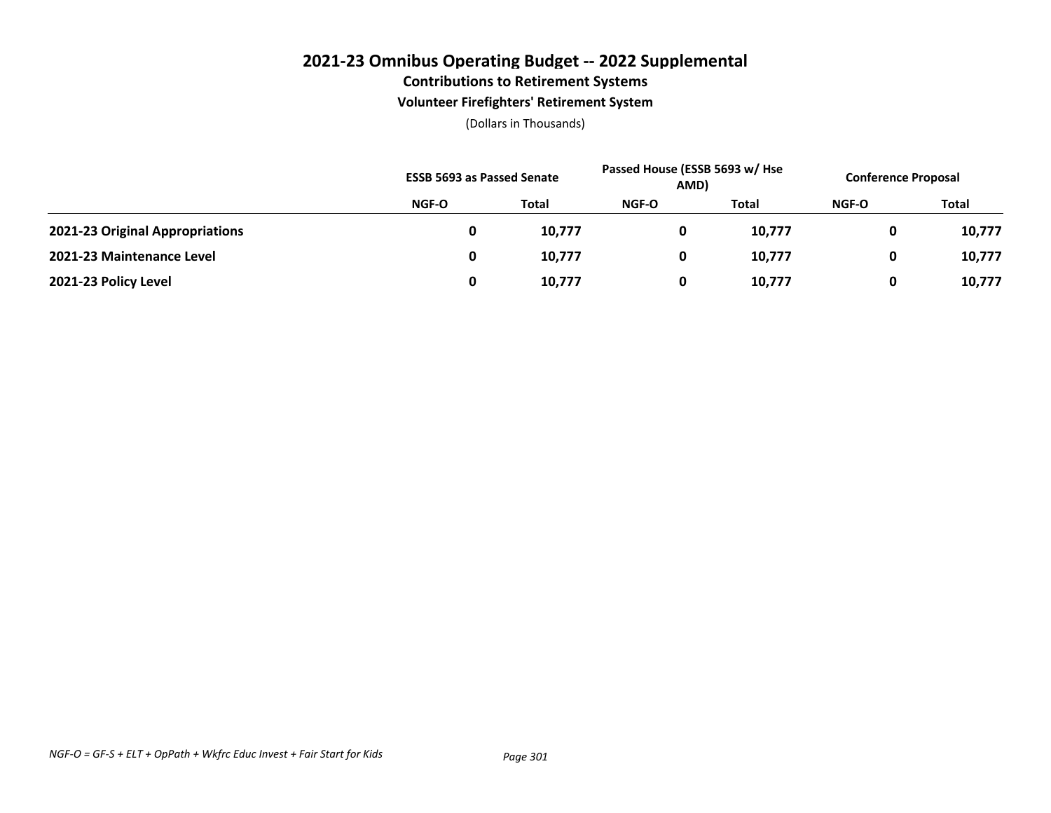# 2021-23 Omnibus Operating Budget -- 2022 Supplemental

## Contributions to Retirement Systems

### Volunteer Firefighters' Retirement System

(Dollars in Thousands)

| | ESSB 5693 as Passed Senate | | Passed House (ESSB 5693 w/ Hse AMD) | | Conference Proposal | |
|---|---|---|---|---|---|---|
| | NGF-O | Total | NGF-O | Total | NGF-O | Total |
| **2021-23 Original Appropriations** | **0** | **10,777** | **0** | **10,777** | **0** | **10,777** |
| **2021-23 Maintenance Level** | **0** | **10,777** | **0** | **10,777** | **0** | **10,777** |
| **2021-23 Policy Level** | **0** | **10,777** | **0** | **10,777** | **0** | **10,777** |

*NGF-O = GF-S + ELT + OpPath + Wkfrc Educ Invest + Fair Start for Kids*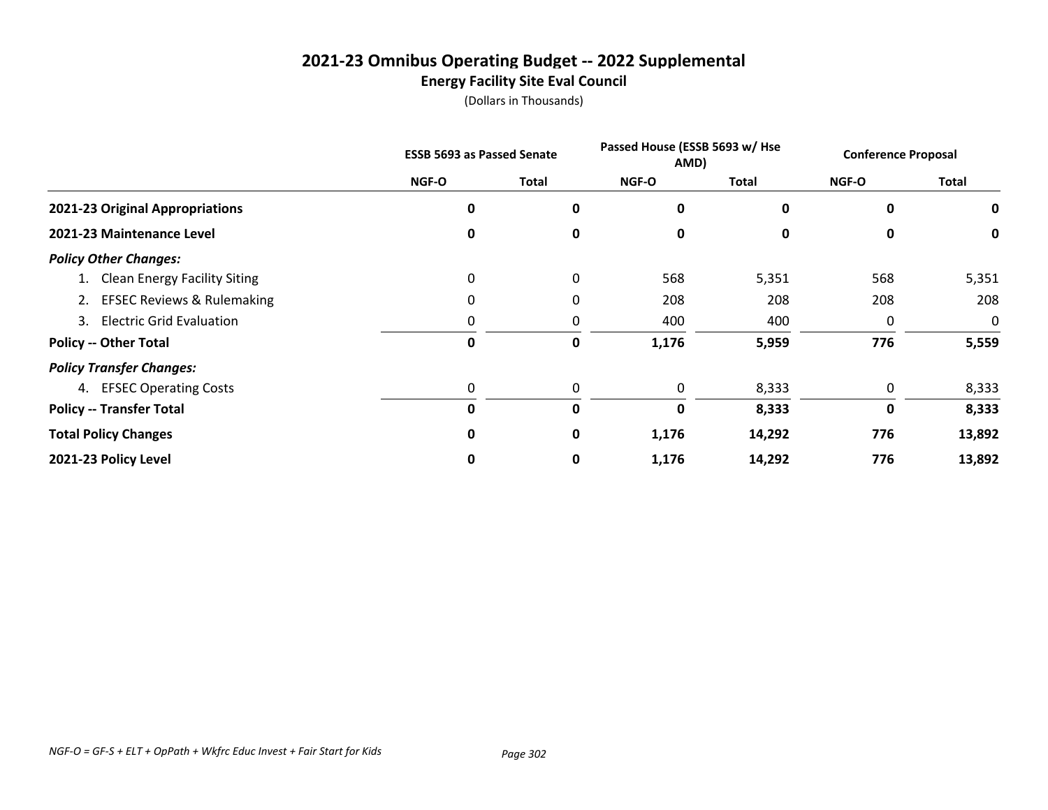# 2021-23 Omnibus Operating Budget -- 2022 Supplemental

## Energy Facility Site Eval Council

(Dollars in Thousands)

| | ESSB 5693 as Passed Senate | | Passed House (ESSB 5693 w/ Hse AMD) | | Conference Proposal | |
|---|---|---|---|---|---|---|
| | NGF-O | Total | NGF-O | Total | NGF-O | Total |
| **2021-23 Original Appropriations** | **0** | **0** | **0** | **0** | **0** | **0** |
| **2021-23 Maintenance Level** | **0** | **0** | **0** | **0** | **0** | **0** |
| ***Policy Other Changes:*** | | | | | | |
| 1. Clean Energy Facility Siting | 0 | 0 | 568 | 5,351 | 568 | 5,351 |
| 2. EFSEC Reviews & Rulemaking | 0 | 0 | 208 | 208 | 208 | 208 |
| 3. Electric Grid Evaluation | 0 | 0 | 400 | 400 | 0 | 0 |
| **Policy -- Other Total** | **0** | **0** | **1,176** | **5,959** | **776** | **5,559** |
| ***Policy Transfer Changes:*** | | | | | | |
| 4. EFSEC Operating Costs | 0 | 0 | 0 | 8,333 | 0 | 8,333 |
| **Policy -- Transfer Total** | **0** | **0** | **0** | **8,333** | **0** | **8,333** |
| **Total Policy Changes** | **0** | **0** | **1,176** | **14,292** | **776** | **13,892** |
| **2021-23 Policy Level** | **0** | **0** | **1,176** | **14,292** | **776** | **13,892** |

*NGF-O = GF-S + ELT + OpPath + Wkfrc Educ Invest + Fair Start for Kids*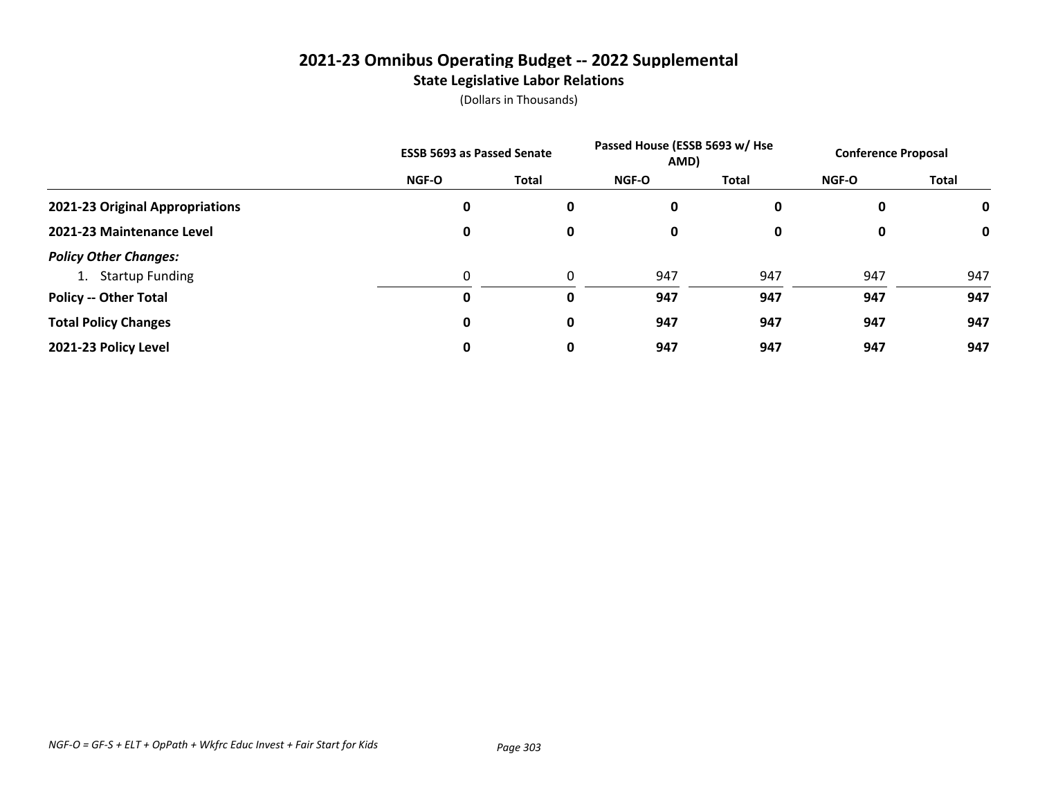# 2021-23 Omnibus Operating Budget -- 2022 Supplemental

## State Legislative Labor Relations

(Dollars in Thousands)

| | ESSB 5693 as Passed Senate | | Passed House (ESSB 5693 w/ Hse AMD) | | Conference Proposal | |
|---|---|---|---|---|---|---|
| | NGF-O | Total | NGF-O | Total | NGF-O | Total |
| **2021-23 Original Appropriations** | **0** | **0** | **0** | **0** | **0** | **0** |
| **2021-23 Maintenance Level** | **0** | **0** | **0** | **0** | **0** | **0** |
| ***Policy Other Changes:*** | | | | | | |
| 1. Startup Funding | 0 | 0 | 947 | 947 | 947 | 947 |
| **Policy -- Other Total** | **0** | **0** | **947** | **947** | **947** | **947** |
| **Total Policy Changes** | **0** | **0** | **947** | **947** | **947** | **947** |
| **2021-23 Policy Level** | **0** | **0** | **947** | **947** | **947** | **947** |

*NGF-O = GF-S + ELT + OpPath + Wkfrc Educ Invest + Fair Start for Kids*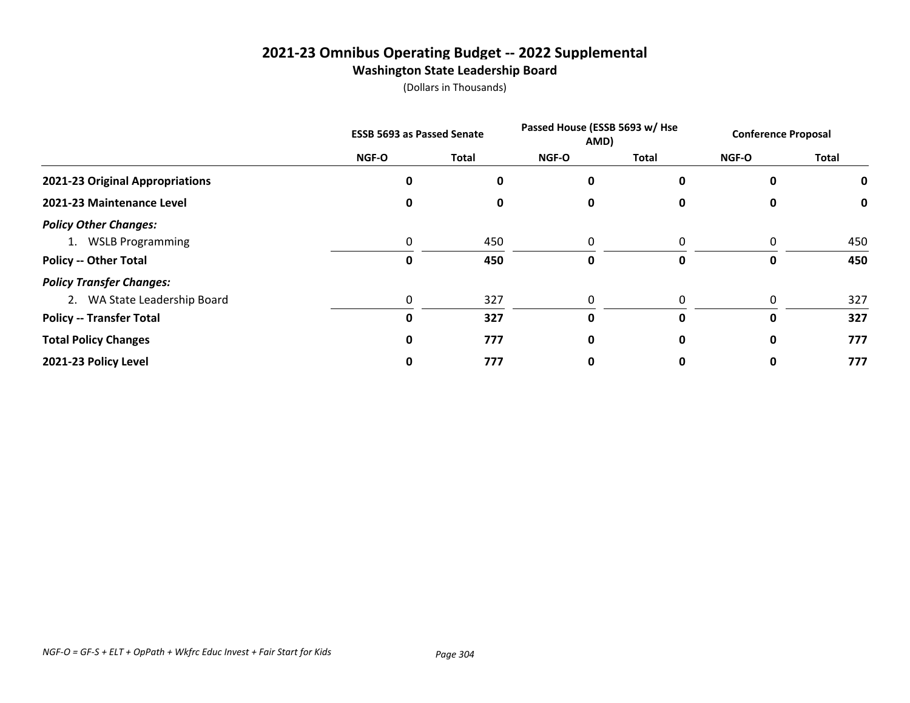# 2021-23 Omnibus Operating Budget -- 2022 Supplemental

## Washington State Leadership Board

(Dollars in Thousands)

| | ESSB 5693 as Passed Senate | | Passed House (ESSB 5693 w/ Hse AMD) | | Conference Proposal | |
|---|---|---|---|---|---|---|
| | NGF-O | Total | NGF-O | Total | NGF-O | Total |
| **2021-23 Original Appropriations** | **0** | **0** | **0** | **0** | **0** | **0** |
| **2021-23 Maintenance Level** | **0** | **0** | **0** | **0** | **0** | **0** |
| ***Policy Other Changes:*** | | | | | | |
| 1. WSLB Programming | 0 | 450 | 0 | 0 | 0 | 450 |
| **Policy -- Other Total** | **0** | **450** | **0** | **0** | **0** | **450** |
| ***Policy Transfer Changes:*** | | | | | | |
| 2. WA State Leadership Board | 0 | 327 | 0 | 0 | 0 | 327 |
| **Policy -- Transfer Total** | **0** | **327** | **0** | **0** | **0** | **327** |
| **Total Policy Changes** | **0** | **777** | **0** | **0** | **0** | **777** |
| **2021-23 Policy Level** | **0** | **777** | **0** | **0** | **0** | **777** |

*NGF-O = GF-S + ELT + OpPath + Wkfrc Educ Invest + Fair Start for Kids*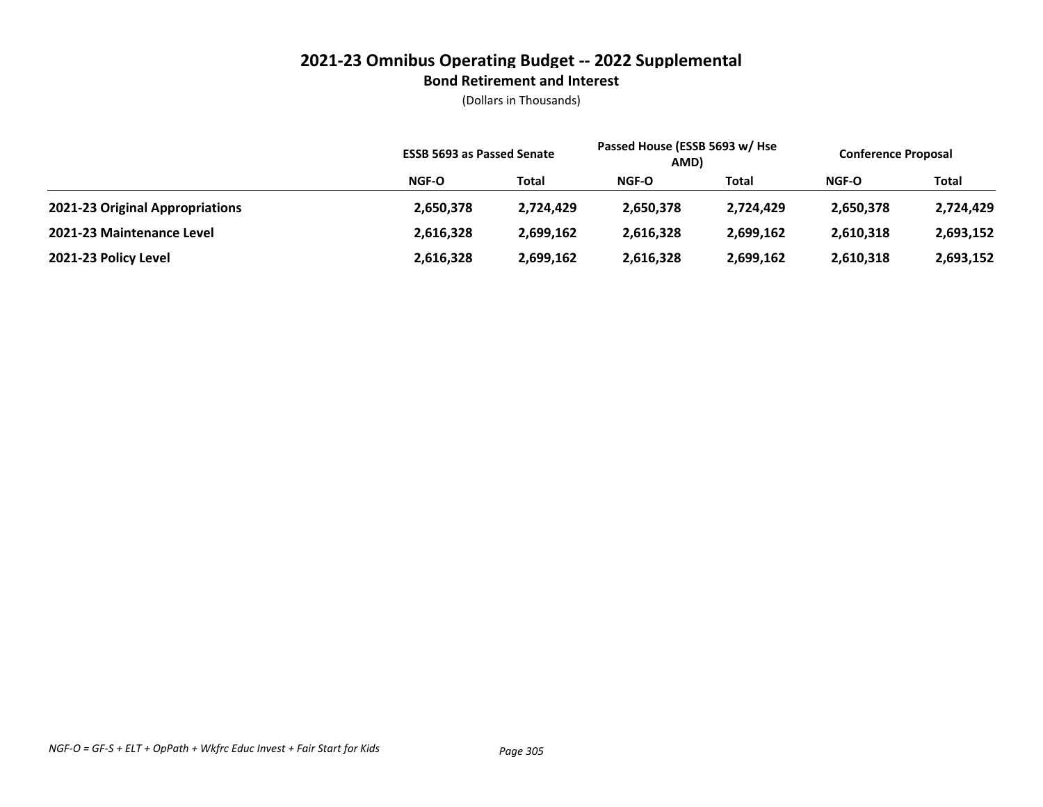# 2021-23 Omnibus Operating Budget -- 2022 Supplemental

## Bond Retirement and Interest

(Dollars in Thousands)

| | ESSB 5693 as Passed Senate | | Passed House (ESSB 5693 w/ Hse AMD) | | Conference Proposal | |
|---|---|---|---|---|---|---|
| | NGF-O | Total | NGF-O | Total | NGF-O | Total |
| **2021-23 Original Appropriations** | **2,650,378** | **2,724,429** | **2,650,378** | **2,724,429** | **2,650,378** | **2,724,429** |
| **2021-23 Maintenance Level** | **2,616,328** | **2,699,162** | **2,616,328** | **2,699,162** | **2,610,318** | **2,693,152** |
| **2021-23 Policy Level** | **2,616,328** | **2,699,162** | **2,616,328** | **2,699,162** | **2,610,318** | **2,693,152** |

*NGF-O = GF-S + ELT + OpPath + Wkfrc Educ Invest + Fair Start for Kids*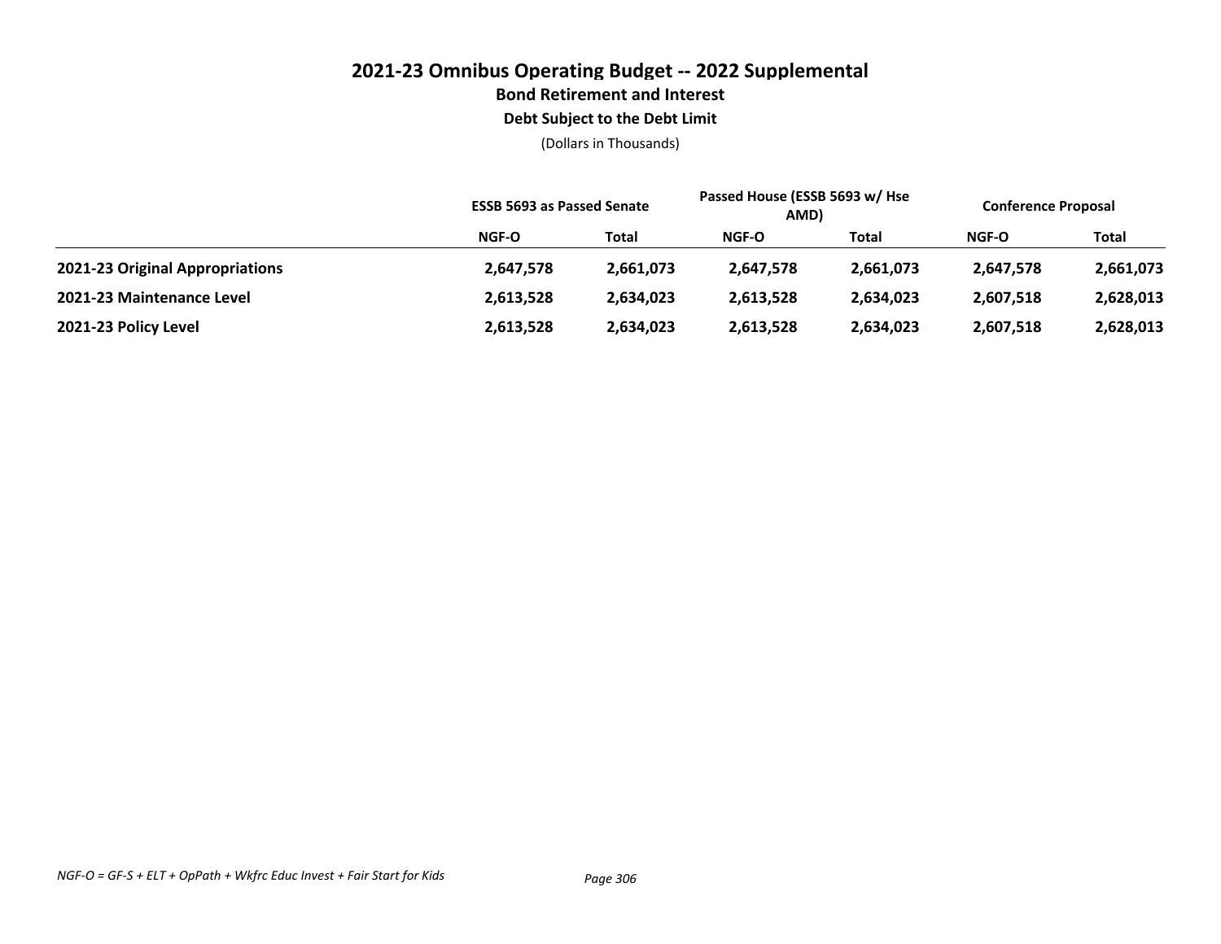# 2021-23 Omnibus Operating Budget -- 2022 Supplemental

## Bond Retirement and Interest

### Debt Subject to the Debt Limit

(Dollars in Thousands)

| | ESSB 5693 as Passed Senate | | Passed House (ESSB 5693 w/ Hse AMD) | | Conference Proposal | |
|---|---|---|---|---|---|---|
| | NGF-O | Total | NGF-O | Total | NGF-O | Total |
| **2021-23 Original Appropriations** | **2,647,578** | **2,661,073** | **2,647,578** | **2,661,073** | **2,647,578** | **2,661,073** |
| **2021-23 Maintenance Level** | **2,613,528** | **2,634,023** | **2,613,528** | **2,634,023** | **2,607,518** | **2,628,013** |
| **2021-23 Policy Level** | **2,613,528** | **2,634,023** | **2,613,528** | **2,634,023** | **2,607,518** | **2,628,013** |

*NGF-O = GF-S + ELT + OpPath + Wkfrc Educ Invest + Fair Start for Kids*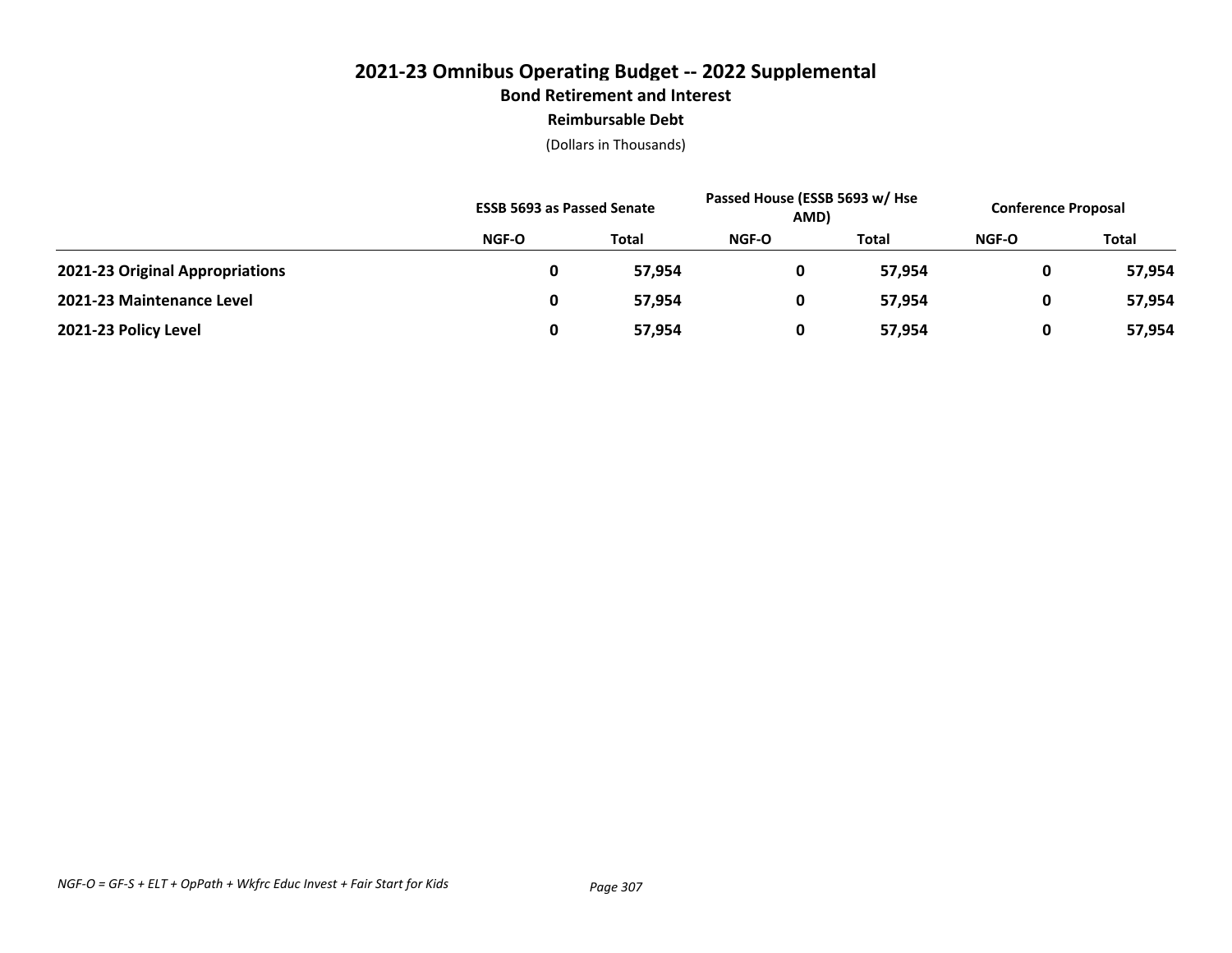# 2021-23 Omnibus Operating Budget -- 2022 Supplemental

## Bond Retirement and Interest

### Reimbursable Debt

(Dollars in Thousands)

| | ESSB 5693 as Passed Senate | | Passed House (ESSB 5693 w/ Hse AMD) | | Conference Proposal | |
|---|---|---|---|---|---|---|
| | NGF-O | Total | NGF-O | Total | NGF-O | Total |
| **2021-23 Original Appropriations** | **0** | **57,954** | **0** | **57,954** | **0** | **57,954** |
| **2021-23 Maintenance Level** | **0** | **57,954** | **0** | **57,954** | **0** | **57,954** |
| **2021-23 Policy Level** | **0** | **57,954** | **0** | **57,954** | **0** | **57,954** |

*NGF-O = GF-S + ELT + OpPath + Wkfrc Educ Invest + Fair Start for Kids*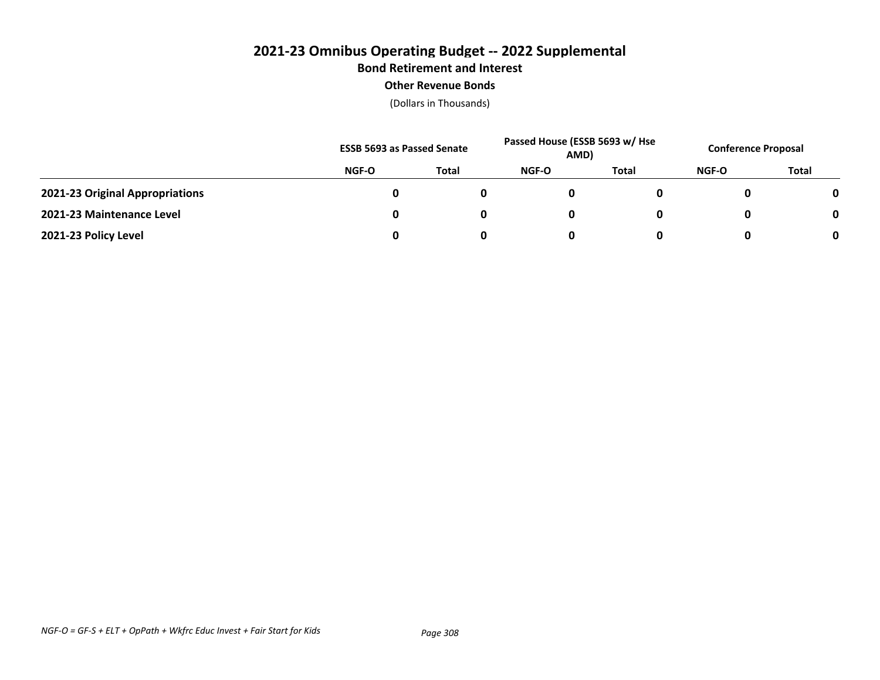# 2021-23 Omnibus Operating Budget -- 2022 Supplemental

## Bond Retirement and Interest

### Other Revenue Bonds

(Dollars in Thousands)

| | ESSB 5693 as Passed Senate | | Passed House (ESSB 5693 w/ Hse AMD) | | Conference Proposal | |
|---|---|---|---|---|---|---|
| | NGF-O | Total | NGF-O | Total | NGF-O | Total |
| **2021-23 Original Appropriations** | **0** | **0** | **0** | **0** | **0** | **0** |
| **2021-23 Maintenance Level** | **0** | **0** | **0** | **0** | **0** | **0** |
| **2021-23 Policy Level** | **0** | **0** | **0** | **0** | **0** | **0** |

*NGF-O = GF-S + ELT + OpPath + Wkfrc Educ Invest + Fair Start for Kids*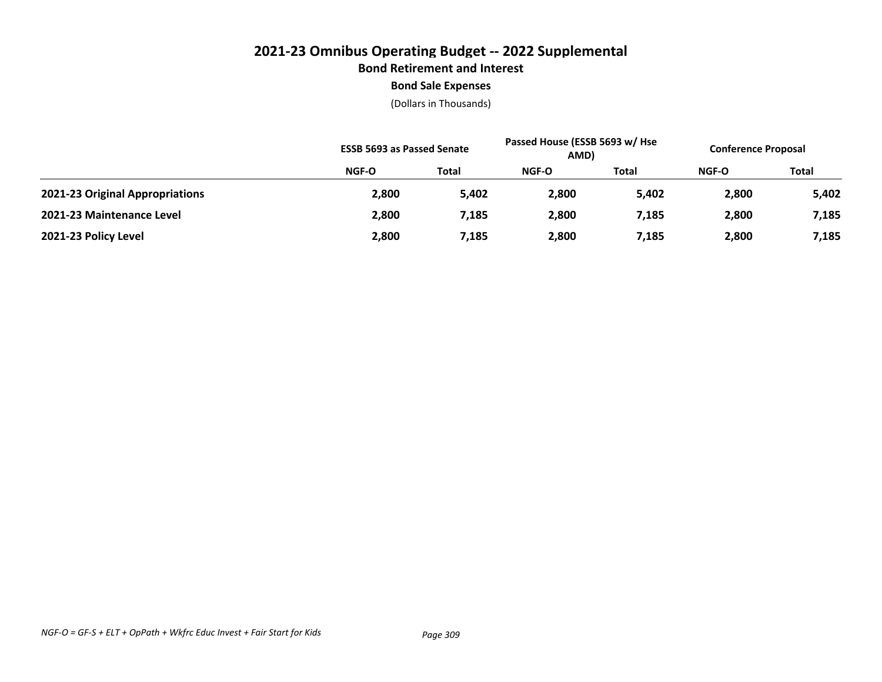# 2021-23 Omnibus Operating Budget -- 2022 Supplemental

## Bond Retirement and Interest

### Bond Sale Expenses

(Dollars in Thousands)

| | ESSB 5693 as Passed Senate | | Passed House (ESSB 5693 w/ Hse AMD) | | Conference Proposal | |
|---|---|---|---|---|---|---|
| | NGF-O | Total | NGF-O | Total | NGF-O | Total |
| **2021-23 Original Appropriations** | **2,800** | **5,402** | **2,800** | **5,402** | **2,800** | **5,402** |
| **2021-23 Maintenance Level** | **2,800** | **7,185** | **2,800** | **7,185** | **2,800** | **7,185** |
| **2021-23 Policy Level** | **2,800** | **7,185** | **2,800** | **7,185** | **2,800** | **7,185** |

*NGF-O = GF-S + ELT + OpPath + Wkfrc Educ Invest + Fair Start for Kids*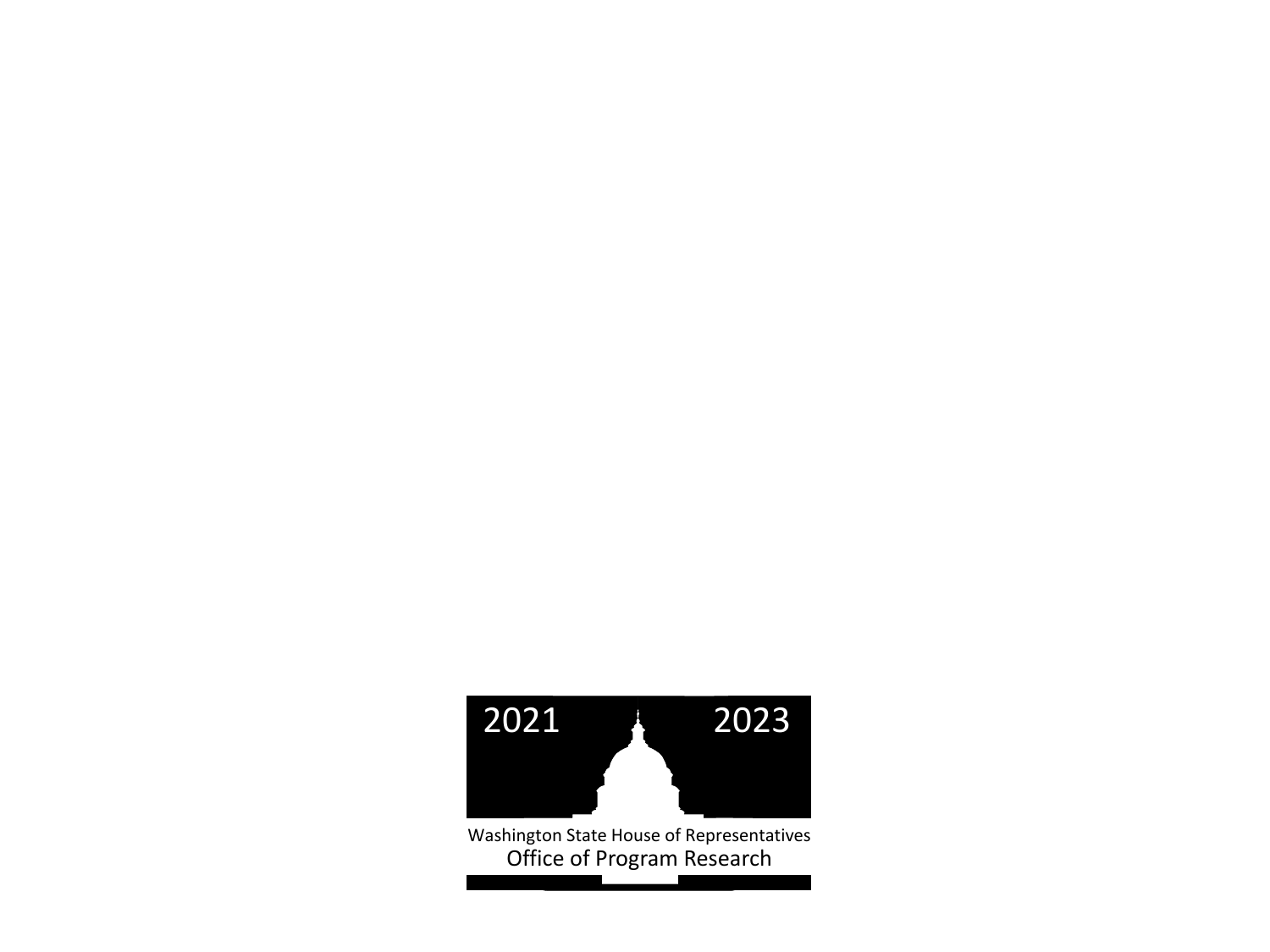2021 2023

Washington State House of Representatives

Office of Program Research